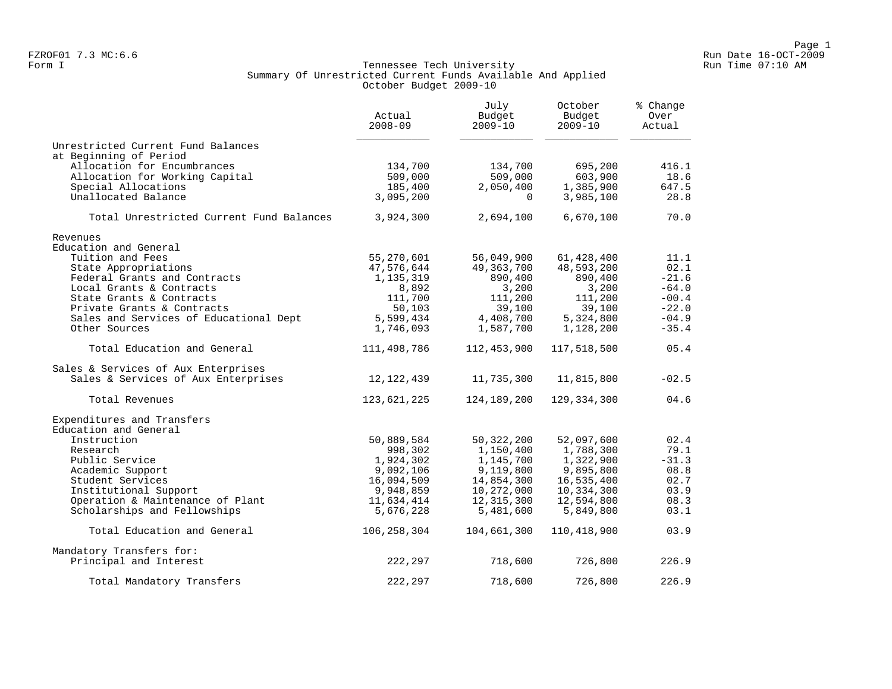FZROF01 7.3 MC:6.6
Form I

Run Date 16-OCT-2009
Run Time 07:10 AM

# Tennessee Tech University
## Summary Of Unrestricted Current Funds Available And Applied
### October Budget 2009-10

| | Actual 2008-09 | July Budget 2009-10 | October Budget 2009-10 | % Change Over Actual |
|---|---|---|---|---|
| **Unrestricted Current Fund Balances at Beginning of Period** | | | | |
| Allocation for Encumbrances | 134,700 | 134,700 | 695,200 | 416.1 |
| Allocation for Working Capital | 509,000 | 509,000 | 603,900 | 18.6 |
| Special Allocations | 185,400 | 2,050,400 | 1,385,900 | 647.5 |
| Unallocated Balance | 3,095,200 | 0 | 3,985,100 | 28.8 |
| Total Unrestricted Current Fund Balances | 3,924,300 | 2,694,100 | 6,670,100 | 70.0 |
| **Revenues** | | | | |
| **Education and General** | | | | |
| Tuition and Fees | 55,270,601 | 56,049,900 | 61,428,400 | 11.1 |
| State Appropriations | 47,576,644 | 49,363,700 | 48,593,200 | 02.1 |
| Federal Grants and Contracts | 1,135,319 | 890,400 | 890,400 | -21.6 |
| Local Grants & Contracts | 8,892 | 3,200 | 3,200 | -64.0 |
| State Grants & Contracts | 111,700 | 111,200 | 111,200 | -00.4 |
| Private Grants & Contracts | 50,103 | 39,100 | 39,100 | -22.0 |
| Sales and Services of Educational Dept | 5,599,434 | 4,408,700 | 5,324,800 | -04.9 |
| Other Sources | 1,746,093 | 1,587,700 | 1,128,200 | -35.4 |
| Total Education and General | 111,498,786 | 112,453,900 | 117,518,500 | 05.4 |
| **Sales & Services of Aux Enterprises** | | | | |
| Sales & Services of Aux Enterprises | 12,122,439 | 11,735,300 | 11,815,800 | -02.5 |
| Total Revenues | 123,621,225 | 124,189,200 | 129,334,300 | 04.6 |
| **Expenditures and Transfers** | | | | |
| **Education and General** | | | | |
| Instruction | 50,889,584 | 50,322,200 | 52,097,600 | 02.4 |
| Research | 998,302 | 1,150,400 | 1,788,300 | 79.1 |
| Public Service | 1,924,302 | 1,145,700 | 1,322,900 | -31.3 |
| Academic Support | 9,092,106 | 9,119,800 | 9,895,800 | 08.8 |
| Student Services | 16,094,509 | 14,854,300 | 16,535,400 | 02.7 |
| Institutional Support | 9,948,859 | 10,272,000 | 10,334,300 | 03.9 |
| Operation & Maintenance of Plant | 11,634,414 | 12,315,300 | 12,594,800 | 08.3 |
| Scholarships and Fellowships | 5,676,228 | 5,481,600 | 5,849,800 | 03.1 |
| Total Education and General | 106,258,304 | 104,661,300 | 110,418,900 | 03.9 |
| **Mandatory Transfers for:** | | | | |
| Principal and Interest | 222,297 | 718,600 | 726,800 | 226.9 |
| Total Mandatory Transfers | 222,297 | 718,600 | 726,800 | 226.9 |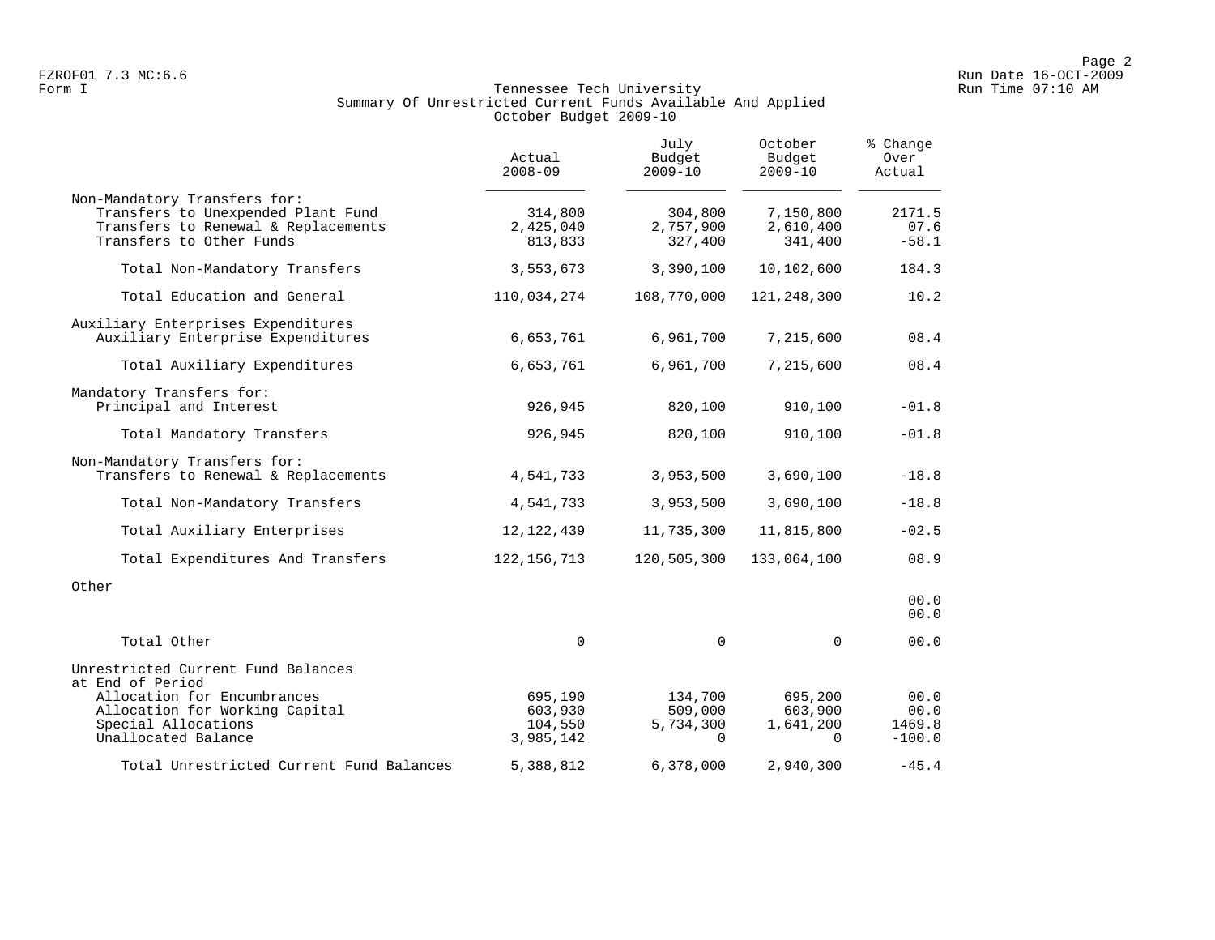FZROF01 7.3 MC:6.6
Form I

Tennessee Tech University
Summary Of Unrestricted Current Funds Available And Applied
October Budget 2009-10

Run Date 16-OCT-2009
Run Time 07:10 AM

| | Actual 2008-09 | July Budget 2009-10 | October Budget 2009-10 | % Change Over Actual |
|---|---|---|---|---|
| Non-Mandatory Transfers for: | | | | |
| Transfers to Unexpended Plant Fund | 314,800 | 304,800 | 7,150,800 | 2171.5 |
| Transfers to Renewal & Replacements | 2,425,040 | 2,757,900 | 2,610,400 | 07.6 |
| Transfers to Other Funds | 813,833 | 327,400 | 341,400 | -58.1 |
| Total Non-Mandatory Transfers | 3,553,673 | 3,390,100 | 10,102,600 | 184.3 |
| Total Education and General | 110,034,274 | 108,770,000 | 121,248,300 | 10.2 |
| Auxiliary Enterprises Expenditures | | | | |
| Auxiliary Enterprise Expenditures | 6,653,761 | 6,961,700 | 7,215,600 | 08.4 |
| Total Auxiliary Expenditures | 6,653,761 | 6,961,700 | 7,215,600 | 08.4 |
| Mandatory Transfers for: | | | | |
| Principal and Interest | 926,945 | 820,100 | 910,100 | -01.8 |
| Total Mandatory Transfers | 926,945 | 820,100 | 910,100 | -01.8 |
| Non-Mandatory Transfers for: | | | | |
| Transfers to Renewal & Replacements | 4,541,733 | 3,953,500 | 3,690,100 | -18.8 |
| Total Non-Mandatory Transfers | 4,541,733 | 3,953,500 | 3,690,100 | -18.8 |
| Total Auxiliary Enterprises | 12,122,439 | 11,735,300 | 11,815,800 | -02.5 |
| Total Expenditures And Transfers | 122,156,713 | 120,505,300 | 133,064,100 | 08.9 |
| Other | | | | |
| | | | | 00.0 |
| | | | | 00.0 |
| Total Other | 0 | 0 | 0 | 00.0 |
| Unrestricted Current Fund Balances at End of Period | | | | |
| Allocation for Encumbrances | 695,190 | 134,700 | 695,200 | 00.0 |
| Allocation for Working Capital | 603,930 | 509,000 | 603,900 | 00.0 |
| Special Allocations | 104,550 | 5,734,300 | 1,641,200 | 1469.8 |
| Unallocated Balance | 3,985,142 | 0 | 0 | -100.0 |
| Total Unrestricted Current Fund Balances | 5,388,812 | 6,378,000 | 2,940,300 | -45.4 |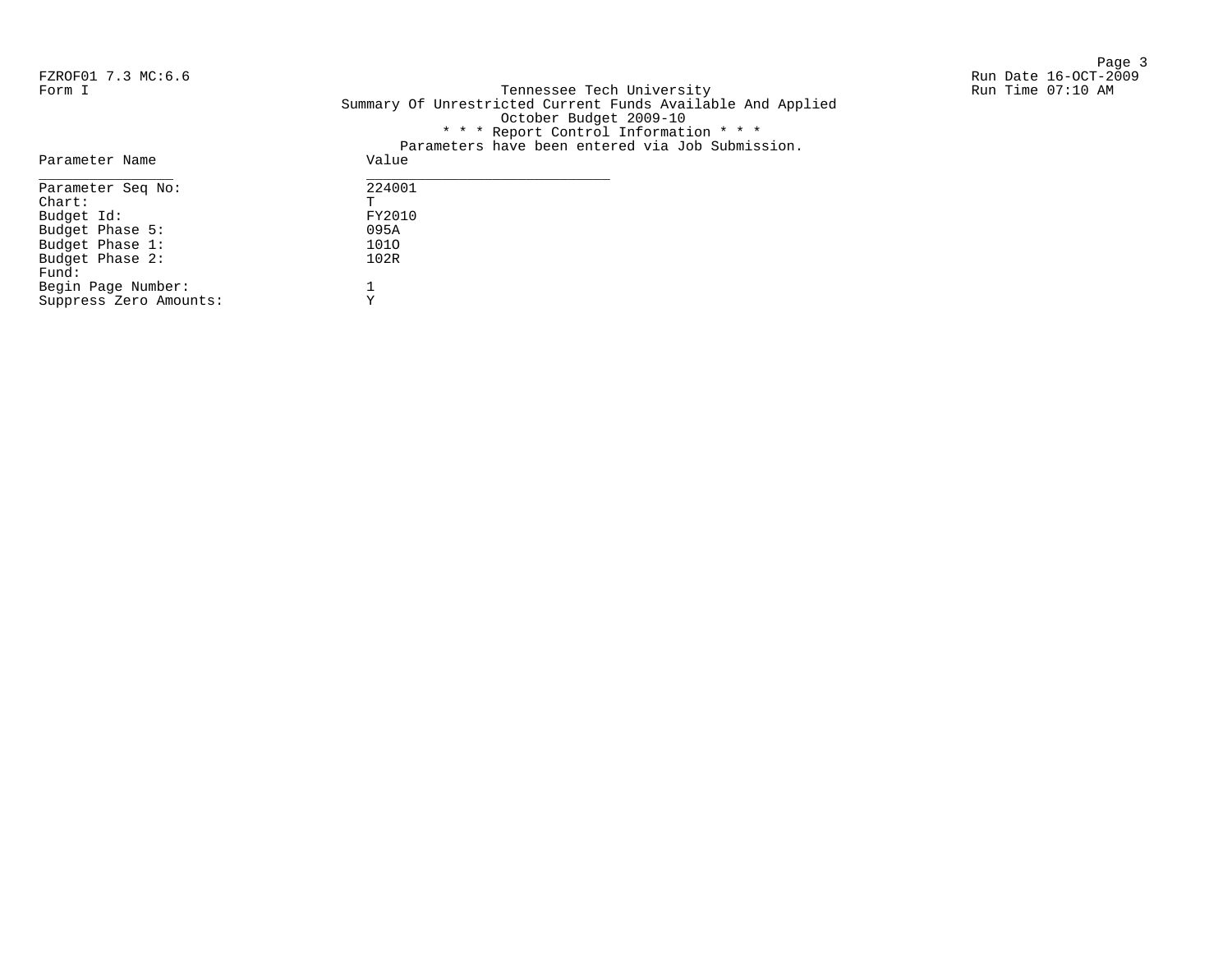FZROF01 7.3 MC:6.6

Form I

# Tennessee Tech University

## Summary Of Unrestricted Current Funds Available And Applied

### October Budget 2009-10

* * * Report Control Information * * *

Parameters have been entered via Job Submission.

Run Date 16-OCT-2009

Run Time 07:10 AM

| Parameter Name | Value |
| --- | --- |
| Parameter Seq No: | 224001 |
| Chart: | T |
| Budget Id: | FY2010 |
| Budget Phase 5: | 095A |
| Budget Phase 1: | 101O |
| Budget Phase 2: | 102R |
| Fund: | |
| Begin Page Number: | 1 |
| Suppress Zero Amounts: | Y |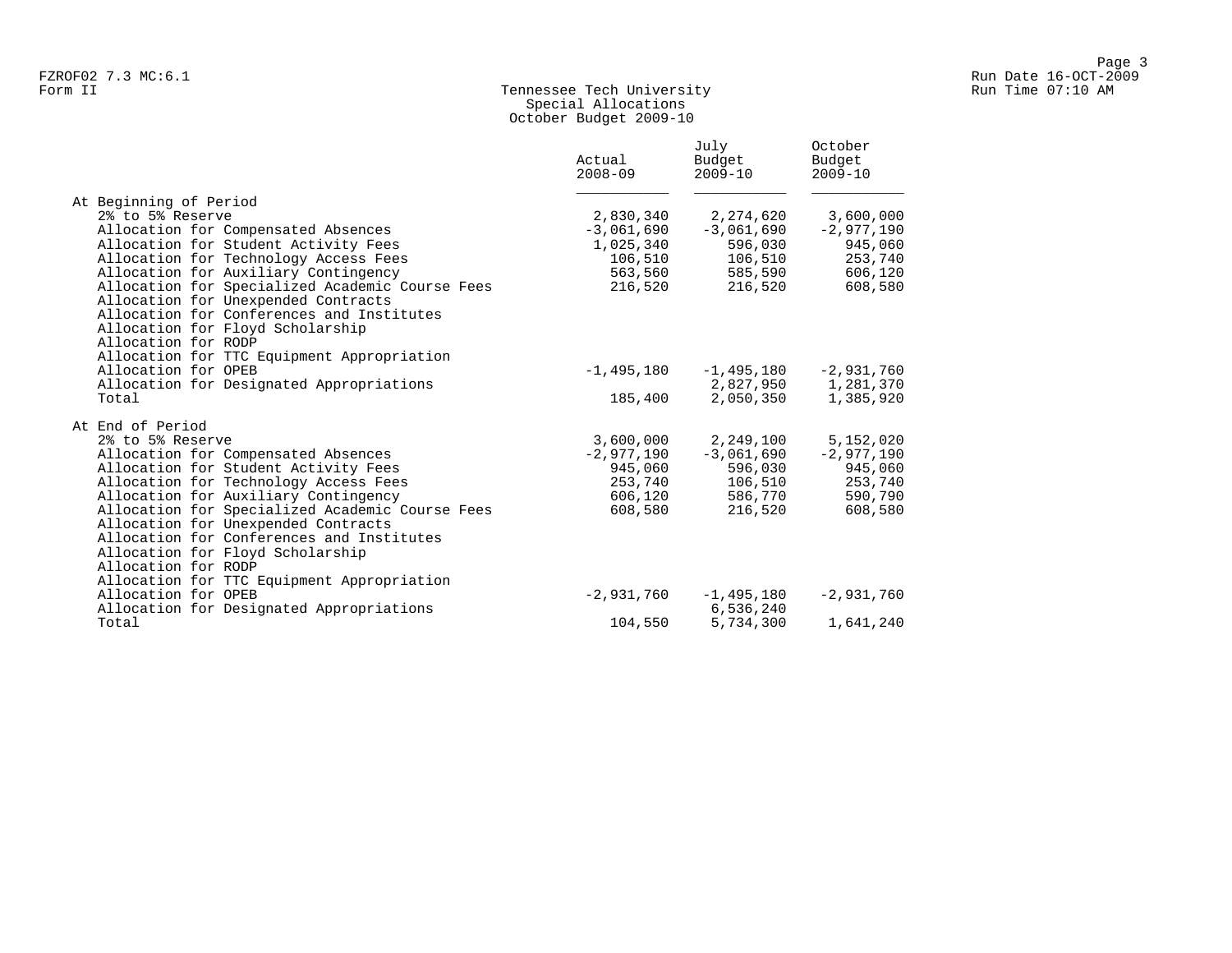FZROF02 7.3 MC:6.1
Form II

# Tennessee Tech University
## Special Allocations
## October Budget 2009-10

Run Date 16-OCT-2009
Run Time 07:10 AM

| | Actual 2008-09 | July Budget 2009-10 | October Budget 2009-10 |
|---|---|---|---|
| **At Beginning of Period** | | | |
| 2% to 5% Reserve | 2,830,340 | 2,274,620 | 3,600,000 |
| Allocation for Compensated Absences | -3,061,690 | -3,061,690 | -2,977,190 |
| Allocation for Student Activity Fees | 1,025,340 | 596,030 | 945,060 |
| Allocation for Technology Access Fees | 106,510 | 106,510 | 253,740 |
| Allocation for Auxiliary Contingency | 563,560 | 585,590 | 606,120 |
| Allocation for Specialized Academic Course Fees | 216,520 | 216,520 | 608,580 |
| Allocation for Unexpended Contracts | | | |
| Allocation for Conferences and Institutes | | | |
| Allocation for Floyd Scholarship | | | |
| Allocation for RODP | | | |
| Allocation for TTC Equipment Appropriation | | | |
| Allocation for OPEB | -1,495,180 | -1,495,180 | -2,931,760 |
| Allocation for Designated Appropriations | | 2,827,950 | 1,281,370 |
| Total | 185,400 | 2,050,350 | 1,385,920 |
| **At End of Period** | | | |
| 2% to 5% Reserve | 3,600,000 | 2,249,100 | 5,152,020 |
| Allocation for Compensated Absences | -2,977,190 | -3,061,690 | -2,977,190 |
| Allocation for Student Activity Fees | 945,060 | 596,030 | 945,060 |
| Allocation for Technology Access Fees | 253,740 | 106,510 | 253,740 |
| Allocation for Auxiliary Contingency | 606,120 | 586,770 | 590,790 |
| Allocation for Specialized Academic Course Fees | 608,580 | 216,520 | 608,580 |
| Allocation for Unexpended Contracts | | | |
| Allocation for Conferences and Institutes | | | |
| Allocation for Floyd Scholarship | | | |
| Allocation for RODP | | | |
| Allocation for TTC Equipment Appropriation | | | |
| Allocation for OPEB | -2,931,760 | -1,495,180 | -2,931,760 |
| Allocation for Designated Appropriations | | 6,536,240 | |
| Total | 104,550 | 5,734,300 | 1,641,240 |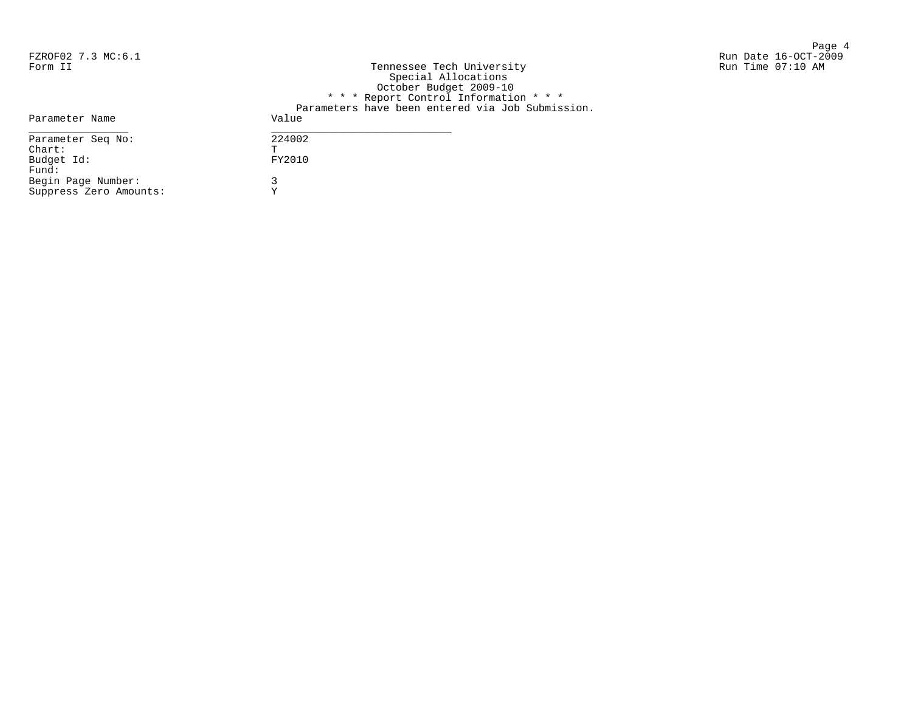FZROF02 7.3 MC:6.1

Form II

Run Date 16-OCT-2009

Run Time 07:10 AM

Tennessee Tech University

Special Allocations

October Budget 2009-10

\* \* \* Report Control Information \* \* \*

Parameters have been entered via Job Submission.

| Parameter Name | Value |
|---|---|
| Parameter Seq No: | 224002 |
| Chart: | T |
| Budget Id: | FY2010 |
| Fund: | |
| Begin Page Number: | 3 |
| Suppress Zero Amounts: | Y |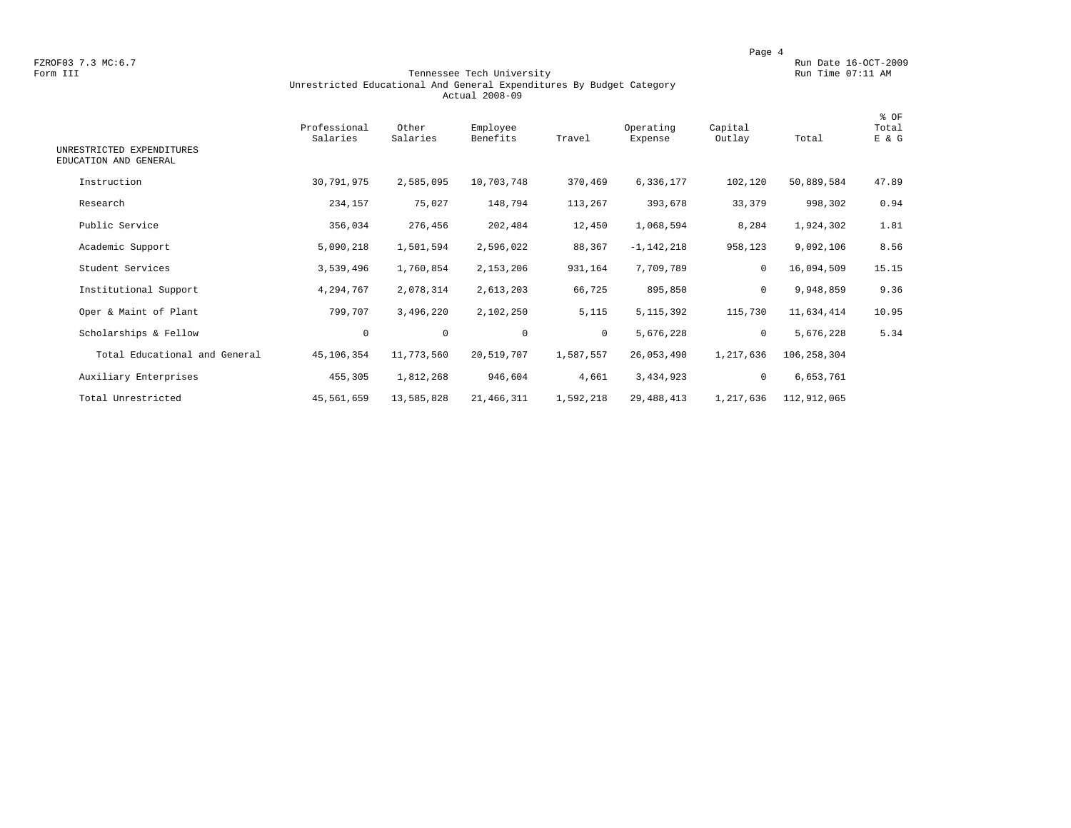FZROF03 7.3 MC:6.7
Form III

Run Date 16-OCT-2009
Run Time 07:11 AM

# Tennessee Tech University
## Unrestricted Educational And General Expenditures By Budget Category
### Actual 2008-09

| UNRESTRICTED EXPENDITURES EDUCATION AND GENERAL | Professional Salaries | Other Salaries | Employee Benefits | Travel | Operating Expense | Capital Outlay | Total | % OF Total E & G |
|---|---|---|---|---|---|---|---|---|
| Instruction | 30,791,975 | 2,585,095 | 10,703,748 | 370,469 | 6,336,177 | 102,120 | 50,889,584 | 47.89 |
| Research | 234,157 | 75,027 | 148,794 | 113,267 | 393,678 | 33,379 | 998,302 | 0.94 |
| Public Service | 356,034 | 276,456 | 202,484 | 12,450 | 1,068,594 | 8,284 | 1,924,302 | 1.81 |
| Academic Support | 5,090,218 | 1,501,594 | 2,596,022 | 88,367 | -1,142,218 | 958,123 | 9,092,106 | 8.56 |
| Student Services | 3,539,496 | 1,760,854 | 2,153,206 | 931,164 | 7,709,789 | 0 | 16,094,509 | 15.15 |
| Institutional Support | 4,294,767 | 2,078,314 | 2,613,203 | 66,725 | 895,850 | 0 | 9,948,859 | 9.36 |
| Oper & Maint of Plant | 799,707 | 3,496,220 | 2,102,250 | 5,115 | 5,115,392 | 115,730 | 11,634,414 | 10.95 |
| Scholarships & Fellow | 0 | 0 | 0 | 0 | 5,676,228 | 0 | 5,676,228 | 5.34 |
| Total Educational and General | 45,106,354 | 11,773,560 | 20,519,707 | 1,587,557 | 26,053,490 | 1,217,636 | 106,258,304 | |
| Auxiliary Enterprises | 455,305 | 1,812,268 | 946,604 | 4,661 | 3,434,923 | 0 | 6,653,761 | |
| Total Unrestricted | 45,561,659 | 13,585,828 | 21,466,311 | 1,592,218 | 29,488,413 | 1,217,636 | 112,912,065 | |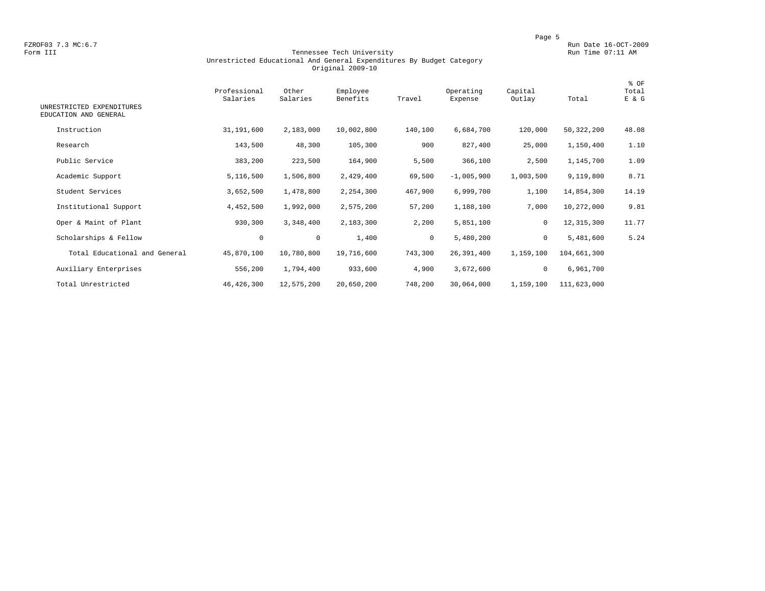FZROF03 7.3 MC:6.7

Form III

Run Date 16-OCT-2009

Run Time 07:11 AM

# Tennessee Tech University
## Unrestricted Educational And General Expenditures By Budget Category
### Original 2009-10

| UNRESTRICTED EXPENDITURES EDUCATION AND GENERAL | Professional Salaries | Other Salaries | Employee Benefits | Travel | Operating Expense | Capital Outlay | Total | % OF Total E & G |
|---|---|---|---|---|---|---|---|---|
| Instruction | 31,191,600 | 2,183,000 | 10,002,800 | 140,100 | 6,684,700 | 120,000 | 50,322,200 | 48.08 |
| Research | 143,500 | 48,300 | 105,300 | 900 | 827,400 | 25,000 | 1,150,400 | 1.10 |
| Public Service | 383,200 | 223,500 | 164,900 | 5,500 | 366,100 | 2,500 | 1,145,700 | 1.09 |
| Academic Support | 5,116,500 | 1,506,800 | 2,429,400 | 69,500 | -1,005,900 | 1,003,500 | 9,119,800 | 8.71 |
| Student Services | 3,652,500 | 1,478,800 | 2,254,300 | 467,900 | 6,999,700 | 1,100 | 14,854,300 | 14.19 |
| Institutional Support | 4,452,500 | 1,992,000 | 2,575,200 | 57,200 | 1,188,100 | 7,000 | 10,272,000 | 9.81 |
| Oper & Maint of Plant | 930,300 | 3,348,400 | 2,183,300 | 2,200 | 5,851,100 | 0 | 12,315,300 | 11.77 |
| Scholarships & Fellow | 0 | 0 | 1,400 | 0 | 5,480,200 | 0 | 5,481,600 | 5.24 |
| Total Educational and General | 45,870,100 | 10,780,800 | 19,716,600 | 743,300 | 26,391,400 | 1,159,100 | 104,661,300 | |
| Auxiliary Enterprises | 556,200 | 1,794,400 | 933,600 | 4,900 | 3,672,600 | 0 | 6,961,700 | |
| Total Unrestricted | 46,426,300 | 12,575,200 | 20,650,200 | 748,200 | 30,064,000 | 1,159,100 | 111,623,000 | |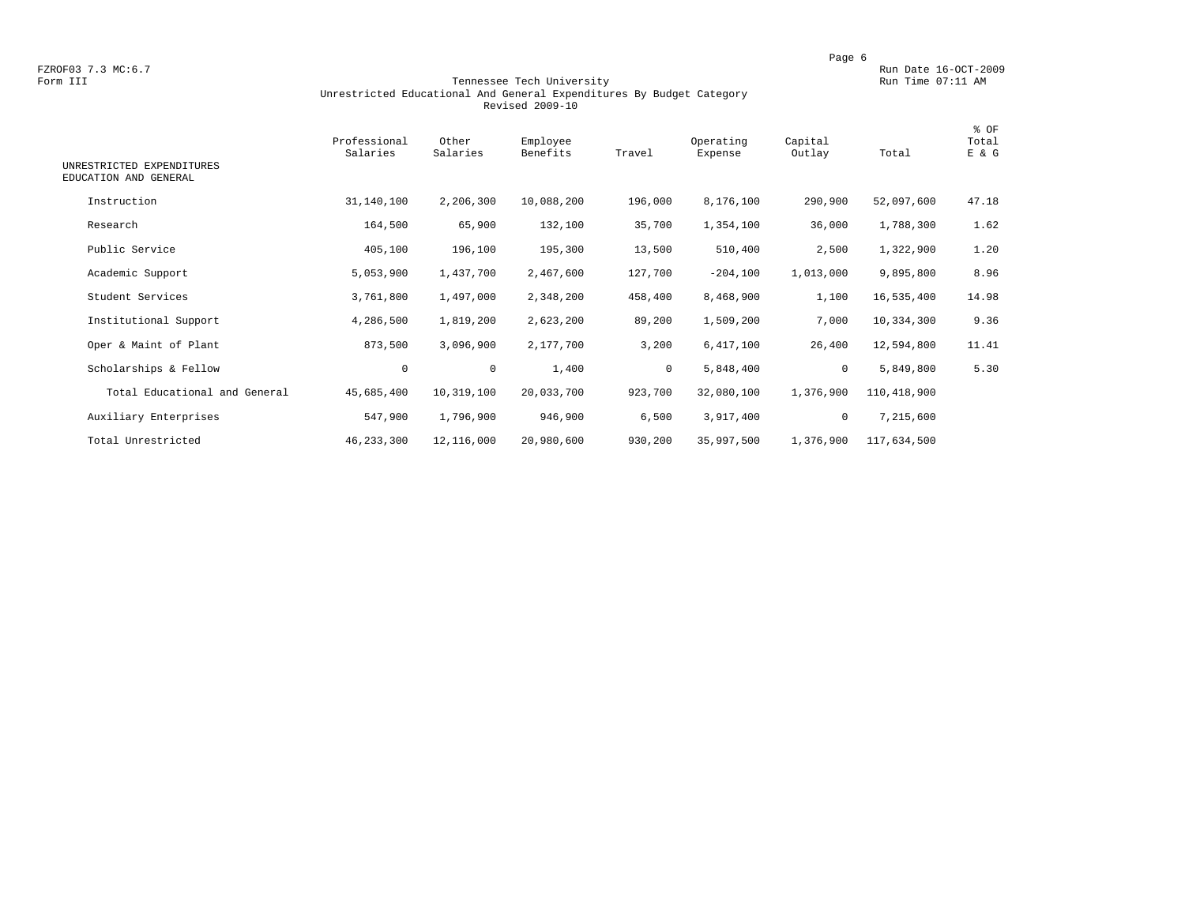FZROF03 7.3 MC:6.7
Form III

Run Date 16-OCT-2009
Run Time 07:11 AM

# Tennessee Tech University
## Unrestricted Educational And General Expenditures By Budget Category
### Revised 2009-10

| UNRESTRICTED EXPENDITURES EDUCATION AND GENERAL | Professional Salaries | Other Salaries | Employee Benefits | Travel | Operating Expense | Capital Outlay | Total | % OF Total E & G |
|---|---|---|---|---|---|---|---|---|
| Instruction | 31,140,100 | 2,206,300 | 10,088,200 | 196,000 | 8,176,100 | 290,900 | 52,097,600 | 47.18 |
| Research | 164,500 | 65,900 | 132,100 | 35,700 | 1,354,100 | 36,000 | 1,788,300 | 1.62 |
| Public Service | 405,100 | 196,100 | 195,300 | 13,500 | 510,400 | 2,500 | 1,322,900 | 1.20 |
| Academic Support | 5,053,900 | 1,437,700 | 2,467,600 | 127,700 | -204,100 | 1,013,000 | 9,895,800 | 8.96 |
| Student Services | 3,761,800 | 1,497,000 | 2,348,200 | 458,400 | 8,468,900 | 1,100 | 16,535,400 | 14.98 |
| Institutional Support | 4,286,500 | 1,819,200 | 2,623,200 | 89,200 | 1,509,200 | 7,000 | 10,334,300 | 9.36 |
| Oper & Maint of Plant | 873,500 | 3,096,900 | 2,177,700 | 3,200 | 6,417,100 | 26,400 | 12,594,800 | 11.41 |
| Scholarships & Fellow | 0 | 0 | 1,400 | 0 | 5,848,400 | 0 | 5,849,800 | 5.30 |
| Total Educational and General | 45,685,400 | 10,319,100 | 20,033,700 | 923,700 | 32,080,100 | 1,376,900 | 110,418,900 | |
| Auxiliary Enterprises | 547,900 | 1,796,900 | 946,900 | 6,500 | 3,917,400 | 0 | 7,215,600 | |
| Total Unrestricted | 46,233,300 | 12,116,000 | 20,980,600 | 930,200 | 35,997,500 | 1,376,900 | 117,634,500 | |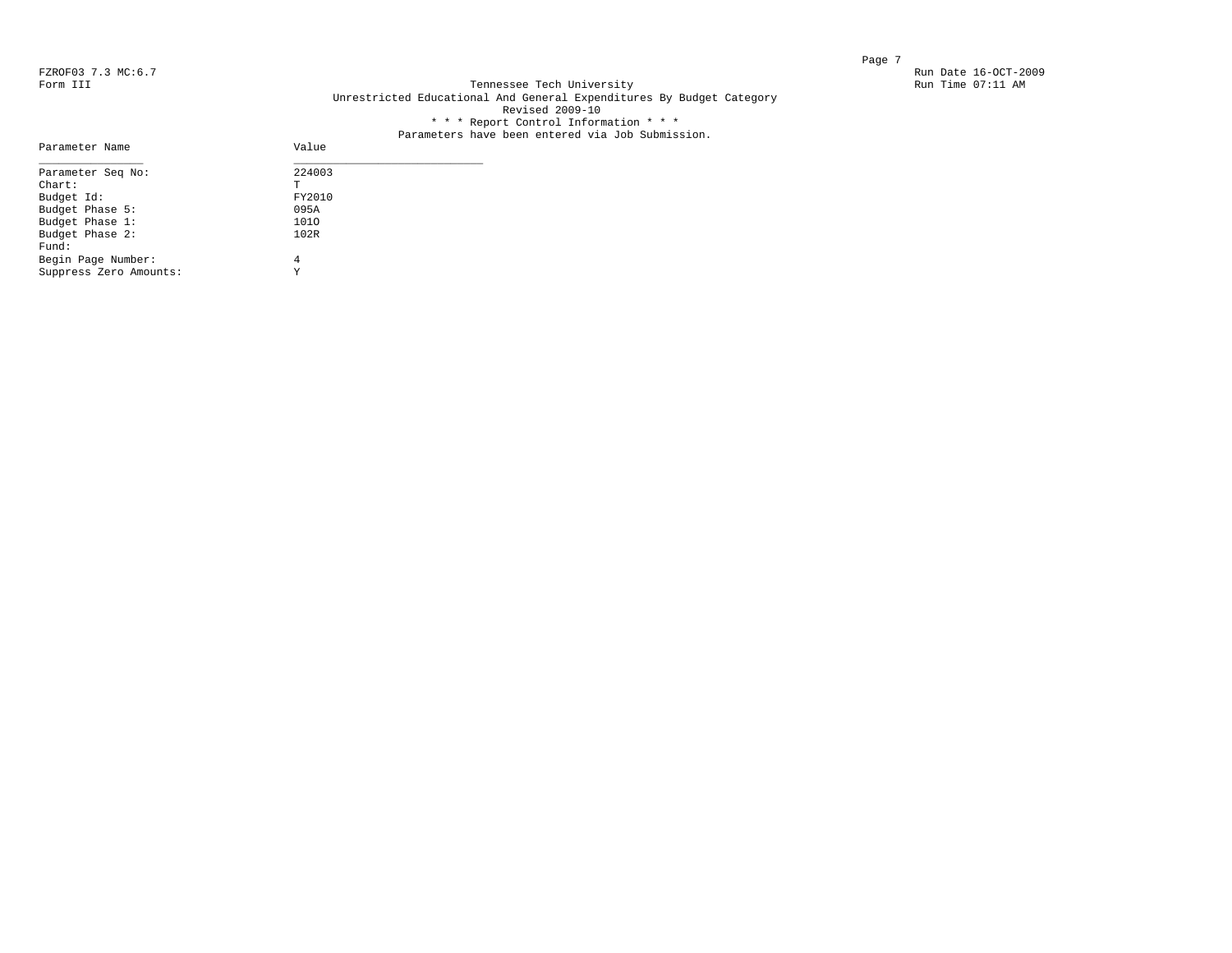FZROF03 7.3 MC:6.7
Form III

Run Date 16-OCT-2009
Run Time 07:11 AM

# Tennessee Tech University

## Unrestricted Educational And General Expenditures By Budget Category

Revised 2009-10

* * * Report Control Information * * *

Parameters have been entered via Job Submission.

| Parameter Name | Value |
|---|---|
| Parameter Seq No: | 224003 |
| Chart: | T |
| Budget Id: | FY2010 |
| Budget Phase 5: | 095A |
| Budget Phase 1: | 101O |
| Budget Phase 2: | 102R |
| Fund: | |
| Begin Page Number: | 4 |
| Suppress Zero Amounts: | Y |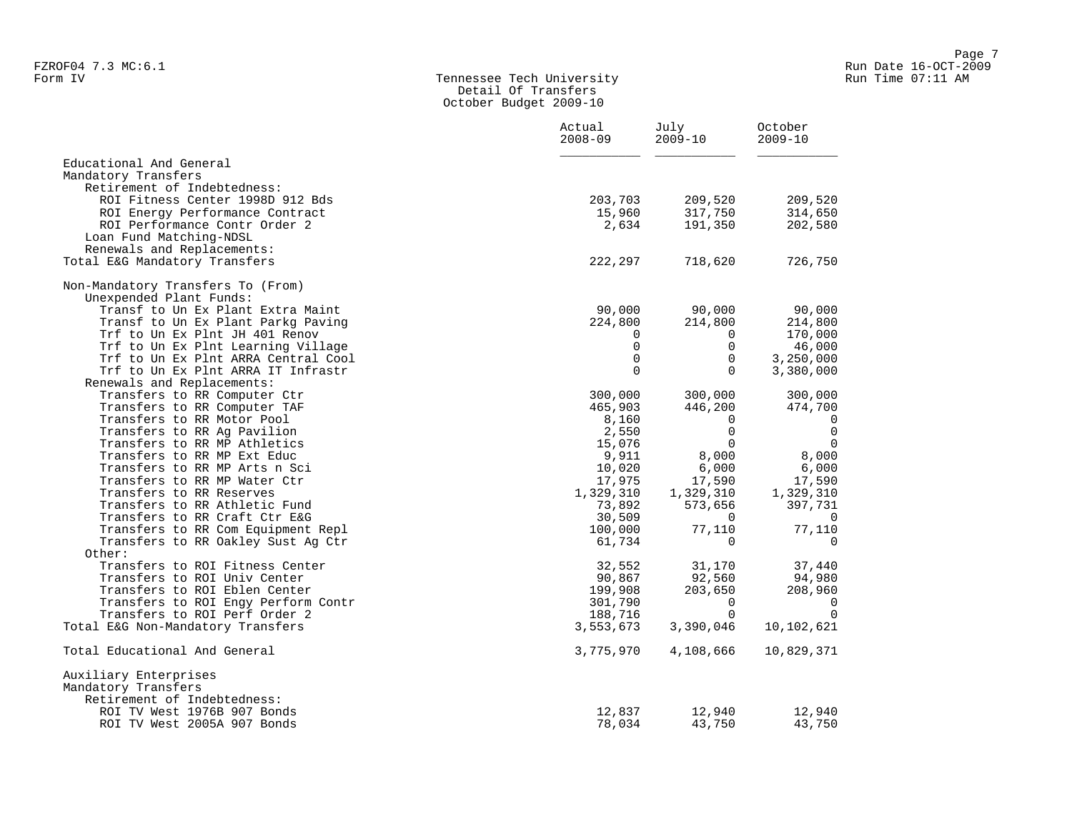Tennessee Tech University
Detail Of Transfers
October Budget 2009-10

FZROF04 7.3 MC:6.1
Form IV

Run Date 16-OCT-2009
Run Time 07:11 AM

| | Actual 2008-09 | July 2009-10 | October 2009-10 |
|---|---|---|---|
| Educational And General | | | |
| Mandatory Transfers | | | |
| Retirement of Indebtedness: | | | |
| ROI Fitness Center 1998D 912 Bds | 203,703 | 209,520 | 209,520 |
| ROI Energy Performance Contract | 15,960 | 317,750 | 314,650 |
| ROI Performance Contr Order 2 | 2,634 | 191,350 | 202,580 |
| Loan Fund Matching-NDSL | | | |
| Renewals and Replacements: | | | |
| Total E&G Mandatory Transfers | 222,297 | 718,620 | 726,750 |
| | | | |
| Non-Mandatory Transfers To (From) | | | |
| Unexpended Plant Funds: | | | |
| Transf to Un Ex Plant Extra Maint | 90,000 | 90,000 | 90,000 |
| Transf to Un Ex Plant Parkg Paving | 224,800 | 214,800 | 214,800 |
| Trf to Un Ex Plnt JH 401 Renov | 0 | 0 | 170,000 |
| Trf to Un Ex Plnt Learning Village | 0 | 0 | 46,000 |
| Trf to Un Ex Plnt ARRA Central Cool | 0 | 0 | 3,250,000 |
| Trf to Un Ex Plnt ARRA IT Infrastr | 0 | 0 | 3,380,000 |
| Renewals and Replacements: | | | |
| Transfers to RR Computer Ctr | 300,000 | 300,000 | 300,000 |
| Transfers to RR Computer TAF | 465,903 | 446,200 | 474,700 |
| Transfers to RR Motor Pool | 8,160 | 0 | 0 |
| Transfers to RR Ag Pavilion | 2,550 | 0 | 0 |
| Transfers to RR MP Athletics | 15,076 | 0 | 0 |
| Transfers to RR MP Ext Educ | 9,911 | 8,000 | 8,000 |
| Transfers to RR MP Arts n Sci | 10,020 | 6,000 | 6,000 |
| Transfers to RR MP Water Ctr | 17,975 | 17,590 | 17,590 |
| Transfers to RR Reserves | 1,329,310 | 1,329,310 | 1,329,310 |
| Transfers to RR Athletic Fund | 73,892 | 573,656 | 397,731 |
| Transfers to RR Craft Ctr E&G | 30,509 | 0 | 0 |
| Transfers to RR Com Equipment Repl | 100,000 | 77,110 | 77,110 |
| Transfers to RR Oakley Sust Ag Ctr | 61,734 | 0 | 0 |
| Other: | | | |
| Transfers to ROI Fitness Center | 32,552 | 31,170 | 37,440 |
| Transfers to ROI Univ Center | 90,867 | 92,560 | 94,980 |
| Transfers to ROI Eblen Center | 199,908 | 203,650 | 208,960 |
| Transfers to ROI Engy Perform Contr | 301,790 | 0 | 0 |
| Transfers to ROI Perf Order 2 | 188,716 | 0 | 0 |
| Total E&G Non-Mandatory Transfers | 3,553,673 | 3,390,046 | 10,102,621 |
| | | | |
| Total Educational And General | 3,775,970 | 4,108,666 | 10,829,371 |
| | | | |
| Auxiliary Enterprises | | | |
| Mandatory Transfers | | | |
| Retirement of Indebtedness: | | | |
| ROI TV West 1976B 907 Bonds | 12,837 | 12,940 | 12,940 |
| ROI TV West 2005A 907 Bonds | 78,034 | 43,750 | 43,750 |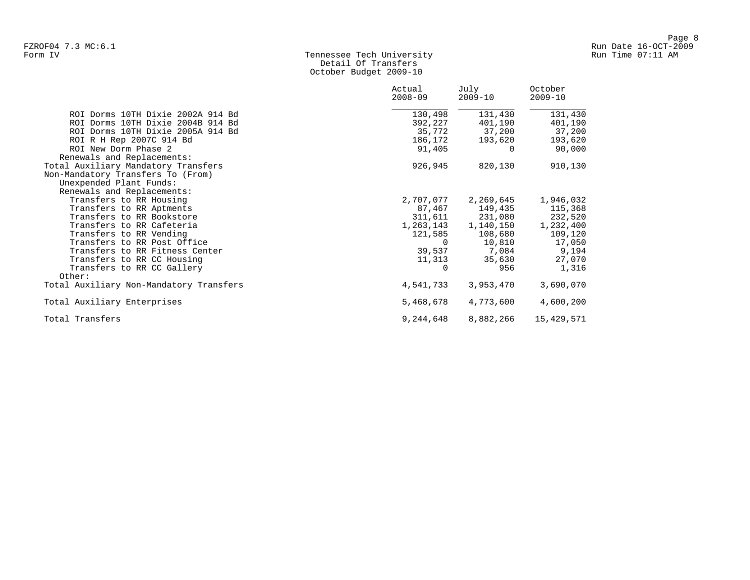FZROF04 7.3 MC:6.1
Form IV

Tennessee Tech University
Detail Of Transfers
October Budget 2009-10

| | Actual 2008-09 | July 2009-10 | October 2009-10 |
|---|---|---|---|
| ROI Dorms 10TH Dixie 2002A 914 Bd | 130,498 | 131,430 | 131,430 |
| ROI Dorms 10TH Dixie 2004B 914 Bd | 392,227 | 401,190 | 401,190 |
| ROI Dorms 10TH Dixie 2005A 914 Bd | 35,772 | 37,200 | 37,200 |
| ROI R H Rep 2007C 914 Bd | 186,172 | 193,620 | 193,620 |
| ROI New Dorm Phase 2 | 91,405 | 0 | 90,000 |
| Renewals and Replacements: | | | |
| Total Auxiliary Mandatory Transfers | 926,945 | 820,130 | 910,130 |
| Non-Mandatory Transfers To (From) | | | |
| Unexpended Plant Funds: | | | |
| Renewals and Replacements: | | | |
| Transfers to RR Housing | 2,707,077 | 2,269,645 | 1,946,032 |
| Transfers to RR Aptments | 87,467 | 149,435 | 115,368 |
| Transfers to RR Bookstore | 311,611 | 231,080 | 232,520 |
| Transfers to RR Cafeteria | 1,263,143 | 1,140,150 | 1,232,400 |
| Transfers to RR Vending | 121,585 | 108,680 | 109,120 |
| Transfers to RR Post Office | 0 | 10,810 | 17,050 |
| Transfers to RR Fitness Center | 39,537 | 7,084 | 9,194 |
| Transfers to RR CC Housing | 11,313 | 35,630 | 27,070 |
| Transfers to RR CC Gallery | 0 | 956 | 1,316 |
| Other: | | | |
| Total Auxiliary Non-Mandatory Transfers | 4,541,733 | 3,953,470 | 3,690,070 |
| Total Auxiliary Enterprises | 5,468,678 | 4,773,600 | 4,600,200 |
| Total Transfers | 9,244,648 | 8,882,266 | 15,429,571 |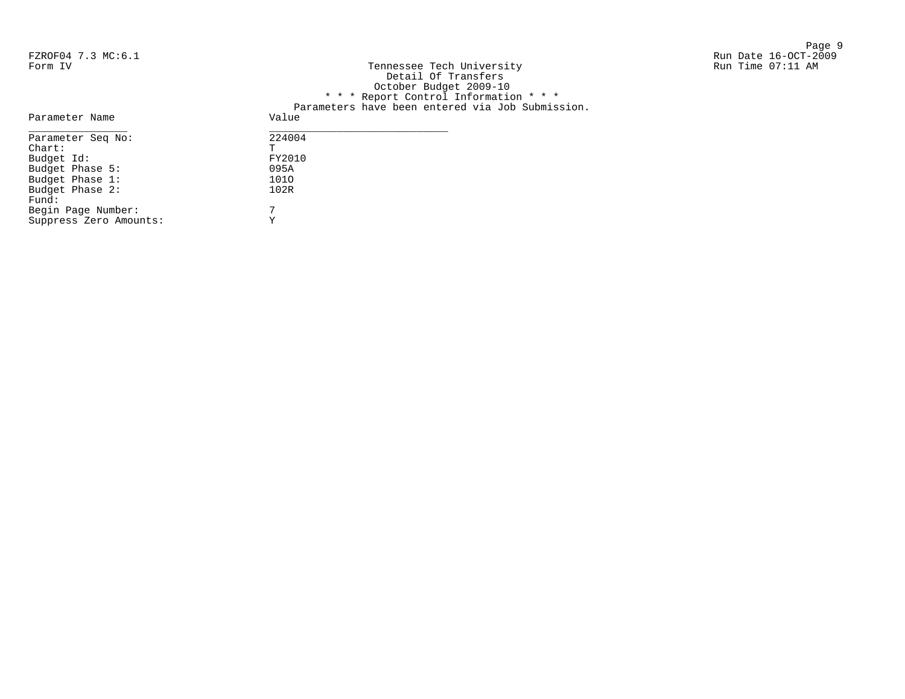FZROF04 7.3 MC:6.1
Form IV

Tennessee Tech University
Detail Of Transfers
October Budget 2009-10

Run Date 16-OCT-2009
Run Time 07:11 AM

* * * Report Control Information * * *

Parameters have been entered via Job Submission.

| Parameter Name | Value |
|---|---|
| Parameter Seq No: | 224004 |
| Chart: | T |
| Budget Id: | FY2010 |
| Budget Phase 5: | 095A |
| Budget Phase 1: | 101O |
| Budget Phase 2: | 102R |
| Fund: | |
| Begin Page Number: | 7 |
| Suppress Zero Amounts: | Y |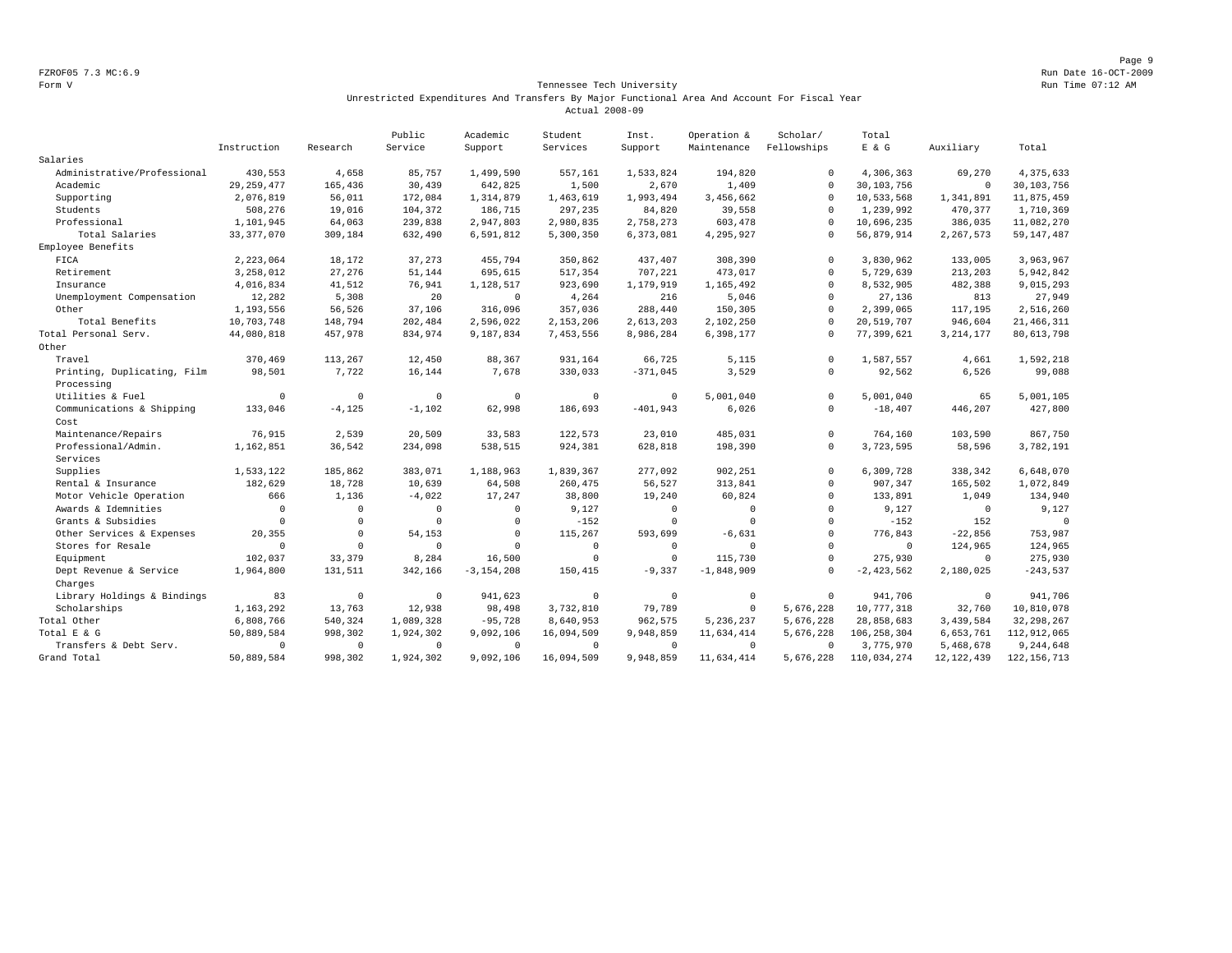Form V

# Tennessee Tech University

## Unrestricted Expenditures And Transfers By Major Functional Area And Account For Fiscal Year

### Actual 2008-09

| | Instruction | Research | Public Service | Academic Support | Student Services | Inst. Support | Operation & Maintenance | Scholar/ Fellowships | Total E & G | Auxiliary | Total |
|---|---|---|---|---|---|---|---|---|---|---|---|
| Salaries | | | | | | | | | | | |
| Administrative/Professional | 430,553 | 4,658 | 85,757 | 1,499,590 | 557,161 | 1,533,824 | 194,820 | 0 | 4,306,363 | 69,270 | 4,375,633 |
| Academic | 29,259,477 | 165,436 | 30,439 | 642,825 | 1,500 | 2,670 | 1,409 | 0 | 30,103,756 | 0 | 30,103,756 |
| Supporting | 2,076,819 | 56,011 | 172,084 | 1,314,879 | 1,463,619 | 1,993,494 | 3,456,662 | 0 | 10,533,568 | 1,341,891 | 11,875,459 |
| Students | 508,276 | 19,016 | 104,372 | 186,715 | 297,235 | 84,820 | 39,558 | 0 | 1,239,992 | 470,377 | 1,710,369 |
| Professional | 1,101,945 | 64,063 | 239,838 | 2,947,803 | 2,980,835 | 2,758,273 | 603,478 | 0 | 10,696,235 | 386,035 | 11,082,270 |
| Total Salaries | 33,377,070 | 309,184 | 632,490 | 6,591,812 | 5,300,350 | 6,373,081 | 4,295,927 | 0 | 56,879,914 | 2,267,573 | 59,147,487 |
| Employee Benefits | | | | | | | | | | | |
| FICA | 2,223,064 | 18,172 | 37,273 | 455,794 | 350,862 | 437,407 | 308,390 | 0 | 3,830,962 | 133,005 | 3,963,967 |
| Retirement | 3,258,012 | 27,276 | 51,144 | 695,615 | 517,354 | 707,221 | 473,017 | 0 | 5,729,639 | 213,203 | 5,942,842 |
| Insurance | 4,016,834 | 41,512 | 76,941 | 1,128,517 | 923,690 | 1,179,919 | 1,165,492 | 0 | 8,532,905 | 482,388 | 9,015,293 |
| Unemployment Compensation | 12,282 | 5,308 | 20 | 0 | 4,264 | 216 | 5,046 | 0 | 27,136 | 813 | 27,949 |
| Other | 1,193,556 | 56,526 | 37,106 | 316,096 | 357,036 | 288,440 | 150,305 | 0 | 2,399,065 | 117,195 | 2,516,260 |
| Total Benefits | 10,703,748 | 148,794 | 202,484 | 2,596,022 | 2,153,206 | 2,613,203 | 2,102,250 | 0 | 20,519,707 | 946,604 | 21,466,311 |
| Total Personal Serv. | 44,080,818 | 457,978 | 834,974 | 9,187,834 | 7,453,556 | 8,986,284 | 6,398,177 | 0 | 77,399,621 | 3,214,177 | 80,613,798 |
| Other | | | | | | | | | | | |
| Travel | 370,469 | 113,267 | 12,450 | 88,367 | 931,164 | 66,725 | 5,115 | 0 | 1,587,557 | 4,661 | 1,592,218 |
| Printing, Duplicating, Film Processing | 98,501 | 7,722 | 16,144 | 7,678 | 330,033 | -371,045 | 3,529 | 0 | 92,562 | 6,526 | 99,088 |
| Utilities & Fuel | 0 | 0 | 0 | 0 | 0 | 0 | 5,001,040 | 0 | 5,001,040 | 65 | 5,001,105 |
| Communications & Shipping Cost | 133,046 | -4,125 | -1,102 | 62,998 | 186,693 | -401,943 | 6,026 | 0 | -18,407 | 446,207 | 427,800 |
| Maintenance/Repairs | 76,915 | 2,539 | 20,509 | 33,583 | 122,573 | 23,010 | 485,031 | 0 | 764,160 | 103,590 | 867,750 |
| Professional/Admin. Services | 1,162,851 | 36,542 | 234,098 | 538,515 | 924,381 | 628,818 | 198,390 | 0 | 3,723,595 | 58,596 | 3,782,191 |
| Supplies | 1,533,122 | 185,862 | 383,071 | 1,188,963 | 1,839,367 | 277,092 | 902,251 | 0 | 6,309,728 | 338,342 | 6,648,070 |
| Rental & Insurance | 182,629 | 18,728 | 10,639 | 64,508 | 260,475 | 56,527 | 313,841 | 0 | 907,347 | 165,502 | 1,072,849 |
| Motor Vehicle Operation | 666 | 1,136 | -4,022 | 17,247 | 38,800 | 19,240 | 60,824 | 0 | 133,891 | 1,049 | 134,940 |
| Awards & Idemnities | 0 | 0 | 0 | 0 | 9,127 | 0 | 0 | 0 | 9,127 | 0 | 9,127 |
| Grants & Subsidies | 0 | 0 | 0 | 0 | -152 | 0 | 0 | 0 | -152 | 152 | 0 |
| Other Services & Expenses | 20,355 | 0 | 54,153 | 0 | 115,267 | 593,699 | -6,631 | 0 | 776,843 | -22,856 | 753,987 |
| Stores for Resale | 0 | 0 | 0 | 0 | 0 | 0 | 0 | 0 | 0 | 124,965 | 124,965 |
| Equipment | 102,037 | 33,379 | 8,284 | 16,500 | 0 | 0 | 115,730 | 0 | 275,930 | 0 | 275,930 |
| Dept Revenue & Service Charges | 1,964,800 | 131,511 | 342,166 | -3,154,208 | 150,415 | -9,337 | -1,848,909 | 0 | -2,423,562 | 2,180,025 | -243,537 |
| Library Holdings & Bindings | 83 | 0 | 0 | 941,623 | 0 | 0 | 0 | 0 | 941,706 | 0 | 941,706 |
| Scholarships | 1,163,292 | 13,763 | 12,938 | 98,498 | 3,732,810 | 79,789 | 0 | 5,676,228 | 10,777,318 | 32,760 | 10,810,078 |
| Total Other | 6,808,766 | 540,324 | 1,089,328 | -95,728 | 8,640,953 | 962,575 | 5,236,237 | 5,676,228 | 28,858,683 | 3,439,584 | 32,298,267 |
| Total E & G | 50,889,584 | 998,302 | 1,924,302 | 9,092,106 | 16,094,509 | 9,948,859 | 11,634,414 | 5,676,228 | 106,258,304 | 6,653,761 | 112,912,065 |
| Transfers & Debt Serv. | 0 | 0 | 0 | 0 | 0 | 0 | 0 | 0 | 3,775,970 | 5,468,678 | 9,244,648 |
| Grand Total | 50,889,584 | 998,302 | 1,924,302 | 9,092,106 | 16,094,509 | 9,948,859 | 11,634,414 | 5,676,228 | 110,034,274 | 12,122,439 | 122,156,713 |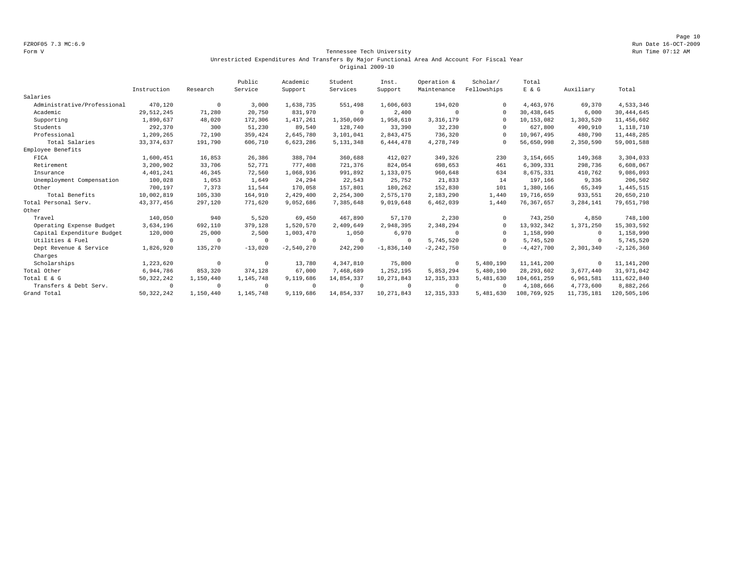FZROF05 7.3 MC:6.9

Form V

# Tennessee Tech University

## Unrestricted Expenditures And Transfers By Major Functional Area And Account For Fiscal Year

### Original 2009-10

| | Instruction | Research | Public Service | Academic Support | Student Services | Inst. Support | Operation & Maintenance | Scholar/ Fellowships | Total E & G | Auxiliary | Total |
|---|---|---|---|---|---|---|---|---|---|---|---|
| Salaries | | | | | | | | | | | |
| Administrative/Professional | 470,120 | 0 | 3,000 | 1,638,735 | 551,498 | 1,606,603 | 194,020 | 0 | 4,463,976 | 69,370 | 4,533,346 |
| Academic | 29,512,245 | 71,280 | 20,750 | 831,970 | 0 | 2,400 | 0 | 0 | 30,438,645 | 6,000 | 30,444,645 |
| Supporting | 1,890,637 | 48,020 | 172,306 | 1,417,261 | 1,350,069 | 1,958,610 | 3,316,179 | 0 | 10,153,082 | 1,303,520 | 11,456,602 |
| Students | 292,370 | 300 | 51,230 | 89,540 | 128,740 | 33,390 | 32,230 | 0 | 627,800 | 490,910 | 1,118,710 |
| Professional | 1,209,265 | 72,190 | 359,424 | 2,645,780 | 3,101,041 | 2,843,475 | 736,320 | 0 | 10,967,495 | 480,790 | 11,448,285 |
| Total Salaries | 33,374,637 | 191,790 | 606,710 | 6,623,286 | 5,131,348 | 6,444,478 | 4,278,749 | 0 | 56,650,998 | 2,350,590 | 59,001,588 |
| Employee Benefits | | | | | | | | | | | |
| FICA | 1,600,451 | 16,853 | 26,386 | 388,704 | 360,688 | 412,027 | 349,326 | 230 | 3,154,665 | 149,368 | 3,304,033 |
| Retirement | 3,200,902 | 33,706 | 52,771 | 777,408 | 721,376 | 824,054 | 698,653 | 461 | 6,309,331 | 298,736 | 6,608,067 |
| Insurance | 4,401,241 | 46,345 | 72,560 | 1,068,936 | 991,892 | 1,133,075 | 960,648 | 634 | 8,675,331 | 410,762 | 9,086,093 |
| Unemployment Compensation | 100,028 | 1,053 | 1,649 | 24,294 | 22,543 | 25,752 | 21,833 | 14 | 197,166 | 9,336 | 206,502 |
| Other | 700,197 | 7,373 | 11,544 | 170,058 | 157,801 | 180,262 | 152,830 | 101 | 1,380,166 | 65,349 | 1,445,515 |
| Total Benefits | 10,002,819 | 105,330 | 164,910 | 2,429,400 | 2,254,300 | 2,575,170 | 2,183,290 | 1,440 | 19,716,659 | 933,551 | 20,650,210 |
| Total Personal Serv. | 43,377,456 | 297,120 | 771,620 | 9,052,686 | 7,385,648 | 9,019,648 | 6,462,039 | 1,440 | 76,367,657 | 3,284,141 | 79,651,798 |
| Other | | | | | | | | | | | |
| Travel | 140,050 | 940 | 5,520 | 69,450 | 467,890 | 57,170 | 2,230 | 0 | 743,250 | 4,850 | 748,100 |
| Operating Expense Budget | 3,634,196 | 692,110 | 379,128 | 1,520,570 | 2,409,649 | 2,948,395 | 2,348,294 | 0 | 13,932,342 | 1,371,250 | 15,303,592 |
| Capital Expenditure Budget | 120,000 | 25,000 | 2,500 | 1,003,470 | 1,050 | 6,970 | 0 | 0 | 1,158,990 | 0 | 1,158,990 |
| Utilities & Fuel | 0 | 0 | 0 | 0 | 0 | 0 | 5,745,520 | 0 | 5,745,520 | 0 | 5,745,520 |
| Dept Revenue & Service Charges | 1,826,920 | 135,270 | -13,020 | -2,540,270 | 242,290 | -1,836,140 | -2,242,750 | 0 | -4,427,700 | 2,301,340 | -2,126,360 |
| Scholarships | 1,223,620 | 0 | 0 | 13,780 | 4,347,810 | 75,800 | 0 | 5,480,190 | 11,141,200 | 0 | 11,141,200 |
| Total Other | 6,944,786 | 853,320 | 374,128 | 67,000 | 7,468,689 | 1,252,195 | 5,853,294 | 5,480,190 | 28,293,602 | 3,677,440 | 31,971,042 |
| Total E & G | 50,322,242 | 1,150,440 | 1,145,748 | 9,119,686 | 14,854,337 | 10,271,843 | 12,315,333 | 5,481,630 | 104,661,259 | 6,961,581 | 111,622,840 |
| Transfers & Debt Serv. | 0 | 0 | 0 | 0 | 0 | 0 | 0 | 0 | 4,108,666 | 4,773,600 | 8,882,266 |
| Grand Total | 50,322,242 | 1,150,440 | 1,145,748 | 9,119,686 | 14,854,337 | 10,271,843 | 12,315,333 | 5,481,630 | 108,769,925 | 11,735,181 | 120,505,106 |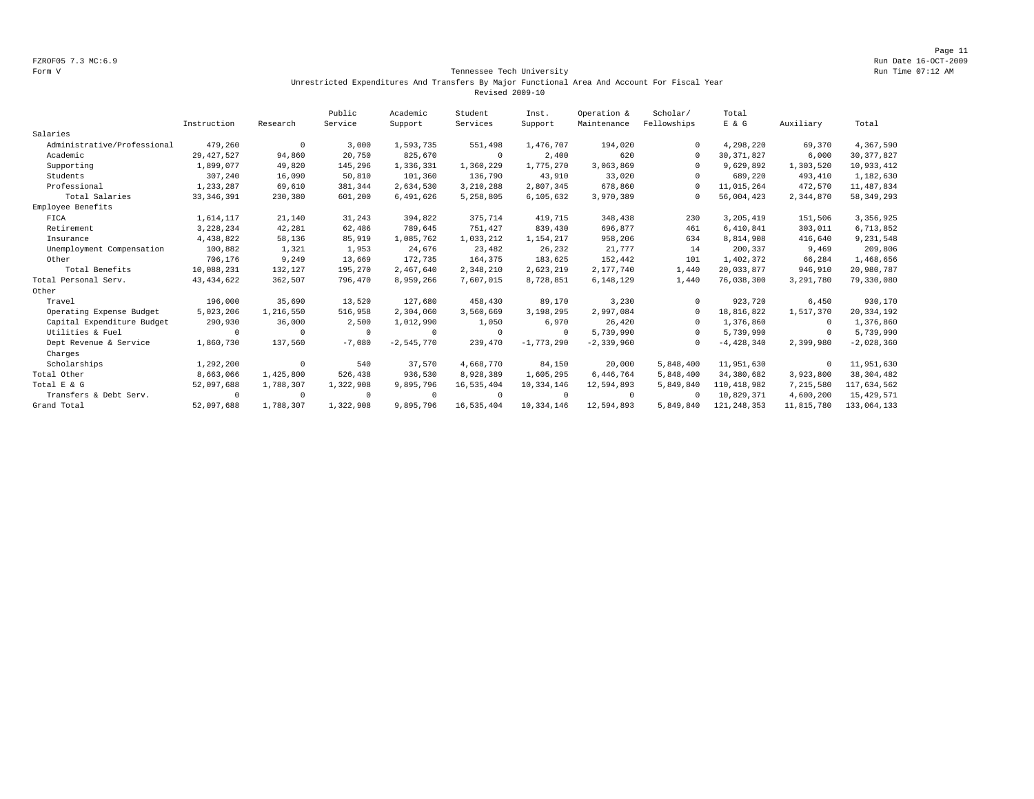FZROF05 7.3 MC:6.9
Form V

Run Date 16-OCT-2009
Run Time 07:12 AM

Tennessee Tech University
Unrestricted Expenditures And Transfers By Major Functional Area And Account For Fiscal Year
Revised 2009-10

| | Instruction | Research | Public Service | Academic Support | Student Services | Inst. Support | Operation & Maintenance | Scholar/ Fellowships | Total E & G | Auxiliary | Total |
|---|---|---|---|---|---|---|---|---|---|---|---|
| Salaries | | | | | | | | | | | |
| Administrative/Professional | 479,260 | 0 | 3,000 | 1,593,735 | 551,498 | 1,476,707 | 194,020 | 0 | 4,298,220 | 69,370 | 4,367,590 |
| Academic | 29,427,527 | 94,860 | 20,750 | 825,670 | 0 | 2,400 | 620 | 0 | 30,371,827 | 6,000 | 30,377,827 |
| Supporting | 1,899,077 | 49,820 | 145,296 | 1,336,331 | 1,360,229 | 1,775,270 | 3,063,869 | 0 | 9,629,892 | 1,303,520 | 10,933,412 |
| Students | 307,240 | 16,090 | 50,810 | 101,360 | 136,790 | 43,910 | 33,020 | 0 | 689,220 | 493,410 | 1,182,630 |
| Professional | 1,233,287 | 69,610 | 381,344 | 2,634,530 | 3,210,288 | 2,807,345 | 678,860 | 0 | 11,015,264 | 472,570 | 11,487,834 |
| Total Salaries | 33,346,391 | 230,380 | 601,200 | 6,491,626 | 5,258,805 | 6,105,632 | 3,970,389 | 0 | 56,004,423 | 2,344,870 | 58,349,293 |
| Employee Benefits | | | | | | | | | | | |
| FICA | 1,614,117 | 21,140 | 31,243 | 394,822 | 375,714 | 419,715 | 348,438 | 230 | 3,205,419 | 151,506 | 3,356,925 |
| Retirement | 3,228,234 | 42,281 | 62,486 | 789,645 | 751,427 | 839,430 | 696,877 | 461 | 6,410,841 | 303,011 | 6,713,852 |
| Insurance | 4,438,822 | 58,136 | 85,919 | 1,085,762 | 1,033,212 | 1,154,217 | 958,206 | 634 | 8,814,908 | 416,640 | 9,231,548 |
| Unemployment Compensation | 100,882 | 1,321 | 1,953 | 24,676 | 23,482 | 26,232 | 21,777 | 14 | 200,337 | 9,469 | 209,806 |
| Other | 706,176 | 9,249 | 13,669 | 172,735 | 164,375 | 183,625 | 152,442 | 101 | 1,402,372 | 66,284 | 1,468,656 |
| Total Benefits | 10,088,231 | 132,127 | 195,270 | 2,467,640 | 2,348,210 | 2,623,219 | 2,177,740 | 1,440 | 20,033,877 | 946,910 | 20,980,787 |
| Total Personal Serv. | 43,434,622 | 362,507 | 796,470 | 8,959,266 | 7,607,015 | 8,728,851 | 6,148,129 | 1,440 | 76,038,300 | 3,291,780 | 79,330,080 |
| Other | | | | | | | | | | | |
| Travel | 196,000 | 35,690 | 13,520 | 127,680 | 458,430 | 89,170 | 3,230 | 0 | 923,720 | 6,450 | 930,170 |
| Operating Expense Budget | 5,023,206 | 1,216,550 | 516,958 | 2,304,060 | 3,560,669 | 3,198,295 | 2,997,084 | 0 | 18,816,822 | 1,517,370 | 20,334,192 |
| Capital Expenditure Budget | 290,930 | 36,000 | 2,500 | 1,012,990 | 1,050 | 6,970 | 26,420 | 0 | 1,376,860 | 0 | 1,376,860 |
| Utilities & Fuel | 0 | 0 | 0 | 0 | 0 | 0 | 5,739,990 | 0 | 5,739,990 | 0 | 5,739,990 |
| Dept Revenue & Service Charges | 1,860,730 | 137,560 | -7,080 | -2,545,770 | 239,470 | -1,773,290 | -2,339,960 | 0 | -4,428,340 | 2,399,980 | -2,028,360 |
| Scholarships | 1,292,200 | 0 | 540 | 37,570 | 4,668,770 | 84,150 | 20,000 | 5,848,400 | 11,951,630 | 0 | 11,951,630 |
| Total Other | 8,663,066 | 1,425,800 | 526,438 | 936,530 | 8,928,389 | 1,605,295 | 6,446,764 | 5,848,400 | 34,380,682 | 3,923,800 | 38,304,482 |
| Total E & G | 52,097,688 | 1,788,307 | 1,322,908 | 9,895,796 | 16,535,404 | 10,334,146 | 12,594,893 | 5,849,840 | 110,418,982 | 7,215,580 | 117,634,562 |
| Transfers & Debt Serv. | 0 | 0 | 0 | 0 | 0 | 0 | 0 | 0 | 10,829,371 | 4,600,200 | 15,429,571 |
| Grand Total | 52,097,688 | 1,788,307 | 1,322,908 | 9,895,796 | 16,535,404 | 10,334,146 | 12,594,893 | 5,849,840 | 121,248,353 | 11,815,780 | 133,064,133 |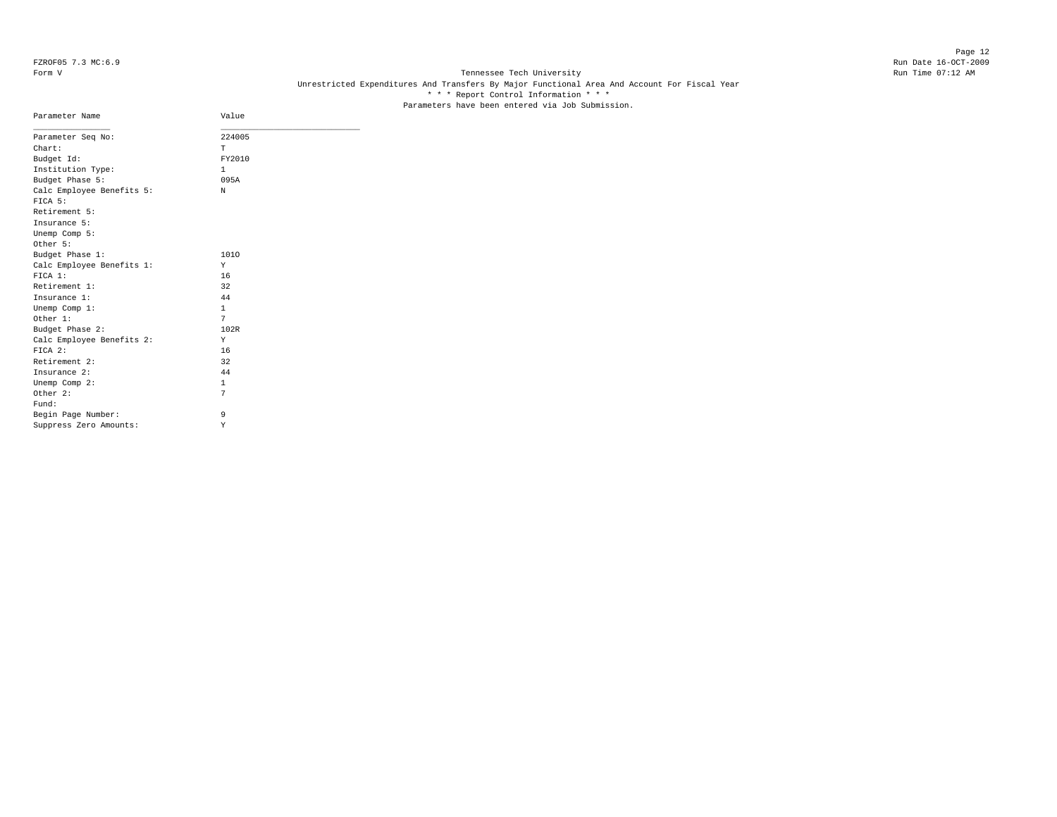FZROF05 7.3 MC:6.9

Form V

Tennessee Tech University

Unrestricted Expenditures And Transfers By Major Functional Area And Account For Fiscal Year

\* \* \* Report Control Information \* \* \*

Parameters have been entered via Job Submission.

Run Date 16-OCT-2009

Run Time 07:12 AM

| Parameter Name | Value |
|---|---|
| Parameter Seq No: | 224005 |
| Chart: | T |
| Budget Id: | FY2010 |
| Institution Type: | 1 |
| Budget Phase 5: | 095A |
| Calc Employee Benefits 5: | N |
| FICA 5: | |
| Retirement 5: | |
| Insurance 5: | |
| Unemp Comp 5: | |
| Other 5: | |
| Budget Phase 1: | 101O |
| Calc Employee Benefits 1: | Y |
| FICA 1: | 16 |
| Retirement 1: | 32 |
| Insurance 1: | 44 |
| Unemp Comp 1: | 1 |
| Other 1: | 7 |
| Budget Phase 2: | 102R |
| Calc Employee Benefits 2: | Y |
| FICA 2: | 16 |
| Retirement 2: | 32 |
| Insurance 2: | 44 |
| Unemp Comp 2: | 1 |
| Other 2: | 7 |
| Fund: | |
| Begin Page Number: | 9 |
| Suppress Zero Amounts: | Y |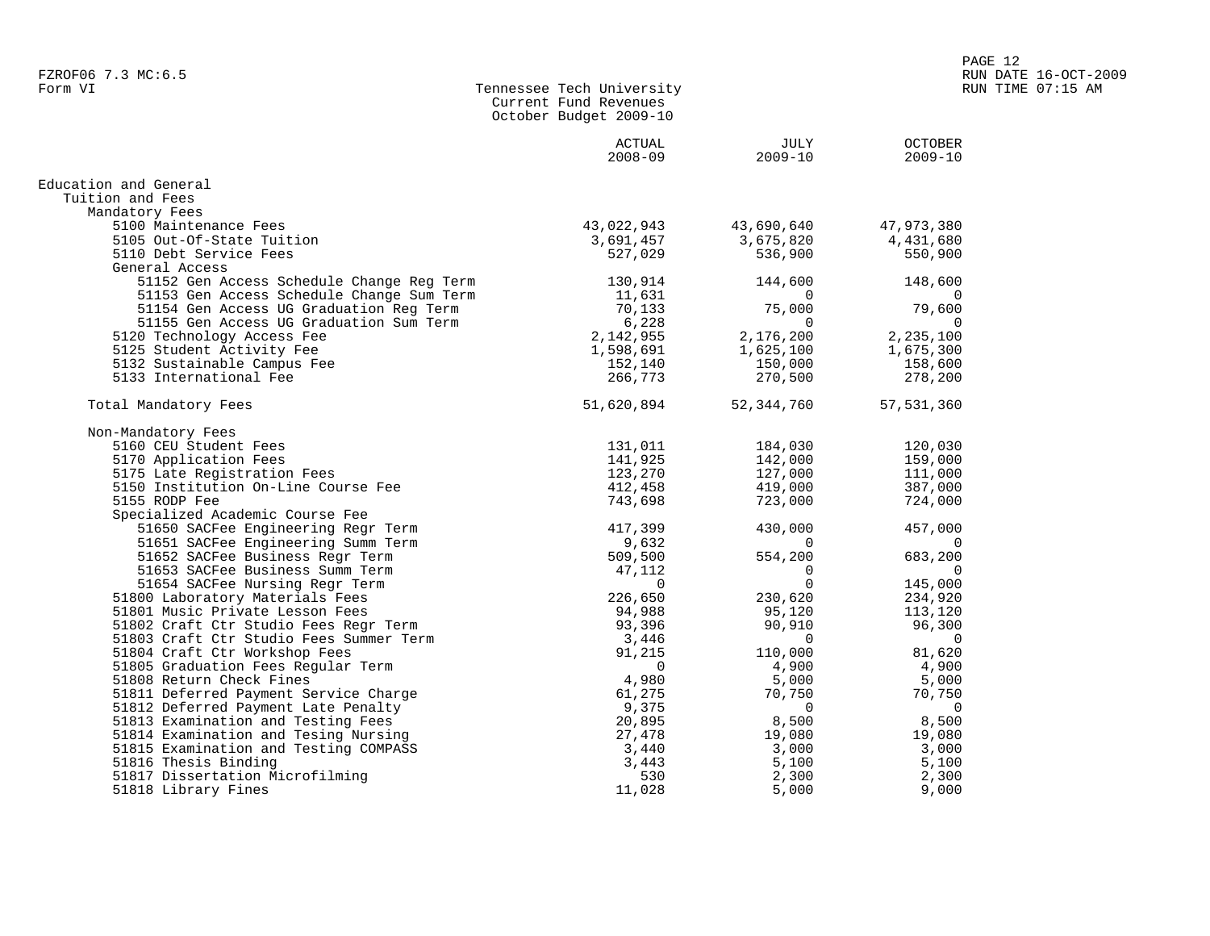FZROF06 7.3 MC:6.5
Form VI

# Tennessee Tech University
## Current Fund Revenues
### October Budget 2009-10

| | ACTUAL 2008-09 | JULY 2009-10 | OCTOBER 2009-10 |
|---|---|---|---|
| **Education and General** | | | |
| Tuition and Fees | | | |
| Mandatory Fees | | | |
| 5100 Maintenance Fees | 43,022,943 | 43,690,640 | 47,973,380 |
| 5105 Out-Of-State Tuition | 3,691,457 | 3,675,820 | 4,431,680 |
| 5110 Debt Service Fees | 527,029 | 536,900 | 550,900 |
| General Access | | | |
| 51152 Gen Access Schedule Change Reg Term | 130,914 | 144,600 | 148,600 |
| 51153 Gen Access Schedule Change Sum Term | 11,631 | 0 | 0 |
| 51154 Gen Access UG Graduation Reg Term | 70,133 | 75,000 | 79,600 |
| 51155 Gen Access UG Graduation Sum Term | 6,228 | 0 | 0 |
| 5120 Technology Access Fee | 2,142,955 | 2,176,200 | 2,235,100 |
| 5125 Student Activity Fee | 1,598,691 | 1,625,100 | 1,675,300 |
| 5132 Sustainable Campus Fee | 152,140 | 150,000 | 158,600 |
| 5133 International Fee | 266,773 | 270,500 | 278,200 |
| Total Mandatory Fees | 51,620,894 | 52,344,760 | 57,531,360 |
| Non-Mandatory Fees | | | |
| 5160 CEU Student Fees | 131,011 | 184,030 | 120,030 |
| 5170 Application Fees | 141,925 | 142,000 | 159,000 |
| 5175 Late Registration Fees | 123,270 | 127,000 | 111,000 |
| 5150 Institution On-Line Course Fee | 412,458 | 419,000 | 387,000 |
| 5155 RODP Fee | 743,698 | 723,000 | 724,000 |
| Specialized Academic Course Fee | | | |
| 51650 SACFee Engineering Regr Term | 417,399 | 430,000 | 457,000 |
| 51651 SACFee Engineering Summ Term | 9,632 | 0 | 0 |
| 51652 SACFee Business Regr Term | 509,500 | 554,200 | 683,200 |
| 51653 SACFee Business Summ Term | 47,112 | 0 | 0 |
| 51654 SACFee Nursing Regr Term | 0 | 0 | 145,000 |
| 51800 Laboratory Materials Fees | 226,650 | 230,620 | 234,920 |
| 51801 Music Private Lesson Fees | 94,988 | 95,120 | 113,120 |
| 51802 Craft Ctr Studio Fees Regr Term | 93,396 | 90,910 | 96,300 |
| 51803 Craft Ctr Studio Fees Summer Term | 3,446 | 0 | 0 |
| 51804 Craft Ctr Workshop Fees | 91,215 | 110,000 | 81,620 |
| 51805 Graduation Fees Regular Term | 0 | 4,900 | 4,900 |
| 51808 Return Check Fines | 4,980 | 5,000 | 5,000 |
| 51811 Deferred Payment Service Charge | 61,275 | 70,750 | 70,750 |
| 51812 Deferred Payment Late Penalty | 9,375 | 0 | 0 |
| 51813 Examination and Testing Fees | 20,895 | 8,500 | 8,500 |
| 51814 Examination and Tesing Nursing | 27,478 | 19,080 | 19,080 |
| 51815 Examination and Testing COMPASS | 3,440 | 3,000 | 3,000 |
| 51816 Thesis Binding | 3,443 | 5,100 | 5,100 |
| 51817 Dissertation Microfilming | 530 | 2,300 | 2,300 |
| 51818 Library Fines | 11,028 | 5,000 | 9,000 |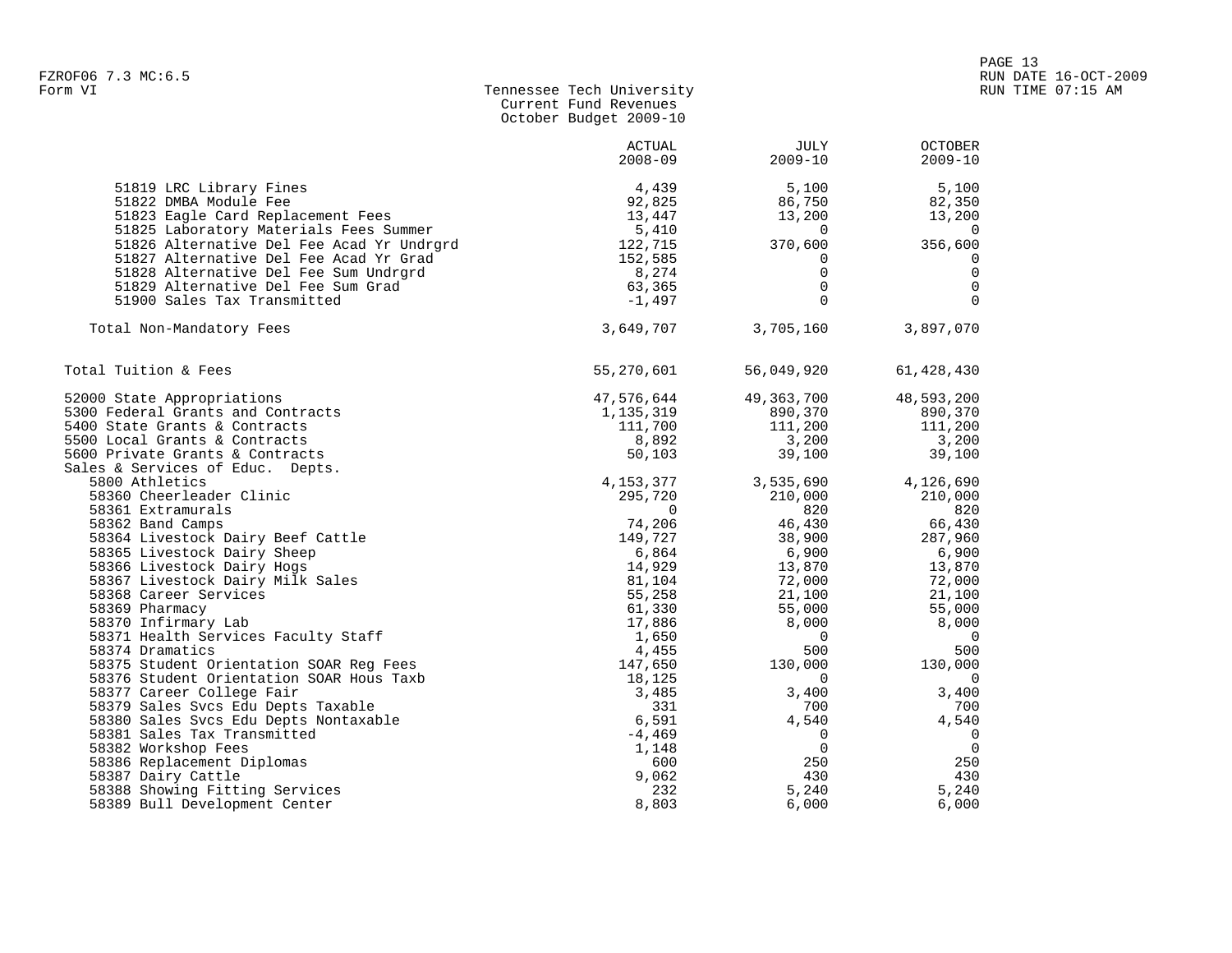Tennessee Tech University
Current Fund Revenues
October Budget 2009-10

| | ACTUAL 2008-09 | JULY 2009-10 | OCTOBER 2009-10 |
|---|---|---|---|
| 51819 LRC Library Fines | 4,439 | 5,100 | 5,100 |
| 51822 DMBA Module Fee | 92,825 | 86,750 | 82,350 |
| 51823 Eagle Card Replacement Fees | 13,447 | 13,200 | 13,200 |
| 51825 Laboratory Materials Fees Summer | 5,410 | 0 | 0 |
| 51826 Alternative Del Fee Acad Yr Undrgrd | 122,715 | 370,600 | 356,600 |
| 51827 Alternative Del Fee Acad Yr Grad | 152,585 | 0 | 0 |
| 51828 Alternative Del Fee Sum Undrgrd | 8,274 | 0 | 0 |
| 51829 Alternative Del Fee Sum Grad | 63,365 | 0 | 0 |
| 51900 Sales Tax Transmitted | -1,497 | 0 | 0 |
| Total Non-Mandatory Fees | 3,649,707 | 3,705,160 | 3,897,070 |
| Total Tuition & Fees | 55,270,601 | 56,049,920 | 61,428,430 |
| 52000 State Appropriations | 47,576,644 | 49,363,700 | 48,593,200 |
| 5300 Federal Grants and Contracts | 1,135,319 | 890,370 | 890,370 |
| 5400 State Grants & Contracts | 111,700 | 111,200 | 111,200 |
| 5500 Local Grants & Contracts | 8,892 | 3,200 | 3,200 |
| 5600 Private Grants & Contracts | 50,103 | 39,100 | 39,100 |
| Sales & Services of Educ. Depts. | | | |
| 5800 Athletics | 4,153,377 | 3,535,690 | 4,126,690 |
| 58360 Cheerleader Clinic | 295,720 | 210,000 | 210,000 |
| 58361 Extramurals | 0 | 820 | 820 |
| 58362 Band Camps | 74,206 | 46,430 | 66,430 |
| 58364 Livestock Dairy Beef Cattle | 149,727 | 38,900 | 287,960 |
| 58365 Livestock Dairy Sheep | 6,864 | 6,900 | 6,900 |
| 58366 Livestock Dairy Hogs | 14,929 | 13,870 | 13,870 |
| 58367 Livestock Dairy Milk Sales | 81,104 | 72,000 | 72,000 |
| 58368 Career Services | 55,258 | 21,100 | 21,100 |
| 58369 Pharmacy | 61,330 | 55,000 | 55,000 |
| 58370 Infirmary Lab | 17,886 | 8,000 | 8,000 |
| 58371 Health Services Faculty Staff | 1,650 | 0 | 0 |
| 58374 Dramatics | 4,455 | 500 | 500 |
| 58375 Student Orientation SOAR Reg Fees | 147,650 | 130,000 | 130,000 |
| 58376 Student Orientation SOAR Hous Taxb | 18,125 | 0 | 0 |
| 58377 Career College Fair | 3,485 | 3,400 | 3,400 |
| 58379 Sales Svcs Edu Depts Taxable | 331 | 700 | 700 |
| 58380 Sales Svcs Edu Depts Nontaxable | 6,591 | 4,540 | 4,540 |
| 58381 Sales Tax Transmitted | -4,469 | 0 | 0 |
| 58382 Workshop Fees | 1,148 | 0 | 0 |
| 58386 Replacement Diplomas | 600 | 250 | 250 |
| 58387 Dairy Cattle | 9,062 | 430 | 430 |
| 58388 Showing Fitting Services | 232 | 5,240 | 5,240 |
| 58389 Bull Development Center | 8,803 | 6,000 | 6,000 |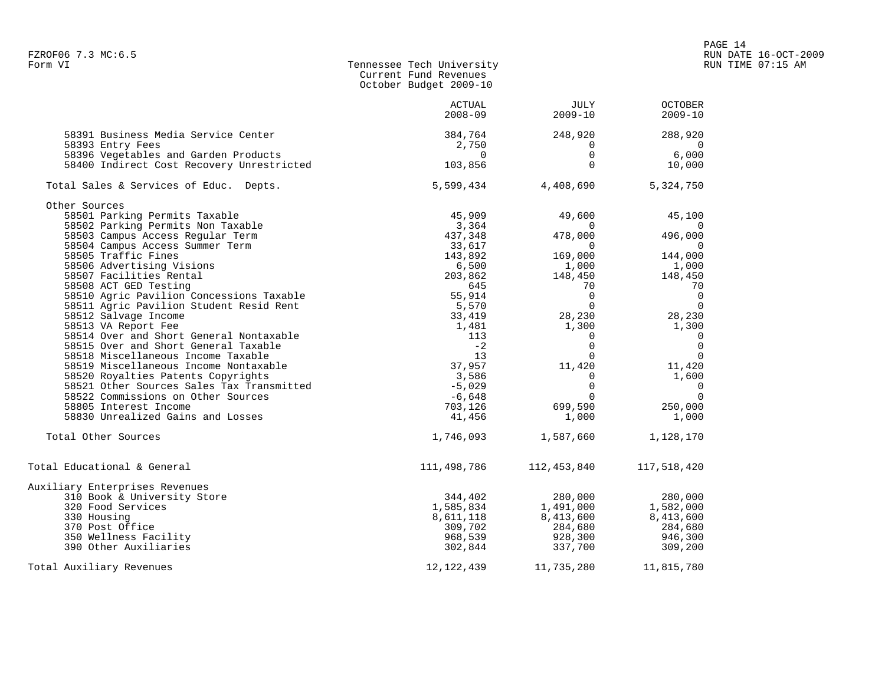Tennessee Tech University
Current Fund Revenues
October Budget 2009-10

Form VI

| | ACTUAL 2008-09 | JULY 2009-10 | OCTOBER 2009-10 |
|---|---|---|---|
| 58391 Business Media Service Center | 384,764 | 248,920 | 288,920 |
| 58393 Entry Fees | 2,750 | 0 | 0 |
| 58396 Vegetables and Garden Products | 0 | 0 | 6,000 |
| 58400 Indirect Cost Recovery Unrestricted | 103,856 | 0 | 10,000 |
| Total Sales & Services of Educ. Depts. | 5,599,434 | 4,408,690 | 5,324,750 |
| Other Sources | | | |
| 58501 Parking Permits Taxable | 45,909 | 49,600 | 45,100 |
| 58502 Parking Permits Non Taxable | 3,364 | 0 | 0 |
| 58503 Campus Access Regular Term | 437,348 | 478,000 | 496,000 |
| 58504 Campus Access Summer Term | 33,617 | 0 | 0 |
| 58505 Traffic Fines | 143,892 | 169,000 | 144,000 |
| 58506 Advertising Visions | 6,500 | 1,000 | 1,000 |
| 58507 Facilities Rental | 203,862 | 148,450 | 148,450 |
| 58508 ACT GED Testing | 645 | 70 | 70 |
| 58510 Agric Pavilion Concessions Taxable | 55,914 | 0 | 0 |
| 58511 Agric Pavilion Student Resid Rent | 5,570 | 0 | 0 |
| 58512 Salvage Income | 33,419 | 28,230 | 28,230 |
| 58513 VA Report Fee | 1,481 | 1,300 | 1,300 |
| 58514 Over and Short General Nontaxable | 113 | 0 | 0 |
| 58515 Over and Short General Taxable | -2 | 0 | 0 |
| 58518 Miscellaneous Income Taxable | 13 | 0 | 0 |
| 58519 Miscellaneous Income Nontaxable | 37,957 | 11,420 | 11,420 |
| 58520 Royalties Patents Copyrights | 3,586 | 0 | 1,600 |
| 58521 Other Sources Sales Tax Transmitted | -5,029 | 0 | 0 |
| 58522 Commissions on Other Sources | -6,648 | 0 | 0 |
| 58805 Interest Income | 703,126 | 699,590 | 250,000 |
| 58830 Unrealized Gains and Losses | 41,456 | 1,000 | 1,000 |
| Total Other Sources | 1,746,093 | 1,587,660 | 1,128,170 |
| Total Educational & General | 111,498,786 | 112,453,840 | 117,518,420 |
| Auxiliary Enterprises Revenues | | | |
| 310 Book & University Store | 344,402 | 280,000 | 280,000 |
| 320 Food Services | 1,585,834 | 1,491,000 | 1,582,000 |
| 330 Housing | 8,611,118 | 8,413,600 | 8,413,600 |
| 370 Post Office | 309,702 | 284,680 | 284,680 |
| 350 Wellness Facility | 968,539 | 928,300 | 946,300 |
| 390 Other Auxiliaries | 302,844 | 337,700 | 309,200 |
| Total Auxiliary Revenues | 12,122,439 | 11,735,280 | 11,815,780 |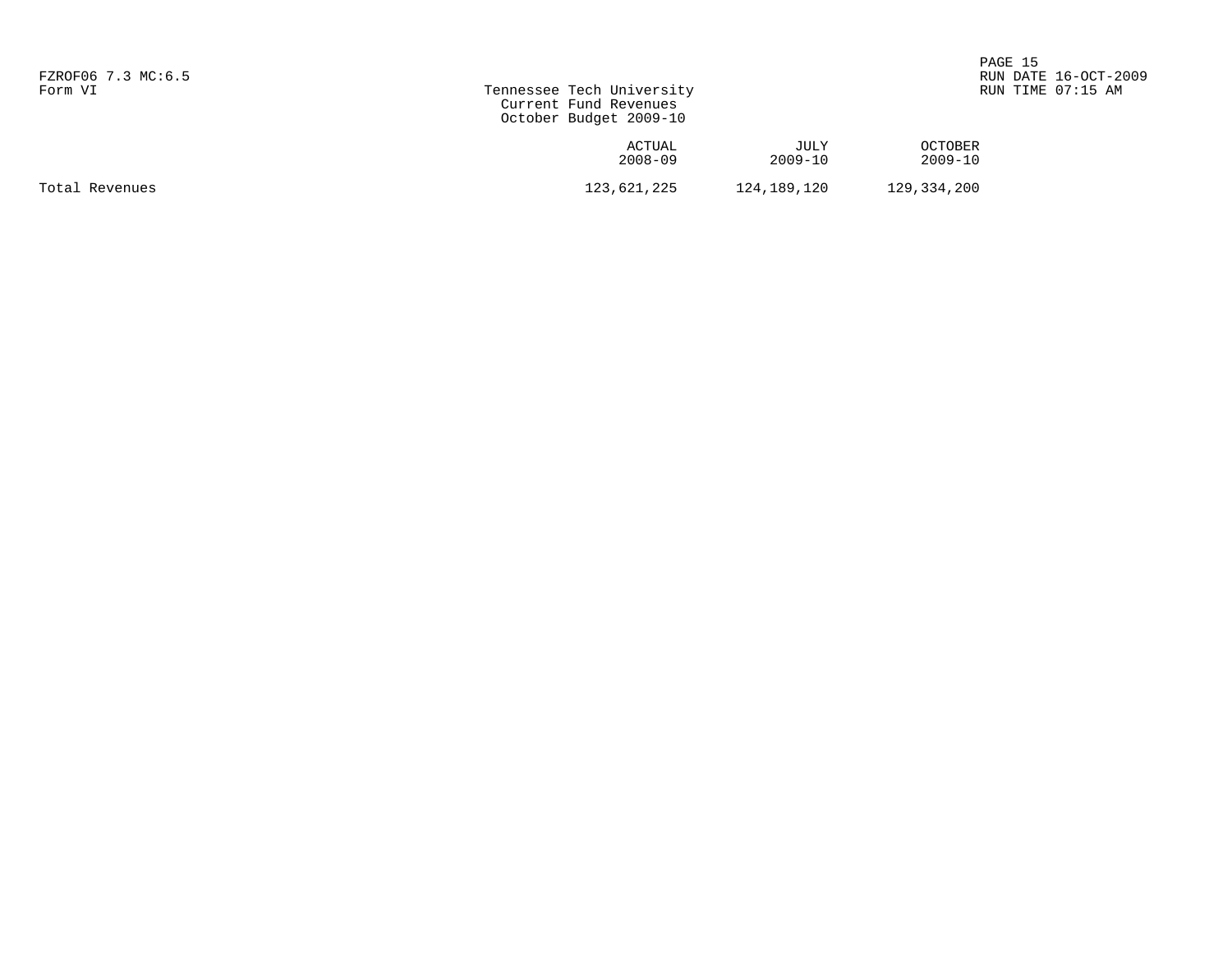FZROF06 7.3 MC:6.5
Form VI

# Tennessee Tech University
## Current Fund Revenues
## October Budget 2009-10

RUN DATE 16-OCT-2009
RUN TIME 07:15 AM

| | ACTUAL 2008-09 | JULY 2009-10 | OCTOBER 2009-10 |
|---|---|---|---|
| Total Revenues | 123,621,225 | 124,189,120 | 129,334,200 |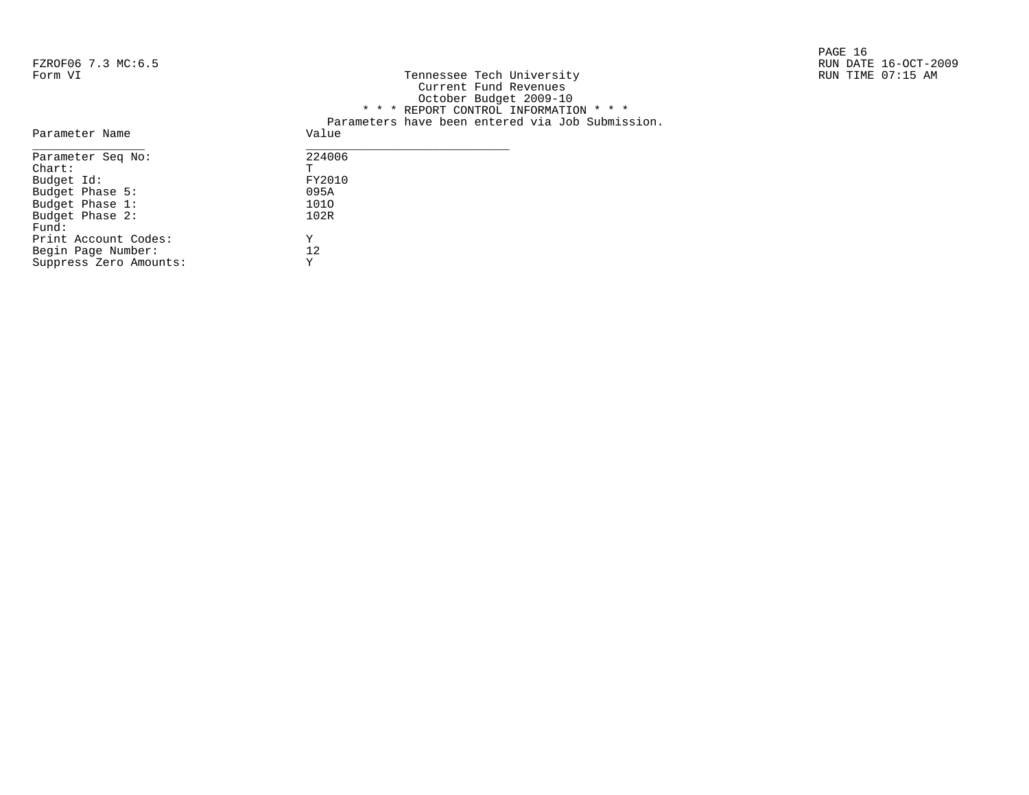FZROF06 7.3 MC:6.5
Form VI

Tennessee Tech University
Current Fund Revenues
October Budget 2009-10

RUN DATE 16-OCT-2009
RUN TIME 07:15 AM

\* \* \* REPORT CONTROL INFORMATION \* \* \*

Parameters have been entered via Job Submission.

| Parameter Name | Value |
|---|---|
| Parameter Seq No: | 224006 |
| Chart: | T |
| Budget Id: | FY2010 |
| Budget Phase 5: | 095A |
| Budget Phase 1: | 101O |
| Budget Phase 2: | 102R |
| Fund: | |
| Print Account Codes: | Y |
| Begin Page Number: | 12 |
| Suppress Zero Amounts: | Y |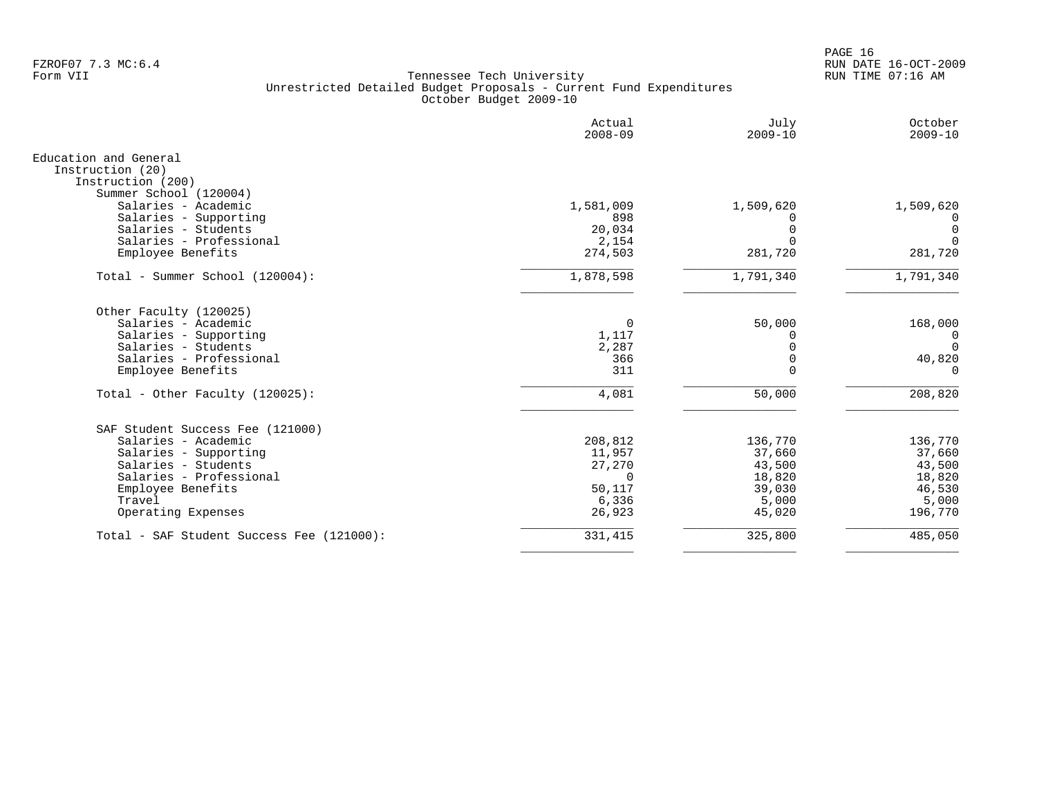FZROF07 7.3 MC:6.4
Form VII

Tennessee Tech University
Unrestricted Detailed Budget Proposals - Current Fund Expenditures
October Budget 2009-10

RUN DATE 16-OCT-2009
RUN TIME 07:16 AM

| | Actual 2008-09 | July 2009-10 | October 2009-10 |
|---|---|---|---|
| Education and General | | | |
| Instruction (20) | | | |
| Instruction (200) | | | |
| Summer School (120004) | | | |
| Salaries - Academic | 1,581,009 | 1,509,620 | 1,509,620 |
| Salaries - Supporting | 898 | 0 | 0 |
| Salaries - Students | 20,034 | 0 | 0 |
| Salaries - Professional | 2,154 | 0 | 0 |
| Employee Benefits | 274,503 | 281,720 | 281,720 |
| Total - Summer School (120004): | 1,878,598 | 1,791,340 | 1,791,340 |
| Other Faculty (120025) | | | |
| Salaries - Academic | 0 | 50,000 | 168,000 |
| Salaries - Supporting | 1,117 | 0 | 0 |
| Salaries - Students | 2,287 | 0 | 0 |
| Salaries - Professional | 366 | 0 | 40,820 |
| Employee Benefits | 311 | 0 | 0 |
| Total - Other Faculty (120025): | 4,081 | 50,000 | 208,820 |
| SAF Student Success Fee (121000) | | | |
| Salaries - Academic | 208,812 | 136,770 | 136,770 |
| Salaries - Supporting | 11,957 | 37,660 | 37,660 |
| Salaries - Students | 27,270 | 43,500 | 43,500 |
| Salaries - Professional | 0 | 18,820 | 18,820 |
| Employee Benefits | 50,117 | 39,030 | 46,530 |
| Travel | 6,336 | 5,000 | 5,000 |
| Operating Expenses | 26,923 | 45,020 | 196,770 |
| Total - SAF Student Success Fee (121000): | 331,415 | 325,800 | 485,050 |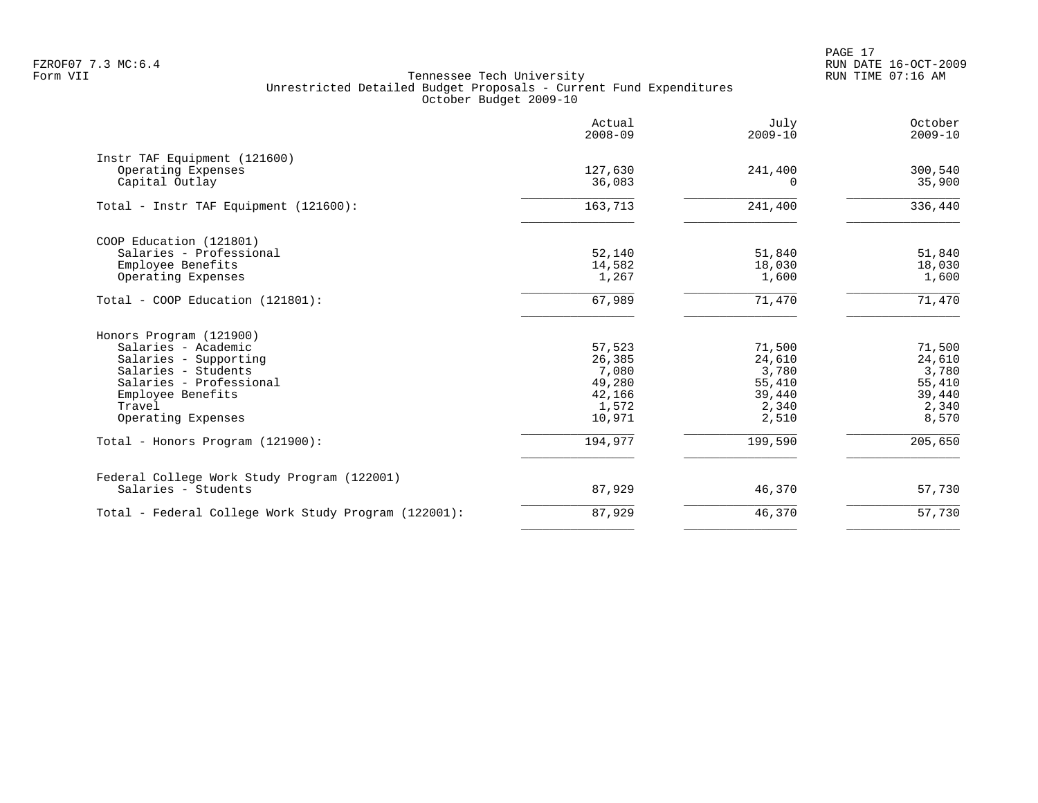Tennessee Tech University
Unrestricted Detailed Budget Proposals - Current Fund Expenditures
October Budget 2009-10

Form VII

| | Actual 2008-09 | July 2009-10 | October 2009-10 |
|---|---|---|---|
| **Instr TAF Equipment (121600)** | | | |
| Operating Expenses | 127,630 | 241,400 | 300,540 |
| Capital Outlay | 36,083 | 0 | 35,900 |
| Total - Instr TAF Equipment (121600): | 163,713 | 241,400 | 336,440 |
| **COOP Education (121801)** | | | |
| Salaries - Professional | 52,140 | 51,840 | 51,840 |
| Employee Benefits | 14,582 | 18,030 | 18,030 |
| Operating Expenses | 1,267 | 1,600 | 1,600 |
| Total - COOP Education (121801): | 67,989 | 71,470 | 71,470 |
| **Honors Program (121900)** | | | |
| Salaries - Academic | 57,523 | 71,500 | 71,500 |
| Salaries - Supporting | 26,385 | 24,610 | 24,610 |
| Salaries - Students | 7,080 | 3,780 | 3,780 |
| Salaries - Professional | 49,280 | 55,410 | 55,410 |
| Employee Benefits | 42,166 | 39,440 | 39,440 |
| Travel | 1,572 | 2,340 | 2,340 |
| Operating Expenses | 10,971 | 2,510 | 8,570 |
| Total - Honors Program (121900): | 194,977 | 199,590 | 205,650 |
| **Federal College Work Study Program (122001)** | | | |
| Salaries - Students | 87,929 | 46,370 | 57,730 |
| Total - Federal College Work Study Program (122001): | 87,929 | 46,370 | 57,730 |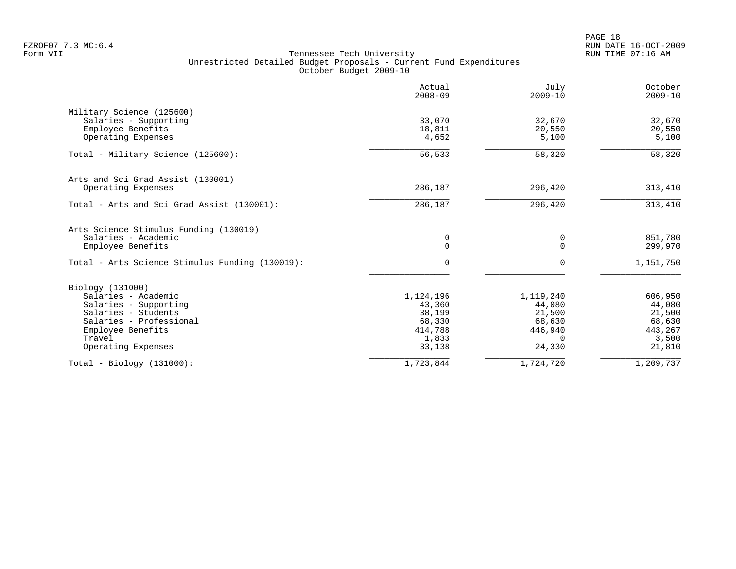FZROF07 7.3 MC:6.4
Form VII

Tennessee Tech University
Unrestricted Detailed Budget Proposals - Current Fund Expenditures
October Budget 2009-10

RUN DATE 16-OCT-2009
RUN TIME 07:16 AM

| | Actual 2008-09 | July 2009-10 | October 2009-10 |
|---|---|---|---|
| **Military Science (125600)** | | | |
| Salaries - Supporting | 33,070 | 32,670 | 32,670 |
| Employee Benefits | 18,811 | 20,550 | 20,550 |
| Operating Expenses | 4,652 | 5,100 | 5,100 |
| Total - Military Science (125600): | 56,533 | 58,320 | 58,320 |
| **Arts and Sci Grad Assist (130001)** | | | |
| Operating Expenses | 286,187 | 296,420 | 313,410 |
| Total - Arts and Sci Grad Assist (130001): | 286,187 | 296,420 | 313,410 |
| **Arts Science Stimulus Funding (130019)** | | | |
| Salaries - Academic | 0 | 0 | 851,780 |
| Employee Benefits | 0 | 0 | 299,970 |
| Total - Arts Science Stimulus Funding (130019): | 0 | 0 | 1,151,750 |
| **Biology (131000)** | | | |
| Salaries - Academic | 1,124,196 | 1,119,240 | 606,950 |
| Salaries - Supporting | 43,360 | 44,080 | 44,080 |
| Salaries - Students | 38,199 | 21,500 | 21,500 |
| Salaries - Professional | 68,330 | 68,630 | 68,630 |
| Employee Benefits | 414,788 | 446,940 | 443,267 |
| Travel | 1,833 | 0 | 3,500 |
| Operating Expenses | 33,138 | 24,330 | 21,810 |
| Total - Biology (131000): | 1,723,844 | 1,724,720 | 1,209,737 |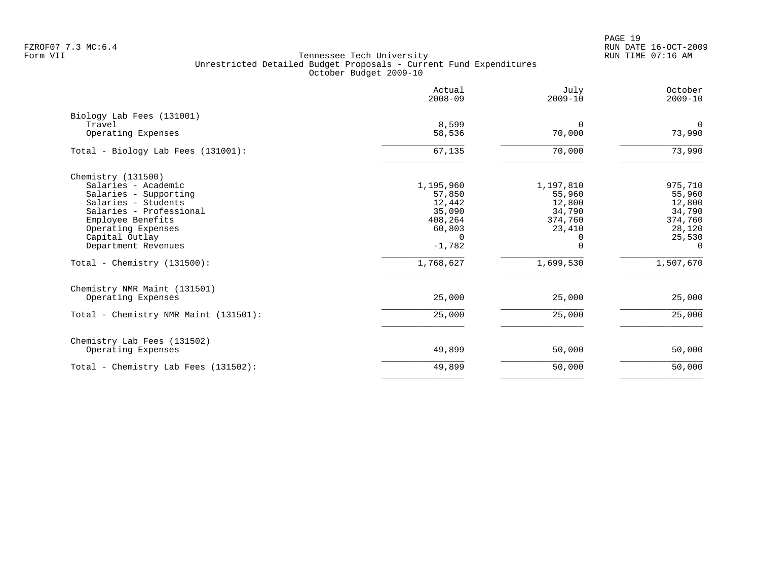Tennessee Tech University
Unrestricted Detailed Budget Proposals - Current Fund Expenditures
October Budget 2009-10

| | Actual 2008-09 | July 2009-10 | October 2009-10 |
|---|---|---|---|
| **Biology Lab Fees (131001)** | | | |
| Travel | 8,599 | 0 | 0 |
| Operating Expenses | 58,536 | 70,000 | 73,990 |
| Total - Biology Lab Fees (131001): | 67,135 | 70,000 | 73,990 |
| **Chemistry (131500)** | | | |
| Salaries - Academic | 1,195,960 | 1,197,810 | 975,710 |
| Salaries - Supporting | 57,850 | 55,960 | 55,960 |
| Salaries - Students | 12,442 | 12,800 | 12,800 |
| Salaries - Professional | 35,090 | 34,790 | 34,790 |
| Employee Benefits | 408,264 | 374,760 | 374,760 |
| Operating Expenses | 60,803 | 23,410 | 28,120 |
| Capital Outlay | 0 | 0 | 25,530 |
| Department Revenues | -1,782 | 0 | 0 |
| Total - Chemistry (131500): | 1,768,627 | 1,699,530 | 1,507,670 |
| **Chemistry NMR Maint (131501)** | | | |
| Operating Expenses | 25,000 | 25,000 | 25,000 |
| Total - Chemistry NMR Maint (131501): | 25,000 | 25,000 | 25,000 |
| **Chemistry Lab Fees (131502)** | | | |
| Operating Expenses | 49,899 | 50,000 | 50,000 |
| Total - Chemistry Lab Fees (131502): | 49,899 | 50,000 | 50,000 |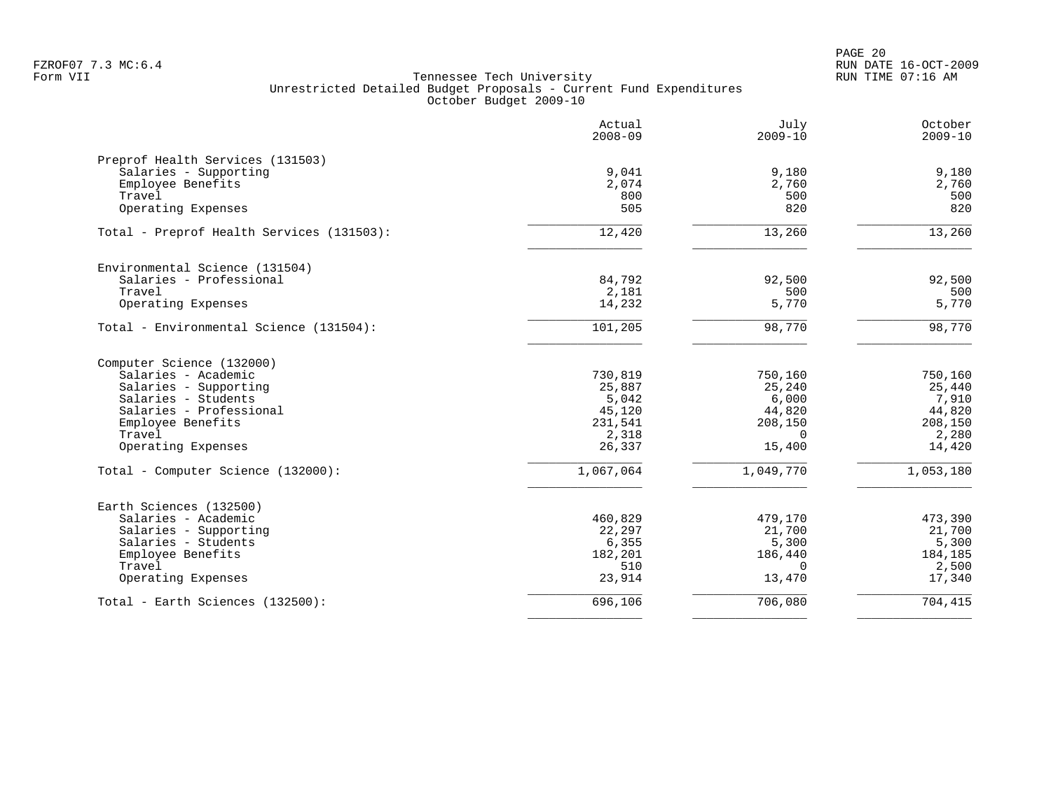# Tennessee Tech University

## Unrestricted Detailed Budget Proposals - Current Fund Expenditures

### October Budget 2009-10

| | Actual 2008-09 | July 2009-10 | October 2009-10 |
|---|---|---|---|
| **Preprof Health Services (131503)** | | | |
| Salaries - Supporting | 9,041 | 9,180 | 9,180 |
| Employee Benefits | 2,074 | 2,760 | 2,760 |
| Travel | 800 | 500 | 500 |
| Operating Expenses | 505 | 820 | 820 |
| Total - Preprof Health Services (131503): | 12,420 | 13,260 | 13,260 |
| **Environmental Science (131504)** | | | |
| Salaries - Professional | 84,792 | 92,500 | 92,500 |
| Travel | 2,181 | 500 | 500 |
| Operating Expenses | 14,232 | 5,770 | 5,770 |
| Total - Environmental Science (131504): | 101,205 | 98,770 | 98,770 |
| **Computer Science (132000)** | | | |
| Salaries - Academic | 730,819 | 750,160 | 750,160 |
| Salaries - Supporting | 25,887 | 25,240 | 25,440 |
| Salaries - Students | 5,042 | 6,000 | 7,910 |
| Salaries - Professional | 45,120 | 44,820 | 44,820 |
| Employee Benefits | 231,541 | 208,150 | 208,150 |
| Travel | 2,318 | 0 | 2,280 |
| Operating Expenses | 26,337 | 15,400 | 14,420 |
| Total - Computer Science (132000): | 1,067,064 | 1,049,770 | 1,053,180 |
| **Earth Sciences (132500)** | | | |
| Salaries - Academic | 460,829 | 479,170 | 473,390 |
| Salaries - Supporting | 22,297 | 21,700 | 21,700 |
| Salaries - Students | 6,355 | 5,300 | 5,300 |
| Employee Benefits | 182,201 | 186,440 | 184,185 |
| Travel | 510 | 0 | 2,500 |
| Operating Expenses | 23,914 | 13,470 | 17,340 |
| Total - Earth Sciences (132500): | 696,106 | 706,080 | 704,415 |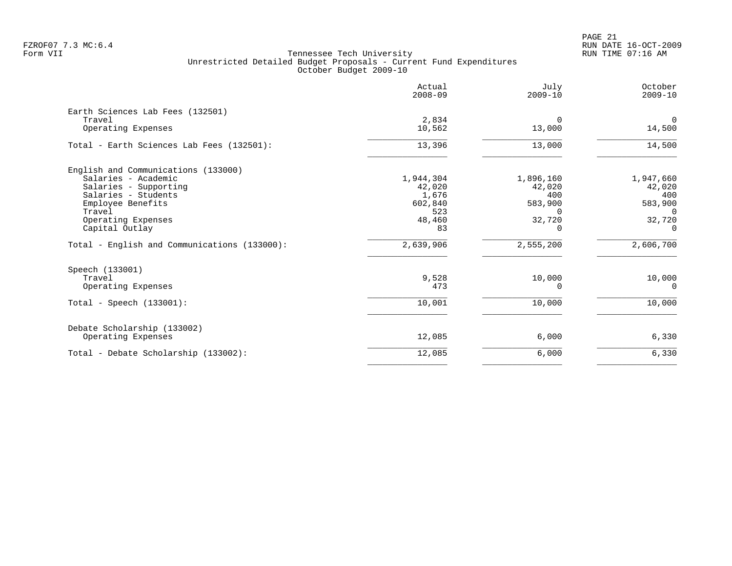FZROF07 7.3 MC:6.4
Form VII

Tennessee Tech University
Unrestricted Detailed Budget Proposals - Current Fund Expenditures
October Budget 2009-10

RUN DATE 16-OCT-2009
RUN TIME 07:16 AM

| | Actual 2008-09 | July 2009-10 | October 2009-10 |
|---|---|---|---|
| **Earth Sciences Lab Fees (132501)** | | | |
| Travel | 2,834 | 0 | 0 |
| Operating Expenses | 10,562 | 13,000 | 14,500 |
| Total - Earth Sciences Lab Fees (132501): | 13,396 | 13,000 | 14,500 |
| **English and Communications (133000)** | | | |
| Salaries - Academic | 1,944,304 | 1,896,160 | 1,947,660 |
| Salaries - Supporting | 42,020 | 42,020 | 42,020 |
| Salaries - Students | 1,676 | 400 | 400 |
| Employee Benefits | 602,840 | 583,900 | 583,900 |
| Travel | 523 | 0 | 0 |
| Operating Expenses | 48,460 | 32,720 | 32,720 |
| Capital Outlay | 83 | 0 | 0 |
| Total - English and Communications (133000): | 2,639,906 | 2,555,200 | 2,606,700 |
| **Speech (133001)** | | | |
| Travel | 9,528 | 10,000 | 10,000 |
| Operating Expenses | 473 | 0 | 0 |
| Total - Speech (133001): | 10,001 | 10,000 | 10,000 |
| **Debate Scholarship (133002)** | | | |
| Operating Expenses | 12,085 | 6,000 | 6,330 |
| Total - Debate Scholarship (133002): | 12,085 | 6,000 | 6,330 |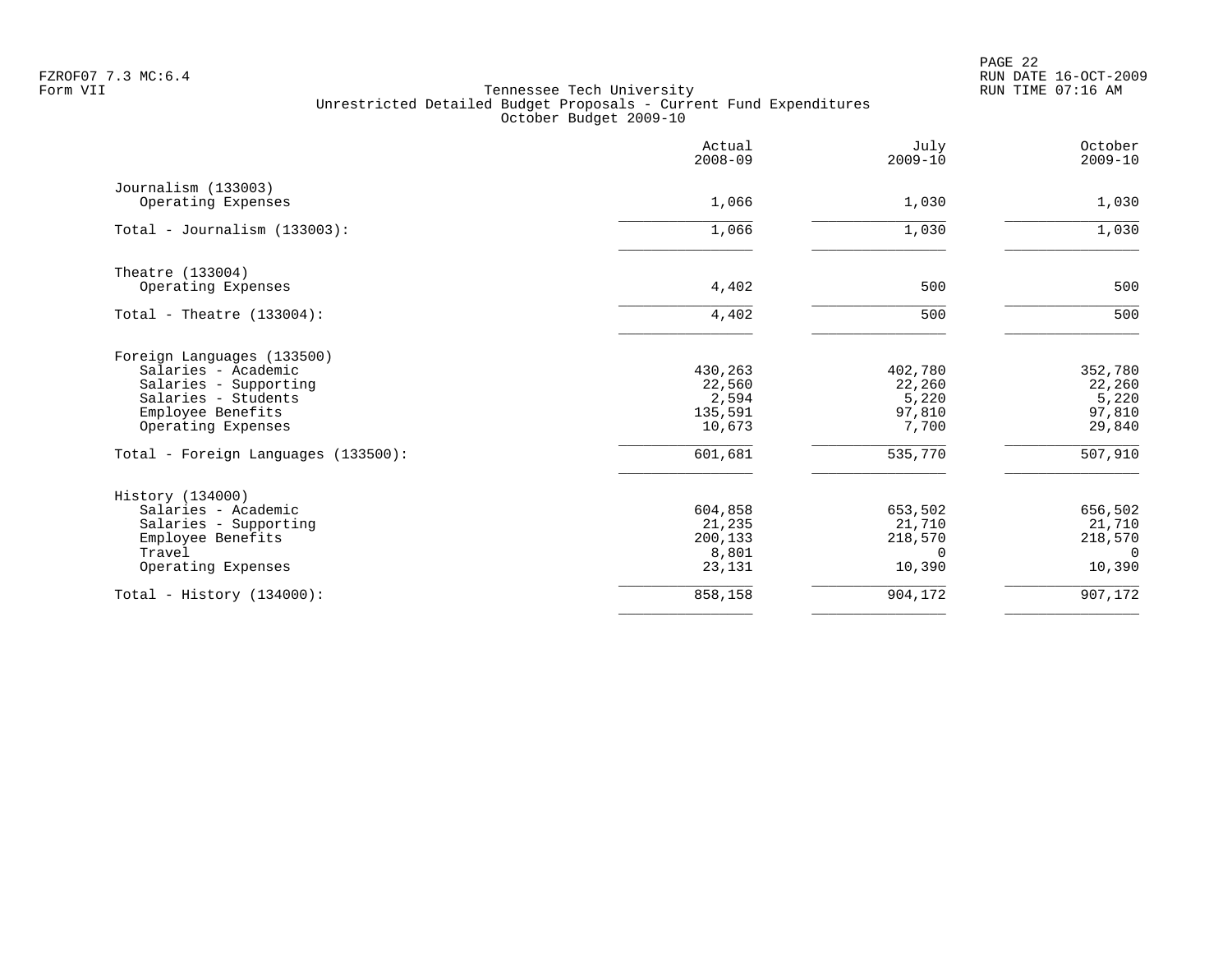Tennessee Tech University
Unrestricted Detailed Budget Proposals - Current Fund Expenditures
October Budget 2009-10

Form VII

| | Actual 2008-09 | July 2009-10 | October 2009-10 |
|---|---|---|---|
| **Journalism (133003)** | | | |
| Operating Expenses | 1,066 | 1,030 | 1,030 |
| Total - Journalism (133003): | 1,066 | 1,030 | 1,030 |
| **Theatre (133004)** | | | |
| Operating Expenses | 4,402 | 500 | 500 |
| Total - Theatre (133004): | 4,402 | 500 | 500 |
| **Foreign Languages (133500)** | | | |
| Salaries - Academic | 430,263 | 402,780 | 352,780 |
| Salaries - Supporting | 22,560 | 22,260 | 22,260 |
| Salaries - Students | 2,594 | 5,220 | 5,220 |
| Employee Benefits | 135,591 | 97,810 | 97,810 |
| Operating Expenses | 10,673 | 7,700 | 29,840 |
| Total - Foreign Languages (133500): | 601,681 | 535,770 | 507,910 |
| **History (134000)** | | | |
| Salaries - Academic | 604,858 | 653,502 | 656,502 |
| Salaries - Supporting | 21,235 | 21,710 | 21,710 |
| Employee Benefits | 200,133 | 218,570 | 218,570 |
| Travel | 8,801 | 0 | 0 |
| Operating Expenses | 23,131 | 10,390 | 10,390 |
| Total - History (134000): | 858,158 | 904,172 | 907,172 |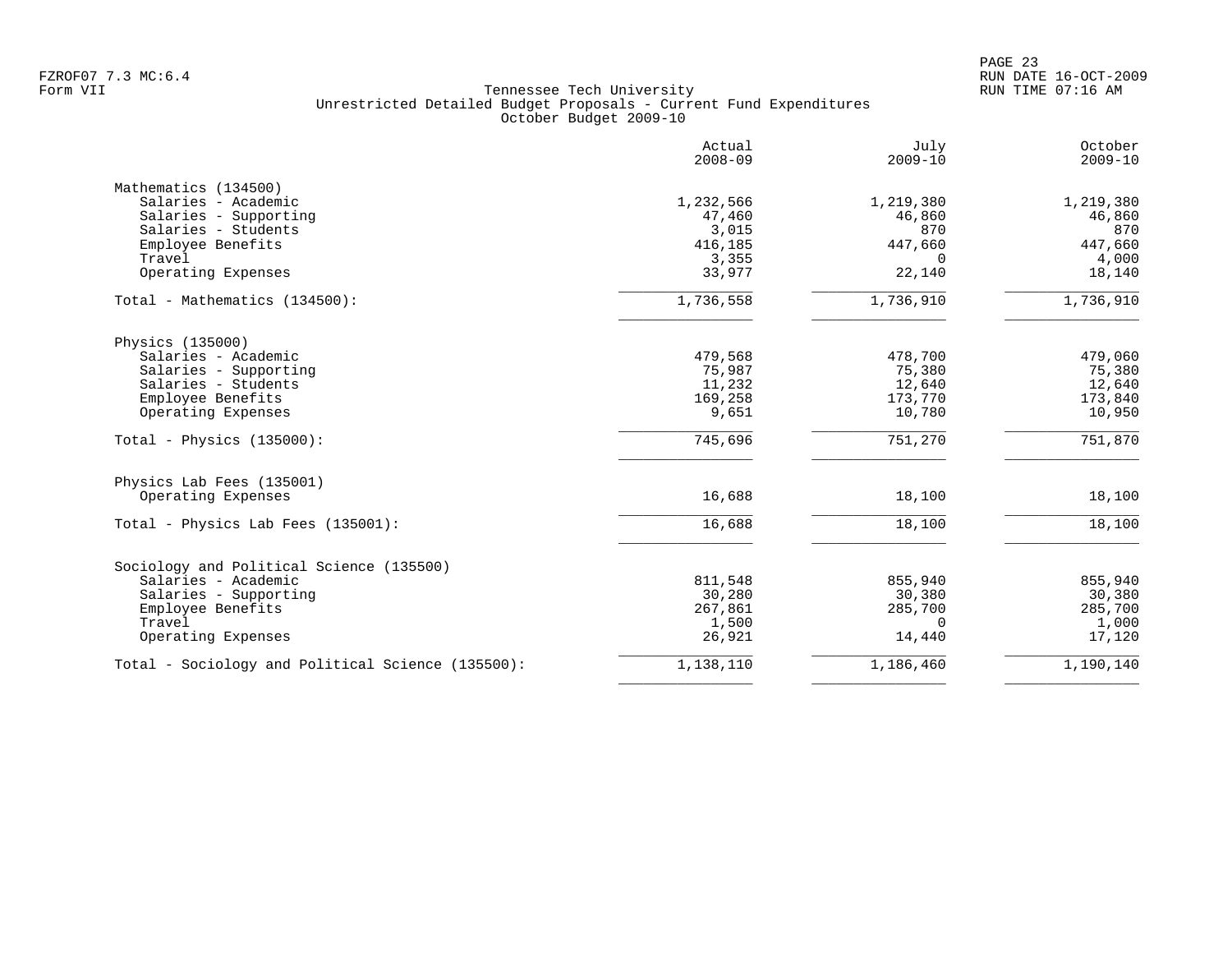Tennessee Tech University
Unrestricted Detailed Budget Proposals - Current Fund Expenditures
October Budget 2009-10

| | Actual 2008-09 | July 2009-10 | October 2009-10 |
|---|---|---|---|
| **Mathematics (134500)** | | | |
| Salaries - Academic | 1,232,566 | 1,219,380 | 1,219,380 |
| Salaries - Supporting | 47,460 | 46,860 | 46,860 |
| Salaries - Students | 3,015 | 870 | 870 |
| Employee Benefits | 416,185 | 447,660 | 447,660 |
| Travel | 3,355 | 0 | 4,000 |
| Operating Expenses | 33,977 | 22,140 | 18,140 |
| Total - Mathematics (134500): | 1,736,558 | 1,736,910 | 1,736,910 |
| **Physics (135000)** | | | |
| Salaries - Academic | 479,568 | 478,700 | 479,060 |
| Salaries - Supporting | 75,987 | 75,380 | 75,380 |
| Salaries - Students | 11,232 | 12,640 | 12,640 |
| Employee Benefits | 169,258 | 173,770 | 173,840 |
| Operating Expenses | 9,651 | 10,780 | 10,950 |
| Total - Physics (135000): | 745,696 | 751,270 | 751,870 |
| **Physics Lab Fees (135001)** | | | |
| Operating Expenses | 16,688 | 18,100 | 18,100 |
| Total - Physics Lab Fees (135001): | 16,688 | 18,100 | 18,100 |
| **Sociology and Political Science (135500)** | | | |
| Salaries - Academic | 811,548 | 855,940 | 855,940 |
| Salaries - Supporting | 30,280 | 30,380 | 30,380 |
| Employee Benefits | 267,861 | 285,700 | 285,700 |
| Travel | 1,500 | 0 | 1,000 |
| Operating Expenses | 26,921 | 14,440 | 17,120 |
| Total - Sociology and Political Science (135500): | 1,138,110 | 1,186,460 | 1,190,140 |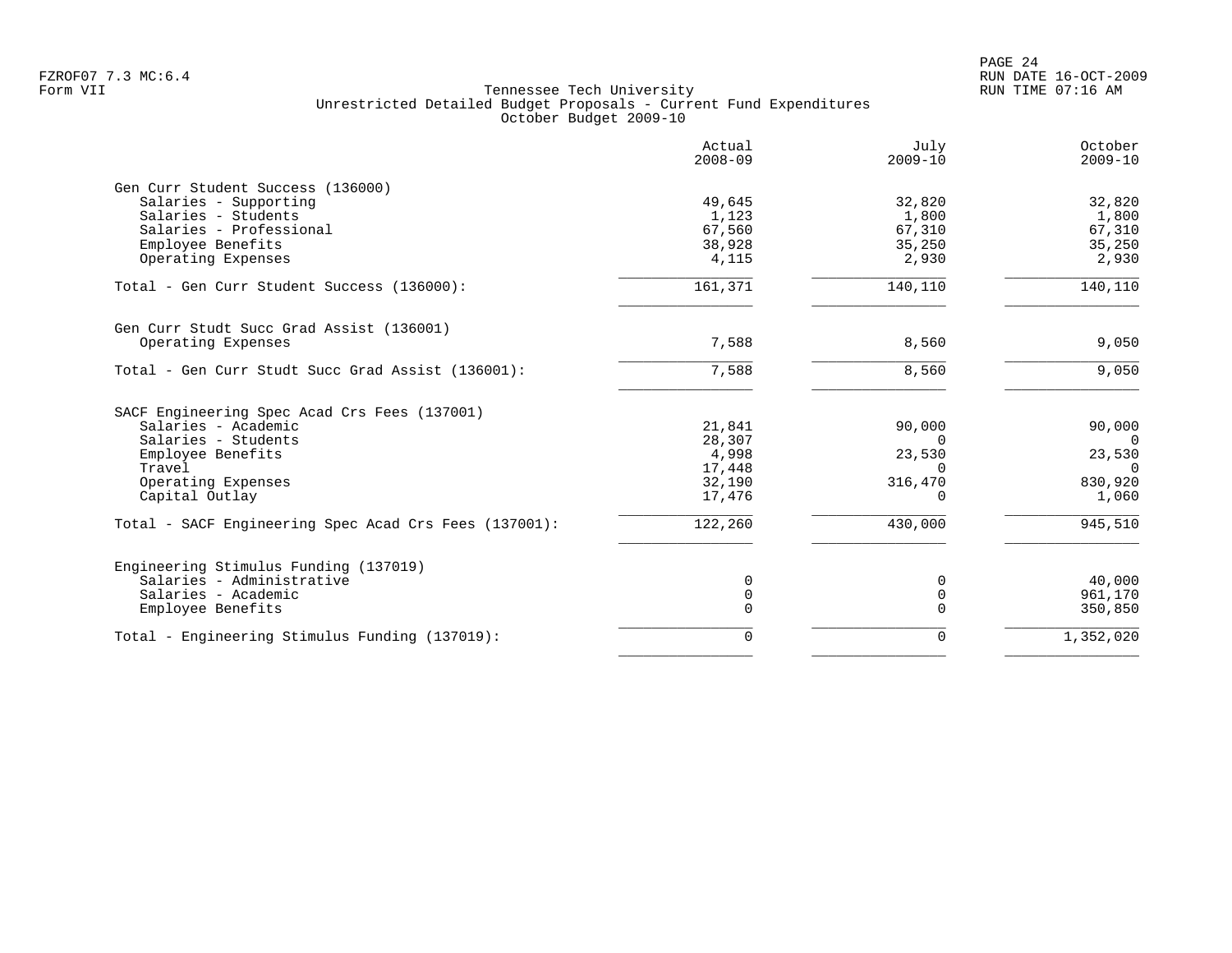Tennessee Tech University
Unrestricted Detailed Budget Proposals - Current Fund Expenditures
October Budget 2009-10

| | Actual 2008-09 | July 2009-10 | October 2009-10 |
|---|---|---|---|
| **Gen Curr Student Success (136000)** | | | |
| Salaries - Supporting | 49,645 | 32,820 | 32,820 |
| Salaries - Students | 1,123 | 1,800 | 1,800 |
| Salaries - Professional | 67,560 | 67,310 | 67,310 |
| Employee Benefits | 38,928 | 35,250 | 35,250 |
| Operating Expenses | 4,115 | 2,930 | 2,930 |
| Total - Gen Curr Student Success (136000): | 161,371 | 140,110 | 140,110 |
| **Gen Curr Studt Succ Grad Assist (136001)** | | | |
| Operating Expenses | 7,588 | 8,560 | 9,050 |
| Total - Gen Curr Studt Succ Grad Assist (136001): | 7,588 | 8,560 | 9,050 |
| **SACF Engineering Spec Acad Crs Fees (137001)** | | | |
| Salaries - Academic | 21,841 | 90,000 | 90,000 |
| Salaries - Students | 28,307 | 0 | 0 |
| Employee Benefits | 4,998 | 23,530 | 23,530 |
| Travel | 17,448 | 0 | 0 |
| Operating Expenses | 32,190 | 316,470 | 830,920 |
| Capital Outlay | 17,476 | 0 | 1,060 |
| Total - SACF Engineering Spec Acad Crs Fees (137001): | 122,260 | 430,000 | 945,510 |
| **Engineering Stimulus Funding (137019)** | | | |
| Salaries - Administrative | 0 | 0 | 40,000 |
| Salaries - Academic | 0 | 0 | 961,170 |
| Employee Benefits | 0 | 0 | 350,850 |
| Total - Engineering Stimulus Funding (137019): | 0 | 0 | 1,352,020 |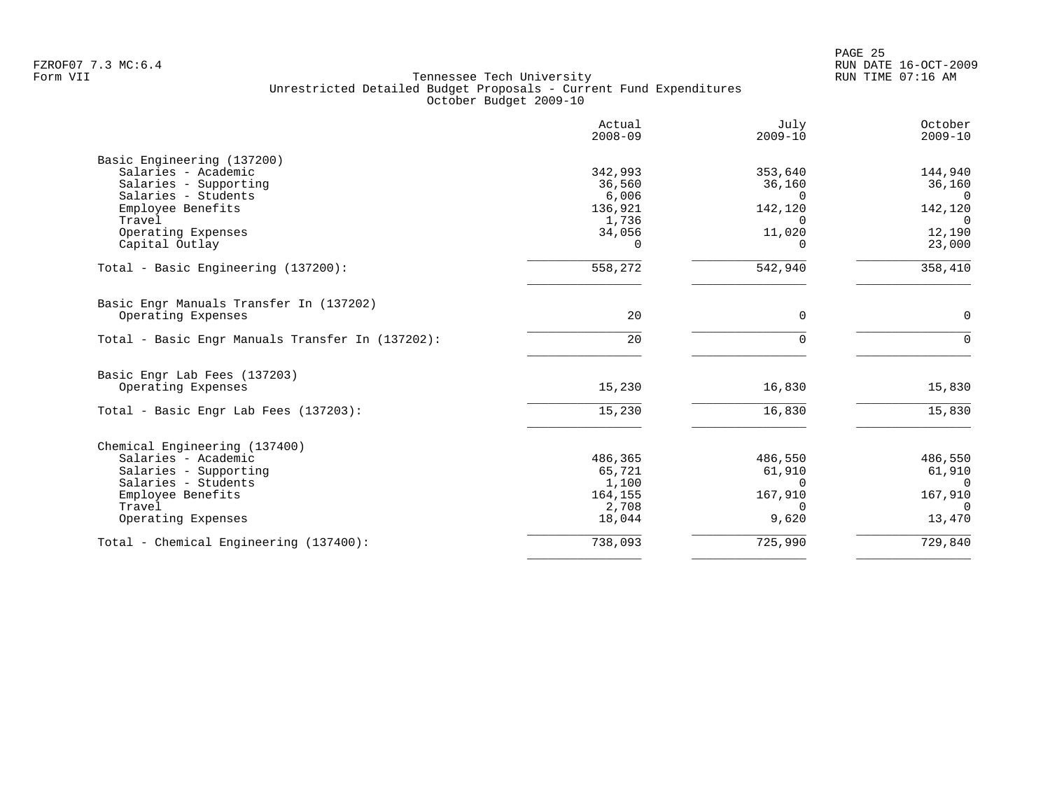FZROF07 7.3 MC:6.4
Form VII

Tennessee Tech University
Unrestricted Detailed Budget Proposals - Current Fund Expenditures
October Budget 2009-10

RUN DATE 16-OCT-2009
RUN TIME 07:16 AM

| | Actual 2008-09 | July 2009-10 | October 2009-10 |
|---|---|---|---|
| **Basic Engineering (137200)** | | | |
| Salaries - Academic | 342,993 | 353,640 | 144,940 |
| Salaries - Supporting | 36,560 | 36,160 | 36,160 |
| Salaries - Students | 6,006 | 0 | 0 |
| Employee Benefits | 136,921 | 142,120 | 142,120 |
| Travel | 1,736 | 0 | 0 |
| Operating Expenses | 34,056 | 11,020 | 12,190 |
| Capital Outlay | 0 | 0 | 23,000 |
| Total - Basic Engineering (137200): | 558,272 | 542,940 | 358,410 |
| **Basic Engr Manuals Transfer In (137202)** | | | |
| Operating Expenses | 20 | 0 | 0 |
| Total - Basic Engr Manuals Transfer In (137202): | 20 | 0 | 0 |
| **Basic Engr Lab Fees (137203)** | | | |
| Operating Expenses | 15,230 | 16,830 | 15,830 |
| Total - Basic Engr Lab Fees (137203): | 15,230 | 16,830 | 15,830 |
| **Chemical Engineering (137400)** | | | |
| Salaries - Academic | 486,365 | 486,550 | 486,550 |
| Salaries - Supporting | 65,721 | 61,910 | 61,910 |
| Salaries - Students | 1,100 | 0 | 0 |
| Employee Benefits | 164,155 | 167,910 | 167,910 |
| Travel | 2,708 | 0 | 0 |
| Operating Expenses | 18,044 | 9,620 | 13,470 |
| Total - Chemical Engineering (137400): | 738,093 | 725,990 | 729,840 |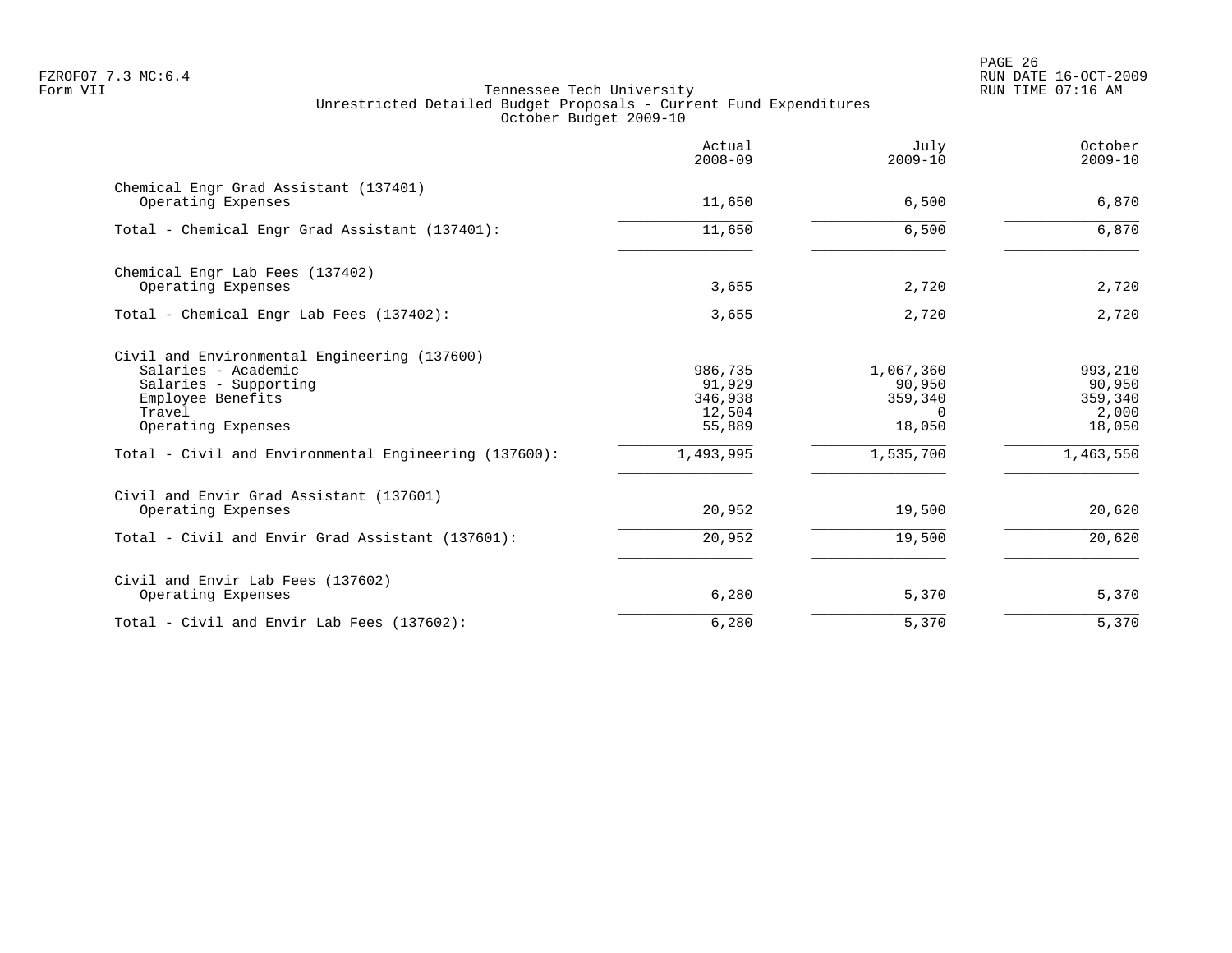Tennessee Tech University
Unrestricted Detailed Budget Proposals - Current Fund Expenditures
October Budget 2009-10

| | Actual 2008-09 | July 2009-10 | October 2009-10 |
|---|---|---|---|
| **Chemical Engr Grad Assistant (137401)** | | | |
| Operating Expenses | 11,650 | 6,500 | 6,870 |
| Total - Chemical Engr Grad Assistant (137401): | 11,650 | 6,500 | 6,870 |
| **Chemical Engr Lab Fees (137402)** | | | |
| Operating Expenses | 3,655 | 2,720 | 2,720 |
| Total - Chemical Engr Lab Fees (137402): | 3,655 | 2,720 | 2,720 |
| **Civil and Environmental Engineering (137600)** | | | |
| Salaries - Academic | 986,735 | 1,067,360 | 993,210 |
| Salaries - Supporting | 91,929 | 90,950 | 90,950 |
| Employee Benefits | 346,938 | 359,340 | 359,340 |
| Travel | 12,504 | 0 | 2,000 |
| Operating Expenses | 55,889 | 18,050 | 18,050 |
| Total - Civil and Environmental Engineering (137600): | 1,493,995 | 1,535,700 | 1,463,550 |
| **Civil and Envir Grad Assistant (137601)** | | | |
| Operating Expenses | 20,952 | 19,500 | 20,620 |
| Total - Civil and Envir Grad Assistant (137601): | 20,952 | 19,500 | 20,620 |
| **Civil and Envir Lab Fees (137602)** | | | |
| Operating Expenses | 6,280 | 5,370 | 5,370 |
| Total - Civil and Envir Lab Fees (137602): | 6,280 | 5,370 | 5,370 |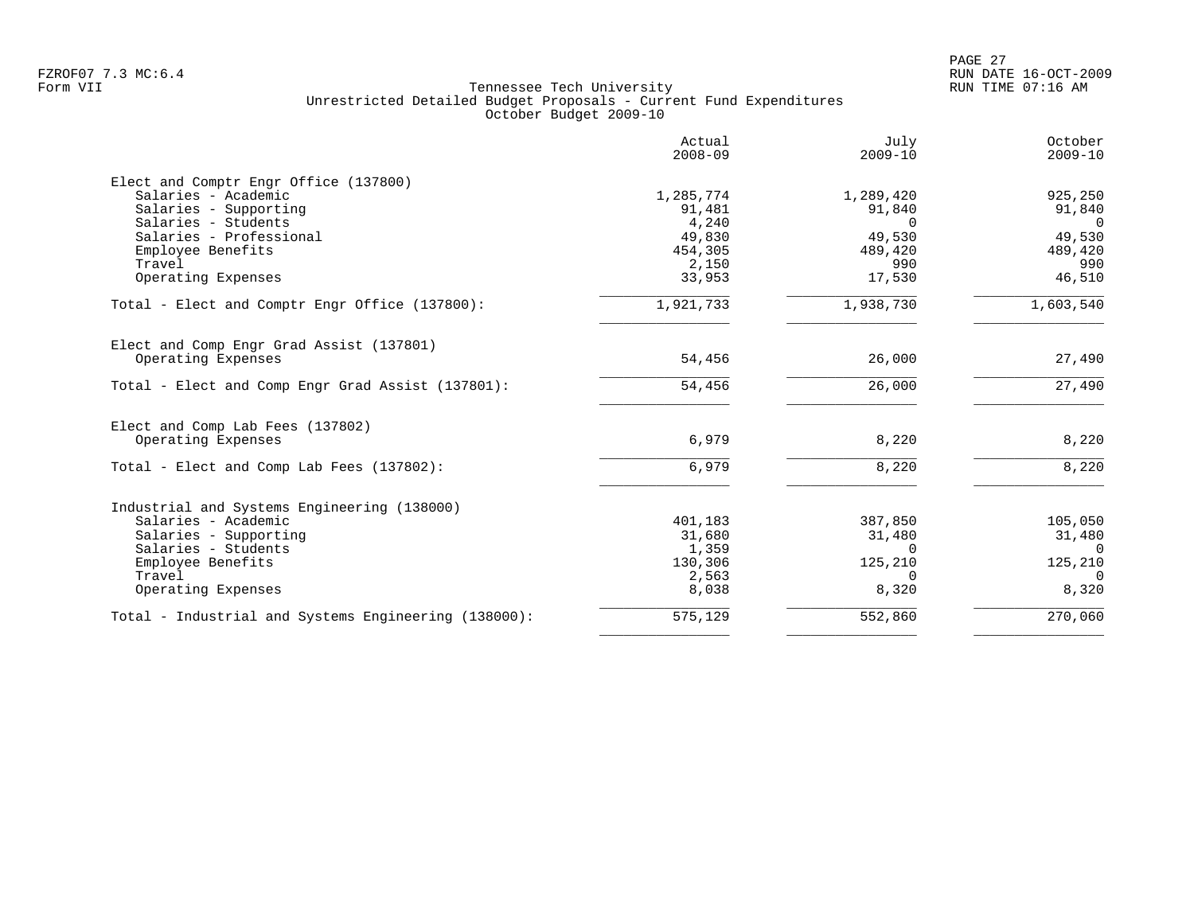Tennessee Tech University
Unrestricted Detailed Budget Proposals - Current Fund Expenditures
October Budget 2009-10

| | Actual 2008-09 | July 2009-10 | October 2009-10 |
|---|---|---|---|
| **Elect and Comptr Engr Office (137800)** | | | |
| Salaries - Academic | 1,285,774 | 1,289,420 | 925,250 |
| Salaries - Supporting | 91,481 | 91,840 | 91,840 |
| Salaries - Students | 4,240 | 0 | 0 |
| Salaries - Professional | 49,830 | 49,530 | 49,530 |
| Employee Benefits | 454,305 | 489,420 | 489,420 |
| Travel | 2,150 | 990 | 990 |
| Operating Expenses | 33,953 | 17,530 | 46,510 |
| Total - Elect and Comptr Engr Office (137800): | 1,921,733 | 1,938,730 | 1,603,540 |
| **Elect and Comp Engr Grad Assist (137801)** | | | |
| Operating Expenses | 54,456 | 26,000 | 27,490 |
| Total - Elect and Comp Engr Grad Assist (137801): | 54,456 | 26,000 | 27,490 |
| **Elect and Comp Lab Fees (137802)** | | | |
| Operating Expenses | 6,979 | 8,220 | 8,220 |
| Total - Elect and Comp Lab Fees (137802): | 6,979 | 8,220 | 8,220 |
| **Industrial and Systems Engineering (138000)** | | | |
| Salaries - Academic | 401,183 | 387,850 | 105,050 |
| Salaries - Supporting | 31,680 | 31,480 | 31,480 |
| Salaries - Students | 1,359 | 0 | 0 |
| Employee Benefits | 130,306 | 125,210 | 125,210 |
| Travel | 2,563 | 0 | 0 |
| Operating Expenses | 8,038 | 8,320 | 8,320 |
| Total - Industrial and Systems Engineering (138000): | 575,129 | 552,860 | 270,060 |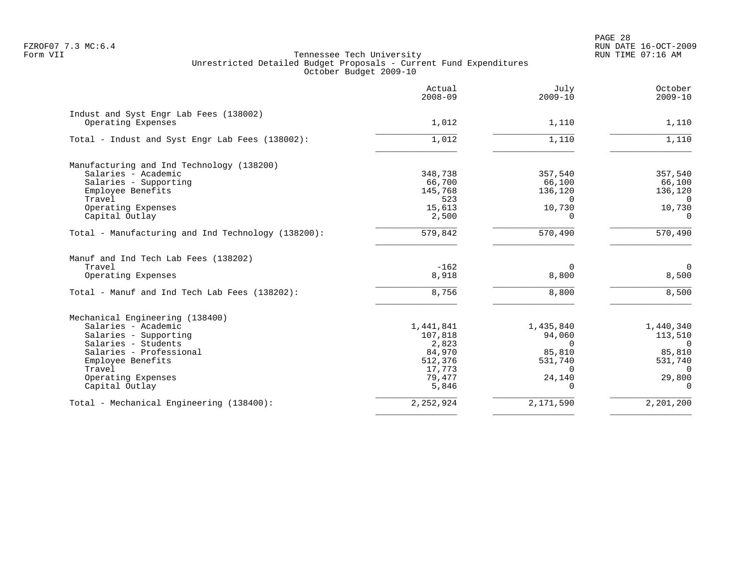FZROF07 7.3 MC:6.4
Form VII

# Tennessee Tech University
## Unrestricted Detailed Budget Proposals - Current Fund Expenditures
### October Budget 2009-10

| | Actual 2008-09 | July 2009-10 | October 2009-10 |
|---|---:|---:|---:|
| **Indust and Syst Engr Lab Fees (138002)** | | | |
| Operating Expenses | 1,012 | 1,110 | 1,110 |
| Total - Indust and Syst Engr Lab Fees (138002): | 1,012 | 1,110 | 1,110 |
| **Manufacturing and Ind Technology (138200)** | | | |
| Salaries - Academic | 348,738 | 357,540 | 357,540 |
| Salaries - Supporting | 66,700 | 66,100 | 66,100 |
| Employee Benefits | 145,768 | 136,120 | 136,120 |
| Travel | 523 | 0 | 0 |
| Operating Expenses | 15,613 | 10,730 | 10,730 |
| Capital Outlay | 2,500 | 0 | 0 |
| Total - Manufacturing and Ind Technology (138200): | 579,842 | 570,490 | 570,490 |
| **Manuf and Ind Tech Lab Fees (138202)** | | | |
| Travel | -162 | 0 | 0 |
| Operating Expenses | 8,918 | 8,800 | 8,500 |
| Total - Manuf and Ind Tech Lab Fees (138202): | 8,756 | 8,800 | 8,500 |
| **Mechanical Engineering (138400)** | | | |
| Salaries - Academic | 1,441,841 | 1,435,840 | 1,440,340 |
| Salaries - Supporting | 107,818 | 94,060 | 113,510 |
| Salaries - Students | 2,823 | 0 | 0 |
| Salaries - Professional | 84,970 | 85,810 | 85,810 |
| Employee Benefits | 512,376 | 531,740 | 531,740 |
| Travel | 17,773 | 0 | 0 |
| Operating Expenses | 79,477 | 24,140 | 29,800 |
| Capital Outlay | 5,846 | 0 | 0 |
| Total - Mechanical Engineering (138400): | 2,252,924 | 2,171,590 | 2,201,200 |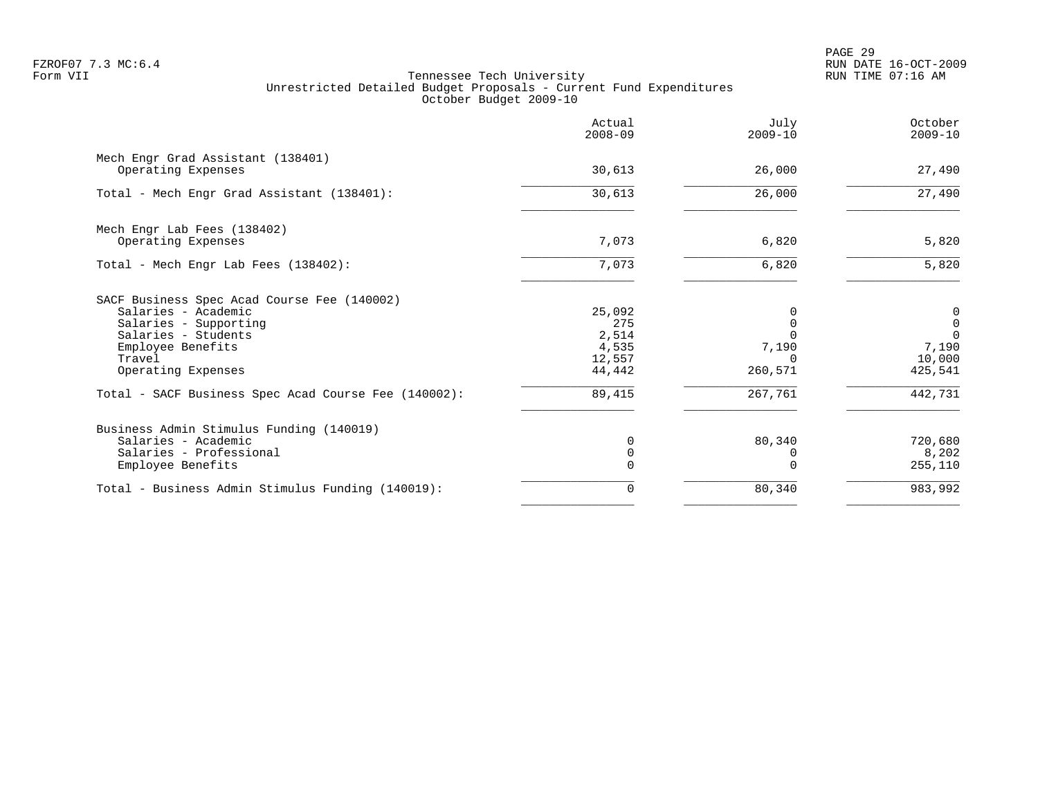Tennessee Tech University
Unrestricted Detailed Budget Proposals - Current Fund Expenditures
October Budget 2009-10

FZROF07 7.3 MC:6.4
Form VII

RUN DATE 16-OCT-2009
RUN TIME 07:16 AM

| | Actual 2008-09 | July 2009-10 | October 2009-10 |
|---|---|---|---|
| **Mech Engr Grad Assistant (138401)** | | | |
| Operating Expenses | 30,613 | 26,000 | 27,490 |
| Total - Mech Engr Grad Assistant (138401): | 30,613 | 26,000 | 27,490 |
| **Mech Engr Lab Fees (138402)** | | | |
| Operating Expenses | 7,073 | 6,820 | 5,820 |
| Total - Mech Engr Lab Fees (138402): | 7,073 | 6,820 | 5,820 |
| **SACF Business Spec Acad Course Fee (140002)** | | | |
| Salaries - Academic | 25,092 | 0 | 0 |
| Salaries - Supporting | 275 | 0 | 0 |
| Salaries - Students | 2,514 | 0 | 0 |
| Employee Benefits | 4,535 | 7,190 | 7,190 |
| Travel | 12,557 | 0 | 10,000 |
| Operating Expenses | 44,442 | 260,571 | 425,541 |
| Total - SACF Business Spec Acad Course Fee (140002): | 89,415 | 267,761 | 442,731 |
| **Business Admin Stimulus Funding (140019)** | | | |
| Salaries - Academic | 0 | 80,340 | 720,680 |
| Salaries - Professional | 0 | 0 | 8,202 |
| Employee Benefits | 0 | 0 | 255,110 |
| Total - Business Admin Stimulus Funding (140019): | 0 | 80,340 | 983,992 |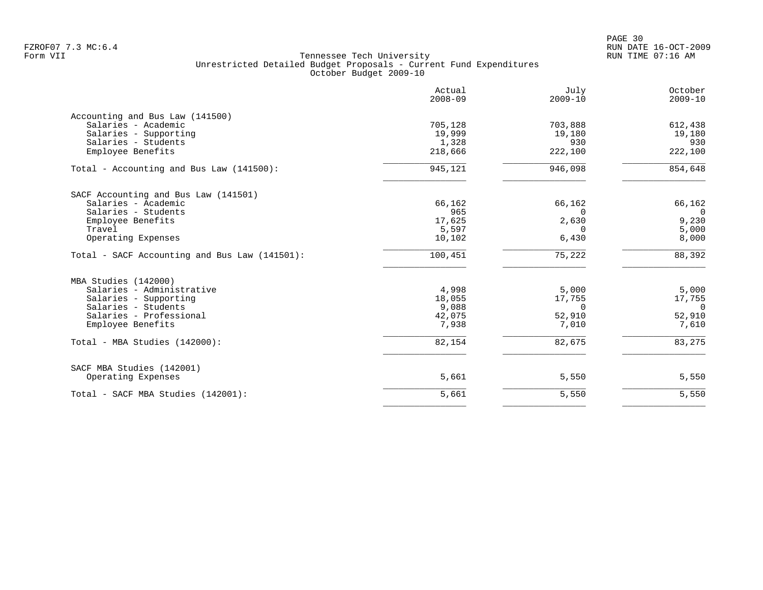FZROF07 7.3 MC:6.4
Form VII

# Tennessee Tech University
## Unrestricted Detailed Budget Proposals - Current Fund Expenditures
### October Budget 2009-10

RUN DATE 16-OCT-2009
RUN TIME 07:16 AM

| | Actual 2008-09 | July 2009-10 | October 2009-10 |
|---|---|---|---|
| **Accounting and Bus Law (141500)** | | | |
| Salaries - Academic | 705,128 | 703,888 | 612,438 |
| Salaries - Supporting | 19,999 | 19,180 | 19,180 |
| Salaries - Students | 1,328 | 930 | 930 |
| Employee Benefits | 218,666 | 222,100 | 222,100 |
| Total - Accounting and Bus Law (141500): | 945,121 | 946,098 | 854,648 |
| **SACF Accounting and Bus Law (141501)** | | | |
| Salaries - Academic | 66,162 | 66,162 | 66,162 |
| Salaries - Students | 965 | 0 | 0 |
| Employee Benefits | 17,625 | 2,630 | 9,230 |
| Travel | 5,597 | 0 | 5,000 |
| Operating Expenses | 10,102 | 6,430 | 8,000 |
| Total - SACF Accounting and Bus Law (141501): | 100,451 | 75,222 | 88,392 |
| **MBA Studies (142000)** | | | |
| Salaries - Administrative | 4,998 | 5,000 | 5,000 |
| Salaries - Supporting | 18,055 | 17,755 | 17,755 |
| Salaries - Students | 9,088 | 0 | 0 |
| Salaries - Professional | 42,075 | 52,910 | 52,910 |
| Employee Benefits | 7,938 | 7,010 | 7,610 |
| Total - MBA Studies (142000): | 82,154 | 82,675 | 83,275 |
| **SACF MBA Studies (142001)** | | | |
| Operating Expenses | 5,661 | 5,550 | 5,550 |
| Total - SACF MBA Studies (142001): | 5,661 | 5,550 | 5,550 |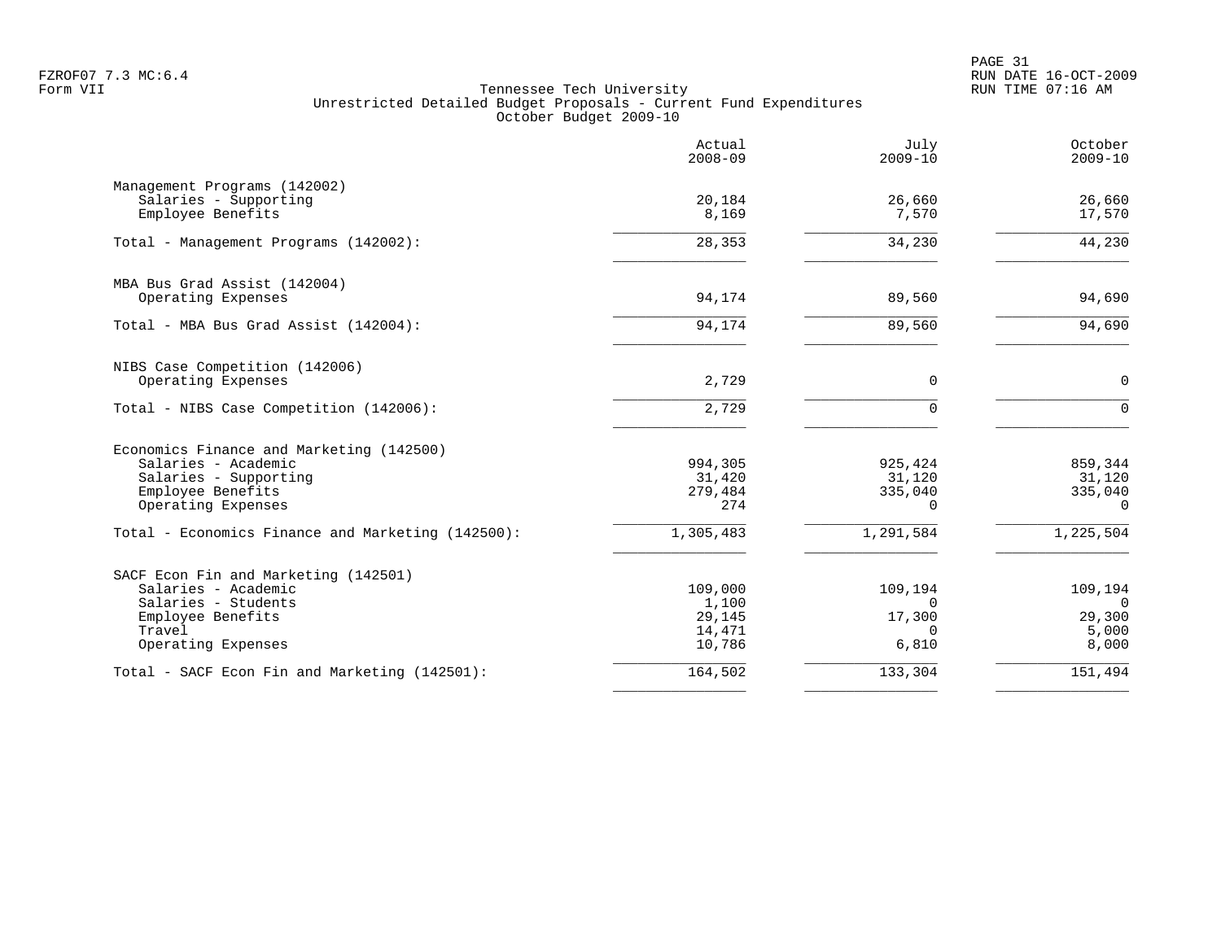FZROF07 7.3 MC:6.4
Form VII

# Tennessee Tech University
## Unrestricted Detailed Budget Proposals - Current Fund Expenditures
### October Budget 2009-10

| | Actual 2008-09 | July 2009-10 | October 2009-10 |
|---|---|---|---|
| **Management Programs (142002)** | | | |
| Salaries - Supporting | 20,184 | 26,660 | 26,660 |
| Employee Benefits | 8,169 | 7,570 | 17,570 |
| Total - Management Programs (142002): | 28,353 | 34,230 | 44,230 |
| **MBA Bus Grad Assist (142004)** | | | |
| Operating Expenses | 94,174 | 89,560 | 94,690 |
| Total - MBA Bus Grad Assist (142004): | 94,174 | 89,560 | 94,690 |
| **NIBS Case Competition (142006)** | | | |
| Operating Expenses | 2,729 | 0 | 0 |
| Total - NIBS Case Competition (142006): | 2,729 | 0 | 0 |
| **Economics Finance and Marketing (142500)** | | | |
| Salaries - Academic | 994,305 | 925,424 | 859,344 |
| Salaries - Supporting | 31,420 | 31,120 | 31,120 |
| Employee Benefits | 279,484 | 335,040 | 335,040 |
| Operating Expenses | 274 | 0 | 0 |
| Total - Economics Finance and Marketing (142500): | 1,305,483 | 1,291,584 | 1,225,504 |
| **SACF Econ Fin and Marketing (142501)** | | | |
| Salaries - Academic | 109,000 | 109,194 | 109,194 |
| Salaries - Students | 1,100 | 0 | 0 |
| Employee Benefits | 29,145 | 17,300 | 29,300 |
| Travel | 14,471 | 0 | 5,000 |
| Operating Expenses | 10,786 | 6,810 | 8,000 |
| Total - SACF Econ Fin and Marketing (142501): | 164,502 | 133,304 | 151,494 |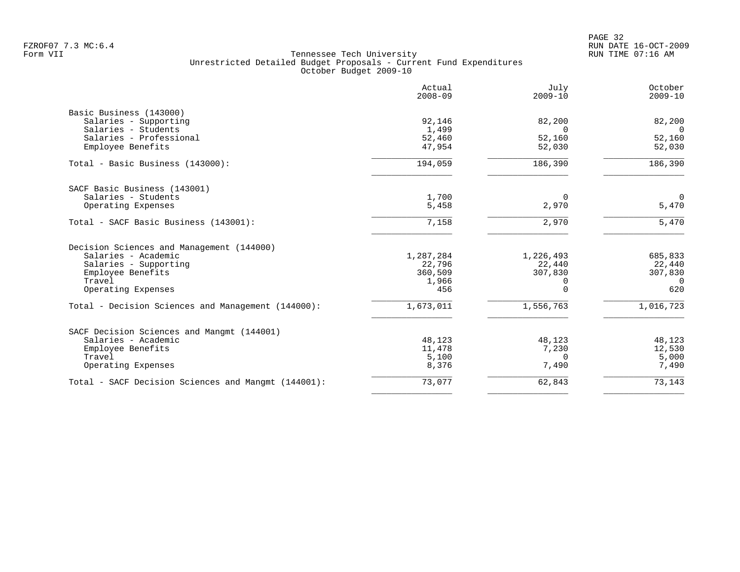FZROF07 7.3 MC:6.4
Form VII

Tennessee Tech University
Unrestricted Detailed Budget Proposals - Current Fund Expenditures
October Budget 2009-10

RUN DATE 16-OCT-2009
RUN TIME 07:16 AM

| | Actual 2008-09 | July 2009-10 | October 2009-10 |
|---|---|---|---|
| **Basic Business (143000)** | | | |
| Salaries - Supporting | 92,146 | 82,200 | 82,200 |
| Salaries - Students | 1,499 | 0 | 0 |
| Salaries - Professional | 52,460 | 52,160 | 52,160 |
| Employee Benefits | 47,954 | 52,030 | 52,030 |
| Total - Basic Business (143000): | 194,059 | 186,390 | 186,390 |
| **SACF Basic Business (143001)** | | | |
| Salaries - Students | 1,700 | 0 | 0 |
| Operating Expenses | 5,458 | 2,970 | 5,470 |
| Total - SACF Basic Business (143001): | 7,158 | 2,970 | 5,470 |
| **Decision Sciences and Management (144000)** | | | |
| Salaries - Academic | 1,287,284 | 1,226,493 | 685,833 |
| Salaries - Supporting | 22,796 | 22,440 | 22,440 |
| Employee Benefits | 360,509 | 307,830 | 307,830 |
| Travel | 1,966 | 0 | 0 |
| Operating Expenses | 456 | 0 | 620 |
| Total - Decision Sciences and Management (144000): | 1,673,011 | 1,556,763 | 1,016,723 |
| **SACF Decision Sciences and Mangmt (144001)** | | | |
| Salaries - Academic | 48,123 | 48,123 | 48,123 |
| Employee Benefits | 11,478 | 7,230 | 12,530 |
| Travel | 5,100 | 0 | 5,000 |
| Operating Expenses | 8,376 | 7,490 | 7,490 |
| Total - SACF Decision Sciences and Mangmt (144001): | 73,077 | 62,843 | 73,143 |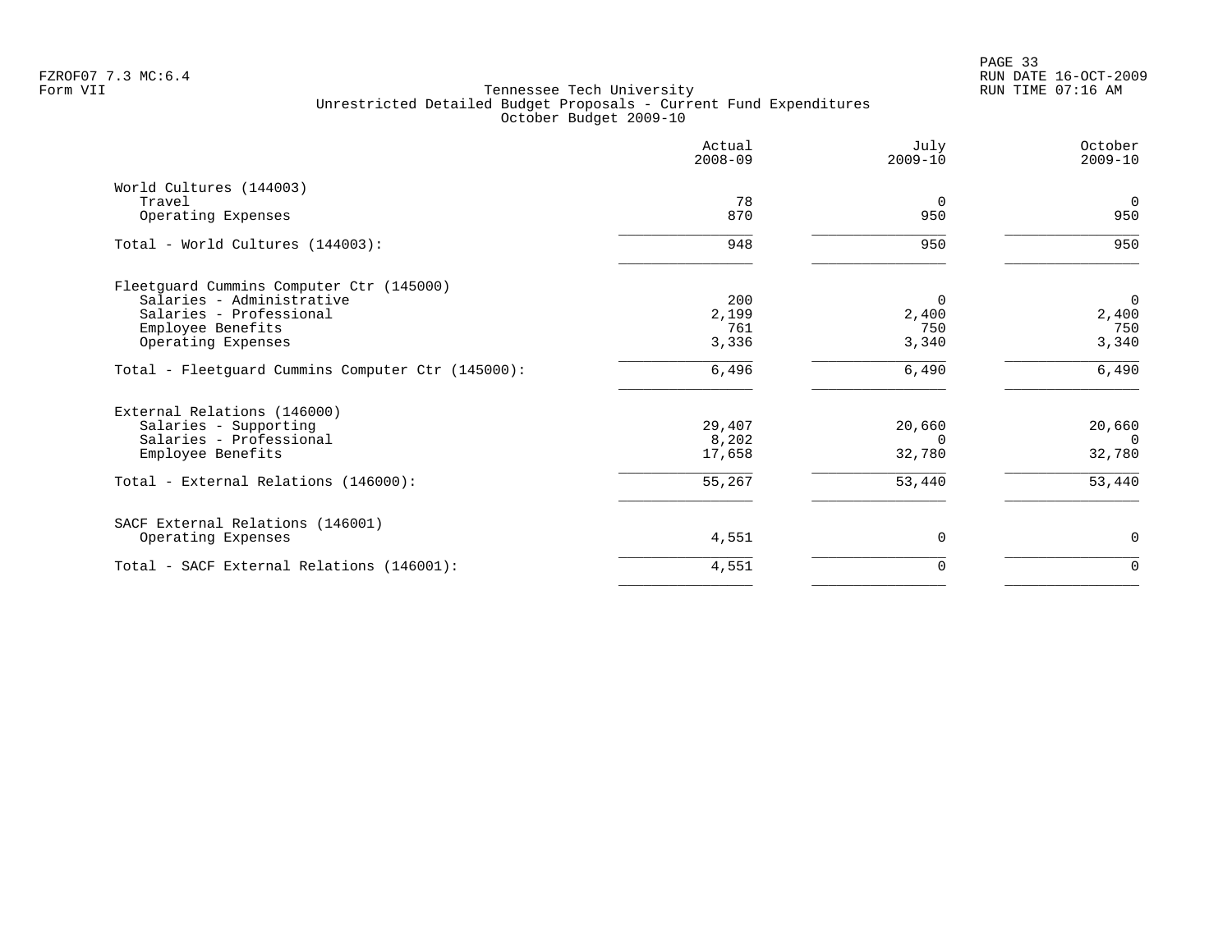Tennessee Tech University
Unrestricted Detailed Budget Proposals - Current Fund Expenditures
October Budget 2009-10

| | Actual 2008-09 | July 2009-10 | October 2009-10 |
|---|---|---|---|
| **World Cultures (144003)** | | | |
| Travel | 78 | 0 | 0 |
| Operating Expenses | 870 | 950 | 950 |
| Total - World Cultures (144003): | 948 | 950 | 950 |
| **Fleetguard Cummins Computer Ctr (145000)** | | | |
| Salaries - Administrative | 200 | 0 | 0 |
| Salaries - Professional | 2,199 | 2,400 | 2,400 |
| Employee Benefits | 761 | 750 | 750 |
| Operating Expenses | 3,336 | 3,340 | 3,340 |
| Total - Fleetguard Cummins Computer Ctr (145000): | 6,496 | 6,490 | 6,490 |
| **External Relations (146000)** | | | |
| Salaries - Supporting | 29,407 | 20,660 | 20,660 |
| Salaries - Professional | 8,202 | 0 | 0 |
| Employee Benefits | 17,658 | 32,780 | 32,780 |
| Total - External Relations (146000): | 55,267 | 53,440 | 53,440 |
| **SACF External Relations (146001)** | | | |
| Operating Expenses | 4,551 | 0 | 0 |
| Total - SACF External Relations (146001): | 4,551 | 0 | 0 |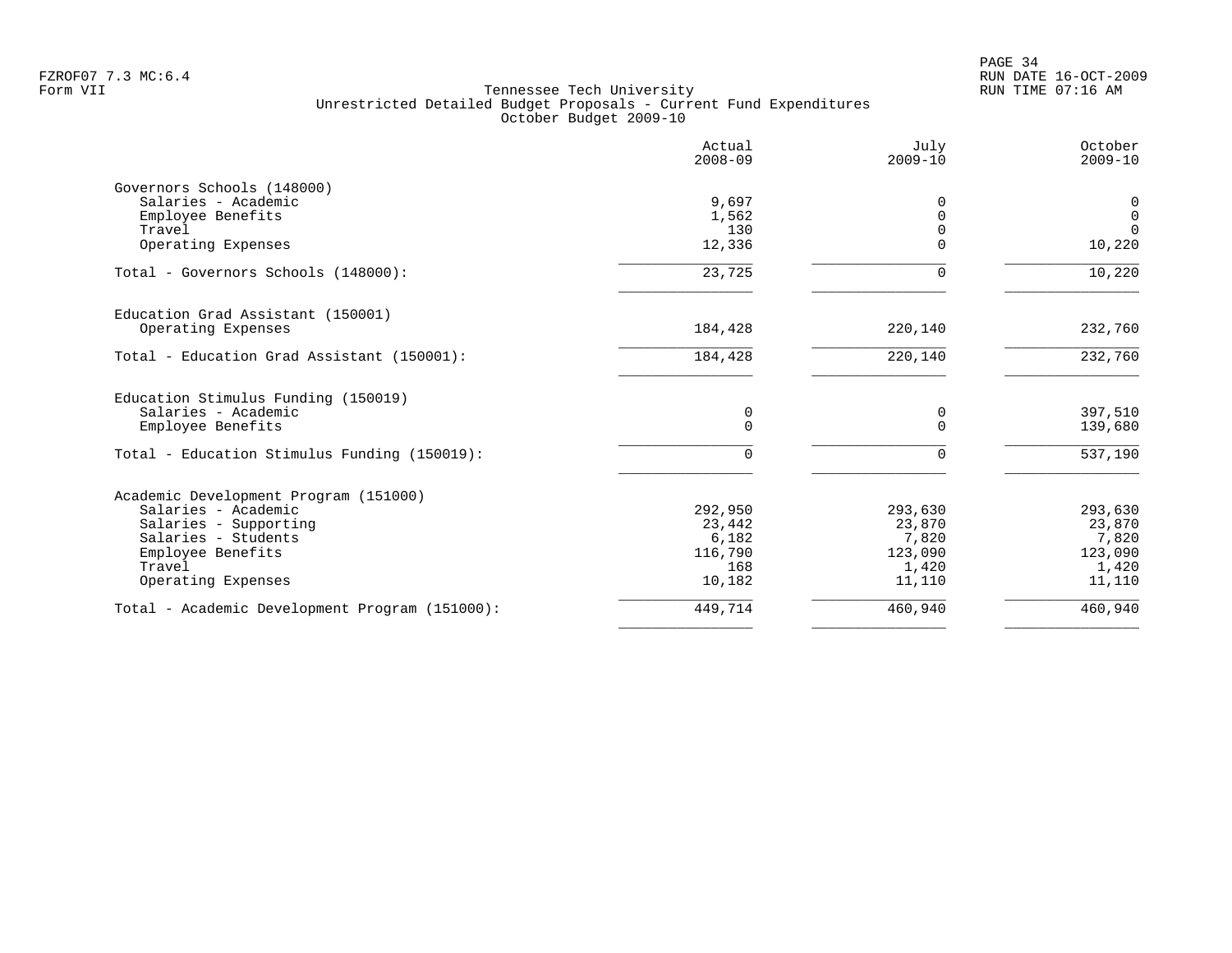FZROF07 7.3 MC:6.4
Form VII

# Tennessee Tech University
## Unrestricted Detailed Budget Proposals - Current Fund Expenditures
### October Budget 2009-10

| | Actual 2008-09 | July 2009-10 | October 2009-10 |
|---|---|---|---|
| **Governors Schools (148000)** | | | |
| Salaries - Academic | 9,697 | 0 | 0 |
| Employee Benefits | 1,562 | 0 | 0 |
| Travel | 130 | 0 | 0 |
| Operating Expenses | 12,336 | 0 | 10,220 |
| Total - Governors Schools (148000): | 23,725 | 0 | 10,220 |
| **Education Grad Assistant (150001)** | | | |
| Operating Expenses | 184,428 | 220,140 | 232,760 |
| Total - Education Grad Assistant (150001): | 184,428 | 220,140 | 232,760 |
| **Education Stimulus Funding (150019)** | | | |
| Salaries - Academic | 0 | 0 | 397,510 |
| Employee Benefits | 0 | 0 | 139,680 |
| Total - Education Stimulus Funding (150019): | 0 | 0 | 537,190 |
| **Academic Development Program (151000)** | | | |
| Salaries - Academic | 292,950 | 293,630 | 293,630 |
| Salaries - Supporting | 23,442 | 23,870 | 23,870 |
| Salaries - Students | 6,182 | 7,820 | 7,820 |
| Employee Benefits | 116,790 | 123,090 | 123,090 |
| Travel | 168 | 1,420 | 1,420 |
| Operating Expenses | 10,182 | 11,110 | 11,110 |
| Total - Academic Development Program (151000): | 449,714 | 460,940 | 460,940 |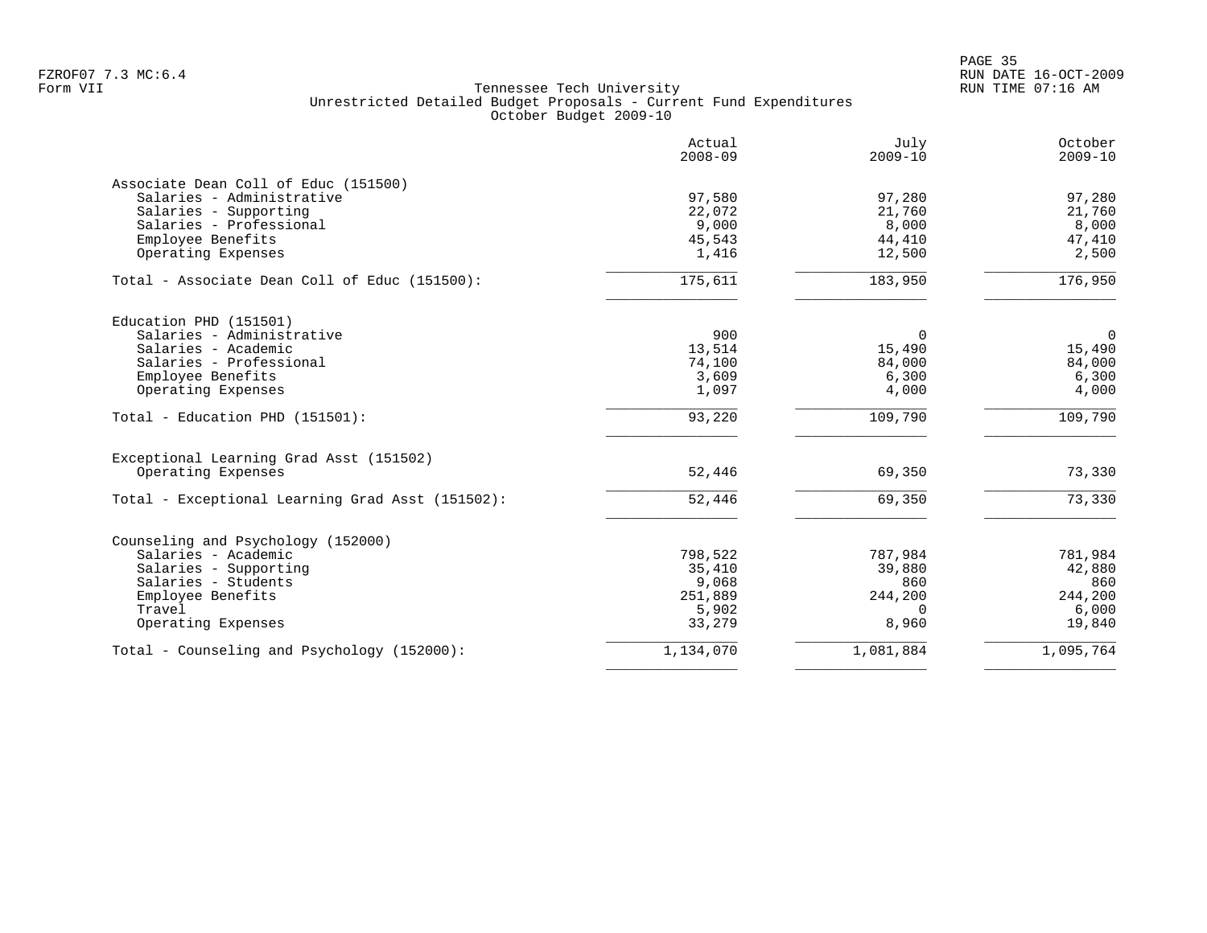Tennessee Tech University
Unrestricted Detailed Budget Proposals - Current Fund Expenditures
October Budget 2009-10

| | Actual 2008-09 | July 2009-10 | October 2009-10 |
|---|---|---|---|
| **Associate Dean Coll of Educ (151500)** | | | |
| Salaries - Administrative | 97,580 | 97,280 | 97,280 |
| Salaries - Supporting | 22,072 | 21,760 | 21,760 |
| Salaries - Professional | 9,000 | 8,000 | 8,000 |
| Employee Benefits | 45,543 | 44,410 | 47,410 |
| Operating Expenses | 1,416 | 12,500 | 2,500 |
| Total - Associate Dean Coll of Educ (151500): | 175,611 | 183,950 | 176,950 |
| **Education PHD (151501)** | | | |
| Salaries - Administrative | 900 | 0 | 0 |
| Salaries - Academic | 13,514 | 15,490 | 15,490 |
| Salaries - Professional | 74,100 | 84,000 | 84,000 |
| Employee Benefits | 3,609 | 6,300 | 6,300 |
| Operating Expenses | 1,097 | 4,000 | 4,000 |
| Total - Education PHD (151501): | 93,220 | 109,790 | 109,790 |
| **Exceptional Learning Grad Asst (151502)** | | | |
| Operating Expenses | 52,446 | 69,350 | 73,330 |
| Total - Exceptional Learning Grad Asst (151502): | 52,446 | 69,350 | 73,330 |
| **Counseling and Psychology (152000)** | | | |
| Salaries - Academic | 798,522 | 787,984 | 781,984 |
| Salaries - Supporting | 35,410 | 39,880 | 42,880 |
| Salaries - Students | 9,068 | 860 | 860 |
| Employee Benefits | 251,889 | 244,200 | 244,200 |
| Travel | 5,902 | 0 | 6,000 |
| Operating Expenses | 33,279 | 8,960 | 19,840 |
| Total - Counseling and Psychology (152000): | 1,134,070 | 1,081,884 | 1,095,764 |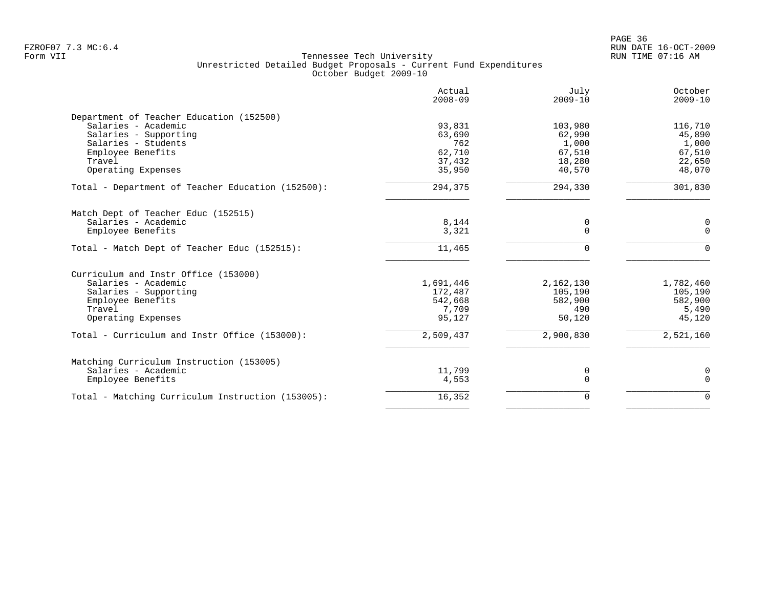FZROF07 7.3 MC:6.4
Form VII

# Tennessee Tech University
## Unrestricted Detailed Budget Proposals - Current Fund Expenditures
### October Budget 2009-10

RUN DATE 16-OCT-2009
RUN TIME 07:16 AM

| | Actual 2008-09 | July 2009-10 | October 2009-10 |
|---|---|---|---|
| **Department of Teacher Education (152500)** | | | |
| Salaries - Academic | 93,831 | 103,980 | 116,710 |
| Salaries - Supporting | 63,690 | 62,990 | 45,890 |
| Salaries - Students | 762 | 1,000 | 1,000 |
| Employee Benefits | 62,710 | 67,510 | 67,510 |
| Travel | 37,432 | 18,280 | 22,650 |
| Operating Expenses | 35,950 | 40,570 | 48,070 |
| Total - Department of Teacher Education (152500): | 294,375 | 294,330 | 301,830 |
| **Match Dept of Teacher Educ (152515)** | | | |
| Salaries - Academic | 8,144 | 0 | 0 |
| Employee Benefits | 3,321 | 0 | 0 |
| Total - Match Dept of Teacher Educ (152515): | 11,465 | 0 | 0 |
| **Curriculum and Instr Office (153000)** | | | |
| Salaries - Academic | 1,691,446 | 2,162,130 | 1,782,460 |
| Salaries - Supporting | 172,487 | 105,190 | 105,190 |
| Employee Benefits | 542,668 | 582,900 | 582,900 |
| Travel | 7,709 | 490 | 5,490 |
| Operating Expenses | 95,127 | 50,120 | 45,120 |
| Total - Curriculum and Instr Office (153000): | 2,509,437 | 2,900,830 | 2,521,160 |
| **Matching Curriculum Instruction (153005)** | | | |
| Salaries - Academic | 11,799 | 0 | 0 |
| Employee Benefits | 4,553 | 0 | 0 |
| Total - Matching Curriculum Instruction (153005): | 16,352 | 0 | 0 |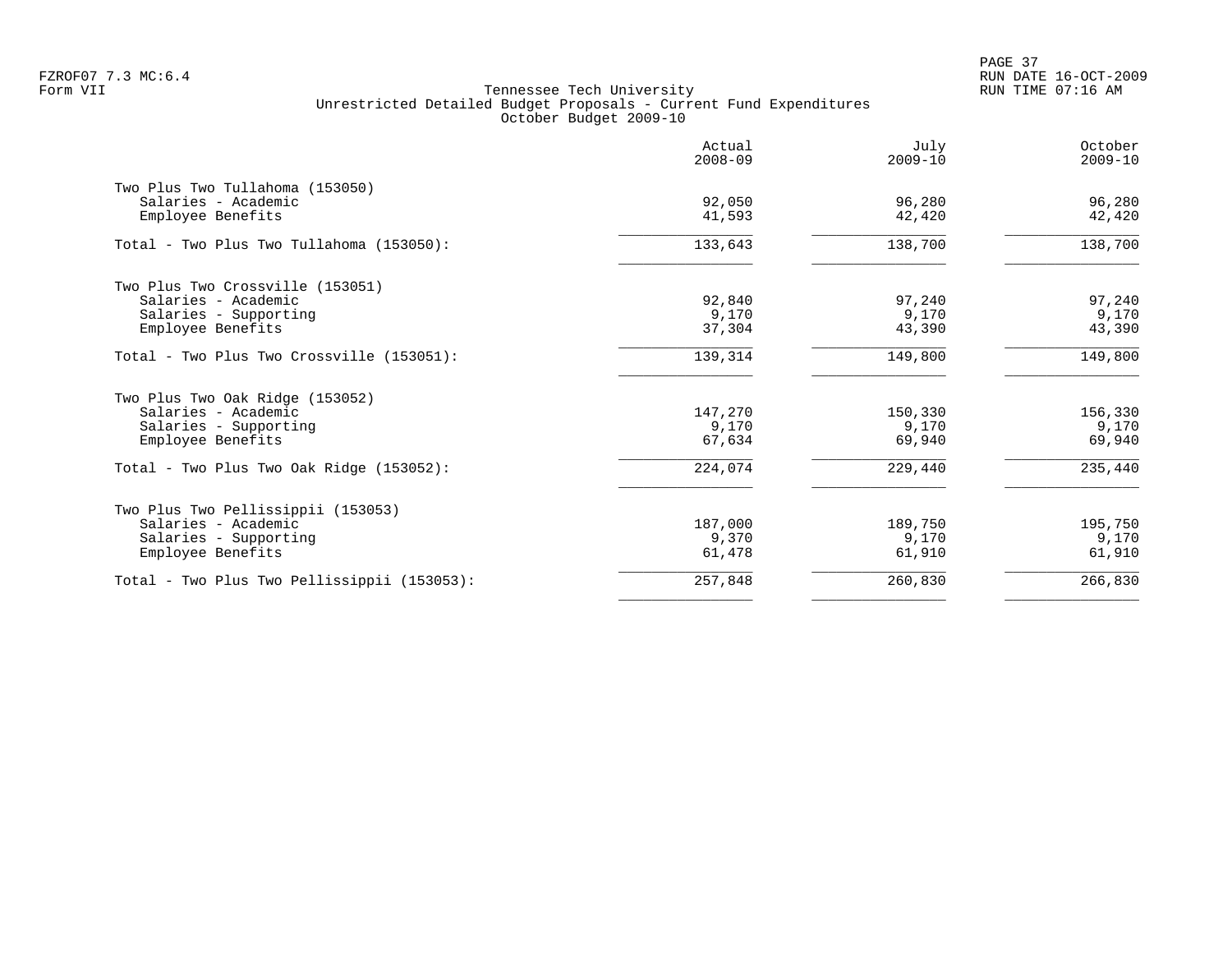Tennessee Tech University
Unrestricted Detailed Budget Proposals - Current Fund Expenditures
October Budget 2009-10

FZROF07 7.3 MC:6.4
Form VII

| | Actual 2008-09 | July 2009-10 | October 2009-10 |
|---|---|---|---|
| **Two Plus Two Tullahoma (153050)** | | | |
| Salaries - Academic | 92,050 | 96,280 | 96,280 |
| Employee Benefits | 41,593 | 42,420 | 42,420 |
| Total - Two Plus Two Tullahoma (153050): | 133,643 | 138,700 | 138,700 |
| **Two Plus Two Crossville (153051)** | | | |
| Salaries - Academic | 92,840 | 97,240 | 97,240 |
| Salaries - Supporting | 9,170 | 9,170 | 9,170 |
| Employee Benefits | 37,304 | 43,390 | 43,390 |
| Total - Two Plus Two Crossville (153051): | 139,314 | 149,800 | 149,800 |
| **Two Plus Two Oak Ridge (153052)** | | | |
| Salaries - Academic | 147,270 | 150,330 | 156,330 |
| Salaries - Supporting | 9,170 | 9,170 | 9,170 |
| Employee Benefits | 67,634 | 69,940 | 69,940 |
| Total - Two Plus Two Oak Ridge (153052): | 224,074 | 229,440 | 235,440 |
| **Two Plus Two Pellissippii (153053)** | | | |
| Salaries - Academic | 187,000 | 189,750 | 195,750 |
| Salaries - Supporting | 9,370 | 9,170 | 9,170 |
| Employee Benefits | 61,478 | 61,910 | 61,910 |
| Total - Two Plus Two Pellissippii (153053): | 257,848 | 260,830 | 266,830 |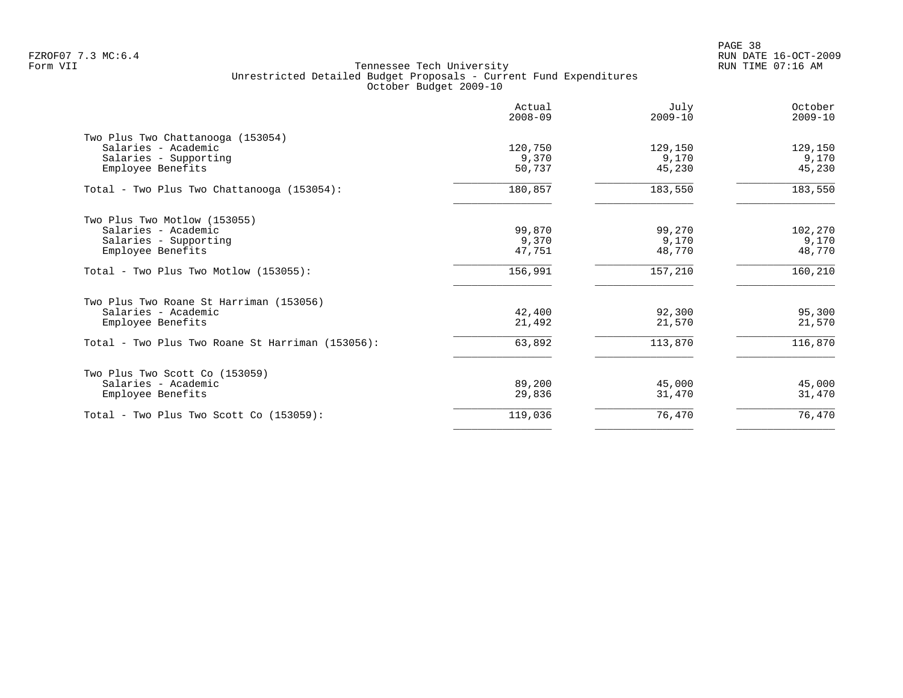Form VII

Tennessee Tech University
Unrestricted Detailed Budget Proposals - Current Fund Expenditures
October Budget 2009-10

| | Actual 2008-09 | July 2009-10 | October 2009-10 |
|---|---|---|---|
| **Two Plus Two Chattanooga (153054)** | | | |
| Salaries - Academic | 120,750 | 129,150 | 129,150 |
| Salaries - Supporting | 9,370 | 9,170 | 9,170 |
| Employee Benefits | 50,737 | 45,230 | 45,230 |
| Total - Two Plus Two Chattanooga (153054): | 180,857 | 183,550 | 183,550 |
| **Two Plus Two Motlow (153055)** | | | |
| Salaries - Academic | 99,870 | 99,270 | 102,270 |
| Salaries - Supporting | 9,370 | 9,170 | 9,170 |
| Employee Benefits | 47,751 | 48,770 | 48,770 |
| Total - Two Plus Two Motlow (153055): | 156,991 | 157,210 | 160,210 |
| **Two Plus Two Roane St Harriman (153056)** | | | |
| Salaries - Academic | 42,400 | 92,300 | 95,300 |
| Employee Benefits | 21,492 | 21,570 | 21,570 |
| Total - Two Plus Two Roane St Harriman (153056): | 63,892 | 113,870 | 116,870 |
| **Two Plus Two Scott Co (153059)** | | | |
| Salaries - Academic | 89,200 | 45,000 | 45,000 |
| Employee Benefits | 29,836 | 31,470 | 31,470 |
| Total - Two Plus Two Scott Co (153059): | 119,036 | 76,470 | 76,470 |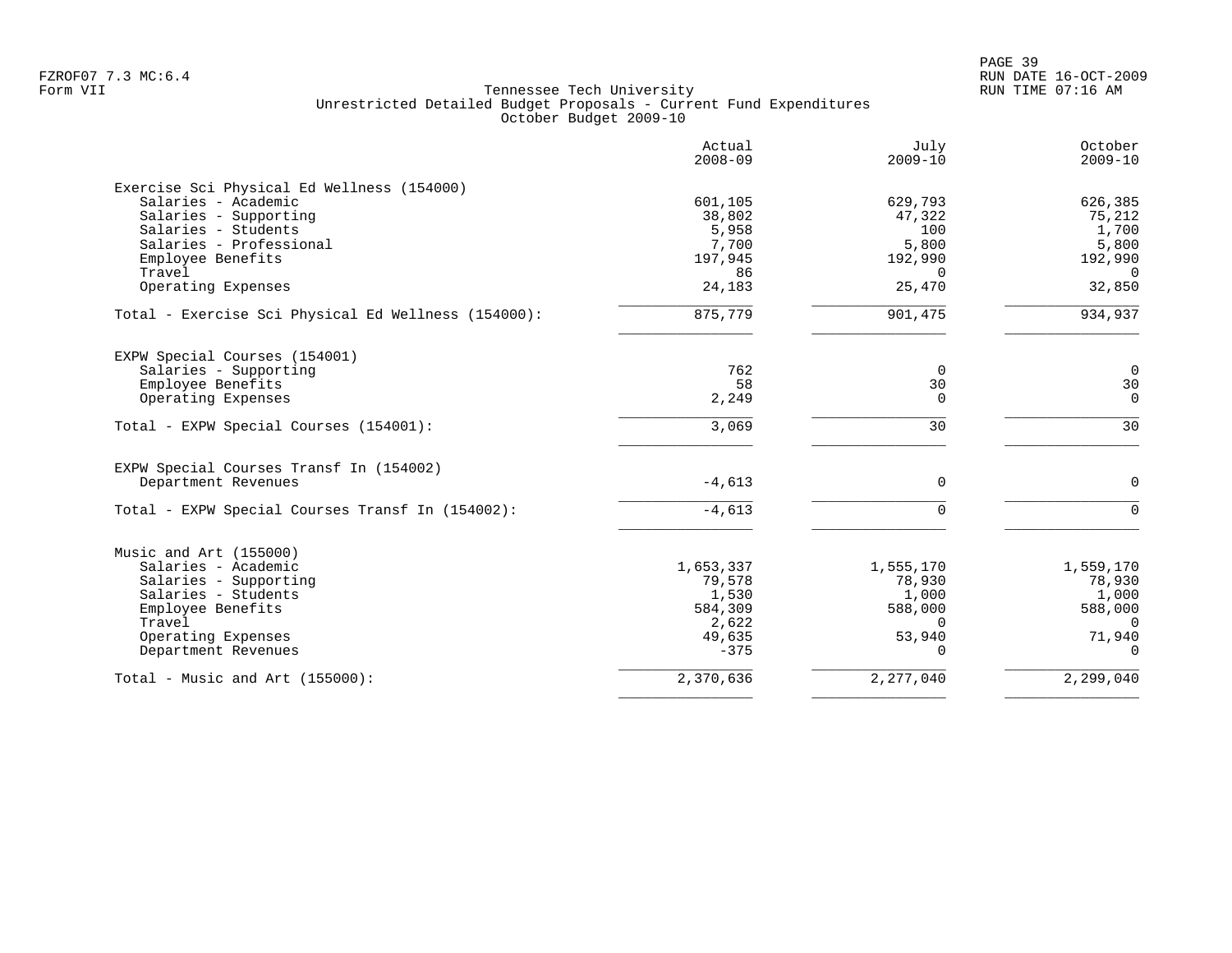Tennessee Tech University
Unrestricted Detailed Budget Proposals - Current Fund Expenditures
October Budget 2009-10

| | Actual 2008-09 | July 2009-10 | October 2009-10 |
|---|---|---|---|
| **Exercise Sci Physical Ed Wellness (154000)** | | | |
| Salaries - Academic | 601,105 | 629,793 | 626,385 |
| Salaries - Supporting | 38,802 | 47,322 | 75,212 |
| Salaries - Students | 5,958 | 100 | 1,700 |
| Salaries - Professional | 7,700 | 5,800 | 5,800 |
| Employee Benefits | 197,945 | 192,990 | 192,990 |
| Travel | 86 | 0 | 0 |
| Operating Expenses | 24,183 | 25,470 | 32,850 |
| Total - Exercise Sci Physical Ed Wellness (154000): | 875,779 | 901,475 | 934,937 |
| **EXPW Special Courses (154001)** | | | |
| Salaries - Supporting | 762 | 0 | 0 |
| Employee Benefits | 58 | 30 | 30 |
| Operating Expenses | 2,249 | 0 | 0 |
| Total - EXPW Special Courses (154001): | 3,069 | 30 | 30 |
| **EXPW Special Courses Transf In (154002)** | | | |
| Department Revenues | -4,613 | 0 | 0 |
| Total - EXPW Special Courses Transf In (154002): | -4,613 | 0 | 0 |
| **Music and Art (155000)** | | | |
| Salaries - Academic | 1,653,337 | 1,555,170 | 1,559,170 |
| Salaries - Supporting | 79,578 | 78,930 | 78,930 |
| Salaries - Students | 1,530 | 1,000 | 1,000 |
| Employee Benefits | 584,309 | 588,000 | 588,000 |
| Travel | 2,622 | 0 | 0 |
| Operating Expenses | 49,635 | 53,940 | 71,940 |
| Department Revenues | -375 | 0 | 0 |
| Total - Music and Art (155000): | 2,370,636 | 2,277,040 | 2,299,040 |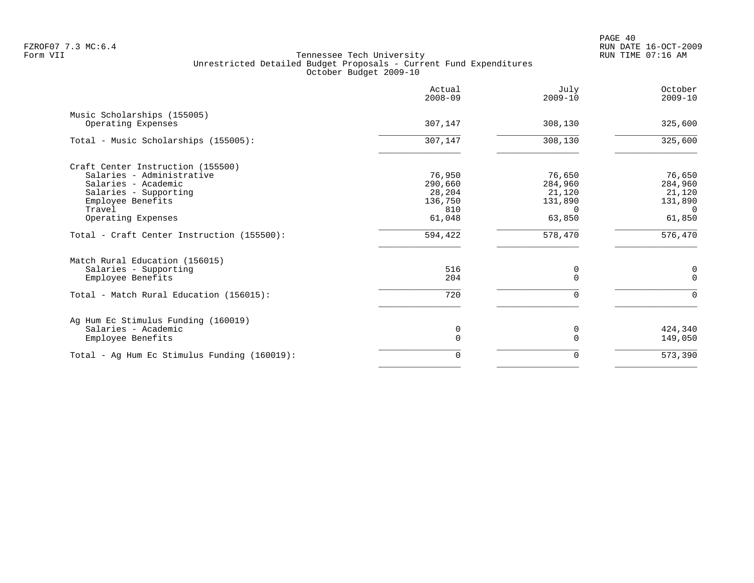Form VII

# Tennessee Tech University
## Unrestricted Detailed Budget Proposals - Current Fund Expenditures
### October Budget 2009-10

| | Actual 2008-09 | July 2009-10 | October 2009-10 |
|---|---|---|---|
| **Music Scholarships (155005)** | | | |
| Operating Expenses | 307,147 | 308,130 | 325,600 |
| Total - Music Scholarships (155005): | 307,147 | 308,130 | 325,600 |
| **Craft Center Instruction (155500)** | | | |
| Salaries - Administrative | 76,950 | 76,650 | 76,650 |
| Salaries - Academic | 290,660 | 284,960 | 284,960 |
| Salaries - Supporting | 28,204 | 21,120 | 21,120 |
| Employee Benefits | 136,750 | 131,890 | 131,890 |
| Travel | 810 | 0 | 0 |
| Operating Expenses | 61,048 | 63,850 | 61,850 |
| Total - Craft Center Instruction (155500): | 594,422 | 578,470 | 576,470 |
| **Match Rural Education (156015)** | | | |
| Salaries - Supporting | 516 | 0 | 0 |
| Employee Benefits | 204 | 0 | 0 |
| Total - Match Rural Education (156015): | 720 | 0 | 0 |
| **Ag Hum Ec Stimulus Funding (160019)** | | | |
| Salaries - Academic | 0 | 0 | 424,340 |
| Employee Benefits | 0 | 0 | 149,050 |
| Total - Ag Hum Ec Stimulus Funding (160019): | 0 | 0 | 573,390 |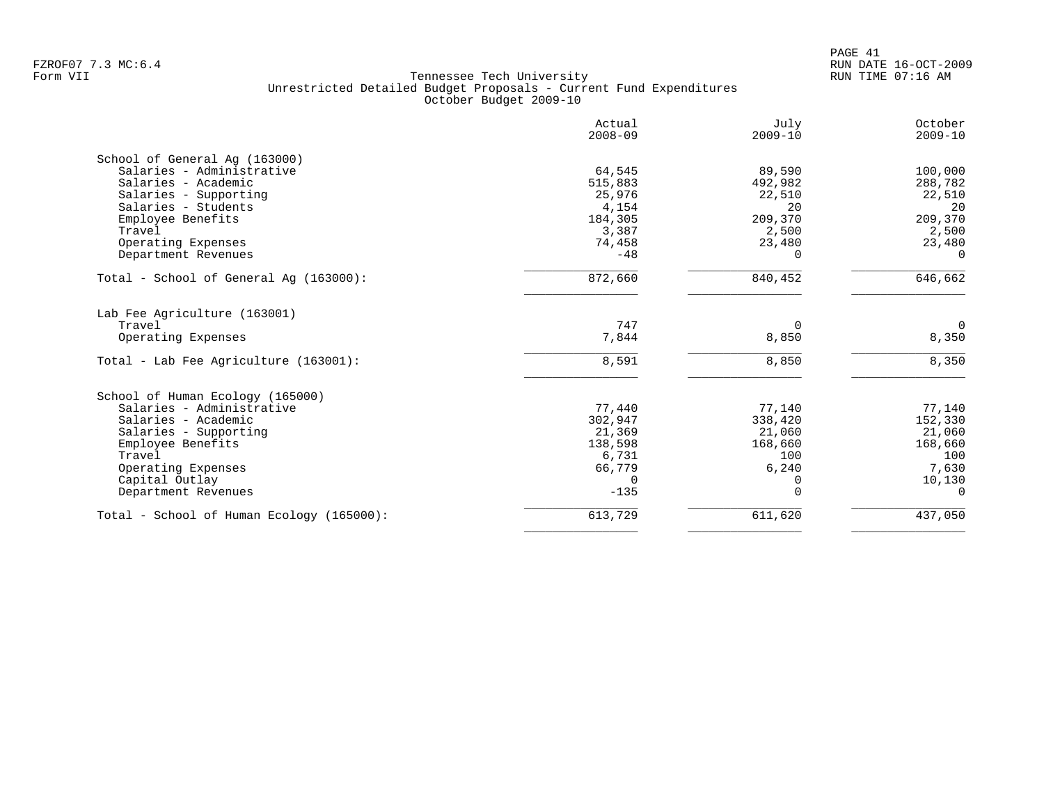Tennessee Tech University
Unrestricted Detailed Budget Proposals - Current Fund Expenditures
October Budget 2009-10

| | Actual 2008-09 | July 2009-10 | October 2009-10 |
|---|---|---|---|
| **School of General Ag (163000)** | | | |
| Salaries - Administrative | 64,545 | 89,590 | 100,000 |
| Salaries - Academic | 515,883 | 492,982 | 288,782 |
| Salaries - Supporting | 25,976 | 22,510 | 22,510 |
| Salaries - Students | 4,154 | 20 | 20 |
| Employee Benefits | 184,305 | 209,370 | 209,370 |
| Travel | 3,387 | 2,500 | 2,500 |
| Operating Expenses | 74,458 | 23,480 | 23,480 |
| Department Revenues | -48 | 0 | 0 |
| Total - School of General Ag (163000): | 872,660 | 840,452 | 646,662 |
| **Lab Fee Agriculture (163001)** | | | |
| Travel | 747 | 0 | 0 |
| Operating Expenses | 7,844 | 8,850 | 8,350 |
| Total - Lab Fee Agriculture (163001): | 8,591 | 8,850 | 8,350 |
| **School of Human Ecology (165000)** | | | |
| Salaries - Administrative | 77,440 | 77,140 | 77,140 |
| Salaries - Academic | 302,947 | 338,420 | 152,330 |
| Salaries - Supporting | 21,369 | 21,060 | 21,060 |
| Employee Benefits | 138,598 | 168,660 | 168,660 |
| Travel | 6,731 | 100 | 100 |
| Operating Expenses | 66,779 | 6,240 | 7,630 |
| Capital Outlay | 0 | 0 | 10,130 |
| Department Revenues | -135 | 0 | 0 |
| Total - School of Human Ecology (165000): | 613,729 | 611,620 | 437,050 |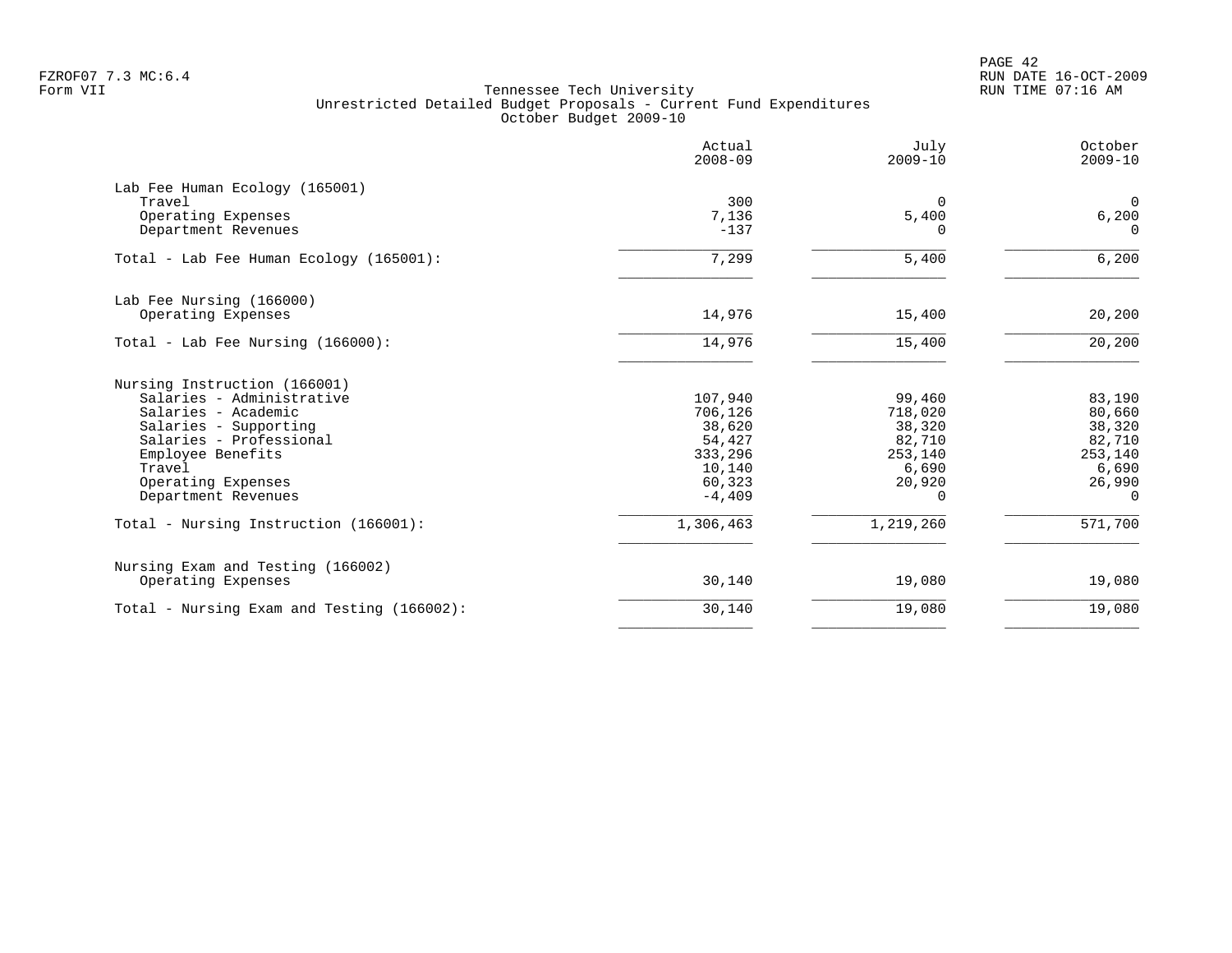Tennessee Tech University
Unrestricted Detailed Budget Proposals - Current Fund Expenditures
October Budget 2009-10

| | Actual 2008-09 | July 2009-10 | October 2009-10 |
|---|---:|---:|---:|
| **Lab Fee Human Ecology (165001)** | | | |
| Travel | 300 | 0 | 0 |
| Operating Expenses | 7,136 | 5,400 | 6,200 |
| Department Revenues | -137 | 0 | 0 |
| Total - Lab Fee Human Ecology (165001): | 7,299 | 5,400 | 6,200 |
| **Lab Fee Nursing (166000)** | | | |
| Operating Expenses | 14,976 | 15,400 | 20,200 |
| Total - Lab Fee Nursing (166000): | 14,976 | 15,400 | 20,200 |
| **Nursing Instruction (166001)** | | | |
| Salaries - Administrative | 107,940 | 99,460 | 83,190 |
| Salaries - Academic | 706,126 | 718,020 | 80,660 |
| Salaries - Supporting | 38,620 | 38,320 | 38,320 |
| Salaries - Professional | 54,427 | 82,710 | 82,710 |
| Employee Benefits | 333,296 | 253,140 | 253,140 |
| Travel | 10,140 | 6,690 | 6,690 |
| Operating Expenses | 60,323 | 20,920 | 26,990 |
| Department Revenues | -4,409 | 0 | 0 |
| Total - Nursing Instruction (166001): | 1,306,463 | 1,219,260 | 571,700 |
| **Nursing Exam and Testing (166002)** | | | |
| Operating Expenses | 30,140 | 19,080 | 19,080 |
| Total - Nursing Exam and Testing (166002): | 30,140 | 19,080 | 19,080 |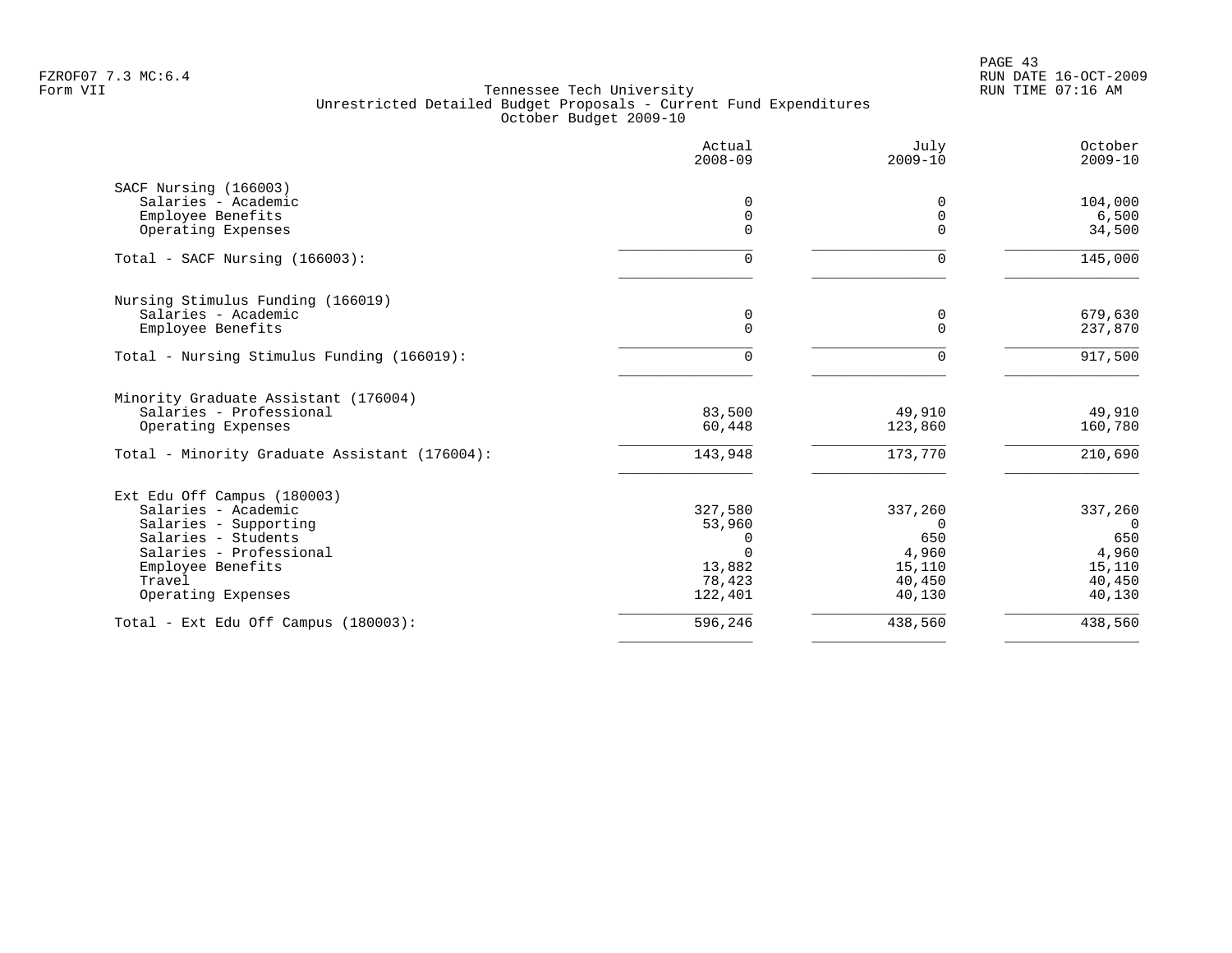FZROF07 7.3 MC:6.4
Form VII

Tennessee Tech University
Unrestricted Detailed Budget Proposals - Current Fund Expenditures
October Budget 2009-10

| | Actual 2008-09 | July 2009-10 | October 2009-10 |
|---|---|---|---|
| **SACF Nursing (166003)** | | | |
| Salaries - Academic | 0 | 0 | 104,000 |
| Employee Benefits | 0 | 0 | 6,500 |
| Operating Expenses | 0 | 0 | 34,500 |
| Total - SACF Nursing (166003): | 0 | 0 | 145,000 |
| **Nursing Stimulus Funding (166019)** | | | |
| Salaries - Academic | 0 | 0 | 679,630 |
| Employee Benefits | 0 | 0 | 237,870 |
| Total - Nursing Stimulus Funding (166019): | 0 | 0 | 917,500 |
| **Minority Graduate Assistant (176004)** | | | |
| Salaries - Professional | 83,500 | 49,910 | 49,910 |
| Operating Expenses | 60,448 | 123,860 | 160,780 |
| Total - Minority Graduate Assistant (176004): | 143,948 | 173,770 | 210,690 |
| **Ext Edu Off Campus (180003)** | | | |
| Salaries - Academic | 327,580 | 337,260 | 337,260 |
| Salaries - Supporting | 53,960 | 0 | 0 |
| Salaries - Students | 0 | 650 | 650 |
| Salaries - Professional | 0 | 4,960 | 4,960 |
| Employee Benefits | 13,882 | 15,110 | 15,110 |
| Travel | 78,423 | 40,450 | 40,450 |
| Operating Expenses | 122,401 | 40,130 | 40,130 |
| Total - Ext Edu Off Campus (180003): | 596,246 | 438,560 | 438,560 |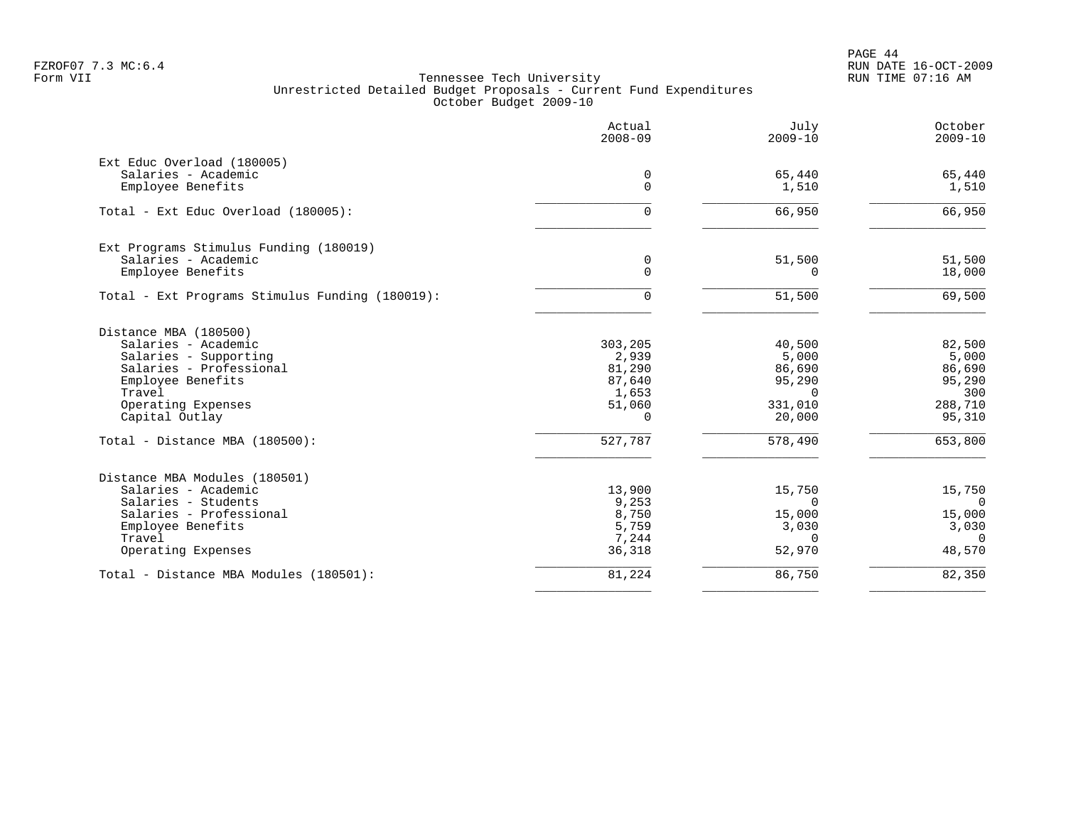Tennessee Tech University
Unrestricted Detailed Budget Proposals - Current Fund Expenditures
October Budget 2009-10

| | Actual 2008-09 | July 2009-10 | October 2009-10 |
|---|---|---|---|
| **Ext Educ Overload (180005)** | | | |
| Salaries - Academic | 0 | 65,440 | 65,440 |
| Employee Benefits | 0 | 1,510 | 1,510 |
| Total - Ext Educ Overload (180005): | 0 | 66,950 | 66,950 |
| **Ext Programs Stimulus Funding (180019)** | | | |
| Salaries - Academic | 0 | 51,500 | 51,500 |
| Employee Benefits | 0 | 0 | 18,000 |
| Total - Ext Programs Stimulus Funding (180019): | 0 | 51,500 | 69,500 |
| **Distance MBA (180500)** | | | |
| Salaries - Academic | 303,205 | 40,500 | 82,500 |
| Salaries - Supporting | 2,939 | 5,000 | 5,000 |
| Salaries - Professional | 81,290 | 86,690 | 86,690 |
| Employee Benefits | 87,640 | 95,290 | 95,290 |
| Travel | 1,653 | 0 | 300 |
| Operating Expenses | 51,060 | 331,010 | 288,710 |
| Capital Outlay | 0 | 20,000 | 95,310 |
| Total - Distance MBA (180500): | 527,787 | 578,490 | 653,800 |
| **Distance MBA Modules (180501)** | | | |
| Salaries - Academic | 13,900 | 15,750 | 15,750 |
| Salaries - Students | 9,253 | 0 | 0 |
| Salaries - Professional | 8,750 | 15,000 | 15,000 |
| Employee Benefits | 5,759 | 3,030 | 3,030 |
| Travel | 7,244 | 0 | 0 |
| Operating Expenses | 36,318 | 52,970 | 48,570 |
| Total - Distance MBA Modules (180501): | 81,224 | 86,750 | 82,350 |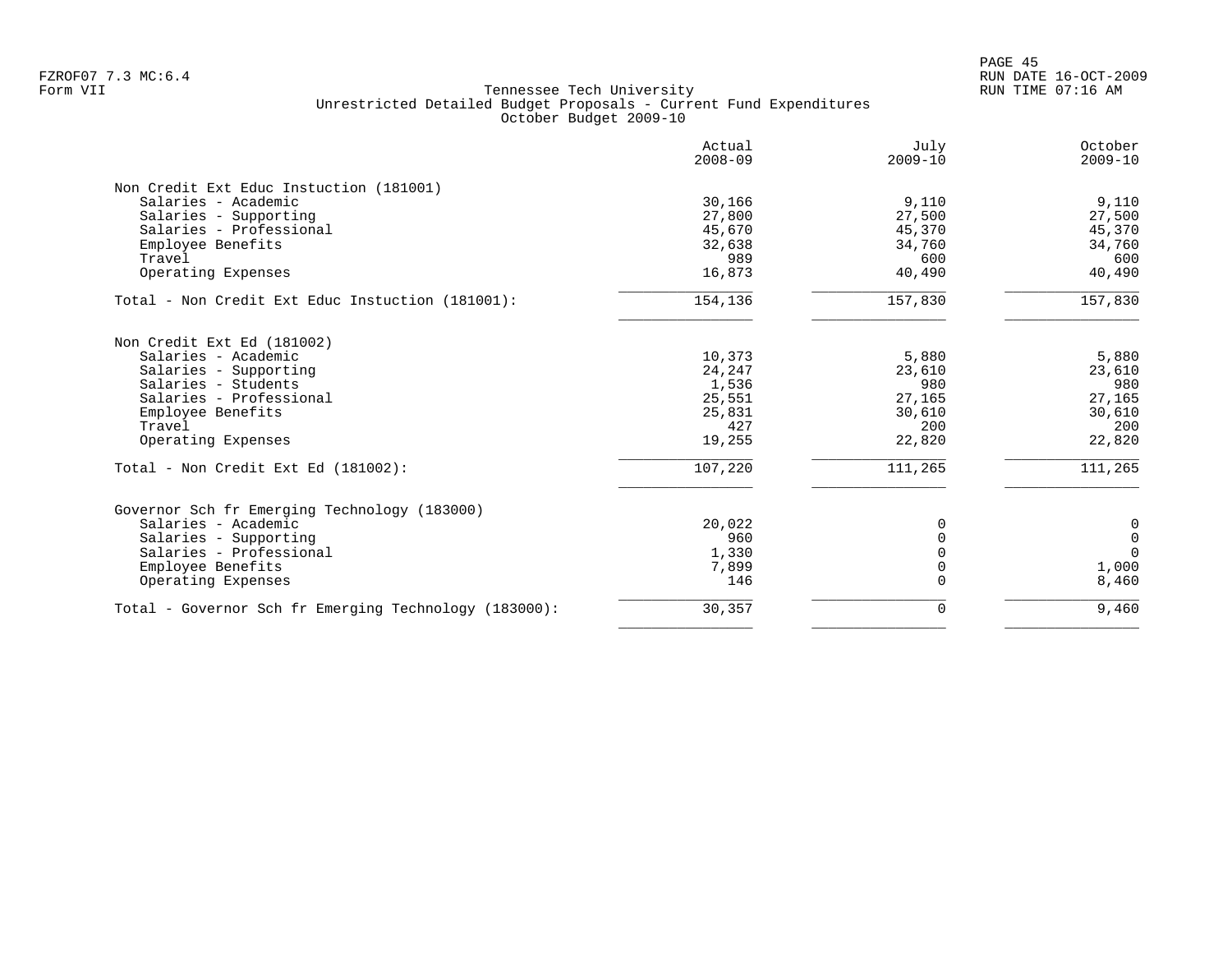Tennessee Tech University
Unrestricted Detailed Budget Proposals - Current Fund Expenditures
October Budget 2009-10

| | Actual 2008-09 | July 2009-10 | October 2009-10 |
|---|---|---|---|
| **Non Credit Ext Educ Instuction (181001)** | | | |
| Salaries - Academic | 30,166 | 9,110 | 9,110 |
| Salaries - Supporting | 27,800 | 27,500 | 27,500 |
| Salaries - Professional | 45,670 | 45,370 | 45,370 |
| Employee Benefits | 32,638 | 34,760 | 34,760 |
| Travel | 989 | 600 | 600 |
| Operating Expenses | 16,873 | 40,490 | 40,490 |
| Total - Non Credit Ext Educ Instuction (181001): | 154,136 | 157,830 | 157,830 |
| **Non Credit Ext Ed (181002)** | | | |
| Salaries - Academic | 10,373 | 5,880 | 5,880 |
| Salaries - Supporting | 24,247 | 23,610 | 23,610 |
| Salaries - Students | 1,536 | 980 | 980 |
| Salaries - Professional | 25,551 | 27,165 | 27,165 |
| Employee Benefits | 25,831 | 30,610 | 30,610 |
| Travel | 427 | 200 | 200 |
| Operating Expenses | 19,255 | 22,820 | 22,820 |
| Total - Non Credit Ext Ed (181002): | 107,220 | 111,265 | 111,265 |
| **Governor Sch fr Emerging Technology (183000)** | | | |
| Salaries - Academic | 20,022 | 0 | 0 |
| Salaries - Supporting | 960 | 0 | 0 |
| Salaries - Professional | 1,330 | 0 | 0 |
| Employee Benefits | 7,899 | 0 | 1,000 |
| Operating Expenses | 146 | 0 | 8,460 |
| Total - Governor Sch fr Emerging Technology (183000): | 30,357 | 0 | 9,460 |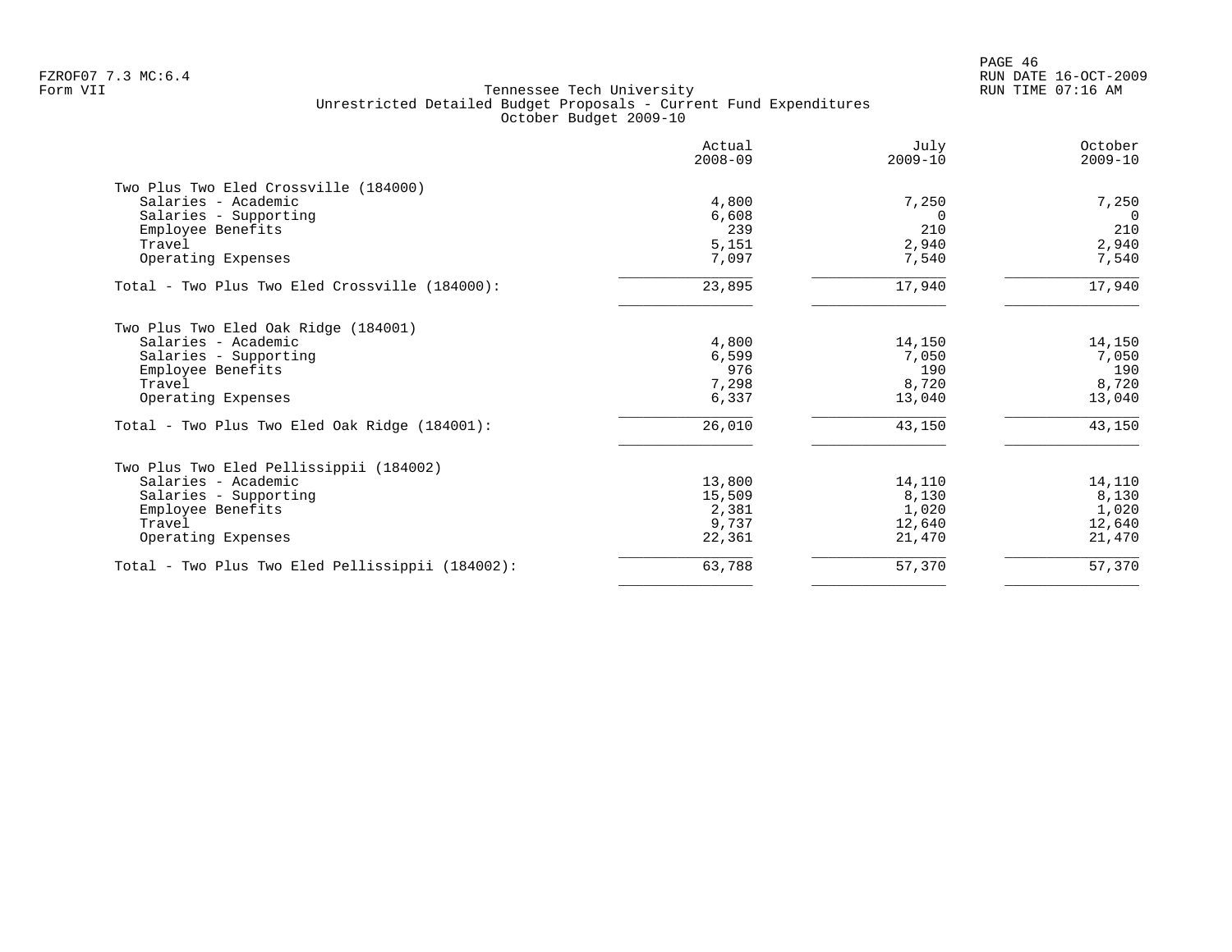Tennessee Tech University
Unrestricted Detailed Budget Proposals - Current Fund Expenditures
October Budget 2009-10

| | Actual 2008-09 | July 2009-10 | October 2009-10 |
|---|---|---|---|
| **Two Plus Two Eled Crossville (184000)** | | | |
| Salaries - Academic | 4,800 | 7,250 | 7,250 |
| Salaries - Supporting | 6,608 | 0 | 0 |
| Employee Benefits | 239 | 210 | 210 |
| Travel | 5,151 | 2,940 | 2,940 |
| Operating Expenses | 7,097 | 7,540 | 7,540 |
| Total - Two Plus Two Eled Crossville (184000): | 23,895 | 17,940 | 17,940 |
| **Two Plus Two Eled Oak Ridge (184001)** | | | |
| Salaries - Academic | 4,800 | 14,150 | 14,150 |
| Salaries - Supporting | 6,599 | 7,050 | 7,050 |
| Employee Benefits | 976 | 190 | 190 |
| Travel | 7,298 | 8,720 | 8,720 |
| Operating Expenses | 6,337 | 13,040 | 13,040 |
| Total - Two Plus Two Eled Oak Ridge (184001): | 26,010 | 43,150 | 43,150 |
| **Two Plus Two Eled Pellissippii (184002)** | | | |
| Salaries - Academic | 13,800 | 14,110 | 14,110 |
| Salaries - Supporting | 15,509 | 8,130 | 8,130 |
| Employee Benefits | 2,381 | 1,020 | 1,020 |
| Travel | 9,737 | 12,640 | 12,640 |
| Operating Expenses | 22,361 | 21,470 | 21,470 |
| Total - Two Plus Two Eled Pellissippii (184002): | 63,788 | 57,370 | 57,370 |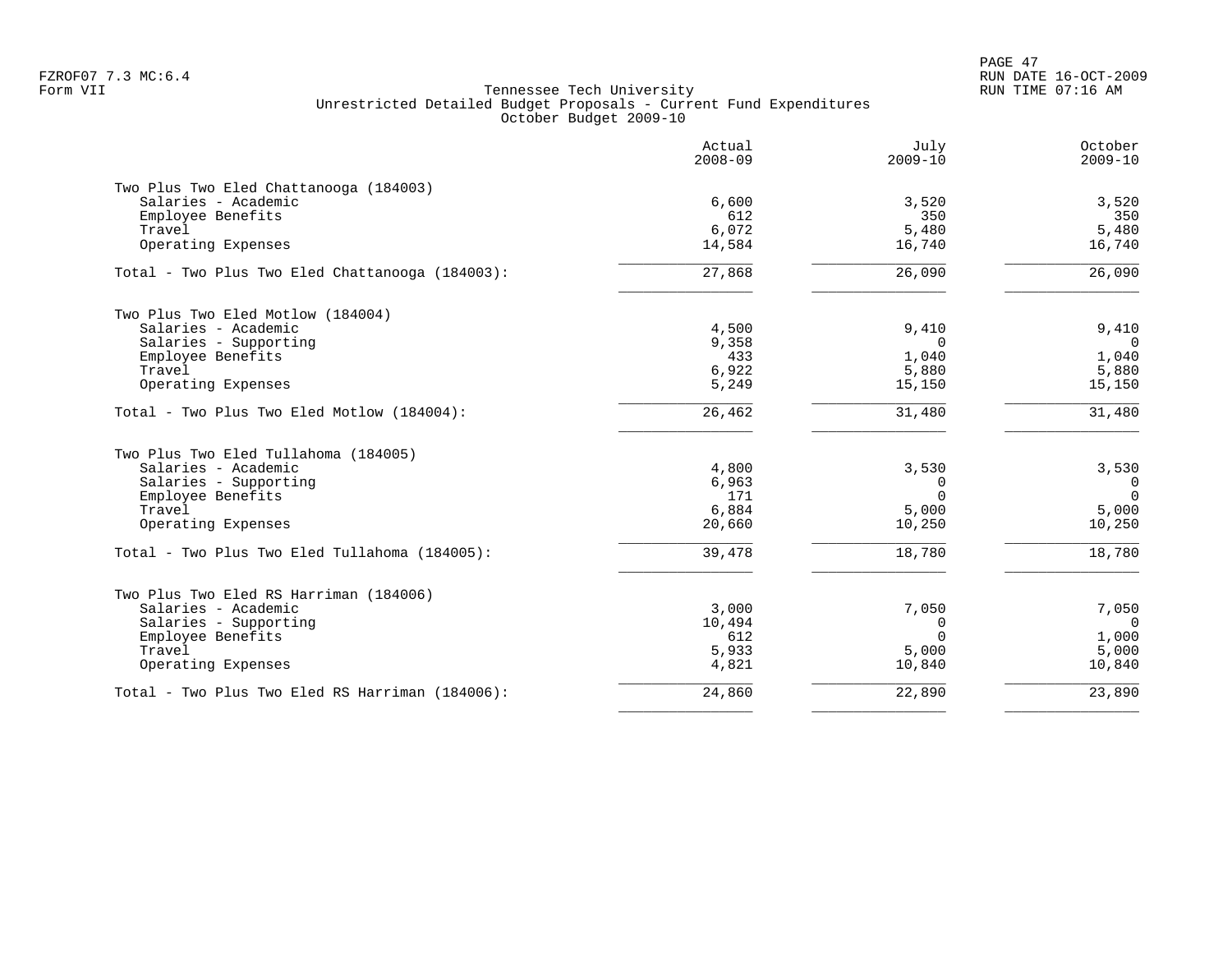Tennessee Tech University
Unrestricted Detailed Budget Proposals - Current Fund Expenditures
October Budget 2009-10

| | Actual 2008-09 | July 2009-10 | October 2009-10 |
|---|---|---|---|
| **Two Plus Two Eled Chattanooga (184003)** | | | |
| Salaries - Academic | 6,600 | 3,520 | 3,520 |
| Employee Benefits | 612 | 350 | 350 |
| Travel | 6,072 | 5,480 | 5,480 |
| Operating Expenses | 14,584 | 16,740 | 16,740 |
| Total - Two Plus Two Eled Chattanooga (184003): | 27,868 | 26,090 | 26,090 |
| **Two Plus Two Eled Motlow (184004)** | | | |
| Salaries - Academic | 4,500 | 9,410 | 9,410 |
| Salaries - Supporting | 9,358 | 0 | 0 |
| Employee Benefits | 433 | 1,040 | 1,040 |
| Travel | 6,922 | 5,880 | 5,880 |
| Operating Expenses | 5,249 | 15,150 | 15,150 |
| Total - Two Plus Two Eled Motlow (184004): | 26,462 | 31,480 | 31,480 |
| **Two Plus Two Eled Tullahoma (184005)** | | | |
| Salaries - Academic | 4,800 | 3,530 | 3,530 |
| Salaries - Supporting | 6,963 | 0 | 0 |
| Employee Benefits | 171 | 0 | 0 |
| Travel | 6,884 | 5,000 | 5,000 |
| Operating Expenses | 20,660 | 10,250 | 10,250 |
| Total - Two Plus Two Eled Tullahoma (184005): | 39,478 | 18,780 | 18,780 |
| **Two Plus Two Eled RS Harriman (184006)** | | | |
| Salaries - Academic | 3,000 | 7,050 | 7,050 |
| Salaries - Supporting | 10,494 | 0 | 0 |
| Employee Benefits | 612 | 0 | 1,000 |
| Travel | 5,933 | 5,000 | 5,000 |
| Operating Expenses | 4,821 | 10,840 | 10,840 |
| Total - Two Plus Two Eled RS Harriman (184006): | 24,860 | 22,890 | 23,890 |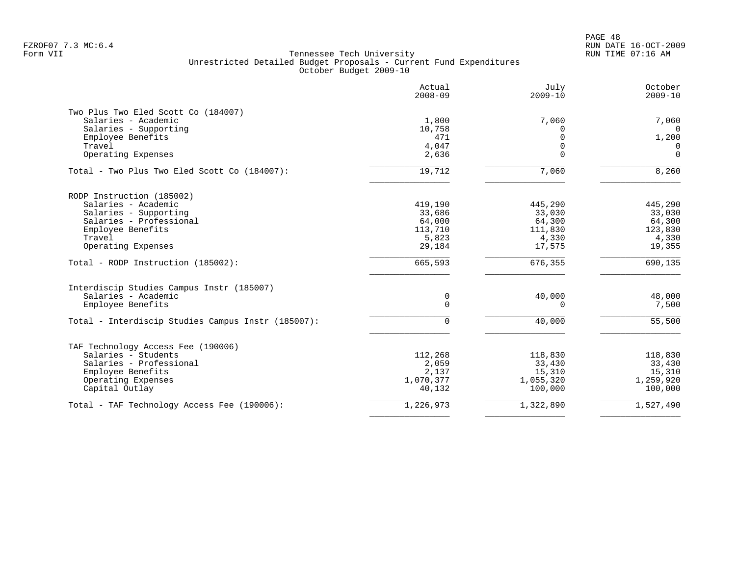FZROF07 7.3 MC:6.4
Form VII

Tennessee Tech University
Unrestricted Detailed Budget Proposals - Current Fund Expenditures
October Budget 2009-10

RUN DATE 16-OCT-2009
RUN TIME 07:16 AM

| | Actual 2008-09 | July 2009-10 | October 2009-10 |
|---|---|---|---|
| **Two Plus Two Eled Scott Co (184007)** | | | |
| Salaries - Academic | 1,800 | 7,060 | 7,060 |
| Salaries - Supporting | 10,758 | 0 | 0 |
| Employee Benefits | 471 | 0 | 1,200 |
| Travel | 4,047 | 0 | 0 |
| Operating Expenses | 2,636 | 0 | 0 |
| Total - Two Plus Two Eled Scott Co (184007): | 19,712 | 7,060 | 8,260 |
| **RODP Instruction (185002)** | | | |
| Salaries - Academic | 419,190 | 445,290 | 445,290 |
| Salaries - Supporting | 33,686 | 33,030 | 33,030 |
| Salaries - Professional | 64,000 | 64,300 | 64,300 |
| Employee Benefits | 113,710 | 111,830 | 123,830 |
| Travel | 5,823 | 4,330 | 4,330 |
| Operating Expenses | 29,184 | 17,575 | 19,355 |
| Total - RODP Instruction (185002): | 665,593 | 676,355 | 690,135 |
| **Interdiscip Studies Campus Instr (185007)** | | | |
| Salaries - Academic | 0 | 40,000 | 48,000 |
| Employee Benefits | 0 | 0 | 7,500 |
| Total - Interdiscip Studies Campus Instr (185007): | 0 | 40,000 | 55,500 |
| **TAF Technology Access Fee (190006)** | | | |
| Salaries - Students | 112,268 | 118,830 | 118,830 |
| Salaries - Professional | 2,059 | 33,430 | 33,430 |
| Employee Benefits | 2,137 | 15,310 | 15,310 |
| Operating Expenses | 1,070,377 | 1,055,320 | 1,259,920 |
| Capital Outlay | 40,132 | 100,000 | 100,000 |
| Total - TAF Technology Access Fee (190006): | 1,226,973 | 1,322,890 | 1,527,490 |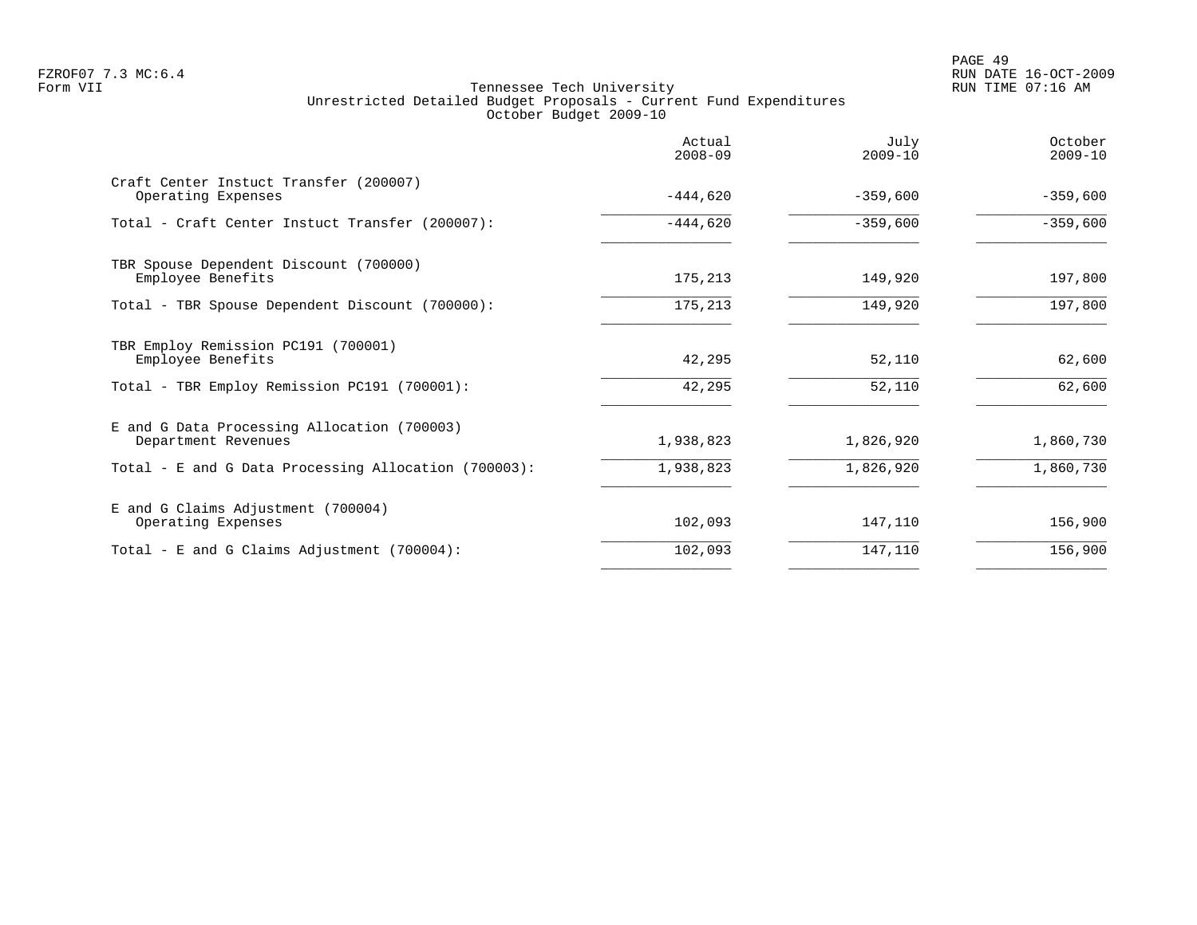Tennessee Tech University
Unrestricted Detailed Budget Proposals - Current Fund Expenditures
October Budget 2009-10

| | Actual 2008-09 | July 2009-10 | October 2009-10 |
|---|---|---|---|
| Craft Center Instuct Transfer (200007) | | | |
| Operating Expenses | -444,620 | -359,600 | -359,600 |
| Total - Craft Center Instuct Transfer (200007): | -444,620 | -359,600 | -359,600 |
| TBR Spouse Dependent Discount (700000) | | | |
| Employee Benefits | 175,213 | 149,920 | 197,800 |
| Total - TBR Spouse Dependent Discount (700000): | 175,213 | 149,920 | 197,800 |
| TBR Employ Remission PC191 (700001) | | | |
| Employee Benefits | 42,295 | 52,110 | 62,600 |
| Total - TBR Employ Remission PC191 (700001): | 42,295 | 52,110 | 62,600 |
| E and G Data Processing Allocation (700003) | | | |
| Department Revenues | 1,938,823 | 1,826,920 | 1,860,730 |
| Total - E and G Data Processing Allocation (700003): | 1,938,823 | 1,826,920 | 1,860,730 |
| E and G Claims Adjustment (700004) | | | |
| Operating Expenses | 102,093 | 147,110 | 156,900 |
| Total - E and G Claims Adjustment (700004): | 102,093 | 147,110 | 156,900 |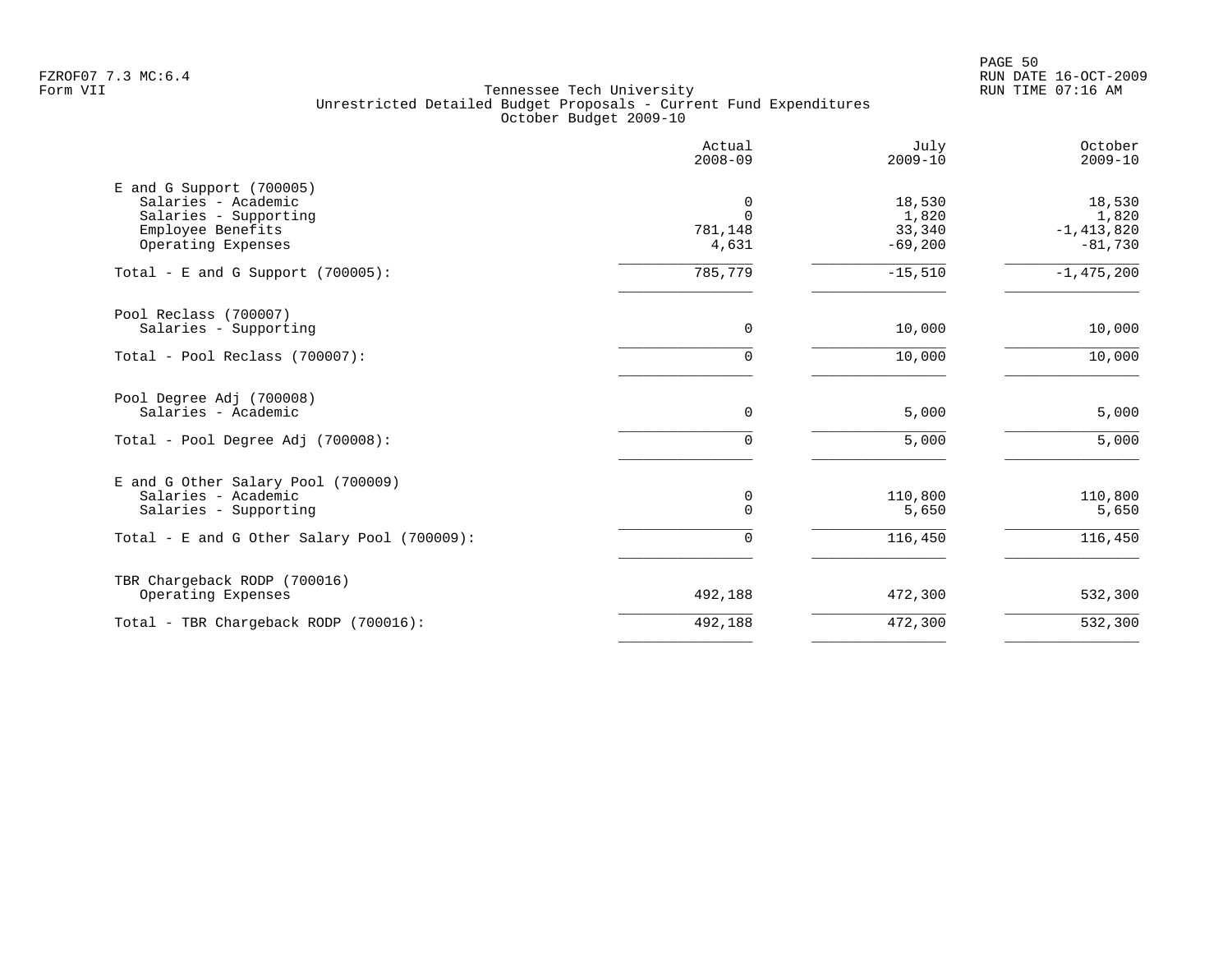Tennessee Tech University
Unrestricted Detailed Budget Proposals - Current Fund Expenditures
October Budget 2009-10

| | Actual 2008-09 | July 2009-10 | October 2009-10 |
|---|---|---|---|
| **E and G Support (700005)** | | | |
| Salaries - Academic | 0 | 18,530 | 18,530 |
| Salaries - Supporting | 0 | 1,820 | 1,820 |
| Employee Benefits | 781,148 | 33,340 | -1,413,820 |
| Operating Expenses | 4,631 | -69,200 | -81,730 |
| Total - E and G Support (700005): | 785,779 | -15,510 | -1,475,200 |
| **Pool Reclass (700007)** | | | |
| Salaries - Supporting | 0 | 10,000 | 10,000 |
| Total - Pool Reclass (700007): | 0 | 10,000 | 10,000 |
| **Pool Degree Adj (700008)** | | | |
| Salaries - Academic | 0 | 5,000 | 5,000 |
| Total - Pool Degree Adj (700008): | 0 | 5,000 | 5,000 |
| **E and G Other Salary Pool (700009)** | | | |
| Salaries - Academic | 0 | 110,800 | 110,800 |
| Salaries - Supporting | 0 | 5,650 | 5,650 |
| Total - E and G Other Salary Pool (700009): | 0 | 116,450 | 116,450 |
| **TBR Chargeback RODP (700016)** | | | |
| Operating Expenses | 492,188 | 472,300 | 532,300 |
| Total - TBR Chargeback RODP (700016): | 492,188 | 472,300 | 532,300 |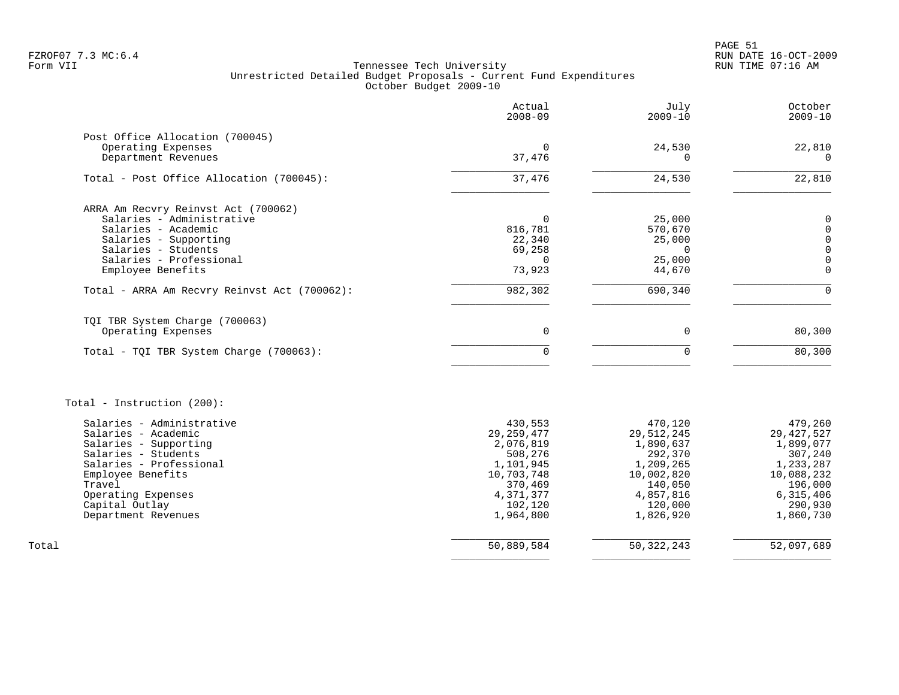Tennessee Tech University
Unrestricted Detailed Budget Proposals - Current Fund Expenditures
October Budget 2009-10

| | Actual 2008-09 | July 2009-10 | October 2009-10 |
|---|---|---|---|
| **Post Office Allocation (700045)** | | | |
| Operating Expenses | 0 | 24,530 | 22,810 |
| Department Revenues | 37,476 | 0 | 0 |
| Total - Post Office Allocation (700045): | 37,476 | 24,530 | 22,810 |
| **ARRA Am Recvry Reinvst Act (700062)** | | | |
| Salaries - Administrative | 0 | 25,000 | 0 |
| Salaries - Academic | 816,781 | 570,670 | 0 |
| Salaries - Supporting | 22,340 | 25,000 | 0 |
| Salaries - Students | 69,258 | 0 | 0 |
| Salaries - Professional | 0 | 25,000 | 0 |
| Employee Benefits | 73,923 | 44,670 | 0 |
| Total - ARRA Am Recvry Reinvst Act (700062): | 982,302 | 690,340 | 0 |
| **TQI TBR System Charge (700063)** | | | |
| Operating Expenses | 0 | 0 | 80,300 |
| Total - TQI TBR System Charge (700063): | 0 | 0 | 80,300 |
| **Total - Instruction (200):** | | | |
| Salaries - Administrative | 430,553 | 470,120 | 479,260 |
| Salaries - Academic | 29,259,477 | 29,512,245 | 29,427,527 |
| Salaries - Supporting | 2,076,819 | 1,890,637 | 1,899,077 |
| Salaries - Students | 508,276 | 292,370 | 307,240 |
| Salaries - Professional | 1,101,945 | 1,209,265 | 1,233,287 |
| Employee Benefits | 10,703,748 | 10,002,820 | 10,088,232 |
| Travel | 370,469 | 140,050 | 196,000 |
| Operating Expenses | 4,371,377 | 4,857,816 | 6,315,406 |
| Capital Outlay | 102,120 | 120,000 | 290,930 |
| Department Revenues | 1,964,800 | 1,826,920 | 1,860,730 |
| **Total** | 50,889,584 | 50,322,243 | 52,097,689 |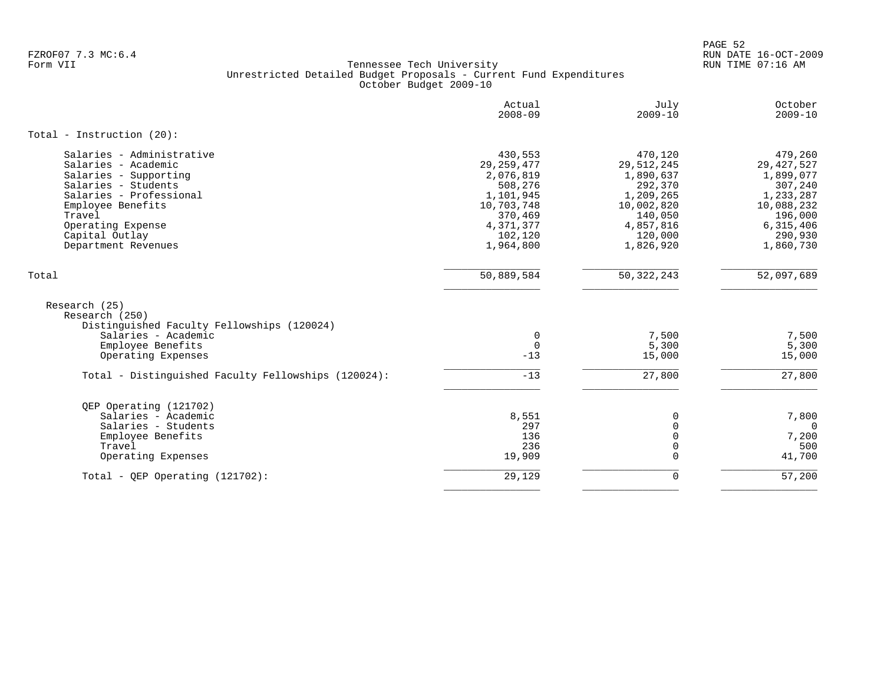FZROF07 7.3 MC:6.4
Form VII

# Tennessee Tech University
## Unrestricted Detailed Budget Proposals - Current Fund Expenditures
### October Budget 2009-10

| | Actual 2008-09 | July 2009-10 | October 2009-10 |
|---|---|---|---|
| **Total - Instruction (20):** | | | |
| Salaries - Administrative | 430,553 | 470,120 | 479,260 |
| Salaries - Academic | 29,259,477 | 29,512,245 | 29,427,527 |
| Salaries - Supporting | 2,076,819 | 1,890,637 | 1,899,077 |
| Salaries - Students | 508,276 | 292,370 | 307,240 |
| Salaries - Professional | 1,101,945 | 1,209,265 | 1,233,287 |
| Employee Benefits | 10,703,748 | 10,002,820 | 10,088,232 |
| Travel | 370,469 | 140,050 | 196,000 |
| Operating Expense | 4,371,377 | 4,857,816 | 6,315,406 |
| Capital Outlay | 102,120 | 120,000 | 290,930 |
| Department Revenues | 1,964,800 | 1,826,920 | 1,860,730 |
| **Total** | 50,889,584 | 50,322,243 | 52,097,689 |
| Research (25) | | | |
| Research (250) | | | |
| Distinguished Faculty Fellowships (120024) | | | |
| Salaries - Academic | 0 | 7,500 | 7,500 |
| Employee Benefits | 0 | 5,300 | 5,300 |
| Operating Expenses | -13 | 15,000 | 15,000 |
| Total - Distinguished Faculty Fellowships (120024): | -13 | 27,800 | 27,800 |
| QEP Operating (121702) | | | |
| Salaries - Academic | 8,551 | 0 | 7,800 |
| Salaries - Students | 297 | 0 | 0 |
| Employee Benefits | 136 | 0 | 7,200 |
| Travel | 236 | 0 | 500 |
| Operating Expenses | 19,909 | 0 | 41,700 |
| Total - QEP Operating (121702): | 29,129 | 0 | 57,200 |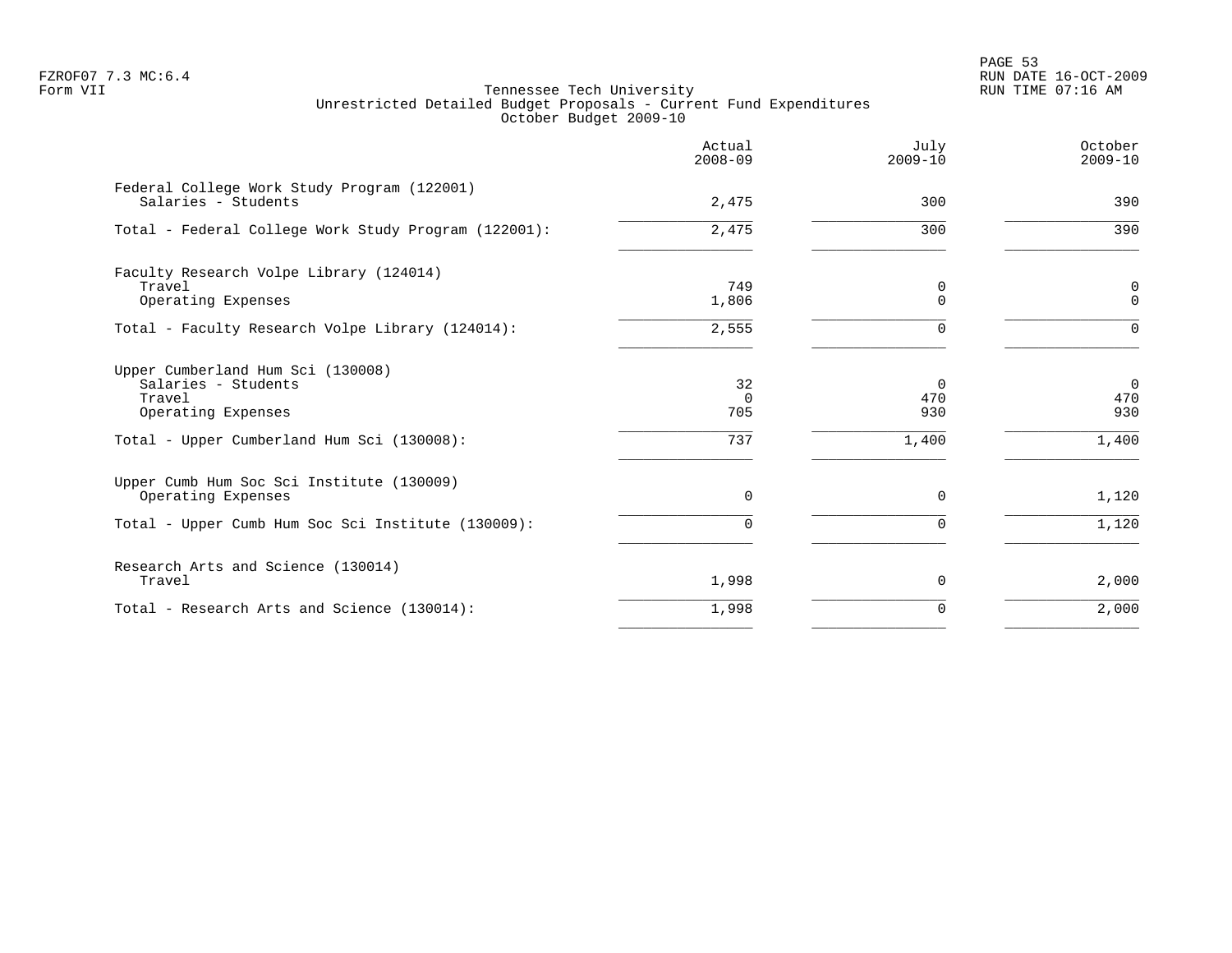Tennessee Tech University
Unrestricted Detailed Budget Proposals - Current Fund Expenditures
October Budget 2009-10

FZROF07 7.3 MC:6.4
Form VII

RUN DATE 16-OCT-2009
RUN TIME 07:16 AM

| | Actual 2008-09 | July 2009-10 | October 2009-10 |
|---|---|---|---|
| Federal College Work Study Program (122001) | | | |
| Salaries - Students | 2,475 | 300 | 390 |
| Total - Federal College Work Study Program (122001): | 2,475 | 300 | 390 |
| Faculty Research Volpe Library (124014) | | | |
| Travel | 749 | 0 | 0 |
| Operating Expenses | 1,806 | 0 | 0 |
| Total - Faculty Research Volpe Library (124014): | 2,555 | 0 | 0 |
| Upper Cumberland Hum Sci (130008) | | | |
| Salaries - Students | 32 | 0 | 0 |
| Travel | 0 | 470 | 470 |
| Operating Expenses | 705 | 930 | 930 |
| Total - Upper Cumberland Hum Sci (130008): | 737 | 1,400 | 1,400 |
| Upper Cumb Hum Soc Sci Institute (130009) | | | |
| Operating Expenses | 0 | 0 | 1,120 |
| Total - Upper Cumb Hum Soc Sci Institute (130009): | 0 | 0 | 1,120 |
| Research Arts and Science (130014) | | | |
| Travel | 1,998 | 0 | 2,000 |
| Total - Research Arts and Science (130014): | 1,998 | 0 | 2,000 |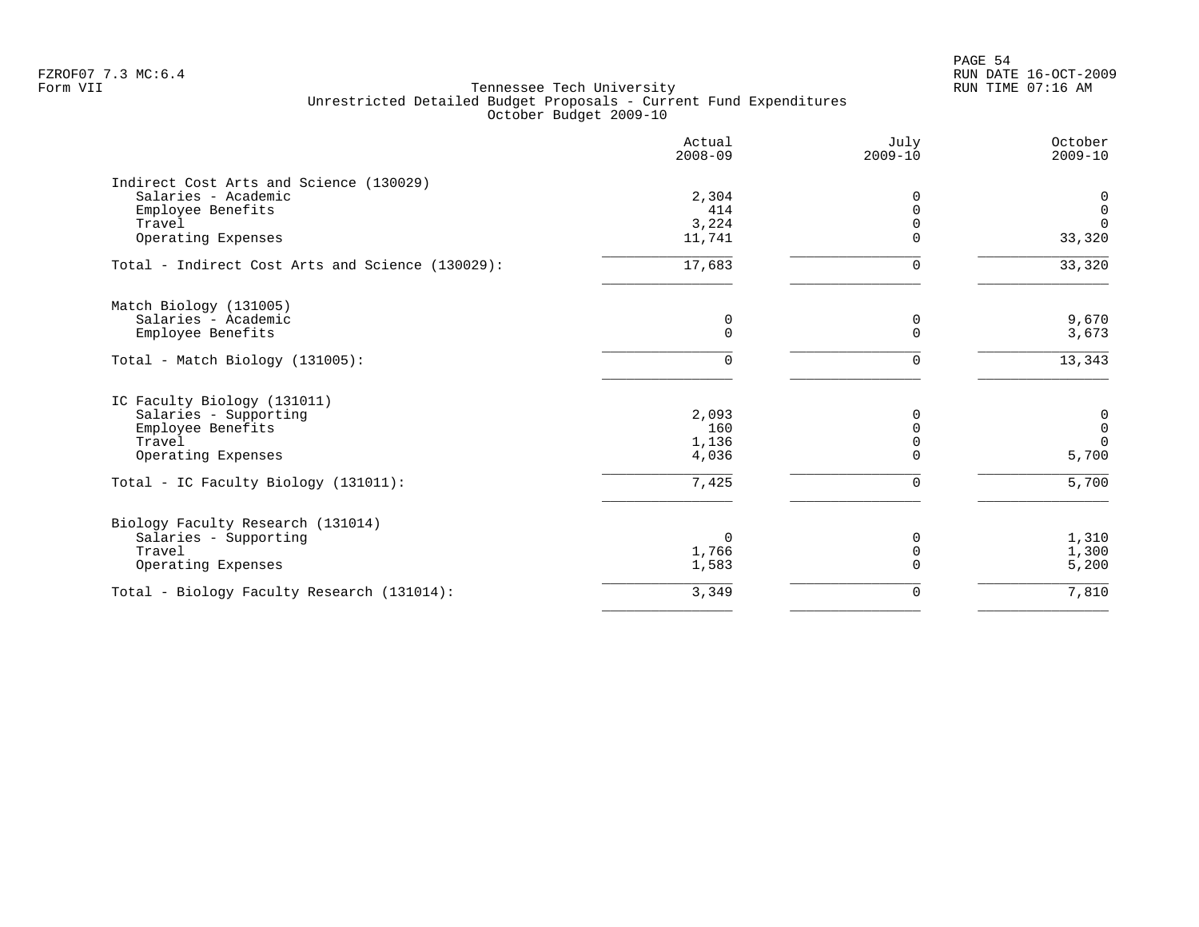Tennessee Tech University
Unrestricted Detailed Budget Proposals - Current Fund Expenditures
October Budget 2009-10

| | Actual 2008-09 | July 2009-10 | October 2009-10 |
|---|---|---|---|
| **Indirect Cost Arts and Science (130029)** | | | |
| Salaries - Academic | 2,304 | 0 | 0 |
| Employee Benefits | 414 | 0 | 0 |
| Travel | 3,224 | 0 | 0 |
| Operating Expenses | 11,741 | 0 | 33,320 |
| Total - Indirect Cost Arts and Science (130029): | 17,683 | 0 | 33,320 |
| **Match Biology (131005)** | | | |
| Salaries - Academic | 0 | 0 | 9,670 |
| Employee Benefits | 0 | 0 | 3,673 |
| Total - Match Biology (131005): | 0 | 0 | 13,343 |
| **IC Faculty Biology (131011)** | | | |
| Salaries - Supporting | 2,093 | 0 | 0 |
| Employee Benefits | 160 | 0 | 0 |
| Travel | 1,136 | 0 | 0 |
| Operating Expenses | 4,036 | 0 | 5,700 |
| Total - IC Faculty Biology (131011): | 7,425 | 0 | 5,700 |
| **Biology Faculty Research (131014)** | | | |
| Salaries - Supporting | 0 | 0 | 1,310 |
| Travel | 1,766 | 0 | 1,300 |
| Operating Expenses | 1,583 | 0 | 5,200 |
| Total - Biology Faculty Research (131014): | 3,349 | 0 | 7,810 |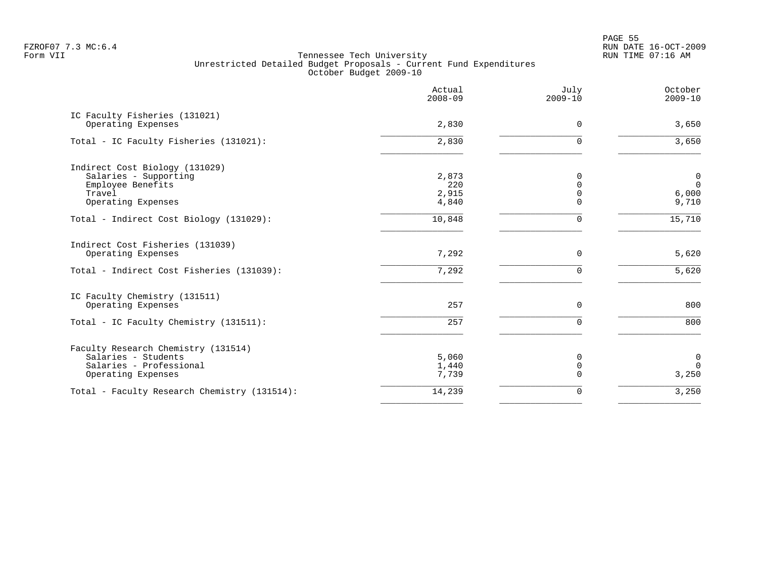FZROF07 7.3 MC:6.4
Form VII

Tennessee Tech University
Unrestricted Detailed Budget Proposals - Current Fund Expenditures
October Budget 2009-10

RUN DATE 16-OCT-2009
RUN TIME 07:16 AM

| | Actual 2008-09 | July 2009-10 | October 2009-10 |
|---|---|---|---|
| IC Faculty Fisheries (131021) | | | |
| Operating Expenses | 2,830 | 0 | 3,650 |
| Total - IC Faculty Fisheries (131021): | 2,830 | 0 | 3,650 |
| Indirect Cost Biology (131029) | | | |
| Salaries - Supporting | 2,873 | 0 | 0 |
| Employee Benefits | 220 | 0 | 0 |
| Travel | 2,915 | 0 | 6,000 |
| Operating Expenses | 4,840 | 0 | 9,710 |
| Total - Indirect Cost Biology (131029): | 10,848 | 0 | 15,710 |
| Indirect Cost Fisheries (131039) | | | |
| Operating Expenses | 7,292 | 0 | 5,620 |
| Total - Indirect Cost Fisheries (131039): | 7,292 | 0 | 5,620 |
| IC Faculty Chemistry (131511) | | | |
| Operating Expenses | 257 | 0 | 800 |
| Total - IC Faculty Chemistry (131511): | 257 | 0 | 800 |
| Faculty Research Chemistry (131514) | | | |
| Salaries - Students | 5,060 | 0 | 0 |
| Salaries - Professional | 1,440 | 0 | 0 |
| Operating Expenses | 7,739 | 0 | 3,250 |
| Total - Faculty Research Chemistry (131514): | 14,239 | 0 | 3,250 |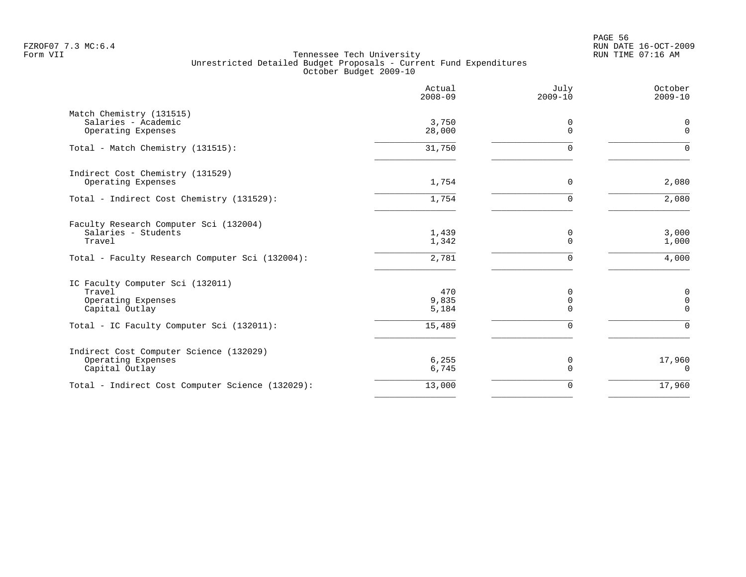FZROF07 7.3 MC:6.4
Form VII

Tennessee Tech University
Unrestricted Detailed Budget Proposals - Current Fund Expenditures
October Budget 2009-10

RUN DATE 16-OCT-2009
RUN TIME 07:16 AM

| | Actual 2008-09 | July 2009-10 | October 2009-10 |
|---|---|---|---|
| **Match Chemistry (131515)** | | | |
| Salaries - Academic | 3,750 | 0 | 0 |
| Operating Expenses | 28,000 | 0 | 0 |
| Total - Match Chemistry (131515): | 31,750 | 0 | 0 |
| **Indirect Cost Chemistry (131529)** | | | |
| Operating Expenses | 1,754 | 0 | 2,080 |
| Total - Indirect Cost Chemistry (131529): | 1,754 | 0 | 2,080 |
| **Faculty Research Computer Sci (132004)** | | | |
| Salaries - Students | 1,439 | 0 | 3,000 |
| Travel | 1,342 | 0 | 1,000 |
| Total - Faculty Research Computer Sci (132004): | 2,781 | 0 | 4,000 |
| **IC Faculty Computer Sci (132011)** | | | |
| Travel | 470 | 0 | 0 |
| Operating Expenses | 9,835 | 0 | 0 |
| Capital Outlay | 5,184 | 0 | 0 |
| Total - IC Faculty Computer Sci (132011): | 15,489 | 0 | 0 |
| **Indirect Cost Computer Science (132029)** | | | |
| Operating Expenses | 6,255 | 0 | 17,960 |
| Capital Outlay | 6,745 | 0 | 0 |
| Total - Indirect Cost Computer Science (132029): | 13,000 | 0 | 17,960 |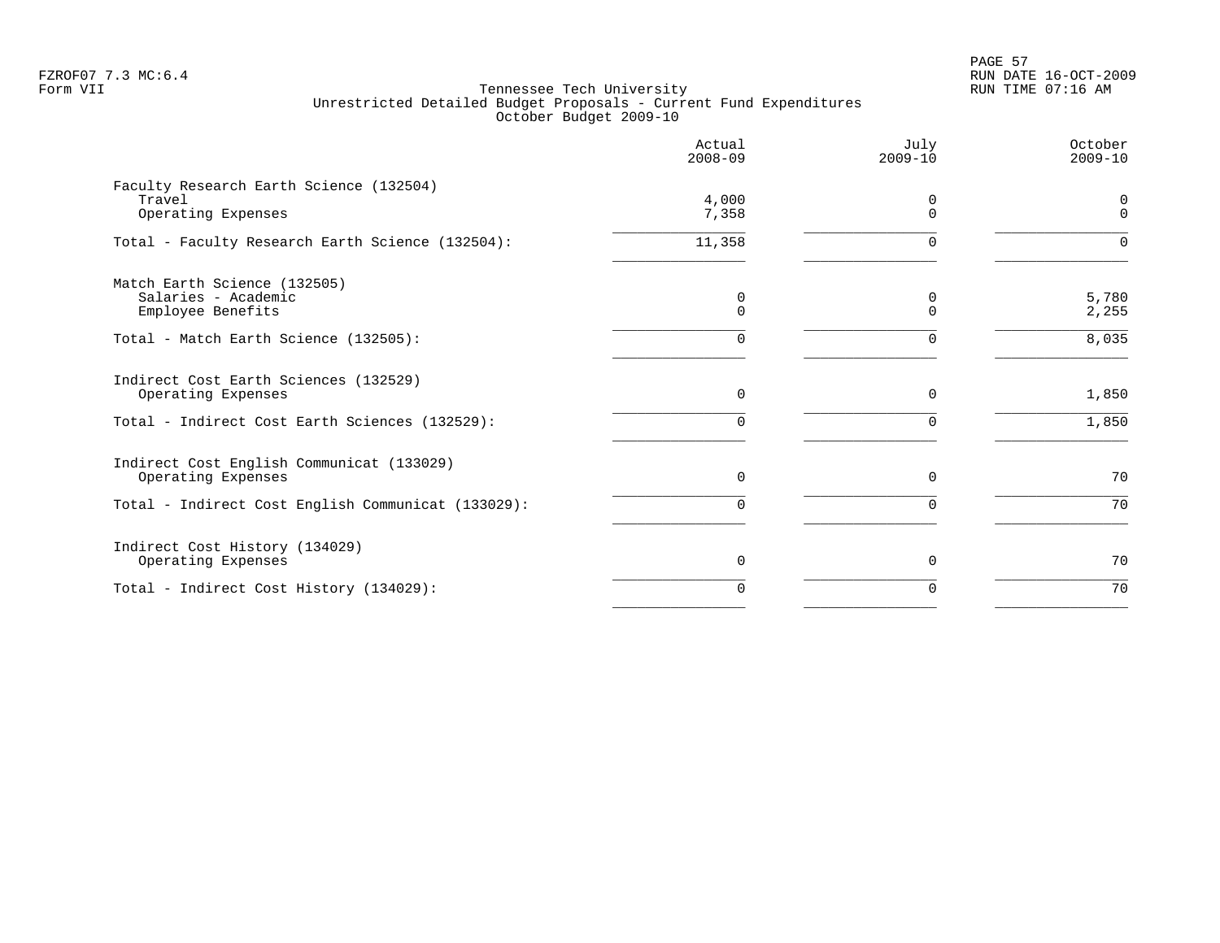Tennessee Tech University
Unrestricted Detailed Budget Proposals - Current Fund Expenditures
October Budget 2009-10

| | Actual 2008-09 | July 2009-10 | October 2009-10 |
|---|---|---|---|
| Faculty Research Earth Science (132504) | | | |
| Travel | 4,000 | 0 | 0 |
| Operating Expenses | 7,358 | 0 | 0 |
| Total - Faculty Research Earth Science (132504): | 11,358 | 0 | 0 |
| Match Earth Science (132505) | | | |
| Salaries - Academic | 0 | 0 | 5,780 |
| Employee Benefits | 0 | 0 | 2,255 |
| Total - Match Earth Science (132505): | 0 | 0 | 8,035 |
| Indirect Cost Earth Sciences (132529) | | | |
| Operating Expenses | 0 | 0 | 1,850 |
| Total - Indirect Cost Earth Sciences (132529): | 0 | 0 | 1,850 |
| Indirect Cost English Communicat (133029) | | | |
| Operating Expenses | 0 | 0 | 70 |
| Total - Indirect Cost English Communicat (133029): | 0 | 0 | 70 |
| Indirect Cost History (134029) | | | |
| Operating Expenses | 0 | 0 | 70 |
| Total - Indirect Cost History (134029): | 0 | 0 | 70 |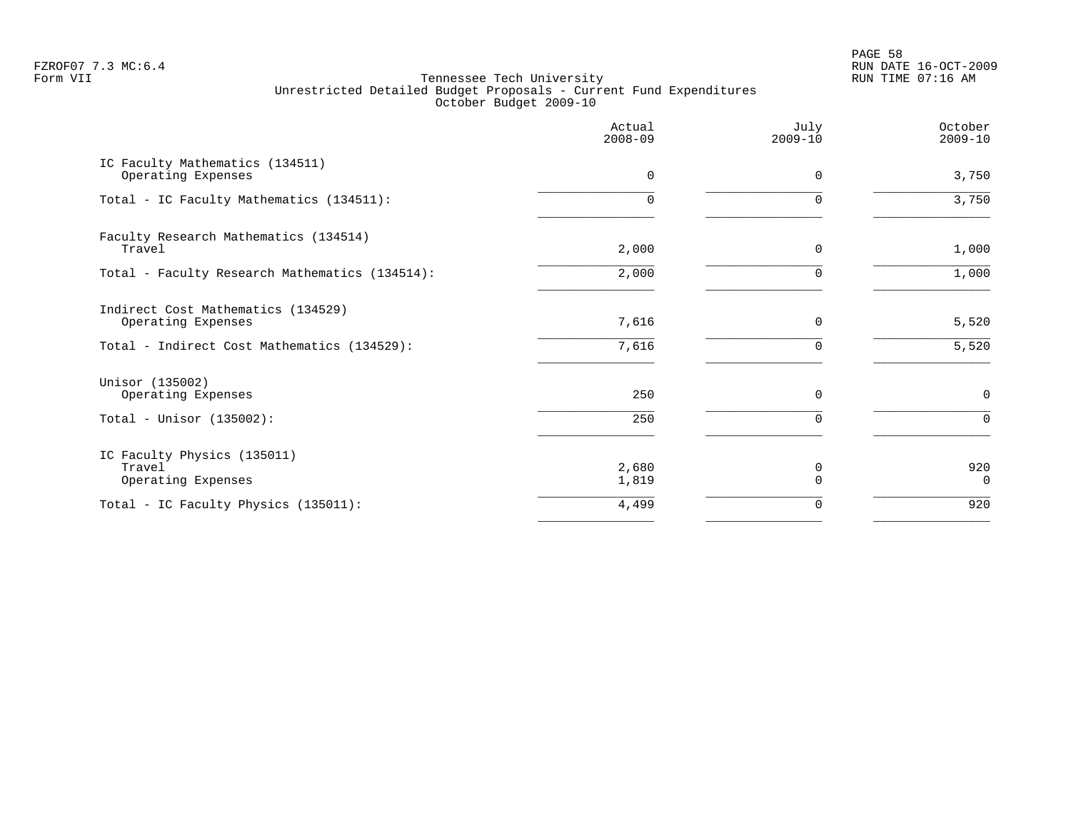FZROF07 7.3 MC:6.4
Form VII

Tennessee Tech University
Unrestricted Detailed Budget Proposals - Current Fund Expenditures
October Budget 2009-10

RUN DATE 16-OCT-2009
RUN TIME 07:16 AM

| | Actual 2008-09 | July 2009-10 | October 2009-10 |
|---|---|---|---|
| IC Faculty Mathematics (134511) | | | |
| Operating Expenses | 0 | 0 | 3,750 |
| Total - IC Faculty Mathematics (134511): | 0 | 0 | 3,750 |
| Faculty Research Mathematics (134514) | | | |
| Travel | 2,000 | 0 | 1,000 |
| Total - Faculty Research Mathematics (134514): | 2,000 | 0 | 1,000 |
| Indirect Cost Mathematics (134529) | | | |
| Operating Expenses | 7,616 | 0 | 5,520 |
| Total - Indirect Cost Mathematics (134529): | 7,616 | 0 | 5,520 |
| Unisor (135002) | | | |
| Operating Expenses | 250 | 0 | 0 |
| Total - Unisor (135002): | 250 | 0 | 0 |
| IC Faculty Physics (135011) | | | |
| Travel | 2,680 | 0 | 920 |
| Operating Expenses | 1,819 | 0 | 0 |
| Total - IC Faculty Physics (135011): | 4,499 | 0 | 920 |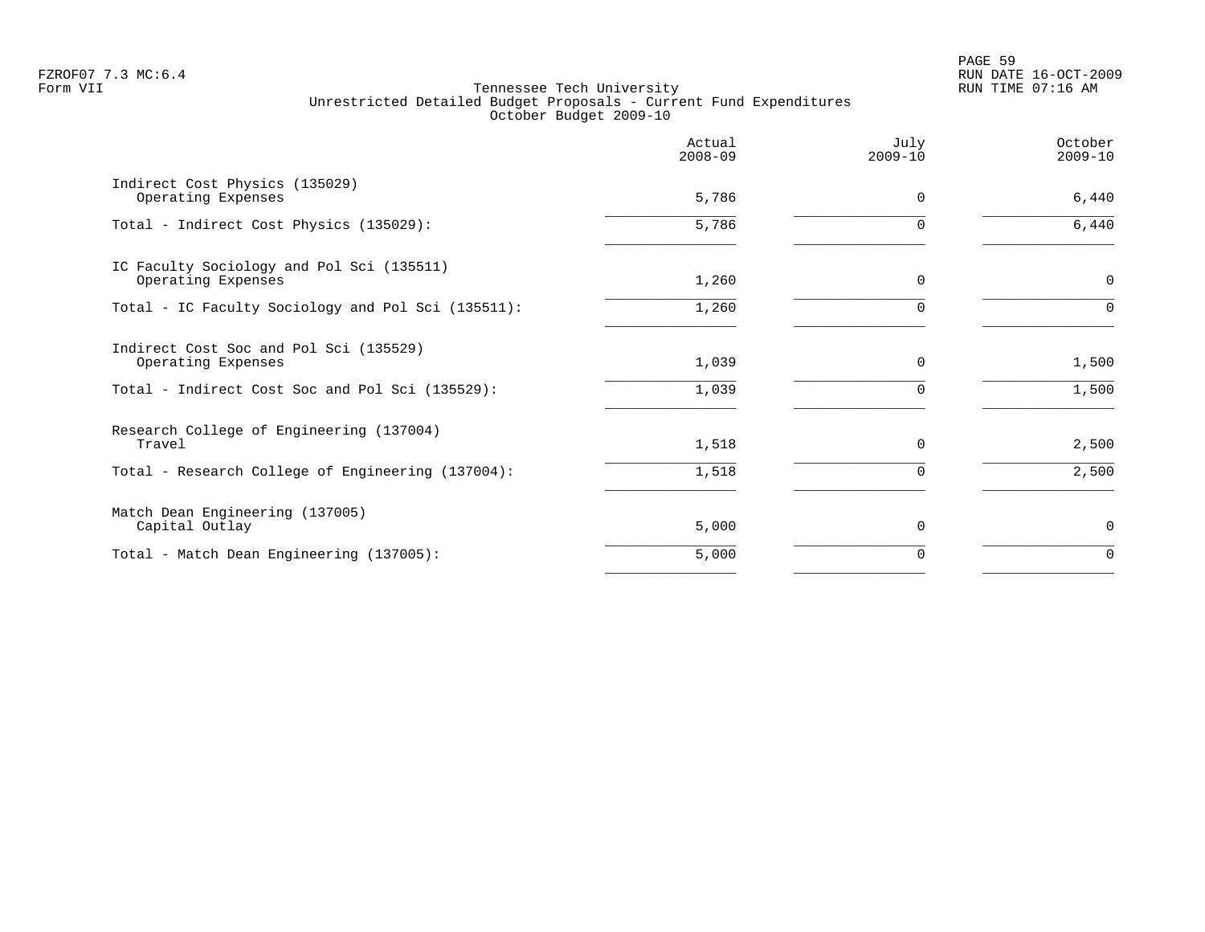FZROF07 7.3 MC:6.4
Form VII

# Tennessee Tech University
## Unrestricted Detailed Budget Proposals - Current Fund Expenditures
### October Budget 2009-10

| | Actual 2008-09 | July 2009-10 | October 2009-10 |
|---|---:|---:|---:|
| **Indirect Cost Physics (135029)** | | | |
| Operating Expenses | 5,786 | 0 | 6,440 |
| Total - Indirect Cost Physics (135029): | 5,786 | 0 | 6,440 |
| **IC Faculty Sociology and Pol Sci (135511)** | | | |
| Operating Expenses | 1,260 | 0 | 0 |
| Total - IC Faculty Sociology and Pol Sci (135511): | 1,260 | 0 | 0 |
| **Indirect Cost Soc and Pol Sci (135529)** | | | |
| Operating Expenses | 1,039 | 0 | 1,500 |
| Total - Indirect Cost Soc and Pol Sci (135529): | 1,039 | 0 | 1,500 |
| **Research College of Engineering (137004)** | | | |
| Travel | 1,518 | 0 | 2,500 |
| Total - Research College of Engineering (137004): | 1,518 | 0 | 2,500 |
| **Match Dean Engineering (137005)** | | | |
| Capital Outlay | 5,000 | 0 | 0 |
| Total - Match Dean Engineering (137005): | 5,000 | 0 | 0 |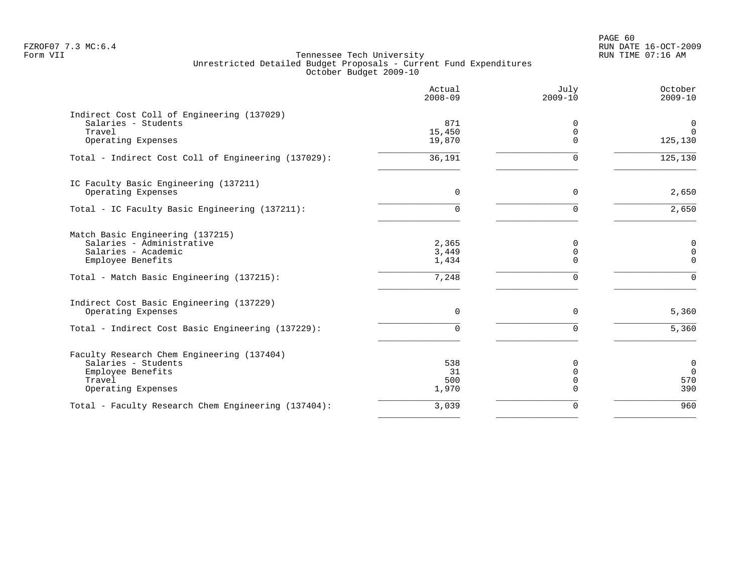FZROF07 7.3 MC:6.4
Form VII

Tennessee Tech University
Unrestricted Detailed Budget Proposals - Current Fund Expenditures
October Budget 2009-10

RUN DATE 16-OCT-2009
RUN TIME 07:16 AM

| | Actual 2008-09 | July 2009-10 | October 2009-10 |
|---|---|---|---|
| **Indirect Cost Coll of Engineering (137029)** | | | |
| Salaries - Students | 871 | 0 | 0 |
| Travel | 15,450 | 0 | 0 |
| Operating Expenses | 19,870 | 0 | 125,130 |
| Total - Indirect Cost Coll of Engineering (137029): | 36,191 | 0 | 125,130 |
| **IC Faculty Basic Engineering (137211)** | | | |
| Operating Expenses | 0 | 0 | 2,650 |
| Total - IC Faculty Basic Engineering (137211): | 0 | 0 | 2,650 |
| **Match Basic Engineering (137215)** | | | |
| Salaries - Administrative | 2,365 | 0 | 0 |
| Salaries - Academic | 3,449 | 0 | 0 |
| Employee Benefits | 1,434 | 0 | 0 |
| Total - Match Basic Engineering (137215): | 7,248 | 0 | 0 |
| **Indirect Cost Basic Engineering (137229)** | | | |
| Operating Expenses | 0 | 0 | 5,360 |
| Total - Indirect Cost Basic Engineering (137229): | 0 | 0 | 5,360 |
| **Faculty Research Chem Engineering (137404)** | | | |
| Salaries - Students | 538 | 0 | 0 |
| Employee Benefits | 31 | 0 | 0 |
| Travel | 500 | 0 | 570 |
| Operating Expenses | 1,970 | 0 | 390 |
| Total - Faculty Research Chem Engineering (137404): | 3,039 | 0 | 960 |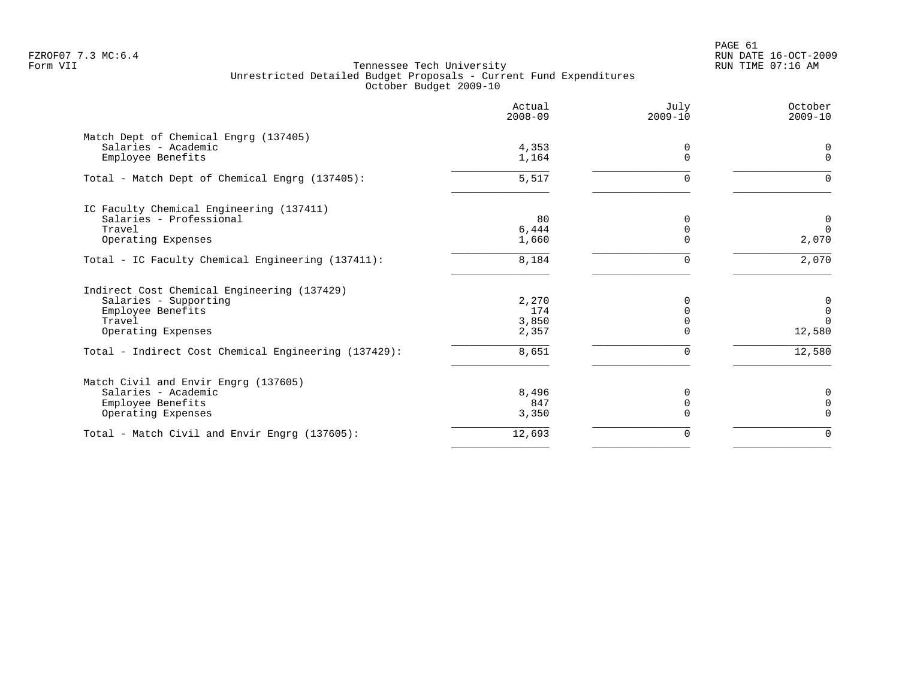Tennessee Tech University
Unrestricted Detailed Budget Proposals - Current Fund Expenditures
October Budget 2009-10

Form VII

| | Actual 2008-09 | July 2009-10 | October 2009-10 |
|---|---|---|---|
| **Match Dept of Chemical Engrg (137405)** | | | |
| Salaries - Academic | 4,353 | 0 | 0 |
| Employee Benefits | 1,164 | 0 | 0 |
| Total - Match Dept of Chemical Engrg (137405): | 5,517 | 0 | 0 |
| **IC Faculty Chemical Engineering (137411)** | | | |
| Salaries - Professional | 80 | 0 | 0 |
| Travel | 6,444 | 0 | 0 |
| Operating Expenses | 1,660 | 0 | 2,070 |
| Total - IC Faculty Chemical Engineering (137411): | 8,184 | 0 | 2,070 |
| **Indirect Cost Chemical Engineering (137429)** | | | |
| Salaries - Supporting | 2,270 | 0 | 0 |
| Employee Benefits | 174 | 0 | 0 |
| Travel | 3,850 | 0 | 0 |
| Operating Expenses | 2,357 | 0 | 12,580 |
| Total - Indirect Cost Chemical Engineering (137429): | 8,651 | 0 | 12,580 |
| **Match Civil and Envir Engrg (137605)** | | | |
| Salaries - Academic | 8,496 | 0 | 0 |
| Employee Benefits | 847 | 0 | 0 |
| Operating Expenses | 3,350 | 0 | 0 |
| Total - Match Civil and Envir Engrg (137605): | 12,693 | 0 | 0 |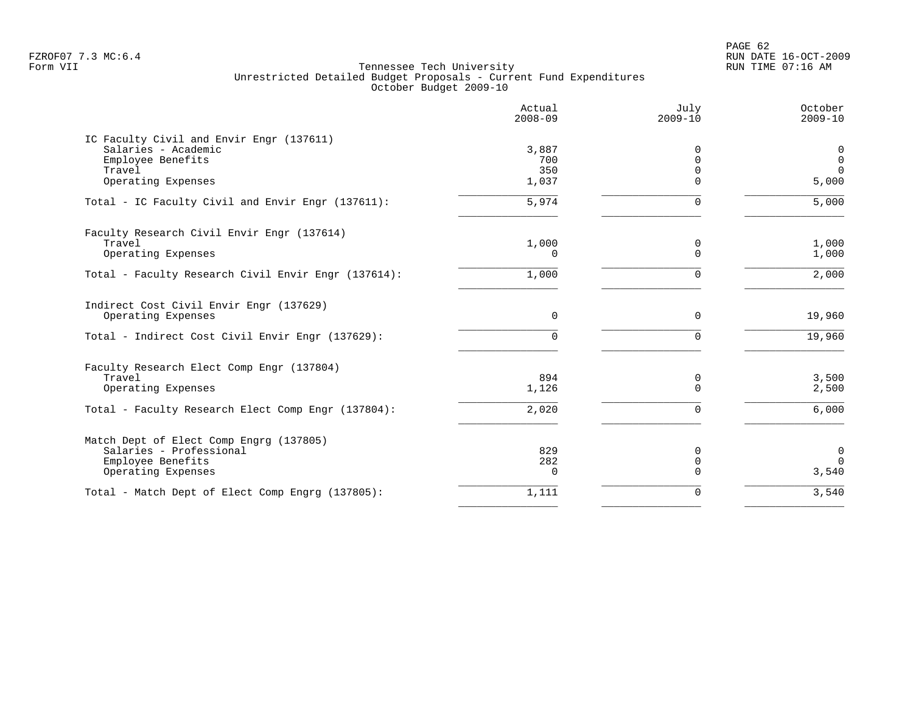FZROF07 7.3 MC:6.4
Form VII

# Tennessee Tech University
## Unrestricted Detailed Budget Proposals - Current Fund Expenditures
### October Budget 2009-10

| | Actual 2008-09 | July 2009-10 | October 2009-10 |
|---|---|---|---|
| **IC Faculty Civil and Envir Engr (137611)** | | | |
| Salaries - Academic | 3,887 | 0 | 0 |
| Employee Benefits | 700 | 0 | 0 |
| Travel | 350 | 0 | 0 |
| Operating Expenses | 1,037 | 0 | 5,000 |
| Total - IC Faculty Civil and Envir Engr (137611): | 5,974 | 0 | 5,000 |
| **Faculty Research Civil Envir Engr (137614)** | | | |
| Travel | 1,000 | 0 | 1,000 |
| Operating Expenses | 0 | 0 | 1,000 |
| Total - Faculty Research Civil Envir Engr (137614): | 1,000 | 0 | 2,000 |
| **Indirect Cost Civil Envir Engr (137629)** | | | |
| Operating Expenses | 0 | 0 | 19,960 |
| Total - Indirect Cost Civil Envir Engr (137629): | 0 | 0 | 19,960 |
| **Faculty Research Elect Comp Engr (137804)** | | | |
| Travel | 894 | 0 | 3,500 |
| Operating Expenses | 1,126 | 0 | 2,500 |
| Total - Faculty Research Elect Comp Engr (137804): | 2,020 | 0 | 6,000 |
| **Match Dept of Elect Comp Engrg (137805)** | | | |
| Salaries - Professional | 829 | 0 | 0 |
| Employee Benefits | 282 | 0 | 0 |
| Operating Expenses | 0 | 0 | 3,540 |
| Total - Match Dept of Elect Comp Engrg (137805): | 1,111 | 0 | 3,540 |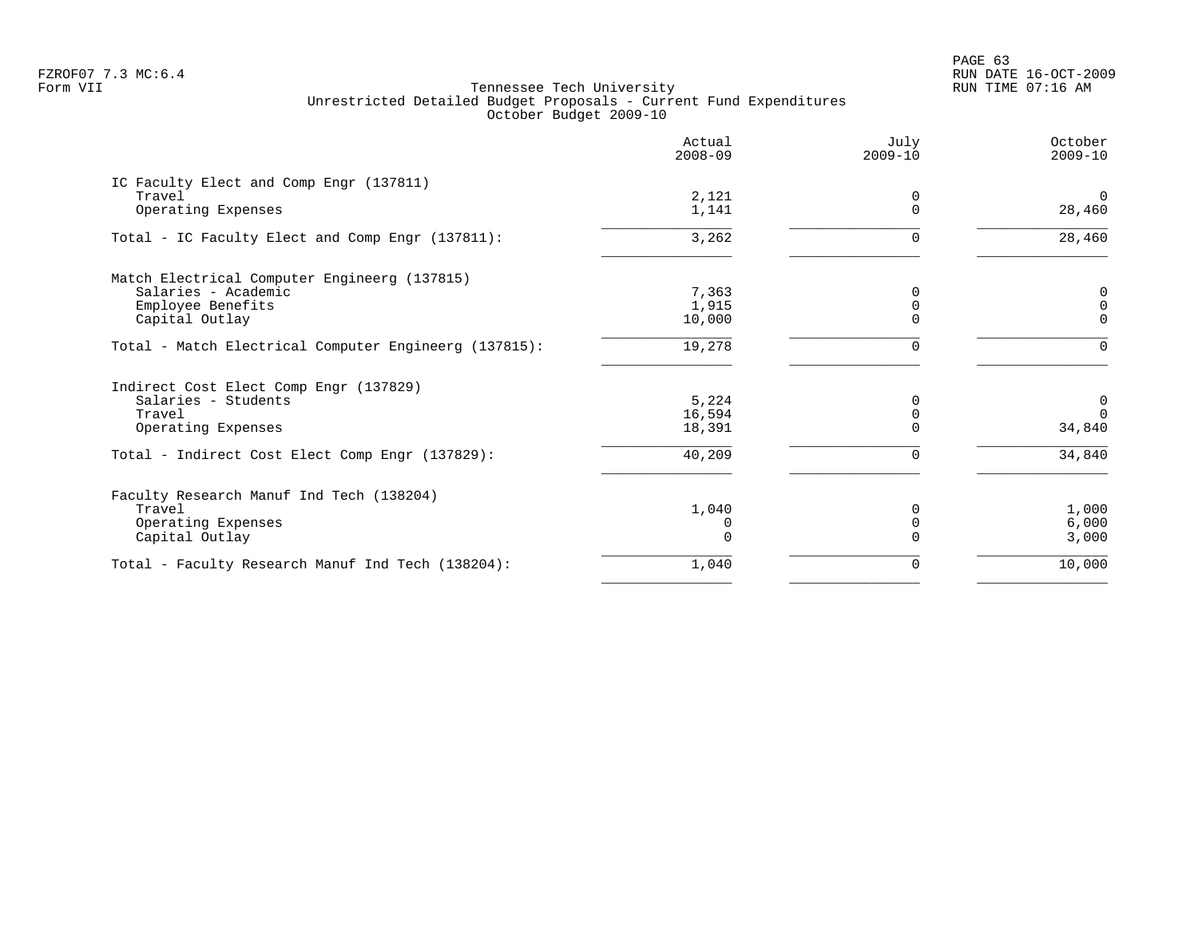Tennessee Tech University
Unrestricted Detailed Budget Proposals - Current Fund Expenditures
October Budget 2009-10

| | Actual 2008-09 | July 2009-10 | October 2009-10 |
|---|---|---|---|
| **IC Faculty Elect and Comp Engr (137811)** | | | |
| Travel | 2,121 | 0 | 0 |
| Operating Expenses | 1,141 | 0 | 28,460 |
| Total - IC Faculty Elect and Comp Engr (137811): | 3,262 | 0 | 28,460 |
| **Match Electrical Computer Engineerg (137815)** | | | |
| Salaries - Academic | 7,363 | 0 | 0 |
| Employee Benefits | 1,915 | 0 | 0 |
| Capital Outlay | 10,000 | 0 | 0 |
| Total - Match Electrical Computer Engineerg (137815): | 19,278 | 0 | 0 |
| **Indirect Cost Elect Comp Engr (137829)** | | | |
| Salaries - Students | 5,224 | 0 | 0 |
| Travel | 16,594 | 0 | 0 |
| Operating Expenses | 18,391 | 0 | 34,840 |
| Total - Indirect Cost Elect Comp Engr (137829): | 40,209 | 0 | 34,840 |
| **Faculty Research Manuf Ind Tech (138204)** | | | |
| Travel | 1,040 | 0 | 1,000 |
| Operating Expenses | 0 | 0 | 6,000 |
| Capital Outlay | 0 | 0 | 3,000 |
| Total - Faculty Research Manuf Ind Tech (138204): | 1,040 | 0 | 10,000 |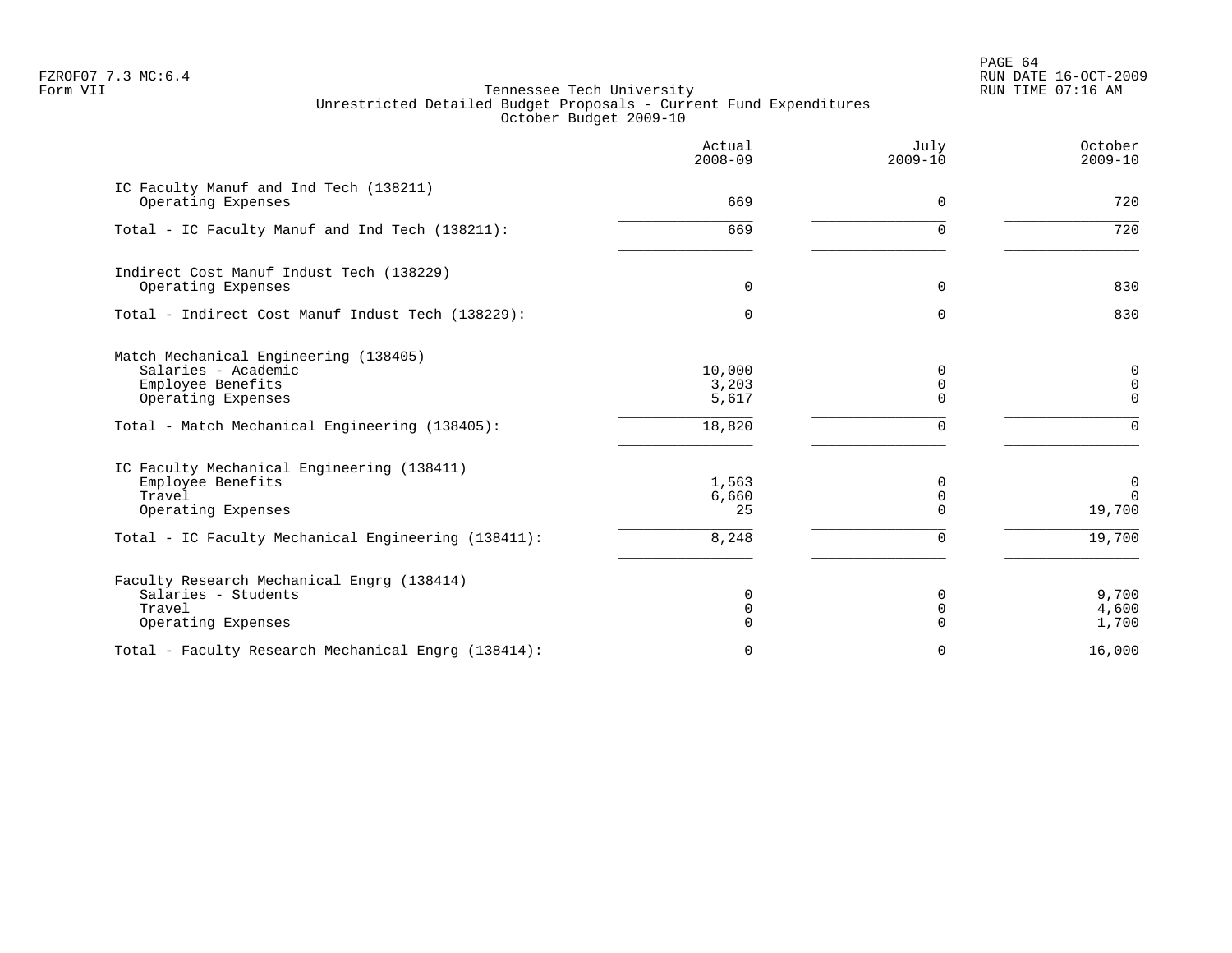FZROF07 7.3 MC:6.4
Form VII

Tennessee Tech University
Unrestricted Detailed Budget Proposals - Current Fund Expenditures
October Budget 2009-10

RUN DATE 16-OCT-2009
RUN TIME 07:16 AM

| | Actual 2008-09 | July 2009-10 | October 2009-10 |
|---|---|---|---|
| **IC Faculty Manuf and Ind Tech (138211)** | | | |
| Operating Expenses | 669 | 0 | 720 |
| Total - IC Faculty Manuf and Ind Tech (138211): | 669 | 0 | 720 |
| **Indirect Cost Manuf Indust Tech (138229)** | | | |
| Operating Expenses | 0 | 0 | 830 |
| Total - Indirect Cost Manuf Indust Tech (138229): | 0 | 0 | 830 |
| **Match Mechanical Engineering (138405)** | | | |
| Salaries - Academic | 10,000 | 0 | 0 |
| Employee Benefits | 3,203 | 0 | 0 |
| Operating Expenses | 5,617 | 0 | 0 |
| Total - Match Mechanical Engineering (138405): | 18,820 | 0 | 0 |
| **IC Faculty Mechanical Engineering (138411)** | | | |
| Employee Benefits | 1,563 | 0 | 0 |
| Travel | 6,660 | 0 | 0 |
| Operating Expenses | 25 | 0 | 19,700 |
| Total - IC Faculty Mechanical Engineering (138411): | 8,248 | 0 | 19,700 |
| **Faculty Research Mechanical Engrg (138414)** | | | |
| Salaries - Students | 0 | 0 | 9,700 |
| Travel | 0 | 0 | 4,600 |
| Operating Expenses | 0 | 0 | 1,700 |
| Total - Faculty Research Mechanical Engrg (138414): | 0 | 0 | 16,000 |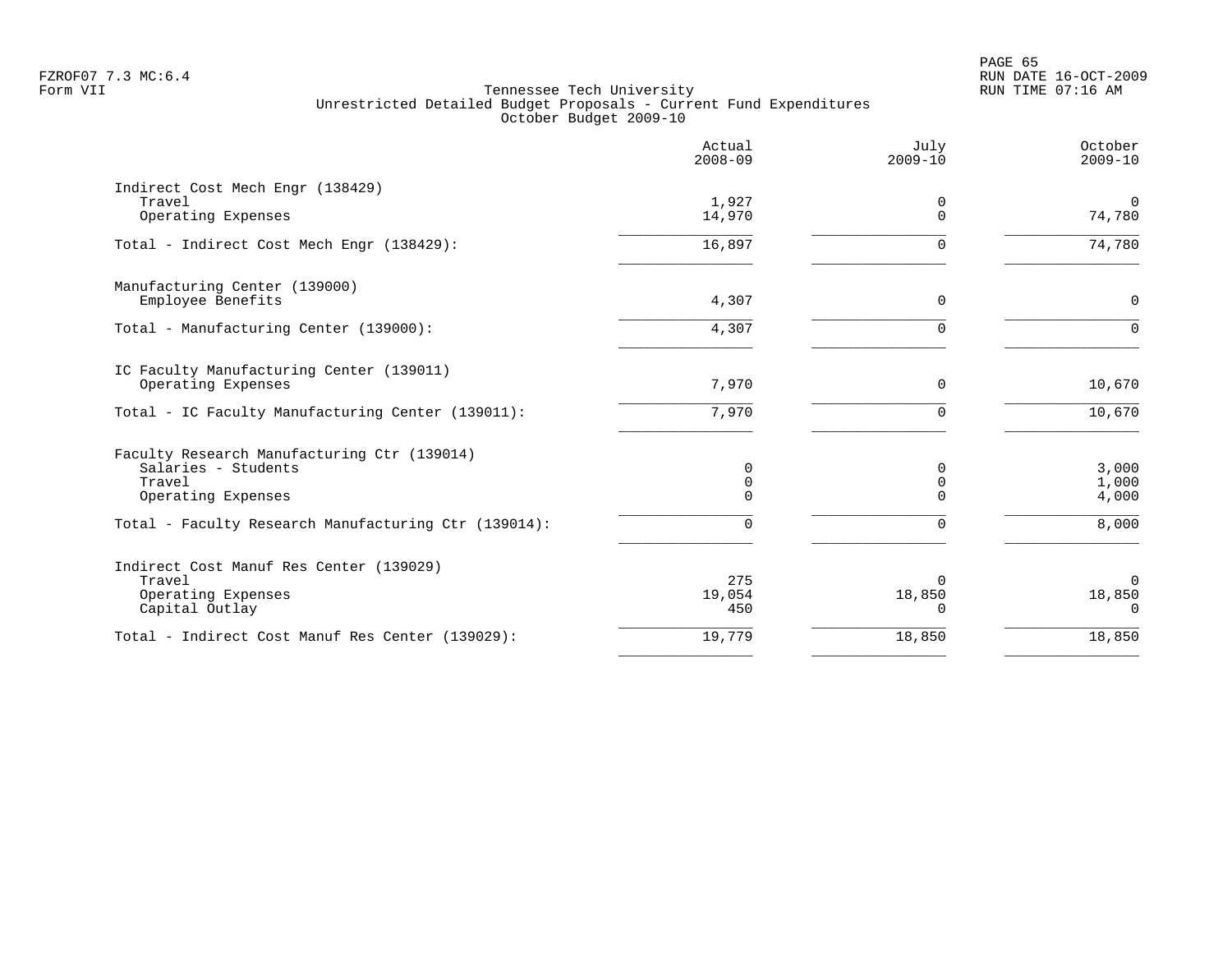Tennessee Tech University
Unrestricted Detailed Budget Proposals - Current Fund Expenditures
October Budget 2009-10

| | Actual 2008-09 | July 2009-10 | October 2009-10 |
|---|---|---|---|
| **Indirect Cost Mech Engr (138429)** | | | |
| Travel | 1,927 | 0 | 0 |
| Operating Expenses | 14,970 | 0 | 74,780 |
| Total - Indirect Cost Mech Engr (138429): | 16,897 | 0 | 74,780 |
| **Manufacturing Center (139000)** | | | |
| Employee Benefits | 4,307 | 0 | 0 |
| Total - Manufacturing Center (139000): | 4,307 | 0 | 0 |
| **IC Faculty Manufacturing Center (139011)** | | | |
| Operating Expenses | 7,970 | 0 | 10,670 |
| Total - IC Faculty Manufacturing Center (139011): | 7,970 | 0 | 10,670 |
| **Faculty Research Manufacturing Ctr (139014)** | | | |
| Salaries - Students | 0 | 0 | 3,000 |
| Travel | 0 | 0 | 1,000 |
| Operating Expenses | 0 | 0 | 4,000 |
| Total - Faculty Research Manufacturing Ctr (139014): | 0 | 0 | 8,000 |
| **Indirect Cost Manuf Res Center (139029)** | | | |
| Travel | 275 | 0 | 0 |
| Operating Expenses | 19,054 | 18,850 | 18,850 |
| Capital Outlay | 450 | 0 | 0 |
| Total - Indirect Cost Manuf Res Center (139029): | 19,779 | 18,850 | 18,850 |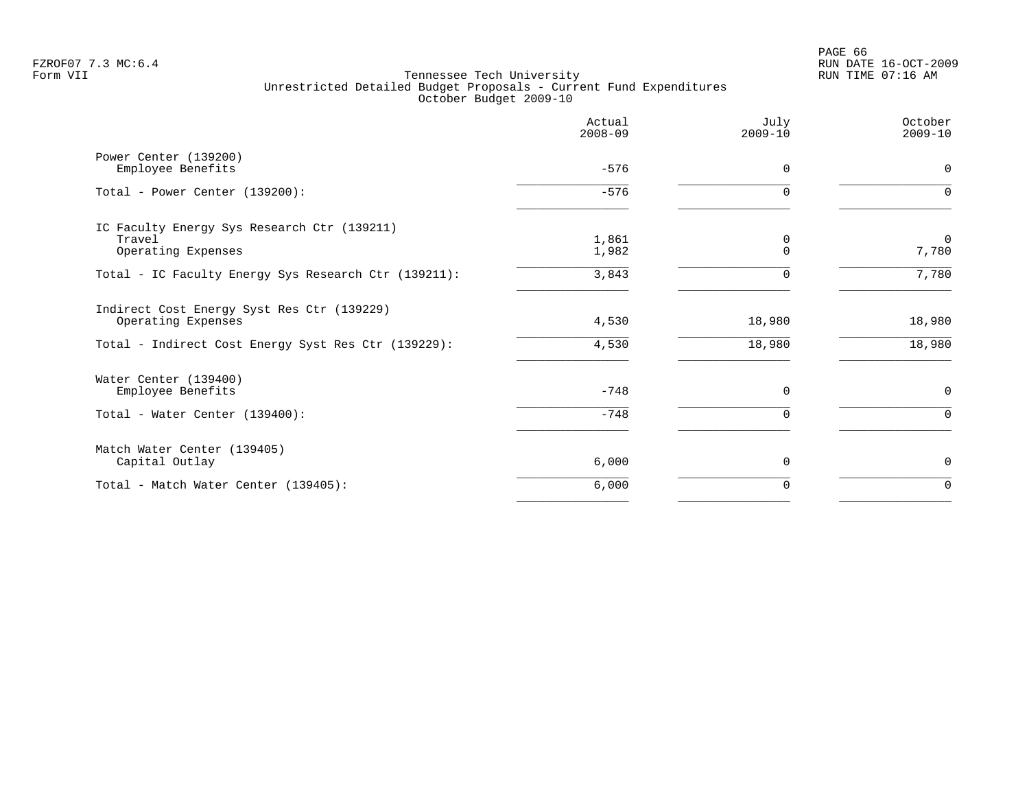Tennessee Tech University
Unrestricted Detailed Budget Proposals - Current Fund Expenditures
October Budget 2009-10

| | Actual 2008-09 | July 2009-10 | October 2009-10 |
|---|---|---|---|
| **Power Center (139200)** | | | |
| Employee Benefits | -576 | 0 | 0 |
| Total - Power Center (139200): | -576 | 0 | 0 |
| **IC Faculty Energy Sys Research Ctr (139211)** | | | |
| Travel | 1,861 | 0 | 0 |
| Operating Expenses | 1,982 | 0 | 7,780 |
| Total - IC Faculty Energy Sys Research Ctr (139211): | 3,843 | 0 | 7,780 |
| **Indirect Cost Energy Syst Res Ctr (139229)** | | | |
| Operating Expenses | 4,530 | 18,980 | 18,980 |
| Total - Indirect Cost Energy Syst Res Ctr (139229): | 4,530 | 18,980 | 18,980 |
| **Water Center (139400)** | | | |
| Employee Benefits | -748 | 0 | 0 |
| Total - Water Center (139400): | -748 | 0 | 0 |
| **Match Water Center (139405)** | | | |
| Capital Outlay | 6,000 | 0 | 0 |
| Total - Match Water Center (139405): | 6,000 | 0 | 0 |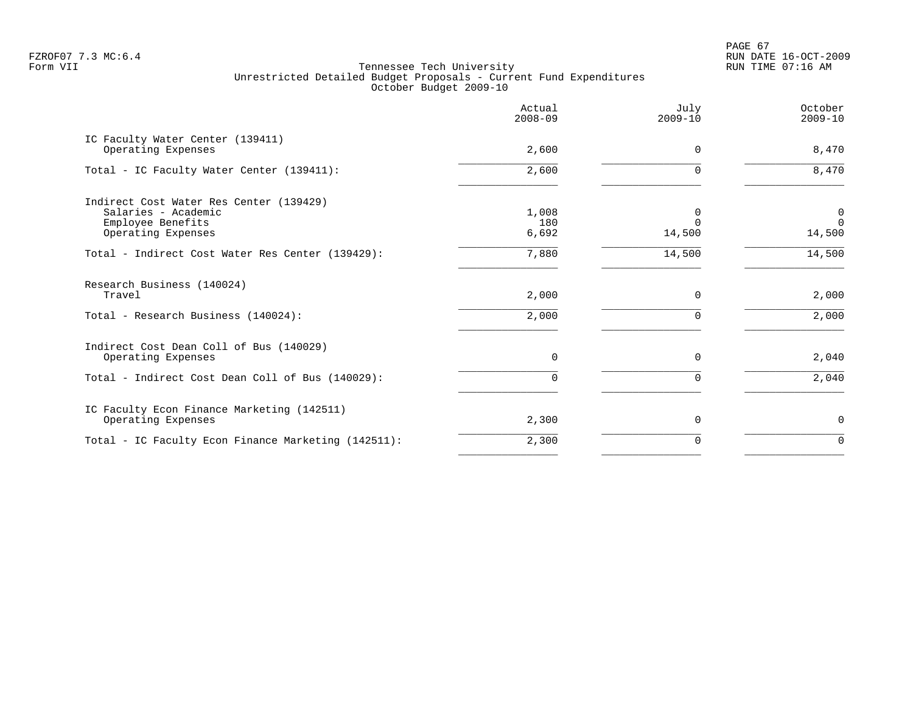Tennessee Tech University
Unrestricted Detailed Budget Proposals - Current Fund Expenditures
October Budget 2009-10

| | Actual 2008-09 | July 2009-10 | October 2009-10 |
|---|---|---|---|
| IC Faculty Water Center (139411) | | | |
| Operating Expenses | 2,600 | 0 | 8,470 |
| Total - IC Faculty Water Center (139411): | 2,600 | 0 | 8,470 |
| Indirect Cost Water Res Center (139429) | | | |
| Salaries - Academic | 1,008 | 0 | 0 |
| Employee Benefits | 180 | 0 | 0 |
| Operating Expenses | 6,692 | 14,500 | 14,500 |
| Total - Indirect Cost Water Res Center (139429): | 7,880 | 14,500 | 14,500 |
| Research Business (140024) | | | |
| Travel | 2,000 | 0 | 2,000 |
| Total - Research Business (140024): | 2,000 | 0 | 2,000 |
| Indirect Cost Dean Coll of Bus (140029) | | | |
| Operating Expenses | 0 | 0 | 2,040 |
| Total - Indirect Cost Dean Coll of Bus (140029): | 0 | 0 | 2,040 |
| IC Faculty Econ Finance Marketing (142511) | | | |
| Operating Expenses | 2,300 | 0 | 0 |
| Total - IC Faculty Econ Finance Marketing (142511): | 2,300 | 0 | 0 |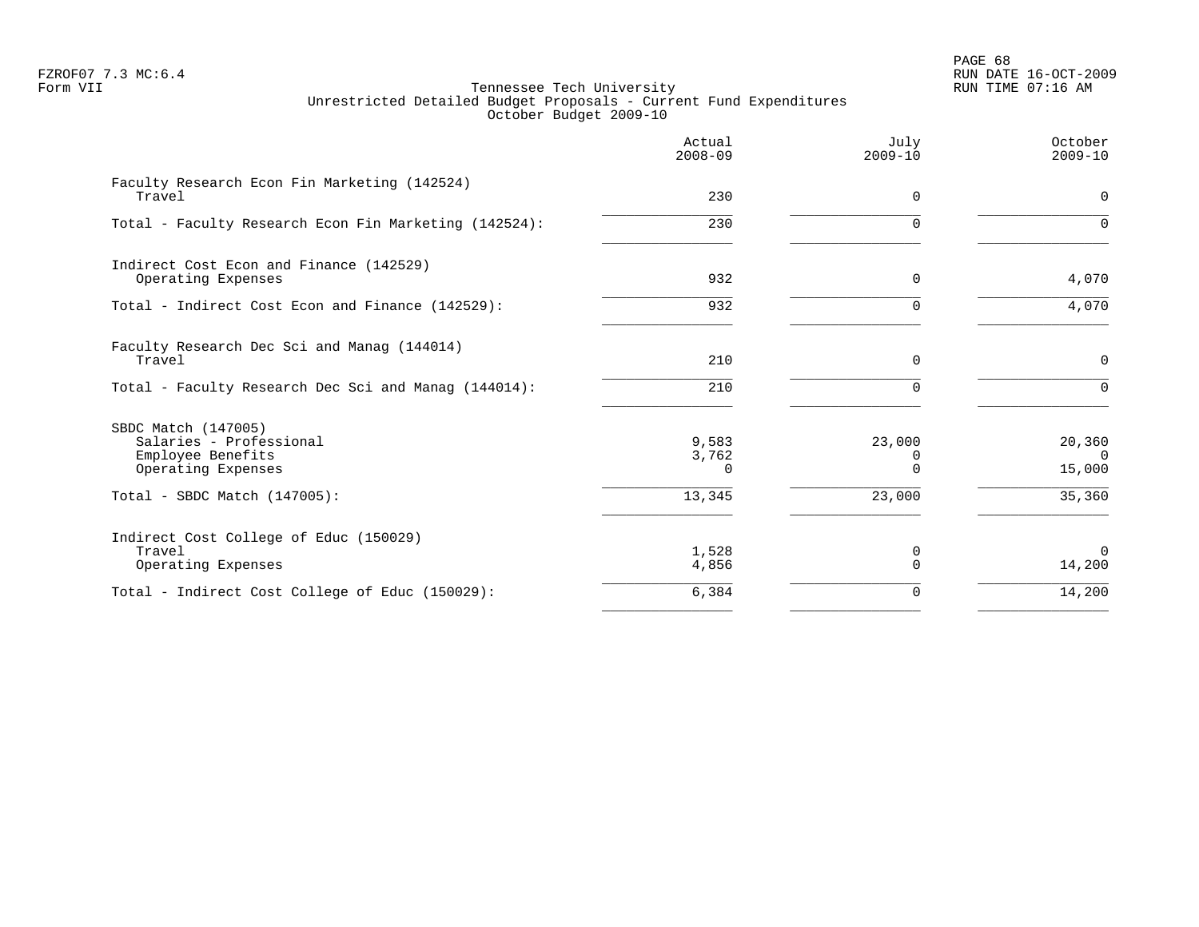Tennessee Tech University
Unrestricted Detailed Budget Proposals - Current Fund Expenditures
October Budget 2009-10

| | Actual 2008-09 | July 2009-10 | October 2009-10 |
|---|---|---|---|
| Faculty Research Econ Fin Marketing (142524) | | | |
| Travel | 230 | 0 | 0 |
| Total - Faculty Research Econ Fin Marketing (142524): | 230 | 0 | 0 |
| Indirect Cost Econ and Finance (142529) | | | |
| Operating Expenses | 932 | 0 | 4,070 |
| Total - Indirect Cost Econ and Finance (142529): | 932 | 0 | 4,070 |
| Faculty Research Dec Sci and Manag (144014) | | | |
| Travel | 210 | 0 | 0 |
| Total - Faculty Research Dec Sci and Manag (144014): | 210 | 0 | 0 |
| SBDC Match (147005) | | | |
| Salaries - Professional | 9,583 | 23,000 | 20,360 |
| Employee Benefits | 3,762 | 0 | 0 |
| Operating Expenses | 0 | 0 | 15,000 |
| Total - SBDC Match (147005): | 13,345 | 23,000 | 35,360 |
| Indirect Cost College of Educ (150029) | | | |
| Travel | 1,528 | 0 | 0 |
| Operating Expenses | 4,856 | 0 | 14,200 |
| Total - Indirect Cost College of Educ (150029): | 6,384 | 0 | 14,200 |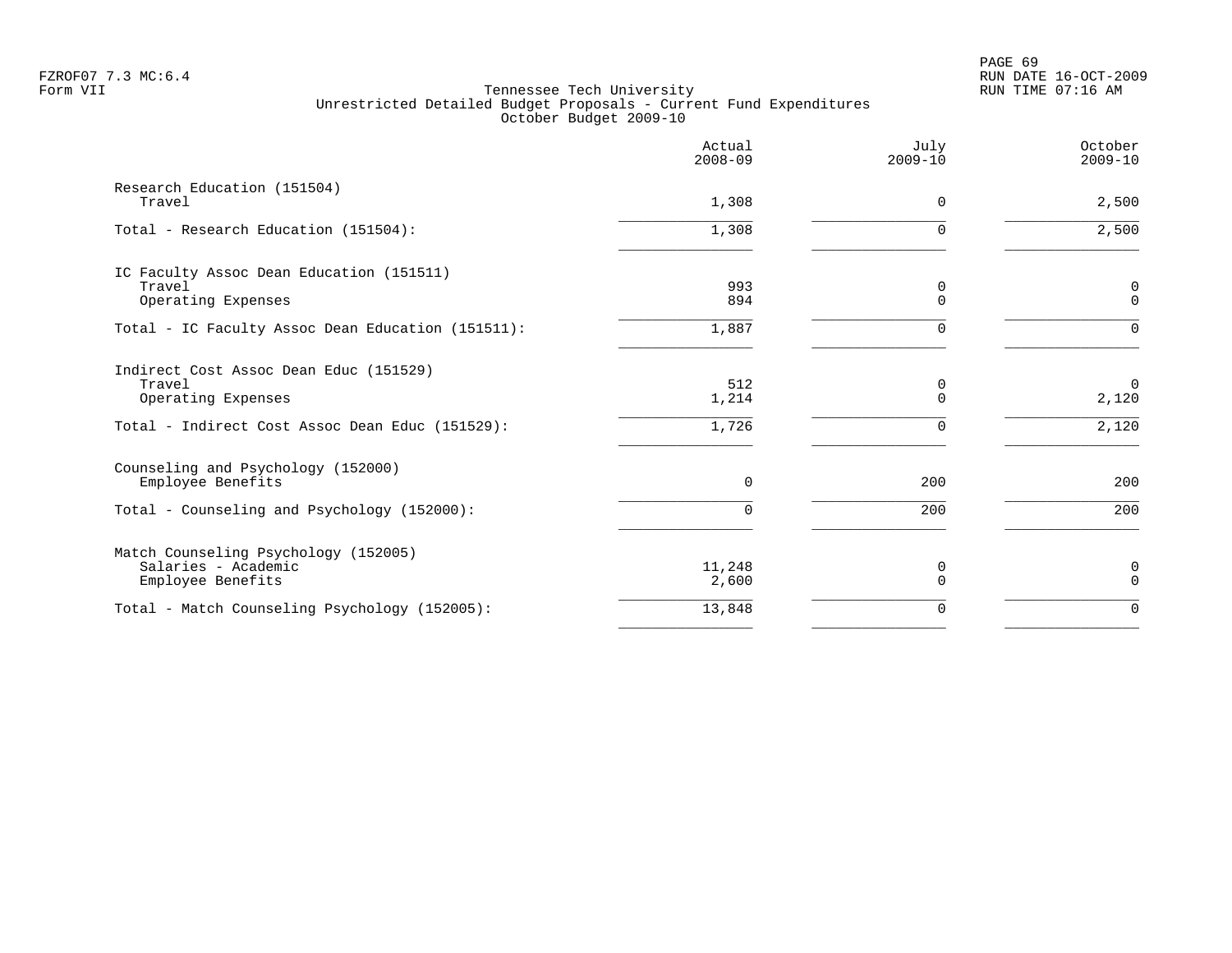Tennessee Tech University
Unrestricted Detailed Budget Proposals - Current Fund Expenditures
October Budget 2009-10

FZROF07 7.3 MC:6.4
Form VII

RUN DATE 16-OCT-2009
RUN TIME 07:16 AM

| | Actual 2008-09 | July 2009-10 | October 2009-10 |
|---|---|---|---|
| Research Education (151504) | | | |
| Travel | 1,308 | 0 | 2,500 |
| Total - Research Education (151504): | 1,308 | 0 | 2,500 |
| IC Faculty Assoc Dean Education (151511) | | | |
| Travel | 993 | 0 | 0 |
| Operating Expenses | 894 | 0 | 0 |
| Total - IC Faculty Assoc Dean Education (151511): | 1,887 | 0 | 0 |
| Indirect Cost Assoc Dean Educ (151529) | | | |
| Travel | 512 | 0 | 0 |
| Operating Expenses | 1,214 | 0 | 2,120 |
| Total - Indirect Cost Assoc Dean Educ (151529): | 1,726 | 0 | 2,120 |
| Counseling and Psychology (152000) | | | |
| Employee Benefits | 0 | 200 | 200 |
| Total - Counseling and Psychology (152000): | 0 | 200 | 200 |
| Match Counseling Psychology (152005) | | | |
| Salaries - Academic | 11,248 | 0 | 0 |
| Employee Benefits | 2,600 | 0 | 0 |
| Total - Match Counseling Psychology (152005): | 13,848 | 0 | 0 |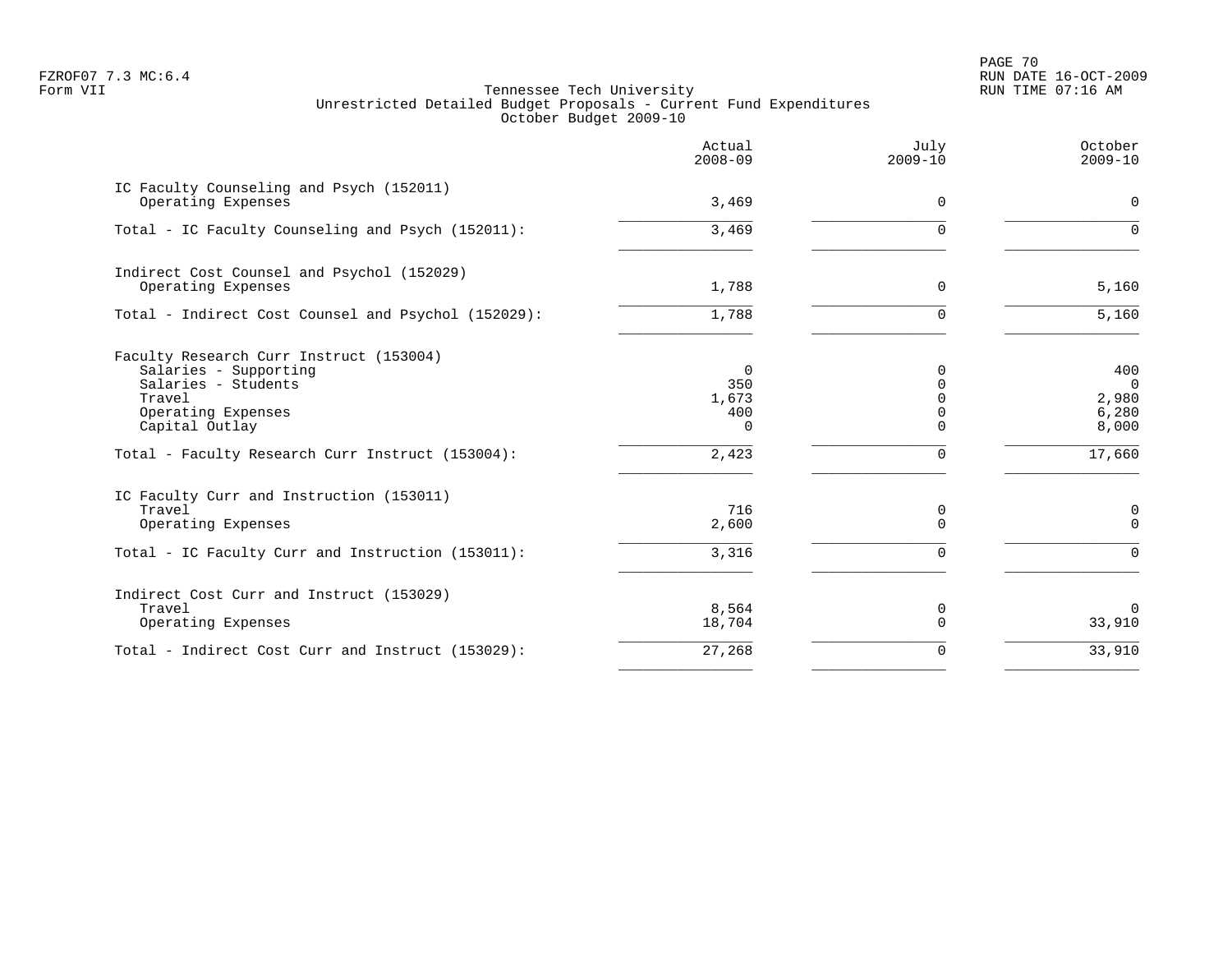Tennessee Tech University
Unrestricted Detailed Budget Proposals - Current Fund Expenditures
October Budget 2009-10

| | Actual 2008-09 | July 2009-10 | October 2009-10 |
|---|---|---|---|
| IC Faculty Counseling and Psych (152011) | | | |
| Operating Expenses | 3,469 | 0 | 0 |
| Total - IC Faculty Counseling and Psych (152011): | 3,469 | 0 | 0 |
| Indirect Cost Counsel and Psychol (152029) | | | |
| Operating Expenses | 1,788 | 0 | 5,160 |
| Total - Indirect Cost Counsel and Psychol (152029): | 1,788 | 0 | 5,160 |
| Faculty Research Curr Instruct (153004) | | | |
| Salaries - Supporting | 0 | 0 | 400 |
| Salaries - Students | 350 | 0 | 0 |
| Travel | 1,673 | 0 | 2,980 |
| Operating Expenses | 400 | 0 | 6,280 |
| Capital Outlay | 0 | 0 | 8,000 |
| Total - Faculty Research Curr Instruct (153004): | 2,423 | 0 | 17,660 |
| IC Faculty Curr and Instruction (153011) | | | |
| Travel | 716 | 0 | 0 |
| Operating Expenses | 2,600 | 0 | 0 |
| Total - IC Faculty Curr and Instruction (153011): | 3,316 | 0 | 0 |
| Indirect Cost Curr and Instruct (153029) | | | |
| Travel | 8,564 | 0 | 0 |
| Operating Expenses | 18,704 | 0 | 33,910 |
| Total - Indirect Cost Curr and Instruct (153029): | 27,268 | 0 | 33,910 |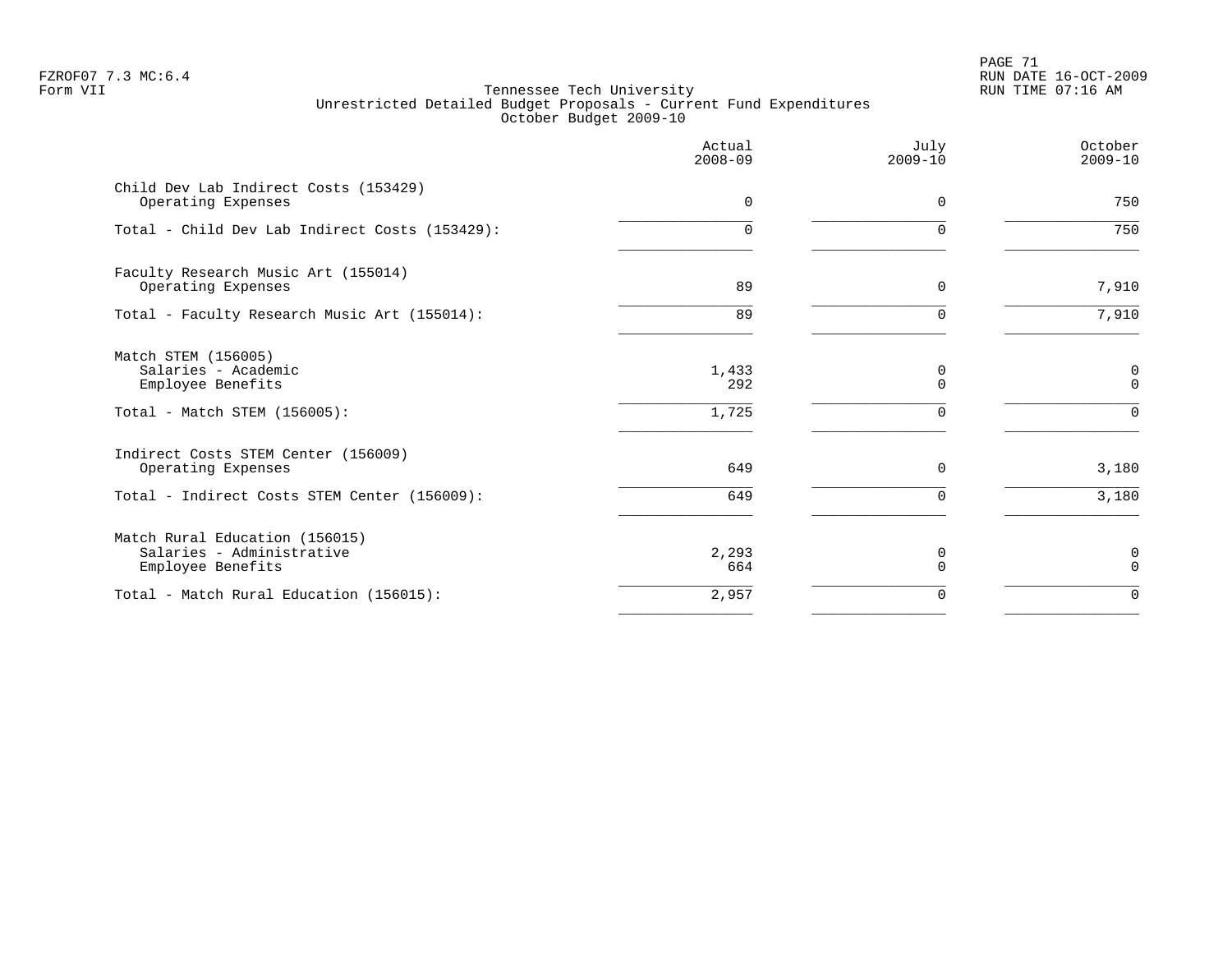Tennessee Tech University
Unrestricted Detailed Budget Proposals - Current Fund Expenditures
October Budget 2009-10

|  | Actual 2008-09 | July 2009-10 | October 2009-10 |
|---|---|---|---|
| Child Dev Lab Indirect Costs (153429) | | | |
| Operating Expenses | 0 | 0 | 750 |
| Total - Child Dev Lab Indirect Costs (153429): | 0 | 0 | 750 |
| Faculty Research Music Art (155014) | | | |
| Operating Expenses | 89 | 0 | 7,910 |
| Total - Faculty Research Music Art (155014): | 89 | 0 | 7,910 |
| Match STEM (156005) | | | |
| Salaries - Academic | 1,433 | 0 | 0 |
| Employee Benefits | 292 | 0 | 0 |
| Total - Match STEM (156005): | 1,725 | 0 | 0 |
| Indirect Costs STEM Center (156009) | | | |
| Operating Expenses | 649 | 0 | 3,180 |
| Total - Indirect Costs STEM Center (156009): | 649 | 0 | 3,180 |
| Match Rural Education (156015) | | | |
| Salaries - Administrative | 2,293 | 0 | 0 |
| Employee Benefits | 664 | 0 | 0 |
| Total - Match Rural Education (156015): | 2,957 | 0 | 0 |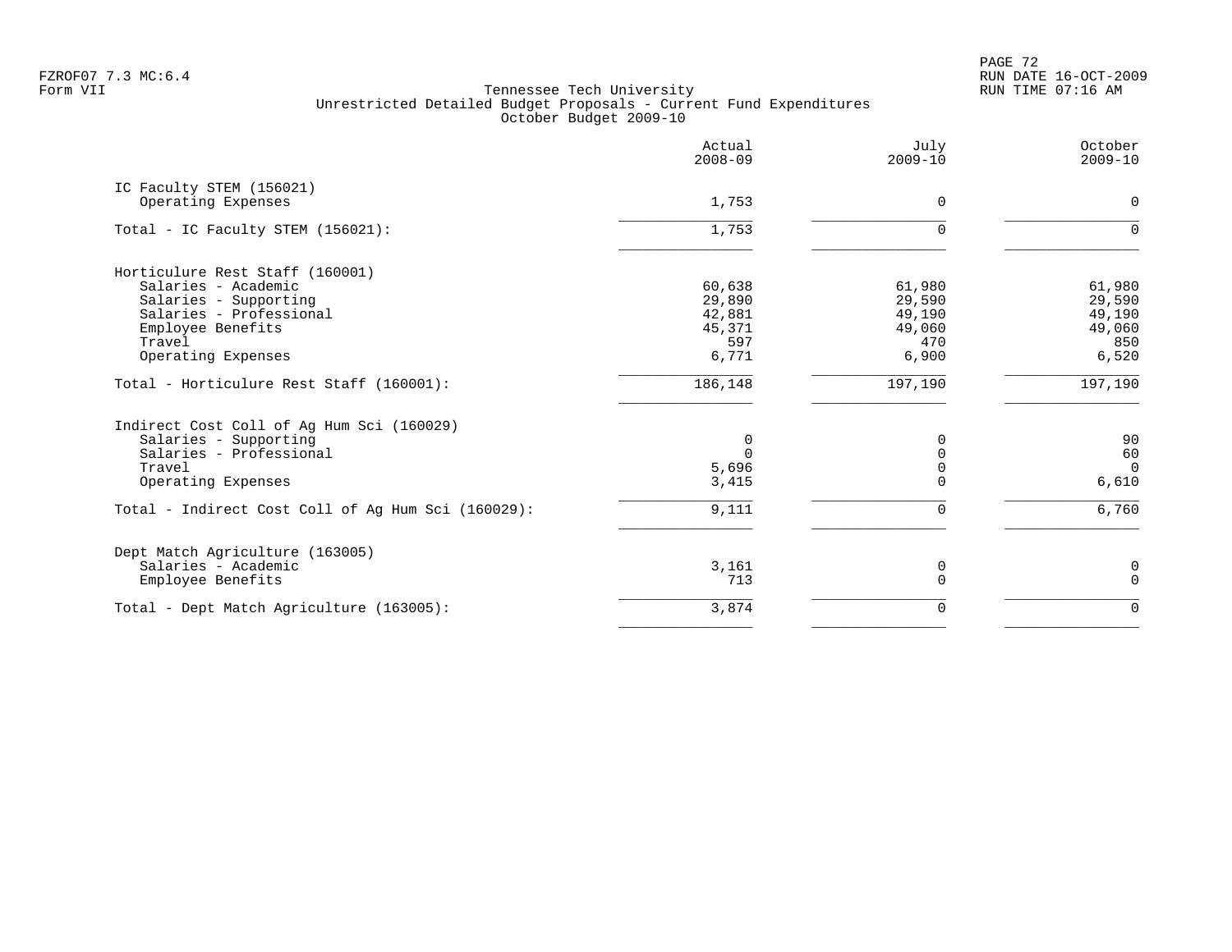Tennessee Tech University
Unrestricted Detailed Budget Proposals - Current Fund Expenditures
October Budget 2009-10

| | Actual 2008-09 | July 2009-10 | October 2009-10 |
|---|---|---|---|
| IC Faculty STEM (156021) | | | |
| Operating Expenses | 1,753 | 0 | 0 |
| Total - IC Faculty STEM (156021): | 1,753 | 0 | 0 |
| Horticulure Rest Staff (160001) | | | |
| Salaries - Academic | 60,638 | 61,980 | 61,980 |
| Salaries - Supporting | 29,890 | 29,590 | 29,590 |
| Salaries - Professional | 42,881 | 49,190 | 49,190 |
| Employee Benefits | 45,371 | 49,060 | 49,060 |
| Travel | 597 | 470 | 850 |
| Operating Expenses | 6,771 | 6,900 | 6,520 |
| Total - Horticulure Rest Staff (160001): | 186,148 | 197,190 | 197,190 |
| Indirect Cost Coll of Ag Hum Sci (160029) | | | |
| Salaries - Supporting | 0 | 0 | 90 |
| Salaries - Professional | 0 | 0 | 60 |
| Travel | 5,696 | 0 | 0 |
| Operating Expenses | 3,415 | 0 | 6,610 |
| Total - Indirect Cost Coll of Ag Hum Sci (160029): | 9,111 | 0 | 6,760 |
| Dept Match Agriculture (163005) | | | |
| Salaries - Academic | 3,161 | 0 | 0 |
| Employee Benefits | 713 | 0 | 0 |
| Total - Dept Match Agriculture (163005): | 3,874 | 0 | 0 |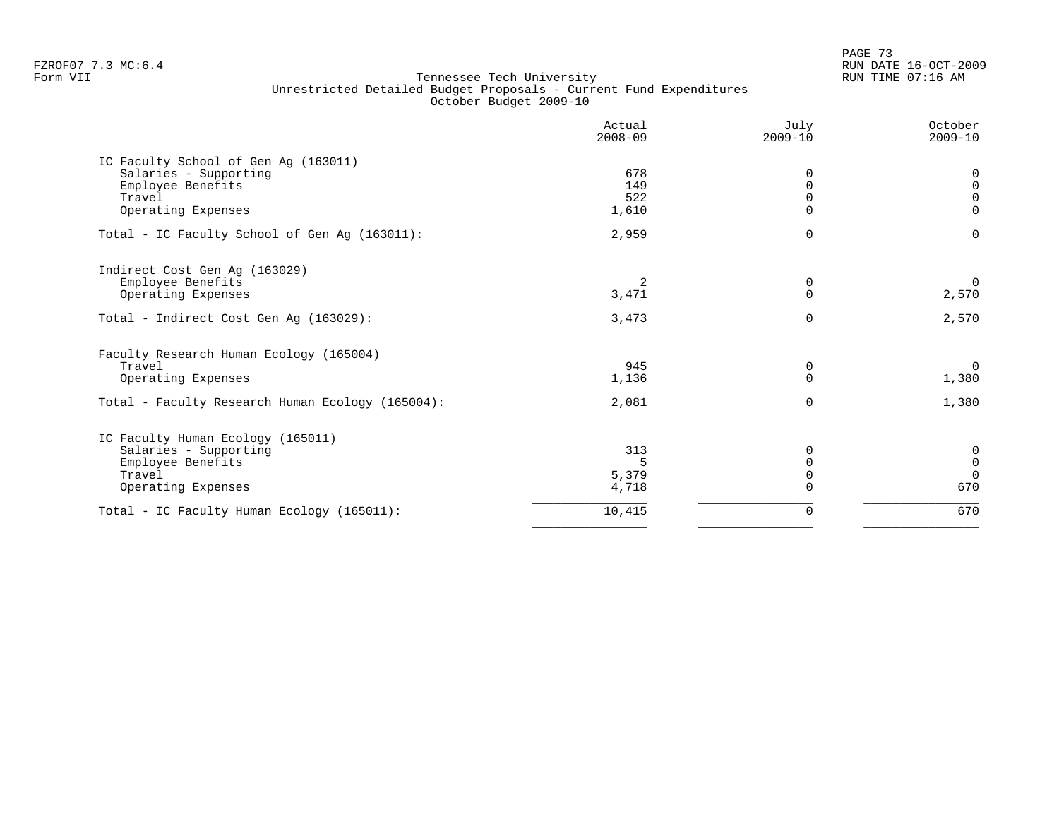Tennessee Tech University
Unrestricted Detailed Budget Proposals - Current Fund Expenditures
October Budget 2009-10

| | Actual 2008-09 | July 2009-10 | October 2009-10 |
|---|---|---|---|
| **IC Faculty School of Gen Ag (163011)** | | | |
| Salaries - Supporting | 678 | 0 | 0 |
| Employee Benefits | 149 | 0 | 0 |
| Travel | 522 | 0 | 0 |
| Operating Expenses | 1,610 | 0 | 0 |
| Total - IC Faculty School of Gen Ag (163011): | 2,959 | 0 | 0 |
| **Indirect Cost Gen Ag (163029)** | | | |
| Employee Benefits | 2 | 0 | 0 |
| Operating Expenses | 3,471 | 0 | 2,570 |
| Total - Indirect Cost Gen Ag (163029): | 3,473 | 0 | 2,570 |
| **Faculty Research Human Ecology (165004)** | | | |
| Travel | 945 | 0 | 0 |
| Operating Expenses | 1,136 | 0 | 1,380 |
| Total - Faculty Research Human Ecology (165004): | 2,081 | 0 | 1,380 |
| **IC Faculty Human Ecology (165011)** | | | |
| Salaries - Supporting | 313 | 0 | 0 |
| Employee Benefits | 5 | 0 | 0 |
| Travel | 5,379 | 0 | 0 |
| Operating Expenses | 4,718 | 0 | 670 |
| Total - IC Faculty Human Ecology (165011): | 10,415 | 0 | 670 |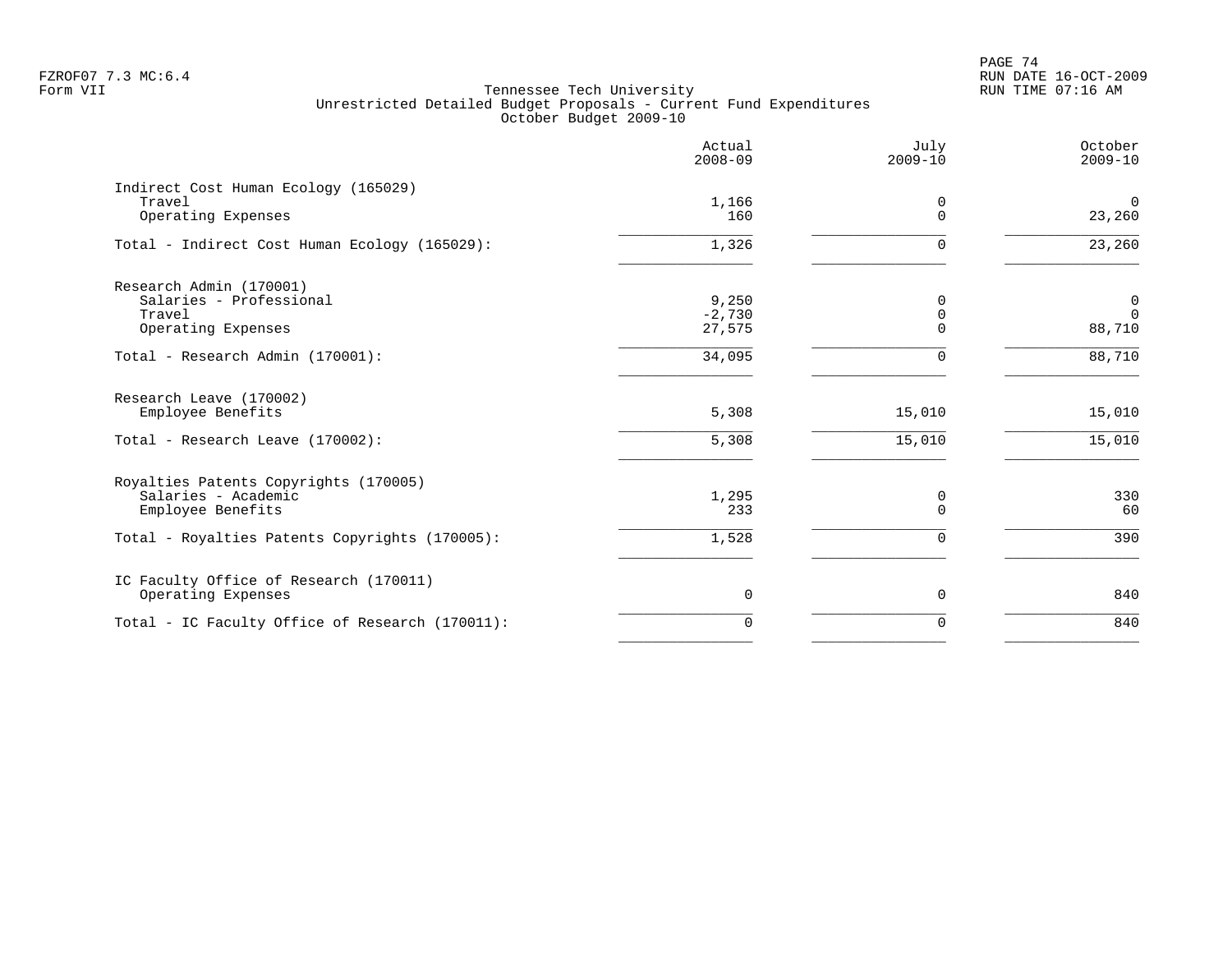Tennessee Tech University
Unrestricted Detailed Budget Proposals - Current Fund Expenditures
October Budget 2009-10

| | Actual 2008-09 | July 2009-10 | October 2009-10 |
|---|---|---|---|
| **Indirect Cost Human Ecology (165029)** | | | |
| Travel | 1,166 | 0 | 0 |
| Operating Expenses | 160 | 0 | 23,260 |
| Total - Indirect Cost Human Ecology (165029): | 1,326 | 0 | 23,260 |
| **Research Admin (170001)** | | | |
| Salaries - Professional | 9,250 | 0 | 0 |
| Travel | -2,730 | 0 | 0 |
| Operating Expenses | 27,575 | 0 | 88,710 |
| Total - Research Admin (170001): | 34,095 | 0 | 88,710 |
| **Research Leave (170002)** | | | |
| Employee Benefits | 5,308 | 15,010 | 15,010 |
| Total - Research Leave (170002): | 5,308 | 15,010 | 15,010 |
| **Royalties Patents Copyrights (170005)** | | | |
| Salaries - Academic | 1,295 | 0 | 330 |
| Employee Benefits | 233 | 0 | 60 |
| Total - Royalties Patents Copyrights (170005): | 1,528 | 0 | 390 |
| **IC Faculty Office of Research (170011)** | | | |
| Operating Expenses | 0 | 0 | 840 |
| Total - IC Faculty Office of Research (170011): | 0 | 0 | 840 |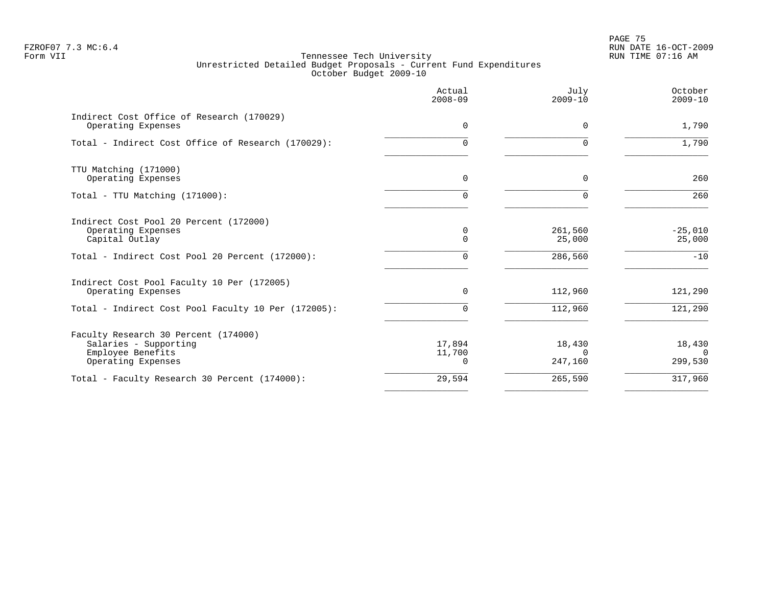Tennessee Tech University
Unrestricted Detailed Budget Proposals - Current Fund Expenditures
October Budget 2009-10

FZROF07 7.3 MC:6.4
Form VII

RUN DATE 16-OCT-2009
RUN TIME 07:16 AM

| | Actual 2008-09 | July 2009-10 | October 2009-10 |
|---|---|---|---|
| Indirect Cost Office of Research (170029) | | | |
| Operating Expenses | 0 | 0 | 1,790 |
| Total - Indirect Cost Office of Research (170029): | 0 | 0 | 1,790 |
| TTU Matching (171000) | | | |
| Operating Expenses | 0 | 0 | 260 |
| Total - TTU Matching (171000): | 0 | 0 | 260 |
| Indirect Cost Pool 20 Percent (172000) | | | |
| Operating Expenses | 0 | 261,560 | -25,010 |
| Capital Outlay | 0 | 25,000 | 25,000 |
| Total - Indirect Cost Pool 20 Percent (172000): | 0 | 286,560 | -10 |
| Indirect Cost Pool Faculty 10 Per (172005) | | | |
| Operating Expenses | 0 | 112,960 | 121,290 |
| Total - Indirect Cost Pool Faculty 10 Per (172005): | 0 | 112,960 | 121,290 |
| Faculty Research 30 Percent (174000) | | | |
| Salaries - Supporting | 17,894 | 18,430 | 18,430 |
| Employee Benefits | 11,700 | 0 | 0 |
| Operating Expenses | 0 | 247,160 | 299,530 |
| Total - Faculty Research 30 Percent (174000): | 29,594 | 265,590 | 317,960 |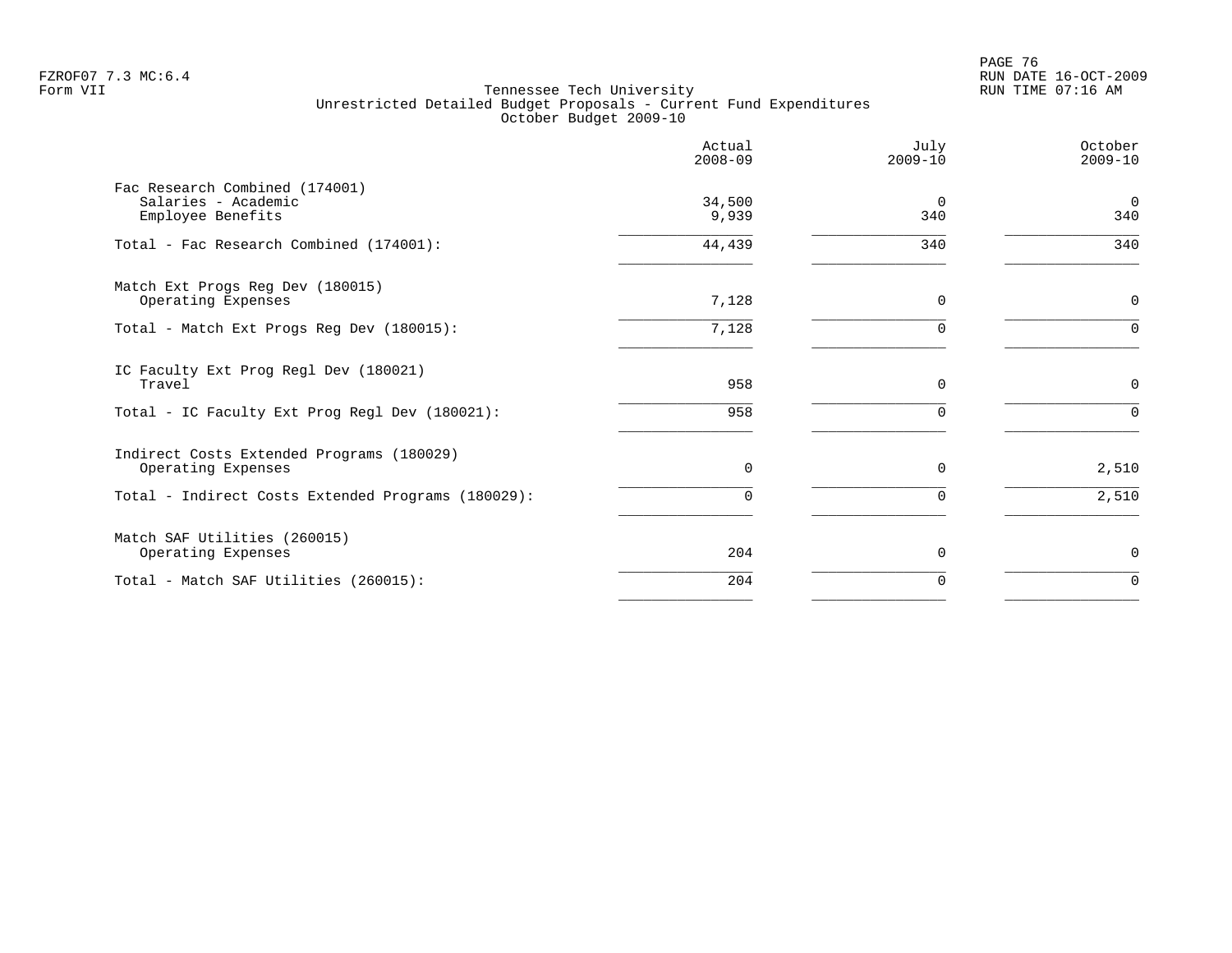FZROF07 7.3 MC:6.4
Form VII

Tennessee Tech University
Unrestricted Detailed Budget Proposals - Current Fund Expenditures
October Budget 2009-10

| | Actual 2008-09 | July 2009-10 | October 2009-10 |
|---|---|---|---|
| **Fac Research Combined (174001)** | | | |
| Salaries - Academic | 34,500 | 0 | 0 |
| Employee Benefits | 9,939 | 340 | 340 |
| Total - Fac Research Combined (174001): | 44,439 | 340 | 340 |
| **Match Ext Progs Reg Dev (180015)** | | | |
| Operating Expenses | 7,128 | 0 | 0 |
| Total - Match Ext Progs Reg Dev (180015): | 7,128 | 0 | 0 |
| **IC Faculty Ext Prog Regl Dev (180021)** | | | |
| Travel | 958 | 0 | 0 |
| Total - IC Faculty Ext Prog Regl Dev (180021): | 958 | 0 | 0 |
| **Indirect Costs Extended Programs (180029)** | | | |
| Operating Expenses | 0 | 0 | 2,510 |
| Total - Indirect Costs Extended Programs (180029): | 0 | 0 | 2,510 |
| **Match SAF Utilities (260015)** | | | |
| Operating Expenses | 204 | 0 | 0 |
| Total - Match SAF Utilities (260015): | 204 | 0 | 0 |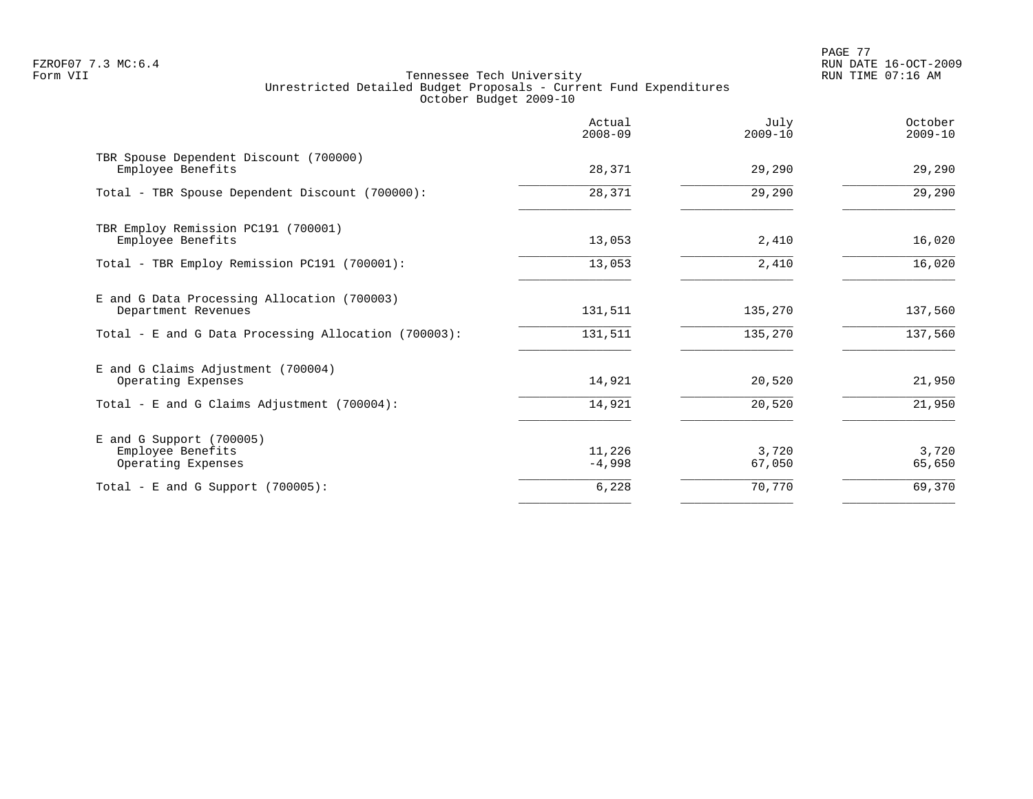Tennessee Tech University
Unrestricted Detailed Budget Proposals - Current Fund Expenditures
October Budget 2009-10

FZROF07 7.3 MC:6.4
Form VII

RUN DATE 16-OCT-2009
RUN TIME 07:16 AM

| | Actual 2008-09 | July 2009-10 | October 2009-10 |
|---|---|---|---|
| TBR Spouse Dependent Discount (700000) | | | |
| Employee Benefits | 28,371 | 29,290 | 29,290 |
| Total - TBR Spouse Dependent Discount (700000): | 28,371 | 29,290 | 29,290 |
| TBR Employ Remission PC191 (700001) | | | |
| Employee Benefits | 13,053 | 2,410 | 16,020 |
| Total - TBR Employ Remission PC191 (700001): | 13,053 | 2,410 | 16,020 |
| E and G Data Processing Allocation (700003) | | | |
| Department Revenues | 131,511 | 135,270 | 137,560 |
| Total - E and G Data Processing Allocation (700003): | 131,511 | 135,270 | 137,560 |
| E and G Claims Adjustment (700004) | | | |
| Operating Expenses | 14,921 | 20,520 | 21,950 |
| Total - E and G Claims Adjustment (700004): | 14,921 | 20,520 | 21,950 |
| E and G Support (700005) | | | |
| Employee Benefits | 11,226 | 3,720 | 3,720 |
| Operating Expenses | -4,998 | 67,050 | 65,650 |
| Total - E and G Support (700005): | 6,228 | 70,770 | 69,370 |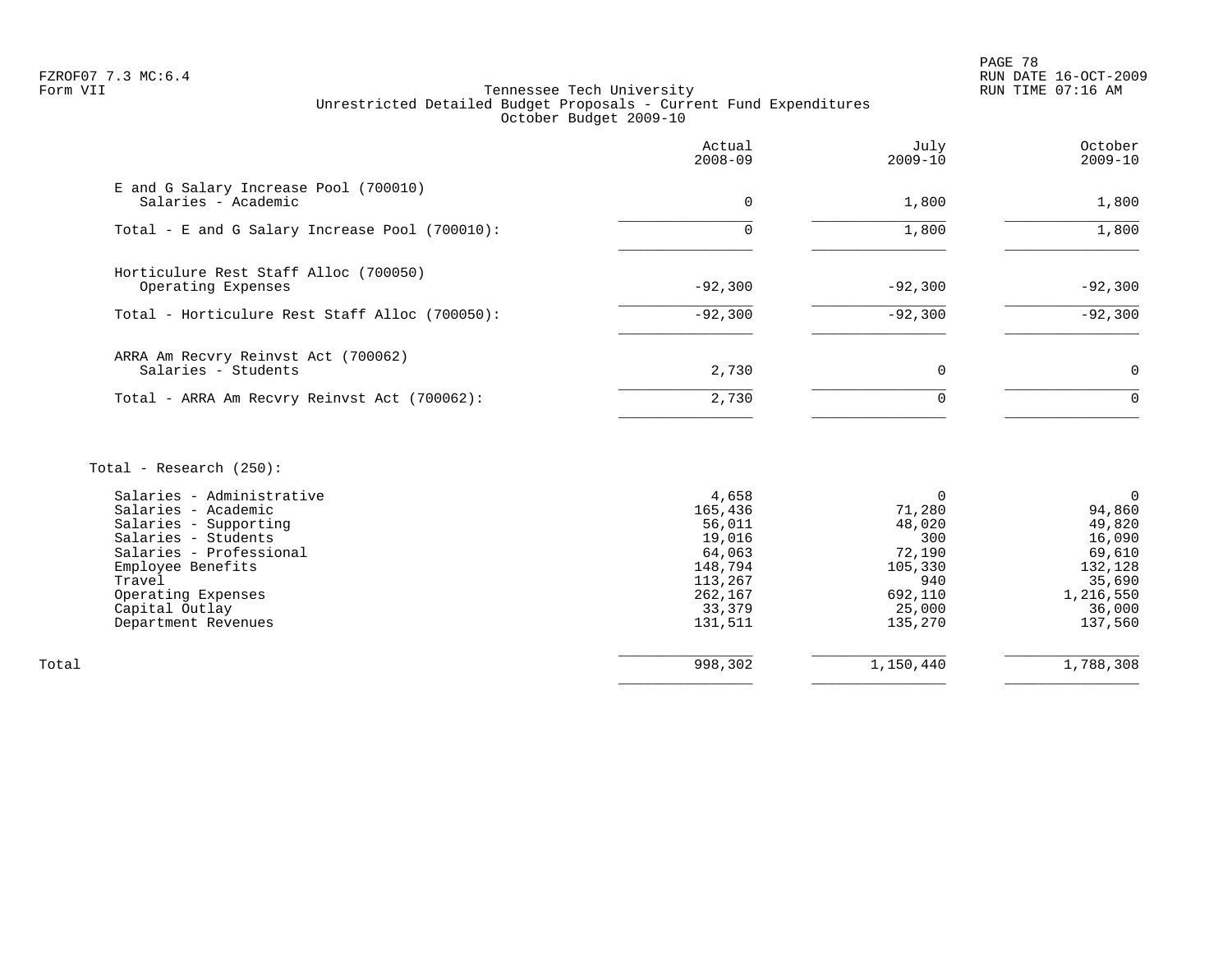Tennessee Tech University
Unrestricted Detailed Budget Proposals - Current Fund Expenditures
October Budget 2009-10

| | Actual 2008-09 | July 2009-10 | October 2009-10 |
|---|---|---|---|
| **E and G Salary Increase Pool (700010)** | | | |
| Salaries - Academic | 0 | 1,800 | 1,800 |
| Total - E and G Salary Increase Pool (700010): | 0 | 1,800 | 1,800 |
| **Horticulure Rest Staff Alloc (700050)** | | | |
| Operating Expenses | -92,300 | -92,300 | -92,300 |
| Total - Horticulure Rest Staff Alloc (700050): | -92,300 | -92,300 | -92,300 |
| **ARRA Am Recvry Reinvst Act (700062)** | | | |
| Salaries - Students | 2,730 | 0 | 0 |
| Total - ARRA Am Recvry Reinvst Act (700062): | 2,730 | 0 | 0 |
| **Total - Research (250):** | | | |
| Salaries - Administrative | 4,658 | 0 | 0 |
| Salaries - Academic | 165,436 | 71,280 | 94,860 |
| Salaries - Supporting | 56,011 | 48,020 | 49,820 |
| Salaries - Students | 19,016 | 300 | 16,090 |
| Salaries - Professional | 64,063 | 72,190 | 69,610 |
| Employee Benefits | 148,794 | 105,330 | 132,128 |
| Travel | 113,267 | 940 | 35,690 |
| Operating Expenses | 262,167 | 692,110 | 1,216,550 |
| Capital Outlay | 33,379 | 25,000 | 36,000 |
| Department Revenues | 131,511 | 135,270 | 137,560 |
| Total | 998,302 | 1,150,440 | 1,788,308 |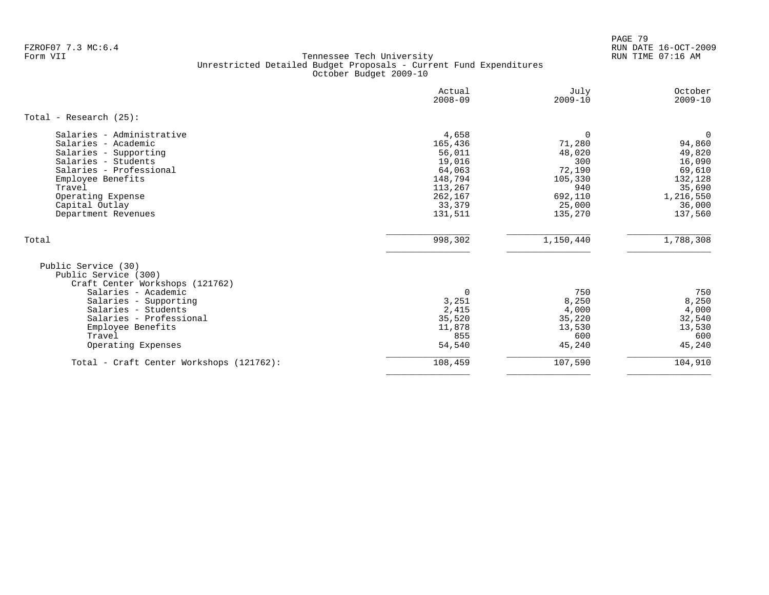FZROF07 7.3 MC:6.4
Form VII

RUN DATE 16-OCT-2009
RUN TIME 07:16 AM

Tennessee Tech University
Unrestricted Detailed Budget Proposals - Current Fund Expenditures
October Budget 2009-10

| | Actual 2008-09 | July 2009-10 | October 2009-10 |
|---|---|---|---|
| **Total - Research (25):** | | | |
| Salaries - Administrative | 4,658 | 0 | 0 |
| Salaries - Academic | 165,436 | 71,280 | 94,860 |
| Salaries - Supporting | 56,011 | 48,020 | 49,820 |
| Salaries - Students | 19,016 | 300 | 16,090 |
| Salaries - Professional | 64,063 | 72,190 | 69,610 |
| Employee Benefits | 148,794 | 105,330 | 132,128 |
| Travel | 113,267 | 940 | 35,690 |
| Operating Expense | 262,167 | 692,110 | 1,216,550 |
| Capital Outlay | 33,379 | 25,000 | 36,000 |
| Department Revenues | 131,511 | 135,270 | 137,560 |
| Total | 998,302 | 1,150,440 | 1,788,308 |
| Public Service (30) | | | |
| Public Service (300) | | | |
| Craft Center Workshops (121762) | | | |
| Salaries - Academic | 0 | 750 | 750 |
| Salaries - Supporting | 3,251 | 8,250 | 8,250 |
| Salaries - Students | 2,415 | 4,000 | 4,000 |
| Salaries - Professional | 35,520 | 35,220 | 32,540 |
| Employee Benefits | 11,878 | 13,530 | 13,530 |
| Travel | 855 | 600 | 600 |
| Operating Expenses | 54,540 | 45,240 | 45,240 |
| Total - Craft Center Workshops (121762): | 108,459 | 107,590 | 104,910 |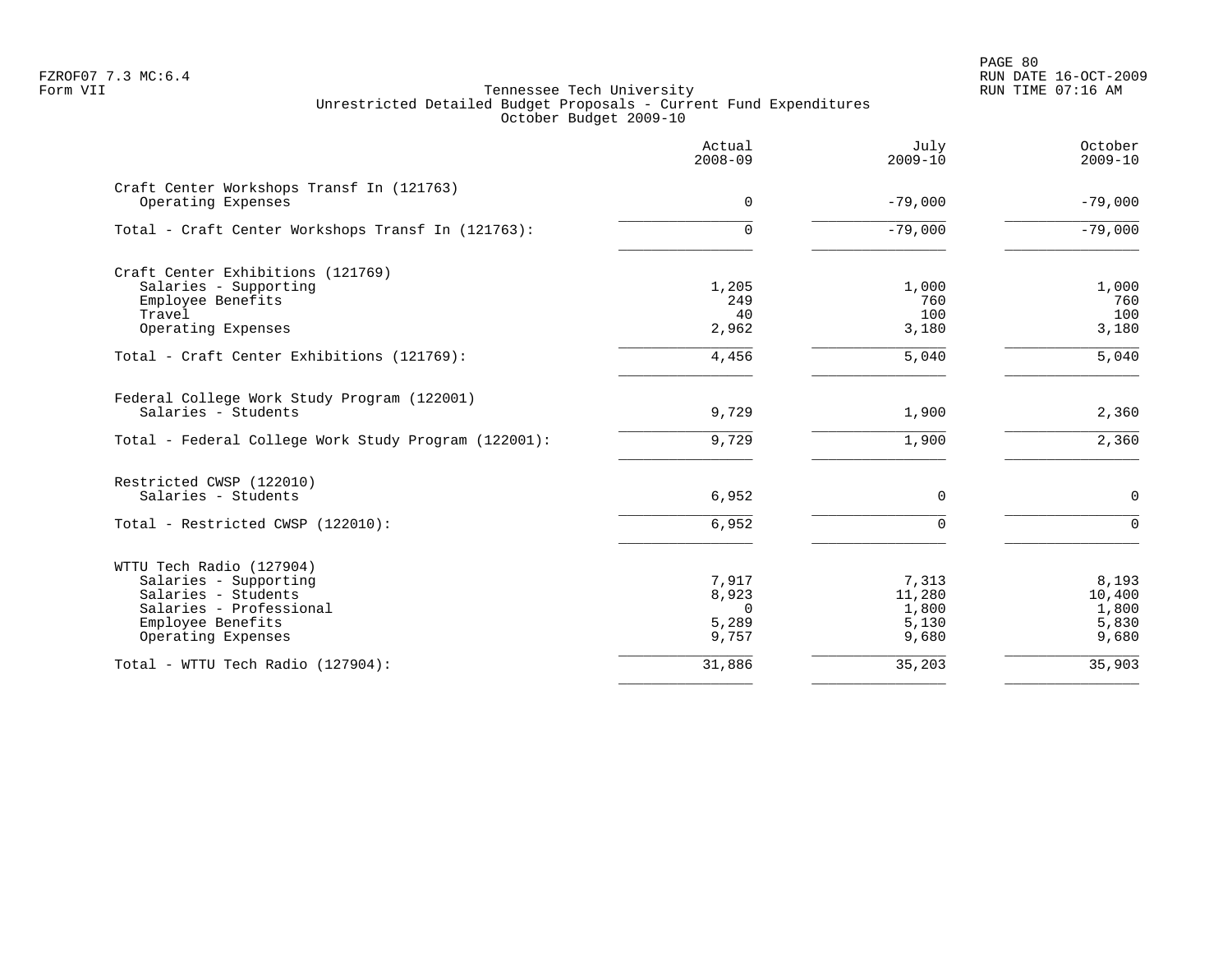Tennessee Tech University
Unrestricted Detailed Budget Proposals - Current Fund Expenditures
October Budget 2009-10

| | Actual 2008-09 | July 2009-10 | October 2009-10 |
|---|---|---|---|
| **Craft Center Workshops Transf In (121763)** | | | |
| Operating Expenses | 0 | -79,000 | -79,000 |
| Total - Craft Center Workshops Transf In (121763): | 0 | -79,000 | -79,000 |
| **Craft Center Exhibitions (121769)** | | | |
| Salaries - Supporting | 1,205 | 1,000 | 1,000 |
| Employee Benefits | 249 | 760 | 760 |
| Travel | 40 | 100 | 100 |
| Operating Expenses | 2,962 | 3,180 | 3,180 |
| Total - Craft Center Exhibitions (121769): | 4,456 | 5,040 | 5,040 |
| **Federal College Work Study Program (122001)** | | | |
| Salaries - Students | 9,729 | 1,900 | 2,360 |
| Total - Federal College Work Study Program (122001): | 9,729 | 1,900 | 2,360 |
| **Restricted CWSP (122010)** | | | |
| Salaries - Students | 6,952 | 0 | 0 |
| Total - Restricted CWSP (122010): | 6,952 | 0 | 0 |
| **WTTU Tech Radio (127904)** | | | |
| Salaries - Supporting | 7,917 | 7,313 | 8,193 |
| Salaries - Students | 8,923 | 11,280 | 10,400 |
| Salaries - Professional | 0 | 1,800 | 1,800 |
| Employee Benefits | 5,289 | 5,130 | 5,830 |
| Operating Expenses | 9,757 | 9,680 | 9,680 |
| Total - WTTU Tech Radio (127904): | 31,886 | 35,203 | 35,903 |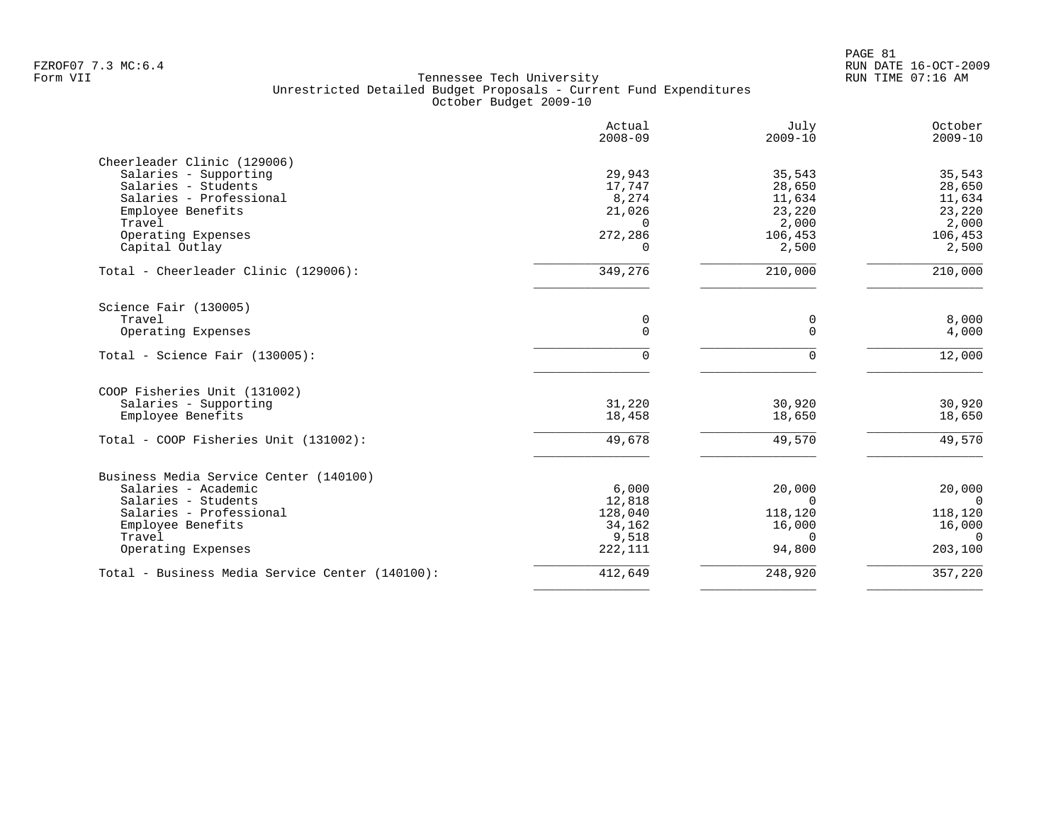Tennessee Tech University
Unrestricted Detailed Budget Proposals - Current Fund Expenditures
October Budget 2009-10

| | Actual 2008-09 | July 2009-10 | October 2009-10 |
|---|---|---|---|
| **Cheerleader Clinic (129006)** | | | |
| Salaries - Supporting | 29,943 | 35,543 | 35,543 |
| Salaries - Students | 17,747 | 28,650 | 28,650 |
| Salaries - Professional | 8,274 | 11,634 | 11,634 |
| Employee Benefits | 21,026 | 23,220 | 23,220 |
| Travel | 0 | 2,000 | 2,000 |
| Operating Expenses | 272,286 | 106,453 | 106,453 |
| Capital Outlay | 0 | 2,500 | 2,500 |
| Total - Cheerleader Clinic (129006): | 349,276 | 210,000 | 210,000 |
| **Science Fair (130005)** | | | |
| Travel | 0 | 0 | 8,000 |
| Operating Expenses | 0 | 0 | 4,000 |
| Total - Science Fair (130005): | 0 | 0 | 12,000 |
| **COOP Fisheries Unit (131002)** | | | |
| Salaries - Supporting | 31,220 | 30,920 | 30,920 |
| Employee Benefits | 18,458 | 18,650 | 18,650 |
| Total - COOP Fisheries Unit (131002): | 49,678 | 49,570 | 49,570 |
| **Business Media Service Center (140100)** | | | |
| Salaries - Academic | 6,000 | 20,000 | 20,000 |
| Salaries - Students | 12,818 | 0 | 0 |
| Salaries - Professional | 128,040 | 118,120 | 118,120 |
| Employee Benefits | 34,162 | 16,000 | 16,000 |
| Travel | 9,518 | 0 | 0 |
| Operating Expenses | 222,111 | 94,800 | 203,100 |
| Total - Business Media Service Center (140100): | 412,649 | 248,920 | 357,220 |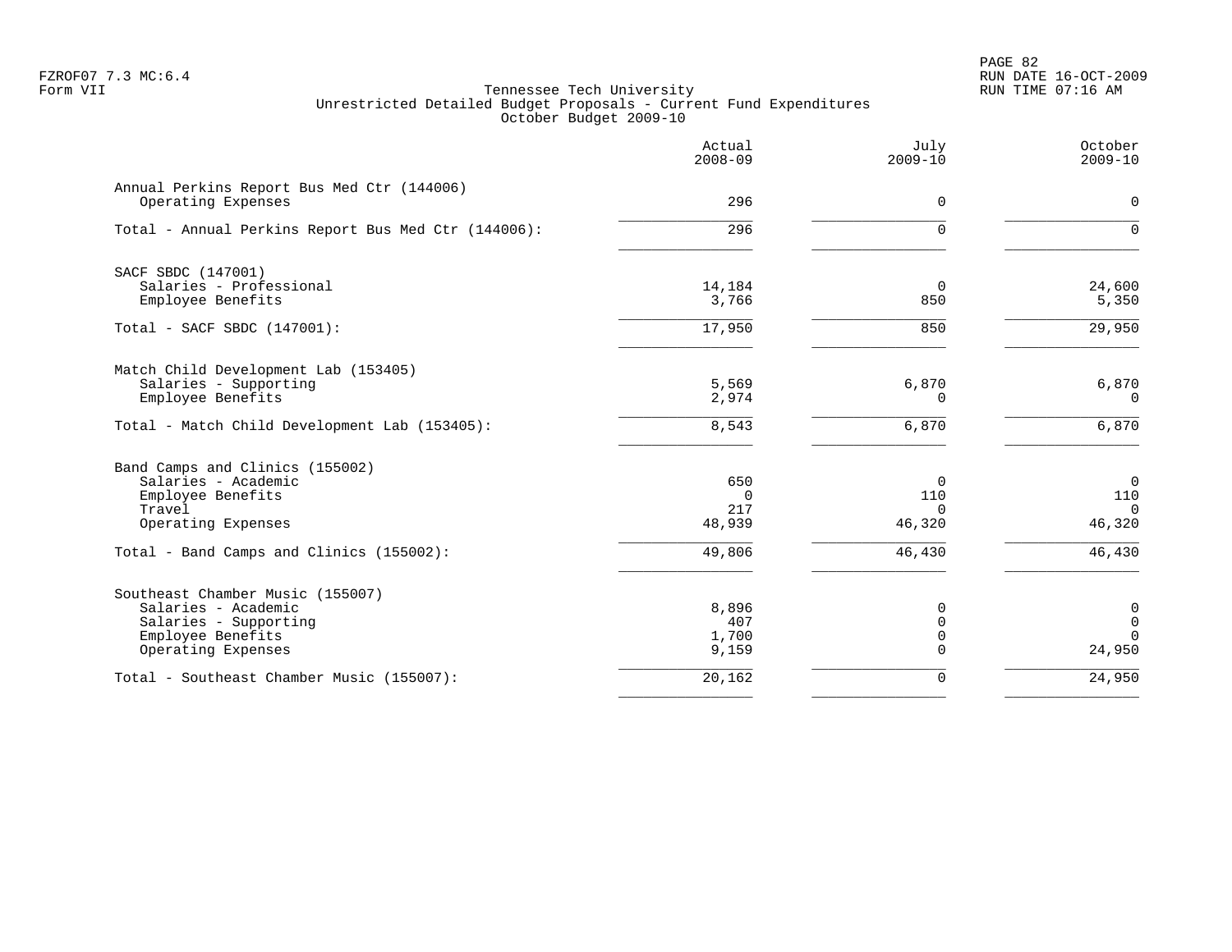Tennessee Tech University
Unrestricted Detailed Budget Proposals - Current Fund Expenditures
October Budget 2009-10

| | Actual 2008-09 | July 2009-10 | October 2009-10 |
|---|---|---|---|
| **Annual Perkins Report Bus Med Ctr (144006)** | | | |
| Operating Expenses | 296 | 0 | 0 |
| Total - Annual Perkins Report Bus Med Ctr (144006): | 296 | 0 | 0 |
| **SACF SBDC (147001)** | | | |
| Salaries - Professional | 14,184 | 0 | 24,600 |
| Employee Benefits | 3,766 | 850 | 5,350 |
| Total - SACF SBDC (147001): | 17,950 | 850 | 29,950 |
| **Match Child Development Lab (153405)** | | | |
| Salaries - Supporting | 5,569 | 6,870 | 6,870 |
| Employee Benefits | 2,974 | 0 | 0 |
| Total - Match Child Development Lab (153405): | 8,543 | 6,870 | 6,870 |
| **Band Camps and Clinics (155002)** | | | |
| Salaries - Academic | 650 | 0 | 0 |
| Employee Benefits | 0 | 110 | 110 |
| Travel | 217 | 0 | 0 |
| Operating Expenses | 48,939 | 46,320 | 46,320 |
| Total - Band Camps and Clinics (155002): | 49,806 | 46,430 | 46,430 |
| **Southeast Chamber Music (155007)** | | | |
| Salaries - Academic | 8,896 | 0 | 0 |
| Salaries - Supporting | 407 | 0 | 0 |
| Employee Benefits | 1,700 | 0 | 0 |
| Operating Expenses | 9,159 | 0 | 24,950 |
| Total - Southeast Chamber Music (155007): | 20,162 | 0 | 24,950 |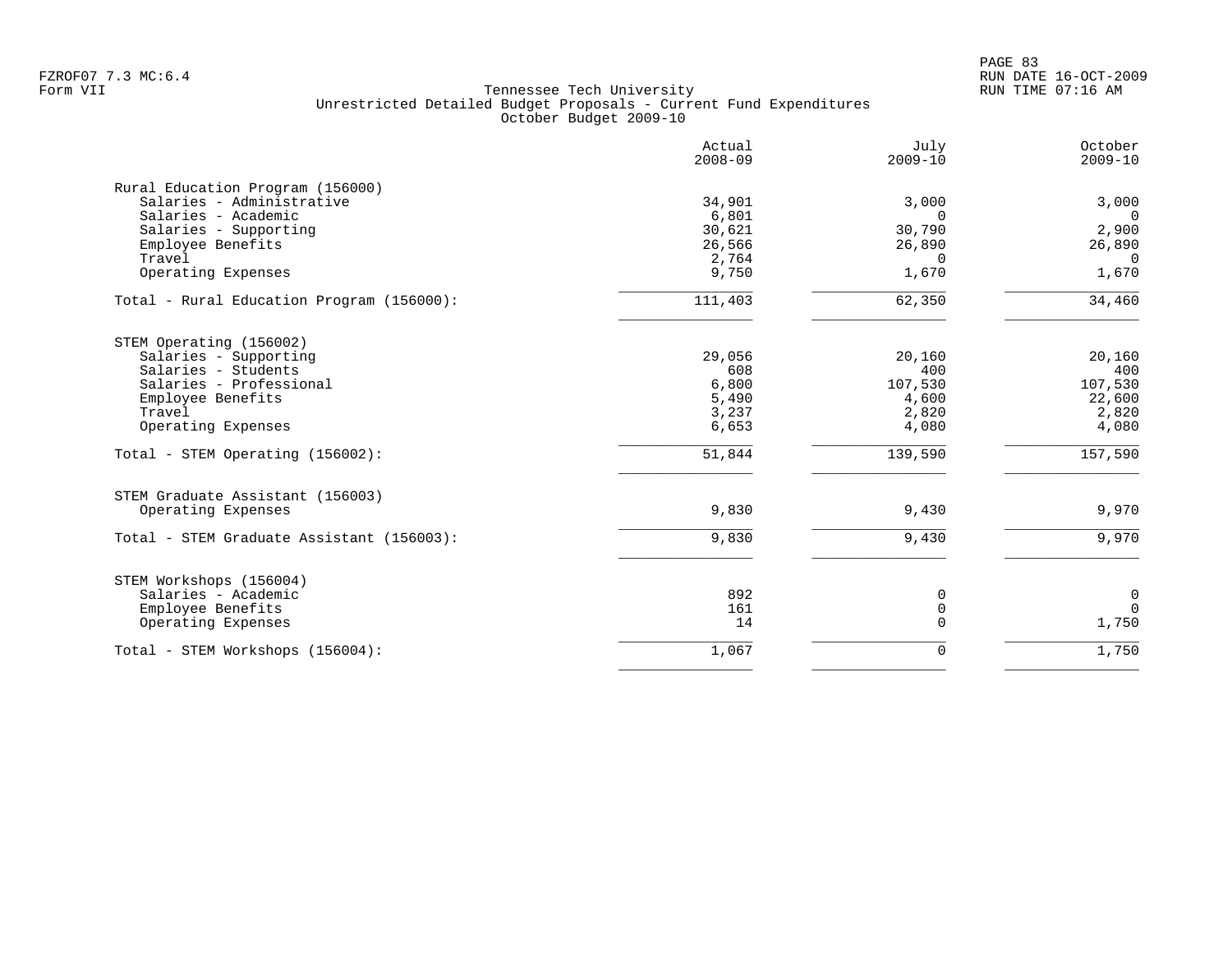Tennessee Tech University
Unrestricted Detailed Budget Proposals - Current Fund Expenditures
October Budget 2009-10

| | Actual 2008-09 | July 2009-10 | October 2009-10 |
|---|---|---|---|
| **Rural Education Program (156000)** | | | |
| Salaries - Administrative | 34,901 | 3,000 | 3,000 |
| Salaries - Academic | 6,801 | 0 | 0 |
| Salaries - Supporting | 30,621 | 30,790 | 2,900 |
| Employee Benefits | 26,566 | 26,890 | 26,890 |
| Travel | 2,764 | 0 | 0 |
| Operating Expenses | 9,750 | 1,670 | 1,670 |
| Total - Rural Education Program (156000): | 111,403 | 62,350 | 34,460 |
| **STEM Operating (156002)** | | | |
| Salaries - Supporting | 29,056 | 20,160 | 20,160 |
| Salaries - Students | 608 | 400 | 400 |
| Salaries - Professional | 6,800 | 107,530 | 107,530 |
| Employee Benefits | 5,490 | 4,600 | 22,600 |
| Travel | 3,237 | 2,820 | 2,820 |
| Operating Expenses | 6,653 | 4,080 | 4,080 |
| Total - STEM Operating (156002): | 51,844 | 139,590 | 157,590 |
| **STEM Graduate Assistant (156003)** | | | |
| Operating Expenses | 9,830 | 9,430 | 9,970 |
| Total - STEM Graduate Assistant (156003): | 9,830 | 9,430 | 9,970 |
| **STEM Workshops (156004)** | | | |
| Salaries - Academic | 892 | 0 | 0 |
| Employee Benefits | 161 | 0 | 0 |
| Operating Expenses | 14 | 0 | 1,750 |
| Total - STEM Workshops (156004): | 1,067 | 0 | 1,750 |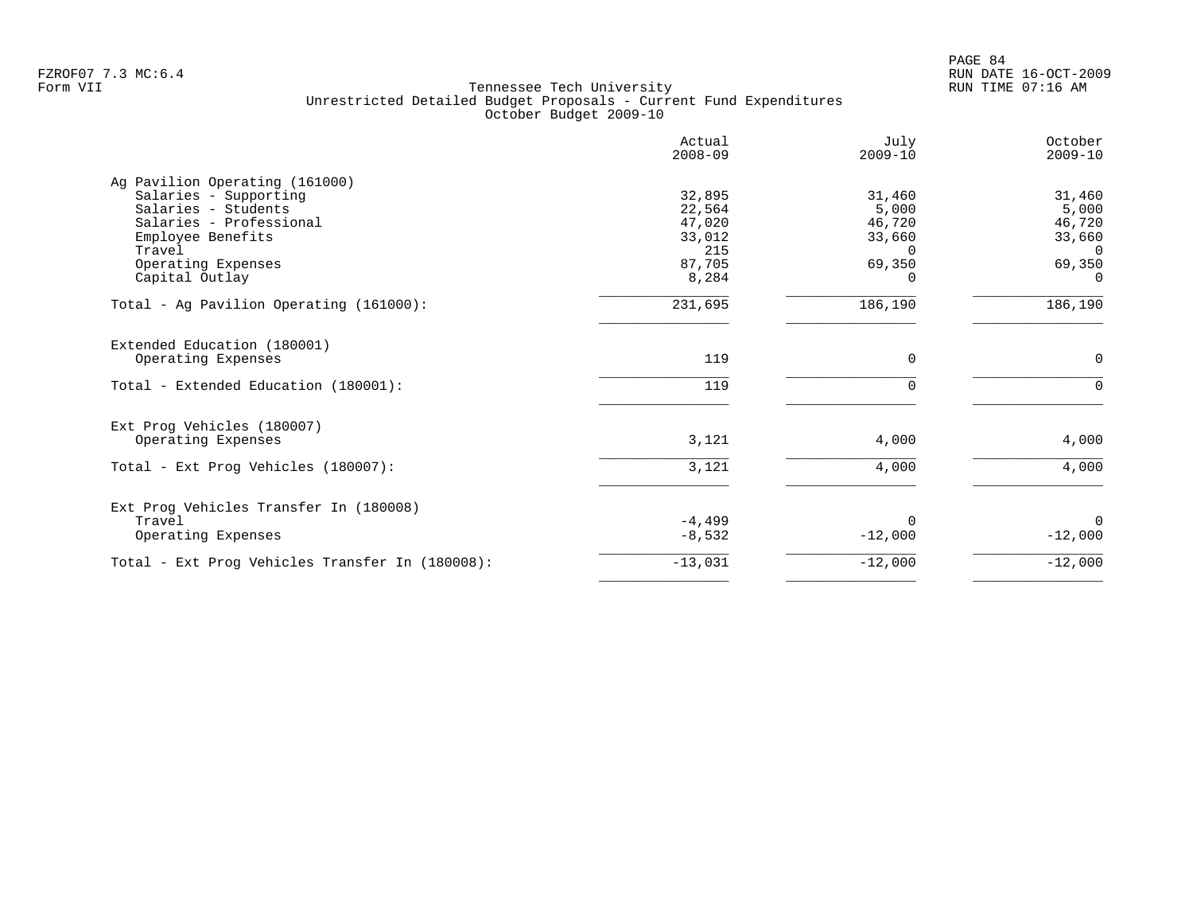Tennessee Tech University
Unrestricted Detailed Budget Proposals - Current Fund Expenditures
October Budget 2009-10

| | Actual 2008-09 | July 2009-10 | October 2009-10 |
|---|---|---|---|
| **Ag Pavilion Operating (161000)** | | | |
| Salaries - Supporting | 32,895 | 31,460 | 31,460 |
| Salaries - Students | 22,564 | 5,000 | 5,000 |
| Salaries - Professional | 47,020 | 46,720 | 46,720 |
| Employee Benefits | 33,012 | 33,660 | 33,660 |
| Travel | 215 | 0 | 0 |
| Operating Expenses | 87,705 | 69,350 | 69,350 |
| Capital Outlay | 8,284 | 0 | 0 |
| Total - Ag Pavilion Operating (161000): | 231,695 | 186,190 | 186,190 |
| **Extended Education (180001)** | | | |
| Operating Expenses | 119 | 0 | 0 |
| Total - Extended Education (180001): | 119 | 0 | 0 |
| **Ext Prog Vehicles (180007)** | | | |
| Operating Expenses | 3,121 | 4,000 | 4,000 |
| Total - Ext Prog Vehicles (180007): | 3,121 | 4,000 | 4,000 |
| **Ext Prog Vehicles Transfer In (180008)** | | | |
| Travel | -4,499 | 0 | 0 |
| Operating Expenses | -8,532 | -12,000 | -12,000 |
| Total - Ext Prog Vehicles Transfer In (180008): | -13,031 | -12,000 | -12,000 |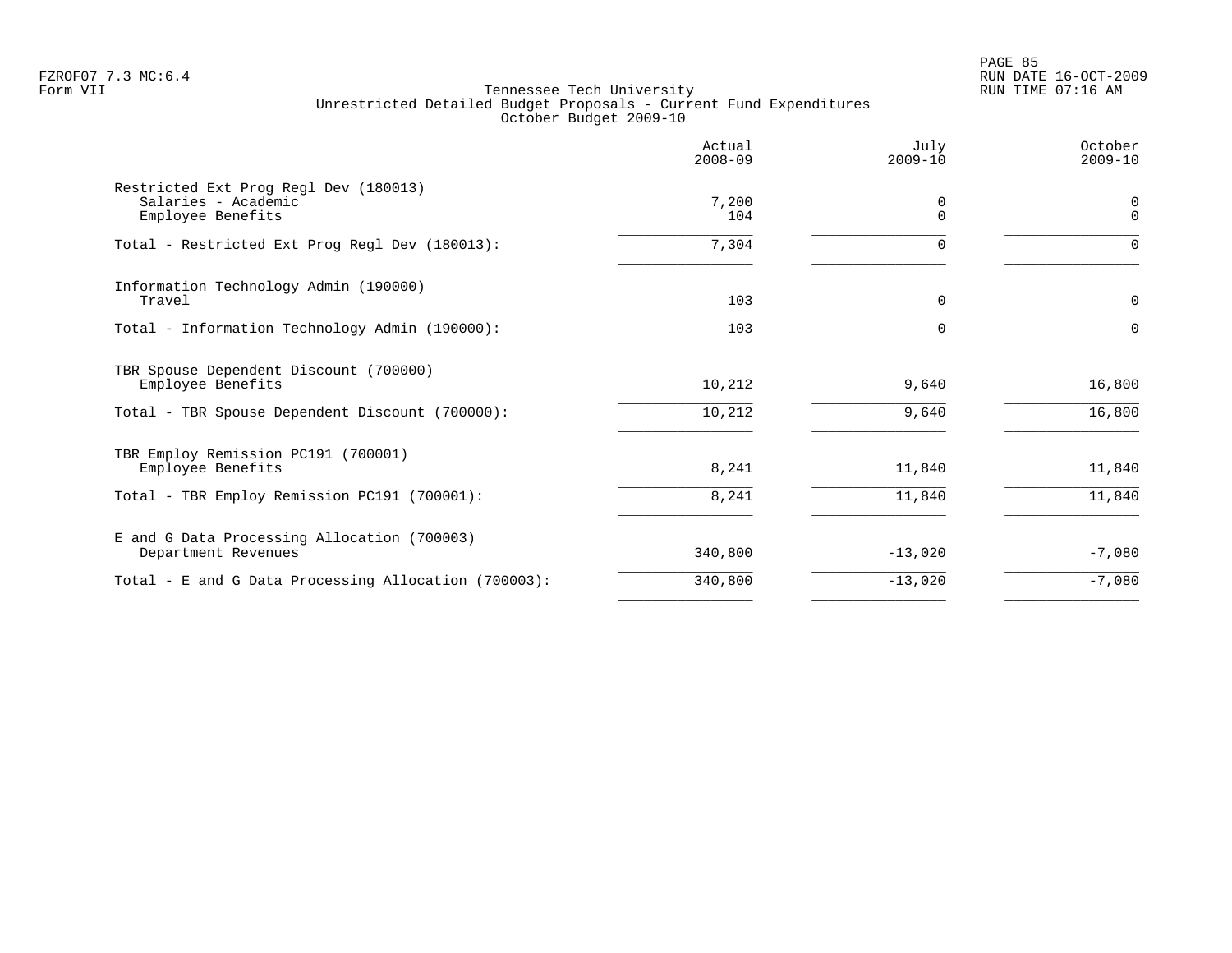Tennessee Tech University
Unrestricted Detailed Budget Proposals - Current Fund Expenditures
October Budget 2009-10

| | Actual 2008-09 | July 2009-10 | October 2009-10 |
|---|---|---|---|
| **Restricted Ext Prog Regl Dev (180013)** | | | |
| Salaries - Academic | 7,200 | 0 | 0 |
| Employee Benefits | 104 | 0 | 0 |
| Total - Restricted Ext Prog Regl Dev (180013): | 7,304 | 0 | 0 |
| **Information Technology Admin (190000)** | | | |
| Travel | 103 | 0 | 0 |
| Total - Information Technology Admin (190000): | 103 | 0 | 0 |
| **TBR Spouse Dependent Discount (700000)** | | | |
| Employee Benefits | 10,212 | 9,640 | 16,800 |
| Total - TBR Spouse Dependent Discount (700000): | 10,212 | 9,640 | 16,800 |
| **TBR Employ Remission PC191 (700001)** | | | |
| Employee Benefits | 8,241 | 11,840 | 11,840 |
| Total - TBR Employ Remission PC191 (700001): | 8,241 | 11,840 | 11,840 |
| **E and G Data Processing Allocation (700003)** | | | |
| Department Revenues | 340,800 | -13,020 | -7,080 |
| Total - E and G Data Processing Allocation (700003): | 340,800 | -13,020 | -7,080 |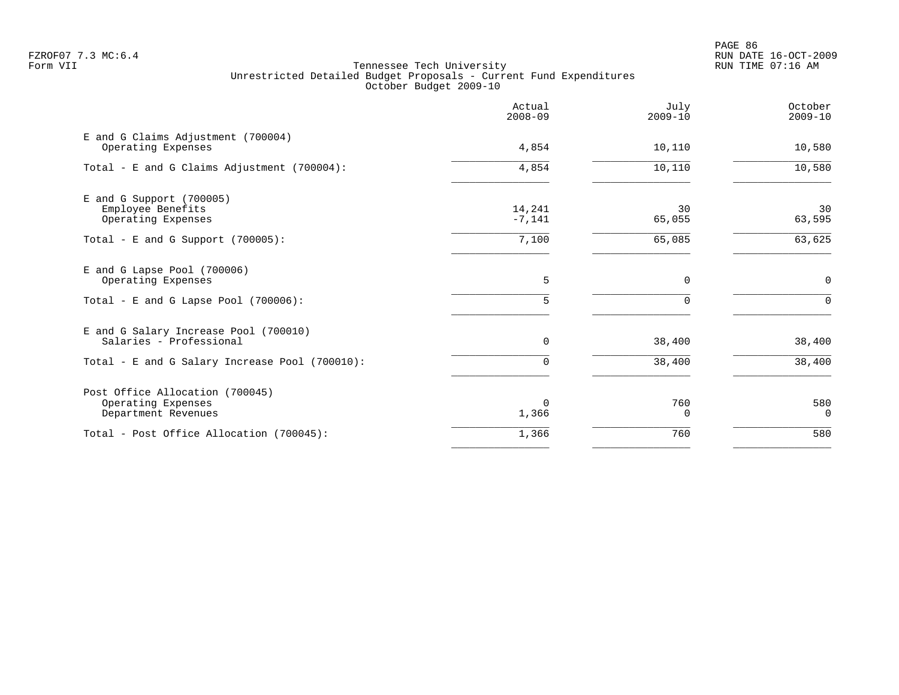FZROF07 7.3 MC:6.4
Form VII

Tennessee Tech University
Unrestricted Detailed Budget Proposals - Current Fund Expenditures
October Budget 2009-10

| | Actual 2008-09 | July 2009-10 | October 2009-10 |
|---|---|---|---|
| **E and G Claims Adjustment (700004)** | | | |
| Operating Expenses | 4,854 | 10,110 | 10,580 |
| Total - E and G Claims Adjustment (700004): | 4,854 | 10,110 | 10,580 |
| **E and G Support (700005)** | | | |
| Employee Benefits | 14,241 | 30 | 30 |
| Operating Expenses | -7,141 | 65,055 | 63,595 |
| Total - E and G Support (700005): | 7,100 | 65,085 | 63,625 |
| **E and G Lapse Pool (700006)** | | | |
| Operating Expenses | 5 | 0 | 0 |
| Total - E and G Lapse Pool (700006): | 5 | 0 | 0 |
| **E and G Salary Increase Pool (700010)** | | | |
| Salaries - Professional | 0 | 38,400 | 38,400 |
| Total - E and G Salary Increase Pool (700010): | 0 | 38,400 | 38,400 |
| **Post Office Allocation (700045)** | | | |
| Operating Expenses | 0 | 760 | 580 |
| Department Revenues | 1,366 | 0 | 0 |
| Total - Post Office Allocation (700045): | 1,366 | 760 | 580 |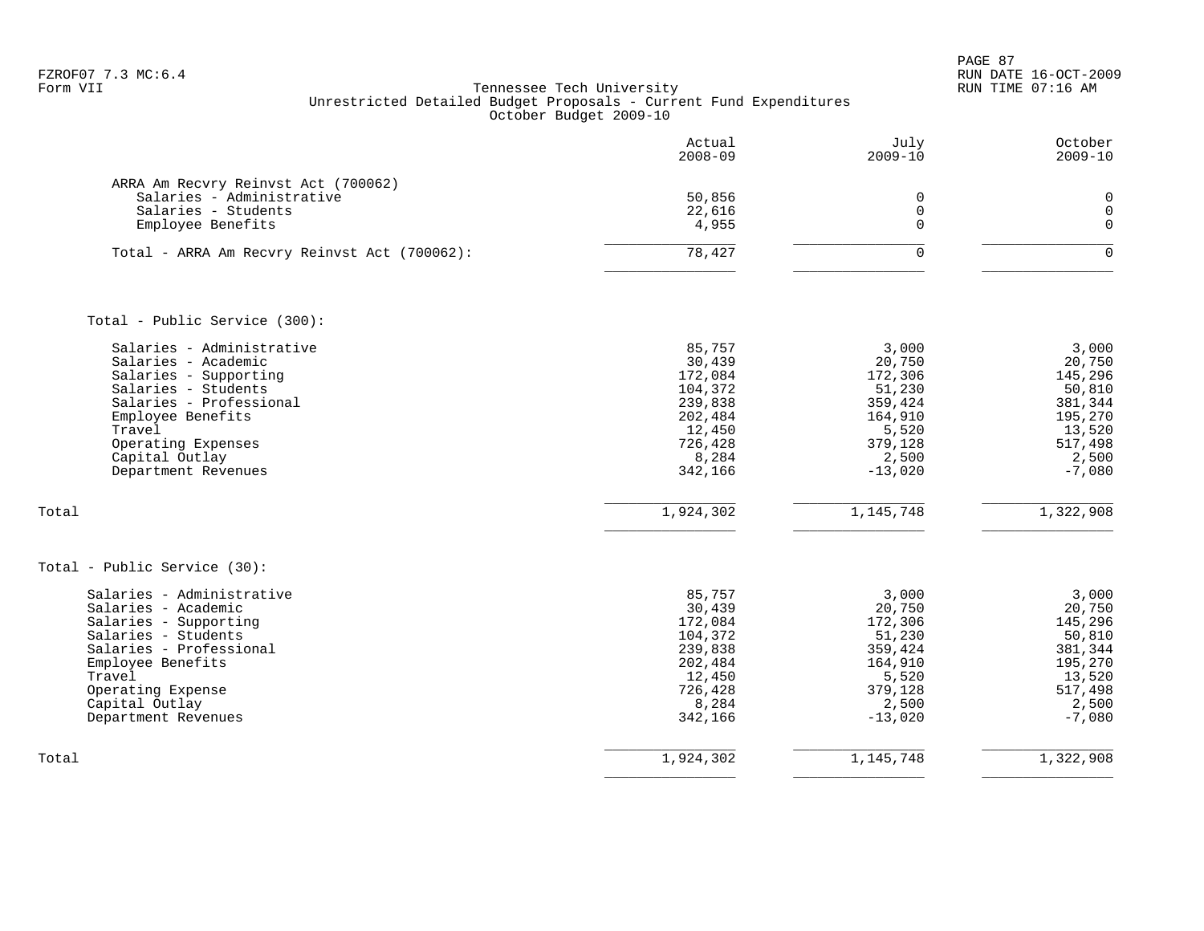Tennessee Tech University
Unrestricted Detailed Budget Proposals - Current Fund Expenditures
October Budget 2009-10

| | Actual 2008-09 | July 2009-10 | October 2009-10 |
|---|---|---|---|
| **ARRA Am Recvry Reinvst Act (700062)** | | | |
| Salaries - Administrative | 50,856 | 0 | 0 |
| Salaries - Students | 22,616 | 0 | 0 |
| Employee Benefits | 4,955 | 0 | 0 |
| Total - ARRA Am Recvry Reinvst Act (700062): | 78,427 | 0 | 0 |
| **Total - Public Service (300):** | | | |
| Salaries - Administrative | 85,757 | 3,000 | 3,000 |
| Salaries - Academic | 30,439 | 20,750 | 20,750 |
| Salaries - Supporting | 172,084 | 172,306 | 145,296 |
| Salaries - Students | 104,372 | 51,230 | 50,810 |
| Salaries - Professional | 239,838 | 359,424 | 381,344 |
| Employee Benefits | 202,484 | 164,910 | 195,270 |
| Travel | 12,450 | 5,520 | 13,520 |
| Operating Expenses | 726,428 | 379,128 | 517,498 |
| Capital Outlay | 8,284 | 2,500 | 2,500 |
| Department Revenues | 342,166 | -13,020 | -7,080 |
| Total | 1,924,302 | 1,145,748 | 1,322,908 |
| **Total - Public Service (30):** | | | |
| Salaries - Administrative | 85,757 | 3,000 | 3,000 |
| Salaries - Academic | 30,439 | 20,750 | 20,750 |
| Salaries - Supporting | 172,084 | 172,306 | 145,296 |
| Salaries - Students | 104,372 | 51,230 | 50,810 |
| Salaries - Professional | 239,838 | 359,424 | 381,344 |
| Employee Benefits | 202,484 | 164,910 | 195,270 |
| Travel | 12,450 | 5,520 | 13,520 |
| Operating Expense | 726,428 | 379,128 | 517,498 |
| Capital Outlay | 8,284 | 2,500 | 2,500 |
| Department Revenues | 342,166 | -13,020 | -7,080 |
| Total | 1,924,302 | 1,145,748 | 1,322,908 |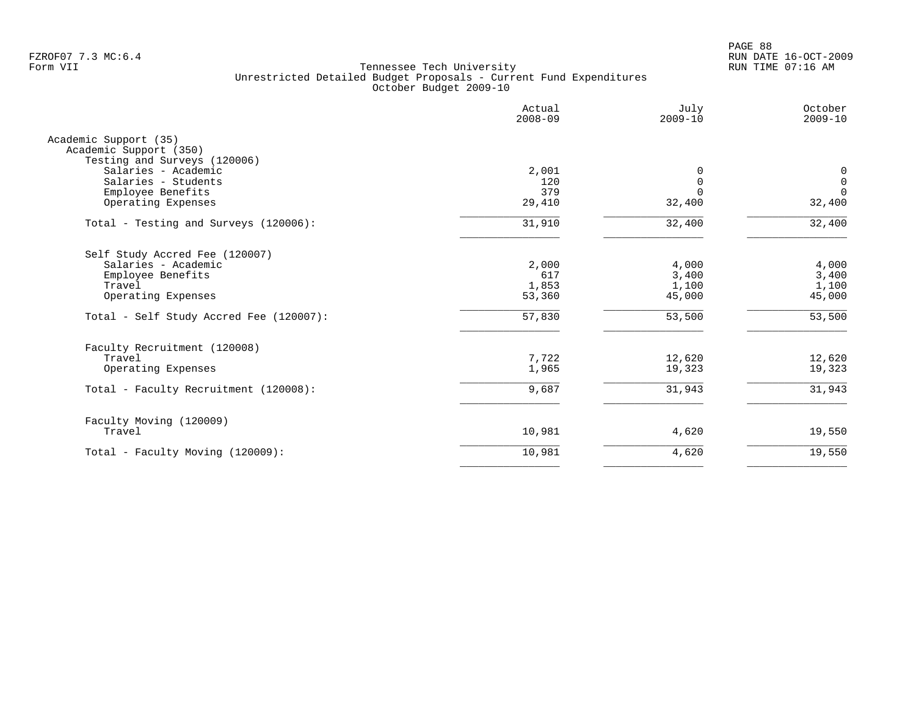Tennessee Tech University
Unrestricted Detailed Budget Proposals - Current Fund Expenditures
October Budget 2009-10

| | Actual 2008-09 | July 2009-10 | October 2009-10 |
|---|---|---|---|
| Academic Support (35) | | | |
| Academic Support (350) | | | |
| Testing and Surveys (120006) | | | |
| Salaries - Academic | 2,001 | 0 | 0 |
| Salaries - Students | 120 | 0 | 0 |
| Employee Benefits | 379 | 0 | 0 |
| Operating Expenses | 29,410 | 32,400 | 32,400 |
| Total - Testing and Surveys (120006): | 31,910 | 32,400 | 32,400 |
| Self Study Accred Fee (120007) | | | |
| Salaries - Academic | 2,000 | 4,000 | 4,000 |
| Employee Benefits | 617 | 3,400 | 3,400 |
| Travel | 1,853 | 1,100 | 1,100 |
| Operating Expenses | 53,360 | 45,000 | 45,000 |
| Total - Self Study Accred Fee (120007): | 57,830 | 53,500 | 53,500 |
| Faculty Recruitment (120008) | | | |
| Travel | 7,722 | 12,620 | 12,620 |
| Operating Expenses | 1,965 | 19,323 | 19,323 |
| Total - Faculty Recruitment (120008): | 9,687 | 31,943 | 31,943 |
| Faculty Moving (120009) | | | |
| Travel | 10,981 | 4,620 | 19,550 |
| Total - Faculty Moving (120009): | 10,981 | 4,620 | 19,550 |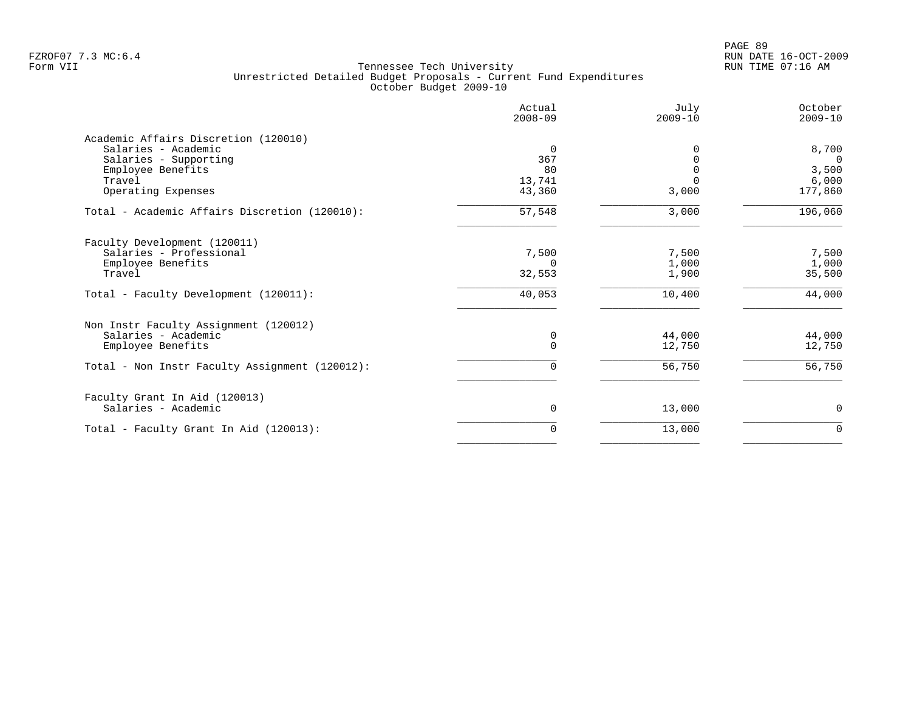FZROF07 7.3 MC:6.4
Form VII

Tennessee Tech University
Unrestricted Detailed Budget Proposals - Current Fund Expenditures
October Budget 2009-10

RUN DATE 16-OCT-2009
RUN TIME 07:16 AM

| | Actual 2008-09 | July 2009-10 | October 2009-10 |
|---|---|---|---|
| **Academic Affairs Discretion (120010)** | | | |
| Salaries - Academic | 0 | 0 | 8,700 |
| Salaries - Supporting | 367 | 0 | 0 |
| Employee Benefits | 80 | 0 | 3,500 |
| Travel | 13,741 | 0 | 6,000 |
| Operating Expenses | 43,360 | 3,000 | 177,860 |
| Total - Academic Affairs Discretion (120010): | 57,548 | 3,000 | 196,060 |
| **Faculty Development (120011)** | | | |
| Salaries - Professional | 7,500 | 7,500 | 7,500 |
| Employee Benefits | 0 | 1,000 | 1,000 |
| Travel | 32,553 | 1,900 | 35,500 |
| Total - Faculty Development (120011): | 40,053 | 10,400 | 44,000 |
| **Non Instr Faculty Assignment (120012)** | | | |
| Salaries - Academic | 0 | 44,000 | 44,000 |
| Employee Benefits | 0 | 12,750 | 12,750 |
| Total - Non Instr Faculty Assignment (120012): | 0 | 56,750 | 56,750 |
| **Faculty Grant In Aid (120013)** | | | |
| Salaries - Academic | 0 | 13,000 | 0 |
| Total - Faculty Grant In Aid (120013): | 0 | 13,000 | 0 |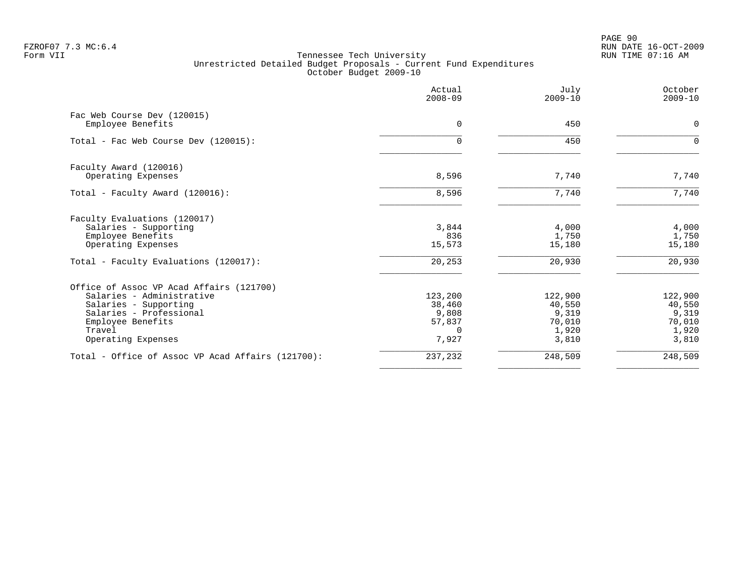Tennessee Tech University
Unrestricted Detailed Budget Proposals - Current Fund Expenditures
October Budget 2009-10

| | Actual 2008-09 | July 2009-10 | October 2009-10 |
|---|---|---|---|
| **Fac Web Course Dev (120015)** | | | |
| Employee Benefits | 0 | 450 | 0 |
| Total - Fac Web Course Dev (120015): | 0 | 450 | 0 |
| **Faculty Award (120016)** | | | |
| Operating Expenses | 8,596 | 7,740 | 7,740 |
| Total - Faculty Award (120016): | 8,596 | 7,740 | 7,740 |
| **Faculty Evaluations (120017)** | | | |
| Salaries - Supporting | 3,844 | 4,000 | 4,000 |
| Employee Benefits | 836 | 1,750 | 1,750 |
| Operating Expenses | 15,573 | 15,180 | 15,180 |
| Total - Faculty Evaluations (120017): | 20,253 | 20,930 | 20,930 |
| **Office of Assoc VP Acad Affairs (121700)** | | | |
| Salaries - Administrative | 123,200 | 122,900 | 122,900 |
| Salaries - Supporting | 38,460 | 40,550 | 40,550 |
| Salaries - Professional | 9,808 | 9,319 | 9,319 |
| Employee Benefits | 57,837 | 70,010 | 70,010 |
| Travel | 0 | 1,920 | 1,920 |
| Operating Expenses | 7,927 | 3,810 | 3,810 |
| Total - Office of Assoc VP Acad Affairs (121700): | 237,232 | 248,509 | 248,509 |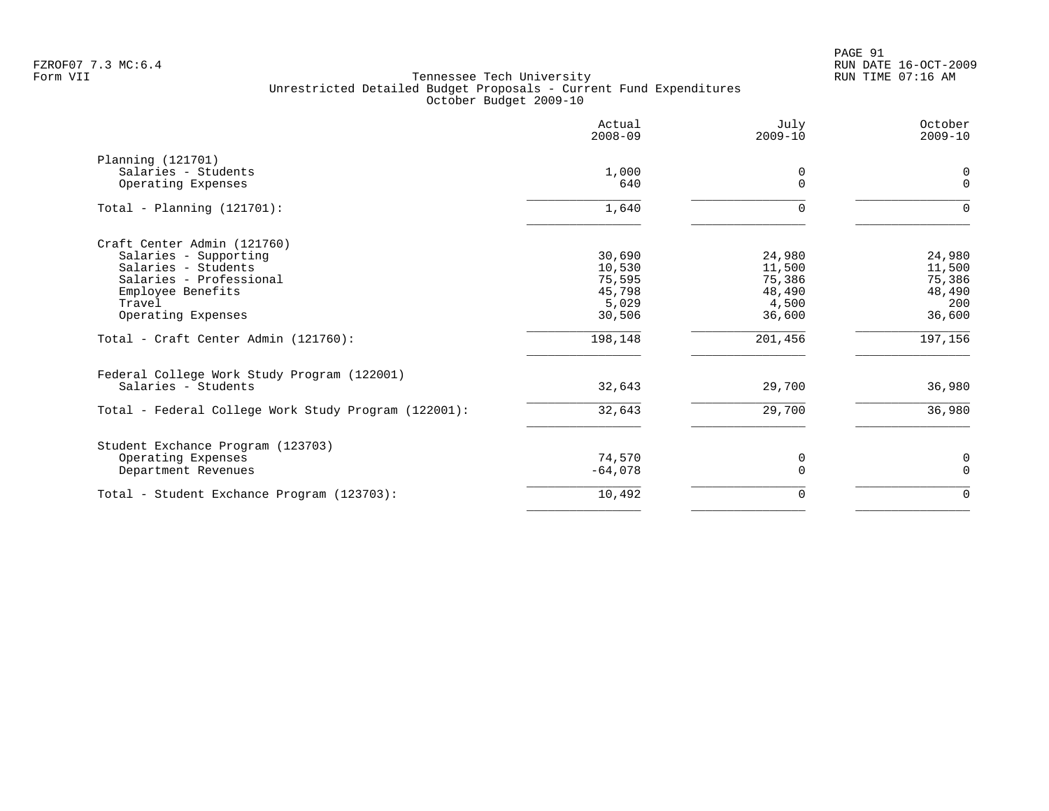Tennessee Tech University
Unrestricted Detailed Budget Proposals - Current Fund Expenditures
October Budget 2009-10

| | Actual 2008-09 | July 2009-10 | October 2009-10 |
|---|---|---|---|
| **Planning (121701)** | | | |
| Salaries - Students | 1,000 | 0 | 0 |
| Operating Expenses | 640 | 0 | 0 |
| Total - Planning (121701): | 1,640 | 0 | 0 |
| **Craft Center Admin (121760)** | | | |
| Salaries - Supporting | 30,690 | 24,980 | 24,980 |
| Salaries - Students | 10,530 | 11,500 | 11,500 |
| Salaries - Professional | 75,595 | 75,386 | 75,386 |
| Employee Benefits | 45,798 | 48,490 | 48,490 |
| Travel | 5,029 | 4,500 | 200 |
| Operating Expenses | 30,506 | 36,600 | 36,600 |
| Total - Craft Center Admin (121760): | 198,148 | 201,456 | 197,156 |
| **Federal College Work Study Program (122001)** | | | |
| Salaries - Students | 32,643 | 29,700 | 36,980 |
| Total - Federal College Work Study Program (122001): | 32,643 | 29,700 | 36,980 |
| **Student Exchance Program (123703)** | | | |
| Operating Expenses | 74,570 | 0 | 0 |
| Department Revenues | -64,078 | 0 | 0 |
| Total - Student Exchance Program (123703): | 10,492 | 0 | 0 |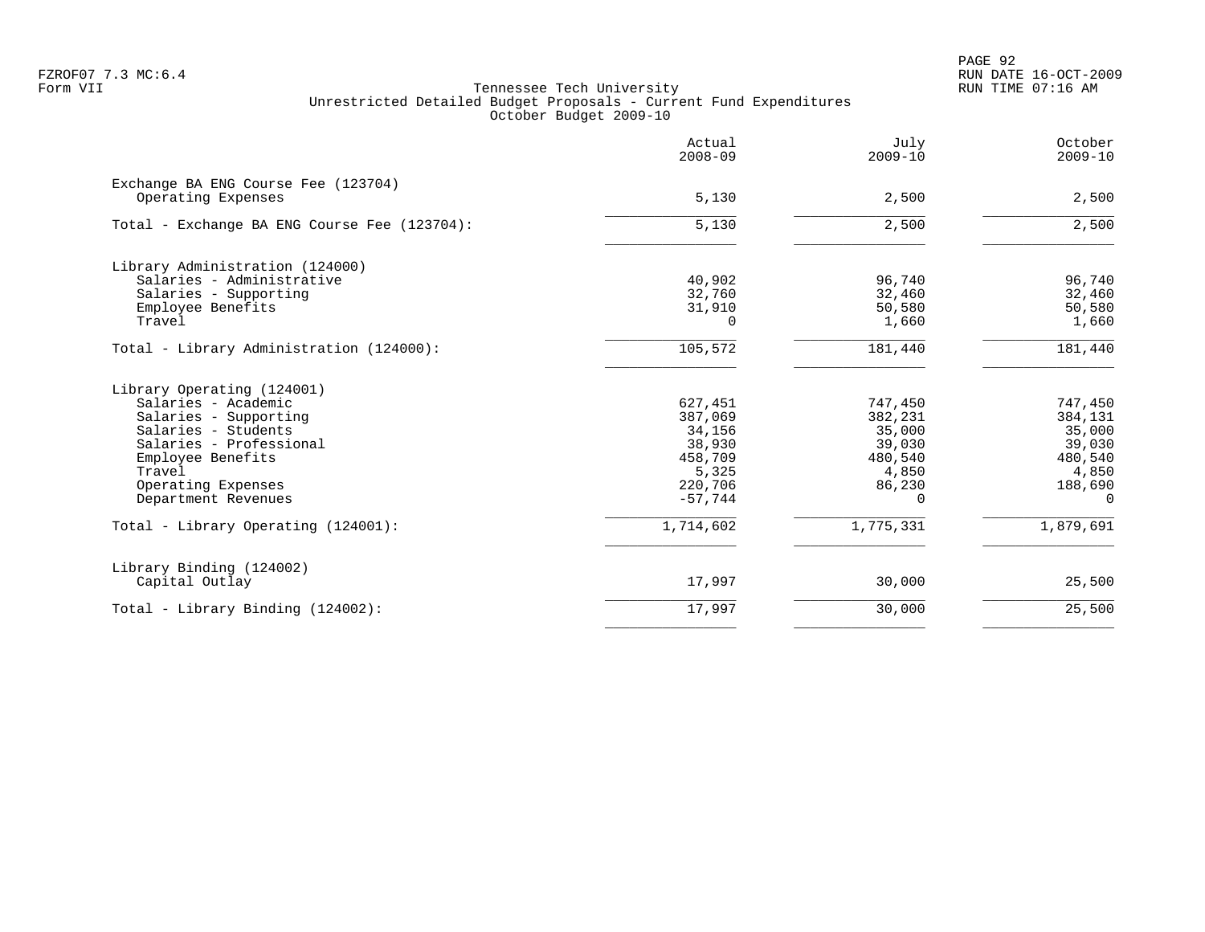Tennessee Tech University
Unrestricted Detailed Budget Proposals - Current Fund Expenditures
October Budget 2009-10

Form VII

| | Actual 2008-09 | July 2009-10 | October 2009-10 |
|---|---|---|---|
| **Exchange BA ENG Course Fee (123704)** | | | |
| Operating Expenses | 5,130 | 2,500 | 2,500 |
| Total - Exchange BA ENG Course Fee (123704): | 5,130 | 2,500 | 2,500 |
| **Library Administration (124000)** | | | |
| Salaries - Administrative | 40,902 | 96,740 | 96,740 |
| Salaries - Supporting | 32,760 | 32,460 | 32,460 |
| Employee Benefits | 31,910 | 50,580 | 50,580 |
| Travel | 0 | 1,660 | 1,660 |
| Total - Library Administration (124000): | 105,572 | 181,440 | 181,440 |
| **Library Operating (124001)** | | | |
| Salaries - Academic | 627,451 | 747,450 | 747,450 |
| Salaries - Supporting | 387,069 | 382,231 | 384,131 |
| Salaries - Students | 34,156 | 35,000 | 35,000 |
| Salaries - Professional | 38,930 | 39,030 | 39,030 |
| Employee Benefits | 458,709 | 480,540 | 480,540 |
| Travel | 5,325 | 4,850 | 4,850 |
| Operating Expenses | 220,706 | 86,230 | 188,690 |
| Department Revenues | -57,744 | 0 | 0 |
| Total - Library Operating (124001): | 1,714,602 | 1,775,331 | 1,879,691 |
| **Library Binding (124002)** | | | |
| Capital Outlay | 17,997 | 30,000 | 25,500 |
| Total - Library Binding (124002): | 17,997 | 30,000 | 25,500 |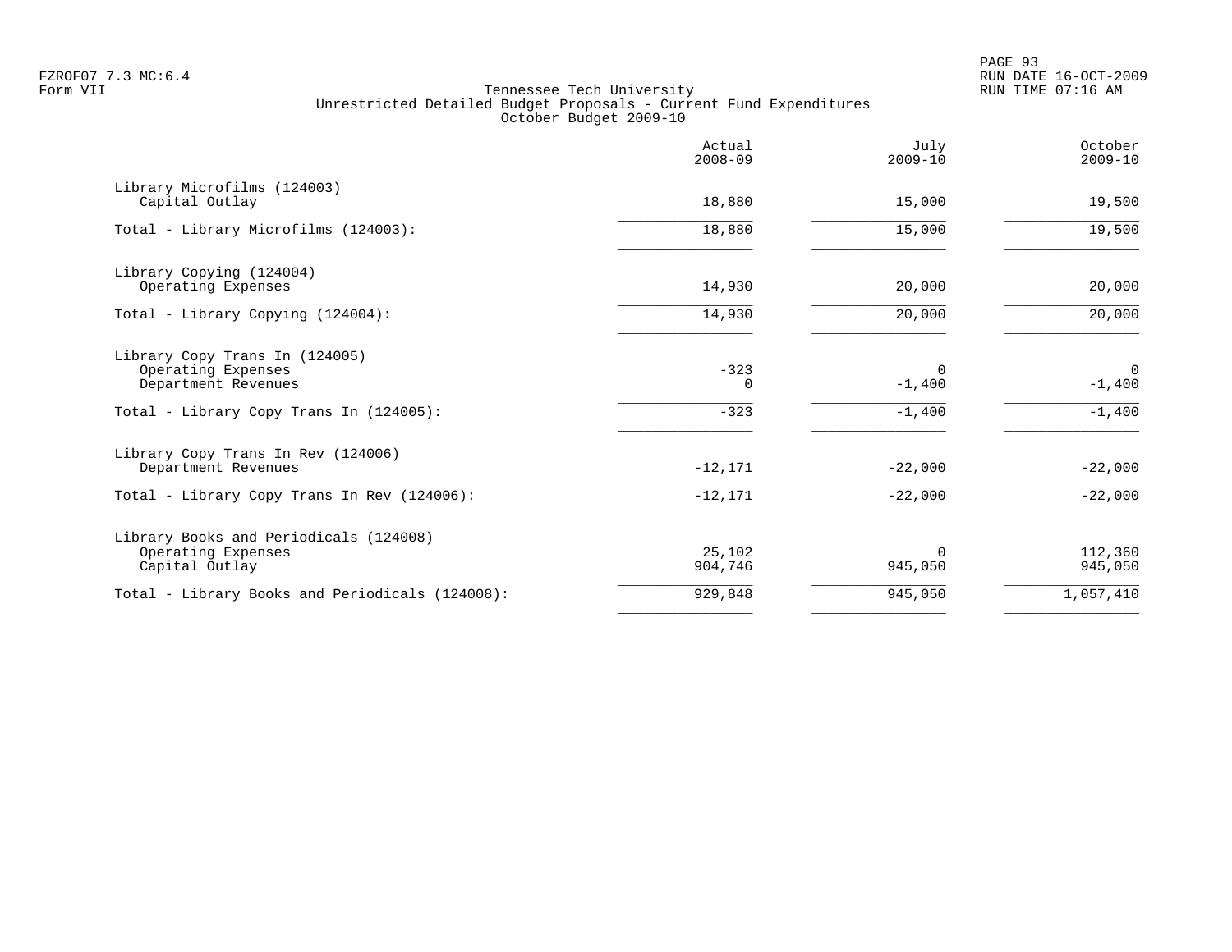Tennessee Tech University
Unrestricted Detailed Budget Proposals - Current Fund Expenditures
October Budget 2009-10

| | Actual 2008-09 | July 2009-10 | October 2009-10 |
|---|---|---|---|
| **Library Microfilms (124003)** | | | |
| Capital Outlay | 18,880 | 15,000 | 19,500 |
| Total - Library Microfilms (124003): | 18,880 | 15,000 | 19,500 |
| **Library Copying (124004)** | | | |
| Operating Expenses | 14,930 | 20,000 | 20,000 |
| Total - Library Copying (124004): | 14,930 | 20,000 | 20,000 |
| **Library Copy Trans In (124005)** | | | |
| Operating Expenses | -323 | 0 | 0 |
| Department Revenues | 0 | -1,400 | -1,400 |
| Total - Library Copy Trans In (124005): | -323 | -1,400 | -1,400 |
| **Library Copy Trans In Rev (124006)** | | | |
| Department Revenues | -12,171 | -22,000 | -22,000 |
| Total - Library Copy Trans In Rev (124006): | -12,171 | -22,000 | -22,000 |
| **Library Books and Periodicals (124008)** | | | |
| Operating Expenses | 25,102 | 0 | 112,360 |
| Capital Outlay | 904,746 | 945,050 | 945,050 |
| Total - Library Books and Periodicals (124008): | 929,848 | 945,050 | 1,057,410 |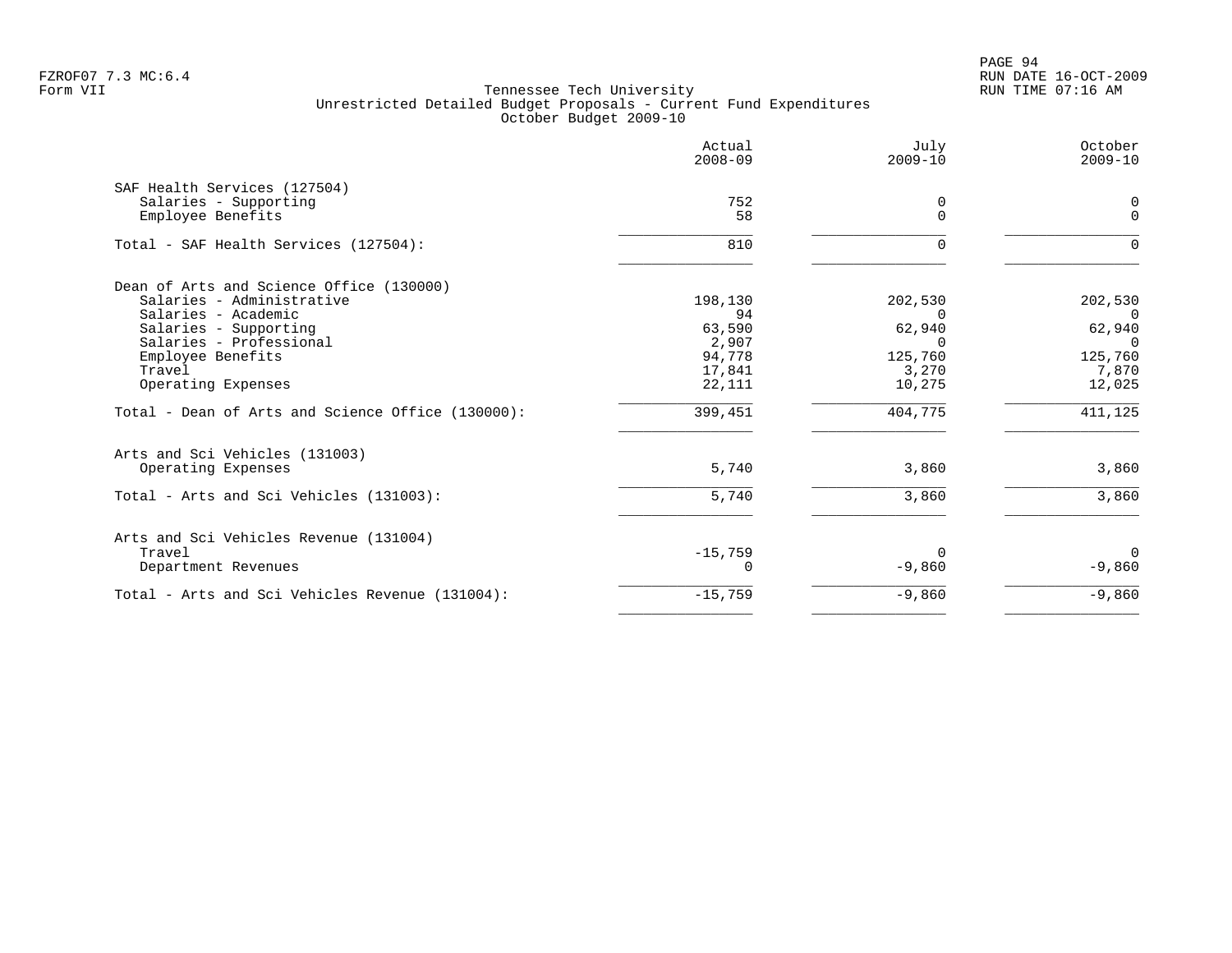Tennessee Tech University
Unrestricted Detailed Budget Proposals - Current Fund Expenditures
October Budget 2009-10

|  | Actual 2008-09 | July 2009-10 | October 2009-10 |
|---|---|---|---|
| **SAF Health Services (127504)** | | | |
| Salaries - Supporting | 752 | 0 | 0 |
| Employee Benefits | 58 | 0 | 0 |
| Total - SAF Health Services (127504): | 810 | 0 | 0 |
| **Dean of Arts and Science Office (130000)** | | | |
| Salaries - Administrative | 198,130 | 202,530 | 202,530 |
| Salaries - Academic | 94 | 0 | 0 |
| Salaries - Supporting | 63,590 | 62,940 | 62,940 |
| Salaries - Professional | 2,907 | 0 | 0 |
| Employee Benefits | 94,778 | 125,760 | 125,760 |
| Travel | 17,841 | 3,270 | 7,870 |
| Operating Expenses | 22,111 | 10,275 | 12,025 |
| Total - Dean of Arts and Science Office (130000): | 399,451 | 404,775 | 411,125 |
| **Arts and Sci Vehicles (131003)** | | | |
| Operating Expenses | 5,740 | 3,860 | 3,860 |
| Total - Arts and Sci Vehicles (131003): | 5,740 | 3,860 | 3,860 |
| **Arts and Sci Vehicles Revenue (131004)** | | | |
| Travel | -15,759 | 0 | 0 |
| Department Revenues | 0 | -9,860 | -9,860 |
| Total - Arts and Sci Vehicles Revenue (131004): | -15,759 | -9,860 | -9,860 |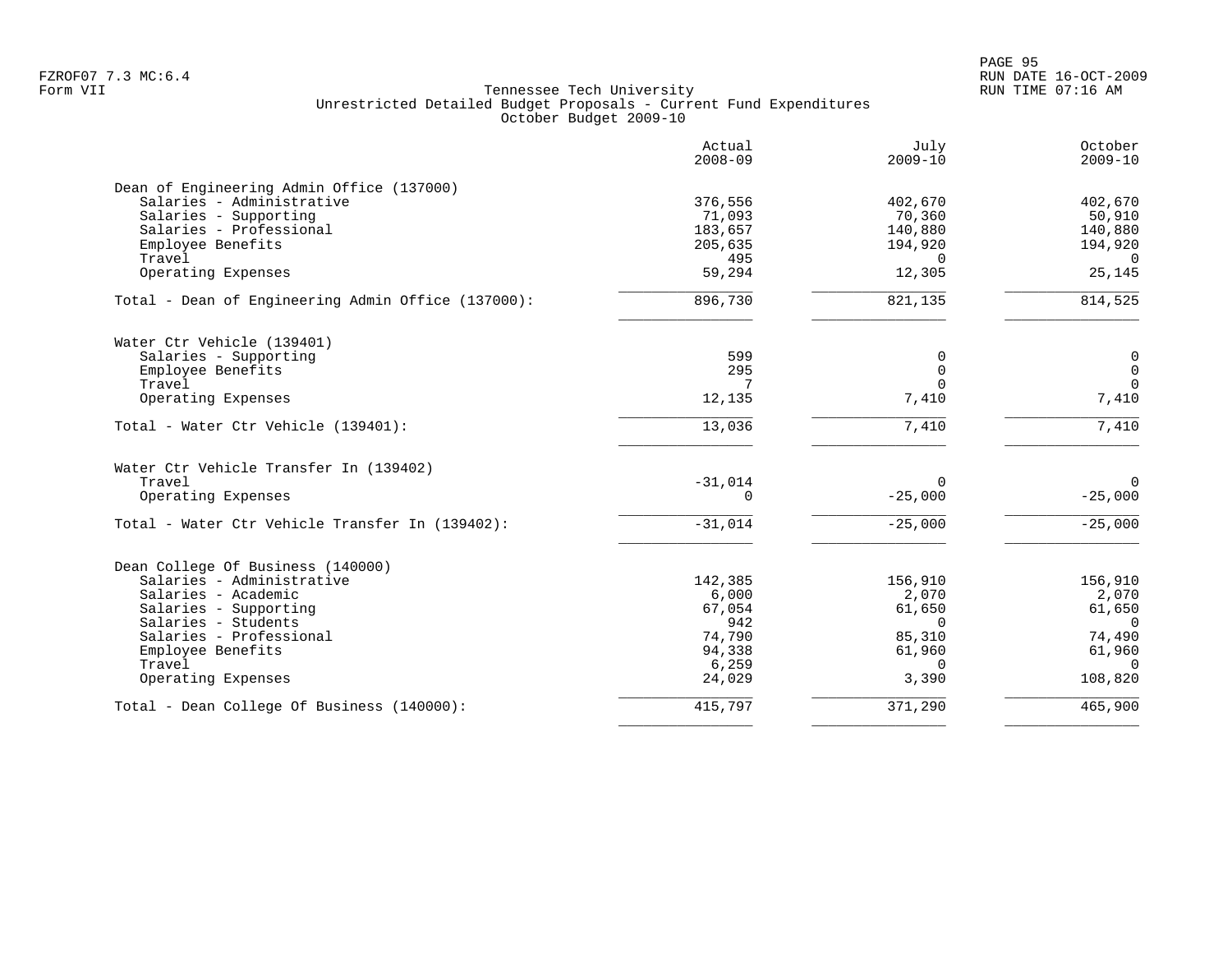Tennessee Tech University
Unrestricted Detailed Budget Proposals - Current Fund Expenditures
October Budget 2009-10

| | Actual 2008-09 | July 2009-10 | October 2009-10 |
|---|---|---|---|
| **Dean of Engineering Admin Office (137000)** | | | |
| Salaries - Administrative | 376,556 | 402,670 | 402,670 |
| Salaries - Supporting | 71,093 | 70,360 | 50,910 |
| Salaries - Professional | 183,657 | 140,880 | 140,880 |
| Employee Benefits | 205,635 | 194,920 | 194,920 |
| Travel | 495 | 0 | 0 |
| Operating Expenses | 59,294 | 12,305 | 25,145 |
| Total - Dean of Engineering Admin Office (137000): | 896,730 | 821,135 | 814,525 |
| **Water Ctr Vehicle (139401)** | | | |
| Salaries - Supporting | 599 | 0 | 0 |
| Employee Benefits | 295 | 0 | 0 |
| Travel | 7 | 0 | 0 |
| Operating Expenses | 12,135 | 7,410 | 7,410 |
| Total - Water Ctr Vehicle (139401): | 13,036 | 7,410 | 7,410 |
| **Water Ctr Vehicle Transfer In (139402)** | | | |
| Travel | -31,014 | 0 | 0 |
| Operating Expenses | 0 | -25,000 | -25,000 |
| Total - Water Ctr Vehicle Transfer In (139402): | -31,014 | -25,000 | -25,000 |
| **Dean College Of Business (140000)** | | | |
| Salaries - Administrative | 142,385 | 156,910 | 156,910 |
| Salaries - Academic | 6,000 | 2,070 | 2,070 |
| Salaries - Supporting | 67,054 | 61,650 | 61,650 |
| Salaries - Students | 942 | 0 | 0 |
| Salaries - Professional | 74,790 | 85,310 | 74,490 |
| Employee Benefits | 94,338 | 61,960 | 61,960 |
| Travel | 6,259 | 0 | 0 |
| Operating Expenses | 24,029 | 3,390 | 108,820 |
| Total - Dean College Of Business (140000): | 415,797 | 371,290 | 465,900 |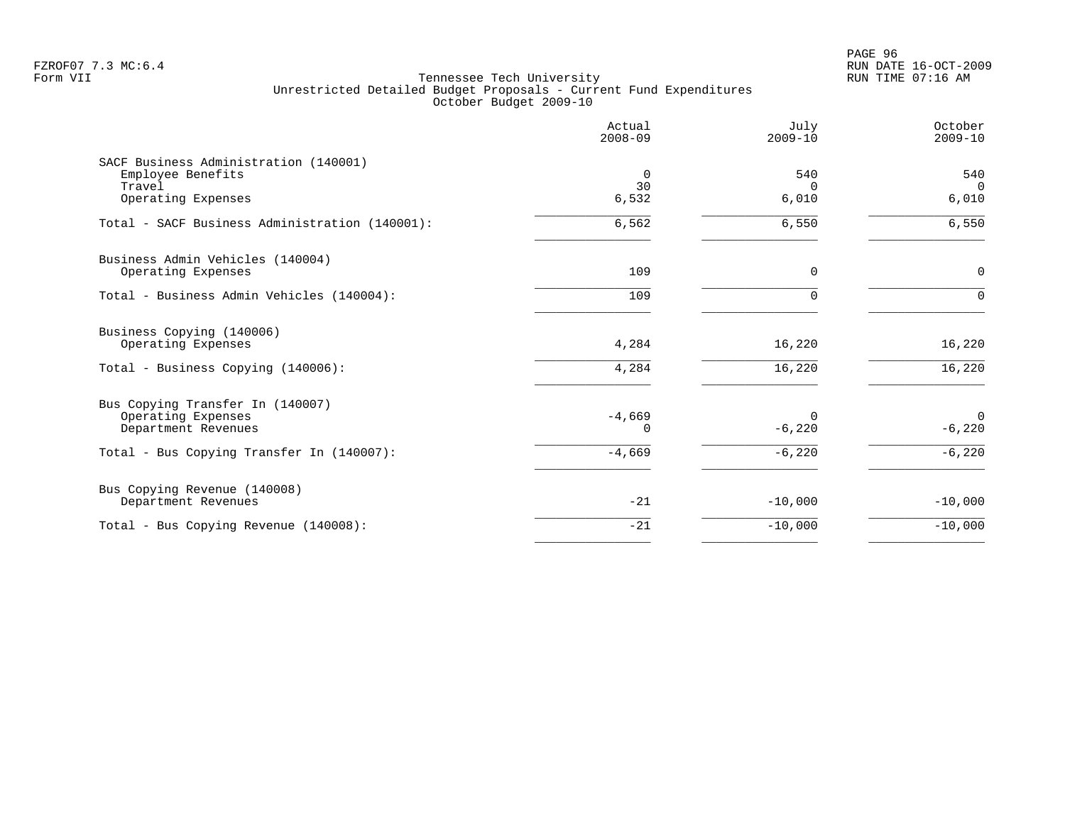Tennessee Tech University
Unrestricted Detailed Budget Proposals - Current Fund Expenditures
October Budget 2009-10

| | Actual 2008-09 | July 2009-10 | October 2009-10 |
|---|---|---|---|
| **SACF Business Administration (140001)** | | | |
| Employee Benefits | 0 | 540 | 540 |
| Travel | 30 | 0 | 0 |
| Operating Expenses | 6,532 | 6,010 | 6,010 |
| Total - SACF Business Administration (140001): | 6,562 | 6,550 | 6,550 |
| **Business Admin Vehicles (140004)** | | | |
| Operating Expenses | 109 | 0 | 0 |
| Total - Business Admin Vehicles (140004): | 109 | 0 | 0 |
| **Business Copying (140006)** | | | |
| Operating Expenses | 4,284 | 16,220 | 16,220 |
| Total - Business Copying (140006): | 4,284 | 16,220 | 16,220 |
| **Bus Copying Transfer In (140007)** | | | |
| Operating Expenses | -4,669 | 0 | 0 |
| Department Revenues | 0 | -6,220 | -6,220 |
| Total - Bus Copying Transfer In (140007): | -4,669 | -6,220 | -6,220 |
| **Bus Copying Revenue (140008)** | | | |
| Department Revenues | -21 | -10,000 | -10,000 |
| Total - Bus Copying Revenue (140008): | -21 | -10,000 | -10,000 |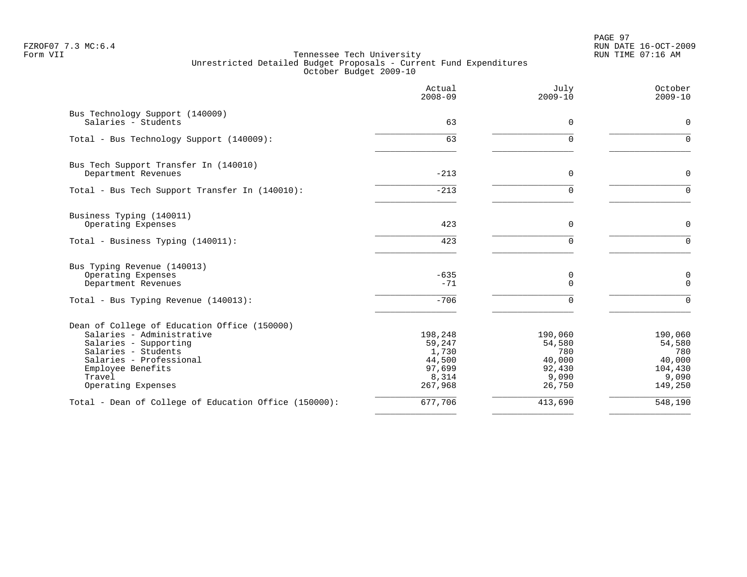FZROF07 7.3 MC:6.4
Form VII

Tennessee Tech University
Unrestricted Detailed Budget Proposals - Current Fund Expenditures
October Budget 2009-10

RUN DATE 16-OCT-2009
RUN TIME 07:16 AM

| | Actual 2008-09 | July 2009-10 | October 2009-10 |
|---|---|---|---|
| **Bus Technology Support (140009)** | | | |
| Salaries - Students | 63 | 0 | 0 |
| Total - Bus Technology Support (140009): | 63 | 0 | 0 |
| **Bus Tech Support Transfer In (140010)** | | | |
| Department Revenues | -213 | 0 | 0 |
| Total - Bus Tech Support Transfer In (140010): | -213 | 0 | 0 |
| **Business Typing (140011)** | | | |
| Operating Expenses | 423 | 0 | 0 |
| Total - Business Typing (140011): | 423 | 0 | 0 |
| **Bus Typing Revenue (140013)** | | | |
| Operating Expenses | -635 | 0 | 0 |
| Department Revenues | -71 | 0 | 0 |
| Total - Bus Typing Revenue (140013): | -706 | 0 | 0 |
| **Dean of College of Education Office (150000)** | | | |
| Salaries - Administrative | 198,248 | 190,060 | 190,060 |
| Salaries - Supporting | 59,247 | 54,580 | 54,580 |
| Salaries - Students | 1,730 | 780 | 780 |
| Salaries - Professional | 44,500 | 40,000 | 40,000 |
| Employee Benefits | 97,699 | 92,430 | 104,430 |
| Travel | 8,314 | 9,090 | 9,090 |
| Operating Expenses | 267,968 | 26,750 | 149,250 |
| Total - Dean of College of Education Office (150000): | 677,706 | 413,690 | 548,190 |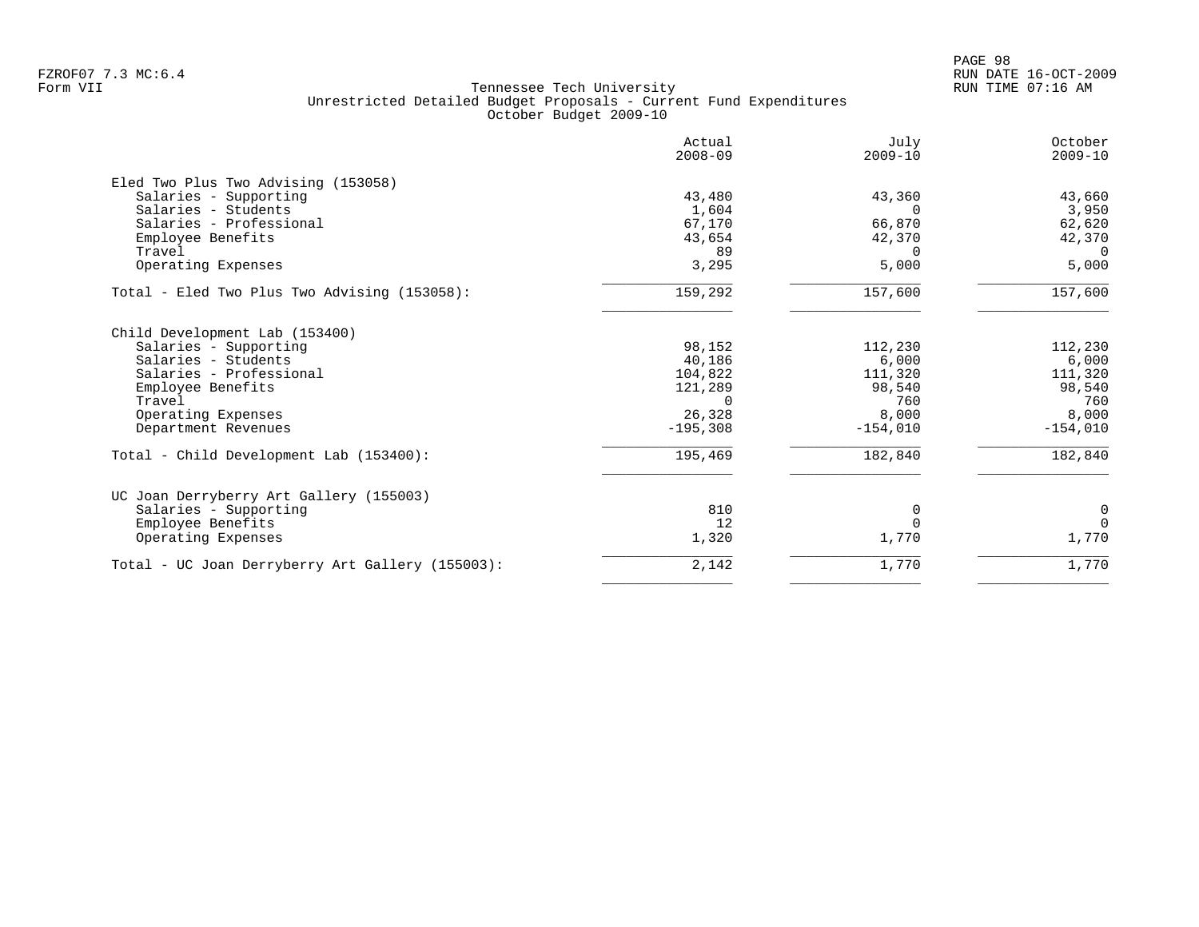Tennessee Tech University
Unrestricted Detailed Budget Proposals - Current Fund Expenditures
October Budget 2009-10

| | Actual 2008-09 | July 2009-10 | October 2009-10 |
|---|---|---|---|
| **Eled Two Plus Two Advising (153058)** | | | |
| Salaries - Supporting | 43,480 | 43,360 | 43,660 |
| Salaries - Students | 1,604 | 0 | 3,950 |
| Salaries - Professional | 67,170 | 66,870 | 62,620 |
| Employee Benefits | 43,654 | 42,370 | 42,370 |
| Travel | 89 | 0 | 0 |
| Operating Expenses | 3,295 | 5,000 | 5,000 |
| Total - Eled Two Plus Two Advising (153058): | 159,292 | 157,600 | 157,600 |
| **Child Development Lab (153400)** | | | |
| Salaries - Supporting | 98,152 | 112,230 | 112,230 |
| Salaries - Students | 40,186 | 6,000 | 6,000 |
| Salaries - Professional | 104,822 | 111,320 | 111,320 |
| Employee Benefits | 121,289 | 98,540 | 98,540 |
| Travel | 0 | 760 | 760 |
| Operating Expenses | 26,328 | 8,000 | 8,000 |
| Department Revenues | -195,308 | -154,010 | -154,010 |
| Total - Child Development Lab (153400): | 195,469 | 182,840 | 182,840 |
| **UC Joan Derryberry Art Gallery (155003)** | | | |
| Salaries - Supporting | 810 | 0 | 0 |
| Employee Benefits | 12 | 0 | 0 |
| Operating Expenses | 1,320 | 1,770 | 1,770 |
| Total - UC Joan Derryberry Art Gallery (155003): | 2,142 | 1,770 | 1,770 |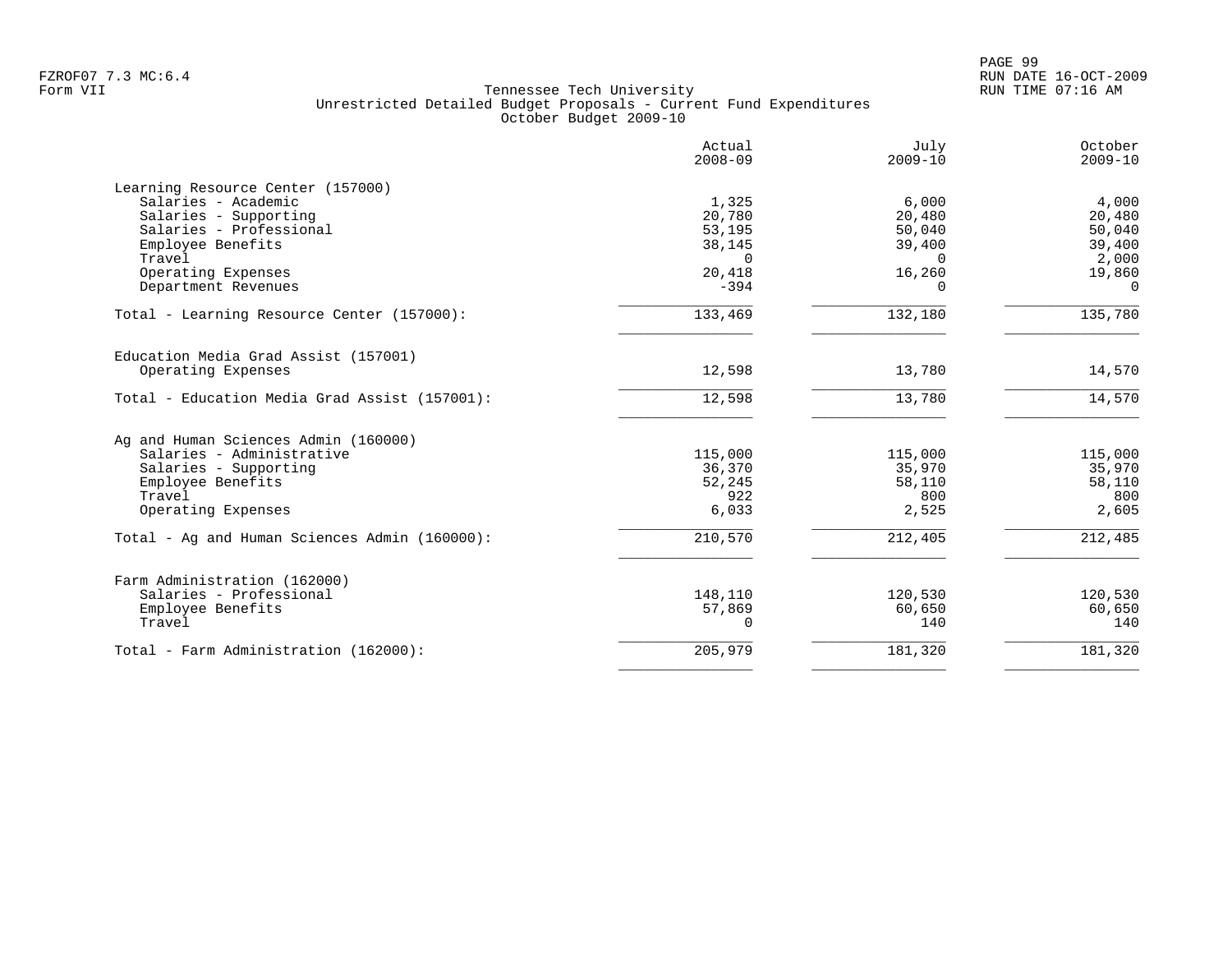FZROF07 7.3 MC:6.4
Form VII

Tennessee Tech University
Unrestricted Detailed Budget Proposals - Current Fund Expenditures
October Budget 2009-10

RUN DATE 16-OCT-2009
RUN TIME 07:16 AM

| | Actual 2008-09 | July 2009-10 | October 2009-10 |
|---|---|---|---|
| **Learning Resource Center (157000)** | | | |
| Salaries - Academic | 1,325 | 6,000 | 4,000 |
| Salaries - Supporting | 20,780 | 20,480 | 20,480 |
| Salaries - Professional | 53,195 | 50,040 | 50,040 |
| Employee Benefits | 38,145 | 39,400 | 39,400 |
| Travel | 0 | 0 | 2,000 |
| Operating Expenses | 20,418 | 16,260 | 19,860 |
| Department Revenues | -394 | 0 | 0 |
| Total - Learning Resource Center (157000): | 133,469 | 132,180 | 135,780 |
| **Education Media Grad Assist (157001)** | | | |
| Operating Expenses | 12,598 | 13,780 | 14,570 |
| Total - Education Media Grad Assist (157001): | 12,598 | 13,780 | 14,570 |
| **Ag and Human Sciences Admin (160000)** | | | |
| Salaries - Administrative | 115,000 | 115,000 | 115,000 |
| Salaries - Supporting | 36,370 | 35,970 | 35,970 |
| Employee Benefits | 52,245 | 58,110 | 58,110 |
| Travel | 922 | 800 | 800 |
| Operating Expenses | 6,033 | 2,525 | 2,605 |
| Total - Ag and Human Sciences Admin (160000): | 210,570 | 212,405 | 212,485 |
| **Farm Administration (162000)** | | | |
| Salaries - Professional | 148,110 | 120,530 | 120,530 |
| Employee Benefits | 57,869 | 60,650 | 60,650 |
| Travel | 0 | 140 | 140 |
| Total - Farm Administration (162000): | 205,979 | 181,320 | 181,320 |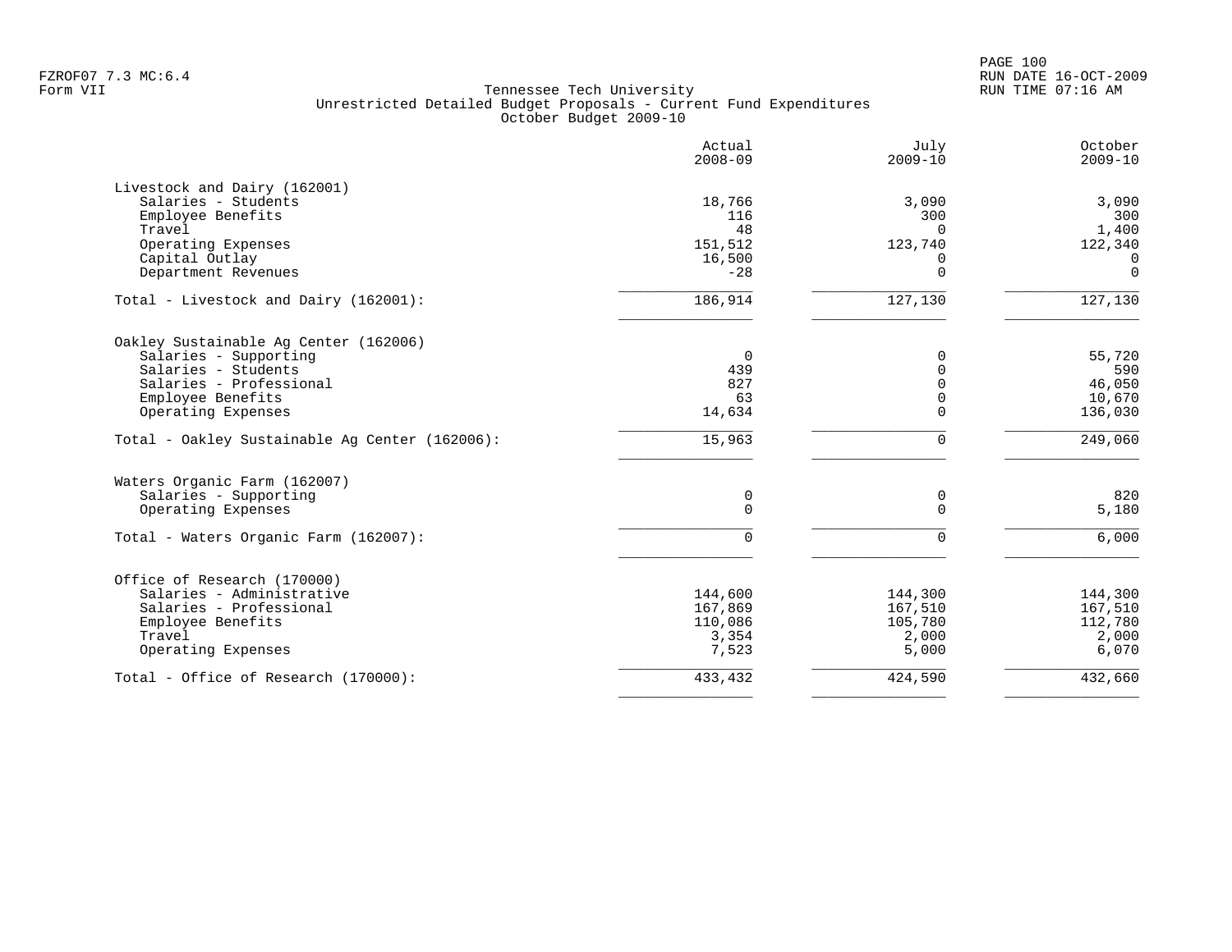Tennessee Tech University
Unrestricted Detailed Budget Proposals - Current Fund Expenditures
October Budget 2009-10

| | Actual 2008-09 | July 2009-10 | October 2009-10 |
|---|---|---|---|
| **Livestock and Dairy (162001)** | | | |
| Salaries - Students | 18,766 | 3,090 | 3,090 |
| Employee Benefits | 116 | 300 | 300 |
| Travel | 48 | 0 | 1,400 |
| Operating Expenses | 151,512 | 123,740 | 122,340 |
| Capital Outlay | 16,500 | 0 | 0 |
| Department Revenues | -28 | 0 | 0 |
| Total - Livestock and Dairy (162001): | 186,914 | 127,130 | 127,130 |
| **Oakley Sustainable Ag Center (162006)** | | | |
| Salaries - Supporting | 0 | 0 | 55,720 |
| Salaries - Students | 439 | 0 | 590 |
| Salaries - Professional | 827 | 0 | 46,050 |
| Employee Benefits | 63 | 0 | 10,670 |
| Operating Expenses | 14,634 | 0 | 136,030 |
| Total - Oakley Sustainable Ag Center (162006): | 15,963 | 0 | 249,060 |
| **Waters Organic Farm (162007)** | | | |
| Salaries - Supporting | 0 | 0 | 820 |
| Operating Expenses | 0 | 0 | 5,180 |
| Total - Waters Organic Farm (162007): | 0 | 0 | 6,000 |
| **Office of Research (170000)** | | | |
| Salaries - Administrative | 144,600 | 144,300 | 144,300 |
| Salaries - Professional | 167,869 | 167,510 | 167,510 |
| Employee Benefits | 110,086 | 105,780 | 112,780 |
| Travel | 3,354 | 2,000 | 2,000 |
| Operating Expenses | 7,523 | 5,000 | 6,070 |
| Total - Office of Research (170000): | 433,432 | 424,590 | 432,660 |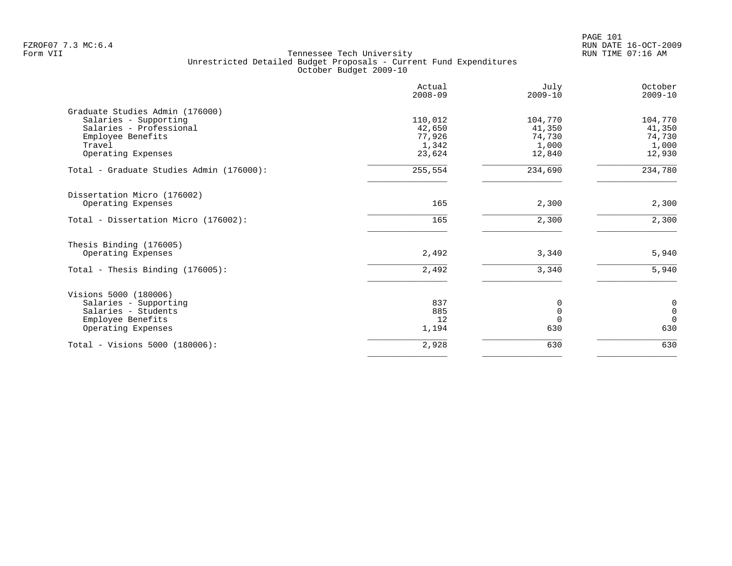Tennessee Tech University
Unrestricted Detailed Budget Proposals - Current Fund Expenditures
October Budget 2009-10

| | Actual 2008-09 | July 2009-10 | October 2009-10 |
|---|---|---|---|
| Graduate Studies Admin (176000) | | | |
| Salaries - Supporting | 110,012 | 104,770 | 104,770 |
| Salaries - Professional | 42,650 | 41,350 | 41,350 |
| Employee Benefits | 77,926 | 74,730 | 74,730 |
| Travel | 1,342 | 1,000 | 1,000 |
| Operating Expenses | 23,624 | 12,840 | 12,930 |
| Total - Graduate Studies Admin (176000): | 255,554 | 234,690 | 234,780 |
| Dissertation Micro (176002) | | | |
| Operating Expenses | 165 | 2,300 | 2,300 |
| Total - Dissertation Micro (176002): | 165 | 2,300 | 2,300 |
| Thesis Binding (176005) | | | |
| Operating Expenses | 2,492 | 3,340 | 5,940 |
| Total - Thesis Binding (176005): | 2,492 | 3,340 | 5,940 |
| Visions 5000 (180006) | | | |
| Salaries - Supporting | 837 | 0 | 0 |
| Salaries - Students | 885 | 0 | 0 |
| Employee Benefits | 12 | 0 | 0 |
| Operating Expenses | 1,194 | 630 | 630 |
| Total - Visions 5000 (180006): | 2,928 | 630 | 630 |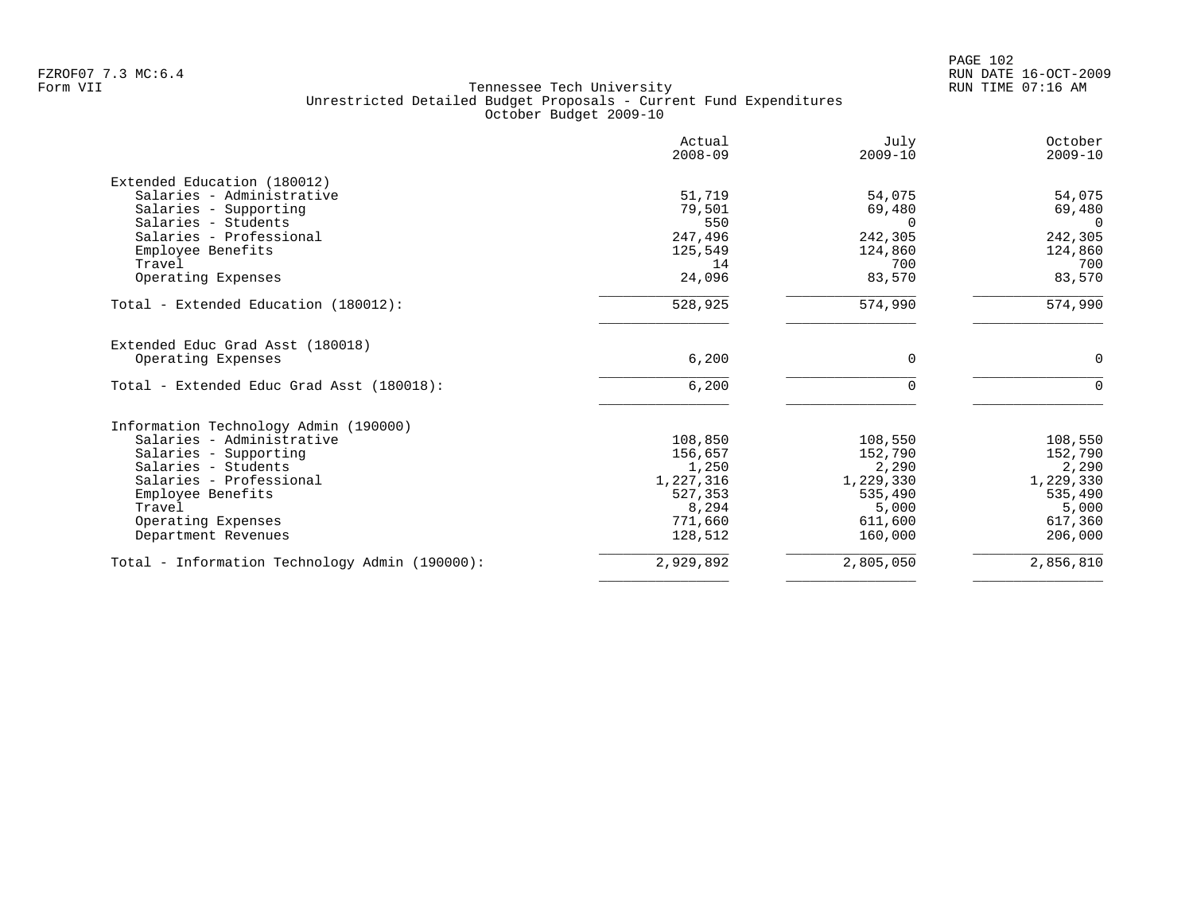Tennessee Tech University
Unrestricted Detailed Budget Proposals - Current Fund Expenditures
October Budget 2009-10

| | Actual 2008-09 | July 2009-10 | October 2009-10 |
|---|---|---|---|
| **Extended Education (180012)** | | | |
| Salaries - Administrative | 51,719 | 54,075 | 54,075 |
| Salaries - Supporting | 79,501 | 69,480 | 69,480 |
| Salaries - Students | 550 | 0 | 0 |
| Salaries - Professional | 247,496 | 242,305 | 242,305 |
| Employee Benefits | 125,549 | 124,860 | 124,860 |
| Travel | 14 | 700 | 700 |
| Operating Expenses | 24,096 | 83,570 | 83,570 |
| Total - Extended Education (180012): | 528,925 | 574,990 | 574,990 |
| **Extended Educ Grad Asst (180018)** | | | |
| Operating Expenses | 6,200 | 0 | 0 |
| Total - Extended Educ Grad Asst (180018): | 6,200 | 0 | 0 |
| **Information Technology Admin (190000)** | | | |
| Salaries - Administrative | 108,850 | 108,550 | 108,550 |
| Salaries - Supporting | 156,657 | 152,790 | 152,790 |
| Salaries - Students | 1,250 | 2,290 | 2,290 |
| Salaries - Professional | 1,227,316 | 1,229,330 | 1,229,330 |
| Employee Benefits | 527,353 | 535,490 | 535,490 |
| Travel | 8,294 | 5,000 | 5,000 |
| Operating Expenses | 771,660 | 611,600 | 617,360 |
| Department Revenues | 128,512 | 160,000 | 206,000 |
| Total - Information Technology Admin (190000): | 2,929,892 | 2,805,050 | 2,856,810 |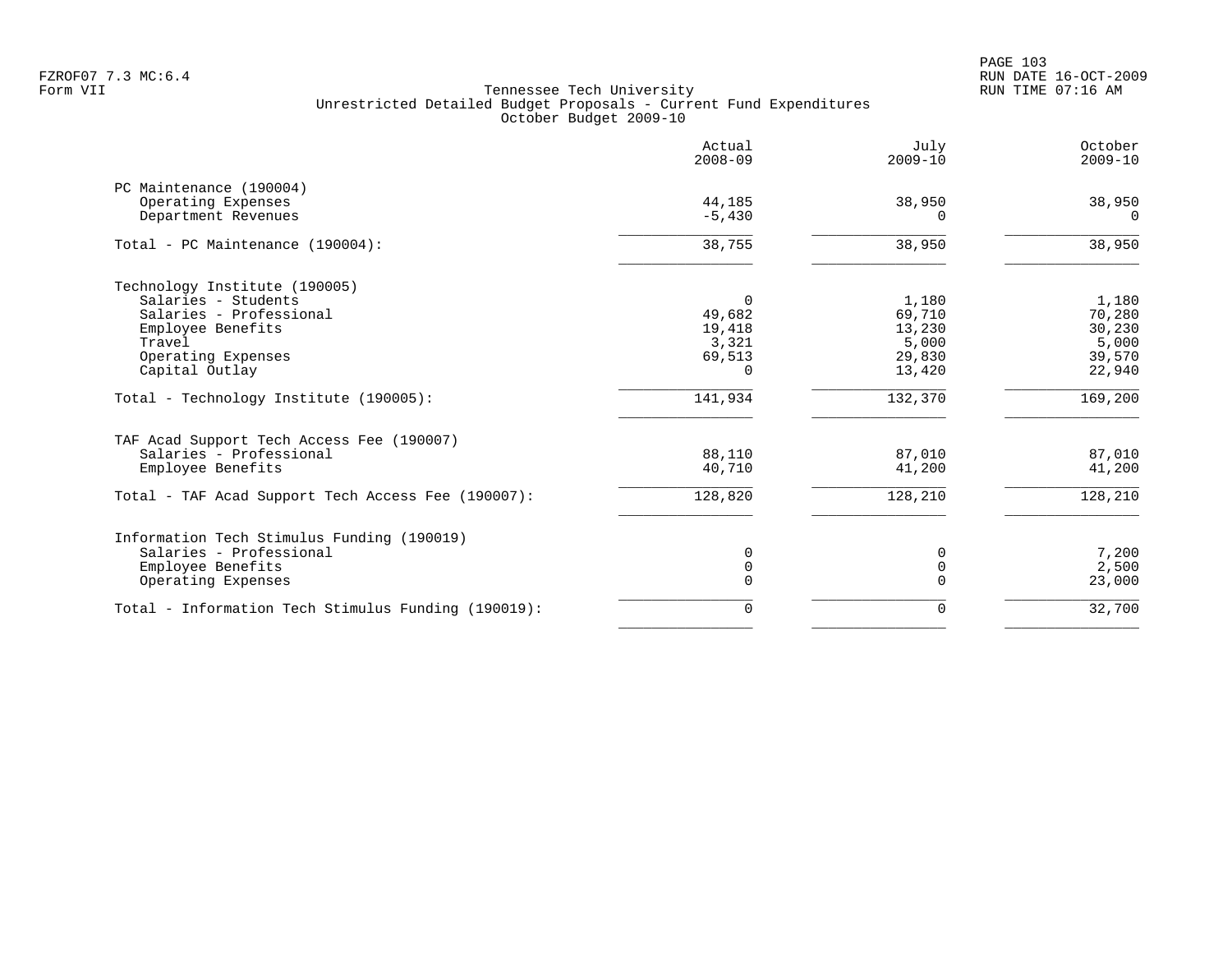Tennessee Tech University
Unrestricted Detailed Budget Proposals - Current Fund Expenditures
October Budget 2009-10

| | Actual 2008-09 | July 2009-10 | October 2009-10 |
|---|---|---|---|
| **PC Maintenance (190004)** | | | |
| Operating Expenses | 44,185 | 38,950 | 38,950 |
| Department Revenues | -5,430 | 0 | 0 |
| Total - PC Maintenance (190004): | 38,755 | 38,950 | 38,950 |
| **Technology Institute (190005)** | | | |
| Salaries - Students | 0 | 1,180 | 1,180 |
| Salaries - Professional | 49,682 | 69,710 | 70,280 |
| Employee Benefits | 19,418 | 13,230 | 30,230 |
| Travel | 3,321 | 5,000 | 5,000 |
| Operating Expenses | 69,513 | 29,830 | 39,570 |
| Capital Outlay | 0 | 13,420 | 22,940 |
| Total - Technology Institute (190005): | 141,934 | 132,370 | 169,200 |
| **TAF Acad Support Tech Access Fee (190007)** | | | |
| Salaries - Professional | 88,110 | 87,010 | 87,010 |
| Employee Benefits | 40,710 | 41,200 | 41,200 |
| Total - TAF Acad Support Tech Access Fee (190007): | 128,820 | 128,210 | 128,210 |
| **Information Tech Stimulus Funding (190019)** | | | |
| Salaries - Professional | 0 | 0 | 7,200 |
| Employee Benefits | 0 | 0 | 2,500 |
| Operating Expenses | 0 | 0 | 23,000 |
| Total - Information Tech Stimulus Funding (190019): | 0 | 0 | 32,700 |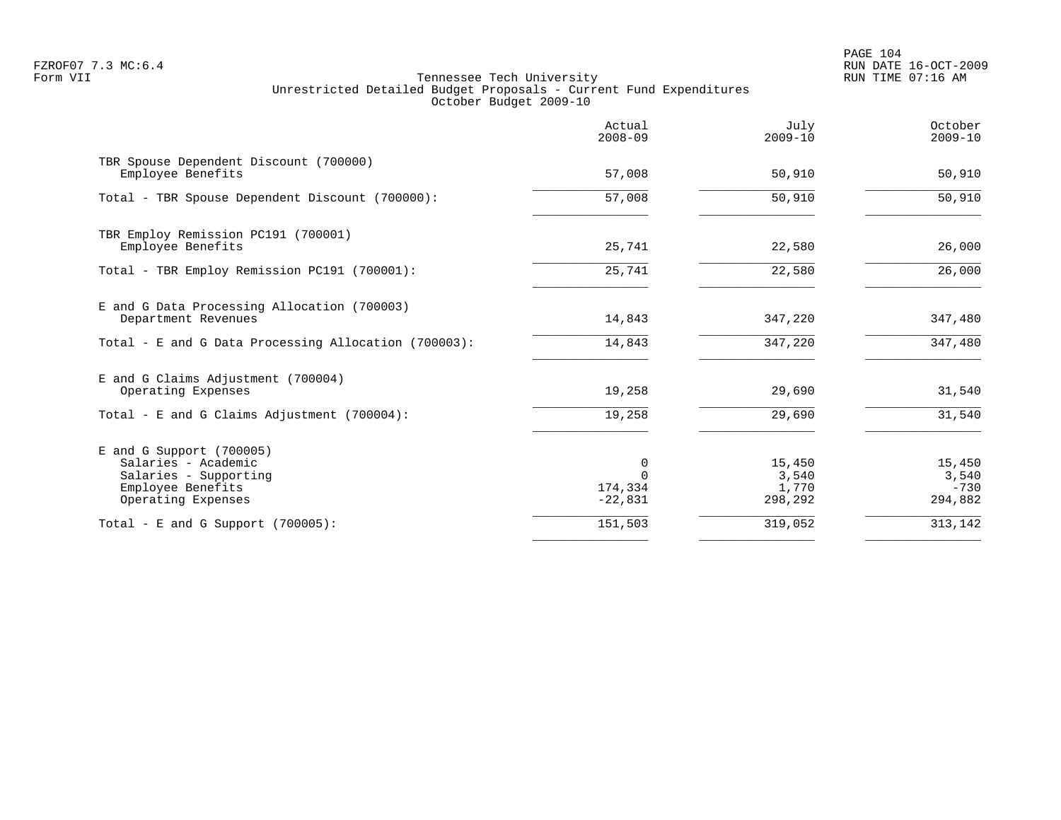Tennessee Tech University
Unrestricted Detailed Budget Proposals - Current Fund Expenditures
October Budget 2009-10

| | Actual 2008-09 | July 2009-10 | October 2009-10 |
|---|---|---|---|
| TBR Spouse Dependent Discount (700000) | | | |
| Employee Benefits | 57,008 | 50,910 | 50,910 |
| Total - TBR Spouse Dependent Discount (700000): | 57,008 | 50,910 | 50,910 |
| TBR Employ Remission PC191 (700001) | | | |
| Employee Benefits | 25,741 | 22,580 | 26,000 |
| Total - TBR Employ Remission PC191 (700001): | 25,741 | 22,580 | 26,000 |
| E and G Data Processing Allocation (700003) | | | |
| Department Revenues | 14,843 | 347,220 | 347,480 |
| Total - E and G Data Processing Allocation (700003): | 14,843 | 347,220 | 347,480 |
| E and G Claims Adjustment (700004) | | | |
| Operating Expenses | 19,258 | 29,690 | 31,540 |
| Total - E and G Claims Adjustment (700004): | 19,258 | 29,690 | 31,540 |
| E and G Support (700005) | | | |
| Salaries - Academic | 0 | 15,450 | 15,450 |
| Salaries - Supporting | 0 | 3,540 | 3,540 |
| Employee Benefits | 174,334 | 1,770 | -730 |
| Operating Expenses | -22,831 | 298,292 | 294,882 |
| Total - E and G Support (700005): | 151,503 | 319,052 | 313,142 |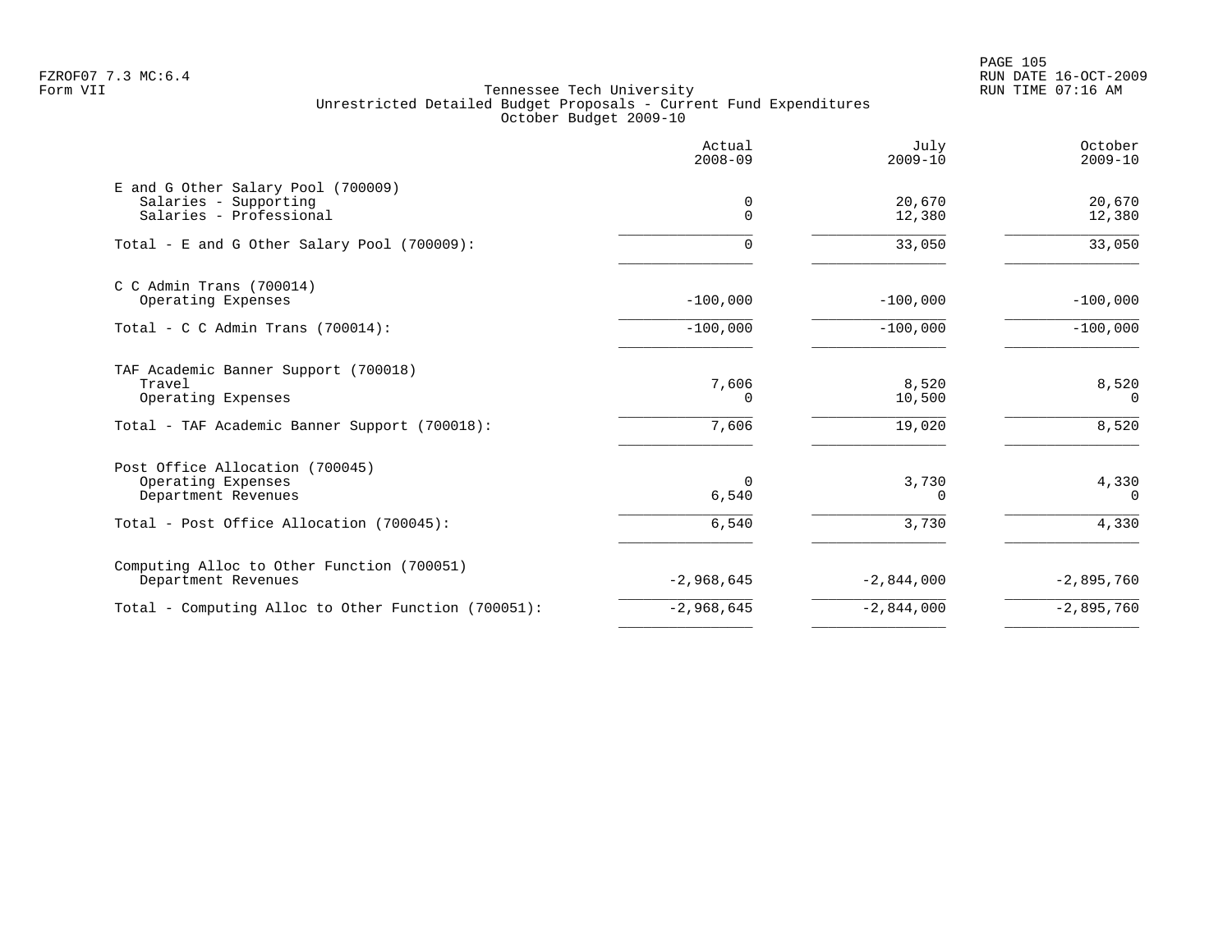Tennessee Tech University
Unrestricted Detailed Budget Proposals - Current Fund Expenditures
October Budget 2009-10

| | Actual 2008-09 | July 2009-10 | October 2009-10 |
|---|---|---|---|
| **E and G Other Salary Pool (700009)** | | | |
| Salaries - Supporting | 0 | 20,670 | 20,670 |
| Salaries - Professional | 0 | 12,380 | 12,380 |
| Total - E and G Other Salary Pool (700009): | 0 | 33,050 | 33,050 |
| **C C Admin Trans (700014)** | | | |
| Operating Expenses | -100,000 | -100,000 | -100,000 |
| Total - C C Admin Trans (700014): | -100,000 | -100,000 | -100,000 |
| **TAF Academic Banner Support (700018)** | | | |
| Travel | 7,606 | 8,520 | 8,520 |
| Operating Expenses | 0 | 10,500 | 0 |
| Total - TAF Academic Banner Support (700018): | 7,606 | 19,020 | 8,520 |
| **Post Office Allocation (700045)** | | | |
| Operating Expenses | 0 | 3,730 | 4,330 |
| Department Revenues | 6,540 | 0 | 0 |
| Total - Post Office Allocation (700045): | 6,540 | 3,730 | 4,330 |
| **Computing Alloc to Other Function (700051)** | | | |
| Department Revenues | -2,968,645 | -2,844,000 | -2,895,760 |
| Total - Computing Alloc to Other Function (700051): | -2,968,645 | -2,844,000 | -2,895,760 |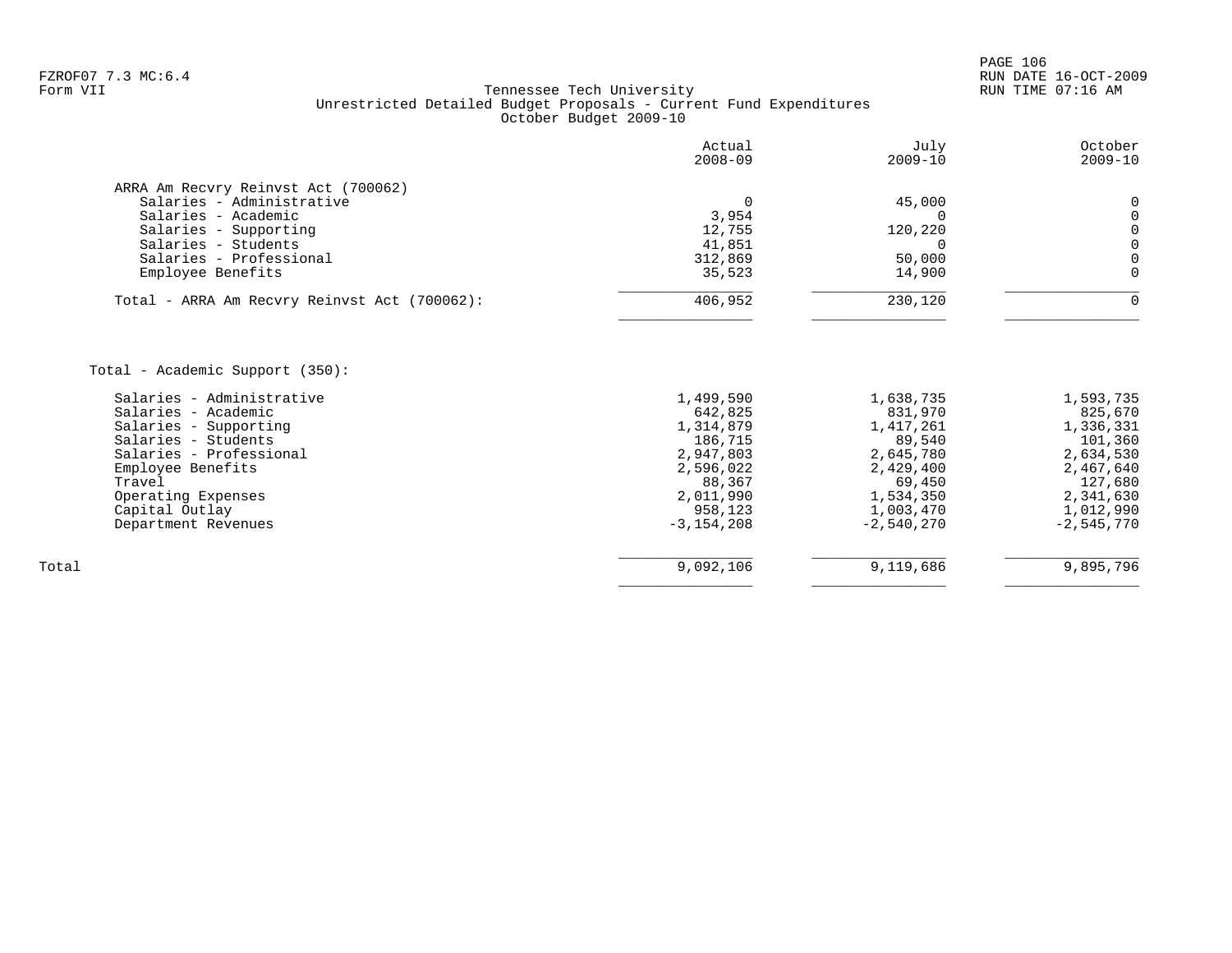FZROF07 7.3 MC:6.4
Form VII

Tennessee Tech University
Unrestricted Detailed Budget Proposals - Current Fund Expenditures
October Budget 2009-10

RUN DATE 16-OCT-2009
RUN TIME 07:16 AM

| | Actual 2008-09 | July 2009-10 | October 2009-10 |
|---|---|---|---|
| **ARRA Am Recvry Reinvst Act (700062)** | | | |
| Salaries - Administrative | 0 | 45,000 | 0 |
| Salaries - Academic | 3,954 | 0 | 0 |
| Salaries - Supporting | 12,755 | 120,220 | 0 |
| Salaries - Students | 41,851 | 0 | 0 |
| Salaries - Professional | 312,869 | 50,000 | 0 |
| Employee Benefits | 35,523 | 14,900 | 0 |
| Total - ARRA Am Recvry Reinvst Act (700062): | 406,952 | 230,120 | 0 |
| | | | |
| **Total - Academic Support (350):** | | | |
| Salaries - Administrative | 1,499,590 | 1,638,735 | 1,593,735 |
| Salaries - Academic | 642,825 | 831,970 | 825,670 |
| Salaries - Supporting | 1,314,879 | 1,417,261 | 1,336,331 |
| Salaries - Students | 186,715 | 89,540 | 101,360 |
| Salaries - Professional | 2,947,803 | 2,645,780 | 2,634,530 |
| Employee Benefits | 2,596,022 | 2,429,400 | 2,467,640 |
| Travel | 88,367 | 69,450 | 127,680 |
| Operating Expenses | 2,011,990 | 1,534,350 | 2,341,630 |
| Capital Outlay | 958,123 | 1,003,470 | 1,012,990 |
| Department Revenues | -3,154,208 | -2,540,270 | -2,545,770 |
| | | | |
| Total | 9,092,106 | 9,119,686 | 9,895,796 |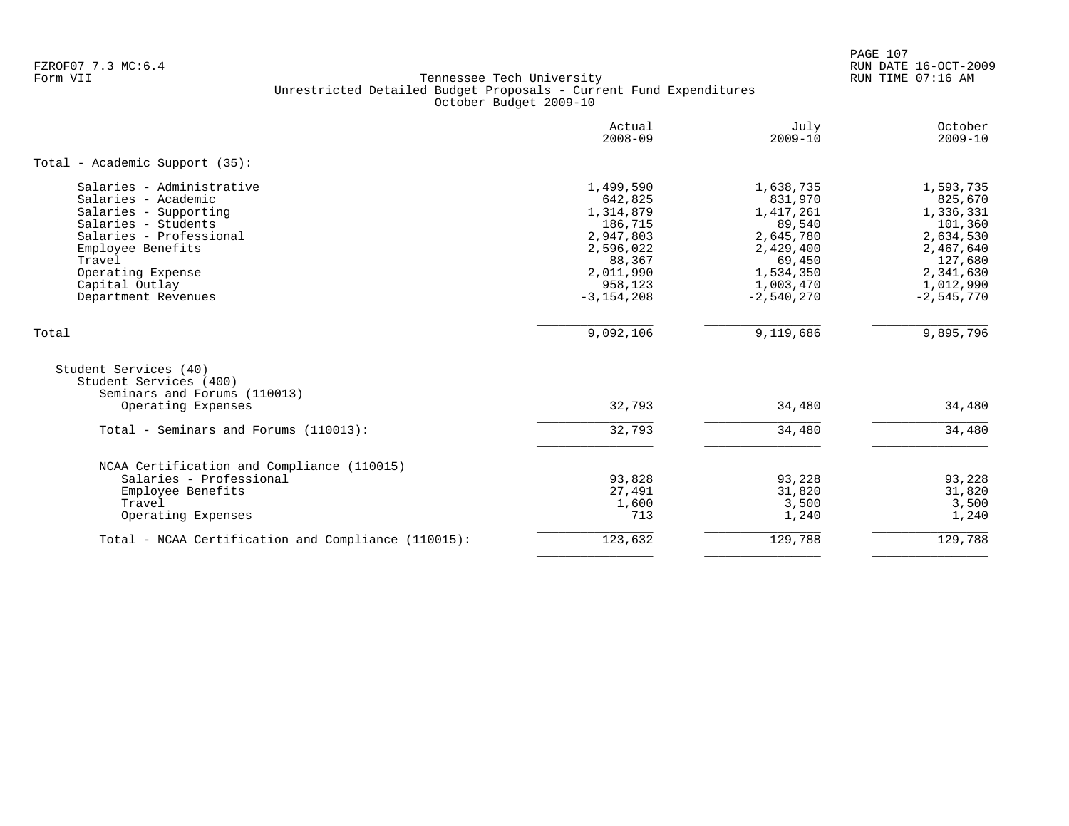Tennessee Tech University
Unrestricted Detailed Budget Proposals - Current Fund Expenditures
October Budget 2009-10

| | Actual 2008-09 | July 2009-10 | October 2009-10 |
|---|---|---|---|
| **Total - Academic Support (35):** | | | |
| Salaries - Administrative | 1,499,590 | 1,638,735 | 1,593,735 |
| Salaries - Academic | 642,825 | 831,970 | 825,670 |
| Salaries - Supporting | 1,314,879 | 1,417,261 | 1,336,331 |
| Salaries - Students | 186,715 | 89,540 | 101,360 |
| Salaries - Professional | 2,947,803 | 2,645,780 | 2,634,530 |
| Employee Benefits | 2,596,022 | 2,429,400 | 2,467,640 |
| Travel | 88,367 | 69,450 | 127,680 |
| Operating Expense | 2,011,990 | 1,534,350 | 2,341,630 |
| Capital Outlay | 958,123 | 1,003,470 | 1,012,990 |
| Department Revenues | -3,154,208 | -2,540,270 | -2,545,770 |
| Total | 9,092,106 | 9,119,686 | 9,895,796 |
| Student Services (40) | | | |
| Student Services (400) | | | |
| Seminars and Forums (110013) | | | |
| Operating Expenses | 32,793 | 34,480 | 34,480 |
| Total - Seminars and Forums (110013): | 32,793 | 34,480 | 34,480 |
| NCAA Certification and Compliance (110015) | | | |
| Salaries - Professional | 93,828 | 93,228 | 93,228 |
| Employee Benefits | 27,491 | 31,820 | 31,820 |
| Travel | 1,600 | 3,500 | 3,500 |
| Operating Expenses | 713 | 1,240 | 1,240 |
| Total - NCAA Certification and Compliance (110015): | 123,632 | 129,788 | 129,788 |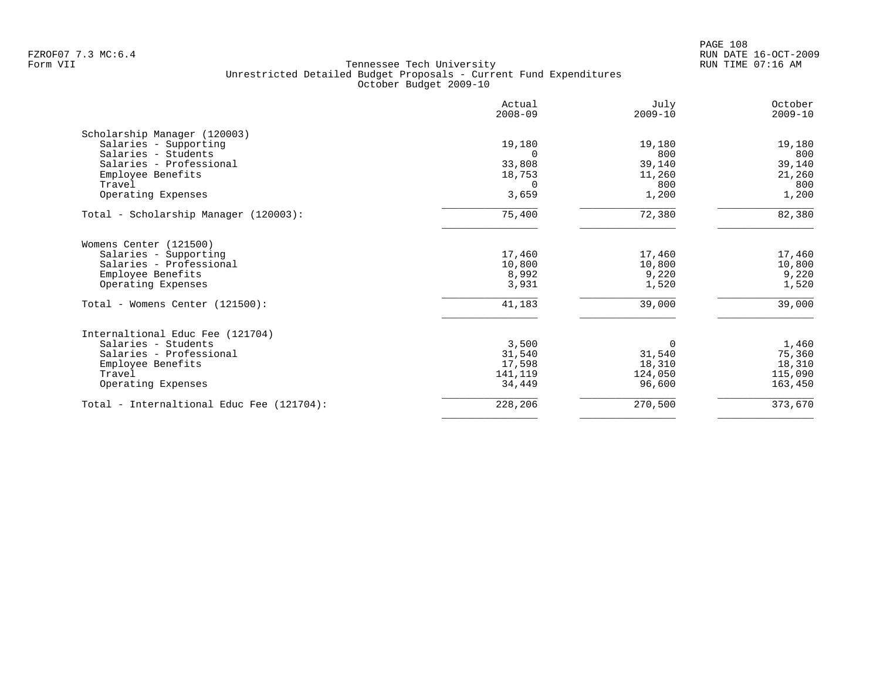Tennessee Tech University
Unrestricted Detailed Budget Proposals - Current Fund Expenditures
October Budget 2009-10

Form VII

| | Actual 2008-09 | July 2009-10 | October 2009-10 |
|---|---|---|---|
| Scholarship Manager (120003) | | | |
| Salaries - Supporting | 19,180 | 19,180 | 19,180 |
| Salaries - Students | 0 | 800 | 800 |
| Salaries - Professional | 33,808 | 39,140 | 39,140 |
| Employee Benefits | 18,753 | 11,260 | 21,260 |
| Travel | 0 | 800 | 800 |
| Operating Expenses | 3,659 | 1,200 | 1,200 |
| Total - Scholarship Manager (120003): | 75,400 | 72,380 | 82,380 |
| Womens Center (121500) | | | |
| Salaries - Supporting | 17,460 | 17,460 | 17,460 |
| Salaries - Professional | 10,800 | 10,800 | 10,800 |
| Employee Benefits | 8,992 | 9,220 | 9,220 |
| Operating Expenses | 3,931 | 1,520 | 1,520 |
| Total - Womens Center (121500): | 41,183 | 39,000 | 39,000 |
| Internaltional Educ Fee (121704) | | | |
| Salaries - Students | 3,500 | 0 | 1,460 |
| Salaries - Professional | 31,540 | 31,540 | 75,360 |
| Employee Benefits | 17,598 | 18,310 | 18,310 |
| Travel | 141,119 | 124,050 | 115,090 |
| Operating Expenses | 34,449 | 96,600 | 163,450 |
| Total - Internaltional Educ Fee (121704): | 228,206 | 270,500 | 373,670 |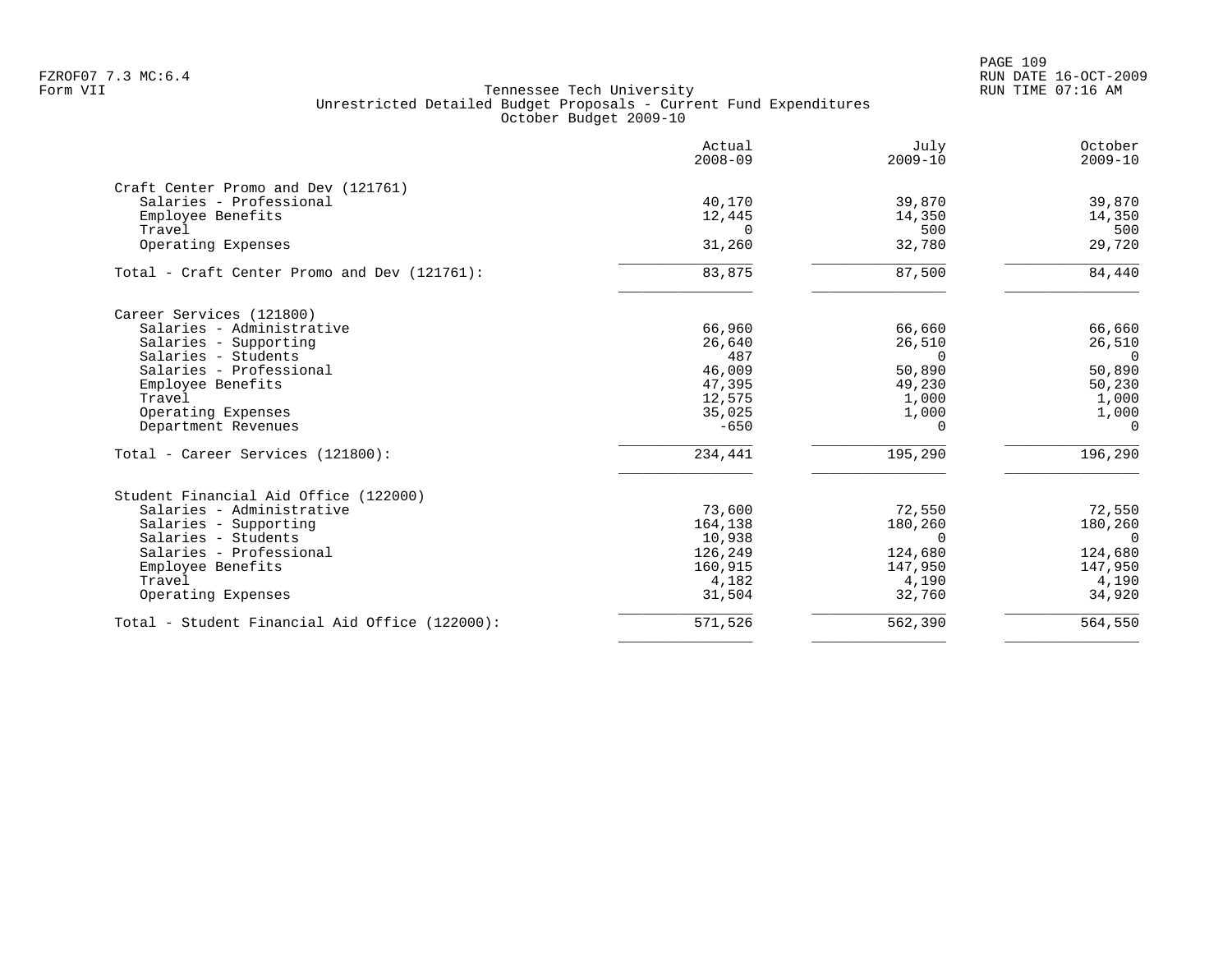FZROF07 7.3 MC:6.4
Form VII

Tennessee Tech University
Unrestricted Detailed Budget Proposals - Current Fund Expenditures
October Budget 2009-10

RUN DATE 16-OCT-2009
RUN TIME 07:16 AM

| | Actual 2008-09 | July 2009-10 | October 2009-10 |
|---|---|---|---|
| **Craft Center Promo and Dev (121761)** | | | |
| Salaries - Professional | 40,170 | 39,870 | 39,870 |
| Employee Benefits | 12,445 | 14,350 | 14,350 |
| Travel | 0 | 500 | 500 |
| Operating Expenses | 31,260 | 32,780 | 29,720 |
| Total - Craft Center Promo and Dev (121761): | 83,875 | 87,500 | 84,440 |
| **Career Services (121800)** | | | |
| Salaries - Administrative | 66,960 | 66,660 | 66,660 |
| Salaries - Supporting | 26,640 | 26,510 | 26,510 |
| Salaries - Students | 487 | 0 | 0 |
| Salaries - Professional | 46,009 | 50,890 | 50,890 |
| Employee Benefits | 47,395 | 49,230 | 50,230 |
| Travel | 12,575 | 1,000 | 1,000 |
| Operating Expenses | 35,025 | 1,000 | 1,000 |
| Department Revenues | -650 | 0 | 0 |
| Total - Career Services (121800): | 234,441 | 195,290 | 196,290 |
| **Student Financial Aid Office (122000)** | | | |
| Salaries - Administrative | 73,600 | 72,550 | 72,550 |
| Salaries - Supporting | 164,138 | 180,260 | 180,260 |
| Salaries - Students | 10,938 | 0 | 0 |
| Salaries - Professional | 126,249 | 124,680 | 124,680 |
| Employee Benefits | 160,915 | 147,950 | 147,950 |
| Travel | 4,182 | 4,190 | 4,190 |
| Operating Expenses | 31,504 | 32,760 | 34,920 |
| Total - Student Financial Aid Office (122000): | 571,526 | 562,390 | 564,550 |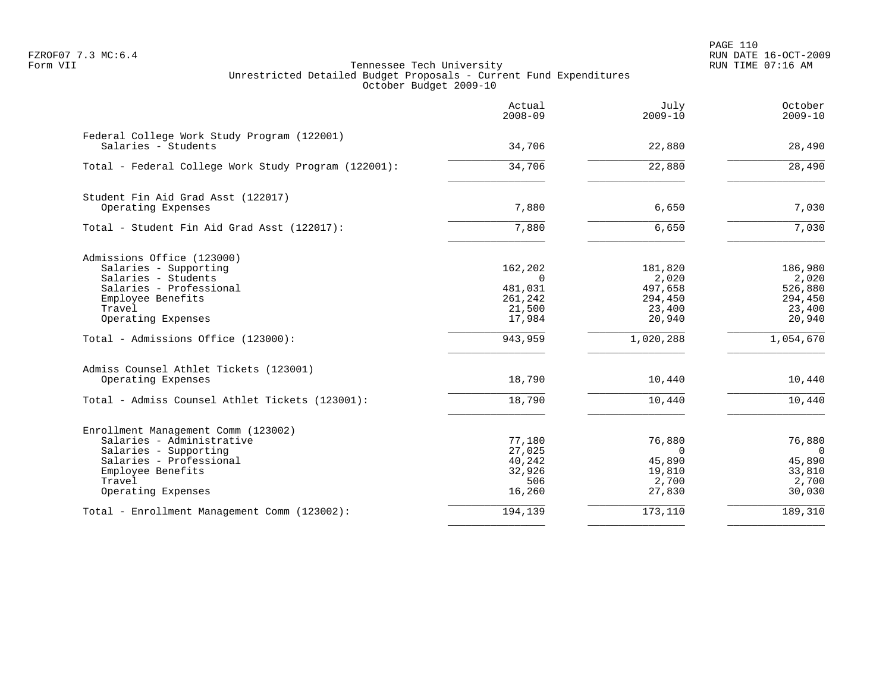Tennessee Tech University
Unrestricted Detailed Budget Proposals - Current Fund Expenditures
October Budget 2009-10

| | Actual 2008-09 | July 2009-10 | October 2009-10 |
|---|---|---|---|
| **Federal College Work Study Program (122001)** | | | |
| Salaries - Students | 34,706 | 22,880 | 28,490 |
| Total - Federal College Work Study Program (122001): | 34,706 | 22,880 | 28,490 |
| **Student Fin Aid Grad Asst (122017)** | | | |
| Operating Expenses | 7,880 | 6,650 | 7,030 |
| Total - Student Fin Aid Grad Asst (122017): | 7,880 | 6,650 | 7,030 |
| **Admissions Office (123000)** | | | |
| Salaries - Supporting | 162,202 | 181,820 | 186,980 |
| Salaries - Students | 0 | 2,020 | 2,020 |
| Salaries - Professional | 481,031 | 497,658 | 526,880 |
| Employee Benefits | 261,242 | 294,450 | 294,450 |
| Travel | 21,500 | 23,400 | 23,400 |
| Operating Expenses | 17,984 | 20,940 | 20,940 |
| Total - Admissions Office (123000): | 943,959 | 1,020,288 | 1,054,670 |
| **Admiss Counsel Athlet Tickets (123001)** | | | |
| Operating Expenses | 18,790 | 10,440 | 10,440 |
| Total - Admiss Counsel Athlet Tickets (123001): | 18,790 | 10,440 | 10,440 |
| **Enrollment Management Comm (123002)** | | | |
| Salaries - Administrative | 77,180 | 76,880 | 76,880 |
| Salaries - Supporting | 27,025 | 0 | 0 |
| Salaries - Professional | 40,242 | 45,890 | 45,890 |
| Employee Benefits | 32,926 | 19,810 | 33,810 |
| Travel | 506 | 2,700 | 2,700 |
| Operating Expenses | 16,260 | 27,830 | 30,030 |
| Total - Enrollment Management Comm (123002): | 194,139 | 173,110 | 189,310 |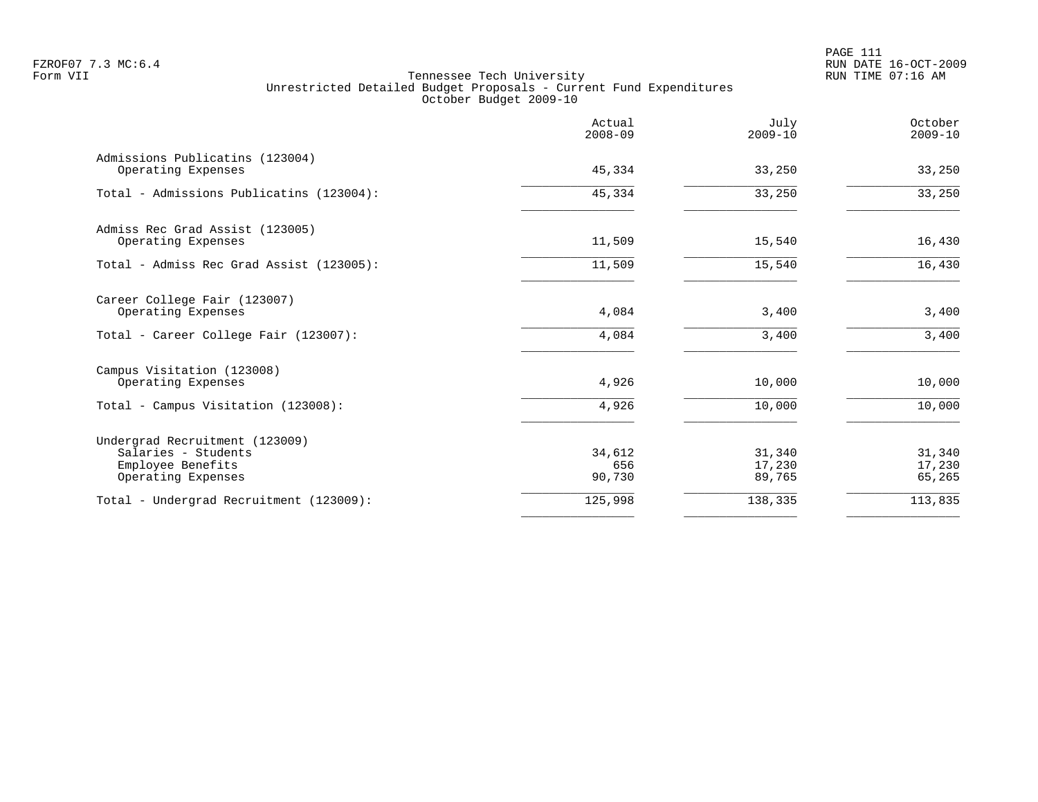Tennessee Tech University
Unrestricted Detailed Budget Proposals - Current Fund Expenditures
October Budget 2009-10

| | Actual 2008-09 | July 2009-10 | October 2009-10 |
|---|---|---|---|
| Admissions Publicatins (123004) | | | |
| Operating Expenses | 45,334 | 33,250 | 33,250 |
| Total - Admissions Publicatins (123004): | 45,334 | 33,250 | 33,250 |
| Admiss Rec Grad Assist (123005) | | | |
| Operating Expenses | 11,509 | 15,540 | 16,430 |
| Total - Admiss Rec Grad Assist (123005): | 11,509 | 15,540 | 16,430 |
| Career College Fair (123007) | | | |
| Operating Expenses | 4,084 | 3,400 | 3,400 |
| Total - Career College Fair (123007): | 4,084 | 3,400 | 3,400 |
| Campus Visitation (123008) | | | |
| Operating Expenses | 4,926 | 10,000 | 10,000 |
| Total - Campus Visitation (123008): | 4,926 | 10,000 | 10,000 |
| Undergrad Recruitment (123009) | | | |
| Salaries - Students | 34,612 | 31,340 | 31,340 |
| Employee Benefits | 656 | 17,230 | 17,230 |
| Operating Expenses | 90,730 | 89,765 | 65,265 |
| Total - Undergrad Recruitment (123009): | 125,998 | 138,335 | 113,835 |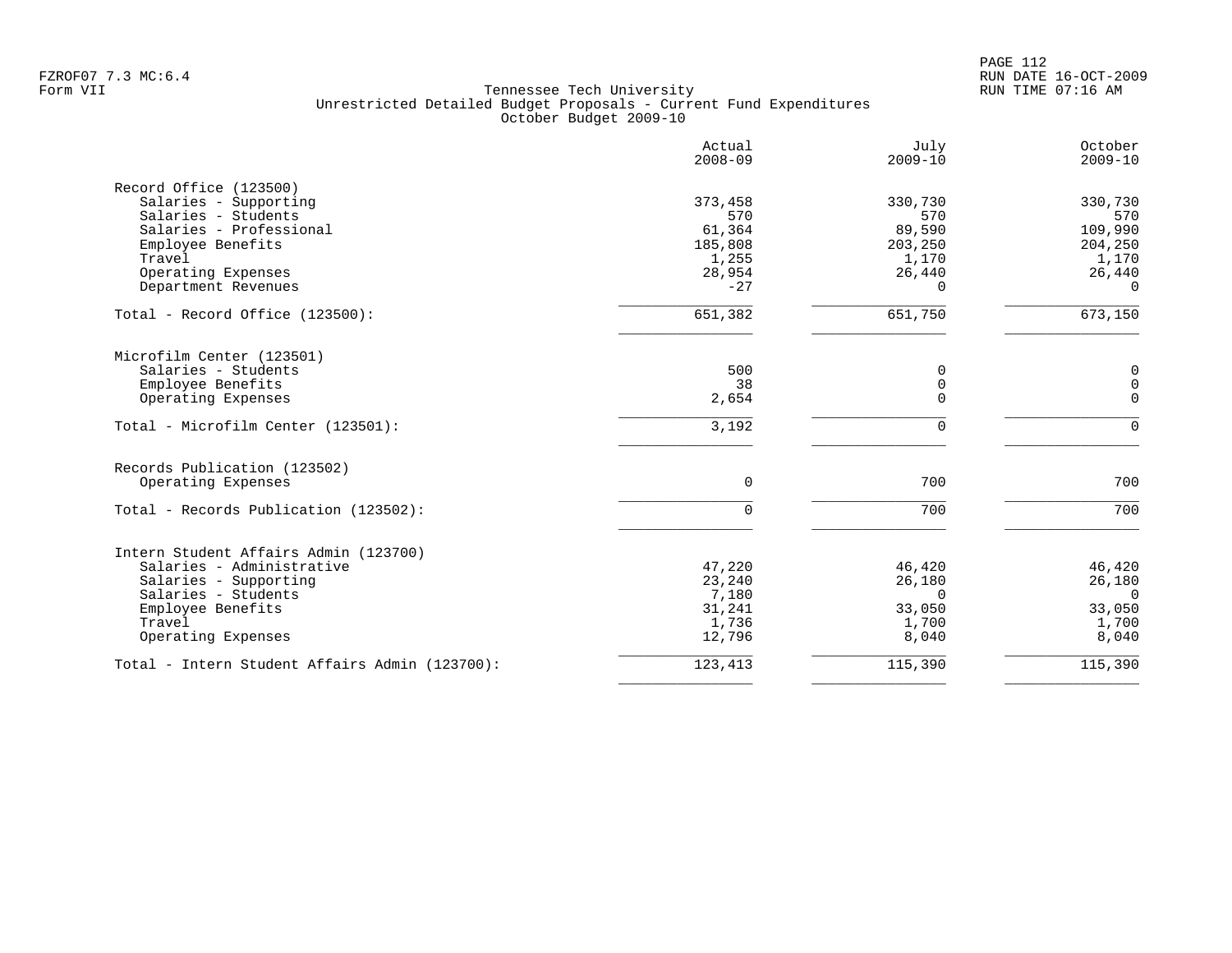FZROF07 7.3 MC:6.4
Form VII

Tennessee Tech University
Unrestricted Detailed Budget Proposals - Current Fund Expenditures
October Budget 2009-10

PAGE 112
RUN DATE 16-OCT-2009
RUN TIME 07:16 AM

| | Actual 2008-09 | July 2009-10 | October 2009-10 |
|---|---:|---:|---:|
| **Record Office (123500)** | | | |
| Salaries - Supporting | 373,458 | 330,730 | 330,730 |
| Salaries - Students | 570 | 570 | 570 |
| Salaries - Professional | 61,364 | 89,590 | 109,990 |
| Employee Benefits | 185,808 | 203,250 | 204,250 |
| Travel | 1,255 | 1,170 | 1,170 |
| Operating Expenses | 28,954 | 26,440 | 26,440 |
| Department Revenues | -27 | 0 | 0 |
| Total - Record Office (123500): | 651,382 | 651,750 | 673,150 |
| **Microfilm Center (123501)** | | | |
| Salaries - Students | 500 | 0 | 0 |
| Employee Benefits | 38 | 0 | 0 |
| Operating Expenses | 2,654 | 0 | 0 |
| Total - Microfilm Center (123501): | 3,192 | 0 | 0 |
| **Records Publication (123502)** | | | |
| Operating Expenses | 0 | 700 | 700 |
| Total - Records Publication (123502): | 0 | 700 | 700 |
| **Intern Student Affairs Admin (123700)** | | | |
| Salaries - Administrative | 47,220 | 46,420 | 46,420 |
| Salaries - Supporting | 23,240 | 26,180 | 26,180 |
| Salaries - Students | 7,180 | 0 | 0 |
| Employee Benefits | 31,241 | 33,050 | 33,050 |
| Travel | 1,736 | 1,700 | 1,700 |
| Operating Expenses | 12,796 | 8,040 | 8,040 |
| Total - Intern Student Affairs Admin (123700): | 123,413 | 115,390 | 115,390 |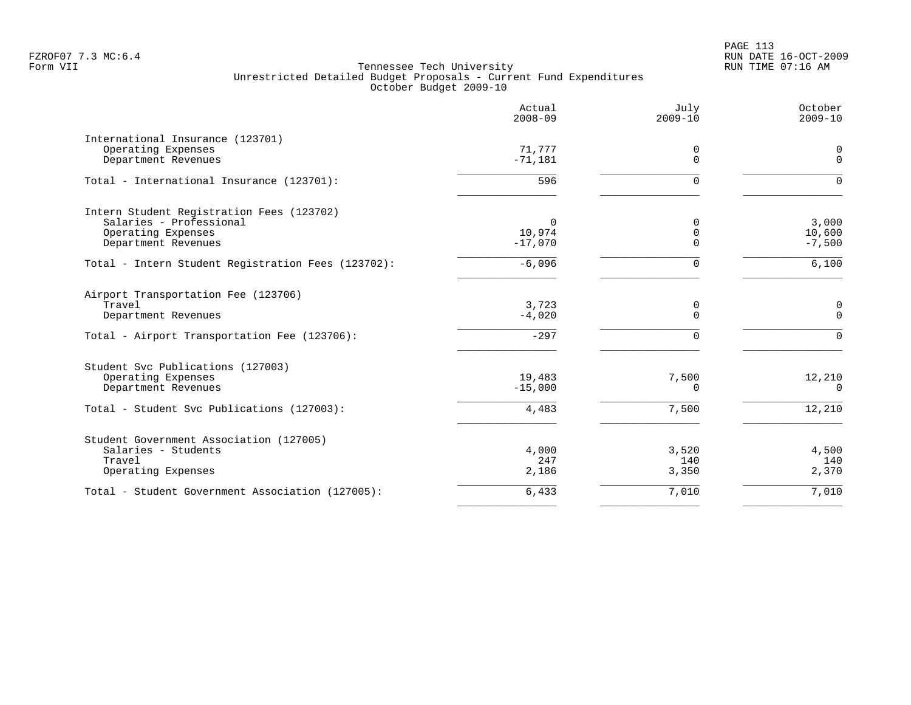Tennessee Tech University
Unrestricted Detailed Budget Proposals - Current Fund Expenditures
October Budget 2009-10

| | Actual 2008-09 | July 2009-10 | October 2009-10 |
|---|---|---|---|
| International Insurance (123701) | | | |
| Operating Expenses | 71,777 | 0 | 0 |
| Department Revenues | -71,181 | 0 | 0 |
| Total - International Insurance (123701): | 596 | 0 | 0 |
| Intern Student Registration Fees (123702) | | | |
| Salaries - Professional | 0 | 0 | 3,000 |
| Operating Expenses | 10,974 | 0 | 10,600 |
| Department Revenues | -17,070 | 0 | -7,500 |
| Total - Intern Student Registration Fees (123702): | -6,096 | 0 | 6,100 |
| Airport Transportation Fee (123706) | | | |
| Travel | 3,723 | 0 | 0 |
| Department Revenues | -4,020 | 0 | 0 |
| Total - Airport Transportation Fee (123706): | -297 | 0 | 0 |
| Student Svc Publications (127003) | | | |
| Operating Expenses | 19,483 | 7,500 | 12,210 |
| Department Revenues | -15,000 | 0 | 0 |
| Total - Student Svc Publications (127003): | 4,483 | 7,500 | 12,210 |
| Student Government Association (127005) | | | |
| Salaries - Students | 4,000 | 3,520 | 4,500 |
| Travel | 247 | 140 | 140 |
| Operating Expenses | 2,186 | 3,350 | 2,370 |
| Total - Student Government Association (127005): | 6,433 | 7,010 | 7,010 |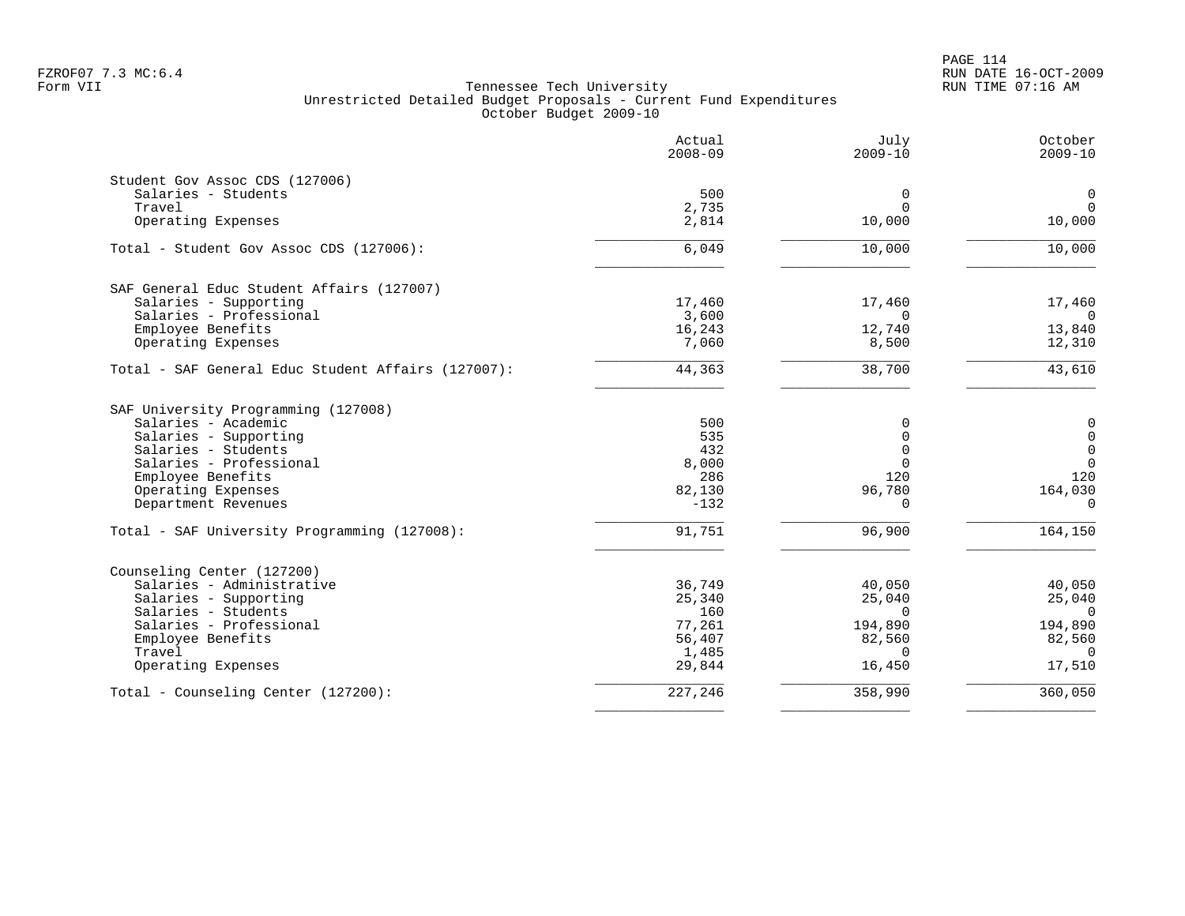Tennessee Tech University
Unrestricted Detailed Budget Proposals - Current Fund Expenditures
October Budget 2009-10

| | Actual 2008-09 | July 2009-10 | October 2009-10 |
|---|---|---|---|
| **Student Gov Assoc CDS (127006)** | | | |
| Salaries - Students | 500 | 0 | 0 |
| Travel | 2,735 | 0 | 0 |
| Operating Expenses | 2,814 | 10,000 | 10,000 |
| Total - Student Gov Assoc CDS (127006): | 6,049 | 10,000 | 10,000 |
| **SAF General Educ Student Affairs (127007)** | | | |
| Salaries - Supporting | 17,460 | 17,460 | 17,460 |
| Salaries - Professional | 3,600 | 0 | 0 |
| Employee Benefits | 16,243 | 12,740 | 13,840 |
| Operating Expenses | 7,060 | 8,500 | 12,310 |
| Total - SAF General Educ Student Affairs (127007): | 44,363 | 38,700 | 43,610 |
| **SAF University Programming (127008)** | | | |
| Salaries - Academic | 500 | 0 | 0 |
| Salaries - Supporting | 535 | 0 | 0 |
| Salaries - Students | 432 | 0 | 0 |
| Salaries - Professional | 8,000 | 0 | 0 |
| Employee Benefits | 286 | 120 | 120 |
| Operating Expenses | 82,130 | 96,780 | 164,030 |
| Department Revenues | -132 | 0 | 0 |
| Total - SAF University Programming (127008): | 91,751 | 96,900 | 164,150 |
| **Counseling Center (127200)** | | | |
| Salaries - Administrative | 36,749 | 40,050 | 40,050 |
| Salaries - Supporting | 25,340 | 25,040 | 25,040 |
| Salaries - Students | 160 | 0 | 0 |
| Salaries - Professional | 77,261 | 194,890 | 194,890 |
| Employee Benefits | 56,407 | 82,560 | 82,560 |
| Travel | 1,485 | 0 | 0 |
| Operating Expenses | 29,844 | 16,450 | 17,510 |
| Total - Counseling Center (127200): | 227,246 | 358,990 | 360,050 |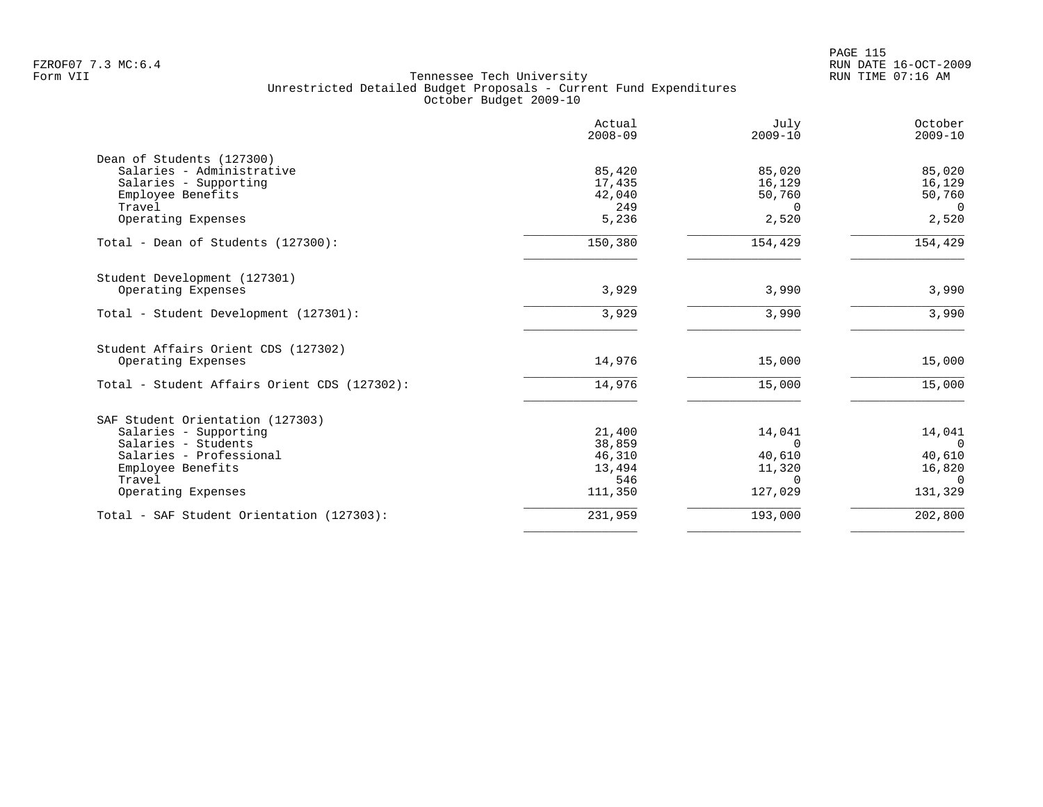Tennessee Tech University
Unrestricted Detailed Budget Proposals - Current Fund Expenditures
October Budget 2009-10

| | Actual 2008-09 | July 2009-10 | October 2009-10 |
|---|---|---|---|
| **Dean of Students (127300)** | | | |
| Salaries - Administrative | 85,420 | 85,020 | 85,020 |
| Salaries - Supporting | 17,435 | 16,129 | 16,129 |
| Employee Benefits | 42,040 | 50,760 | 50,760 |
| Travel | 249 | 0 | 0 |
| Operating Expenses | 5,236 | 2,520 | 2,520 |
| Total - Dean of Students (127300): | 150,380 | 154,429 | 154,429 |
| **Student Development (127301)** | | | |
| Operating Expenses | 3,929 | 3,990 | 3,990 |
| Total - Student Development (127301): | 3,929 | 3,990 | 3,990 |
| **Student Affairs Orient CDS (127302)** | | | |
| Operating Expenses | 14,976 | 15,000 | 15,000 |
| Total - Student Affairs Orient CDS (127302): | 14,976 | 15,000 | 15,000 |
| **SAF Student Orientation (127303)** | | | |
| Salaries - Supporting | 21,400 | 14,041 | 14,041 |
| Salaries - Students | 38,859 | 0 | 0 |
| Salaries - Professional | 46,310 | 40,610 | 40,610 |
| Employee Benefits | 13,494 | 11,320 | 16,820 |
| Travel | 546 | 0 | 0 |
| Operating Expenses | 111,350 | 127,029 | 131,329 |
| Total - SAF Student Orientation (127303): | 231,959 | 193,000 | 202,800 |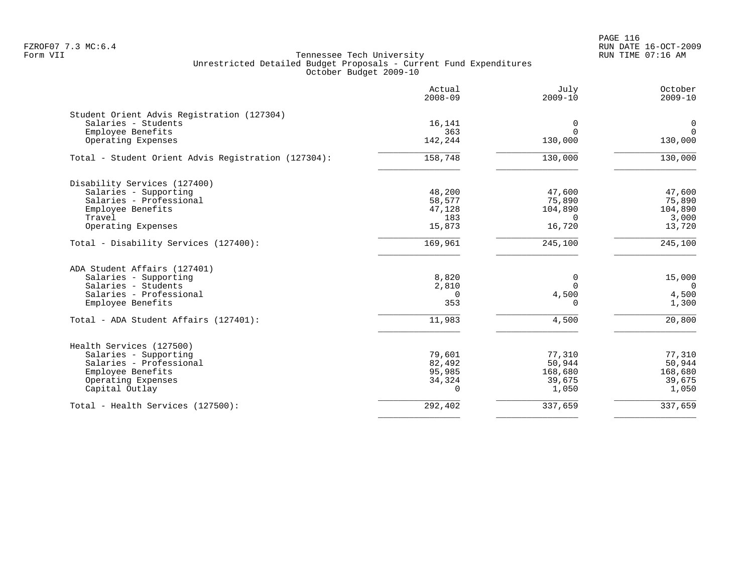Tennessee Tech University
Unrestricted Detailed Budget Proposals - Current Fund Expenditures
October Budget 2009-10

| | Actual 2008-09 | July 2009-10 | October 2009-10 |
|---|---|---|---|
| **Student Orient Advis Registration (127304)** | | | |
| Salaries - Students | 16,141 | 0 | 0 |
| Employee Benefits | 363 | 0 | 0 |
| Operating Expenses | 142,244 | 130,000 | 130,000 |
| Total - Student Orient Advis Registration (127304): | 158,748 | 130,000 | 130,000 |
| **Disability Services (127400)** | | | |
| Salaries - Supporting | 48,200 | 47,600 | 47,600 |
| Salaries - Professional | 58,577 | 75,890 | 75,890 |
| Employee Benefits | 47,128 | 104,890 | 104,890 |
| Travel | 183 | 0 | 3,000 |
| Operating Expenses | 15,873 | 16,720 | 13,720 |
| Total - Disability Services (127400): | 169,961 | 245,100 | 245,100 |
| **ADA Student Affairs (127401)** | | | |
| Salaries - Supporting | 8,820 | 0 | 15,000 |
| Salaries - Students | 2,810 | 0 | 0 |
| Salaries - Professional | 0 | 4,500 | 4,500 |
| Employee Benefits | 353 | 0 | 1,300 |
| Total - ADA Student Affairs (127401): | 11,983 | 4,500 | 20,800 |
| **Health Services (127500)** | | | |
| Salaries - Supporting | 79,601 | 77,310 | 77,310 |
| Salaries - Professional | 82,492 | 50,944 | 50,944 |
| Employee Benefits | 95,985 | 168,680 | 168,680 |
| Operating Expenses | 34,324 | 39,675 | 39,675 |
| Capital Outlay | 0 | 1,050 | 1,050 |
| Total - Health Services (127500): | 292,402 | 337,659 | 337,659 |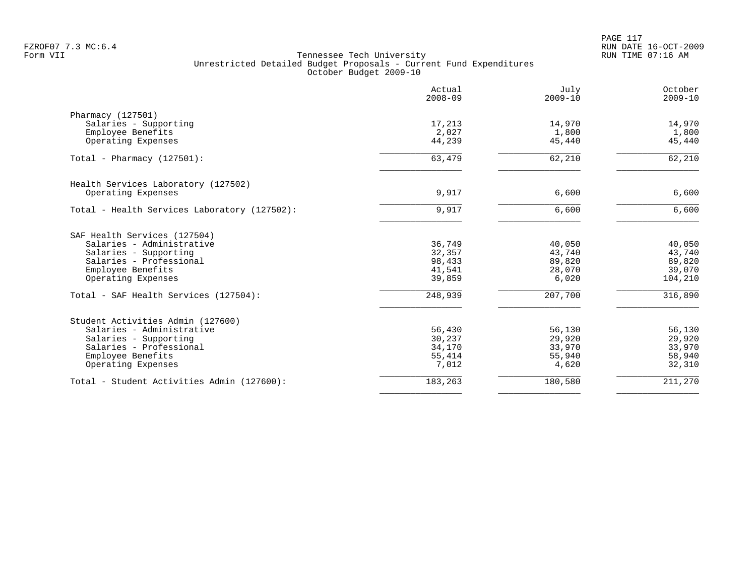Tennessee Tech University
Unrestricted Detailed Budget Proposals - Current Fund Expenditures
October Budget 2009-10

Form VII

| | Actual 2008-09 | July 2009-10 | October 2009-10 |
|---|---|---|---|
| Pharmacy (127501) | | | |
| Salaries - Supporting | 17,213 | 14,970 | 14,970 |
| Employee Benefits | 2,027 | 1,800 | 1,800 |
| Operating Expenses | 44,239 | 45,440 | 45,440 |
| Total - Pharmacy (127501): | 63,479 | 62,210 | 62,210 |
| Health Services Laboratory (127502) | | | |
| Operating Expenses | 9,917 | 6,600 | 6,600 |
| Total - Health Services Laboratory (127502): | 9,917 | 6,600 | 6,600 |
| SAF Health Services (127504) | | | |
| Salaries - Administrative | 36,749 | 40,050 | 40,050 |
| Salaries - Supporting | 32,357 | 43,740 | 43,740 |
| Salaries - Professional | 98,433 | 89,820 | 89,820 |
| Employee Benefits | 41,541 | 28,070 | 39,070 |
| Operating Expenses | 39,859 | 6,020 | 104,210 |
| Total - SAF Health Services (127504): | 248,939 | 207,700 | 316,890 |
| Student Activities Admin (127600) | | | |
| Salaries - Administrative | 56,430 | 56,130 | 56,130 |
| Salaries - Supporting | 30,237 | 29,920 | 29,920 |
| Salaries - Professional | 34,170 | 33,970 | 33,970 |
| Employee Benefits | 55,414 | 55,940 | 58,940 |
| Operating Expenses | 7,012 | 4,620 | 32,310 |
| Total - Student Activities Admin (127600): | 183,263 | 180,580 | 211,270 |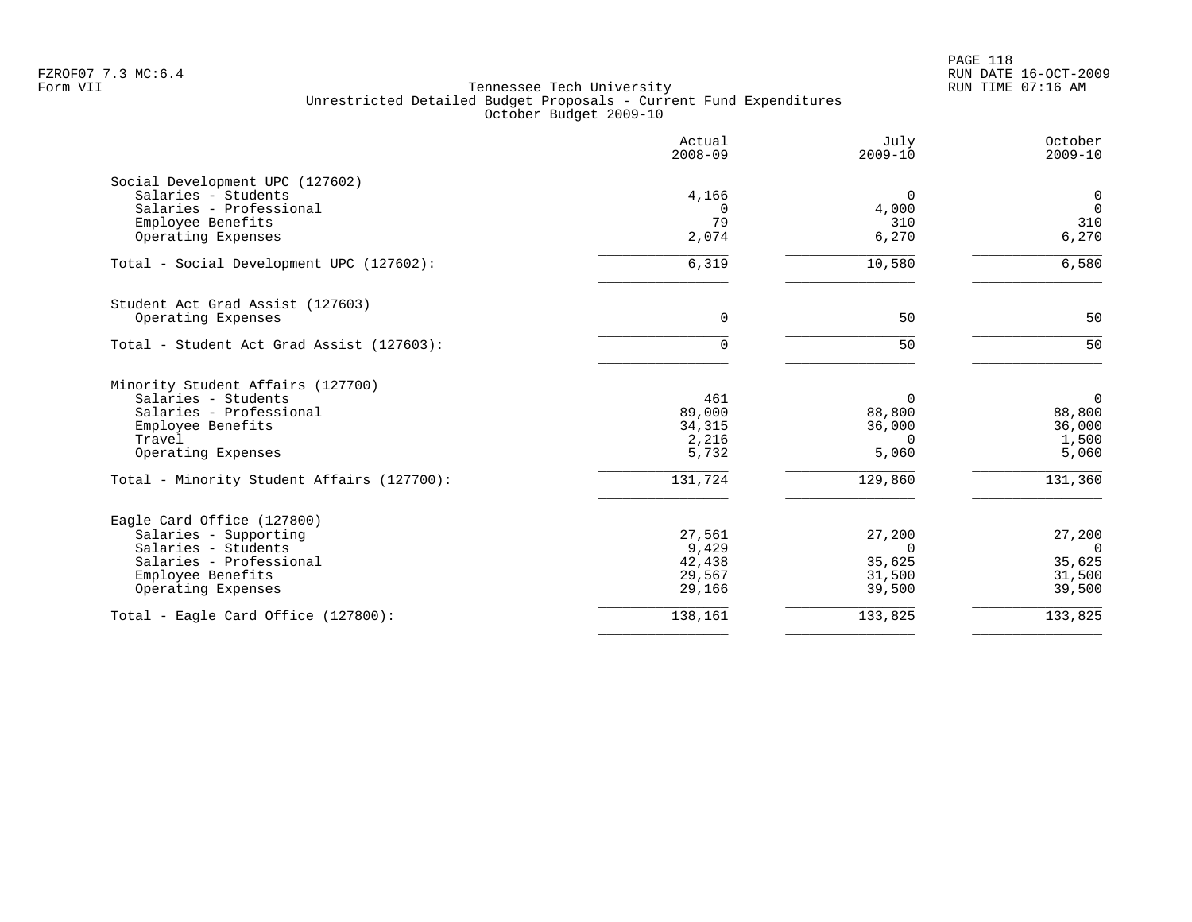FZROF07 7.3 MC:6.4
Form VII

Tennessee Tech University
Unrestricted Detailed Budget Proposals - Current Fund Expenditures
October Budget 2009-10

RUN DATE 16-OCT-2009
RUN TIME 07:16 AM

| | Actual 2008-09 | July 2009-10 | October 2009-10 |
|---|---|---|---|
| **Social Development UPC (127602)** | | | |
| Salaries - Students | 4,166 | 0 | 0 |
| Salaries - Professional | 0 | 4,000 | 0 |
| Employee Benefits | 79 | 310 | 310 |
| Operating Expenses | 2,074 | 6,270 | 6,270 |
| Total - Social Development UPC (127602): | 6,319 | 10,580 | 6,580 |
| **Student Act Grad Assist (127603)** | | | |
| Operating Expenses | 0 | 50 | 50 |
| Total - Student Act Grad Assist (127603): | 0 | 50 | 50 |
| **Minority Student Affairs (127700)** | | | |
| Salaries - Students | 461 | 0 | 0 |
| Salaries - Professional | 89,000 | 88,800 | 88,800 |
| Employee Benefits | 34,315 | 36,000 | 36,000 |
| Travel | 2,216 | 0 | 1,500 |
| Operating Expenses | 5,732 | 5,060 | 5,060 |
| Total - Minority Student Affairs (127700): | 131,724 | 129,860 | 131,360 |
| **Eagle Card Office (127800)** | | | |
| Salaries - Supporting | 27,561 | 27,200 | 27,200 |
| Salaries - Students | 9,429 | 0 | 0 |
| Salaries - Professional | 42,438 | 35,625 | 35,625 |
| Employee Benefits | 29,567 | 31,500 | 31,500 |
| Operating Expenses | 29,166 | 39,500 | 39,500 |
| Total - Eagle Card Office (127800): | 138,161 | 133,825 | 133,825 |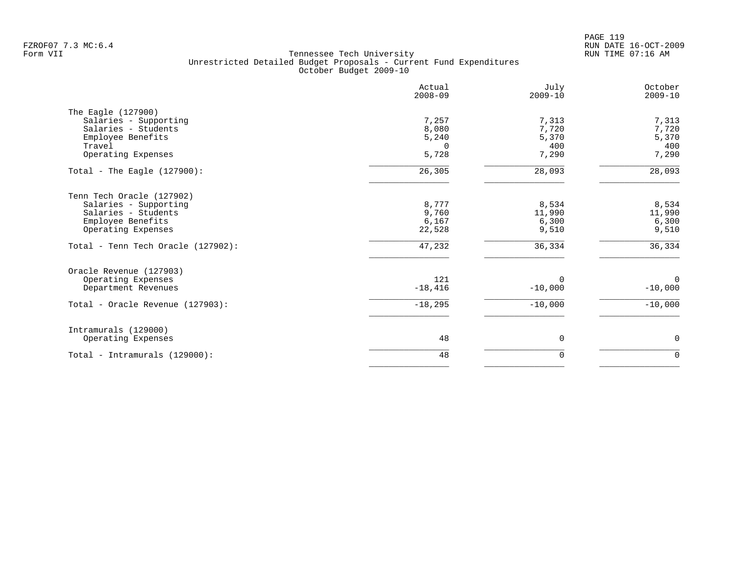Tennessee Tech University
Unrestricted Detailed Budget Proposals - Current Fund Expenditures
October Budget 2009-10

| | Actual 2008-09 | July 2009-10 | October 2009-10 |
|---|---|---|---|
| **The Eagle (127900)** | | | |
| Salaries - Supporting | 7,257 | 7,313 | 7,313 |
| Salaries - Students | 8,080 | 7,720 | 7,720 |
| Employee Benefits | 5,240 | 5,370 | 5,370 |
| Travel | 0 | 400 | 400 |
| Operating Expenses | 5,728 | 7,290 | 7,290 |
| Total - The Eagle (127900): | 26,305 | 28,093 | 28,093 |
| **Tenn Tech Oracle (127902)** | | | |
| Salaries - Supporting | 8,777 | 8,534 | 8,534 |
| Salaries - Students | 9,760 | 11,990 | 11,990 |
| Employee Benefits | 6,167 | 6,300 | 6,300 |
| Operating Expenses | 22,528 | 9,510 | 9,510 |
| Total - Tenn Tech Oracle (127902): | 47,232 | 36,334 | 36,334 |
| **Oracle Revenue (127903)** | | | |
| Operating Expenses | 121 | 0 | 0 |
| Department Revenues | -18,416 | -10,000 | -10,000 |
| Total - Oracle Revenue (127903): | -18,295 | -10,000 | -10,000 |
| **Intramurals (129000)** | | | |
| Operating Expenses | 48 | 0 | 0 |
| Total - Intramurals (129000): | 48 | 0 | 0 |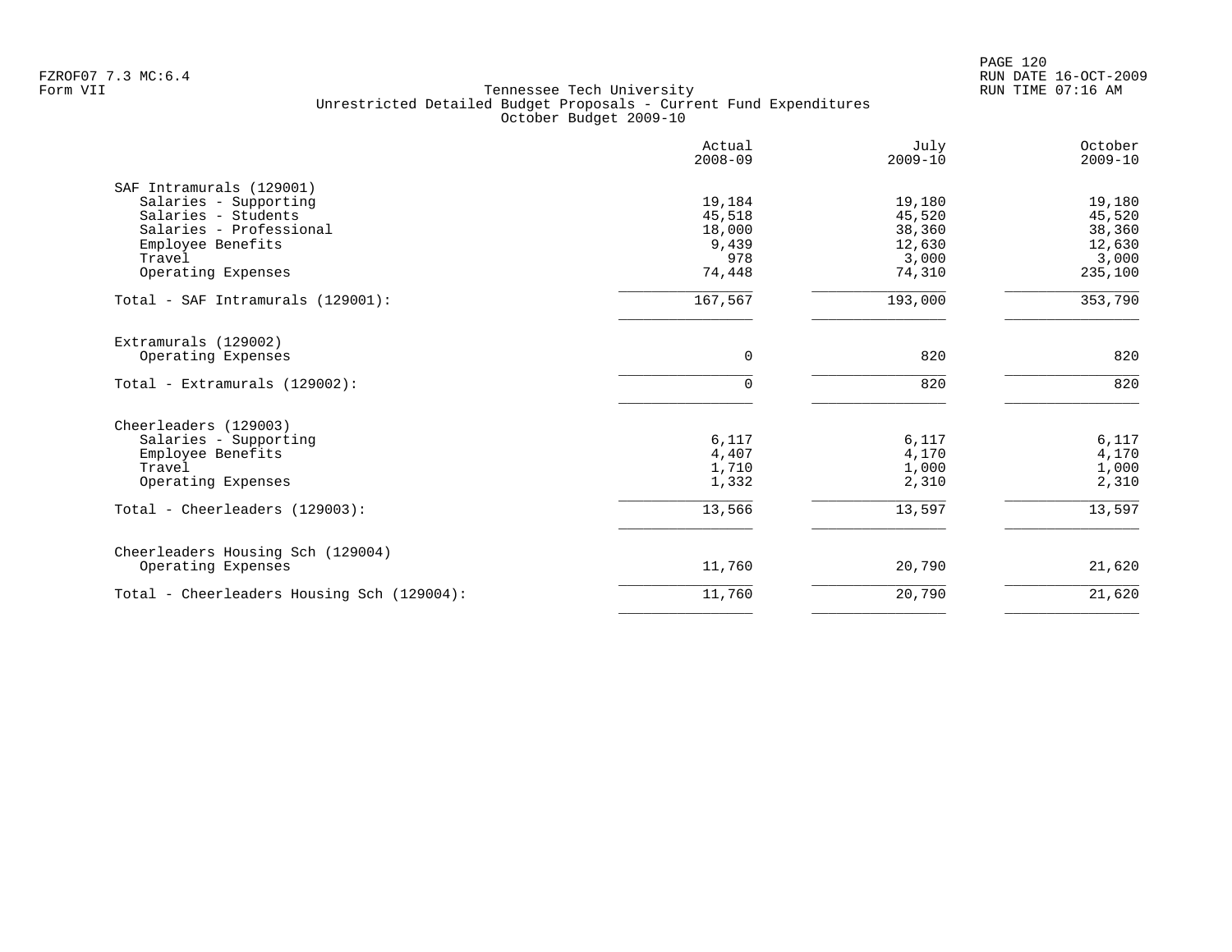Tennessee Tech University
Unrestricted Detailed Budget Proposals - Current Fund Expenditures
October Budget 2009-10

| | Actual 2008-09 | July 2009-10 | October 2009-10 |
|---|---|---|---|
| **SAF Intramurals (129001)** | | | |
| Salaries - Supporting | 19,184 | 19,180 | 19,180 |
| Salaries - Students | 45,518 | 45,520 | 45,520 |
| Salaries - Professional | 18,000 | 38,360 | 38,360 |
| Employee Benefits | 9,439 | 12,630 | 12,630 |
| Travel | 978 | 3,000 | 3,000 |
| Operating Expenses | 74,448 | 74,310 | 235,100 |
| Total - SAF Intramurals (129001): | 167,567 | 193,000 | 353,790 |
| **Extramurals (129002)** | | | |
| Operating Expenses | 0 | 820 | 820 |
| Total - Extramurals (129002): | 0 | 820 | 820 |
| **Cheerleaders (129003)** | | | |
| Salaries - Supporting | 6,117 | 6,117 | 6,117 |
| Employee Benefits | 4,407 | 4,170 | 4,170 |
| Travel | 1,710 | 1,000 | 1,000 |
| Operating Expenses | 1,332 | 2,310 | 2,310 |
| Total - Cheerleaders (129003): | 13,566 | 13,597 | 13,597 |
| **Cheerleaders Housing Sch (129004)** | | | |
| Operating Expenses | 11,760 | 20,790 | 21,620 |
| Total - Cheerleaders Housing Sch (129004): | 11,760 | 20,790 | 21,620 |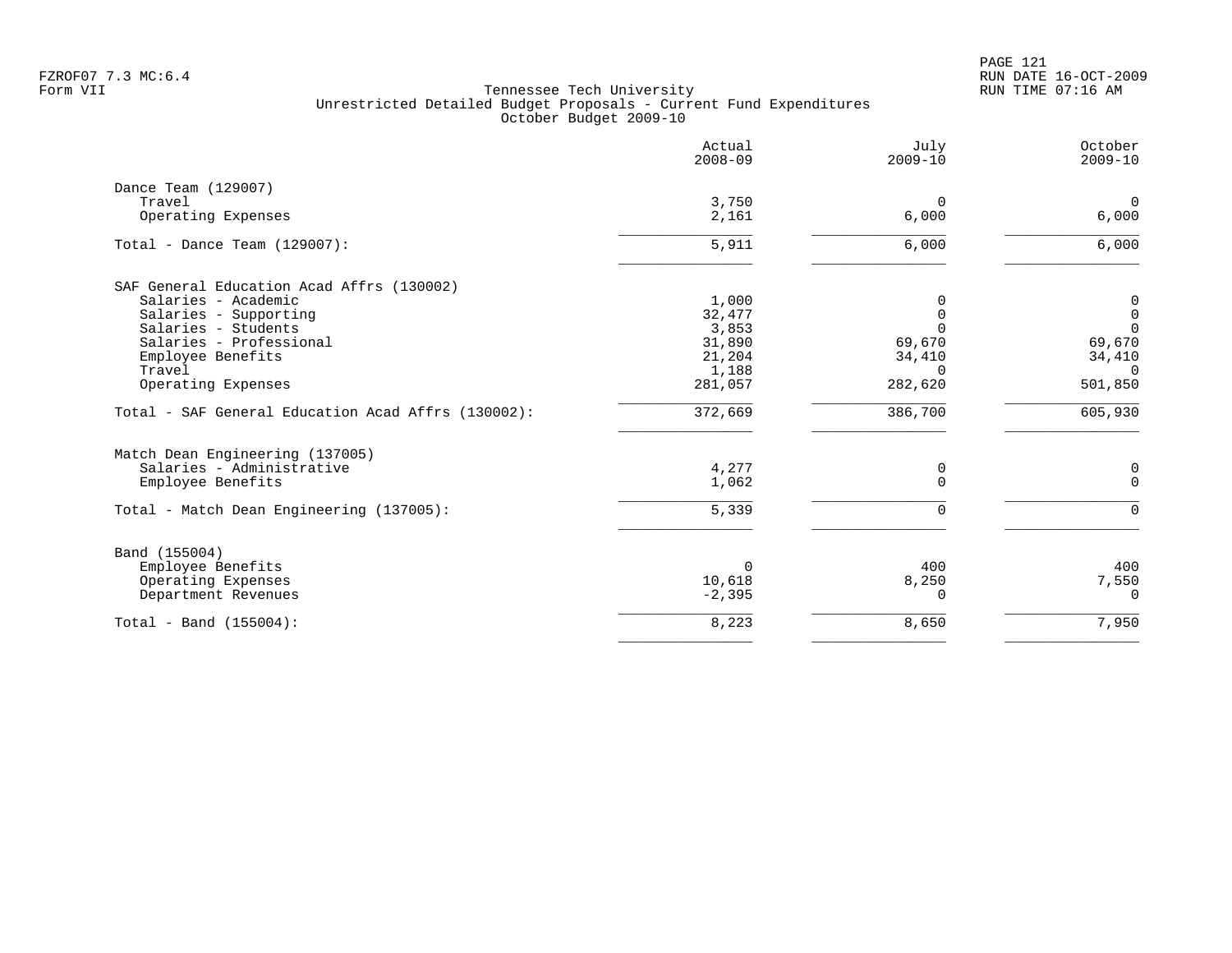Tennessee Tech University
Unrestricted Detailed Budget Proposals - Current Fund Expenditures
October Budget 2009-10

Form VII

| | Actual 2008-09 | July 2009-10 | October 2009-10 |
|---|---|---|---|
| **Dance Team (129007)** | | | |
| Travel | 3,750 | 0 | 0 |
| Operating Expenses | 2,161 | 6,000 | 6,000 |
| Total - Dance Team (129007): | 5,911 | 6,000 | 6,000 |
| **SAF General Education Acad Affrs (130002)** | | | |
| Salaries - Academic | 1,000 | 0 | 0 |
| Salaries - Supporting | 32,477 | 0 | 0 |
| Salaries - Students | 3,853 | 0 | 0 |
| Salaries - Professional | 31,890 | 69,670 | 69,670 |
| Employee Benefits | 21,204 | 34,410 | 34,410 |
| Travel | 1,188 | 0 | 0 |
| Operating Expenses | 281,057 | 282,620 | 501,850 |
| Total - SAF General Education Acad Affrs (130002): | 372,669 | 386,700 | 605,930 |
| **Match Dean Engineering (137005)** | | | |
| Salaries - Administrative | 4,277 | 0 | 0 |
| Employee Benefits | 1,062 | 0 | 0 |
| Total - Match Dean Engineering (137005): | 5,339 | 0 | 0 |
| **Band (155004)** | | | |
| Employee Benefits | 0 | 400 | 400 |
| Operating Expenses | 10,618 | 8,250 | 7,550 |
| Department Revenues | -2,395 | 0 | 0 |
| Total - Band (155004): | 8,223 | 8,650 | 7,950 |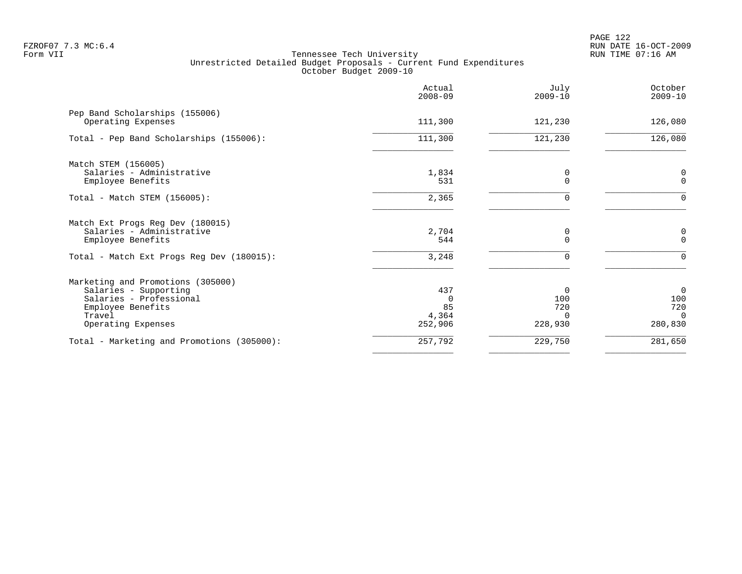FZROF07 7.3 MC:6.4
Form VII

Tennessee Tech University
Unrestricted Detailed Budget Proposals - Current Fund Expenditures
October Budget 2009-10

PAGE 122
RUN DATE 16-OCT-2009
RUN TIME 07:16 AM

| | Actual 2008-09 | July 2009-10 | October 2009-10 |
|---|---:|---:|---:|
| **Pep Band Scholarships (155006)** | | | |
| Operating Expenses | 111,300 | 121,230 | 126,080 |
| Total - Pep Band Scholarships (155006): | 111,300 | 121,230 | 126,080 |
| **Match STEM (156005)** | | | |
| Salaries - Administrative | 1,834 | 0 | 0 |
| Employee Benefits | 531 | 0 | 0 |
| Total - Match STEM (156005): | 2,365 | 0 | 0 |
| **Match Ext Progs Reg Dev (180015)** | | | |
| Salaries - Administrative | 2,704 | 0 | 0 |
| Employee Benefits | 544 | 0 | 0 |
| Total - Match Ext Progs Reg Dev (180015): | 3,248 | 0 | 0 |
| **Marketing and Promotions (305000)** | | | |
| Salaries - Supporting | 437 | 0 | 0 |
| Salaries - Professional | 0 | 100 | 100 |
| Employee Benefits | 85 | 720 | 720 |
| Travel | 4,364 | 0 | 0 |
| Operating Expenses | 252,906 | 228,930 | 280,830 |
| Total - Marketing and Promotions (305000): | 257,792 | 229,750 | 281,650 |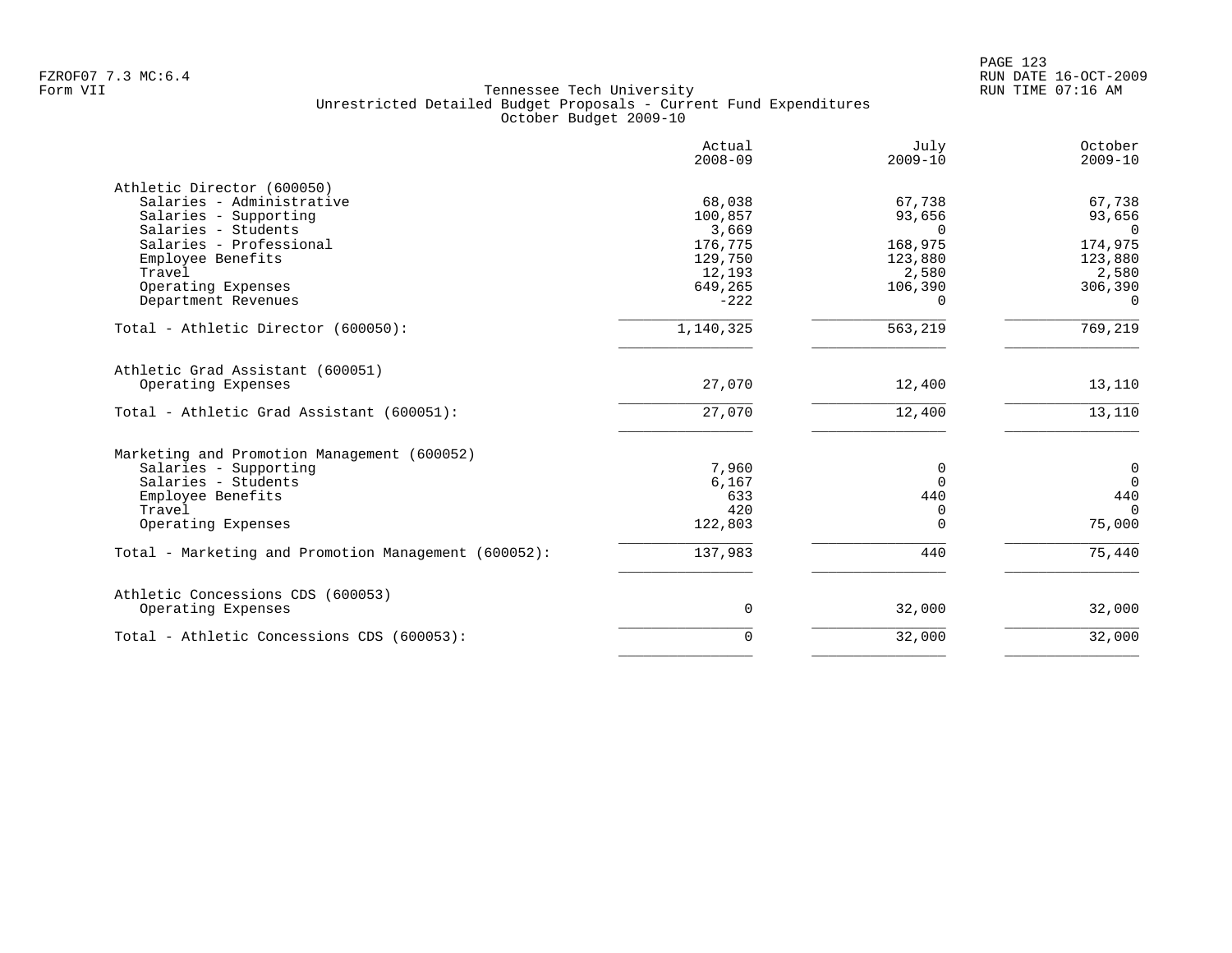Tennessee Tech University
Unrestricted Detailed Budget Proposals - Current Fund Expenditures
October Budget 2009-10

| | Actual 2008-09 | July 2009-10 | October 2009-10 |
|---|---|---|---|
| **Athletic Director (600050)** | | | |
| Salaries - Administrative | 68,038 | 67,738 | 67,738 |
| Salaries - Supporting | 100,857 | 93,656 | 93,656 |
| Salaries - Students | 3,669 | 0 | 0 |
| Salaries - Professional | 176,775 | 168,975 | 174,975 |
| Employee Benefits | 129,750 | 123,880 | 123,880 |
| Travel | 12,193 | 2,580 | 2,580 |
| Operating Expenses | 649,265 | 106,390 | 306,390 |
| Department Revenues | -222 | 0 | 0 |
| Total - Athletic Director (600050): | 1,140,325 | 563,219 | 769,219 |
| **Athletic Grad Assistant (600051)** | | | |
| Operating Expenses | 27,070 | 12,400 | 13,110 |
| Total - Athletic Grad Assistant (600051): | 27,070 | 12,400 | 13,110 |
| **Marketing and Promotion Management (600052)** | | | |
| Salaries - Supporting | 7,960 | 0 | 0 |
| Salaries - Students | 6,167 | 0 | 0 |
| Employee Benefits | 633 | 440 | 440 |
| Travel | 420 | 0 | 0 |
| Operating Expenses | 122,803 | 0 | 75,000 |
| Total - Marketing and Promotion Management (600052): | 137,983 | 440 | 75,440 |
| **Athletic Concessions CDS (600053)** | | | |
| Operating Expenses | 0 | 32,000 | 32,000 |
| Total - Athletic Concessions CDS (600053): | 0 | 32,000 | 32,000 |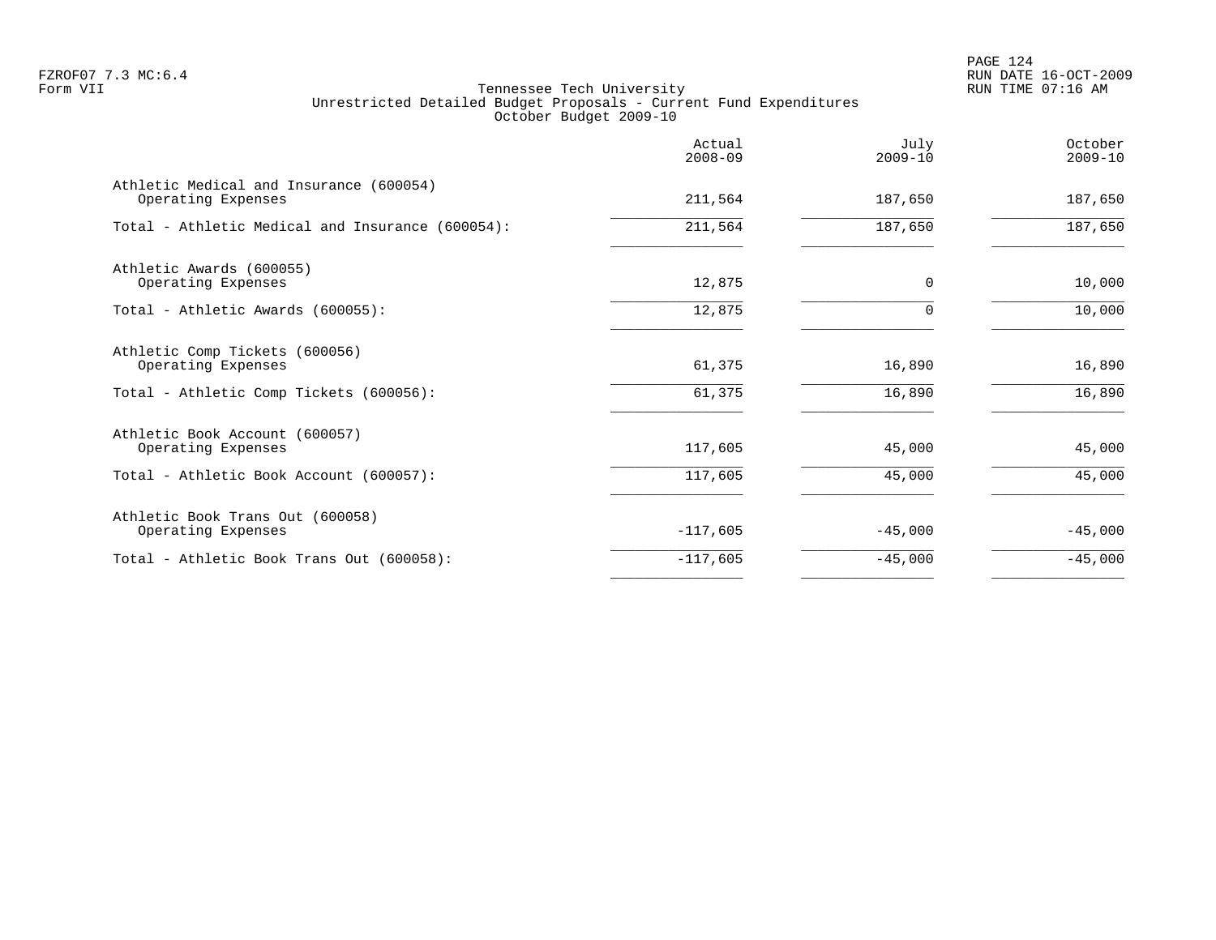Tennessee Tech University
Unrestricted Detailed Budget Proposals - Current Fund Expenditures
October Budget 2009-10

| | Actual 2008-09 | July 2009-10 | October 2009-10 |
|---|---|---|---|
| Athletic Medical and Insurance (600054) | | | |
| Operating Expenses | 211,564 | 187,650 | 187,650 |
| Total - Athletic Medical and Insurance (600054): | 211,564 | 187,650 | 187,650 |
| Athletic Awards (600055) | | | |
| Operating Expenses | 12,875 | 0 | 10,000 |
| Total - Athletic Awards (600055): | 12,875 | 0 | 10,000 |
| Athletic Comp Tickets (600056) | | | |
| Operating Expenses | 61,375 | 16,890 | 16,890 |
| Total - Athletic Comp Tickets (600056): | 61,375 | 16,890 | 16,890 |
| Athletic Book Account (600057) | | | |
| Operating Expenses | 117,605 | 45,000 | 45,000 |
| Total - Athletic Book Account (600057): | 117,605 | 45,000 | 45,000 |
| Athletic Book Trans Out (600058) | | | |
| Operating Expenses | -117,605 | -45,000 | -45,000 |
| Total - Athletic Book Trans Out (600058): | -117,605 | -45,000 | -45,000 |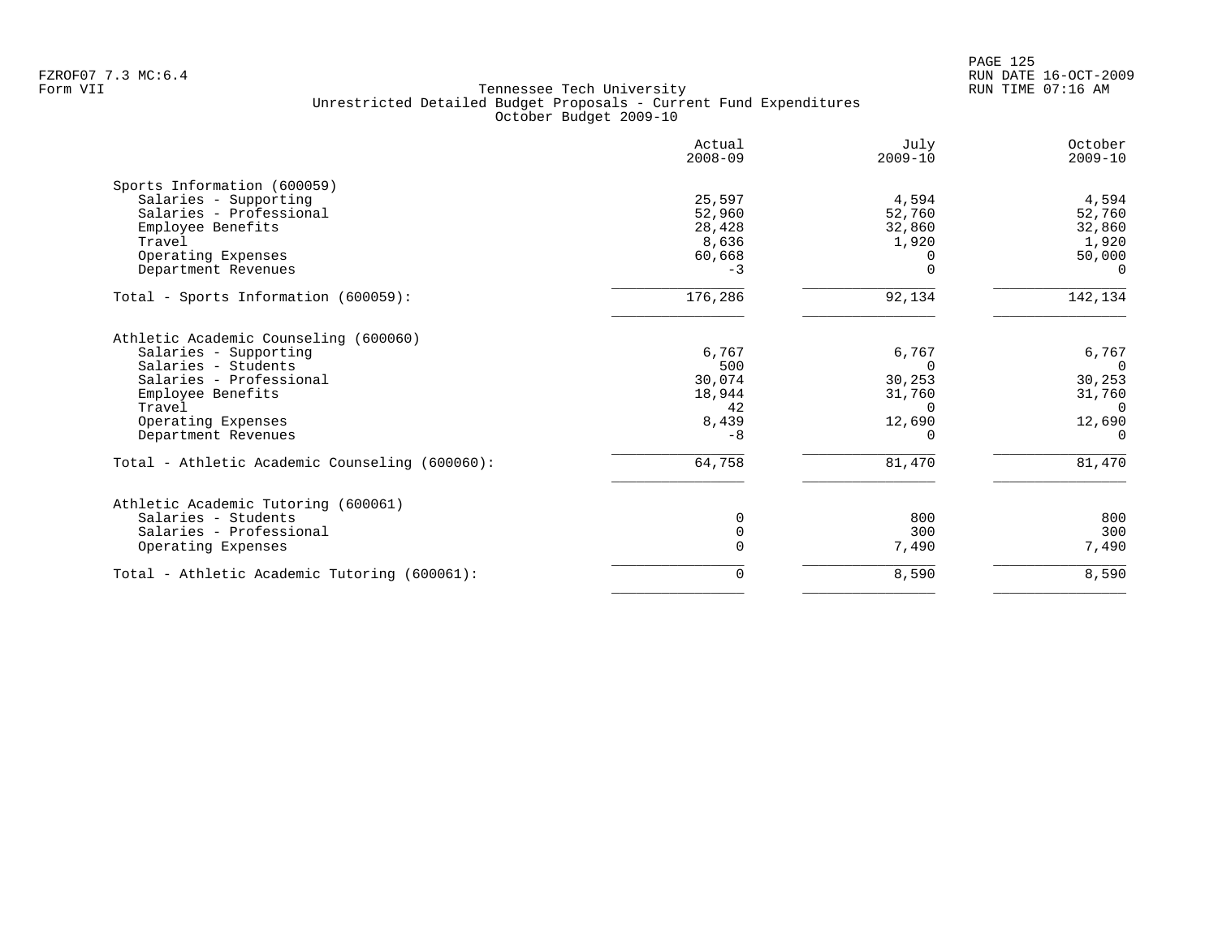Tennessee Tech University
Unrestricted Detailed Budget Proposals - Current Fund Expenditures
October Budget 2009-10

| | Actual 2008-09 | July 2009-10 | October 2009-10 |
|---|---:|---:|---:|
| **Sports Information (600059)** | | | |
| Salaries - Supporting | 25,597 | 4,594 | 4,594 |
| Salaries - Professional | 52,960 | 52,760 | 52,760 |
| Employee Benefits | 28,428 | 32,860 | 32,860 |
| Travel | 8,636 | 1,920 | 1,920 |
| Operating Expenses | 60,668 | 0 | 50,000 |
| Department Revenues | -3 | 0 | 0 |
| Total - Sports Information (600059): | 176,286 | 92,134 | 142,134 |
| **Athletic Academic Counseling (600060)** | | | |
| Salaries - Supporting | 6,767 | 6,767 | 6,767 |
| Salaries - Students | 500 | 0 | 0 |
| Salaries - Professional | 30,074 | 30,253 | 30,253 |
| Employee Benefits | 18,944 | 31,760 | 31,760 |
| Travel | 42 | 0 | 0 |
| Operating Expenses | 8,439 | 12,690 | 12,690 |
| Department Revenues | -8 | 0 | 0 |
| Total - Athletic Academic Counseling (600060): | 64,758 | 81,470 | 81,470 |
| **Athletic Academic Tutoring (600061)** | | | |
| Salaries - Students | 0 | 800 | 800 |
| Salaries - Professional | 0 | 300 | 300 |
| Operating Expenses | 0 | 7,490 | 7,490 |
| Total - Athletic Academic Tutoring (600061): | 0 | 8,590 | 8,590 |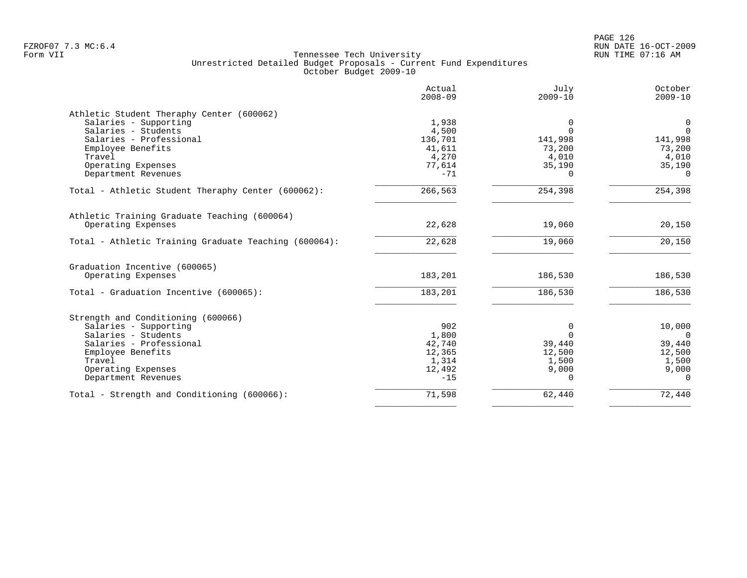Tennessee Tech University
Unrestricted Detailed Budget Proposals - Current Fund Expenditures
October Budget 2009-10

| | Actual 2008-09 | July 2009-10 | October 2009-10 |
|---|---|---|---|
| **Athletic Student Theraphy Center (600062)** | | | |
| Salaries - Supporting | 1,938 | 0 | 0 |
| Salaries - Students | 4,500 | 0 | 0 |
| Salaries - Professional | 136,701 | 141,998 | 141,998 |
| Employee Benefits | 41,611 | 73,200 | 73,200 |
| Travel | 4,270 | 4,010 | 4,010 |
| Operating Expenses | 77,614 | 35,190 | 35,190 |
| Department Revenues | -71 | 0 | 0 |
| Total - Athletic Student Theraphy Center (600062): | 266,563 | 254,398 | 254,398 |
| **Athletic Training Graduate Teaching (600064)** | | | |
| Operating Expenses | 22,628 | 19,060 | 20,150 |
| Total - Athletic Training Graduate Teaching (600064): | 22,628 | 19,060 | 20,150 |
| **Graduation Incentive (600065)** | | | |
| Operating Expenses | 183,201 | 186,530 | 186,530 |
| Total - Graduation Incentive (600065): | 183,201 | 186,530 | 186,530 |
| **Strength and Conditioning (600066)** | | | |
| Salaries - Supporting | 902 | 0 | 10,000 |
| Salaries - Students | 1,800 | 0 | 0 |
| Salaries - Professional | 42,740 | 39,440 | 39,440 |
| Employee Benefits | 12,365 | 12,500 | 12,500 |
| Travel | 1,314 | 1,500 | 1,500 |
| Operating Expenses | 12,492 | 9,000 | 9,000 |
| Department Revenues | -15 | 0 | 0 |
| Total - Strength and Conditioning (600066): | 71,598 | 62,440 | 72,440 |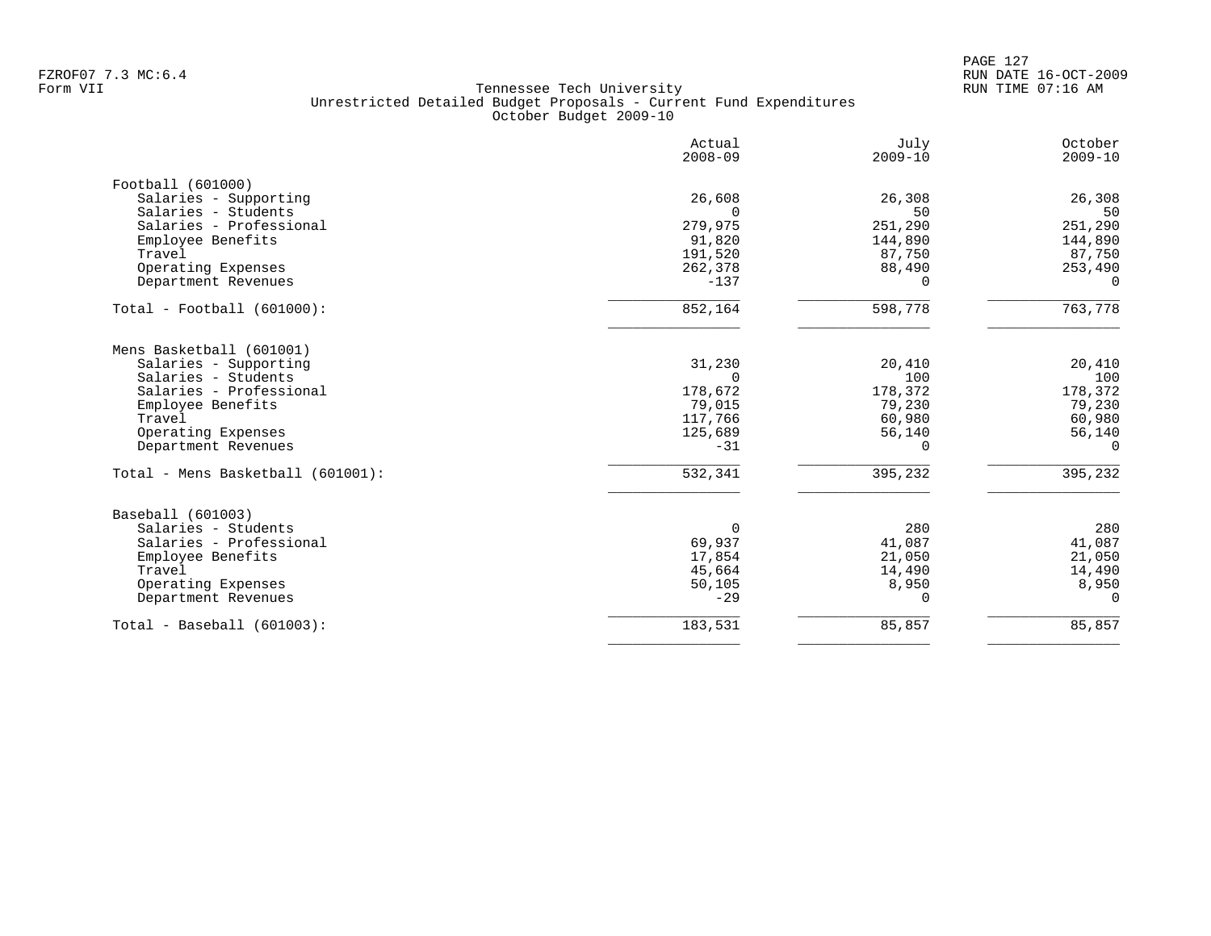Tennessee Tech University
Unrestricted Detailed Budget Proposals - Current Fund Expenditures
October Budget 2009-10

Form VII

| | Actual 2008-09 | July 2009-10 | October 2009-10 |
|---|---|---|---|
| **Football (601000)** | | | |
| Salaries - Supporting | 26,608 | 26,308 | 26,308 |
| Salaries - Students | 0 | 50 | 50 |
| Salaries - Professional | 279,975 | 251,290 | 251,290 |
| Employee Benefits | 91,820 | 144,890 | 144,890 |
| Travel | 191,520 | 87,750 | 87,750 |
| Operating Expenses | 262,378 | 88,490 | 253,490 |
| Department Revenues | -137 | 0 | 0 |
| Total - Football (601000): | 852,164 | 598,778 | 763,778 |
| **Mens Basketball (601001)** | | | |
| Salaries - Supporting | 31,230 | 20,410 | 20,410 |
| Salaries - Students | 0 | 100 | 100 |
| Salaries - Professional | 178,672 | 178,372 | 178,372 |
| Employee Benefits | 79,015 | 79,230 | 79,230 |
| Travel | 117,766 | 60,980 | 60,980 |
| Operating Expenses | 125,689 | 56,140 | 56,140 |
| Department Revenues | -31 | 0 | 0 |
| Total - Mens Basketball (601001): | 532,341 | 395,232 | 395,232 |
| **Baseball (601003)** | | | |
| Salaries - Students | 0 | 280 | 280 |
| Salaries - Professional | 69,937 | 41,087 | 41,087 |
| Employee Benefits | 17,854 | 21,050 | 21,050 |
| Travel | 45,664 | 14,490 | 14,490 |
| Operating Expenses | 50,105 | 8,950 | 8,950 |
| Department Revenues | -29 | 0 | 0 |
| Total - Baseball (601003): | 183,531 | 85,857 | 85,857 |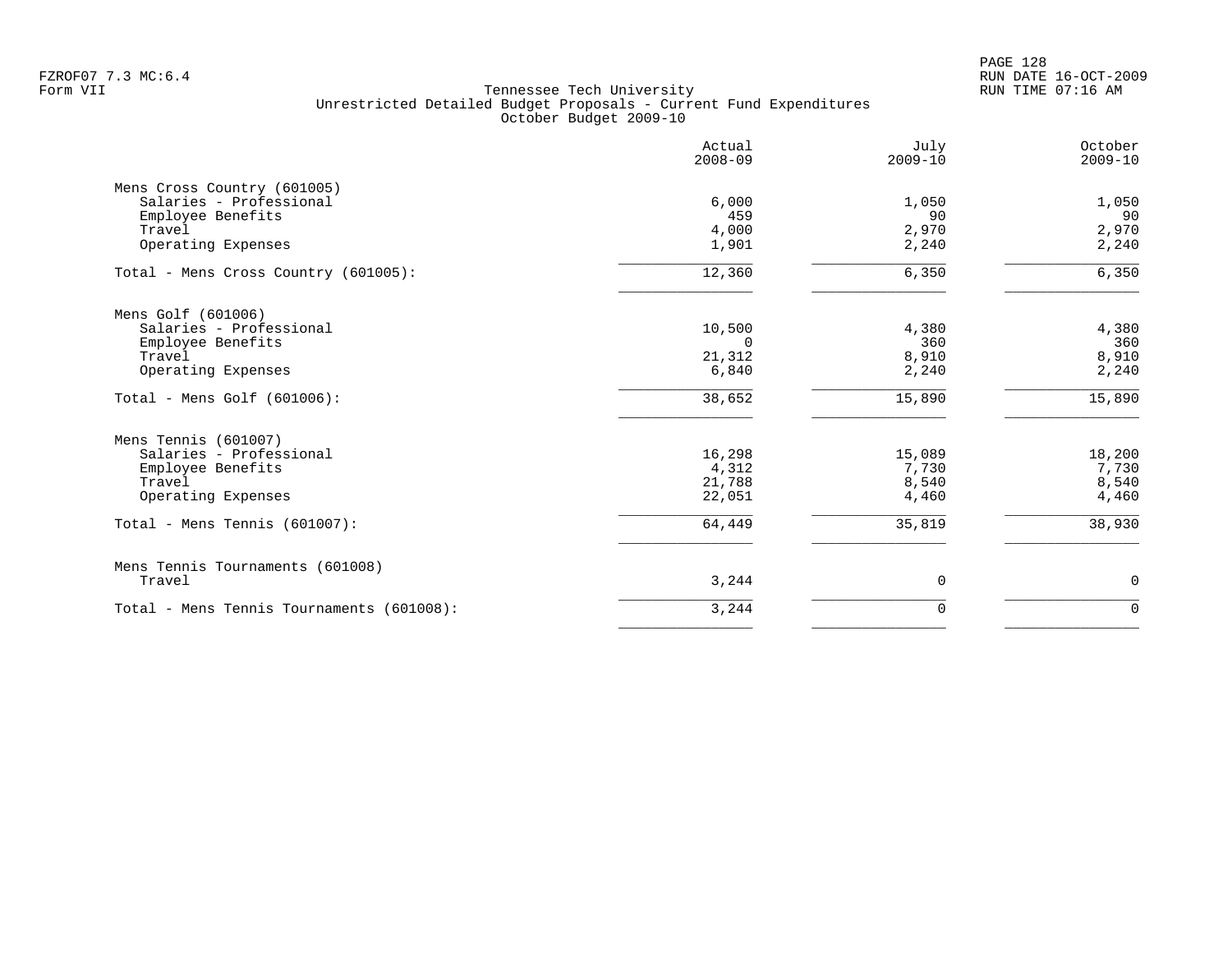Tennessee Tech University
Unrestricted Detailed Budget Proposals - Current Fund Expenditures
October Budget 2009-10

| | Actual 2008-09 | July 2009-10 | October 2009-10 |
|---|---|---|---|
| **Mens Cross Country (601005)** | | | |
| Salaries - Professional | 6,000 | 1,050 | 1,050 |
| Employee Benefits | 459 | 90 | 90 |
| Travel | 4,000 | 2,970 | 2,970 |
| Operating Expenses | 1,901 | 2,240 | 2,240 |
| Total - Mens Cross Country (601005): | 12,360 | 6,350 | 6,350 |
| **Mens Golf (601006)** | | | |
| Salaries - Professional | 10,500 | 4,380 | 4,380 |
| Employee Benefits | 0 | 360 | 360 |
| Travel | 21,312 | 8,910 | 8,910 |
| Operating Expenses | 6,840 | 2,240 | 2,240 |
| Total - Mens Golf (601006): | 38,652 | 15,890 | 15,890 |
| **Mens Tennis (601007)** | | | |
| Salaries - Professional | 16,298 | 15,089 | 18,200 |
| Employee Benefits | 4,312 | 7,730 | 7,730 |
| Travel | 21,788 | 8,540 | 8,540 |
| Operating Expenses | 22,051 | 4,460 | 4,460 |
| Total - Mens Tennis (601007): | 64,449 | 35,819 | 38,930 |
| **Mens Tennis Tournaments (601008)** | | | |
| Travel | 3,244 | 0 | 0 |
| Total - Mens Tennis Tournaments (601008): | 3,244 | 0 | 0 |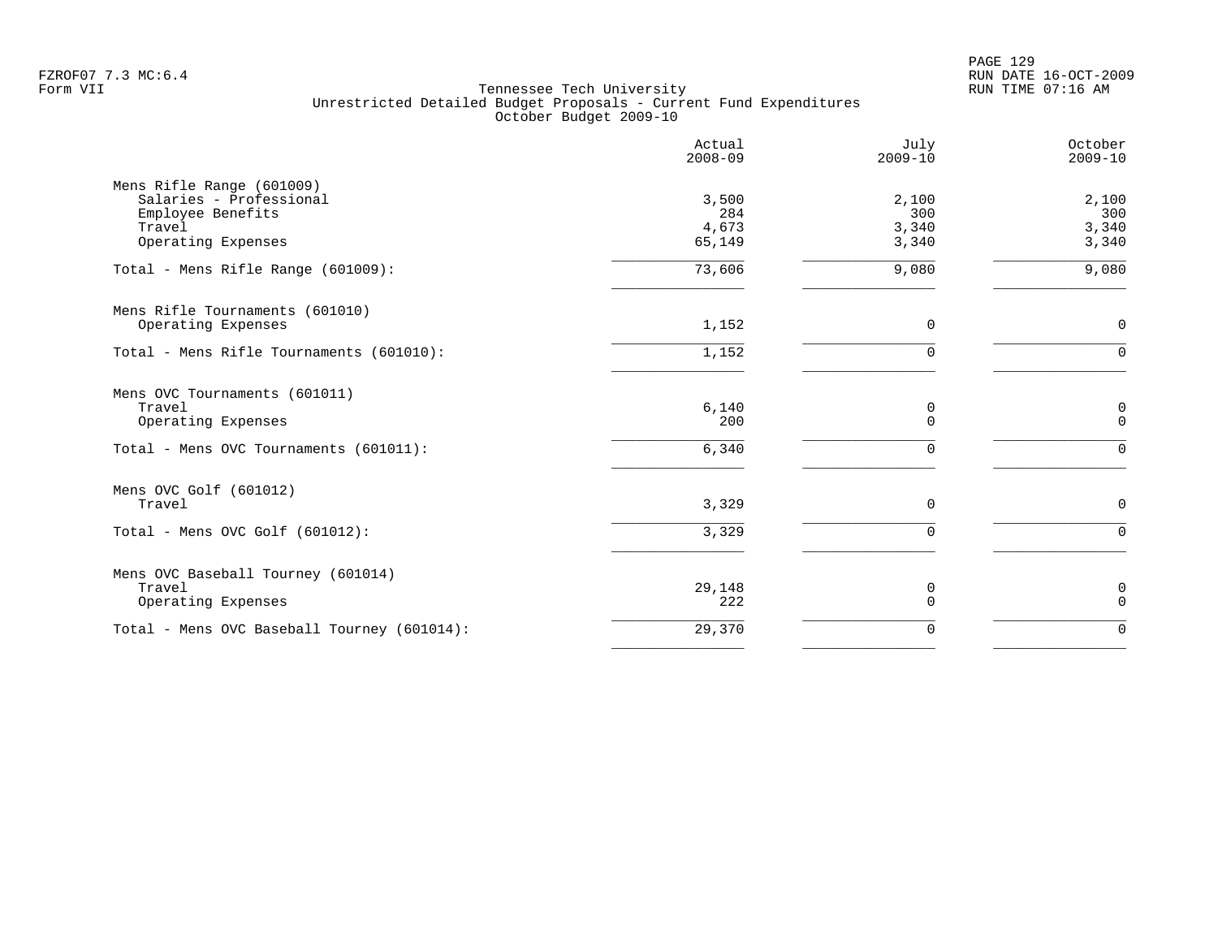FZROF07 7.3 MC:6.4
Form VII

Tennessee Tech University
Unrestricted Detailed Budget Proposals - Current Fund Expenditures
October Budget 2009-10

RUN DATE 16-OCT-2009
RUN TIME 07:16 AM

| | Actual 2008-09 | July 2009-10 | October 2009-10 |
|---|---|---|---|
| **Mens Rifle Range (601009)** | | | |
| Salaries - Professional | 3,500 | 2,100 | 2,100 |
| Employee Benefits | 284 | 300 | 300 |
| Travel | 4,673 | 3,340 | 3,340 |
| Operating Expenses | 65,149 | 3,340 | 3,340 |
| Total - Mens Rifle Range (601009): | 73,606 | 9,080 | 9,080 |
| **Mens Rifle Tournaments (601010)** | | | |
| Operating Expenses | 1,152 | 0 | 0 |
| Total - Mens Rifle Tournaments (601010): | 1,152 | 0 | 0 |
| **Mens OVC Tournaments (601011)** | | | |
| Travel | 6,140 | 0 | 0 |
| Operating Expenses | 200 | 0 | 0 |
| Total - Mens OVC Tournaments (601011): | 6,340 | 0 | 0 |
| **Mens OVC Golf (601012)** | | | |
| Travel | 3,329 | 0 | 0 |
| Total - Mens OVC Golf (601012): | 3,329 | 0 | 0 |
| **Mens OVC Baseball Tourney (601014)** | | | |
| Travel | 29,148 | 0 | 0 |
| Operating Expenses | 222 | 0 | 0 |
| Total - Mens OVC Baseball Tourney (601014): | 29,370 | 0 | 0 |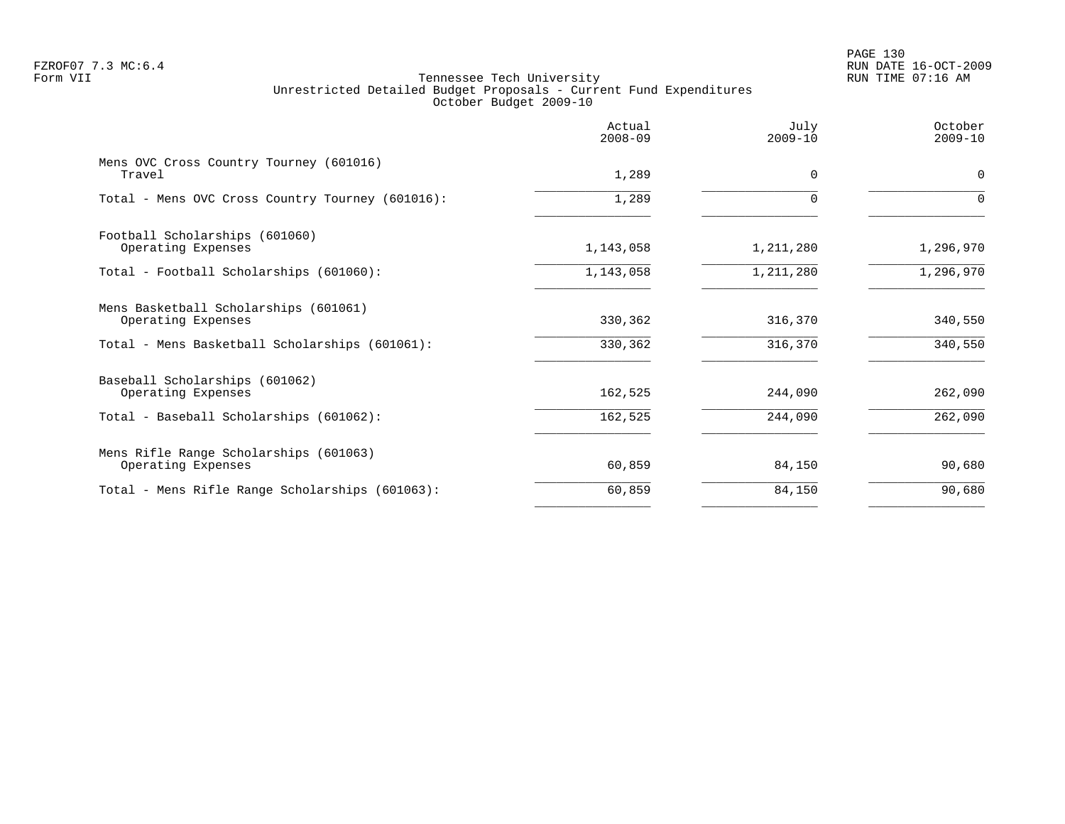Tennessee Tech University
Unrestricted Detailed Budget Proposals - Current Fund Expenditures
October Budget 2009-10

| | Actual 2008-09 | July 2009-10 | October 2009-10 |
|---|---|---|---|
| Mens OVC Cross Country Tourney (601016) | | | |
| Travel | 1,289 | 0 | 0 |
| Total - Mens OVC Cross Country Tourney (601016): | 1,289 | 0 | 0 |
| Football Scholarships (601060) | | | |
| Operating Expenses | 1,143,058 | 1,211,280 | 1,296,970 |
| Total - Football Scholarships (601060): | 1,143,058 | 1,211,280 | 1,296,970 |
| Mens Basketball Scholarships (601061) | | | |
| Operating Expenses | 330,362 | 316,370 | 340,550 |
| Total - Mens Basketball Scholarships (601061): | 330,362 | 316,370 | 340,550 |
| Baseball Scholarships (601062) | | | |
| Operating Expenses | 162,525 | 244,090 | 262,090 |
| Total - Baseball Scholarships (601062): | 162,525 | 244,090 | 262,090 |
| Mens Rifle Range Scholarships (601063) | | | |
| Operating Expenses | 60,859 | 84,150 | 90,680 |
| Total - Mens Rifle Range Scholarships (601063): | 60,859 | 84,150 | 90,680 |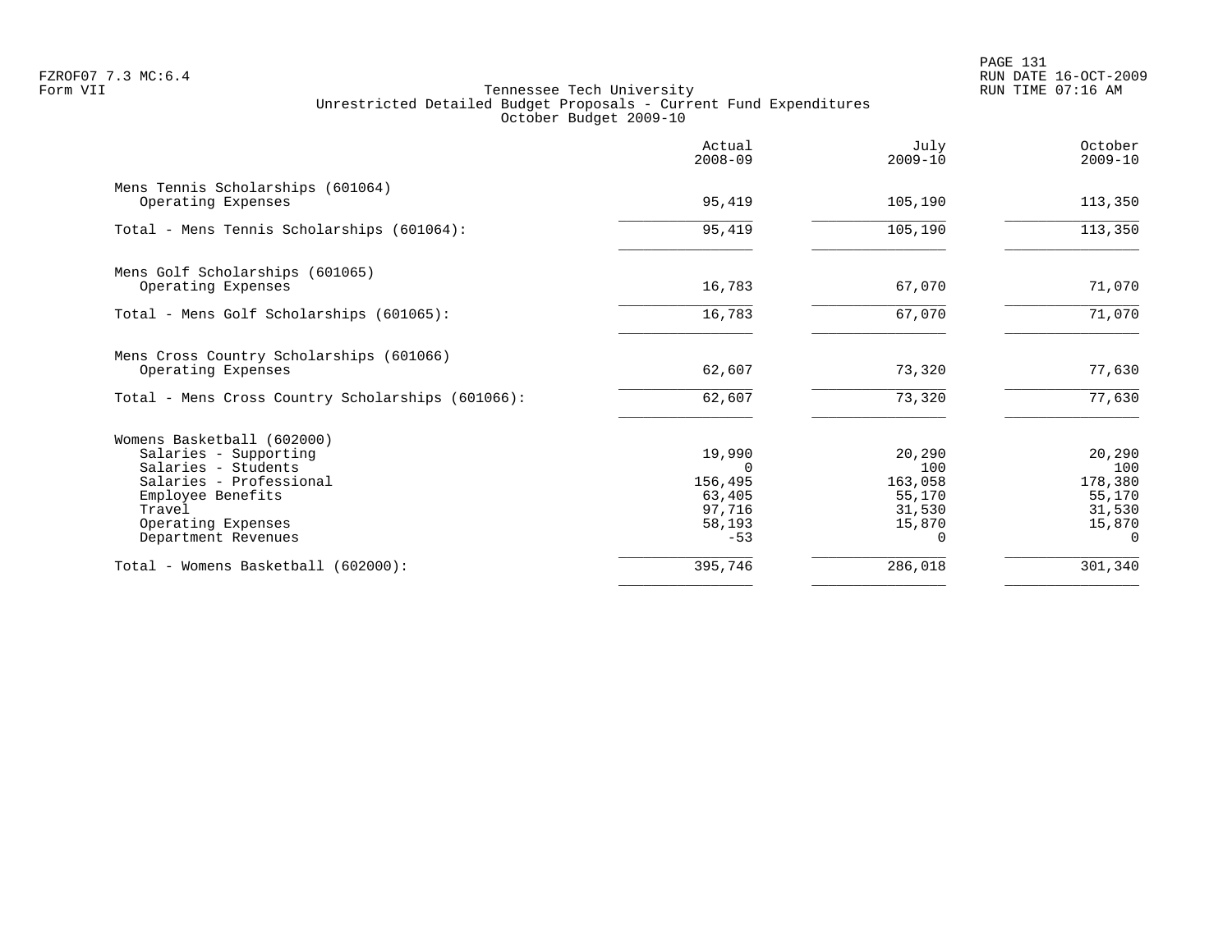Tennessee Tech University
Unrestricted Detailed Budget Proposals - Current Fund Expenditures
October Budget 2009-10

Form VII

| | Actual 2008-09 | July 2009-10 | October 2009-10 |
|---|---|---|---|
| Mens Tennis Scholarships (601064) | | | |
| Operating Expenses | 95,419 | 105,190 | 113,350 |
| Total - Mens Tennis Scholarships (601064): | 95,419 | 105,190 | 113,350 |
| Mens Golf Scholarships (601065) | | | |
| Operating Expenses | 16,783 | 67,070 | 71,070 |
| Total - Mens Golf Scholarships (601065): | 16,783 | 67,070 | 71,070 |
| Mens Cross Country Scholarships (601066) | | | |
| Operating Expenses | 62,607 | 73,320 | 77,630 |
| Total - Mens Cross Country Scholarships (601066): | 62,607 | 73,320 | 77,630 |
| Womens Basketball (602000) | | | |
| Salaries - Supporting | 19,990 | 20,290 | 20,290 |
| Salaries - Students | 0 | 100 | 100 |
| Salaries - Professional | 156,495 | 163,058 | 178,380 |
| Employee Benefits | 63,405 | 55,170 | 55,170 |
| Travel | 97,716 | 31,530 | 31,530 |
| Operating Expenses | 58,193 | 15,870 | 15,870 |
| Department Revenues | -53 | 0 | 0 |
| Total - Womens Basketball (602000): | 395,746 | 286,018 | 301,340 |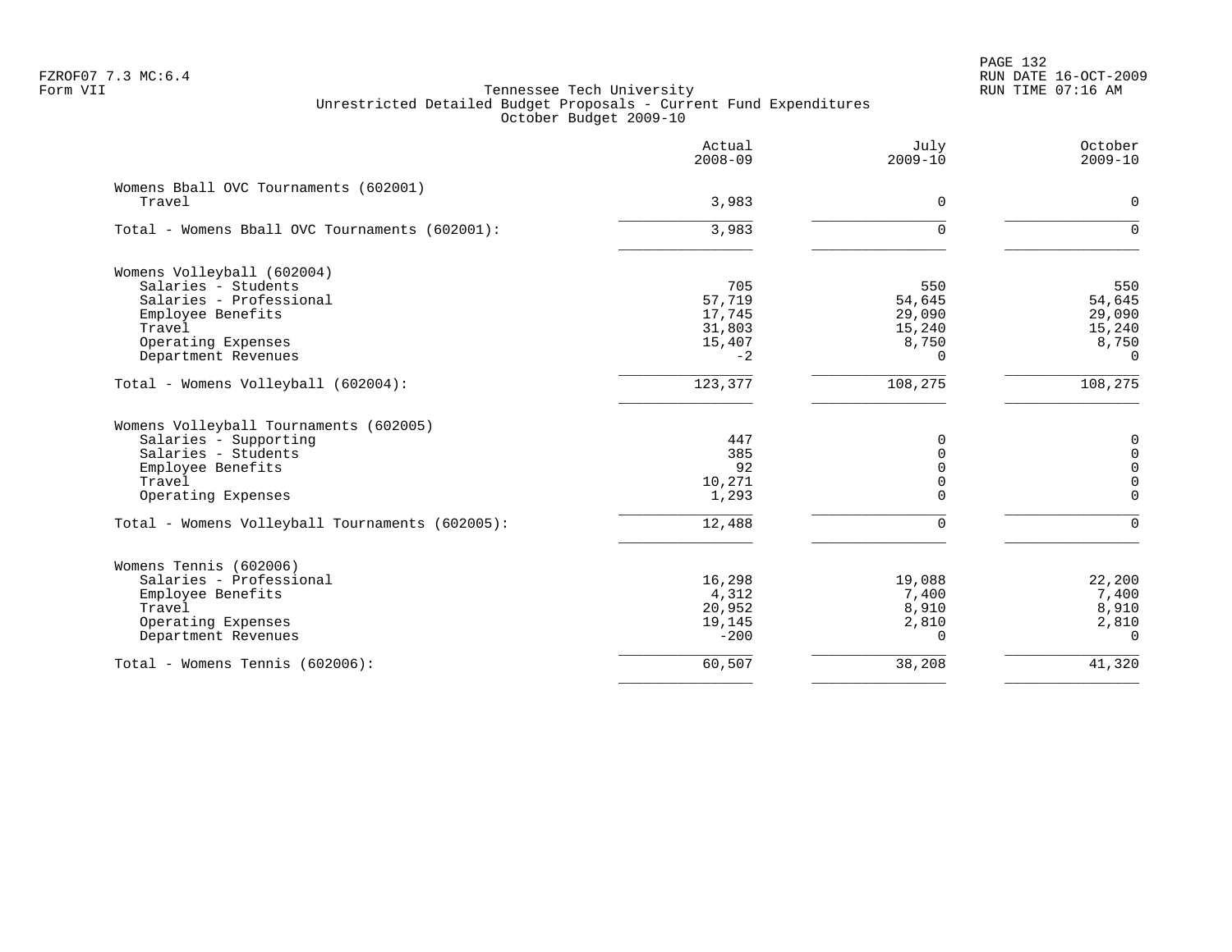FZROF07 7.3 MC:6.4
Form VII

Tennessee Tech University
Unrestricted Detailed Budget Proposals - Current Fund Expenditures
October Budget 2009-10

PAGE 132
RUN DATE 16-OCT-2009
RUN TIME 07:16 AM

| | Actual 2008-09 | July 2009-10 | October 2009-10 |
|---|---:|---:|---:|
| **Womens Bball OVC Tournaments (602001)** | | | |
| Travel | 3,983 | 0 | 0 |
| Total - Womens Bball OVC Tournaments (602001): | 3,983 | 0 | 0 |
| **Womens Volleyball (602004)** | | | |
| Salaries - Students | 705 | 550 | 550 |
| Salaries - Professional | 57,719 | 54,645 | 54,645 |
| Employee Benefits | 17,745 | 29,090 | 29,090 |
| Travel | 31,803 | 15,240 | 15,240 |
| Operating Expenses | 15,407 | 8,750 | 8,750 |
| Department Revenues | -2 | 0 | 0 |
| Total - Womens Volleyball (602004): | 123,377 | 108,275 | 108,275 |
| **Womens Volleyball Tournaments (602005)** | | | |
| Salaries - Supporting | 447 | 0 | 0 |
| Salaries - Students | 385 | 0 | 0 |
| Employee Benefits | 92 | 0 | 0 |
| Travel | 10,271 | 0 | 0 |
| Operating Expenses | 1,293 | 0 | 0 |
| Total - Womens Volleyball Tournaments (602005): | 12,488 | 0 | 0 |
| **Womens Tennis (602006)** | | | |
| Salaries - Professional | 16,298 | 19,088 | 22,200 |
| Employee Benefits | 4,312 | 7,400 | 7,400 |
| Travel | 20,952 | 8,910 | 8,910 |
| Operating Expenses | 19,145 | 2,810 | 2,810 |
| Department Revenues | -200 | 0 | 0 |
| Total - Womens Tennis (602006): | 60,507 | 38,208 | 41,320 |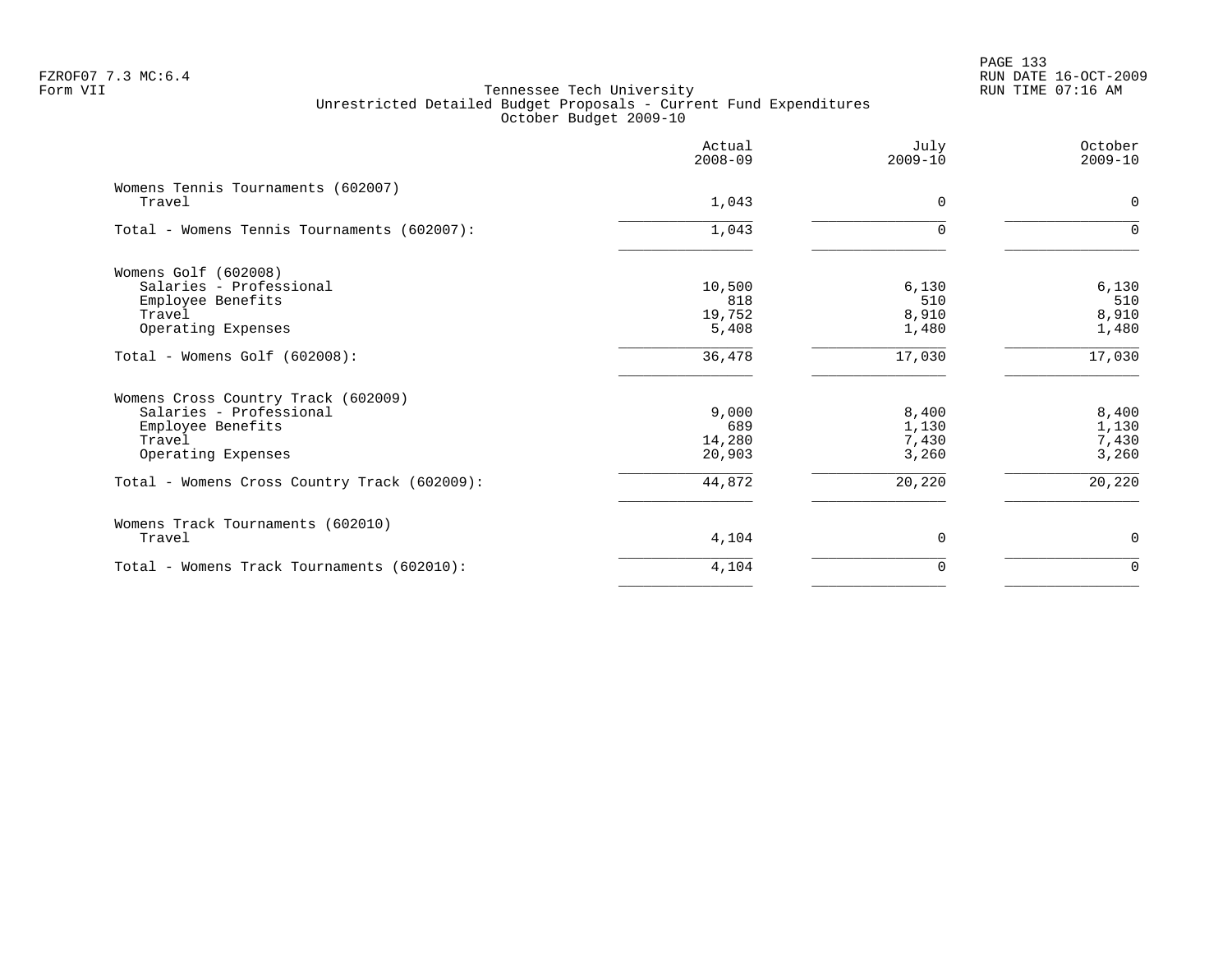FZROF07 7.3 MC:6.4
Form VII

Tennessee Tech University
Unrestricted Detailed Budget Proposals - Current Fund Expenditures
October Budget 2009-10

RUN DATE 16-OCT-2009
RUN TIME 07:16 AM

| | Actual 2008-09 | July 2009-10 | October 2009-10 |
|---|---|---|---|
| Womens Tennis Tournaments (602007) | | | |
| Travel | 1,043 | 0 | 0 |
| Total - Womens Tennis Tournaments (602007): | 1,043 | 0 | 0 |
| Womens Golf (602008) | | | |
| Salaries - Professional | 10,500 | 6,130 | 6,130 |
| Employee Benefits | 818 | 510 | 510 |
| Travel | 19,752 | 8,910 | 8,910 |
| Operating Expenses | 5,408 | 1,480 | 1,480 |
| Total - Womens Golf (602008): | 36,478 | 17,030 | 17,030 |
| Womens Cross Country Track (602009) | | | |
| Salaries - Professional | 9,000 | 8,400 | 8,400 |
| Employee Benefits | 689 | 1,130 | 1,130 |
| Travel | 14,280 | 7,430 | 7,430 |
| Operating Expenses | 20,903 | 3,260 | 3,260 |
| Total - Womens Cross Country Track (602009): | 44,872 | 20,220 | 20,220 |
| Womens Track Tournaments (602010) | | | |
| Travel | 4,104 | 0 | 0 |
| Total - Womens Track Tournaments (602010): | 4,104 | 0 | 0 |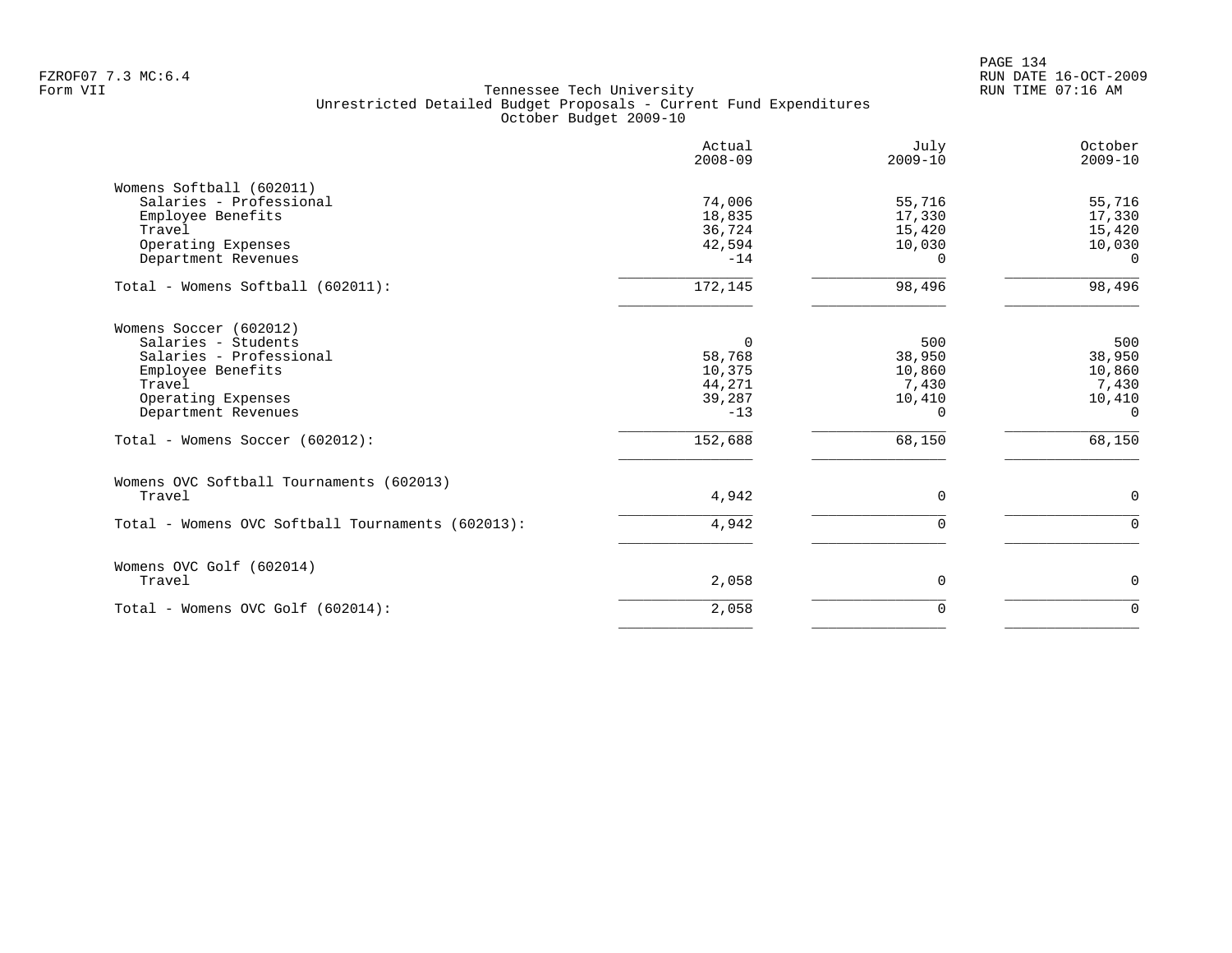Tennessee Tech University
Unrestricted Detailed Budget Proposals - Current Fund Expenditures
October Budget 2009-10

| | Actual 2008-09 | July 2009-10 | October 2009-10 |
|---|---|---|---|
| Womens Softball (602011) | | | |
| Salaries - Professional | 74,006 | 55,716 | 55,716 |
| Employee Benefits | 18,835 | 17,330 | 17,330 |
| Travel | 36,724 | 15,420 | 15,420 |
| Operating Expenses | 42,594 | 10,030 | 10,030 |
| Department Revenues | -14 | 0 | 0 |
| Total - Womens Softball (602011): | 172,145 | 98,496 | 98,496 |
| Womens Soccer (602012) | | | |
| Salaries - Students | 0 | 500 | 500 |
| Salaries - Professional | 58,768 | 38,950 | 38,950 |
| Employee Benefits | 10,375 | 10,860 | 10,860 |
| Travel | 44,271 | 7,430 | 7,430 |
| Operating Expenses | 39,287 | 10,410 | 10,410 |
| Department Revenues | -13 | 0 | 0 |
| Total - Womens Soccer (602012): | 152,688 | 68,150 | 68,150 |
| Womens OVC Softball Tournaments (602013) | | | |
| Travel | 4,942 | 0 | 0 |
| Total - Womens OVC Softball Tournaments (602013): | 4,942 | 0 | 0 |
| Womens OVC Golf (602014) | | | |
| Travel | 2,058 | 0 | 0 |
| Total - Womens OVC Golf (602014): | 2,058 | 0 | 0 |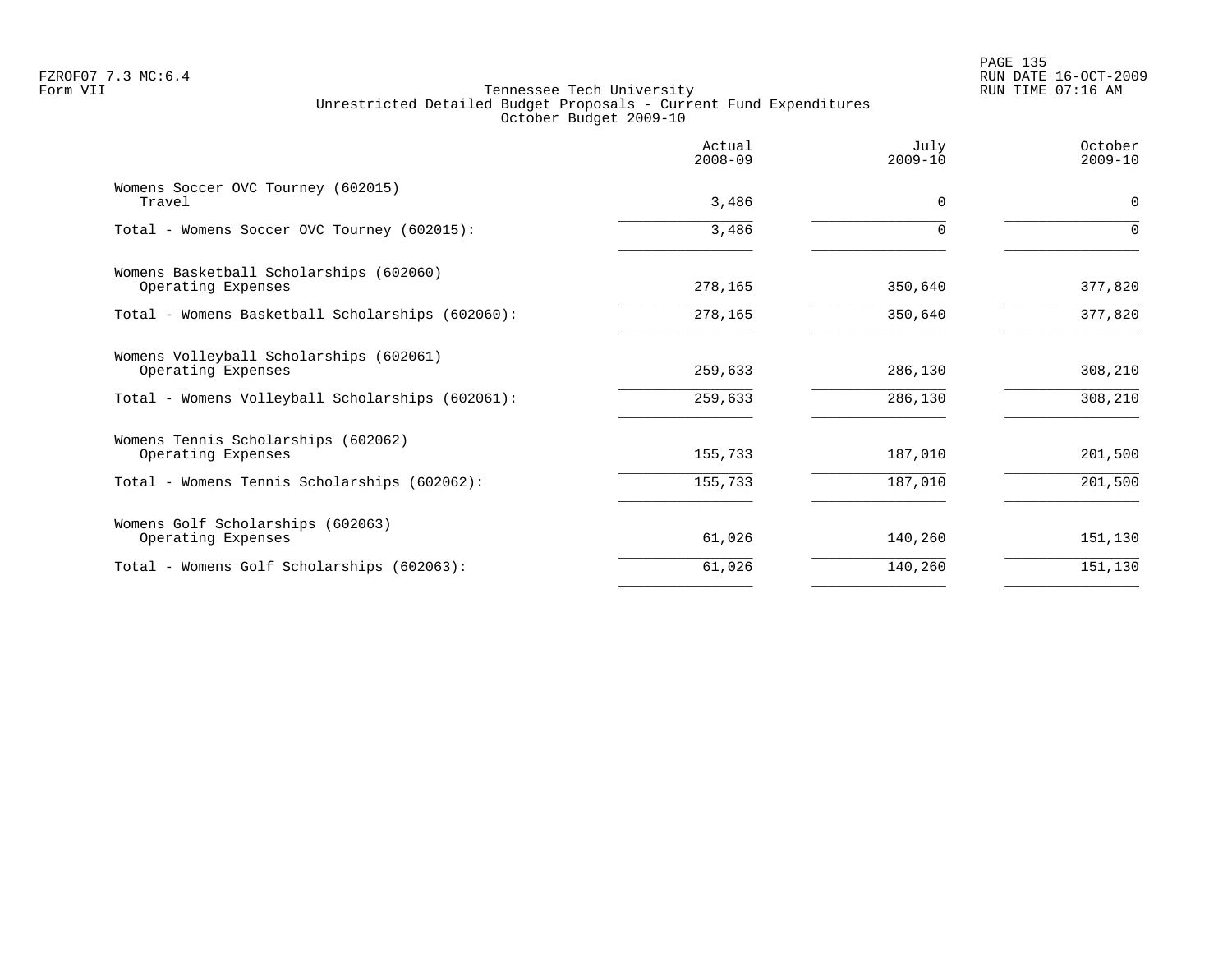FZROF07 7.3 MC:6.4
Form VII

Tennessee Tech University
Unrestricted Detailed Budget Proposals - Current Fund Expenditures
October Budget 2009-10

RUN DATE 16-OCT-2009
RUN TIME 07:16 AM

| | Actual 2008-09 | July 2009-10 | October 2009-10 |
|---|---|---|---|
| Womens Soccer OVC Tourney (602015) | | | |
| Travel | 3,486 | 0 | 0 |
| Total - Womens Soccer OVC Tourney (602015): | 3,486 | 0 | 0 |
| Womens Basketball Scholarships (602060) | | | |
| Operating Expenses | 278,165 | 350,640 | 377,820 |
| Total - Womens Basketball Scholarships (602060): | 278,165 | 350,640 | 377,820 |
| Womens Volleyball Scholarships (602061) | | | |
| Operating Expenses | 259,633 | 286,130 | 308,210 |
| Total - Womens Volleyball Scholarships (602061): | 259,633 | 286,130 | 308,210 |
| Womens Tennis Scholarships (602062) | | | |
| Operating Expenses | 155,733 | 187,010 | 201,500 |
| Total - Womens Tennis Scholarships (602062): | 155,733 | 187,010 | 201,500 |
| Womens Golf Scholarships (602063) | | | |
| Operating Expenses | 61,026 | 140,260 | 151,130 |
| Total - Womens Golf Scholarships (602063): | 61,026 | 140,260 | 151,130 |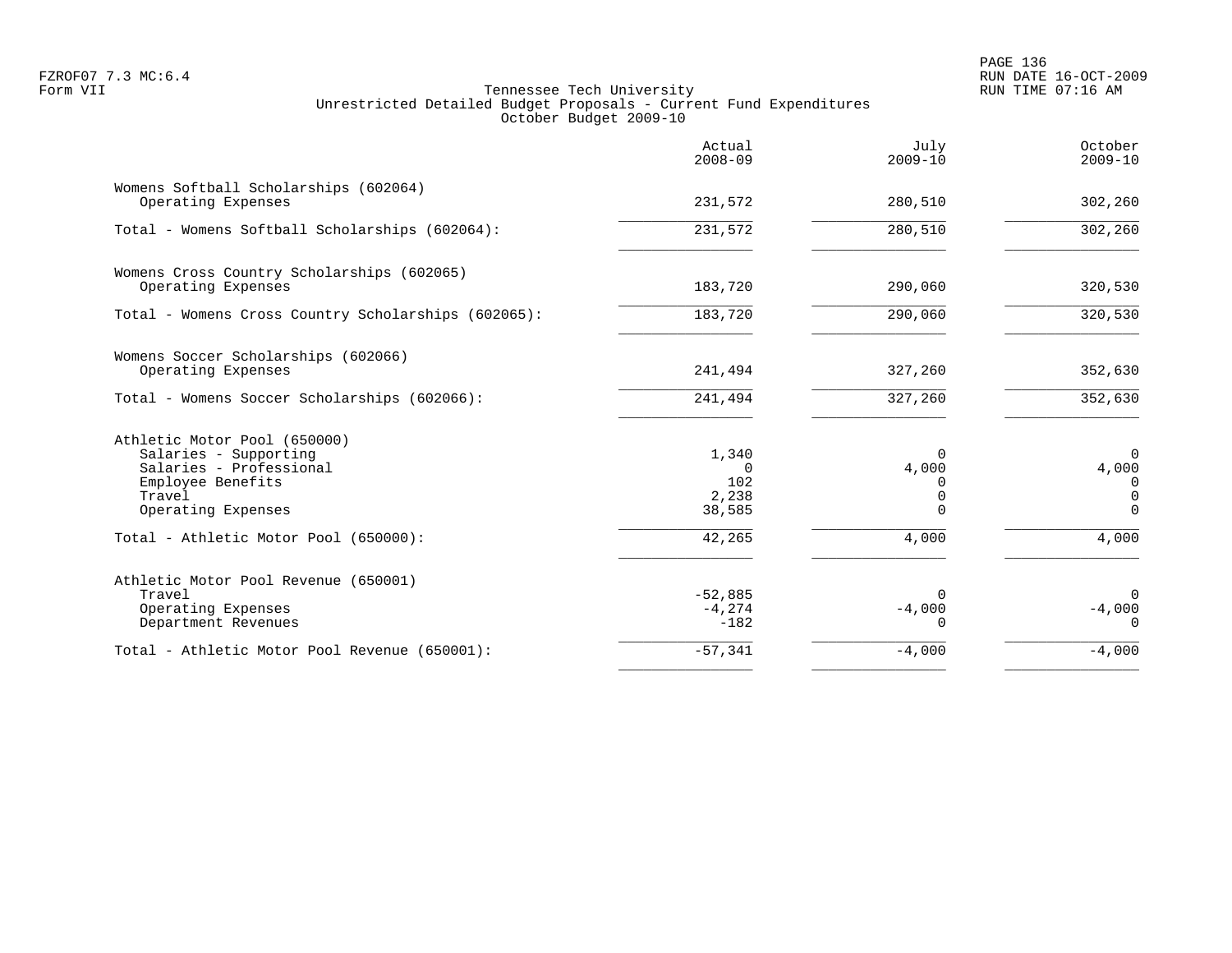Tennessee Tech University
Unrestricted Detailed Budget Proposals - Current Fund Expenditures
October Budget 2009-10

| | Actual 2008-09 | July 2009-10 | October 2009-10 |
|---|---|---|---|
| Womens Softball Scholarships (602064) | | | |
| Operating Expenses | 231,572 | 280,510 | 302,260 |
| Total - Womens Softball Scholarships (602064): | 231,572 | 280,510 | 302,260 |
| Womens Cross Country Scholarships (602065) | | | |
| Operating Expenses | 183,720 | 290,060 | 320,530 |
| Total - Womens Cross Country Scholarships (602065): | 183,720 | 290,060 | 320,530 |
| Womens Soccer Scholarships (602066) | | | |
| Operating Expenses | 241,494 | 327,260 | 352,630 |
| Total - Womens Soccer Scholarships (602066): | 241,494 | 327,260 | 352,630 |
| Athletic Motor Pool (650000) | | | |
| Salaries - Supporting | 1,340 | 0 | 0 |
| Salaries - Professional | 0 | 4,000 | 4,000 |
| Employee Benefits | 102 | 0 | 0 |
| Travel | 2,238 | 0 | 0 |
| Operating Expenses | 38,585 | 0 | 0 |
| Total - Athletic Motor Pool (650000): | 42,265 | 4,000 | 4,000 |
| Athletic Motor Pool Revenue (650001) | | | |
| Travel | -52,885 | 0 | 0 |
| Operating Expenses | -4,274 | -4,000 | -4,000 |
| Department Revenues | -182 | 0 | 0 |
| Total - Athletic Motor Pool Revenue (650001): | -57,341 | -4,000 | -4,000 |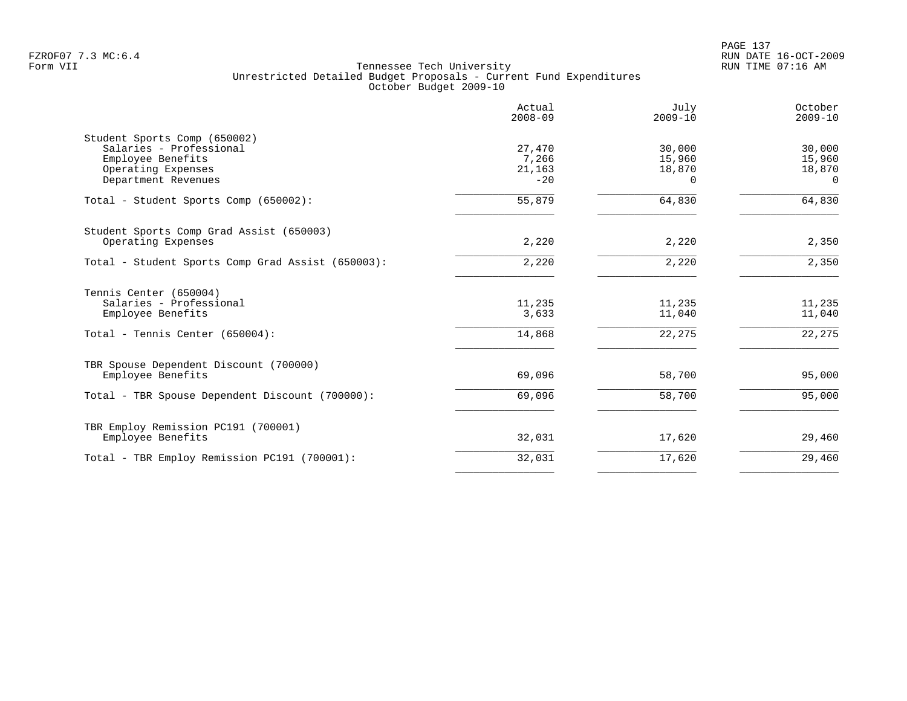FZROF07 7.3 MC:6.4
Form VII

Tennessee Tech University
Unrestricted Detailed Budget Proposals - Current Fund Expenditures
October Budget 2009-10

RUN DATE 16-OCT-2009
RUN TIME 07:16 AM

| | Actual 2008-09 | July 2009-10 | October 2009-10 |
|---|---|---|---|
| Student Sports Comp (650002) | | | |
| Salaries - Professional | 27,470 | 30,000 | 30,000 |
| Employee Benefits | 7,266 | 15,960 | 15,960 |
| Operating Expenses | 21,163 | 18,870 | 18,870 |
| Department Revenues | -20 | 0 | 0 |
| Total - Student Sports Comp (650002): | 55,879 | 64,830 | 64,830 |
| Student Sports Comp Grad Assist (650003) | | | |
| Operating Expenses | 2,220 | 2,220 | 2,350 |
| Total - Student Sports Comp Grad Assist (650003): | 2,220 | 2,220 | 2,350 |
| Tennis Center (650004) | | | |
| Salaries - Professional | 11,235 | 11,235 | 11,235 |
| Employee Benefits | 3,633 | 11,040 | 11,040 |
| Total - Tennis Center (650004): | 14,868 | 22,275 | 22,275 |
| TBR Spouse Dependent Discount (700000) | | | |
| Employee Benefits | 69,096 | 58,700 | 95,000 |
| Total - TBR Spouse Dependent Discount (700000): | 69,096 | 58,700 | 95,000 |
| TBR Employ Remission PC191 (700001) | | | |
| Employee Benefits | 32,031 | 17,620 | 29,460 |
| Total - TBR Employ Remission PC191 (700001): | 32,031 | 17,620 | 29,460 |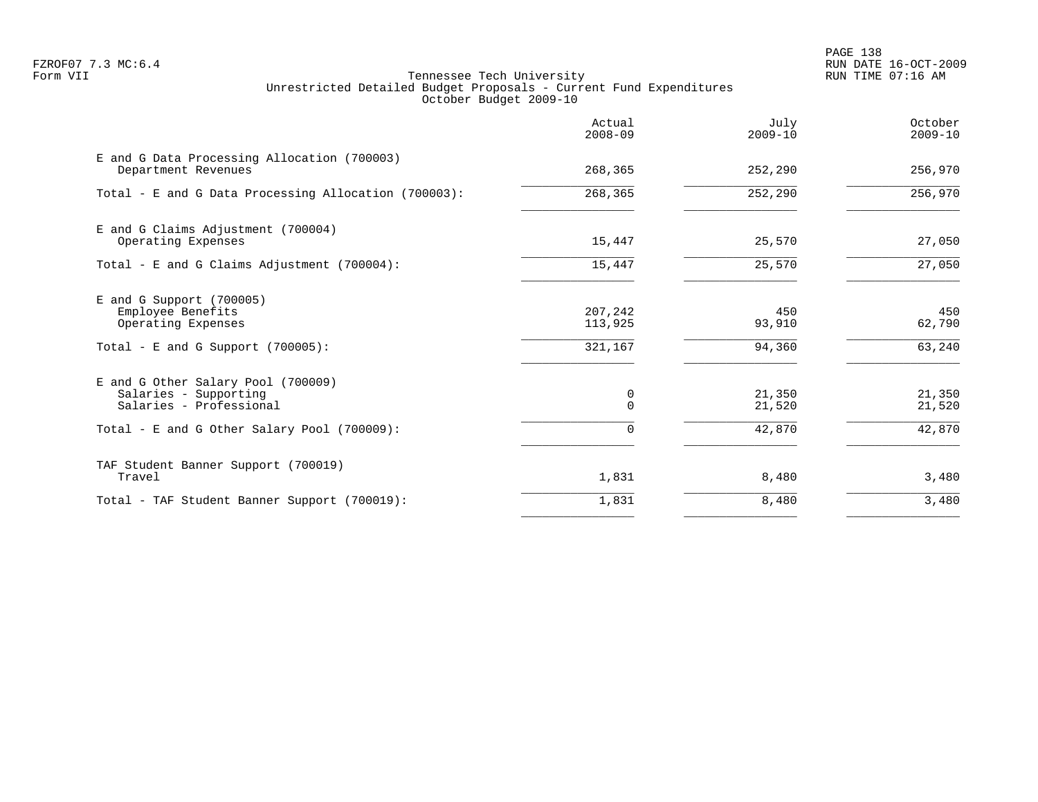FZROF07 7.3 MC:6.4
Form VII

Tennessee Tech University
Unrestricted Detailed Budget Proposals - Current Fund Expenditures
October Budget 2009-10

RUN DATE 16-OCT-2009
RUN TIME 07:16 AM

| | Actual 2008-09 | July 2009-10 | October 2009-10 |
|---|---|---|---|
| E and G Data Processing Allocation (700003) | | | |
| Department Revenues | 268,365 | 252,290 | 256,970 |
| Total - E and G Data Processing Allocation (700003): | 268,365 | 252,290 | 256,970 |
| E and G Claims Adjustment (700004) | | | |
| Operating Expenses | 15,447 | 25,570 | 27,050 |
| Total - E and G Claims Adjustment (700004): | 15,447 | 25,570 | 27,050 |
| E and G Support (700005) | | | |
| Employee Benefits | 207,242 | 450 | 450 |
| Operating Expenses | 113,925 | 93,910 | 62,790 |
| Total - E and G Support (700005): | 321,167 | 94,360 | 63,240 |
| E and G Other Salary Pool (700009) | | | |
| Salaries - Supporting | 0 | 21,350 | 21,350 |
| Salaries - Professional | 0 | 21,520 | 21,520 |
| Total - E and G Other Salary Pool (700009): | 0 | 42,870 | 42,870 |
| TAF Student Banner Support (700019) | | | |
| Travel | 1,831 | 8,480 | 3,480 |
| Total - TAF Student Banner Support (700019): | 1,831 | 8,480 | 3,480 |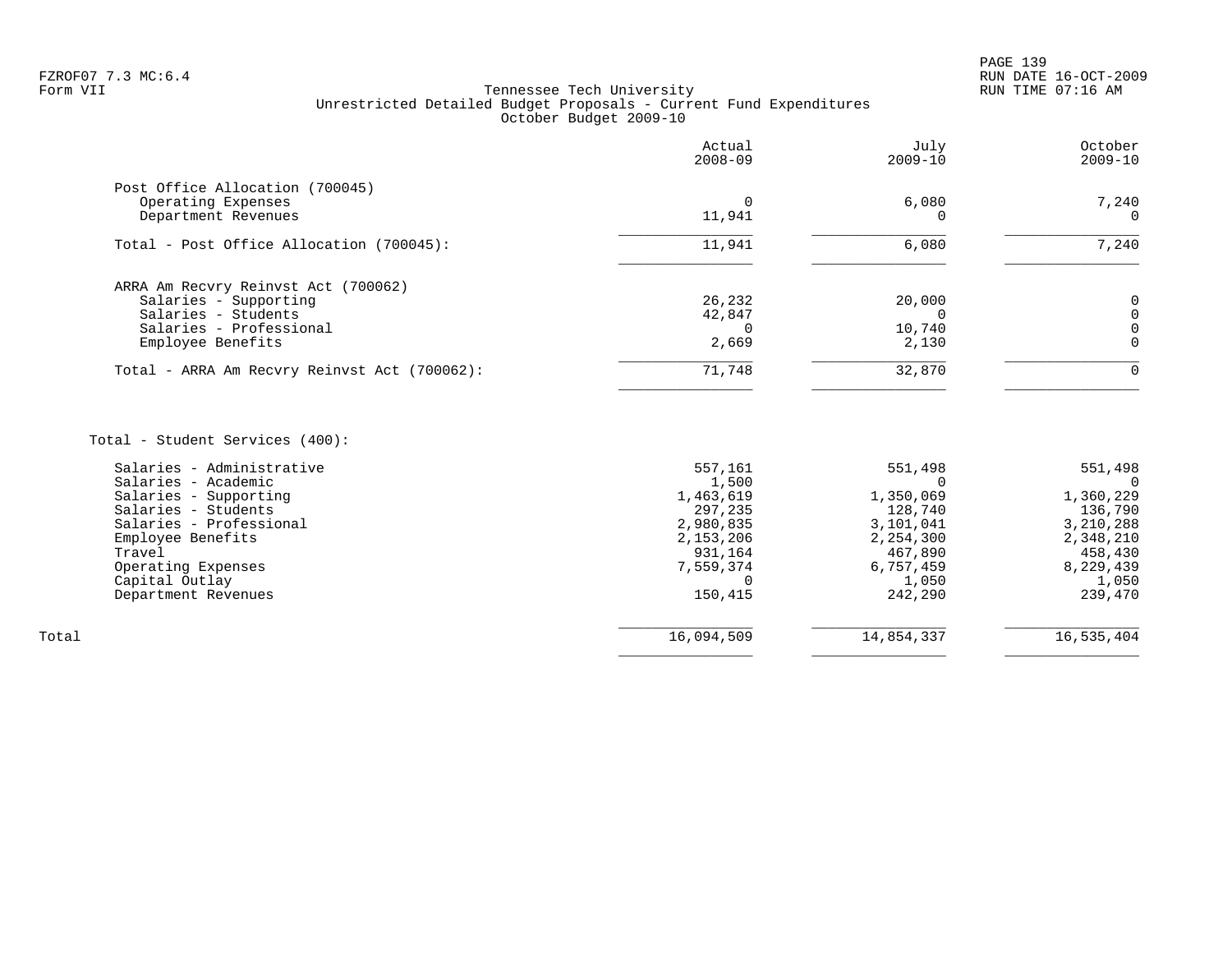FZROF07 7.3 MC:6.4
Form VII

Tennessee Tech University
Unrestricted Detailed Budget Proposals - Current Fund Expenditures
October Budget 2009-10

| | Actual 2008-09 | July 2009-10 | October 2009-10 |
|---|---|---|---|
| **Post Office Allocation (700045)** | | | |
| Operating Expenses | 0 | 6,080 | 7,240 |
| Department Revenues | 11,941 | 0 | 0 |
| Total - Post Office Allocation (700045): | 11,941 | 6,080 | 7,240 |
| **ARRA Am Recvry Reinvst Act (700062)** | | | |
| Salaries - Supporting | 26,232 | 20,000 | 0 |
| Salaries - Students | 42,847 | 0 | 0 |
| Salaries - Professional | 0 | 10,740 | 0 |
| Employee Benefits | 2,669 | 2,130 | 0 |
| Total - ARRA Am Recvry Reinvst Act (700062): | 71,748 | 32,870 | 0 |
| **Total - Student Services (400):** | | | |
| Salaries - Administrative | 557,161 | 551,498 | 551,498 |
| Salaries - Academic | 1,500 | 0 | 0 |
| Salaries - Supporting | 1,463,619 | 1,350,069 | 1,360,229 |
| Salaries - Students | 297,235 | 128,740 | 136,790 |
| Salaries - Professional | 2,980,835 | 3,101,041 | 3,210,288 |
| Employee Benefits | 2,153,206 | 2,254,300 | 2,348,210 |
| Travel | 931,164 | 467,890 | 458,430 |
| Operating Expenses | 7,559,374 | 6,757,459 | 8,229,439 |
| Capital Outlay | 0 | 1,050 | 1,050 |
| Department Revenues | 150,415 | 242,290 | 239,470 |
| Total | 16,094,509 | 14,854,337 | 16,535,404 |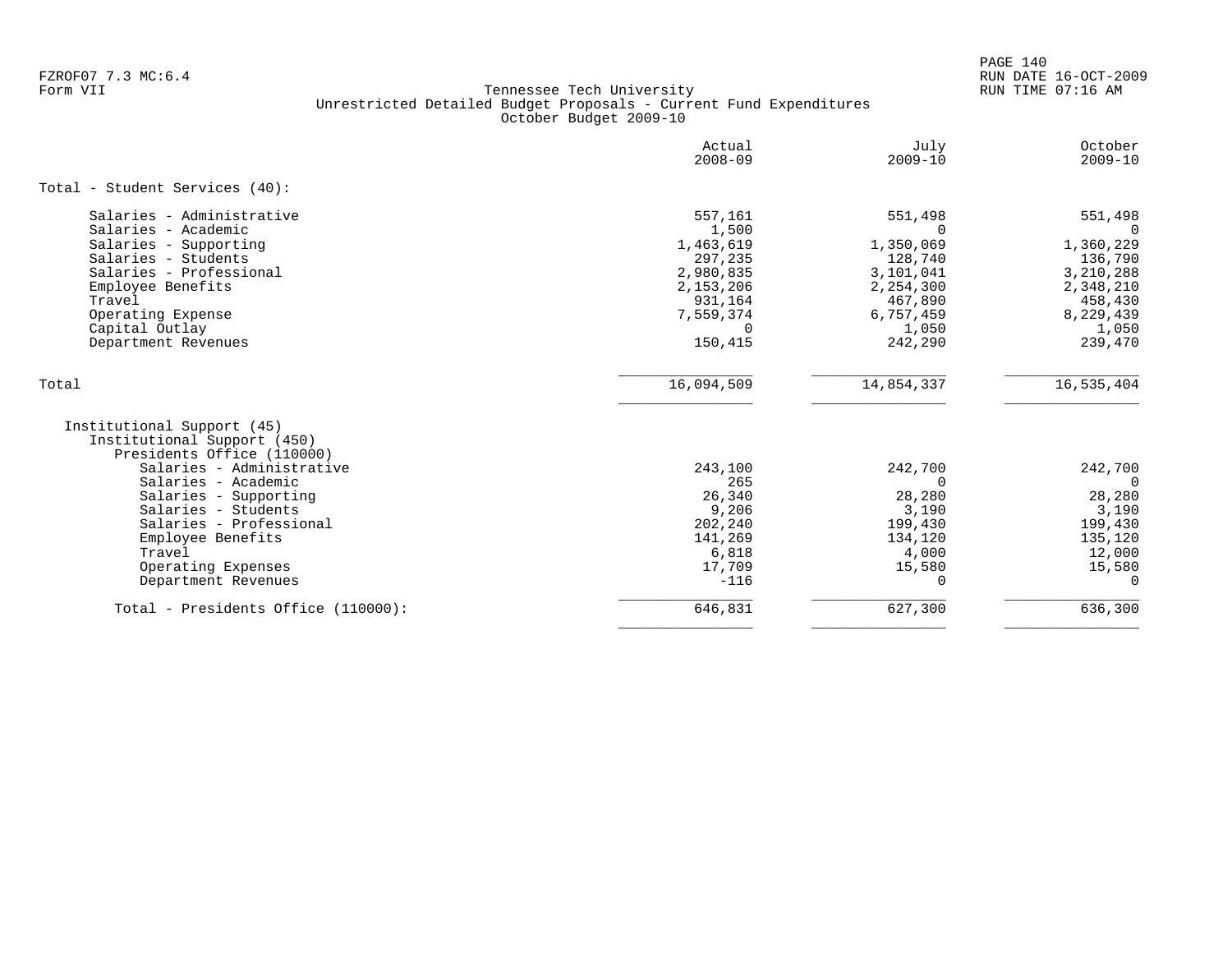FZROF07 7.3 MC:6.4
Form VII

Tennessee Tech University
Unrestricted Detailed Budget Proposals - Current Fund Expenditures
October Budget 2009-10

RUN DATE 16-OCT-2009
RUN TIME 07:16 AM

| | Actual 2008-09 | July 2009-10 | October 2009-10 |
|---|---|---|---|
| **Total - Student Services (40):** | | | |
| Salaries - Administrative | 557,161 | 551,498 | 551,498 |
| Salaries - Academic | 1,500 | 0 | 0 |
| Salaries - Supporting | 1,463,619 | 1,350,069 | 1,360,229 |
| Salaries - Students | 297,235 | 128,740 | 136,790 |
| Salaries - Professional | 2,980,835 | 3,101,041 | 3,210,288 |
| Employee Benefits | 2,153,206 | 2,254,300 | 2,348,210 |
| Travel | 931,164 | 467,890 | 458,430 |
| Operating Expense | 7,559,374 | 6,757,459 | 8,229,439 |
| Capital Outlay | 0 | 1,050 | 1,050 |
| Department Revenues | 150,415 | 242,290 | 239,470 |
| Total | 16,094,509 | 14,854,337 | 16,535,404 |
| Institutional Support (45) | | | |
| Institutional Support (450) | | | |
| Presidents Office (110000) | | | |
| Salaries - Administrative | 243,100 | 242,700 | 242,700 |
| Salaries - Academic | 265 | 0 | 0 |
| Salaries - Supporting | 26,340 | 28,280 | 28,280 |
| Salaries - Students | 9,206 | 3,190 | 3,190 |
| Salaries - Professional | 202,240 | 199,430 | 199,430 |
| Employee Benefits | 141,269 | 134,120 | 135,120 |
| Travel | 6,818 | 4,000 | 12,000 |
| Operating Expenses | 17,709 | 15,580 | 15,580 |
| Department Revenues | -116 | 0 | 0 |
| Total - Presidents Office (110000): | 646,831 | 627,300 | 636,300 |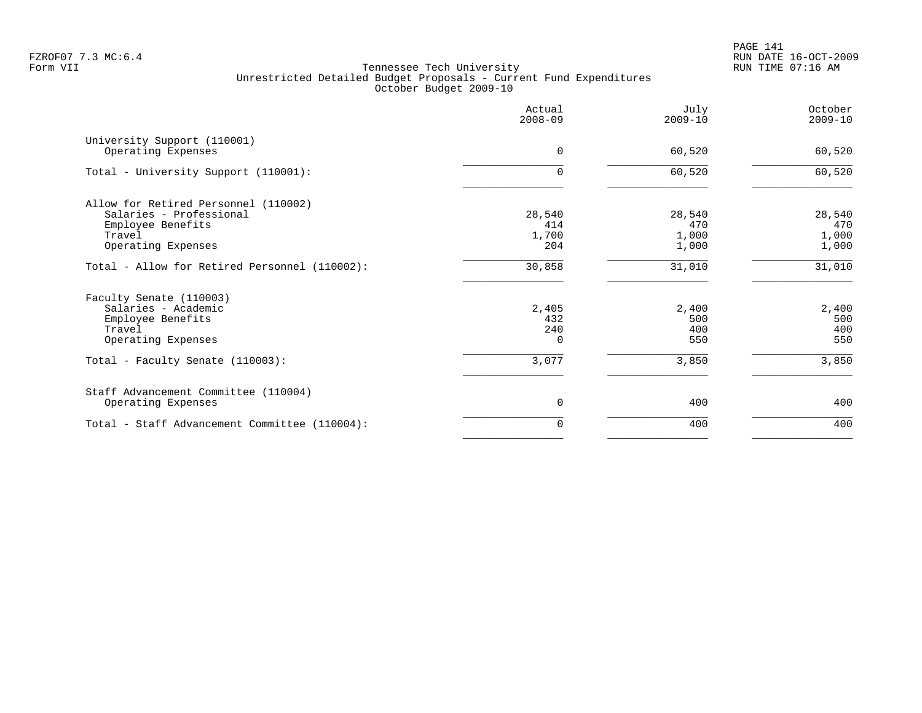Tennessee Tech University
Unrestricted Detailed Budget Proposals - Current Fund Expenditures
October Budget 2009-10

| | Actual 2008-09 | July 2009-10 | October 2009-10 |
|---|---|---|---|
| University Support (110001) | | | |
| Operating Expenses | 0 | 60,520 | 60,520 |
| Total - University Support (110001): | 0 | 60,520 | 60,520 |
| Allow for Retired Personnel (110002) | | | |
| Salaries - Professional | 28,540 | 28,540 | 28,540 |
| Employee Benefits | 414 | 470 | 470 |
| Travel | 1,700 | 1,000 | 1,000 |
| Operating Expenses | 204 | 1,000 | 1,000 |
| Total - Allow for Retired Personnel (110002): | 30,858 | 31,010 | 31,010 |
| Faculty Senate (110003) | | | |
| Salaries - Academic | 2,405 | 2,400 | 2,400 |
| Employee Benefits | 432 | 500 | 500 |
| Travel | 240 | 400 | 400 |
| Operating Expenses | 0 | 550 | 550 |
| Total - Faculty Senate (110003): | 3,077 | 3,850 | 3,850 |
| Staff Advancement Committee (110004) | | | |
| Operating Expenses | 0 | 400 | 400 |
| Total - Staff Advancement Committee (110004): | 0 | 400 | 400 |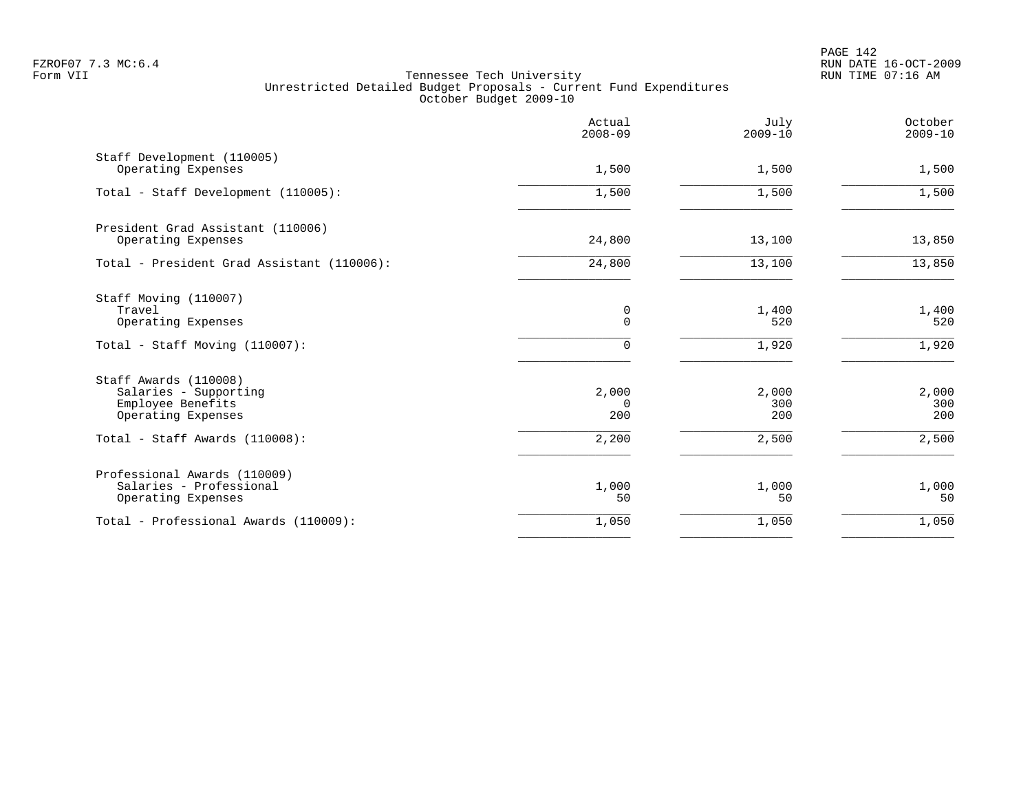Tennessee Tech University
Unrestricted Detailed Budget Proposals - Current Fund Expenditures
October Budget 2009-10

| | Actual 2008-09 | July 2009-10 | October 2009-10 |
|---|---|---|---|
| Staff Development (110005) | | | |
| Operating Expenses | 1,500 | 1,500 | 1,500 |
| Total - Staff Development (110005): | 1,500 | 1,500 | 1,500 |
| President Grad Assistant (110006) | | | |
| Operating Expenses | 24,800 | 13,100 | 13,850 |
| Total - President Grad Assistant (110006): | 24,800 | 13,100 | 13,850 |
| Staff Moving (110007) | | | |
| Travel | 0 | 1,400 | 1,400 |
| Operating Expenses | 0 | 520 | 520 |
| Total - Staff Moving (110007): | 0 | 1,920 | 1,920 |
| Staff Awards (110008) | | | |
| Salaries - Supporting | 2,000 | 2,000 | 2,000 |
| Employee Benefits | 0 | 300 | 300 |
| Operating Expenses | 200 | 200 | 200 |
| Total - Staff Awards (110008): | 2,200 | 2,500 | 2,500 |
| Professional Awards (110009) | | | |
| Salaries - Professional | 1,000 | 1,000 | 1,000 |
| Operating Expenses | 50 | 50 | 50 |
| Total - Professional Awards (110009): | 1,050 | 1,050 | 1,050 |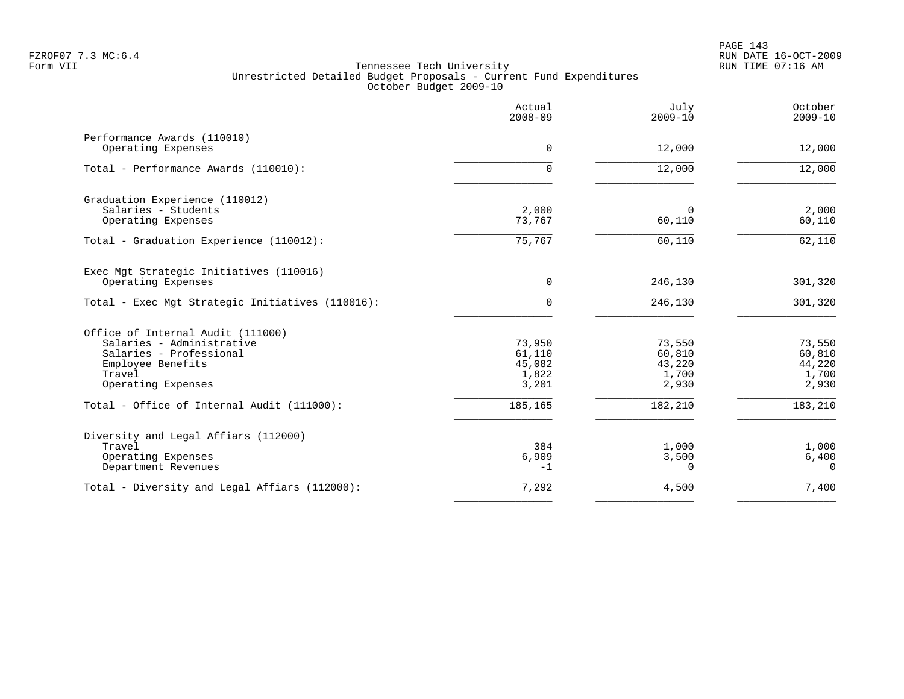Tennessee Tech University
Unrestricted Detailed Budget Proposals - Current Fund Expenditures
October Budget 2009-10

| | Actual 2008-09 | July 2009-10 | October 2009-10 |
|---|---|---|---|
| Performance Awards (110010) | | | |
| Operating Expenses | 0 | 12,000 | 12,000 |
| Total - Performance Awards (110010): | 0 | 12,000 | 12,000 |
| Graduation Experience (110012) | | | |
| Salaries - Students | 2,000 | 0 | 2,000 |
| Operating Expenses | 73,767 | 60,110 | 60,110 |
| Total - Graduation Experience (110012): | 75,767 | 60,110 | 62,110 |
| Exec Mgt Strategic Initiatives (110016) | | | |
| Operating Expenses | 0 | 246,130 | 301,320 |
| Total - Exec Mgt Strategic Initiatives (110016): | 0 | 246,130 | 301,320 |
| Office of Internal Audit (111000) | | | |
| Salaries - Administrative | 73,950 | 73,550 | 73,550 |
| Salaries - Professional | 61,110 | 60,810 | 60,810 |
| Employee Benefits | 45,082 | 43,220 | 44,220 |
| Travel | 1,822 | 1,700 | 1,700 |
| Operating Expenses | 3,201 | 2,930 | 2,930 |
| Total - Office of Internal Audit (111000): | 185,165 | 182,210 | 183,210 |
| Diversity and Legal Affiars (112000) | | | |
| Travel | 384 | 1,000 | 1,000 |
| Operating Expenses | 6,909 | 3,500 | 6,400 |
| Department Revenues | -1 | 0 | 0 |
| Total - Diversity and Legal Affiars (112000): | 7,292 | 4,500 | 7,400 |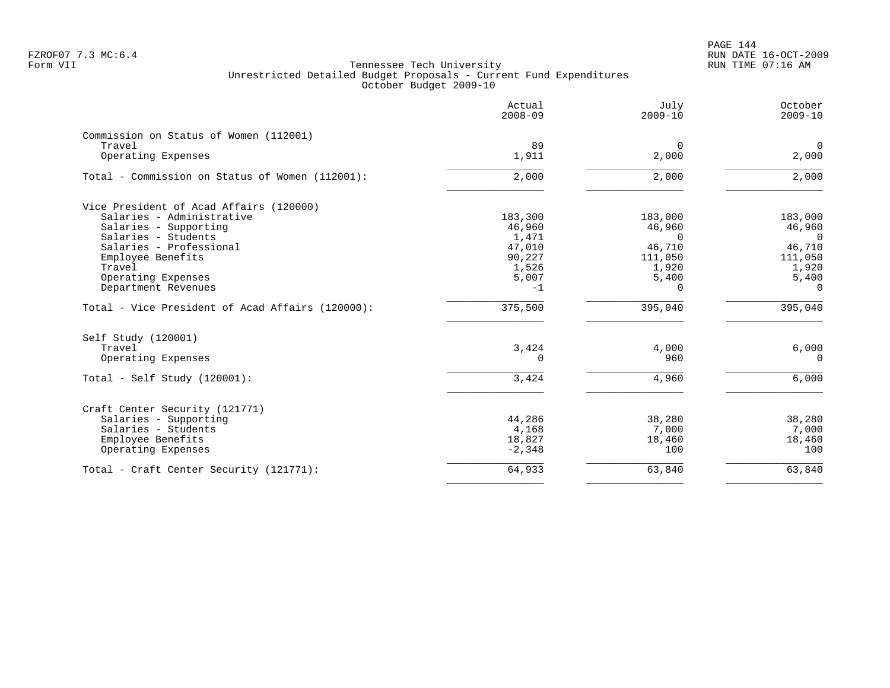Tennessee Tech University
Unrestricted Detailed Budget Proposals - Current Fund Expenditures
October Budget 2009-10

| | Actual 2008-09 | July 2009-10 | October 2009-10 |
|---|---|---|---|
| **Commission on Status of Women (112001)** | | | |
| Travel | 89 | 0 | 0 |
| Operating Expenses | 1,911 | 2,000 | 2,000 |
| Total - Commission on Status of Women (112001): | 2,000 | 2,000 | 2,000 |
| **Vice President of Acad Affairs (120000)** | | | |
| Salaries - Administrative | 183,300 | 183,000 | 183,000 |
| Salaries - Supporting | 46,960 | 46,960 | 46,960 |
| Salaries - Students | 1,471 | 0 | 0 |
| Salaries - Professional | 47,010 | 46,710 | 46,710 |
| Employee Benefits | 90,227 | 111,050 | 111,050 |
| Travel | 1,526 | 1,920 | 1,920 |
| Operating Expenses | 5,007 | 5,400 | 5,400 |
| Department Revenues | -1 | 0 | 0 |
| Total - Vice President of Acad Affairs (120000): | 375,500 | 395,040 | 395,040 |
| **Self Study (120001)** | | | |
| Travel | 3,424 | 4,000 | 6,000 |
| Operating Expenses | 0 | 960 | 0 |
| Total - Self Study (120001): | 3,424 | 4,960 | 6,000 |
| **Craft Center Security (121771)** | | | |
| Salaries - Supporting | 44,286 | 38,280 | 38,280 |
| Salaries - Students | 4,168 | 7,000 | 7,000 |
| Employee Benefits | 18,827 | 18,460 | 18,460 |
| Operating Expenses | -2,348 | 100 | 100 |
| Total - Craft Center Security (121771): | 64,933 | 63,840 | 63,840 |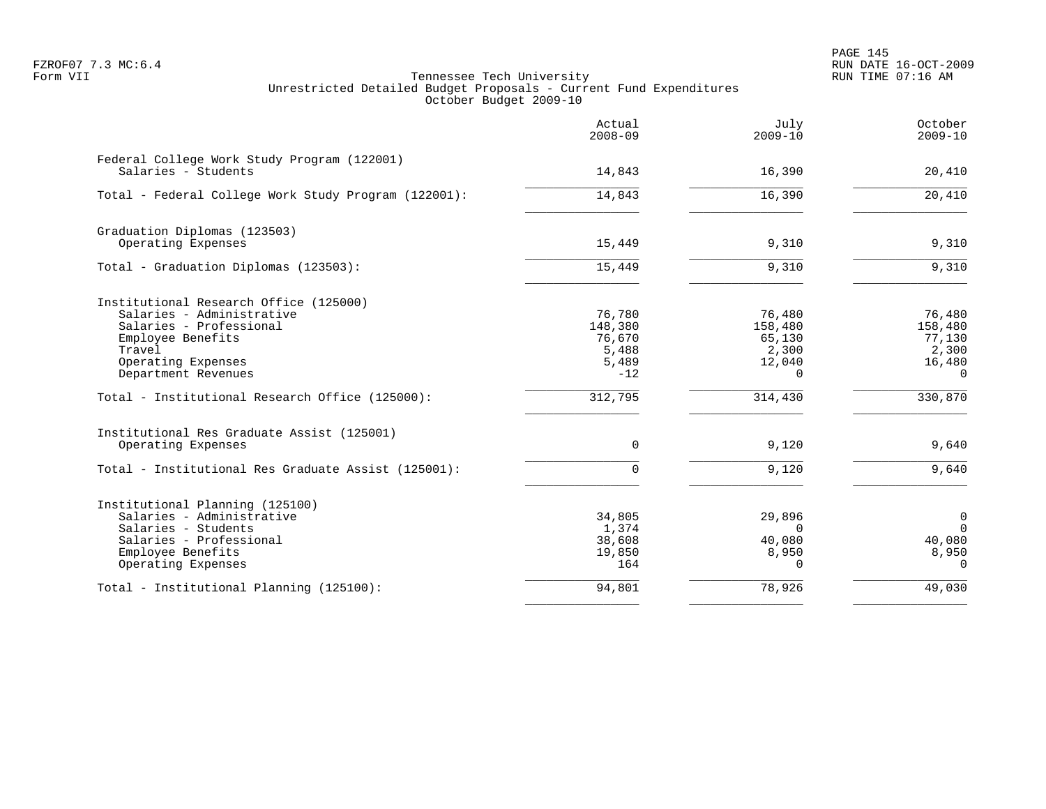Tennessee Tech University
Unrestricted Detailed Budget Proposals - Current Fund Expenditures
October Budget 2009-10

| | Actual 2008-09 | July 2009-10 | October 2009-10 |
|---|---|---|---|
| Federal College Work Study Program (122001) | | | |
| Salaries - Students | 14,843 | 16,390 | 20,410 |
| Total - Federal College Work Study Program (122001): | 14,843 | 16,390 | 20,410 |
| Graduation Diplomas (123503) | | | |
| Operating Expenses | 15,449 | 9,310 | 9,310 |
| Total - Graduation Diplomas (123503): | 15,449 | 9,310 | 9,310 |
| Institutional Research Office (125000) | | | |
| Salaries - Administrative | 76,780 | 76,480 | 76,480 |
| Salaries - Professional | 148,380 | 158,480 | 158,480 |
| Employee Benefits | 76,670 | 65,130 | 77,130 |
| Travel | 5,488 | 2,300 | 2,300 |
| Operating Expenses | 5,489 | 12,040 | 16,480 |
| Department Revenues | -12 | 0 | 0 |
| Total - Institutional Research Office (125000): | 312,795 | 314,430 | 330,870 |
| Institutional Res Graduate Assist (125001) | | | |
| Operating Expenses | 0 | 9,120 | 9,640 |
| Total - Institutional Res Graduate Assist (125001): | 0 | 9,120 | 9,640 |
| Institutional Planning (125100) | | | |
| Salaries - Administrative | 34,805 | 29,896 | 0 |
| Salaries - Students | 1,374 | 0 | 0 |
| Salaries - Professional | 38,608 | 40,080 | 40,080 |
| Employee Benefits | 19,850 | 8,950 | 8,950 |
| Operating Expenses | 164 | 0 | 0 |
| Total - Institutional Planning (125100): | 94,801 | 78,926 | 49,030 |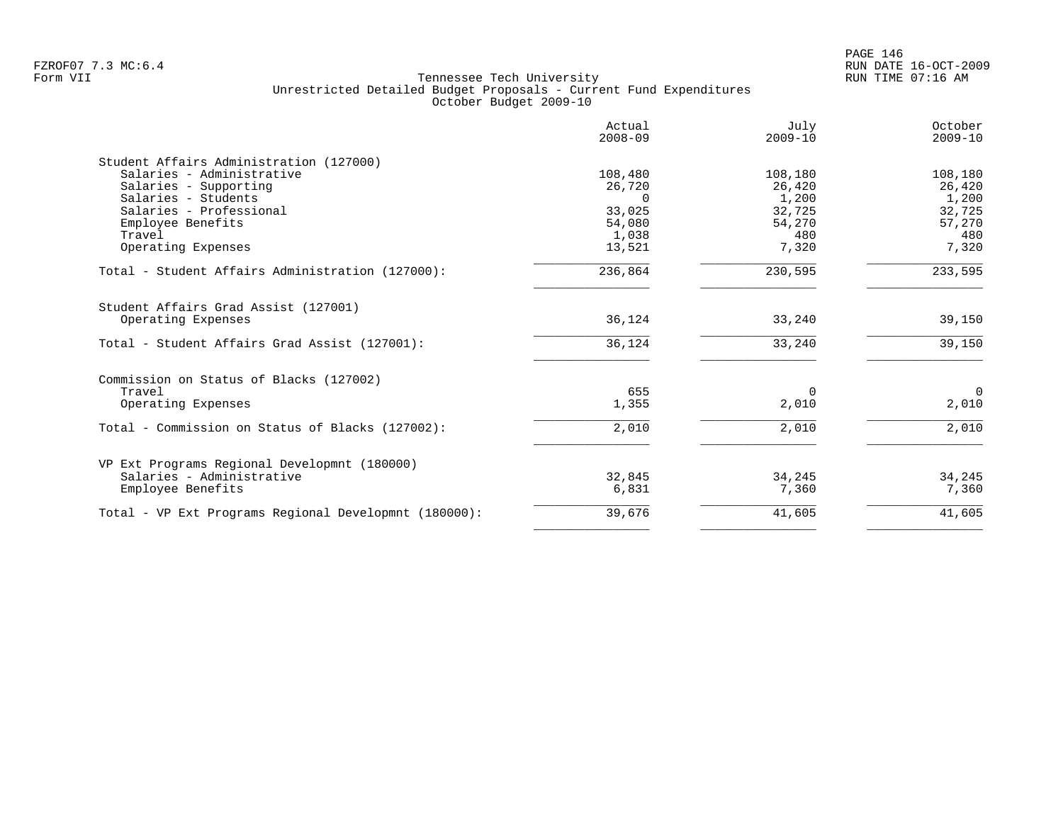Tennessee Tech University
Unrestricted Detailed Budget Proposals - Current Fund Expenditures
October Budget 2009-10

| | Actual 2008-09 | July 2009-10 | October 2009-10 |
|---|---|---|---|
| **Student Affairs Administration (127000)** | | | |
| Salaries - Administrative | 108,480 | 108,180 | 108,180 |
| Salaries - Supporting | 26,720 | 26,420 | 26,420 |
| Salaries - Students | 0 | 1,200 | 1,200 |
| Salaries - Professional | 33,025 | 32,725 | 32,725 |
| Employee Benefits | 54,080 | 54,270 | 57,270 |
| Travel | 1,038 | 480 | 480 |
| Operating Expenses | 13,521 | 7,320 | 7,320 |
| Total - Student Affairs Administration (127000): | 236,864 | 230,595 | 233,595 |
| **Student Affairs Grad Assist (127001)** | | | |
| Operating Expenses | 36,124 | 33,240 | 39,150 |
| Total - Student Affairs Grad Assist (127001): | 36,124 | 33,240 | 39,150 |
| **Commission on Status of Blacks (127002)** | | | |
| Travel | 655 | 0 | 0 |
| Operating Expenses | 1,355 | 2,010 | 2,010 |
| Total - Commission on Status of Blacks (127002): | 2,010 | 2,010 | 2,010 |
| **VP Ext Programs Regional Developmnt (180000)** | | | |
| Salaries - Administrative | 32,845 | 34,245 | 34,245 |
| Employee Benefits | 6,831 | 7,360 | 7,360 |
| Total - VP Ext Programs Regional Developmnt (180000): | 39,676 | 41,605 | 41,605 |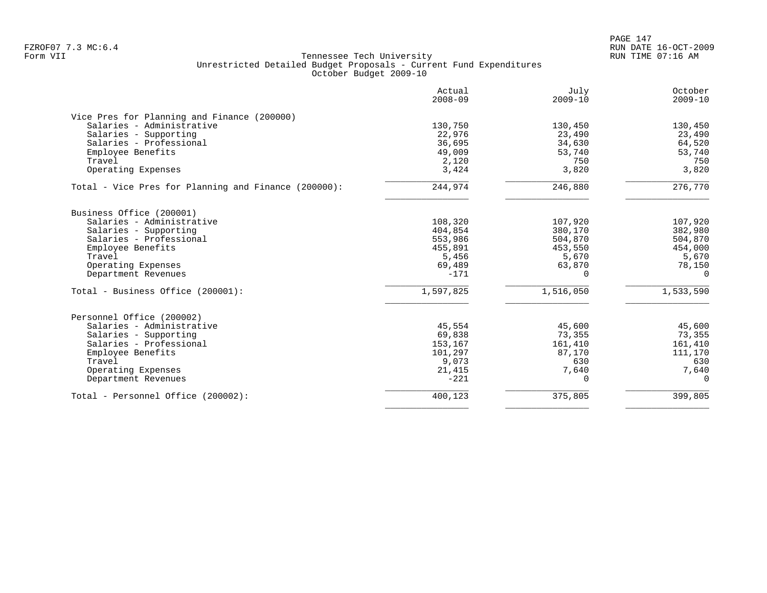Tennessee Tech University
Unrestricted Detailed Budget Proposals - Current Fund Expenditures
October Budget 2009-10

| | Actual 2008-09 | July 2009-10 | October 2009-10 |
|---|---|---|---|
| **Vice Pres for Planning and Finance (200000)** | | | |
| Salaries - Administrative | 130,750 | 130,450 | 130,450 |
| Salaries - Supporting | 22,976 | 23,490 | 23,490 |
| Salaries - Professional | 36,695 | 34,630 | 64,520 |
| Employee Benefits | 49,009 | 53,740 | 53,740 |
| Travel | 2,120 | 750 | 750 |
| Operating Expenses | 3,424 | 3,820 | 3,820 |
| Total - Vice Pres for Planning and Finance (200000): | 244,974 | 246,880 | 276,770 |
| **Business Office (200001)** | | | |
| Salaries - Administrative | 108,320 | 107,920 | 107,920 |
| Salaries - Supporting | 404,854 | 380,170 | 382,980 |
| Salaries - Professional | 553,986 | 504,870 | 504,870 |
| Employee Benefits | 455,891 | 453,550 | 454,000 |
| Travel | 5,456 | 5,670 | 5,670 |
| Operating Expenses | 69,489 | 63,870 | 78,150 |
| Department Revenues | -171 | 0 | 0 |
| Total - Business Office (200001): | 1,597,825 | 1,516,050 | 1,533,590 |
| **Personnel Office (200002)** | | | |
| Salaries - Administrative | 45,554 | 45,600 | 45,600 |
| Salaries - Supporting | 69,838 | 73,355 | 73,355 |
| Salaries - Professional | 153,167 | 161,410 | 161,410 |
| Employee Benefits | 101,297 | 87,170 | 111,170 |
| Travel | 9,073 | 630 | 630 |
| Operating Expenses | 21,415 | 7,640 | 7,640 |
| Department Revenues | -221 | 0 | 0 |
| Total - Personnel Office (200002): | 400,123 | 375,805 | 399,805 |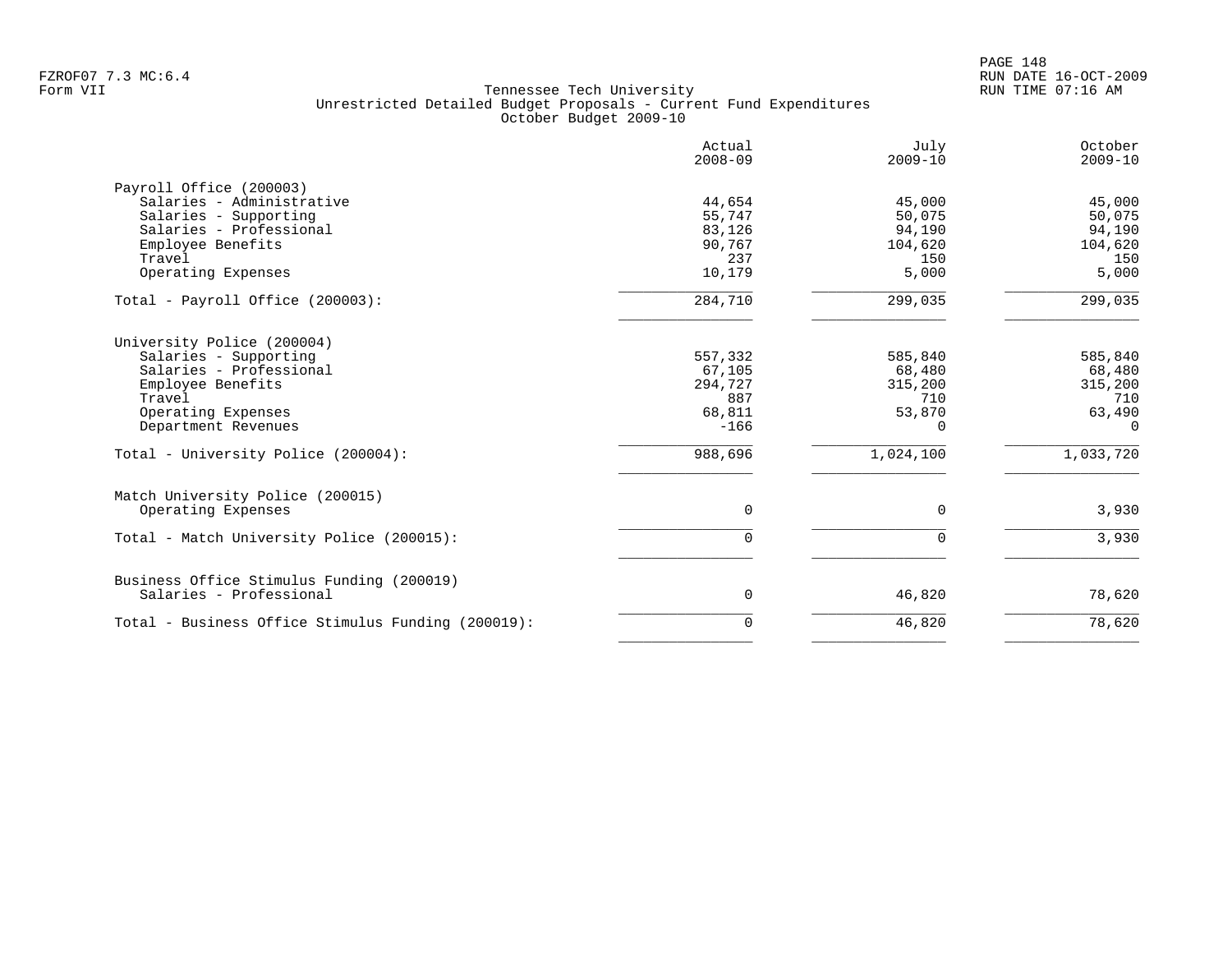Tennessee Tech University
Unrestricted Detailed Budget Proposals - Current Fund Expenditures
October Budget 2009-10

| | Actual 2008-09 | July 2009-10 | October 2009-10 |
|---|---|---|---|
| **Payroll Office (200003)** | | | |
| Salaries - Administrative | 44,654 | 45,000 | 45,000 |
| Salaries - Supporting | 55,747 | 50,075 | 50,075 |
| Salaries - Professional | 83,126 | 94,190 | 94,190 |
| Employee Benefits | 90,767 | 104,620 | 104,620 |
| Travel | 237 | 150 | 150 |
| Operating Expenses | 10,179 | 5,000 | 5,000 |
| Total - Payroll Office (200003): | 284,710 | 299,035 | 299,035 |
| **University Police (200004)** | | | |
| Salaries - Supporting | 557,332 | 585,840 | 585,840 |
| Salaries - Professional | 67,105 | 68,480 | 68,480 |
| Employee Benefits | 294,727 | 315,200 | 315,200 |
| Travel | 887 | 710 | 710 |
| Operating Expenses | 68,811 | 53,870 | 63,490 |
| Department Revenues | -166 | 0 | 0 |
| Total - University Police (200004): | 988,696 | 1,024,100 | 1,033,720 |
| **Match University Police (200015)** | | | |
| Operating Expenses | 0 | 0 | 3,930 |
| Total - Match University Police (200015): | 0 | 0 | 3,930 |
| **Business Office Stimulus Funding (200019)** | | | |
| Salaries - Professional | 0 | 46,820 | 78,620 |
| Total - Business Office Stimulus Funding (200019): | 0 | 46,820 | 78,620 |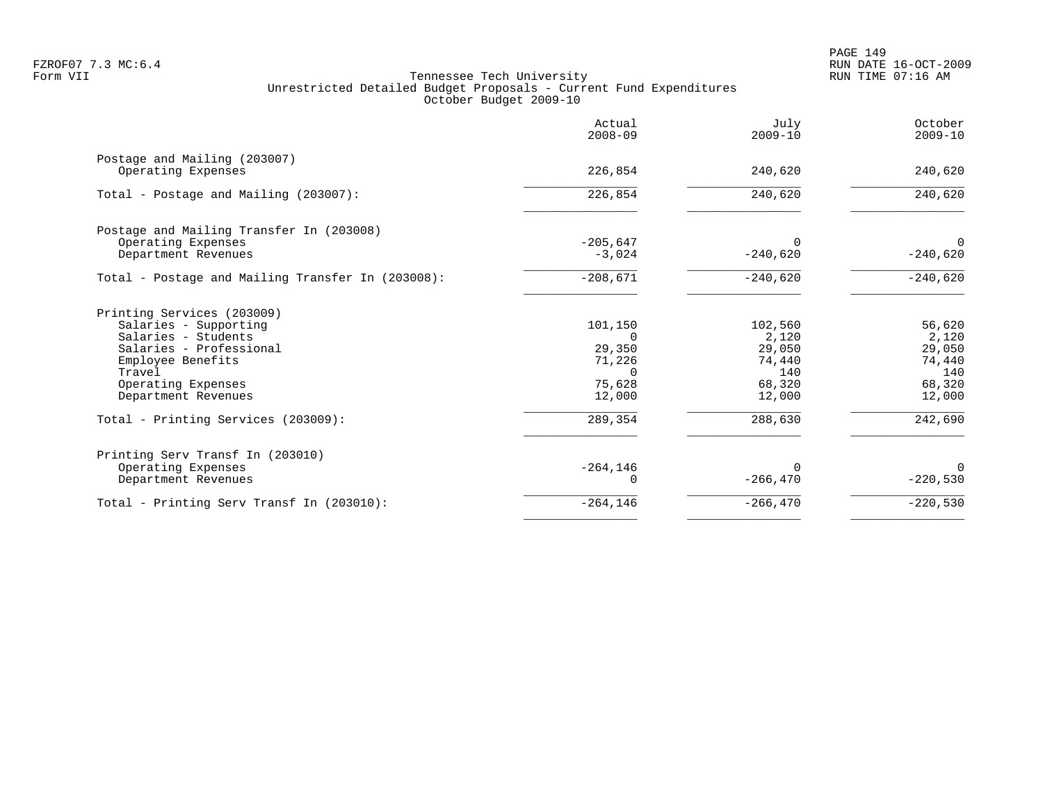Tennessee Tech University
Unrestricted Detailed Budget Proposals - Current Fund Expenditures
October Budget 2009-10

| | Actual 2008-09 | July 2009-10 | October 2009-10 |
|---|---|---|---|
| **Postage and Mailing (203007)** | | | |
| Operating Expenses | 226,854 | 240,620 | 240,620 |
| Total - Postage and Mailing (203007): | 226,854 | 240,620 | 240,620 |
| **Postage and Mailing Transfer In (203008)** | | | |
| Operating Expenses | -205,647 | 0 | 0 |
| Department Revenues | -3,024 | -240,620 | -240,620 |
| Total - Postage and Mailing Transfer In (203008): | -208,671 | -240,620 | -240,620 |
| **Printing Services (203009)** | | | |
| Salaries - Supporting | 101,150 | 102,560 | 56,620 |
| Salaries - Students | 0 | 2,120 | 2,120 |
| Salaries - Professional | 29,350 | 29,050 | 29,050 |
| Employee Benefits | 71,226 | 74,440 | 74,440 |
| Travel | 0 | 140 | 140 |
| Operating Expenses | 75,628 | 68,320 | 68,320 |
| Department Revenues | 12,000 | 12,000 | 12,000 |
| Total - Printing Services (203009): | 289,354 | 288,630 | 242,690 |
| **Printing Serv Transf In (203010)** | | | |
| Operating Expenses | -264,146 | 0 | 0 |
| Department Revenues | 0 | -266,470 | -220,530 |
| Total - Printing Serv Transf In (203010): | -264,146 | -266,470 | -220,530 |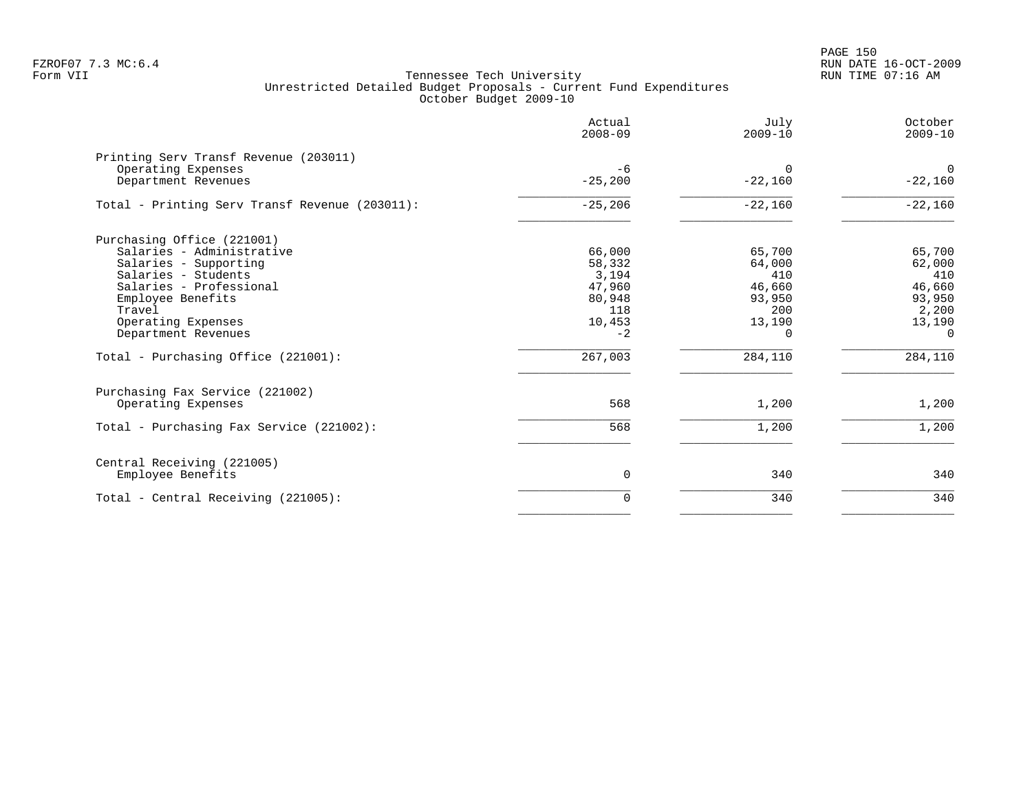Tennessee Tech University
Unrestricted Detailed Budget Proposals - Current Fund Expenditures
October Budget 2009-10

| | Actual 2008-09 | July 2009-10 | October 2009-10 |
|---|---|---|---|
| **Printing Serv Transf Revenue (203011)** | | | |
| Operating Expenses | -6 | 0 | 0 |
| Department Revenues | -25,200 | -22,160 | -22,160 |
| Total - Printing Serv Transf Revenue (203011): | -25,206 | -22,160 | -22,160 |
| **Purchasing Office (221001)** | | | |
| Salaries - Administrative | 66,000 | 65,700 | 65,700 |
| Salaries - Supporting | 58,332 | 64,000 | 62,000 |
| Salaries - Students | 3,194 | 410 | 410 |
| Salaries - Professional | 47,960 | 46,660 | 46,660 |
| Employee Benefits | 80,948 | 93,950 | 93,950 |
| Travel | 118 | 200 | 2,200 |
| Operating Expenses | 10,453 | 13,190 | 13,190 |
| Department Revenues | -2 | 0 | 0 |
| Total - Purchasing Office (221001): | 267,003 | 284,110 | 284,110 |
| **Purchasing Fax Service (221002)** | | | |
| Operating Expenses | 568 | 1,200 | 1,200 |
| Total - Purchasing Fax Service (221002): | 568 | 1,200 | 1,200 |
| **Central Receiving (221005)** | | | |
| Employee Benefits | 0 | 340 | 340 |
| Total - Central Receiving (221005): | 0 | 340 | 340 |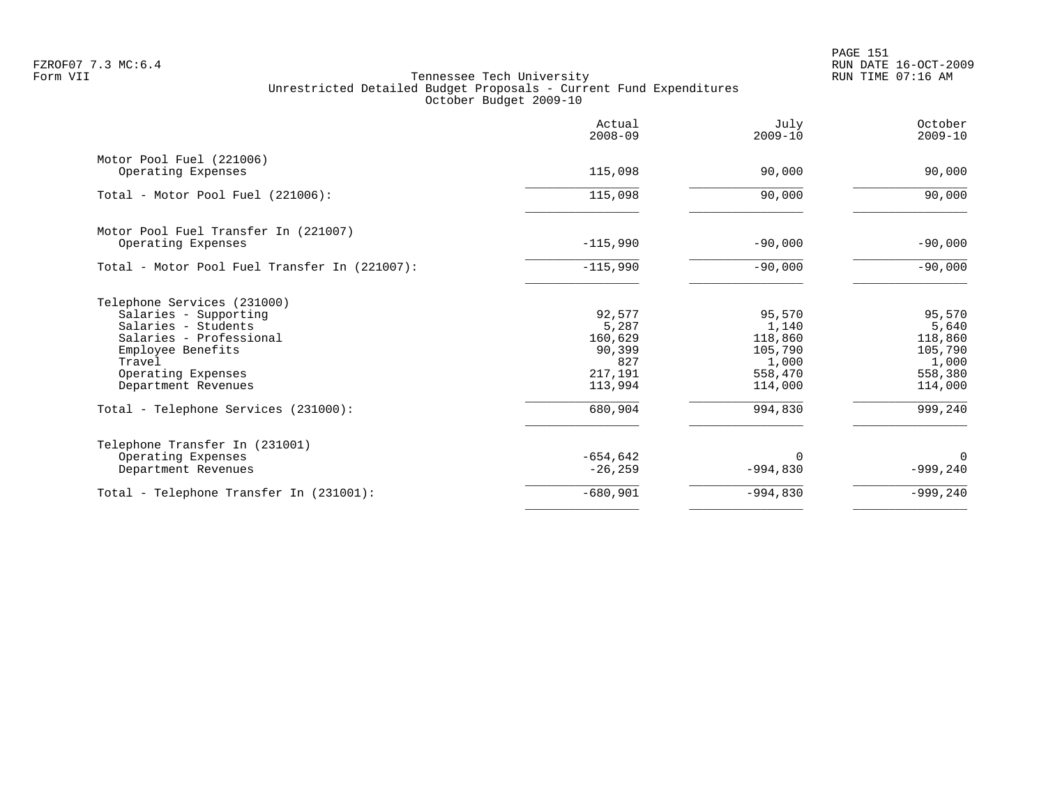Tennessee Tech University
Unrestricted Detailed Budget Proposals - Current Fund Expenditures
October Budget 2009-10

| | Actual 2008-09 | July 2009-10 | October 2009-10 |
|---|---|---|---|
| **Motor Pool Fuel (221006)** | | | |
| Operating Expenses | 115,098 | 90,000 | 90,000 |
| Total - Motor Pool Fuel (221006): | 115,098 | 90,000 | 90,000 |
| **Motor Pool Fuel Transfer In (221007)** | | | |
| Operating Expenses | -115,990 | -90,000 | -90,000 |
| Total - Motor Pool Fuel Transfer In (221007): | -115,990 | -90,000 | -90,000 |
| **Telephone Services (231000)** | | | |
| Salaries - Supporting | 92,577 | 95,570 | 95,570 |
| Salaries - Students | 5,287 | 1,140 | 5,640 |
| Salaries - Professional | 160,629 | 118,860 | 118,860 |
| Employee Benefits | 90,399 | 105,790 | 105,790 |
| Travel | 827 | 1,000 | 1,000 |
| Operating Expenses | 217,191 | 558,470 | 558,380 |
| Department Revenues | 113,994 | 114,000 | 114,000 |
| Total - Telephone Services (231000): | 680,904 | 994,830 | 999,240 |
| **Telephone Transfer In (231001)** | | | |
| Operating Expenses | -654,642 | 0 | 0 |
| Department Revenues | -26,259 | -994,830 | -999,240 |
| Total - Telephone Transfer In (231001): | -680,901 | -994,830 | -999,240 |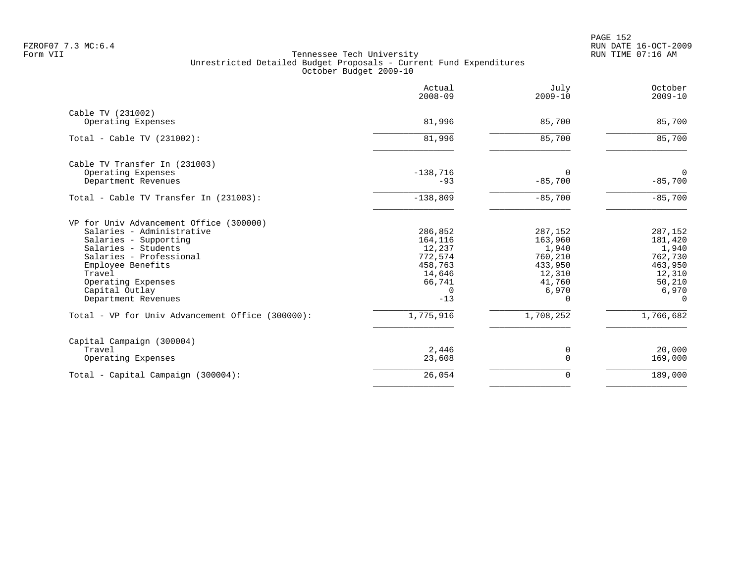FZROF07 7.3 MC:6.4
Form VII

Tennessee Tech University
Unrestricted Detailed Budget Proposals - Current Fund Expenditures
October Budget 2009-10

PAGE 152
RUN DATE 16-OCT-2009
RUN TIME 07:16 AM

| | Actual 2008-09 | July 2009-10 | October 2009-10 |
|---|---|---|---|
| Cable TV (231002) | | | |
| Operating Expenses | 81,996 | 85,700 | 85,700 |
| Total - Cable TV (231002): | 81,996 | 85,700 | 85,700 |
| Cable TV Transfer In (231003) | | | |
| Operating Expenses | -138,716 | 0 | 0 |
| Department Revenues | -93 | -85,700 | -85,700 |
| Total - Cable TV Transfer In (231003): | -138,809 | -85,700 | -85,700 |
| VP for Univ Advancement Office (300000) | | | |
| Salaries - Administrative | 286,852 | 287,152 | 287,152 |
| Salaries - Supporting | 164,116 | 163,960 | 181,420 |
| Salaries - Students | 12,237 | 1,940 | 1,940 |
| Salaries - Professional | 772,574 | 760,210 | 762,730 |
| Employee Benefits | 458,763 | 433,950 | 463,950 |
| Travel | 14,646 | 12,310 | 12,310 |
| Operating Expenses | 66,741 | 41,760 | 50,210 |
| Capital Outlay | 0 | 6,970 | 6,970 |
| Department Revenues | -13 | 0 | 0 |
| Total - VP for Univ Advancement Office (300000): | 1,775,916 | 1,708,252 | 1,766,682 |
| Capital Campaign (300004) | | | |
| Travel | 2,446 | 0 | 20,000 |
| Operating Expenses | 23,608 | 0 | 169,000 |
| Total - Capital Campaign (300004): | 26,054 | 0 | 189,000 |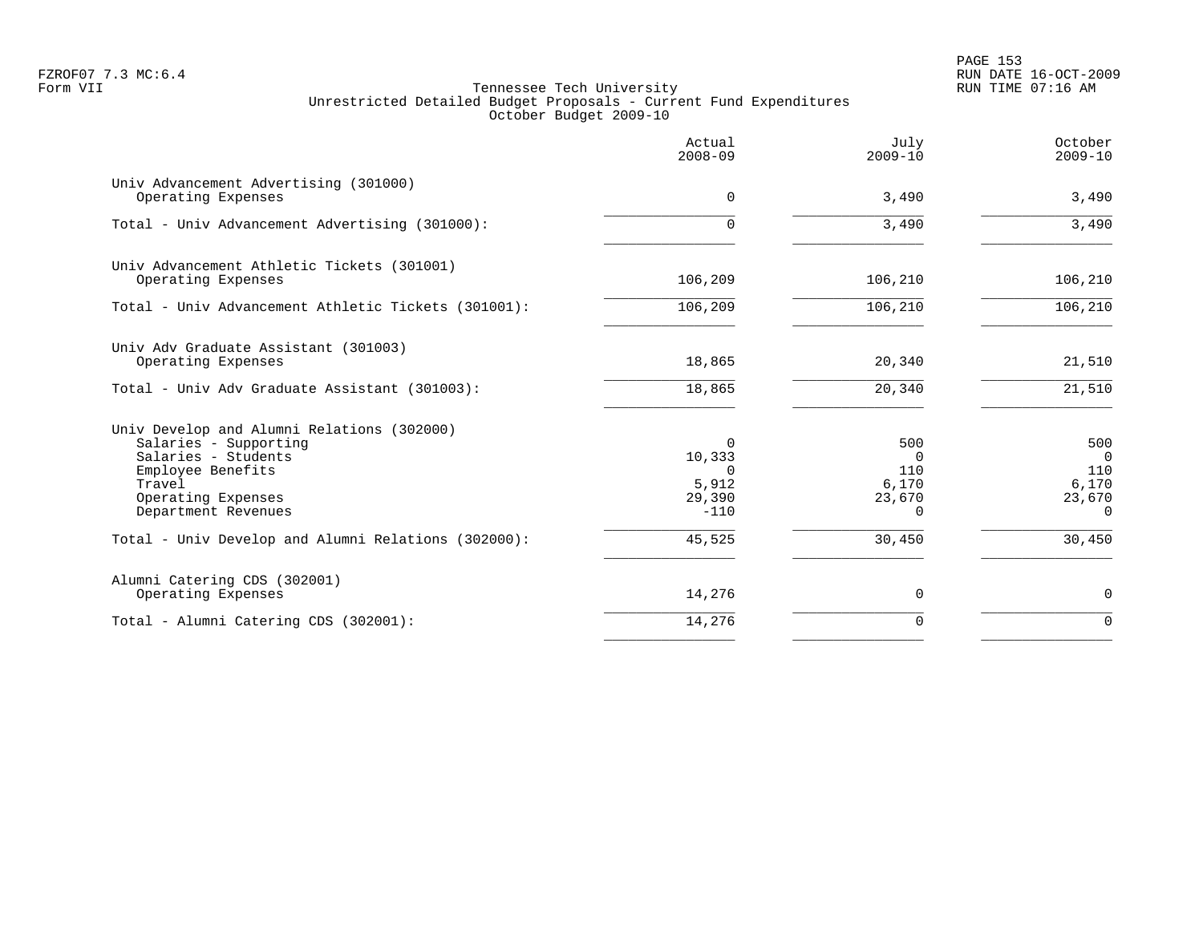FZROF07 7.3 MC:6.4
Form VII

# Tennessee Tech University
## Unrestricted Detailed Budget Proposals - Current Fund Expenditures
### October Budget 2009-10

| | Actual 2008-09 | July 2009-10 | October 2009-10 |
|---|---:|---:|---:|
| **Univ Advancement Advertising (301000)** | | | |
| Operating Expenses | 0 | 3,490 | 3,490 |
| Total - Univ Advancement Advertising (301000): | 0 | 3,490 | 3,490 |
| **Univ Advancement Athletic Tickets (301001)** | | | |
| Operating Expenses | 106,209 | 106,210 | 106,210 |
| Total - Univ Advancement Athletic Tickets (301001): | 106,209 | 106,210 | 106,210 |
| **Univ Adv Graduate Assistant (301003)** | | | |
| Operating Expenses | 18,865 | 20,340 | 21,510 |
| Total - Univ Adv Graduate Assistant (301003): | 18,865 | 20,340 | 21,510 |
| **Univ Develop and Alumni Relations (302000)** | | | |
| Salaries - Supporting | 0 | 500 | 500 |
| Salaries - Students | 10,333 | 0 | 0 |
| Employee Benefits | 0 | 110 | 110 |
| Travel | 5,912 | 6,170 | 6,170 |
| Operating Expenses | 29,390 | 23,670 | 23,670 |
| Department Revenues | -110 | 0 | 0 |
| Total - Univ Develop and Alumni Relations (302000): | 45,525 | 30,450 | 30,450 |
| **Alumni Catering CDS (302001)** | | | |
| Operating Expenses | 14,276 | 0 | 0 |
| Total - Alumni Catering CDS (302001): | 14,276 | 0 | 0 |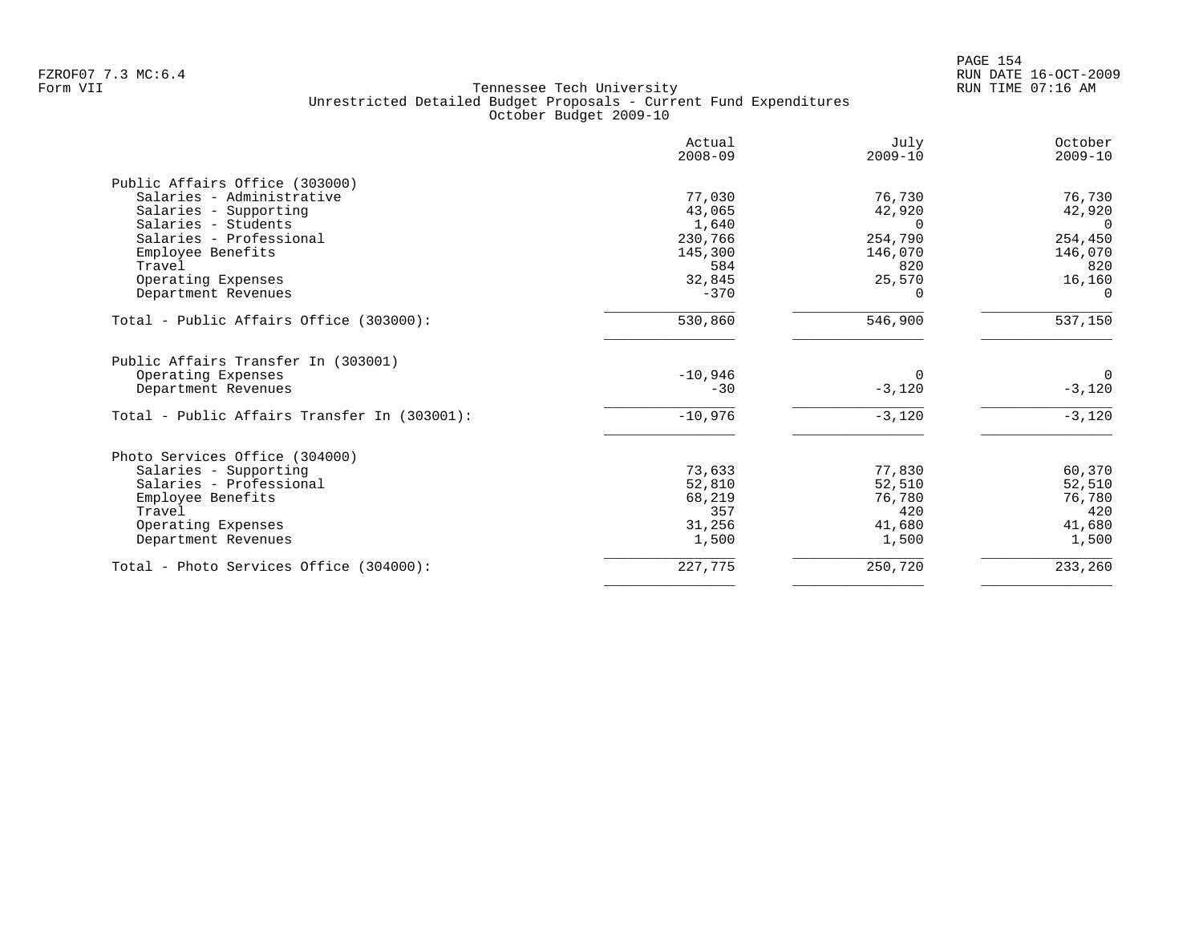Tennessee Tech University
Unrestricted Detailed Budget Proposals - Current Fund Expenditures
October Budget 2009-10

| | Actual 2008-09 | July 2009-10 | October 2009-10 |
|---|---|---|---|
| **Public Affairs Office (303000)** | | | |
| Salaries - Administrative | 77,030 | 76,730 | 76,730 |
| Salaries - Supporting | 43,065 | 42,920 | 42,920 |
| Salaries - Students | 1,640 | 0 | 0 |
| Salaries - Professional | 230,766 | 254,790 | 254,450 |
| Employee Benefits | 145,300 | 146,070 | 146,070 |
| Travel | 584 | 820 | 820 |
| Operating Expenses | 32,845 | 25,570 | 16,160 |
| Department Revenues | -370 | 0 | 0 |
| Total - Public Affairs Office (303000): | 530,860 | 546,900 | 537,150 |
| **Public Affairs Transfer In (303001)** | | | |
| Operating Expenses | -10,946 | 0 | 0 |
| Department Revenues | -30 | -3,120 | -3,120 |
| Total - Public Affairs Transfer In (303001): | -10,976 | -3,120 | -3,120 |
| **Photo Services Office (304000)** | | | |
| Salaries - Supporting | 73,633 | 77,830 | 60,370 |
| Salaries - Professional | 52,810 | 52,510 | 52,510 |
| Employee Benefits | 68,219 | 76,780 | 76,780 |
| Travel | 357 | 420 | 420 |
| Operating Expenses | 31,256 | 41,680 | 41,680 |
| Department Revenues | 1,500 | 1,500 | 1,500 |
| Total - Photo Services Office (304000): | 227,775 | 250,720 | 233,260 |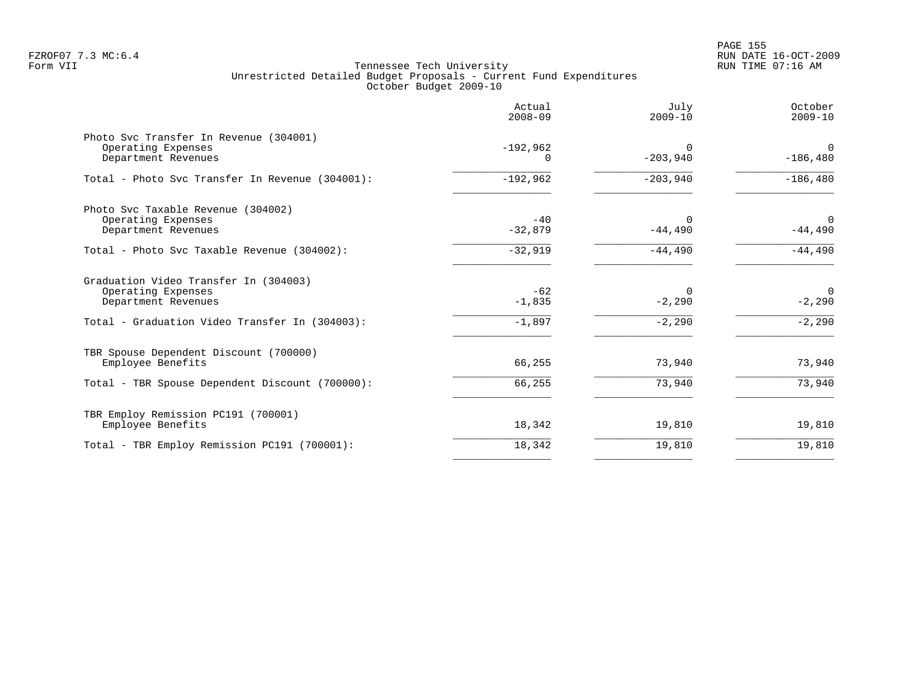Tennessee Tech University
Unrestricted Detailed Budget Proposals - Current Fund Expenditures
October Budget 2009-10

| | Actual 2008-09 | July 2009-10 | October 2009-10 |
|---|---|---|---|
| **Photo Svc Transfer In Revenue (304001)** | | | |
| Operating Expenses | -192,962 | 0 | 0 |
| Department Revenues | 0 | -203,940 | -186,480 |
| Total - Photo Svc Transfer In Revenue (304001): | -192,962 | -203,940 | -186,480 |
| **Photo Svc Taxable Revenue (304002)** | | | |
| Operating Expenses | -40 | 0 | 0 |
| Department Revenues | -32,879 | -44,490 | -44,490 |
| Total - Photo Svc Taxable Revenue (304002): | -32,919 | -44,490 | -44,490 |
| **Graduation Video Transfer In (304003)** | | | |
| Operating Expenses | -62 | 0 | 0 |
| Department Revenues | -1,835 | -2,290 | -2,290 |
| Total - Graduation Video Transfer In (304003): | -1,897 | -2,290 | -2,290 |
| **TBR Spouse Dependent Discount (700000)** | | | |
| Employee Benefits | 66,255 | 73,940 | 73,940 |
| Total - TBR Spouse Dependent Discount (700000): | 66,255 | 73,940 | 73,940 |
| **TBR Employ Remission PC191 (700001)** | | | |
| Employee Benefits | 18,342 | 19,810 | 19,810 |
| Total - TBR Employ Remission PC191 (700001): | 18,342 | 19,810 | 19,810 |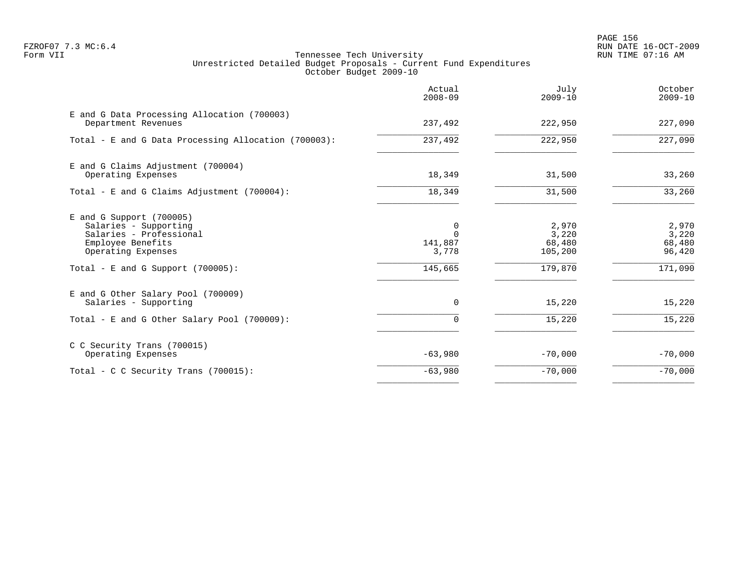FZROF07 7.3 MC:6.4
Form VII

Tennessee Tech University
Unrestricted Detailed Budget Proposals - Current Fund Expenditures
October Budget 2009-10

| | Actual 2008-09 | July 2009-10 | October 2009-10 |
|---|---|---|---|
| **E and G Data Processing Allocation (700003)** | | | |
| Department Revenues | 237,492 | 222,950 | 227,090 |
| Total - E and G Data Processing Allocation (700003): | 237,492 | 222,950 | 227,090 |
| **E and G Claims Adjustment (700004)** | | | |
| Operating Expenses | 18,349 | 31,500 | 33,260 |
| Total - E and G Claims Adjustment (700004): | 18,349 | 31,500 | 33,260 |
| **E and G Support (700005)** | | | |
| Salaries - Supporting | 0 | 2,970 | 2,970 |
| Salaries - Professional | 0 | 3,220 | 3,220 |
| Employee Benefits | 141,887 | 68,480 | 68,480 |
| Operating Expenses | 3,778 | 105,200 | 96,420 |
| Total - E and G Support (700005): | 145,665 | 179,870 | 171,090 |
| **E and G Other Salary Pool (700009)** | | | |
| Salaries - Supporting | 0 | 15,220 | 15,220 |
| Total - E and G Other Salary Pool (700009): | 0 | 15,220 | 15,220 |
| **C C Security Trans (700015)** | | | |
| Operating Expenses | -63,980 | -70,000 | -70,000 |
| Total - C C Security Trans (700015): | -63,980 | -70,000 | -70,000 |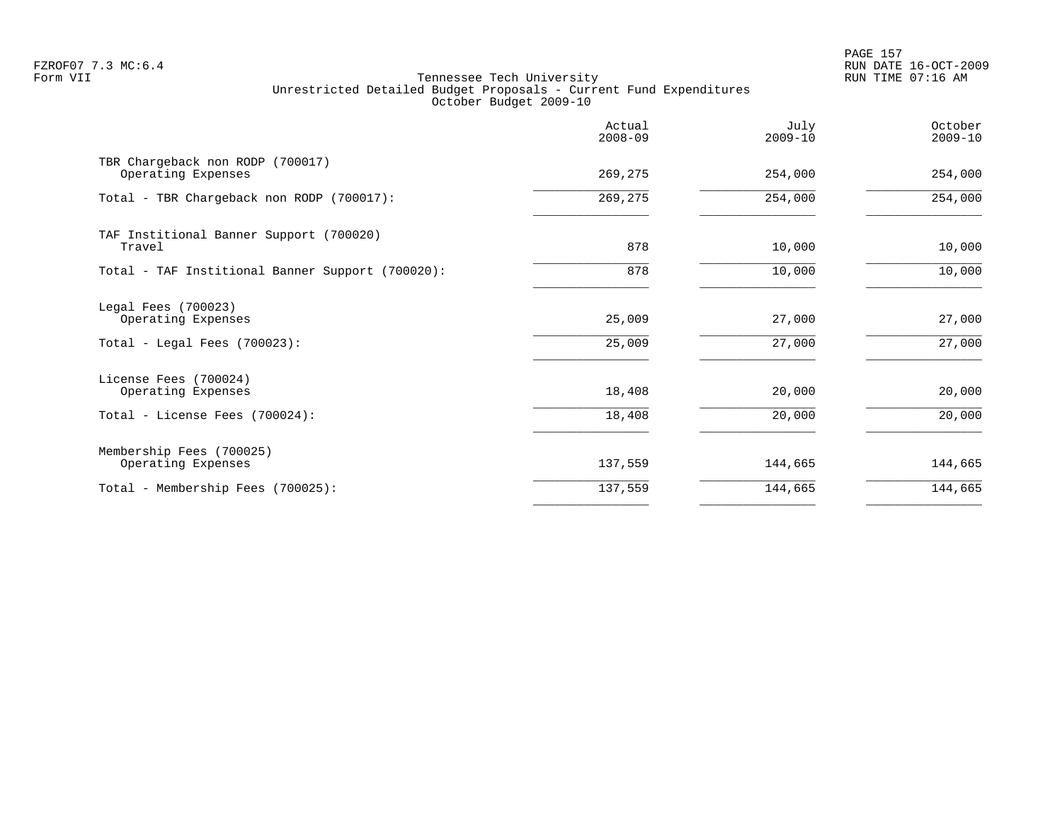Tennessee Tech University
Unrestricted Detailed Budget Proposals - Current Fund Expenditures
October Budget 2009-10

| | Actual 2008-09 | July 2009-10 | October 2009-10 |
|---|---|---|---|
| TBR Chargeback non RODP (700017) | | | |
| Operating Expenses | 269,275 | 254,000 | 254,000 |
| Total - TBR Chargeback non RODP (700017): | 269,275 | 254,000 | 254,000 |
| TAF Institional Banner Support (700020) | | | |
| Travel | 878 | 10,000 | 10,000 |
| Total - TAF Institional Banner Support (700020): | 878 | 10,000 | 10,000 |
| Legal Fees (700023) | | | |
| Operating Expenses | 25,009 | 27,000 | 27,000 |
| Total - Legal Fees (700023): | 25,009 | 27,000 | 27,000 |
| License Fees (700024) | | | |
| Operating Expenses | 18,408 | 20,000 | 20,000 |
| Total - License Fees (700024): | 18,408 | 20,000 | 20,000 |
| Membership Fees (700025) | | | |
| Operating Expenses | 137,559 | 144,665 | 144,665 |
| Total - Membership Fees (700025): | 137,559 | 144,665 | 144,665 |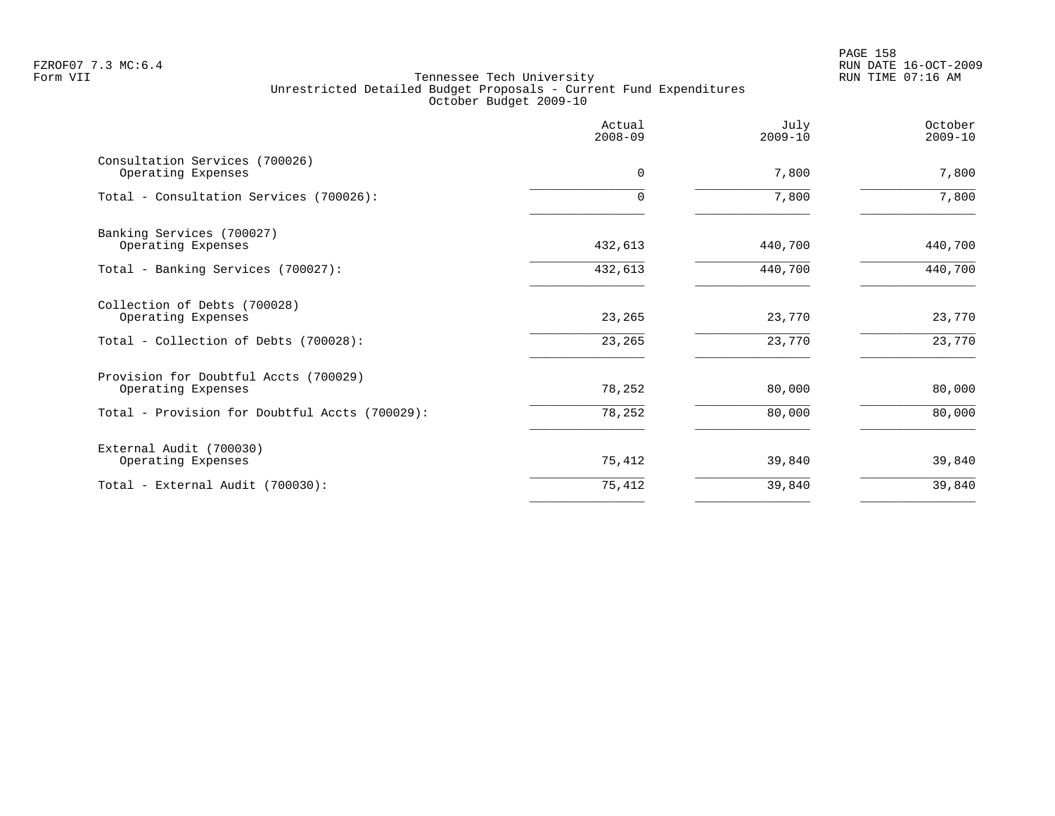Tennessee Tech University
Unrestricted Detailed Budget Proposals - Current Fund Expenditures
October Budget 2009-10

| | Actual 2008-09 | July 2009-10 | October 2009-10 |
|---|---|---|---|
| Consultation Services (700026) | | | |
| Operating Expenses | 0 | 7,800 | 7,800 |
| Total - Consultation Services (700026): | 0 | 7,800 | 7,800 |
| Banking Services (700027) | | | |
| Operating Expenses | 432,613 | 440,700 | 440,700 |
| Total - Banking Services (700027): | 432,613 | 440,700 | 440,700 |
| Collection of Debts (700028) | | | |
| Operating Expenses | 23,265 | 23,770 | 23,770 |
| Total - Collection of Debts (700028): | 23,265 | 23,770 | 23,770 |
| Provision for Doubtful Accts (700029) | | | |
| Operating Expenses | 78,252 | 80,000 | 80,000 |
| Total - Provision for Doubtful Accts (700029): | 78,252 | 80,000 | 80,000 |
| External Audit (700030) | | | |
| Operating Expenses | 75,412 | 39,840 | 39,840 |
| Total - External Audit (700030): | 75,412 | 39,840 | 39,840 |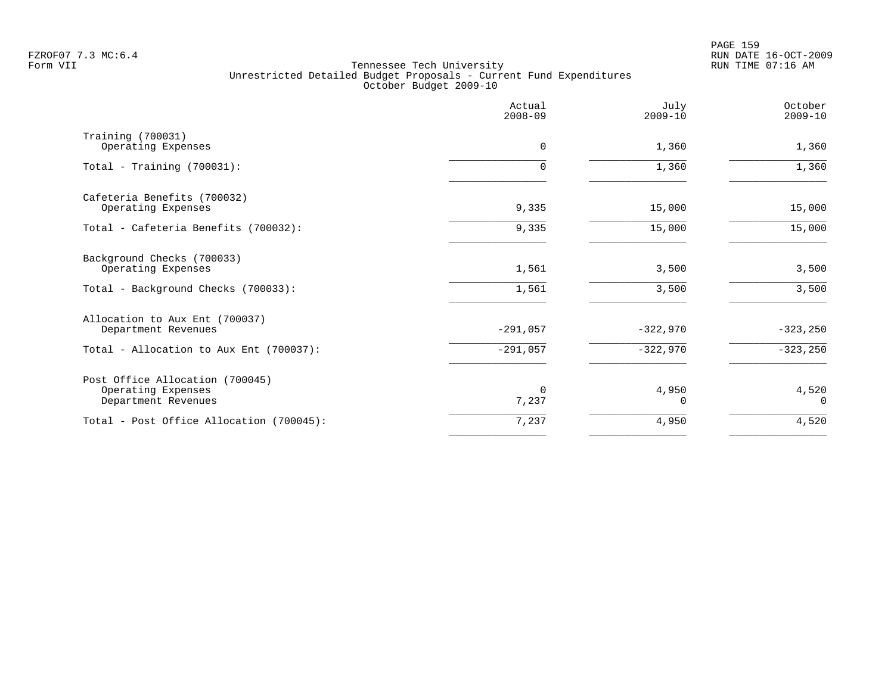FZROF07 7.3 MC:6.4
Form VII

# Tennessee Tech University
## Unrestricted Detailed Budget Proposals - Current Fund Expenditures
### October Budget 2009-10

| | Actual 2008-09 | July 2009-10 | October 2009-10 |
|---|---|---|---|
| Training (700031) | | | |
| Operating Expenses | 0 | 1,360 | 1,360 |
| Total - Training (700031): | 0 | 1,360 | 1,360 |
| Cafeteria Benefits (700032) | | | |
| Operating Expenses | 9,335 | 15,000 | 15,000 |
| Total - Cafeteria Benefits (700032): | 9,335 | 15,000 | 15,000 |
| Background Checks (700033) | | | |
| Operating Expenses | 1,561 | 3,500 | 3,500 |
| Total - Background Checks (700033): | 1,561 | 3,500 | 3,500 |
| Allocation to Aux Ent (700037) | | | |
| Department Revenues | -291,057 | -322,970 | -323,250 |
| Total - Allocation to Aux Ent (700037): | -291,057 | -322,970 | -323,250 |
| Post Office Allocation (700045) | | | |
| Operating Expenses | 0 | 4,950 | 4,520 |
| Department Revenues | 7,237 | 0 | 0 |
| Total - Post Office Allocation (700045): | 7,237 | 4,950 | 4,520 |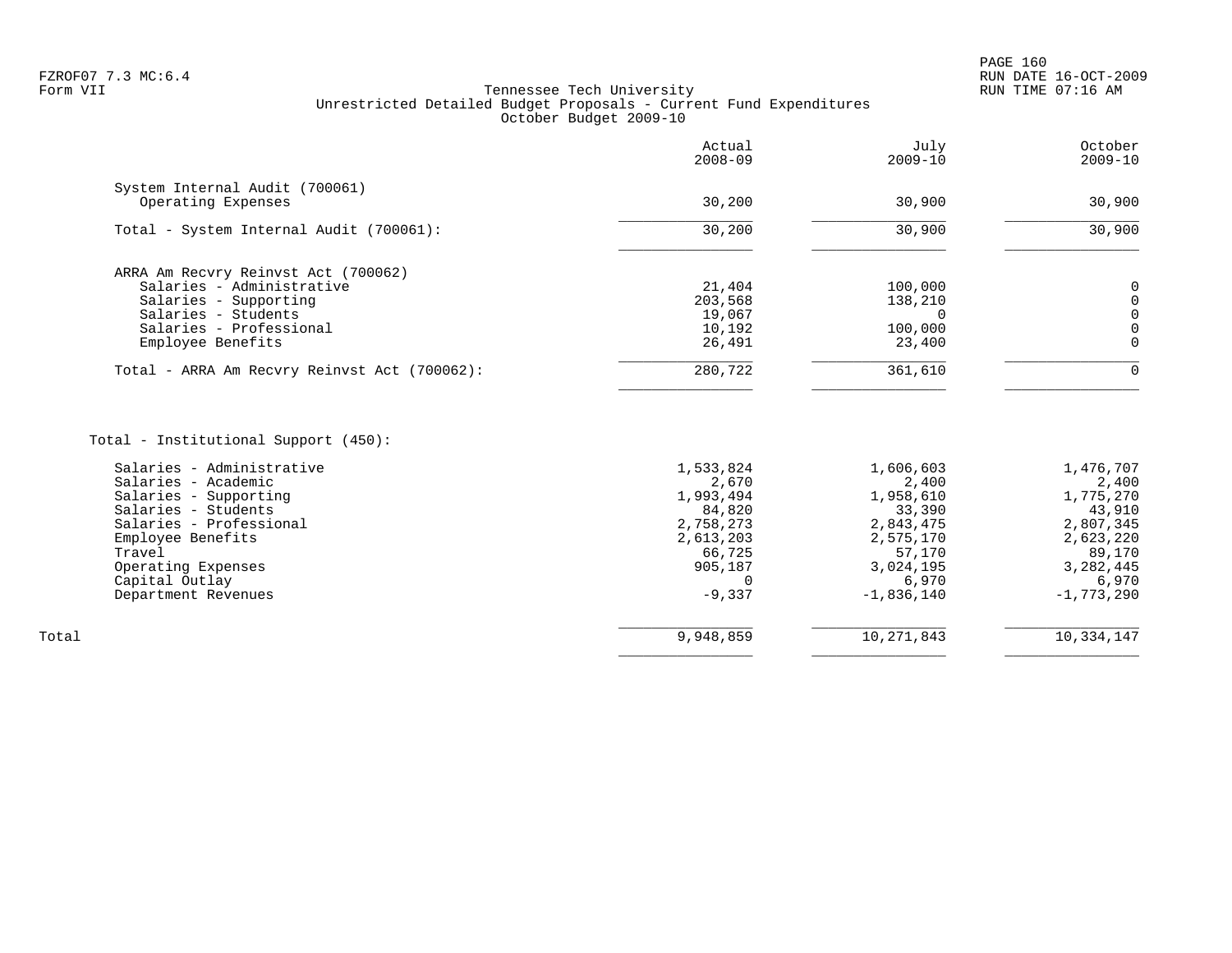Tennessee Tech University
Unrestricted Detailed Budget Proposals - Current Fund Expenditures
October Budget 2009-10

| | Actual 2008-09 | July 2009-10 | October 2009-10 |
|---|---|---|---|
| **System Internal Audit (700061)** | | | |
| Operating Expenses | 30,200 | 30,900 | 30,900 |
| Total - System Internal Audit (700061): | 30,200 | 30,900 | 30,900 |
| **ARRA Am Recvry Reinvst Act (700062)** | | | |
| Salaries - Administrative | 21,404 | 100,000 | 0 |
| Salaries - Supporting | 203,568 | 138,210 | 0 |
| Salaries - Students | 19,067 | 0 | 0 |
| Salaries - Professional | 10,192 | 100,000 | 0 |
| Employee Benefits | 26,491 | 23,400 | 0 |
| Total - ARRA Am Recvry Reinvst Act (700062): | 280,722 | 361,610 | 0 |
| **Total - Institutional Support (450):** | | | |
| Salaries - Administrative | 1,533,824 | 1,606,603 | 1,476,707 |
| Salaries - Academic | 2,670 | 2,400 | 2,400 |
| Salaries - Supporting | 1,993,494 | 1,958,610 | 1,775,270 |
| Salaries - Students | 84,820 | 33,390 | 43,910 |
| Salaries - Professional | 2,758,273 | 2,843,475 | 2,807,345 |
| Employee Benefits | 2,613,203 | 2,575,170 | 2,623,220 |
| Travel | 66,725 | 57,170 | 89,170 |
| Operating Expenses | 905,187 | 3,024,195 | 3,282,445 |
| Capital Outlay | 0 | 6,970 | 6,970 |
| Department Revenues | -9,337 | -1,836,140 | -1,773,290 |
| Total | 9,948,859 | 10,271,843 | 10,334,147 |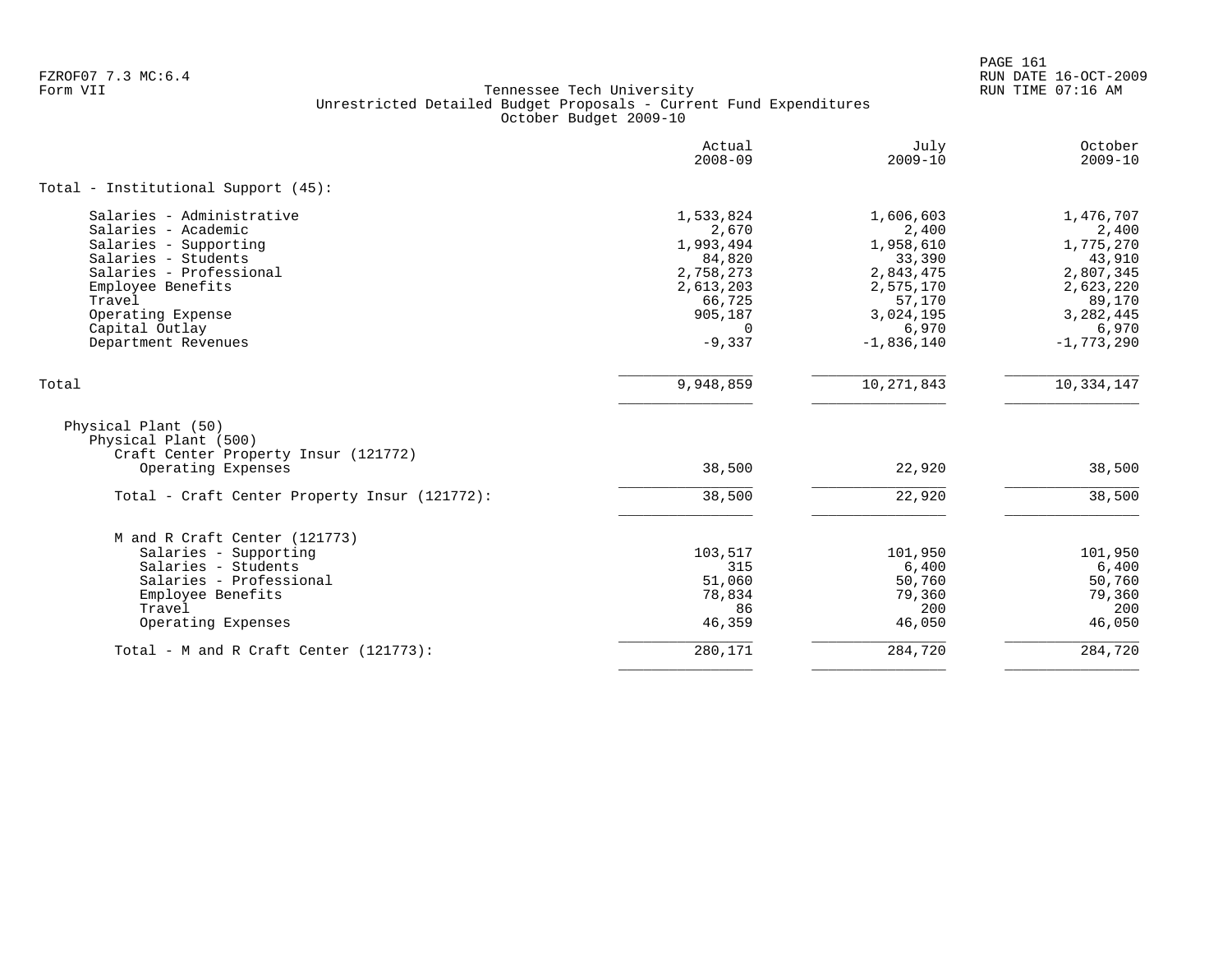Tennessee Tech University
Unrestricted Detailed Budget Proposals - Current Fund Expenditures
October Budget 2009-10

|  | Actual 2008-09 | July 2009-10 | October 2009-10 |
|---|---:|---:|---:|
| **Total - Institutional Support (45):** |  |  |  |
| Salaries - Administrative | 1,533,824 | 1,606,603 | 1,476,707 |
| Salaries - Academic | 2,670 | 2,400 | 2,400 |
| Salaries - Supporting | 1,993,494 | 1,958,610 | 1,775,270 |
| Salaries - Students | 84,820 | 33,390 | 43,910 |
| Salaries - Professional | 2,758,273 | 2,843,475 | 2,807,345 |
| Employee Benefits | 2,613,203 | 2,575,170 | 2,623,220 |
| Travel | 66,725 | 57,170 | 89,170 |
| Operating Expense | 905,187 | 3,024,195 | 3,282,445 |
| Capital Outlay | 0 | 6,970 | 6,970 |
| Department Revenues | -9,337 | -1,836,140 | -1,773,290 |
| Total | 9,948,859 | 10,271,843 | 10,334,147 |
| Physical Plant (50) |  |  |  |
| Physical Plant (500) |  |  |  |
| Craft Center Property Insur (121772) |  |  |  |
| Operating Expenses | 38,500 | 22,920 | 38,500 |
| Total - Craft Center Property Insur (121772): | 38,500 | 22,920 | 38,500 |
| M and R Craft Center (121773) |  |  |  |
| Salaries - Supporting | 103,517 | 101,950 | 101,950 |
| Salaries - Students | 315 | 6,400 | 6,400 |
| Salaries - Professional | 51,060 | 50,760 | 50,760 |
| Employee Benefits | 78,834 | 79,360 | 79,360 |
| Travel | 86 | 200 | 200 |
| Operating Expenses | 46,359 | 46,050 | 46,050 |
| Total - M and R Craft Center (121773): | 280,171 | 284,720 | 284,720 |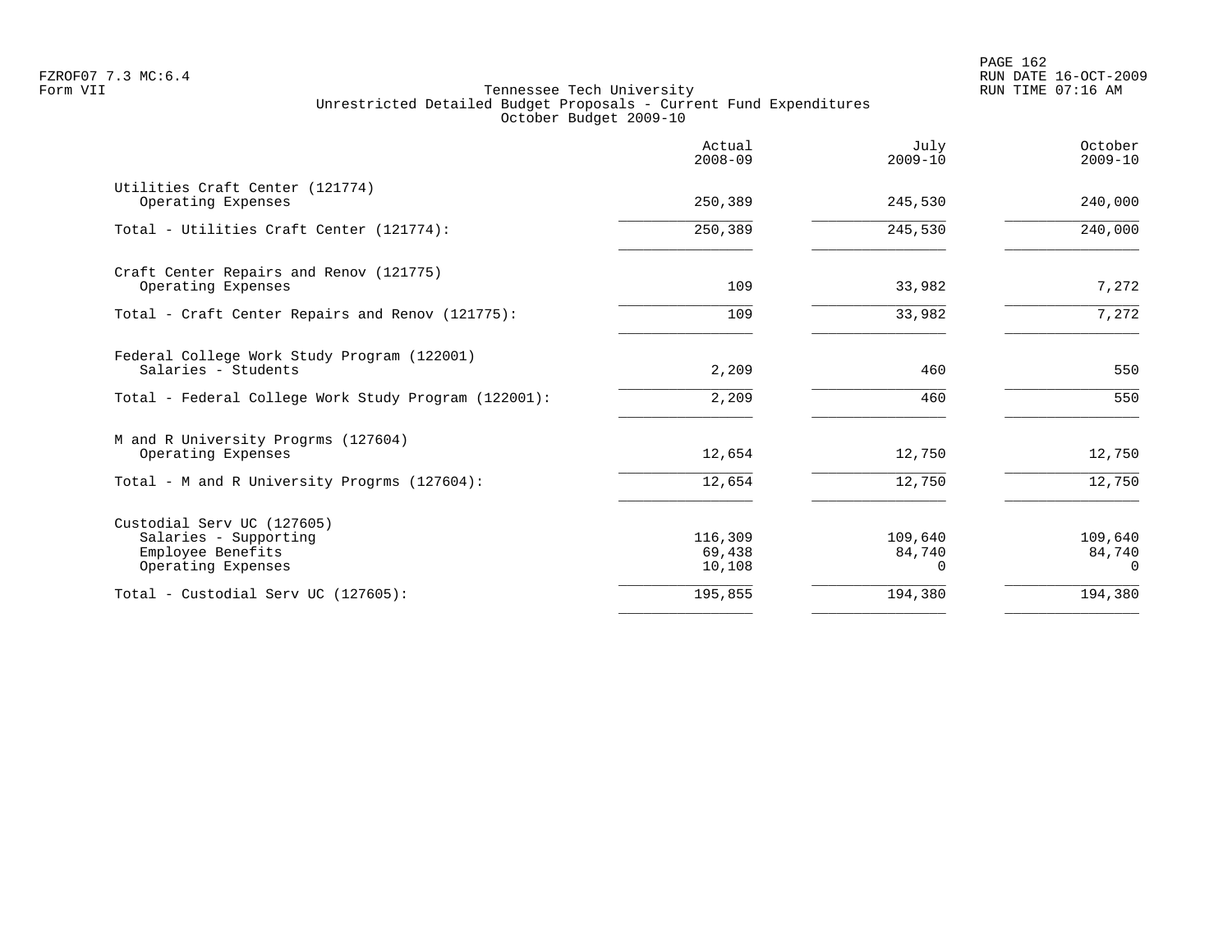FZROF07 7.3 MC:6.4
Form VII

# Tennessee Tech University
## Unrestricted Detailed Budget Proposals - Current Fund Expenditures
### October Budget 2009-10

RUN DATE 16-OCT-2009
RUN TIME 07:16 AM

| | Actual 2008-09 | July 2009-10 | October 2009-10 |
|---|---|---|---|
| Utilities Craft Center (121774) | | | |
| Operating Expenses | 250,389 | 245,530 | 240,000 |
| Total - Utilities Craft Center (121774): | 250,389 | 245,530 | 240,000 |
| Craft Center Repairs and Renov (121775) | | | |
| Operating Expenses | 109 | 33,982 | 7,272 |
| Total - Craft Center Repairs and Renov (121775): | 109 | 33,982 | 7,272 |
| Federal College Work Study Program (122001) | | | |
| Salaries - Students | 2,209 | 460 | 550 |
| Total - Federal College Work Study Program (122001): | 2,209 | 460 | 550 |
| M and R University Progrms (127604) | | | |
| Operating Expenses | 12,654 | 12,750 | 12,750 |
| Total - M and R University Progrms (127604): | 12,654 | 12,750 | 12,750 |
| Custodial Serv UC (127605) | | | |
| Salaries - Supporting | 116,309 | 109,640 | 109,640 |
| Employee Benefits | 69,438 | 84,740 | 84,740 |
| Operating Expenses | 10,108 | 0 | 0 |
| Total - Custodial Serv UC (127605): | 195,855 | 194,380 | 194,380 |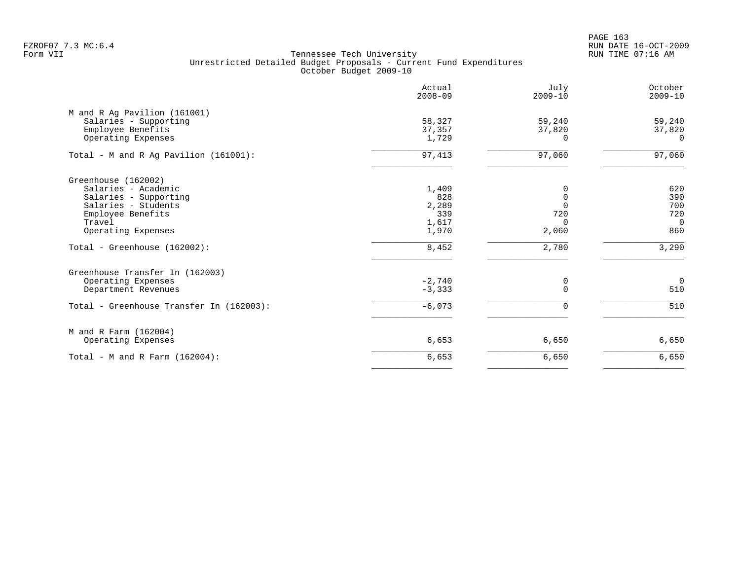Tennessee Tech University
Unrestricted Detailed Budget Proposals - Current Fund Expenditures
October Budget 2009-10

| | Actual 2008-09 | July 2009-10 | October 2009-10 |
|---|---|---|---|
| M and R Ag Pavilion (161001) | | | |
| Salaries - Supporting | 58,327 | 59,240 | 59,240 |
| Employee Benefits | 37,357 | 37,820 | 37,820 |
| Operating Expenses | 1,729 | 0 | 0 |
| Total - M and R Ag Pavilion (161001): | 97,413 | 97,060 | 97,060 |
| Greenhouse (162002) | | | |
| Salaries - Academic | 1,409 | 0 | 620 |
| Salaries - Supporting | 828 | 0 | 390 |
| Salaries - Students | 2,289 | 0 | 700 |
| Employee Benefits | 339 | 720 | 720 |
| Travel | 1,617 | 0 | 0 |
| Operating Expenses | 1,970 | 2,060 | 860 |
| Total - Greenhouse (162002): | 8,452 | 2,780 | 3,290 |
| Greenhouse Transfer In (162003) | | | |
| Operating Expenses | -2,740 | 0 | 0 |
| Department Revenues | -3,333 | 0 | 510 |
| Total - Greenhouse Transfer In (162003): | -6,073 | 0 | 510 |
| M and R Farm (162004) | | | |
| Operating Expenses | 6,653 | 6,650 | 6,650 |
| Total - M and R Farm (162004): | 6,653 | 6,650 | 6,650 |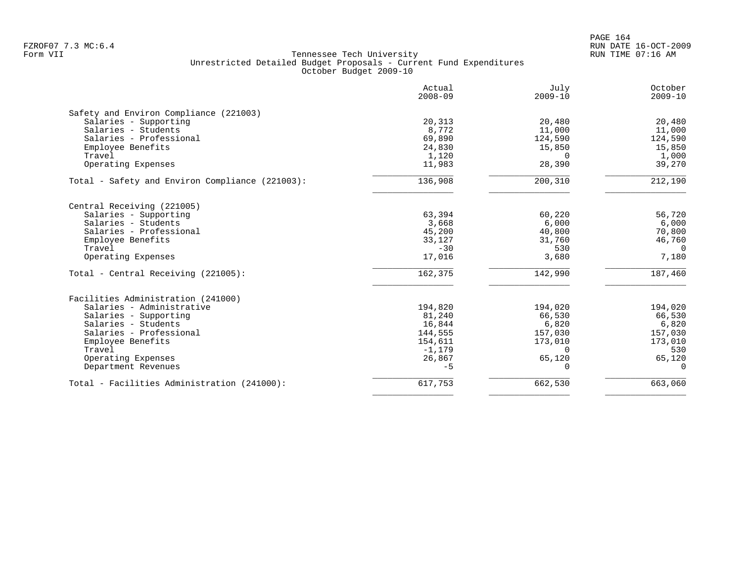Tennessee Tech University
Unrestricted Detailed Budget Proposals - Current Fund Expenditures
October Budget 2009-10

| | Actual 2008-09 | July 2009-10 | October 2009-10 |
|---|---|---|---|
| **Safety and Environ Compliance (221003)** | | | |
| Salaries - Supporting | 20,313 | 20,480 | 20,480 |
| Salaries - Students | 8,772 | 11,000 | 11,000 |
| Salaries - Professional | 69,890 | 124,590 | 124,590 |
| Employee Benefits | 24,830 | 15,850 | 15,850 |
| Travel | 1,120 | 0 | 1,000 |
| Operating Expenses | 11,983 | 28,390 | 39,270 |
| Total - Safety and Environ Compliance (221003): | 136,908 | 200,310 | 212,190 |
| **Central Receiving (221005)** | | | |
| Salaries - Supporting | 63,394 | 60,220 | 56,720 |
| Salaries - Students | 3,668 | 6,000 | 6,000 |
| Salaries - Professional | 45,200 | 40,800 | 70,800 |
| Employee Benefits | 33,127 | 31,760 | 46,760 |
| Travel | -30 | 530 | 0 |
| Operating Expenses | 17,016 | 3,680 | 7,180 |
| Total - Central Receiving (221005): | 162,375 | 142,990 | 187,460 |
| **Facilities Administration (241000)** | | | |
| Salaries - Administrative | 194,820 | 194,020 | 194,020 |
| Salaries - Supporting | 81,240 | 66,530 | 66,530 |
| Salaries - Students | 16,844 | 6,820 | 6,820 |
| Salaries - Professional | 144,555 | 157,030 | 157,030 |
| Employee Benefits | 154,611 | 173,010 | 173,010 |
| Travel | -1,179 | 0 | 530 |
| Operating Expenses | 26,867 | 65,120 | 65,120 |
| Department Revenues | -5 | 0 | 0 |
| Total - Facilities Administration (241000): | 617,753 | 662,530 | 663,060 |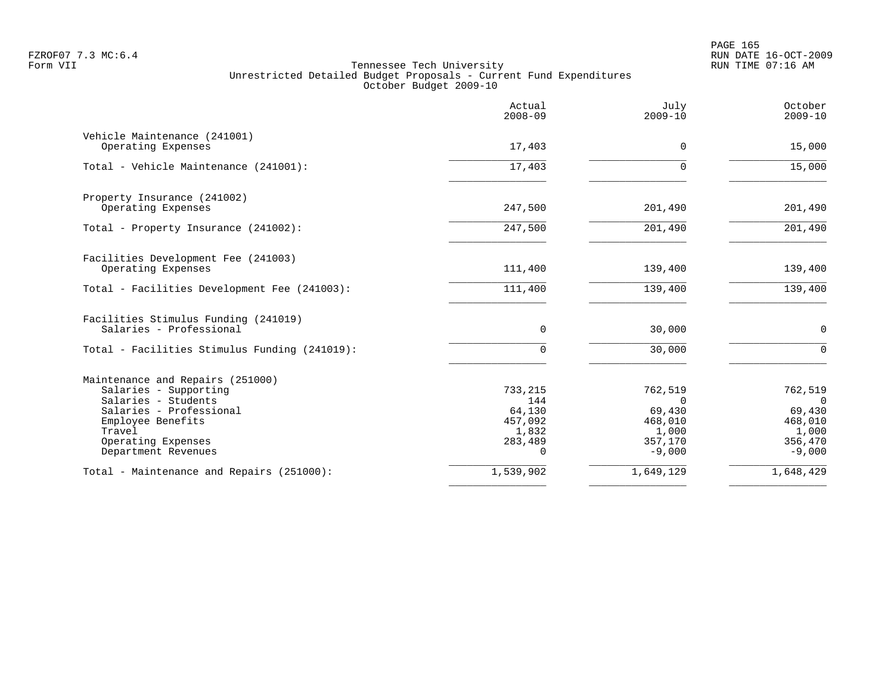Tennessee Tech University
Unrestricted Detailed Budget Proposals - Current Fund Expenditures
October Budget 2009-10

| | Actual 2008-09 | July 2009-10 | October 2009-10 |
|---|---|---|---|
| **Vehicle Maintenance (241001)** | | | |
| Operating Expenses | 17,403 | 0 | 15,000 |
| Total - Vehicle Maintenance (241001): | 17,403 | 0 | 15,000 |
| **Property Insurance (241002)** | | | |
| Operating Expenses | 247,500 | 201,490 | 201,490 |
| Total - Property Insurance (241002): | 247,500 | 201,490 | 201,490 |
| **Facilities Development Fee (241003)** | | | |
| Operating Expenses | 111,400 | 139,400 | 139,400 |
| Total - Facilities Development Fee (241003): | 111,400 | 139,400 | 139,400 |
| **Facilities Stimulus Funding (241019)** | | | |
| Salaries - Professional | 0 | 30,000 | 0 |
| Total - Facilities Stimulus Funding (241019): | 0 | 30,000 | 0 |
| **Maintenance and Repairs (251000)** | | | |
| Salaries - Supporting | 733,215 | 762,519 | 762,519 |
| Salaries - Students | 144 | 0 | 0 |
| Salaries - Professional | 64,130 | 69,430 | 69,430 |
| Employee Benefits | 457,092 | 468,010 | 468,010 |
| Travel | 1,832 | 1,000 | 1,000 |
| Operating Expenses | 283,489 | 357,170 | 356,470 |
| Department Revenues | 0 | -9,000 | -9,000 |
| Total - Maintenance and Repairs (251000): | 1,539,902 | 1,649,129 | 1,648,429 |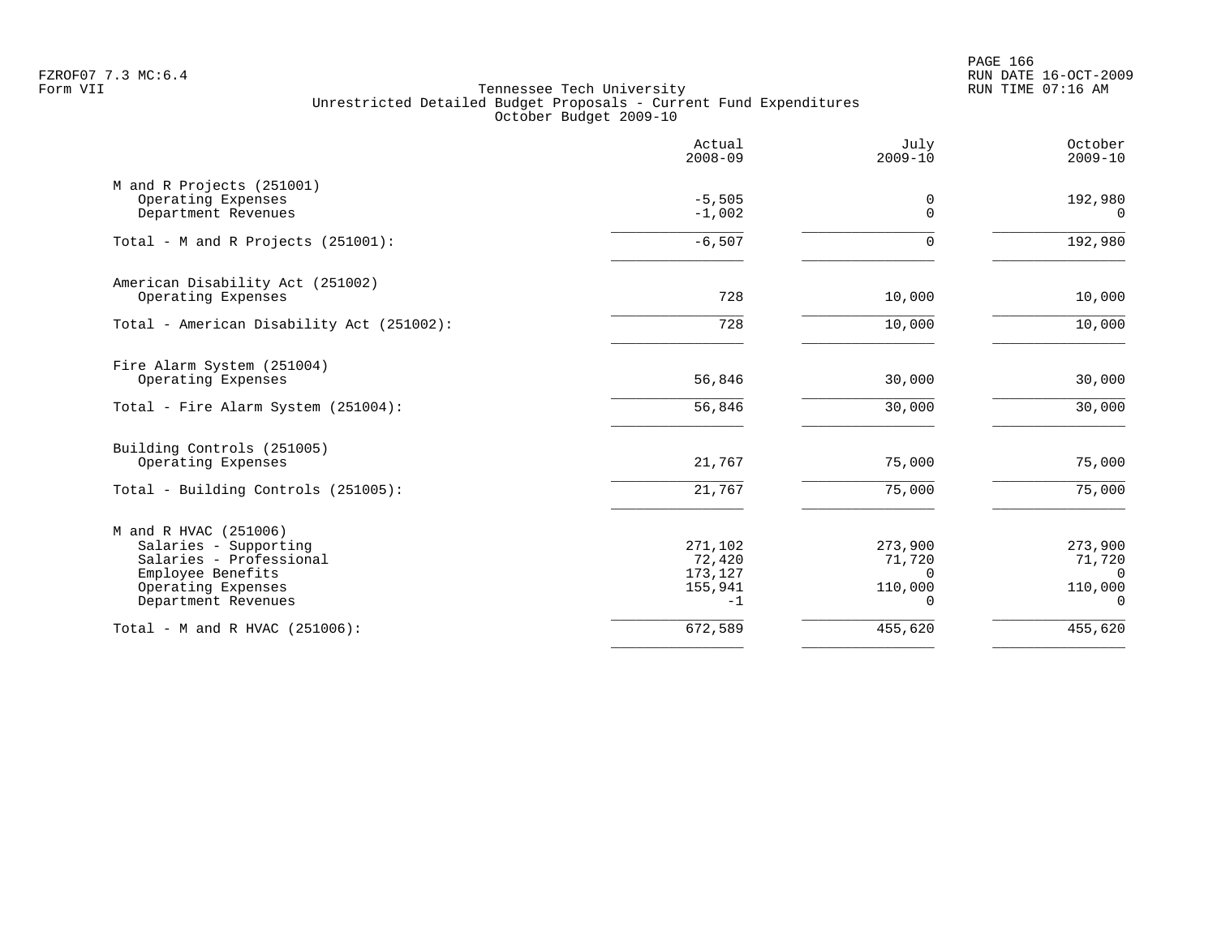FZROF07 7.3 MC:6.4
Form VII

Tennessee Tech University
Unrestricted Detailed Budget Proposals - Current Fund Expenditures
October Budget 2009-10

RUN DATE 16-OCT-2009
RUN TIME 07:16 AM

| | Actual 2008-09 | July 2009-10 | October 2009-10 |
|---|---|---|---|
| **M and R Projects (251001)** | | | |
| Operating Expenses | -5,505 | 0 | 192,980 |
| Department Revenues | -1,002 | 0 | 0 |
| Total - M and R Projects (251001): | -6,507 | 0 | 192,980 |
| **American Disability Act (251002)** | | | |
| Operating Expenses | 728 | 10,000 | 10,000 |
| Total - American Disability Act (251002): | 728 | 10,000 | 10,000 |
| **Fire Alarm System (251004)** | | | |
| Operating Expenses | 56,846 | 30,000 | 30,000 |
| Total - Fire Alarm System (251004): | 56,846 | 30,000 | 30,000 |
| **Building Controls (251005)** | | | |
| Operating Expenses | 21,767 | 75,000 | 75,000 |
| Total - Building Controls (251005): | 21,767 | 75,000 | 75,000 |
| **M and R HVAC (251006)** | | | |
| Salaries - Supporting | 271,102 | 273,900 | 273,900 |
| Salaries - Professional | 72,420 | 71,720 | 71,720 |
| Employee Benefits | 173,127 | 0 | 0 |
| Operating Expenses | 155,941 | 110,000 | 110,000 |
| Department Revenues | -1 | 0 | 0 |
| Total - M and R HVAC (251006): | 672,589 | 455,620 | 455,620 |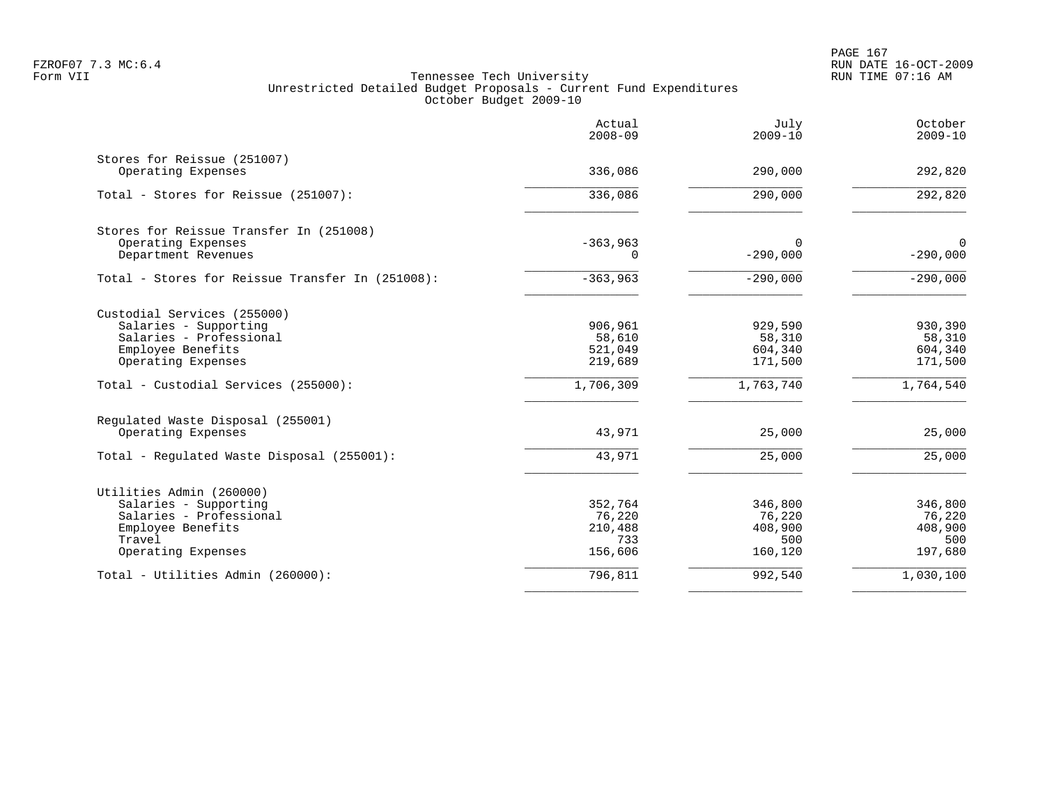Tennessee Tech University
Unrestricted Detailed Budget Proposals - Current Fund Expenditures
October Budget 2009-10

| | Actual 2008-09 | July 2009-10 | October 2009-10 |
|---|---|---|---|
| **Stores for Reissue (251007)** | | | |
| Operating Expenses | 336,086 | 290,000 | 292,820 |
| Total - Stores for Reissue (251007): | 336,086 | 290,000 | 292,820 |
| **Stores for Reissue Transfer In (251008)** | | | |
| Operating Expenses | -363,963 | 0 | 0 |
| Department Revenues | 0 | -290,000 | -290,000 |
| Total - Stores for Reissue Transfer In (251008): | -363,963 | -290,000 | -290,000 |
| **Custodial Services (255000)** | | | |
| Salaries - Supporting | 906,961 | 929,590 | 930,390 |
| Salaries - Professional | 58,610 | 58,310 | 58,310 |
| Employee Benefits | 521,049 | 604,340 | 604,340 |
| Operating Expenses | 219,689 | 171,500 | 171,500 |
| Total - Custodial Services (255000): | 1,706,309 | 1,763,740 | 1,764,540 |
| **Regulated Waste Disposal (255001)** | | | |
| Operating Expenses | 43,971 | 25,000 | 25,000 |
| Total - Regulated Waste Disposal (255001): | 43,971 | 25,000 | 25,000 |
| **Utilities Admin (260000)** | | | |
| Salaries - Supporting | 352,764 | 346,800 | 346,800 |
| Salaries - Professional | 76,220 | 76,220 | 76,220 |
| Employee Benefits | 210,488 | 408,900 | 408,900 |
| Travel | 733 | 500 | 500 |
| Operating Expenses | 156,606 | 160,120 | 197,680 |
| Total - Utilities Admin (260000): | 796,811 | 992,540 | 1,030,100 |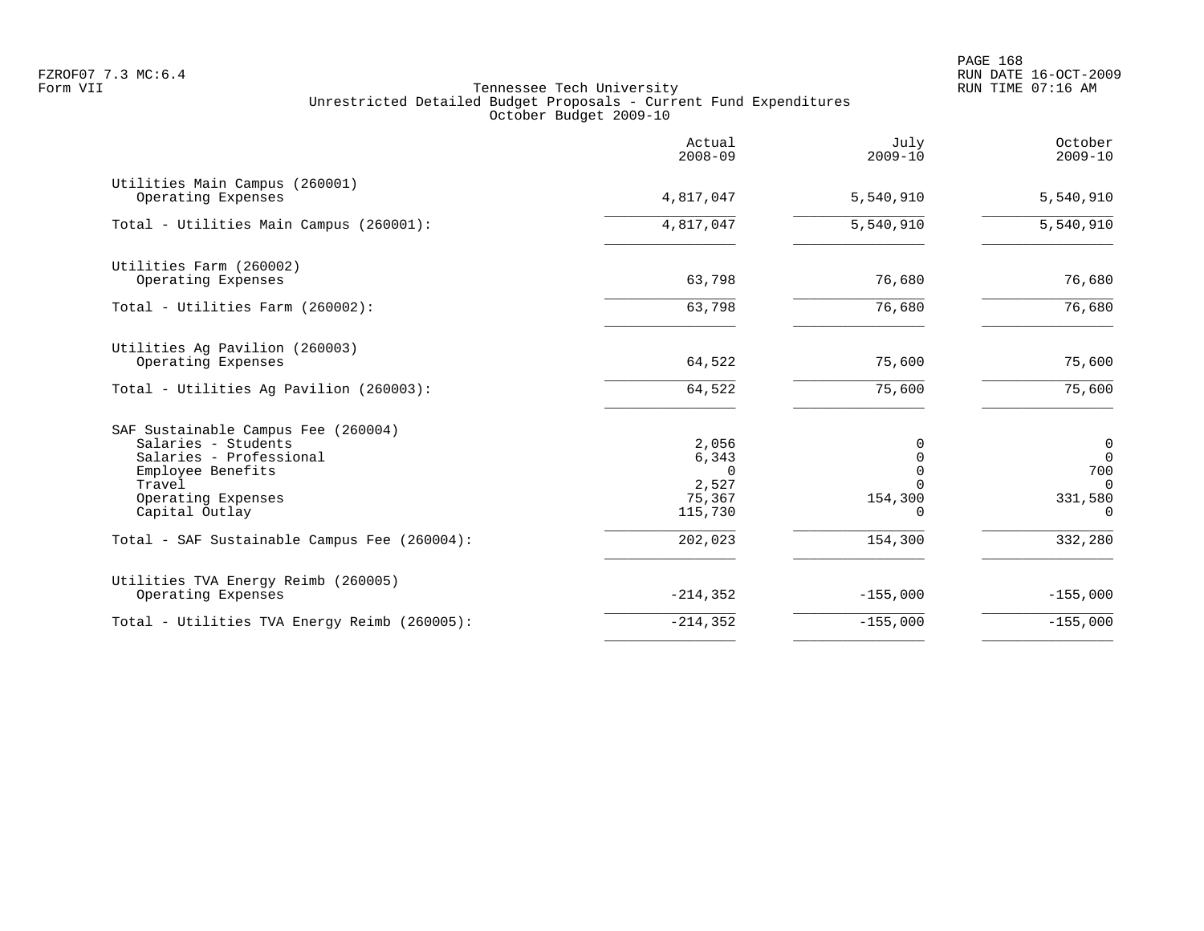Tennessee Tech University
Unrestricted Detailed Budget Proposals - Current Fund Expenditures
October Budget 2009-10

FZROF07 7.3 MC:6.4
Form VII

RUN DATE 16-OCT-2009
RUN TIME 07:16 AM

| | Actual 2008-09 | July 2009-10 | October 2009-10 |
|---|---|---|---|
| **Utilities Main Campus (260001)** | | | |
| Operating Expenses | 4,817,047 | 5,540,910 | 5,540,910 |
| Total - Utilities Main Campus (260001): | 4,817,047 | 5,540,910 | 5,540,910 |
| **Utilities Farm (260002)** | | | |
| Operating Expenses | 63,798 | 76,680 | 76,680 |
| Total - Utilities Farm (260002): | 63,798 | 76,680 | 76,680 |
| **Utilities Ag Pavilion (260003)** | | | |
| Operating Expenses | 64,522 | 75,600 | 75,600 |
| Total - Utilities Ag Pavilion (260003): | 64,522 | 75,600 | 75,600 |
| **SAF Sustainable Campus Fee (260004)** | | | |
| Salaries - Students | 2,056 | 0 | 0 |
| Salaries - Professional | 6,343 | 0 | 0 |
| Employee Benefits | 0 | 0 | 700 |
| Travel | 2,527 | 0 | 0 |
| Operating Expenses | 75,367 | 154,300 | 331,580 |
| Capital Outlay | 115,730 | 0 | 0 |
| Total - SAF Sustainable Campus Fee (260004): | 202,023 | 154,300 | 332,280 |
| **Utilities TVA Energy Reimb (260005)** | | | |
| Operating Expenses | -214,352 | -155,000 | -155,000 |
| Total - Utilities TVA Energy Reimb (260005): | -214,352 | -155,000 | -155,000 |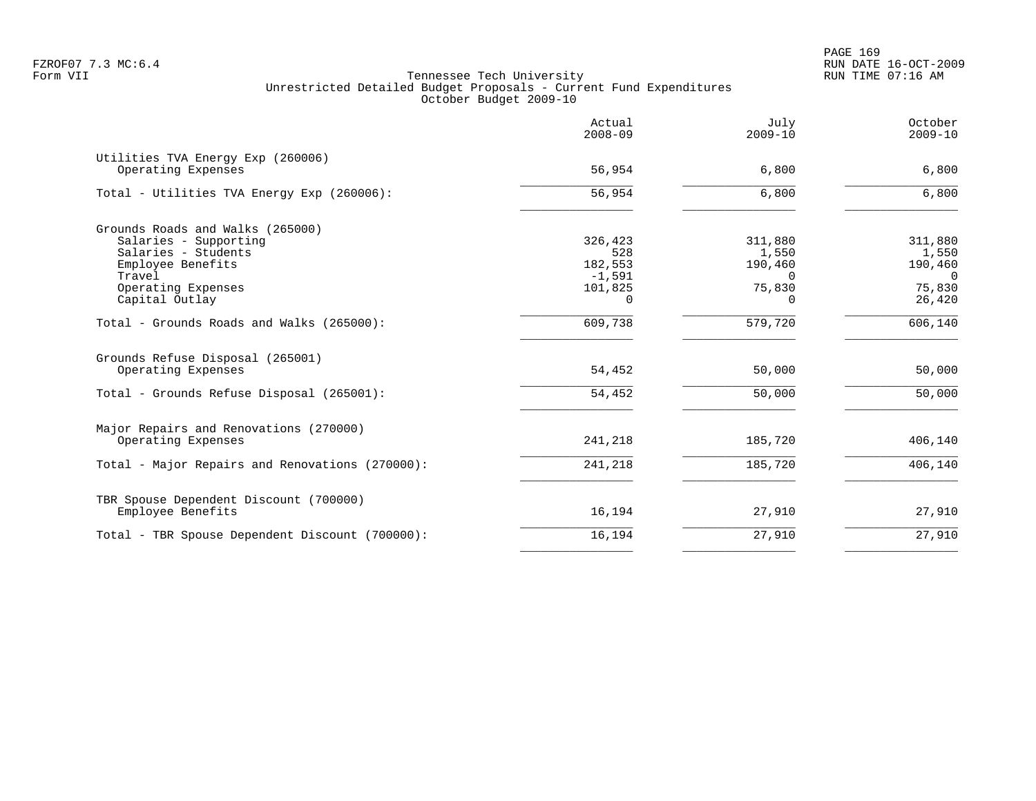Tennessee Tech University
Unrestricted Detailed Budget Proposals - Current Fund Expenditures
October Budget 2009-10

| | Actual 2008-09 | July 2009-10 | October 2009-10 |
|---|---|---|---|
| **Utilities TVA Energy Exp (260006)** | | | |
| Operating Expenses | 56,954 | 6,800 | 6,800 |
| Total - Utilities TVA Energy Exp (260006): | 56,954 | 6,800 | 6,800 |
| **Grounds Roads and Walks (265000)** | | | |
| Salaries - Supporting | 326,423 | 311,880 | 311,880 |
| Salaries - Students | 528 | 1,550 | 1,550 |
| Employee Benefits | 182,553 | 190,460 | 190,460 |
| Travel | -1,591 | 0 | 0 |
| Operating Expenses | 101,825 | 75,830 | 75,830 |
| Capital Outlay | 0 | 0 | 26,420 |
| Total - Grounds Roads and Walks (265000): | 609,738 | 579,720 | 606,140 |
| **Grounds Refuse Disposal (265001)** | | | |
| Operating Expenses | 54,452 | 50,000 | 50,000 |
| Total - Grounds Refuse Disposal (265001): | 54,452 | 50,000 | 50,000 |
| **Major Repairs and Renovations (270000)** | | | |
| Operating Expenses | 241,218 | 185,720 | 406,140 |
| Total - Major Repairs and Renovations (270000): | 241,218 | 185,720 | 406,140 |
| **TBR Spouse Dependent Discount (700000)** | | | |
| Employee Benefits | 16,194 | 27,910 | 27,910 |
| Total - TBR Spouse Dependent Discount (700000): | 16,194 | 27,910 | 27,910 |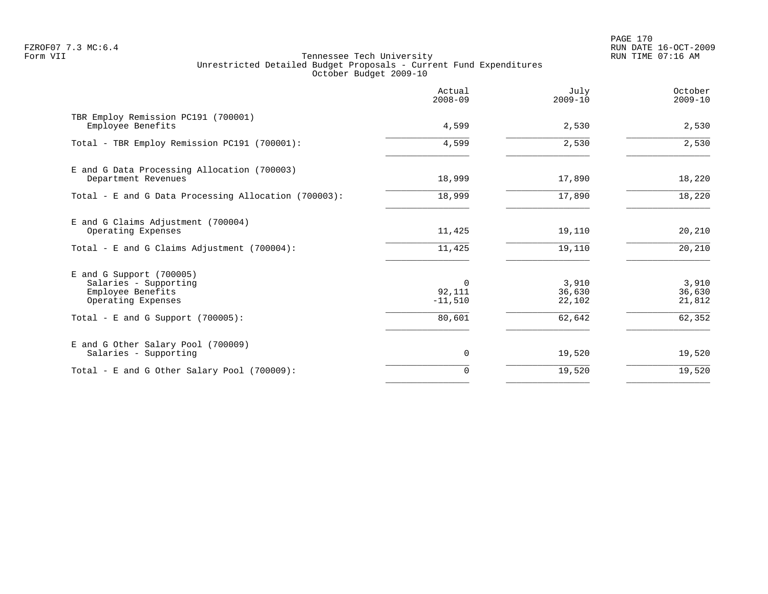FZROF07 7.3 MC:6.4
Form VII

Tennessee Tech University
Unrestricted Detailed Budget Proposals - Current Fund Expenditures
October Budget 2009-10

RUN DATE 16-OCT-2009
RUN TIME 07:16 AM

| | Actual 2008-09 | July 2009-10 | October 2009-10 |
|---|---|---|---|
| TBR Employ Remission PC191 (700001) | | | |
| Employee Benefits | 4,599 | 2,530 | 2,530 |
| Total - TBR Employ Remission PC191 (700001): | 4,599 | 2,530 | 2,530 |
| E and G Data Processing Allocation (700003) | | | |
| Department Revenues | 18,999 | 17,890 | 18,220 |
| Total - E and G Data Processing Allocation (700003): | 18,999 | 17,890 | 18,220 |
| E and G Claims Adjustment (700004) | | | |
| Operating Expenses | 11,425 | 19,110 | 20,210 |
| Total - E and G Claims Adjustment (700004): | 11,425 | 19,110 | 20,210 |
| E and G Support (700005) | | | |
| Salaries - Supporting | 0 | 3,910 | 3,910 |
| Employee Benefits | 92,111 | 36,630 | 36,630 |
| Operating Expenses | -11,510 | 22,102 | 21,812 |
| Total - E and G Support (700005): | 80,601 | 62,642 | 62,352 |
| E and G Other Salary Pool (700009) | | | |
| Salaries - Supporting | 0 | 19,520 | 19,520 |
| Total - E and G Other Salary Pool (700009): | 0 | 19,520 | 19,520 |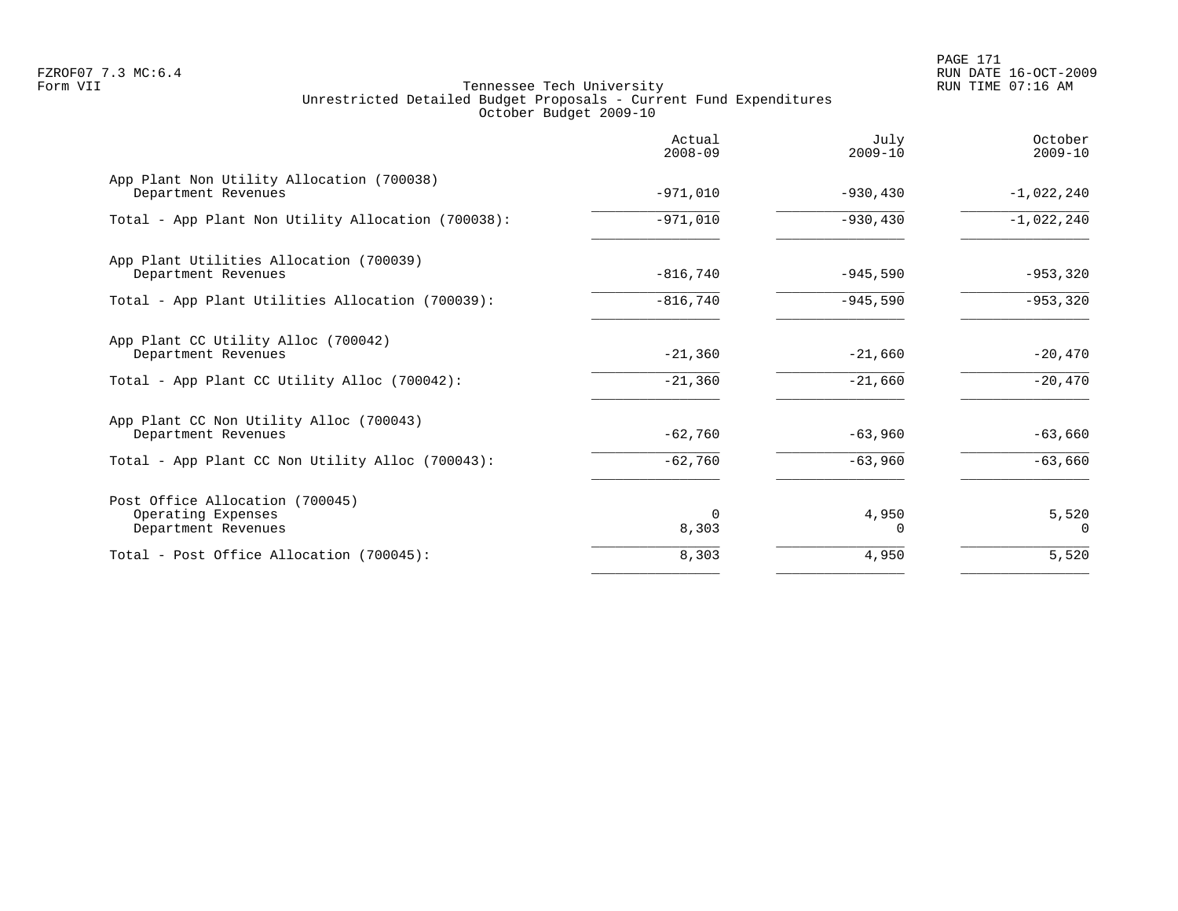Tennessee Tech University
Unrestricted Detailed Budget Proposals - Current Fund Expenditures
October Budget 2009-10

| | Actual 2008-09 | July 2009-10 | October 2009-10 |
|---|---|---|---|
| **App Plant Non Utility Allocation (700038)** | | | |
| Department Revenues | -971,010 | -930,430 | -1,022,240 |
| Total - App Plant Non Utility Allocation (700038): | -971,010 | -930,430 | -1,022,240 |
| **App Plant Utilities Allocation (700039)** | | | |
| Department Revenues | -816,740 | -945,590 | -953,320 |
| Total - App Plant Utilities Allocation (700039): | -816,740 | -945,590 | -953,320 |
| **App Plant CC Utility Alloc (700042)** | | | |
| Department Revenues | -21,360 | -21,660 | -20,470 |
| Total - App Plant CC Utility Alloc (700042): | -21,360 | -21,660 | -20,470 |
| **App Plant CC Non Utility Alloc (700043)** | | | |
| Department Revenues | -62,760 | -63,960 | -63,660 |
| Total - App Plant CC Non Utility Alloc (700043): | -62,760 | -63,960 | -63,660 |
| **Post Office Allocation (700045)** | | | |
| Operating Expenses | 0 | 4,950 | 5,520 |
| Department Revenues | 8,303 | 0 | 0 |
| Total - Post Office Allocation (700045): | 8,303 | 4,950 | 5,520 |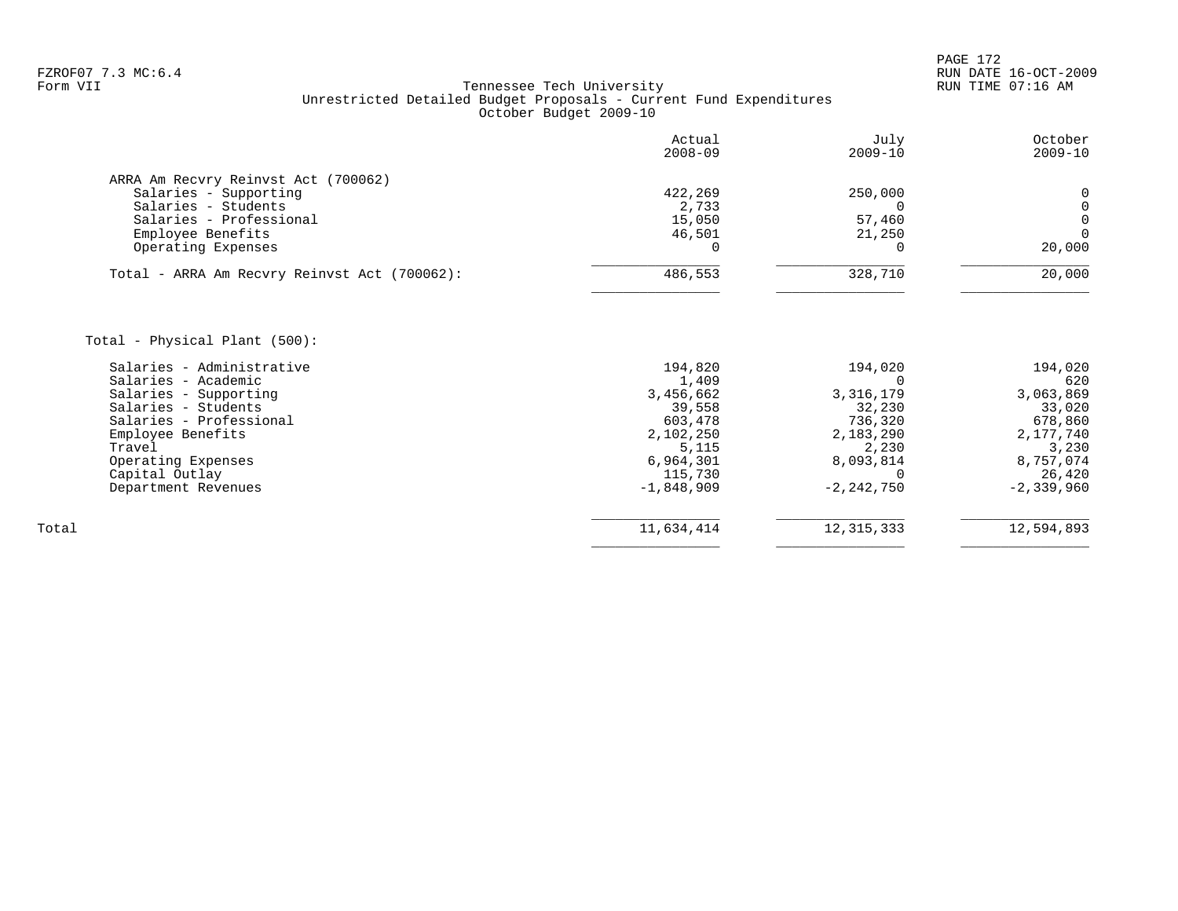FZROF07 7.3 MC:6.4
Form VII

Tennessee Tech University
Unrestricted Detailed Budget Proposals - Current Fund Expenditures
October Budget 2009-10

| | Actual 2008-09 | July 2009-10 | October 2009-10 |
|---|---|---|---|
| **ARRA Am Recvry Reinvst Act (700062)** | | | |
| Salaries - Supporting | 422,269 | 250,000 | 0 |
| Salaries - Students | 2,733 | 0 | 0 |
| Salaries - Professional | 15,050 | 57,460 | 0 |
| Employee Benefits | 46,501 | 21,250 | 0 |
| Operating Expenses | 0 | 0 | 20,000 |
| Total - ARRA Am Recvry Reinvst Act (700062): | 486,553 | 328,710 | 20,000 |
| | | | |
| **Total - Physical Plant (500):** | | | |
| Salaries - Administrative | 194,820 | 194,020 | 194,020 |
| Salaries - Academic | 1,409 | 0 | 620 |
| Salaries - Supporting | 3,456,662 | 3,316,179 | 3,063,869 |
| Salaries - Students | 39,558 | 32,230 | 33,020 |
| Salaries - Professional | 603,478 | 736,320 | 678,860 |
| Employee Benefits | 2,102,250 | 2,183,290 | 2,177,740 |
| Travel | 5,115 | 2,230 | 3,230 |
| Operating Expenses | 6,964,301 | 8,093,814 | 8,757,074 |
| Capital Outlay | 115,730 | 0 | 26,420 |
| Department Revenues | -1,848,909 | -2,242,750 | -2,339,960 |
| Total | 11,634,414 | 12,315,333 | 12,594,893 |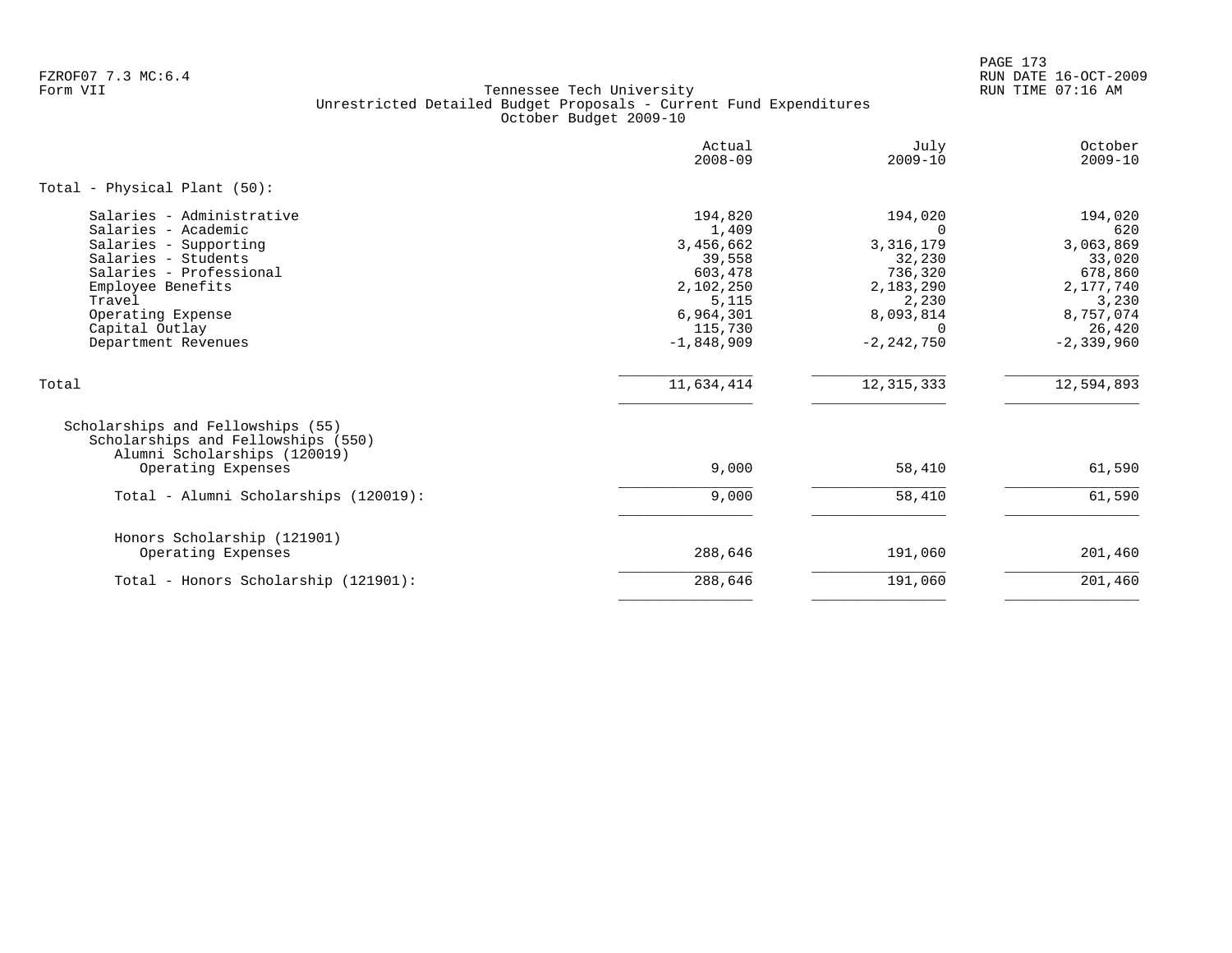Tennessee Tech University
Unrestricted Detailed Budget Proposals - Current Fund Expenditures
October Budget 2009-10

| | Actual 2008-09 | July 2009-10 | October 2009-10 |
|---|---|---|---|
| **Total - Physical Plant (50):** | | | |
| Salaries - Administrative | 194,820 | 194,020 | 194,020 |
| Salaries - Academic | 1,409 | 0 | 620 |
| Salaries - Supporting | 3,456,662 | 3,316,179 | 3,063,869 |
| Salaries - Students | 39,558 | 32,230 | 33,020 |
| Salaries - Professional | 603,478 | 736,320 | 678,860 |
| Employee Benefits | 2,102,250 | 2,183,290 | 2,177,740 |
| Travel | 5,115 | 2,230 | 3,230 |
| Operating Expense | 6,964,301 | 8,093,814 | 8,757,074 |
| Capital Outlay | 115,730 | 0 | 26,420 |
| Department Revenues | -1,848,909 | -2,242,750 | -2,339,960 |
| Total | 11,634,414 | 12,315,333 | 12,594,893 |
| Scholarships and Fellowships (55) | | | |
| Scholarships and Fellowships (550) | | | |
| Alumni Scholarships (120019) | | | |
| Operating Expenses | 9,000 | 58,410 | 61,590 |
| Total - Alumni Scholarships (120019): | 9,000 | 58,410 | 61,590 |
| Honors Scholarship (121901) | | | |
| Operating Expenses | 288,646 | 191,060 | 201,460 |
| Total - Honors Scholarship (121901): | 288,646 | 191,060 | 201,460 |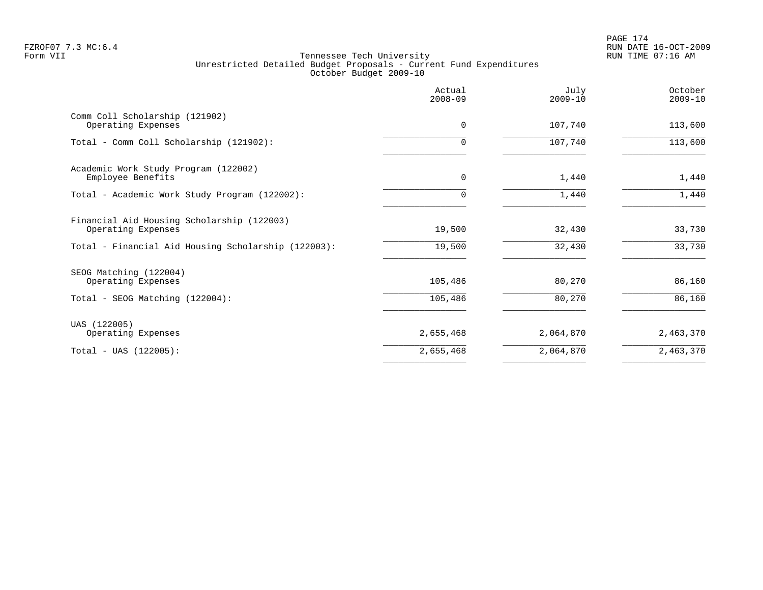Tennessee Tech University
Unrestricted Detailed Budget Proposals - Current Fund Expenditures
October Budget 2009-10

| | Actual 2008-09 | July 2009-10 | October 2009-10 |
|---|---|---|---|
| Comm Coll Scholarship (121902) | | | |
| Operating Expenses | 0 | 107,740 | 113,600 |
| Total - Comm Coll Scholarship (121902): | 0 | 107,740 | 113,600 |
| Academic Work Study Program (122002) | | | |
| Employee Benefits | 0 | 1,440 | 1,440 |
| Total - Academic Work Study Program (122002): | 0 | 1,440 | 1,440 |
| Financial Aid Housing Scholarship (122003) | | | |
| Operating Expenses | 19,500 | 32,430 | 33,730 |
| Total - Financial Aid Housing Scholarship (122003): | 19,500 | 32,430 | 33,730 |
| SEOG Matching (122004) | | | |
| Operating Expenses | 105,486 | 80,270 | 86,160 |
| Total - SEOG Matching (122004): | 105,486 | 80,270 | 86,160 |
| UAS (122005) | | | |
| Operating Expenses | 2,655,468 | 2,064,870 | 2,463,370 |
| Total - UAS (122005): | 2,655,468 | 2,064,870 | 2,463,370 |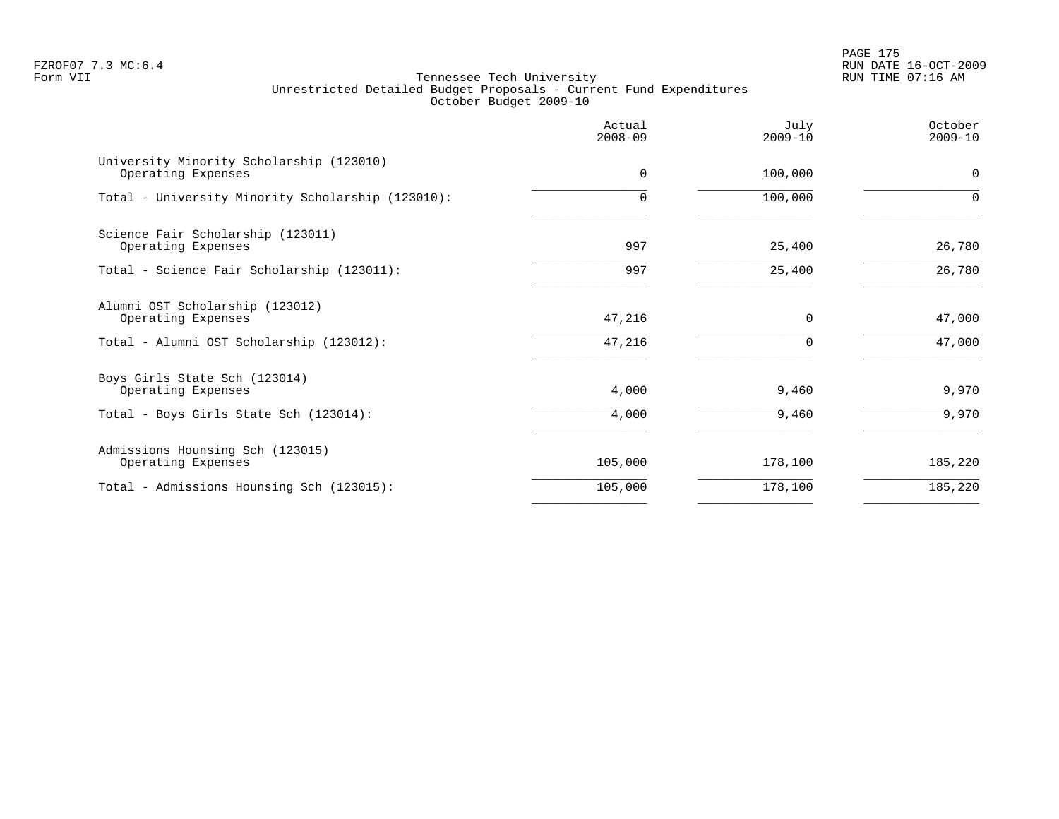FZROF07 7.3 MC:6.4
Form VII

# Tennessee Tech University
## Unrestricted Detailed Budget Proposals - Current Fund Expenditures
### October Budget 2009-10

| | Actual 2008-09 | July 2009-10 | October 2009-10 |
|---|---:|---:|---:|
| **University Minority Scholarship (123010)** | | | |
| Operating Expenses | 0 | 100,000 | 0 |
| Total - University Minority Scholarship (123010): | 0 | 100,000 | 0 |
| **Science Fair Scholarship (123011)** | | | |
| Operating Expenses | 997 | 25,400 | 26,780 |
| Total - Science Fair Scholarship (123011): | 997 | 25,400 | 26,780 |
| **Alumni OST Scholarship (123012)** | | | |
| Operating Expenses | 47,216 | 0 | 47,000 |
| Total - Alumni OST Scholarship (123012): | 47,216 | 0 | 47,000 |
| **Boys Girls State Sch (123014)** | | | |
| Operating Expenses | 4,000 | 9,460 | 9,970 |
| Total - Boys Girls State Sch (123014): | 4,000 | 9,460 | 9,970 |
| **Admissions Hounsing Sch (123015)** | | | |
| Operating Expenses | 105,000 | 178,100 | 185,220 |
| Total - Admissions Hounsing Sch (123015): | 105,000 | 178,100 | 185,220 |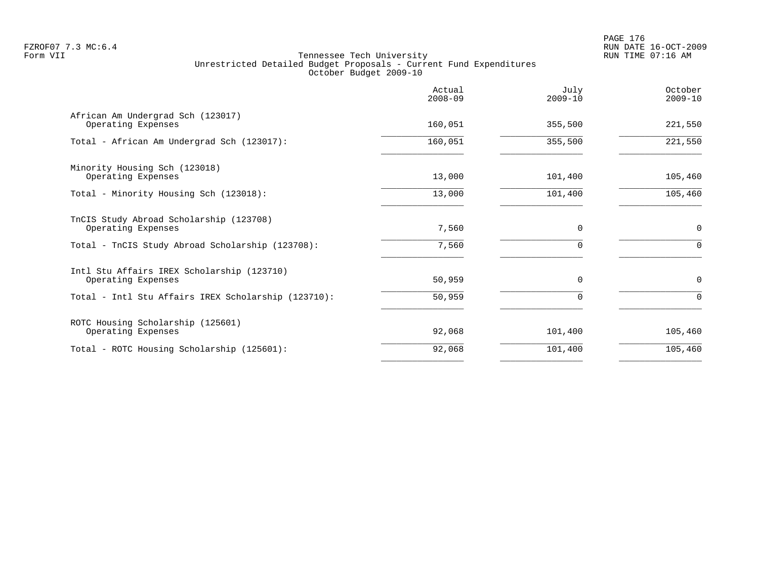FZROF07 7.3 MC:6.4
Form VII

# Tennessee Tech University
## Unrestricted Detailed Budget Proposals - Current Fund Expenditures
### October Budget 2009-10

| | Actual 2008-09 | July 2009-10 | October 2009-10 |
|---|---|---|---|
| **African Am Undergrad Sch (123017)** | | | |
| Operating Expenses | 160,051 | 355,500 | 221,550 |
| Total - African Am Undergrad Sch (123017): | 160,051 | 355,500 | 221,550 |
| **Minority Housing Sch (123018)** | | | |
| Operating Expenses | 13,000 | 101,400 | 105,460 |
| Total - Minority Housing Sch (123018): | 13,000 | 101,400 | 105,460 |
| **TnCIS Study Abroad Scholarship (123708)** | | | |
| Operating Expenses | 7,560 | 0 | 0 |
| Total - TnCIS Study Abroad Scholarship (123708): | 7,560 | 0 | 0 |
| **Intl Stu Affairs IREX Scholarship (123710)** | | | |
| Operating Expenses | 50,959 | 0 | 0 |
| Total - Intl Stu Affairs IREX Scholarship (123710): | 50,959 | 0 | 0 |
| **ROTC Housing Scholarship (125601)** | | | |
| Operating Expenses | 92,068 | 101,400 | 105,460 |
| Total - ROTC Housing Scholarship (125601): | 92,068 | 101,400 | 105,460 |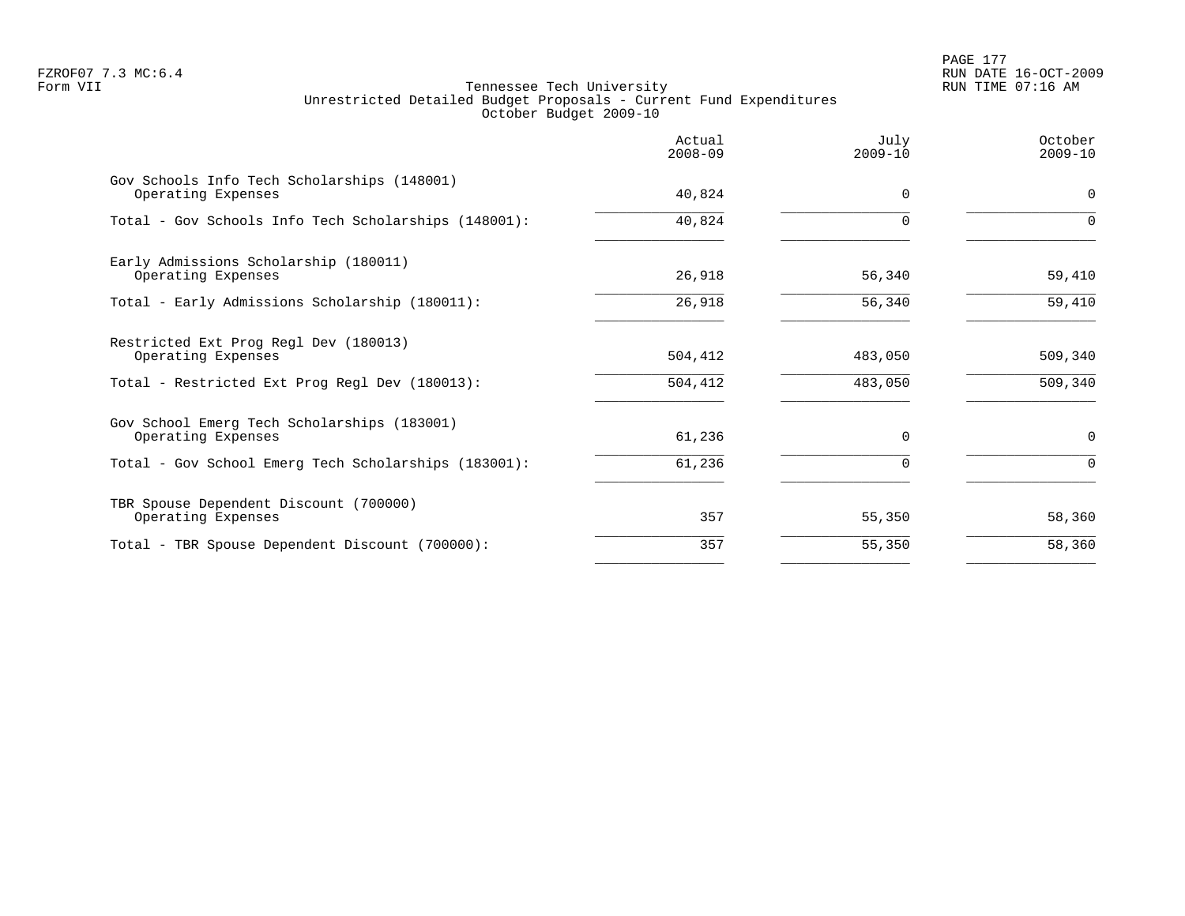FZROF07 7.3 MC:6.4
Form VII

# Tennessee Tech University
## Unrestricted Detailed Budget Proposals - Current Fund Expenditures
### October Budget 2009-10

| | Actual 2008-09 | July 2009-10 | October 2009-10 |
|---|---:|---:|---:|
| **Gov Schools Info Tech Scholarships (148001)** | | | |
| Operating Expenses | 40,824 | 0 | 0 |
| Total - Gov Schools Info Tech Scholarships (148001): | 40,824 | 0 | 0 |
| **Early Admissions Scholarship (180011)** | | | |
| Operating Expenses | 26,918 | 56,340 | 59,410 |
| Total - Early Admissions Scholarship (180011): | 26,918 | 56,340 | 59,410 |
| **Restricted Ext Prog Regl Dev (180013)** | | | |
| Operating Expenses | 504,412 | 483,050 | 509,340 |
| Total - Restricted Ext Prog Regl Dev (180013): | 504,412 | 483,050 | 509,340 |
| **Gov School Emerg Tech Scholarships (183001)** | | | |
| Operating Expenses | 61,236 | 0 | 0 |
| Total - Gov School Emerg Tech Scholarships (183001): | 61,236 | 0 | 0 |
| **TBR Spouse Dependent Discount (700000)** | | | |
| Operating Expenses | 357 | 55,350 | 58,360 |
| Total - TBR Spouse Dependent Discount (700000): | 357 | 55,350 | 58,360 |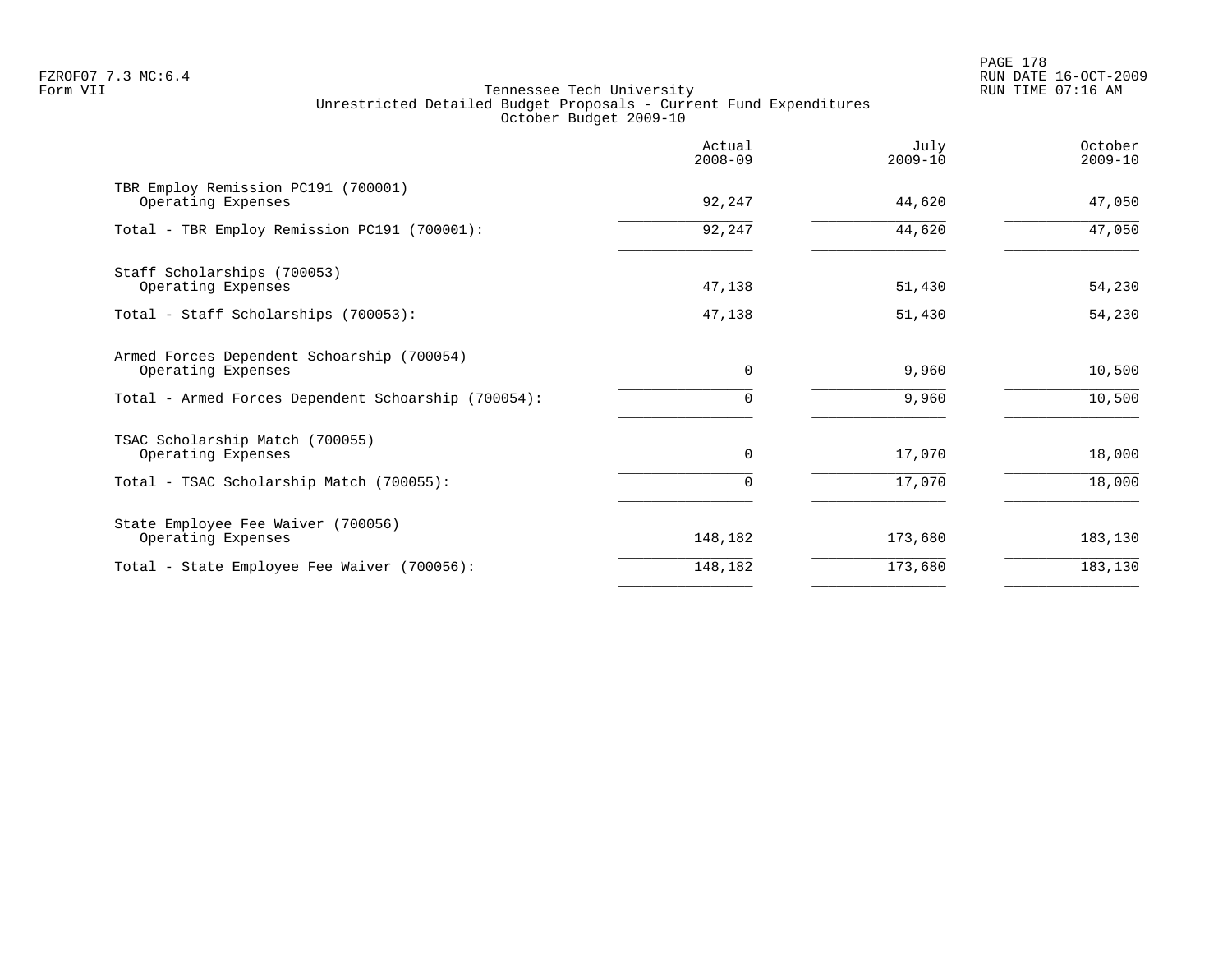Tennessee Tech University
Unrestricted Detailed Budget Proposals - Current Fund Expenditures
October Budget 2009-10

| | Actual 2008-09 | July 2009-10 | October 2009-10 |
|---|---|---|---|
| TBR Employ Remission PC191 (700001) | | | |
| Operating Expenses | 92,247 | 44,620 | 47,050 |
| Total - TBR Employ Remission PC191 (700001): | 92,247 | 44,620 | 47,050 |
| Staff Scholarships (700053) | | | |
| Operating Expenses | 47,138 | 51,430 | 54,230 |
| Total - Staff Scholarships (700053): | 47,138 | 51,430 | 54,230 |
| Armed Forces Dependent Schoarship (700054) | | | |
| Operating Expenses | 0 | 9,960 | 10,500 |
| Total - Armed Forces Dependent Schoarship (700054): | 0 | 9,960 | 10,500 |
| TSAC Scholarship Match (700055) | | | |
| Operating Expenses | 0 | 17,070 | 18,000 |
| Total - TSAC Scholarship Match (700055): | 0 | 17,070 | 18,000 |
| State Employee Fee Waiver (700056) | | | |
| Operating Expenses | 148,182 | 173,680 | 183,130 |
| Total - State Employee Fee Waiver (700056): | 148,182 | 173,680 | 183,130 |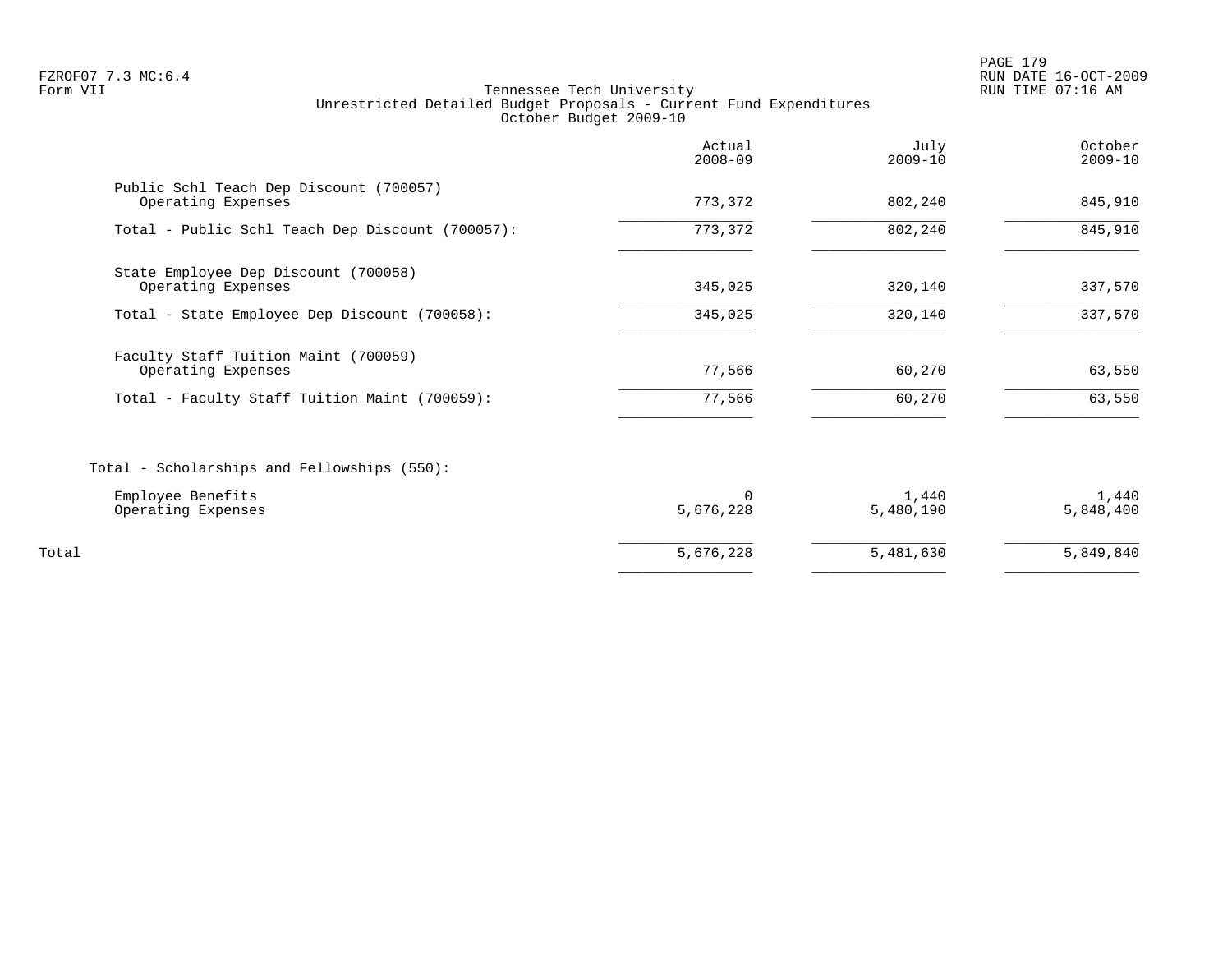FZROF07 7.3 MC:6.4
Form VII

Tennessee Tech University
Unrestricted Detailed Budget Proposals - Current Fund Expenditures
October Budget 2009-10

RUN DATE 16-OCT-2009
RUN TIME 07:16 AM

| | Actual 2008-09 | July 2009-10 | October 2009-10 |
|---|---|---|---|
| Public Schl Teach Dep Discount (700057) | | | |
| Operating Expenses | 773,372 | 802,240 | 845,910 |
| Total - Public Schl Teach Dep Discount (700057): | 773,372 | 802,240 | 845,910 |
| State Employee Dep Discount (700058) | | | |
| Operating Expenses | 345,025 | 320,140 | 337,570 |
| Total - State Employee Dep Discount (700058): | 345,025 | 320,140 | 337,570 |
| Faculty Staff Tuition Maint (700059) | | | |
| Operating Expenses | 77,566 | 60,270 | 63,550 |
| Total - Faculty Staff Tuition Maint (700059): | 77,566 | 60,270 | 63,550 |
| Total - Scholarships and Fellowships (550): | | | |
| Employee Benefits | 0 | 1,440 | 1,440 |
| Operating Expenses | 5,676,228 | 5,480,190 | 5,848,400 |
| Total | 5,676,228 | 5,481,630 | 5,849,840 |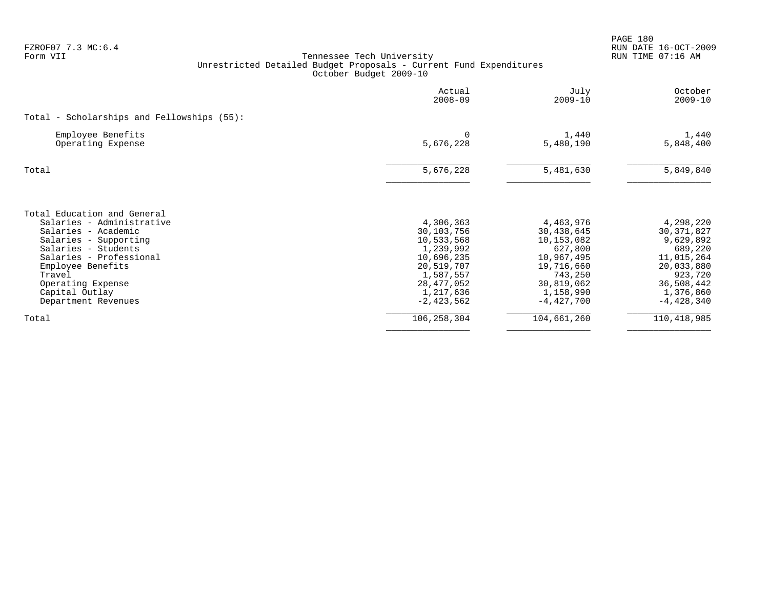Tennessee Tech University
Unrestricted Detailed Budget Proposals - Current Fund Expenditures
October Budget 2009-10

| | Actual 2008-09 | July 2009-10 | October 2009-10 |
|---|---|---|---|
| **Total - Scholarships and Fellowships (55):** | | | |
| Employee Benefits | 0 | 1,440 | 1,440 |
| Operating Expense | 5,676,228 | 5,480,190 | 5,848,400 |
| Total | 5,676,228 | 5,481,630 | 5,849,840 |
| | | | |
| **Total Education and General** | | | |
| Salaries - Administrative | 4,306,363 | 4,463,976 | 4,298,220 |
| Salaries - Academic | 30,103,756 | 30,438,645 | 30,371,827 |
| Salaries - Supporting | 10,533,568 | 10,153,082 | 9,629,892 |
| Salaries - Students | 1,239,992 | 627,800 | 689,220 |
| Salaries - Professional | 10,696,235 | 10,967,495 | 11,015,264 |
| Employee Benefits | 20,519,707 | 19,716,660 | 20,033,880 |
| Travel | 1,587,557 | 743,250 | 923,720 |
| Operating Expense | 28,477,052 | 30,819,062 | 36,508,442 |
| Capital Outlay | 1,217,636 | 1,158,990 | 1,376,860 |
| Department Revenues | -2,423,562 | -4,427,700 | -4,428,340 |
| Total | 106,258,304 | 104,661,260 | 110,418,985 |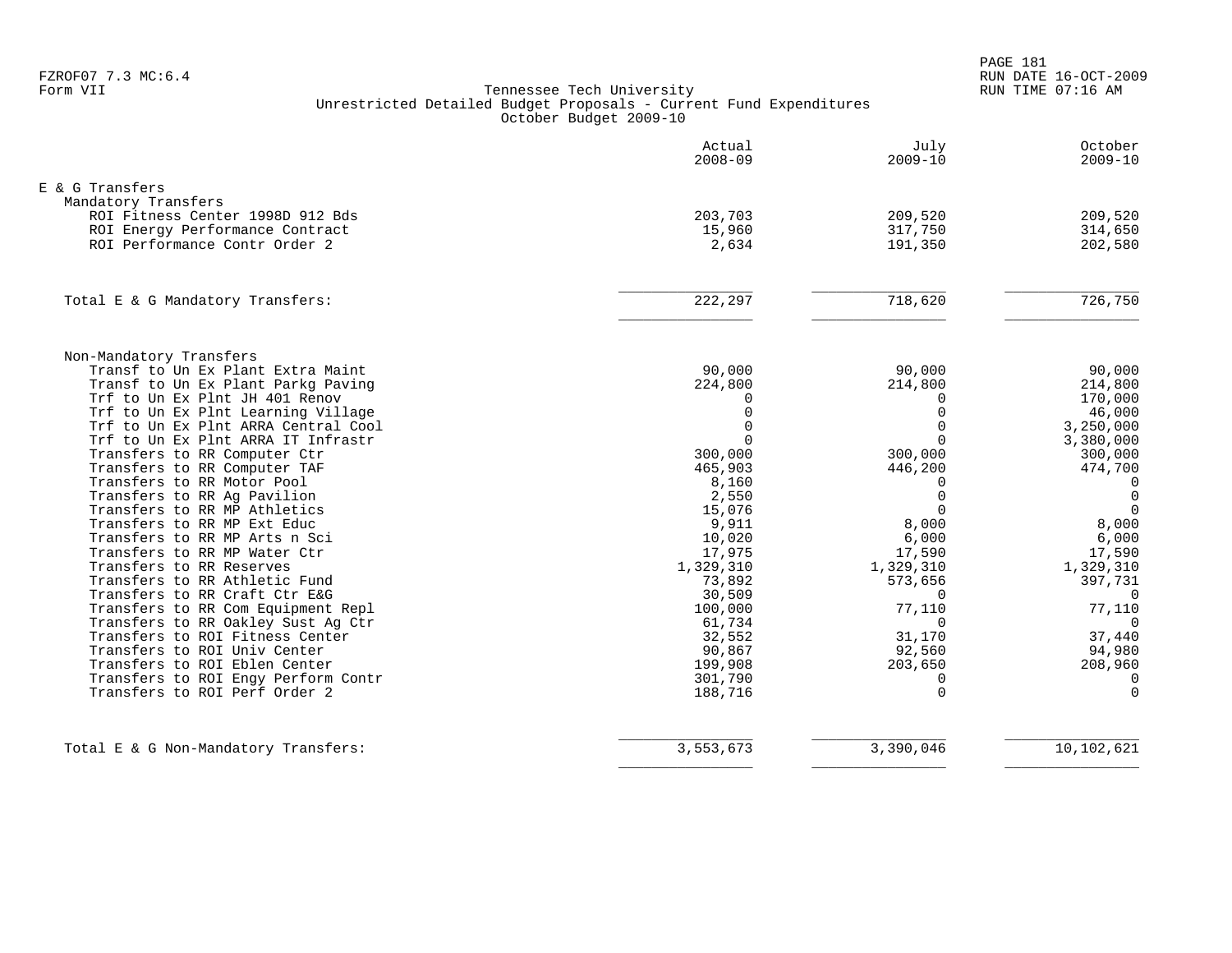FZROF07 7.3 MC:6.4
Form VII

Tennessee Tech University
Unrestricted Detailed Budget Proposals - Current Fund Expenditures
October Budget 2009-10

RUN DATE 16-OCT-2009
RUN TIME 07:16 AM

| | Actual 2008-09 | July 2009-10 | October 2009-10 |
|---|---|---|---|
| **E & G Transfers** | | | |
| Mandatory Transfers | | | |
| ROI Fitness Center 1998D 912 Bds | 203,703 | 209,520 | 209,520 |
| ROI Energy Performance Contract | 15,960 | 317,750 | 314,650 |
| ROI Performance Contr Order 2 | 2,634 | 191,350 | 202,580 |
| Total E & G Mandatory Transfers: | 222,297 | 718,620 | 726,750 |
| Non-Mandatory Transfers | | | |
| Transf to Un Ex Plant Extra Maint | 90,000 | 90,000 | 90,000 |
| Transf to Un Ex Plant Parkg Paving | 224,800 | 214,800 | 214,800 |
| Trf to Un Ex Plnt JH 401 Renov | 0 | 0 | 170,000 |
| Trf to Un Ex Plnt Learning Village | 0 | 0 | 46,000 |
| Trf to Un Ex Plnt ARRA Central Cool | 0 | 0 | 3,250,000 |
| Trf to Un Ex Plnt ARRA IT Infrastr | 0 | 0 | 3,380,000 |
| Transfers to RR Computer Ctr | 300,000 | 300,000 | 300,000 |
| Transfers to RR Computer TAF | 465,903 | 446,200 | 474,700 |
| Transfers to RR Motor Pool | 8,160 | 0 | 0 |
| Transfers to RR Ag Pavilion | 2,550 | 0 | 0 |
| Transfers to RR MP Athletics | 15,076 | 0 | 0 |
| Transfers to RR MP Ext Educ | 9,911 | 8,000 | 8,000 |
| Transfers to RR MP Arts n Sci | 10,020 | 6,000 | 6,000 |
| Transfers to RR MP Water Ctr | 17,975 | 17,590 | 17,590 |
| Transfers to RR Reserves | 1,329,310 | 1,329,310 | 1,329,310 |
| Transfers to RR Athletic Fund | 73,892 | 573,656 | 397,731 |
| Transfers to RR Craft Ctr E&G | 30,509 | 0 | 0 |
| Transfers to RR Com Equipment Repl | 100,000 | 77,110 | 77,110 |
| Transfers to RR Oakley Sust Ag Ctr | 61,734 | 0 | 0 |
| Transfers to ROI Fitness Center | 32,552 | 31,170 | 37,440 |
| Transfers to ROI Univ Center | 90,867 | 92,560 | 94,980 |
| Transfers to ROI Eblen Center | 199,908 | 203,650 | 208,960 |
| Transfers to ROI Engy Perform Contr | 301,790 | 0 | 0 |
| Transfers to ROI Perf Order 2 | 188,716 | 0 | 0 |
| Total E & G Non-Mandatory Transfers: | 3,553,673 | 3,390,046 | 10,102,621 |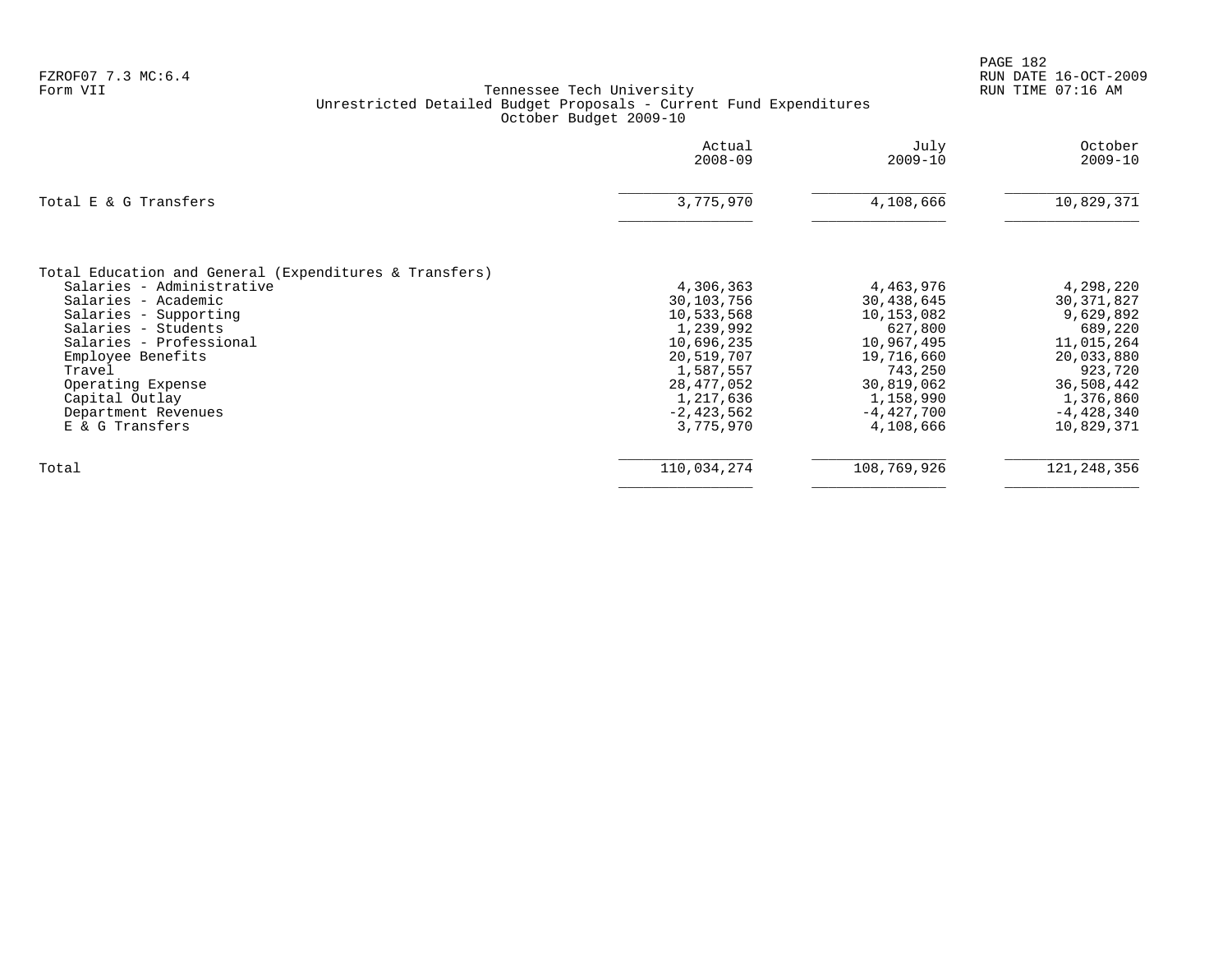FZROF07 7.3 MC:6.4
Form VII

Tennessee Tech University
Unrestricted Detailed Budget Proposals - Current Fund Expenditures
October Budget 2009-10

|  | Actual 2008-09 | July 2009-10 | October 2009-10 |
|---|---|---|---|
| Total E & G Transfers | 3,775,970 | 4,108,666 | 10,829,371 |
| Total Education and General (Expenditures & Transfers) | | | |
| Salaries - Administrative | 4,306,363 | 4,463,976 | 4,298,220 |
| Salaries - Academic | 30,103,756 | 30,438,645 | 30,371,827 |
| Salaries - Supporting | 10,533,568 | 10,153,082 | 9,629,892 |
| Salaries - Students | 1,239,992 | 627,800 | 689,220 |
| Salaries - Professional | 10,696,235 | 10,967,495 | 11,015,264 |
| Employee Benefits | 20,519,707 | 19,716,660 | 20,033,880 |
| Travel | 1,587,557 | 743,250 | 923,720 |
| Operating Expense | 28,477,052 | 30,819,062 | 36,508,442 |
| Capital Outlay | 1,217,636 | 1,158,990 | 1,376,860 |
| Department Revenues | -2,423,562 | -4,427,700 | -4,428,340 |
| E & G Transfers | 3,775,970 | 4,108,666 | 10,829,371 |
| Total | 110,034,274 | 108,769,926 | 121,248,356 |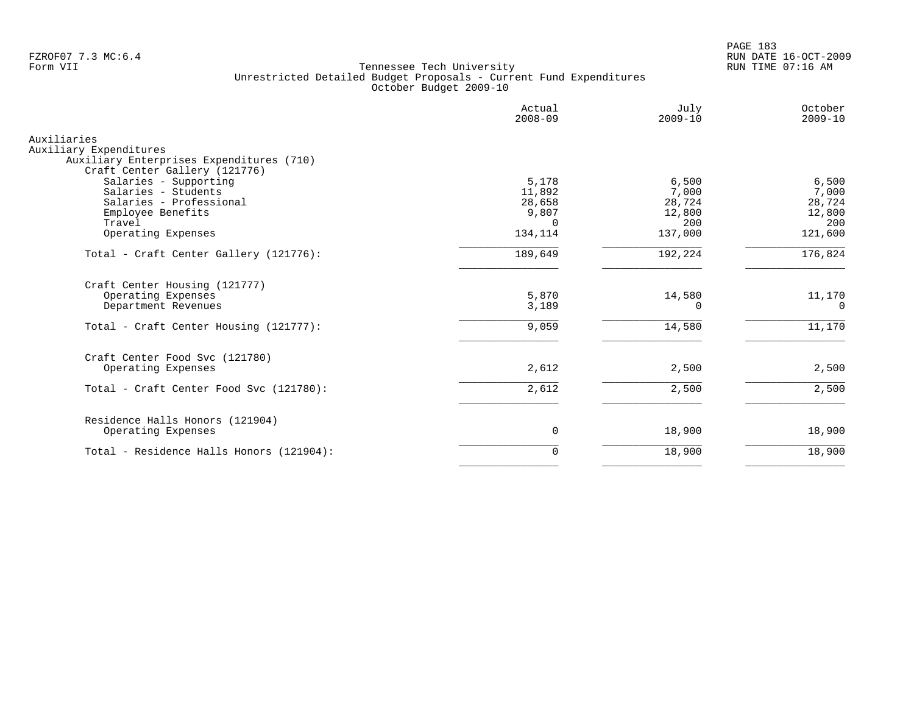Tennessee Tech University
Unrestricted Detailed Budget Proposals - Current Fund Expenditures
October Budget 2009-10

| | Actual 2008-09 | July 2009-10 | October 2009-10 |
|---|---|---|---|
| Auxiliaries | | | |
| Auxiliary Expenditures | | | |
| Auxiliary Enterprises Expenditures (710) | | | |
| Craft Center Gallery (121776) | | | |
| Salaries - Supporting | 5,178 | 6,500 | 6,500 |
| Salaries - Students | 11,892 | 7,000 | 7,000 |
| Salaries - Professional | 28,658 | 28,724 | 28,724 |
| Employee Benefits | 9,807 | 12,800 | 12,800 |
| Travel | 0 | 200 | 200 |
| Operating Expenses | 134,114 | 137,000 | 121,600 |
| Total - Craft Center Gallery (121776): | 189,649 | 192,224 | 176,824 |
| Craft Center Housing (121777) | | | |
| Operating Expenses | 5,870 | 14,580 | 11,170 |
| Department Revenues | 3,189 | 0 | 0 |
| Total - Craft Center Housing (121777): | 9,059 | 14,580 | 11,170 |
| Craft Center Food Svc (121780) | | | |
| Operating Expenses | 2,612 | 2,500 | 2,500 |
| Total - Craft Center Food Svc (121780): | 2,612 | 2,500 | 2,500 |
| Residence Halls Honors (121904) | | | |
| Operating Expenses | 0 | 18,900 | 18,900 |
| Total - Residence Halls Honors (121904): | 0 | 18,900 | 18,900 |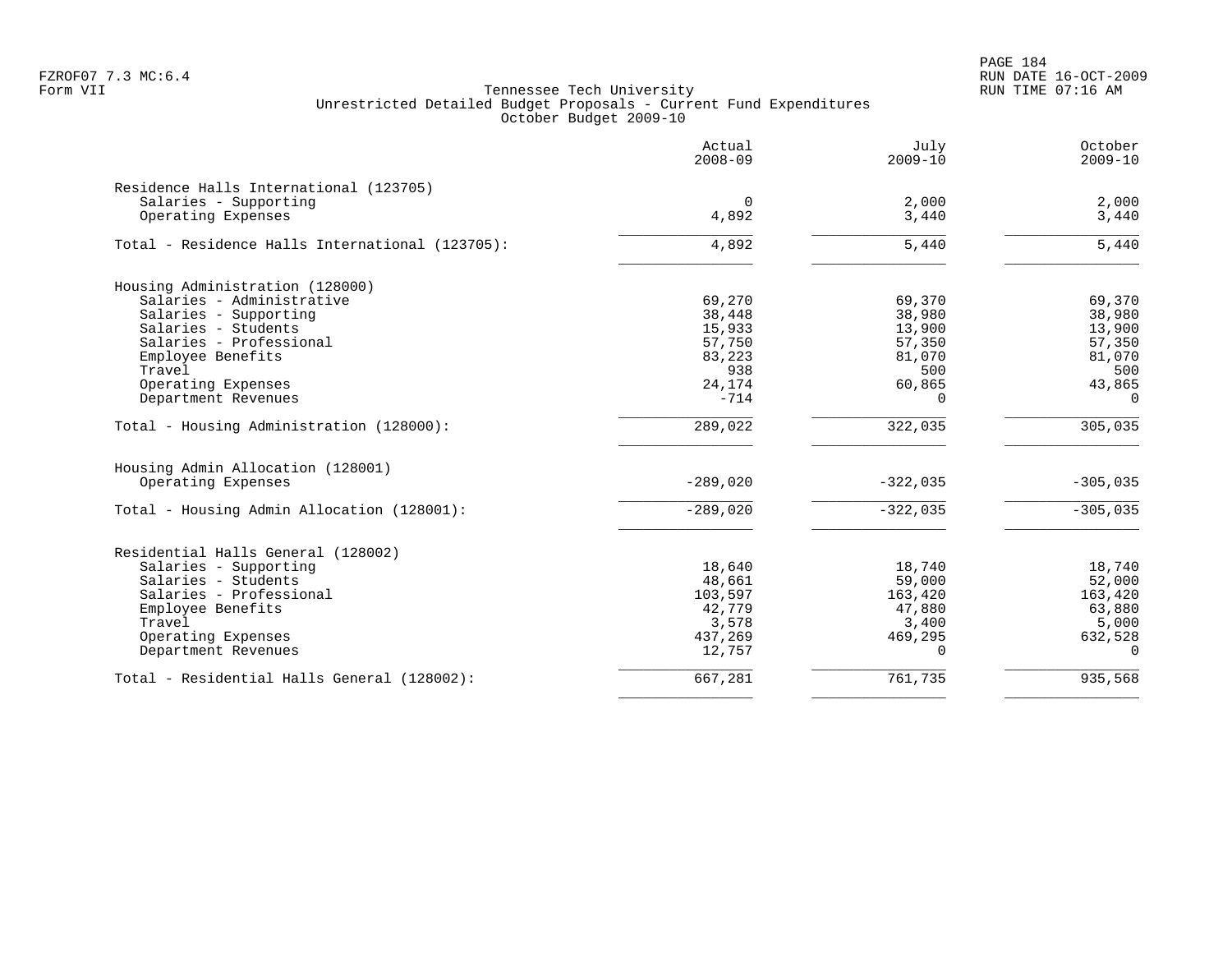Tennessee Tech University
Unrestricted Detailed Budget Proposals - Current Fund Expenditures
October Budget 2009-10

| | Actual 2008-09 | July 2009-10 | October 2009-10 |
|---|---|---|---|
| **Residence Halls International (123705)** | | | |
| Salaries - Supporting | 0 | 2,000 | 2,000 |
| Operating Expenses | 4,892 | 3,440 | 3,440 |
| Total - Residence Halls International (123705): | 4,892 | 5,440 | 5,440 |
| **Housing Administration (128000)** | | | |
| Salaries - Administrative | 69,270 | 69,370 | 69,370 |
| Salaries - Supporting | 38,448 | 38,980 | 38,980 |
| Salaries - Students | 15,933 | 13,900 | 13,900 |
| Salaries - Professional | 57,750 | 57,350 | 57,350 |
| Employee Benefits | 83,223 | 81,070 | 81,070 |
| Travel | 938 | 500 | 500 |
| Operating Expenses | 24,174 | 60,865 | 43,865 |
| Department Revenues | -714 | 0 | 0 |
| Total - Housing Administration (128000): | 289,022 | 322,035 | 305,035 |
| **Housing Admin Allocation (128001)** | | | |
| Operating Expenses | -289,020 | -322,035 | -305,035 |
| Total - Housing Admin Allocation (128001): | -289,020 | -322,035 | -305,035 |
| **Residential Halls General (128002)** | | | |
| Salaries - Supporting | 18,640 | 18,740 | 18,740 |
| Salaries - Students | 48,661 | 59,000 | 52,000 |
| Salaries - Professional | 103,597 | 163,420 | 163,420 |
| Employee Benefits | 42,779 | 47,880 | 63,880 |
| Travel | 3,578 | 3,400 | 5,000 |
| Operating Expenses | 437,269 | 469,295 | 632,528 |
| Department Revenues | 12,757 | 0 | 0 |
| Total - Residential Halls General (128002): | 667,281 | 761,735 | 935,568 |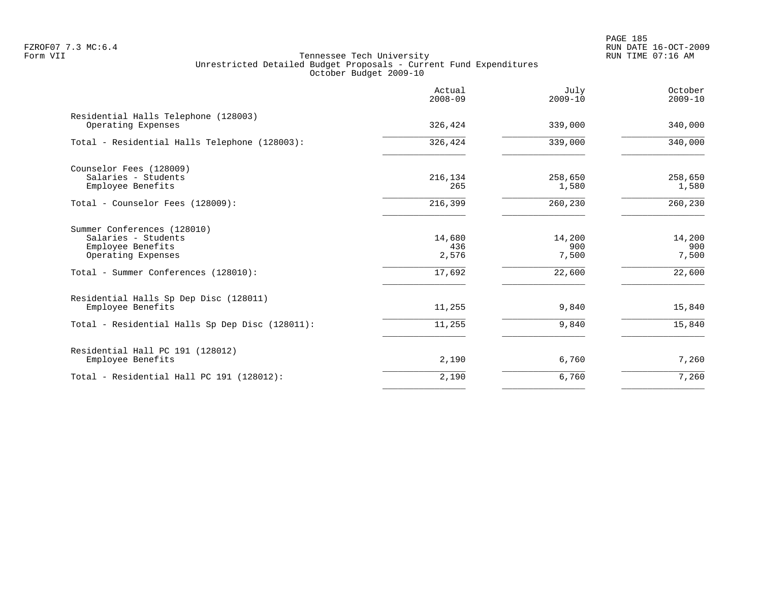Tennessee Tech University
Unrestricted Detailed Budget Proposals - Current Fund Expenditures
October Budget 2009-10

| | Actual 2008-09 | July 2009-10 | October 2009-10 |
|---|---|---|---|
| **Residential Halls Telephone (128003)** | | | |
| Operating Expenses | 326,424 | 339,000 | 340,000 |
| Total - Residential Halls Telephone (128003): | 326,424 | 339,000 | 340,000 |
| **Counselor Fees (128009)** | | | |
| Salaries - Students | 216,134 | 258,650 | 258,650 |
| Employee Benefits | 265 | 1,580 | 1,580 |
| Total - Counselor Fees (128009): | 216,399 | 260,230 | 260,230 |
| **Summer Conferences (128010)** | | | |
| Salaries - Students | 14,680 | 14,200 | 14,200 |
| Employee Benefits | 436 | 900 | 900 |
| Operating Expenses | 2,576 | 7,500 | 7,500 |
| Total - Summer Conferences (128010): | 17,692 | 22,600 | 22,600 |
| **Residential Halls Sp Dep Disc (128011)** | | | |
| Employee Benefits | 11,255 | 9,840 | 15,840 |
| Total - Residential Halls Sp Dep Disc (128011): | 11,255 | 9,840 | 15,840 |
| **Residential Hall PC 191 (128012)** | | | |
| Employee Benefits | 2,190 | 6,760 | 7,260 |
| Total - Residential Hall PC 191 (128012): | 2,190 | 6,760 | 7,260 |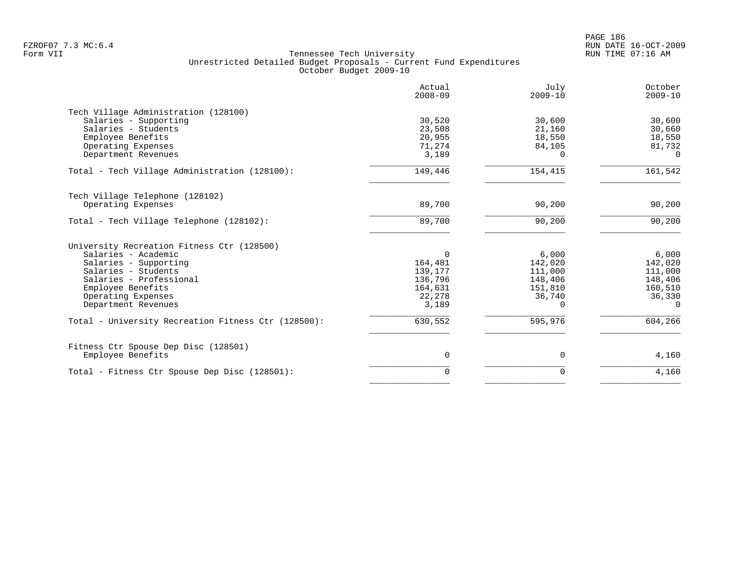Tennessee Tech University
Unrestricted Detailed Budget Proposals - Current Fund Expenditures
October Budget 2009-10

| | Actual 2008-09 | July 2009-10 | October 2009-10 |
|---|---|---|---|
| **Tech Village Administration (128100)** | | | |
| Salaries - Supporting | 30,520 | 30,600 | 30,600 |
| Salaries - Students | 23,508 | 21,160 | 30,660 |
| Employee Benefits | 20,955 | 18,550 | 18,550 |
| Operating Expenses | 71,274 | 84,105 | 81,732 |
| Department Revenues | 3,189 | 0 | 0 |
| Total - Tech Village Administration (128100): | 149,446 | 154,415 | 161,542 |
| **Tech Village Telephone (128102)** | | | |
| Operating Expenses | 89,700 | 90,200 | 90,200 |
| Total - Tech Village Telephone (128102): | 89,700 | 90,200 | 90,200 |
| **University Recreation Fitness Ctr (128500)** | | | |
| Salaries - Academic | 0 | 6,000 | 6,000 |
| Salaries - Supporting | 164,481 | 142,020 | 142,020 |
| Salaries - Students | 139,177 | 111,000 | 111,000 |
| Salaries - Professional | 136,796 | 148,406 | 148,406 |
| Employee Benefits | 164,631 | 151,810 | 160,510 |
| Operating Expenses | 22,278 | 36,740 | 36,330 |
| Department Revenues | 3,189 | 0 | 0 |
| Total - University Recreation Fitness Ctr (128500): | 630,552 | 595,976 | 604,266 |
| **Fitness Ctr Spouse Dep Disc (128501)** | | | |
| Employee Benefits | 0 | 0 | 4,160 |
| Total - Fitness Ctr Spouse Dep Disc (128501): | 0 | 0 | 4,160 |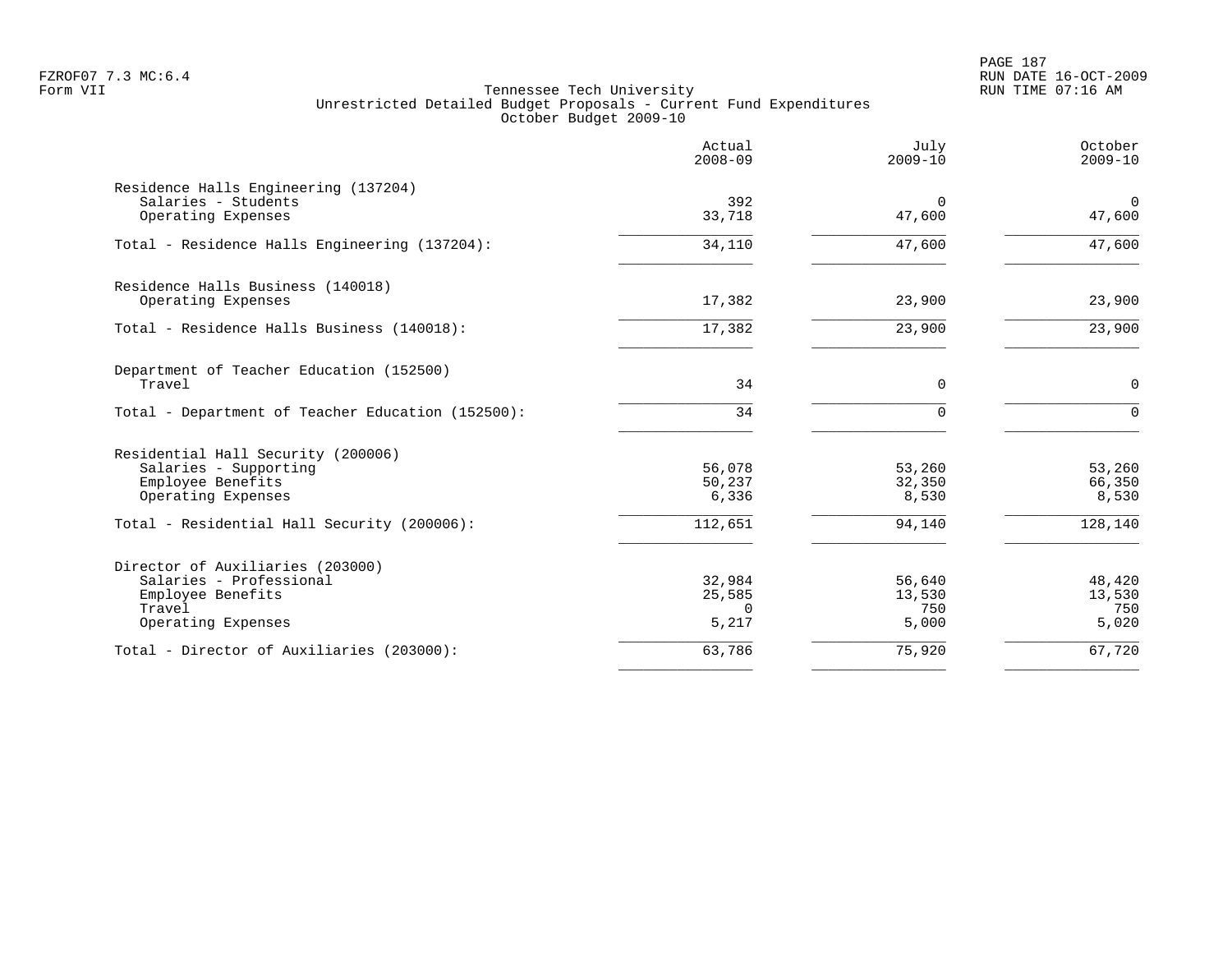Tennessee Tech University
Unrestricted Detailed Budget Proposals - Current Fund Expenditures
October Budget 2009-10

| | Actual 2008-09 | July 2009-10 | October 2009-10 |
|---|---|---|---|
| Residence Halls Engineering (137204) | | | |
| Salaries - Students | 392 | 0 | 0 |
| Operating Expenses | 33,718 | 47,600 | 47,600 |
| Total - Residence Halls Engineering (137204): | 34,110 | 47,600 | 47,600 |
| Residence Halls Business (140018) | | | |
| Operating Expenses | 17,382 | 23,900 | 23,900 |
| Total - Residence Halls Business (140018): | 17,382 | 23,900 | 23,900 |
| Department of Teacher Education (152500) | | | |
| Travel | 34 | 0 | 0 |
| Total - Department of Teacher Education (152500): | 34 | 0 | 0 |
| Residential Hall Security (200006) | | | |
| Salaries - Supporting | 56,078 | 53,260 | 53,260 |
| Employee Benefits | 50,237 | 32,350 | 66,350 |
| Operating Expenses | 6,336 | 8,530 | 8,530 |
| Total - Residential Hall Security (200006): | 112,651 | 94,140 | 128,140 |
| Director of Auxiliaries (203000) | | | |
| Salaries - Professional | 32,984 | 56,640 | 48,420 |
| Employee Benefits | 25,585 | 13,530 | 13,530 |
| Travel | 0 | 750 | 750 |
| Operating Expenses | 5,217 | 5,000 | 5,020 |
| Total - Director of Auxiliaries (203000): | 63,786 | 75,920 | 67,720 |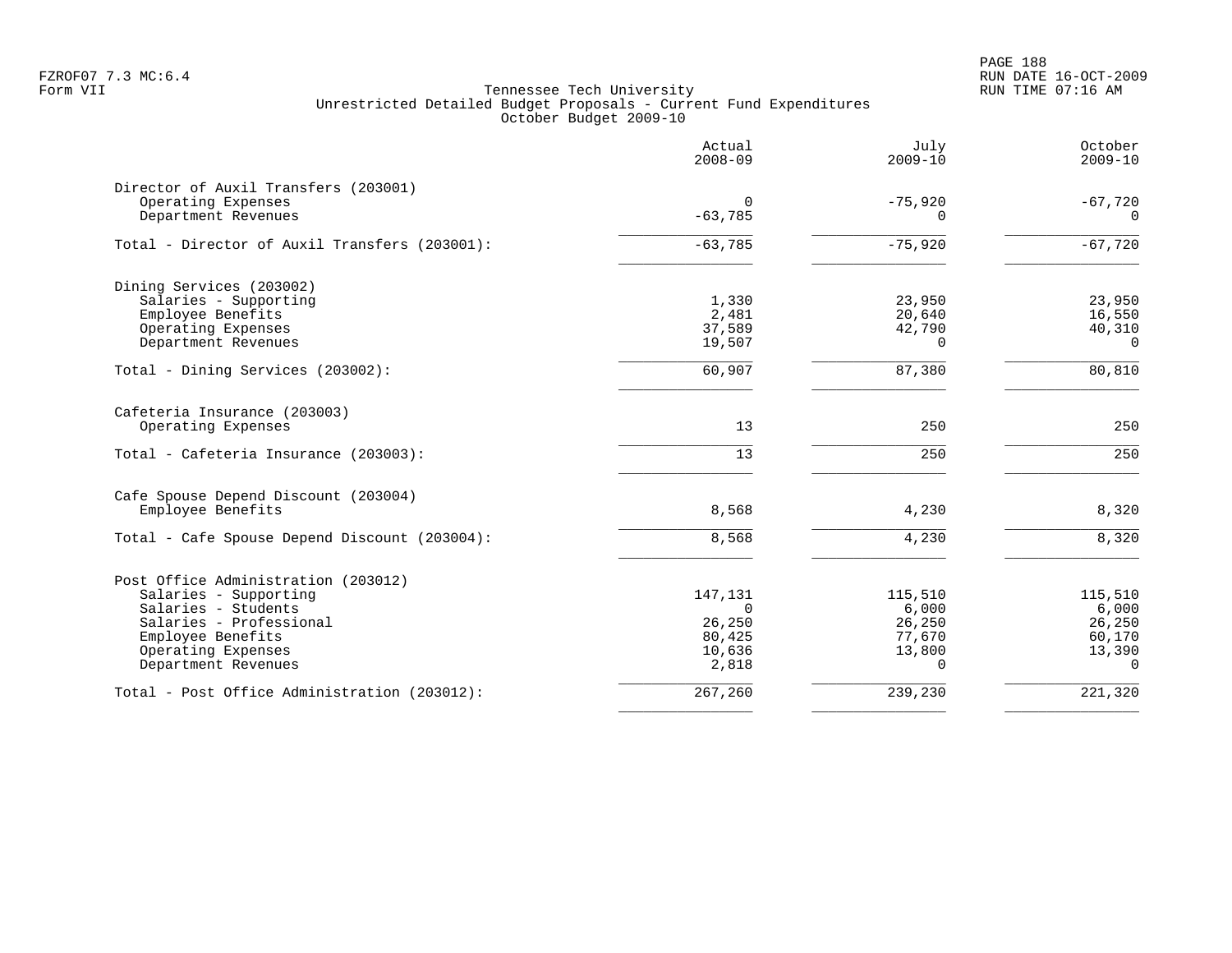Tennessee Tech University
Unrestricted Detailed Budget Proposals - Current Fund Expenditures
October Budget 2009-10

| | Actual 2008-09 | July 2009-10 | October 2009-10 |
|---|---|---|---|
| **Director of Auxil Transfers (203001)** | | | |
| Operating Expenses | 0 | -75,920 | -67,720 |
| Department Revenues | -63,785 | 0 | 0 |
| Total - Director of Auxil Transfers (203001): | -63,785 | -75,920 | -67,720 |
| **Dining Services (203002)** | | | |
| Salaries - Supporting | 1,330 | 23,950 | 23,950 |
| Employee Benefits | 2,481 | 20,640 | 16,550 |
| Operating Expenses | 37,589 | 42,790 | 40,310 |
| Department Revenues | 19,507 | 0 | 0 |
| Total - Dining Services (203002): | 60,907 | 87,380 | 80,810 |
| **Cafeteria Insurance (203003)** | | | |
| Operating Expenses | 13 | 250 | 250 |
| Total - Cafeteria Insurance (203003): | 13 | 250 | 250 |
| **Cafe Spouse Depend Discount (203004)** | | | |
| Employee Benefits | 8,568 | 4,230 | 8,320 |
| Total - Cafe Spouse Depend Discount (203004): | 8,568 | 4,230 | 8,320 |
| **Post Office Administration (203012)** | | | |
| Salaries - Supporting | 147,131 | 115,510 | 115,510 |
| Salaries - Students | 0 | 6,000 | 6,000 |
| Salaries - Professional | 26,250 | 26,250 | 26,250 |
| Employee Benefits | 80,425 | 77,670 | 60,170 |
| Operating Expenses | 10,636 | 13,800 | 13,390 |
| Department Revenues | 2,818 | 0 | 0 |
| Total - Post Office Administration (203012): | 267,260 | 239,230 | 221,320 |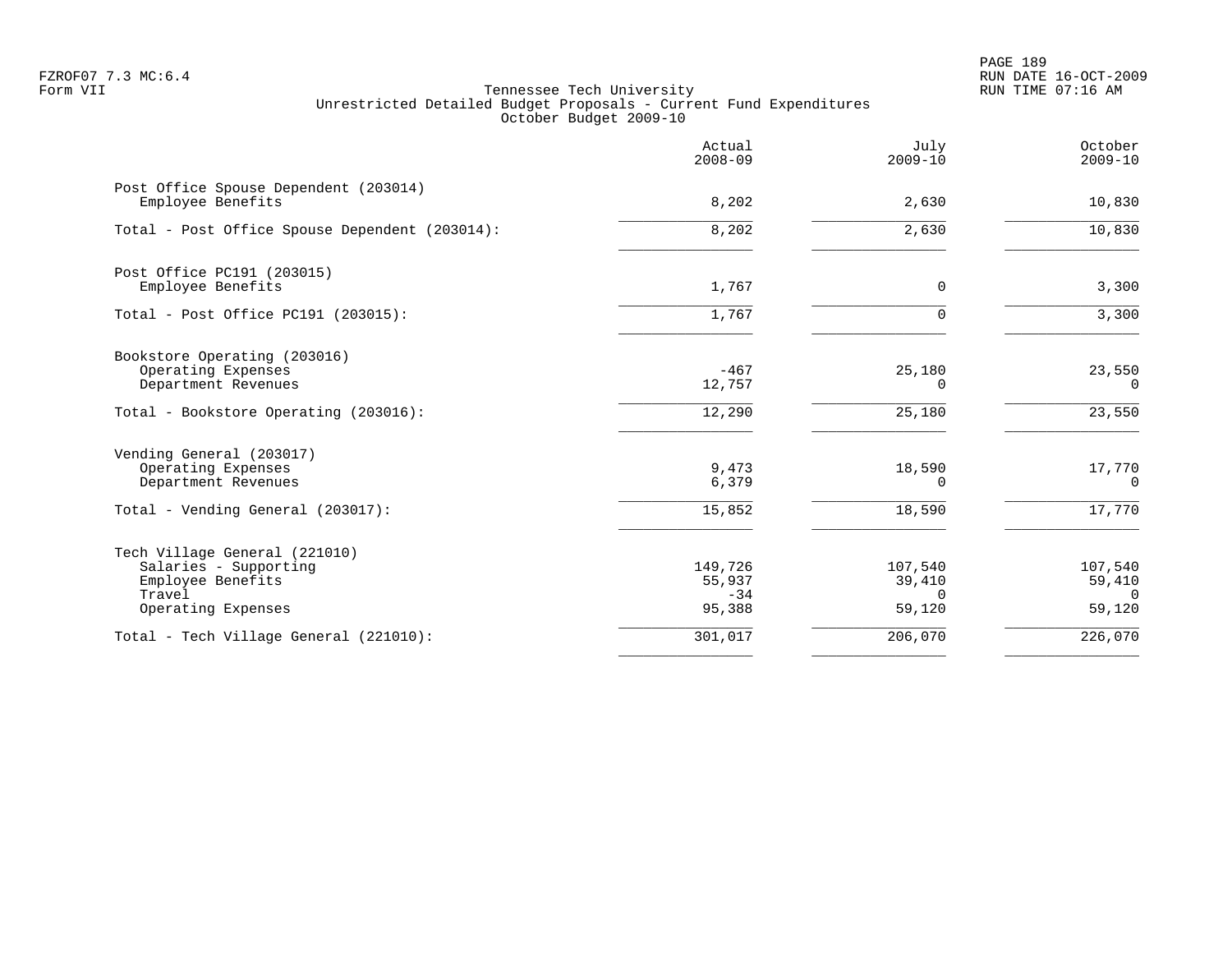Tennessee Tech University
Unrestricted Detailed Budget Proposals - Current Fund Expenditures
October Budget 2009-10

| | Actual 2008-09 | July 2009-10 | October 2009-10 |
|---|---|---|---|
| **Post Office Spouse Dependent (203014)** | | | |
| Employee Benefits | 8,202 | 2,630 | 10,830 |
| Total - Post Office Spouse Dependent (203014): | 8,202 | 2,630 | 10,830 |
| **Post Office PC191 (203015)** | | | |
| Employee Benefits | 1,767 | 0 | 3,300 |
| Total - Post Office PC191 (203015): | 1,767 | 0 | 3,300 |
| **Bookstore Operating (203016)** | | | |
| Operating Expenses | -467 | 25,180 | 23,550 |
| Department Revenues | 12,757 | 0 | 0 |
| Total - Bookstore Operating (203016): | 12,290 | 25,180 | 23,550 |
| **Vending General (203017)** | | | |
| Operating Expenses | 9,473 | 18,590 | 17,770 |
| Department Revenues | 6,379 | 0 | 0 |
| Total - Vending General (203017): | 15,852 | 18,590 | 17,770 |
| **Tech Village General (221010)** | | | |
| Salaries - Supporting | 149,726 | 107,540 | 107,540 |
| Employee Benefits | 55,937 | 39,410 | 59,410 |
| Travel | -34 | 0 | 0 |
| Operating Expenses | 95,388 | 59,120 | 59,120 |
| Total - Tech Village General (221010): | 301,017 | 206,070 | 226,070 |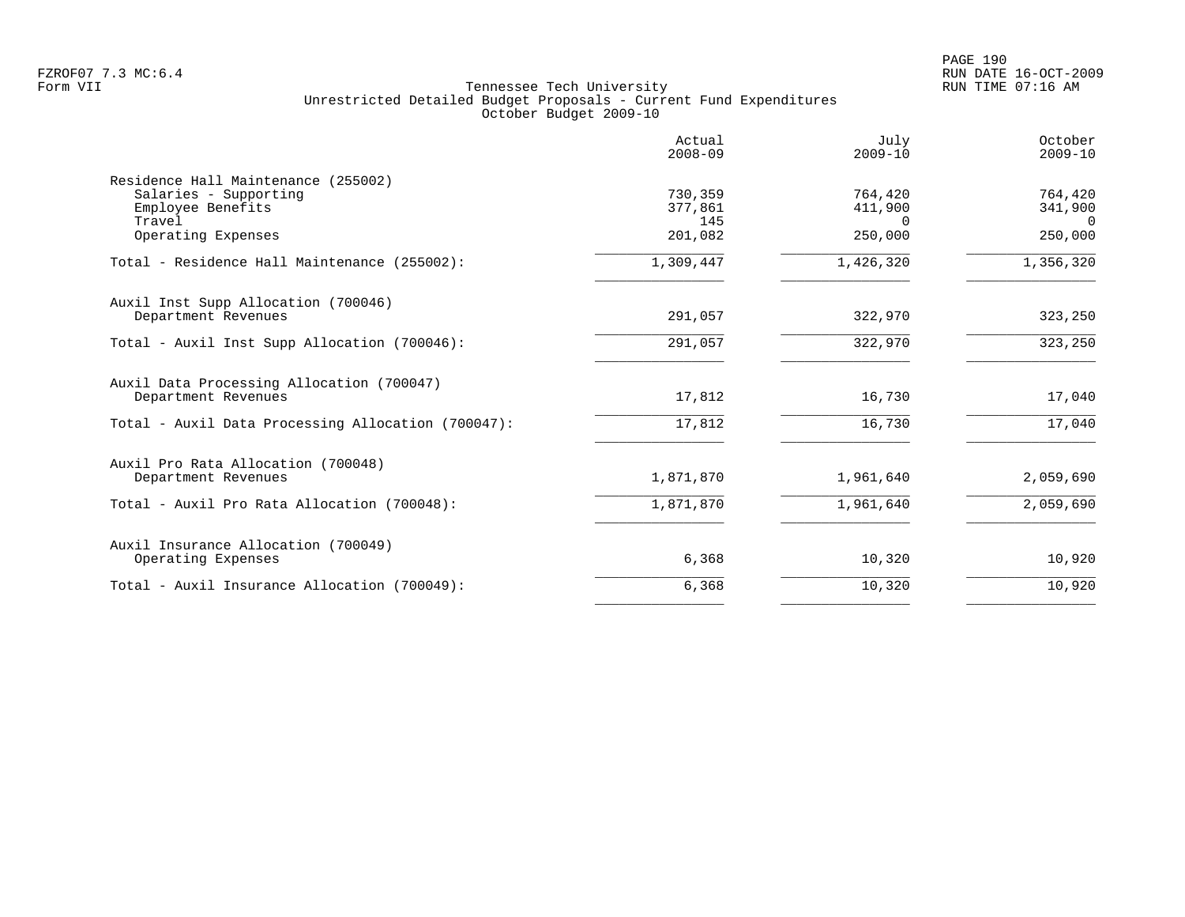Tennessee Tech University
Unrestricted Detailed Budget Proposals - Current Fund Expenditures
October Budget 2009-10

| | Actual 2008-09 | July 2009-10 | October 2009-10 |
|---|---|---|---|
| Residence Hall Maintenance (255002) | | | |
| Salaries - Supporting | 730,359 | 764,420 | 764,420 |
| Employee Benefits | 377,861 | 411,900 | 341,900 |
| Travel | 145 | 0 | 0 |
| Operating Expenses | 201,082 | 250,000 | 250,000 |
| Total - Residence Hall Maintenance (255002): | 1,309,447 | 1,426,320 | 1,356,320 |
| Auxil Inst Supp Allocation (700046) | | | |
| Department Revenues | 291,057 | 322,970 | 323,250 |
| Total - Auxil Inst Supp Allocation (700046): | 291,057 | 322,970 | 323,250 |
| Auxil Data Processing Allocation (700047) | | | |
| Department Revenues | 17,812 | 16,730 | 17,040 |
| Total - Auxil Data Processing Allocation (700047): | 17,812 | 16,730 | 17,040 |
| Auxil Pro Rata Allocation (700048) | | | |
| Department Revenues | 1,871,870 | 1,961,640 | 2,059,690 |
| Total - Auxil Pro Rata Allocation (700048): | 1,871,870 | 1,961,640 | 2,059,690 |
| Auxil Insurance Allocation (700049) | | | |
| Operating Expenses | 6,368 | 10,320 | 10,920 |
| Total - Auxil Insurance Allocation (700049): | 6,368 | 10,320 | 10,920 |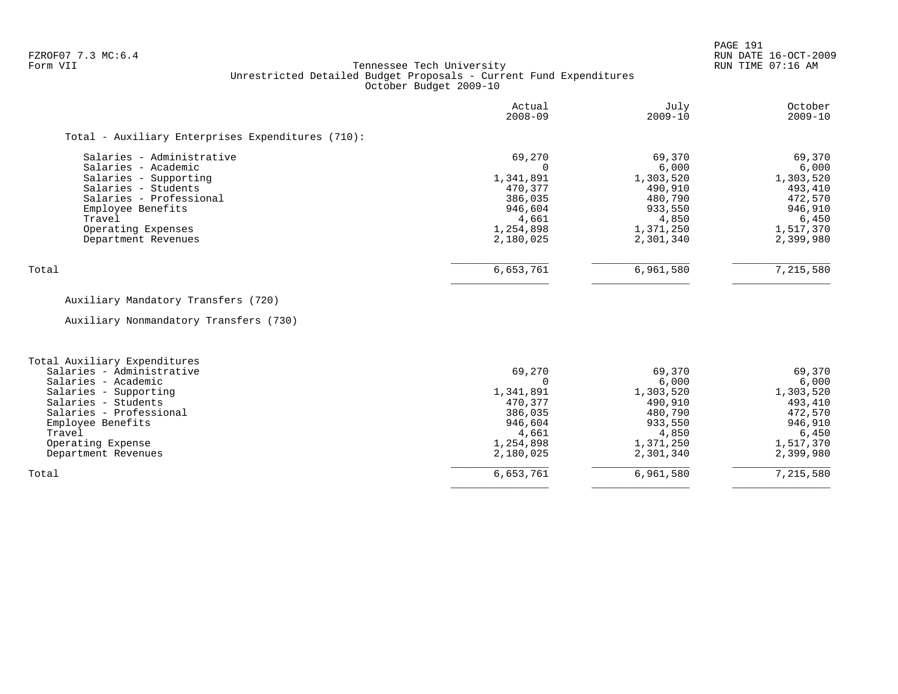FZROF07 7.3 MC:6.4
Form VII

# Tennessee Tech University
## Unrestricted Detailed Budget Proposals - Current Fund Expenditures
### October Budget 2009-10

| | Actual 2008-09 | July 2009-10 | October 2009-10 |
|---|---|---|---|
| **Total - Auxiliary Enterprises Expenditures (710):** | | | |
| Salaries - Administrative | 69,270 | 69,370 | 69,370 |
| Salaries - Academic | 0 | 6,000 | 6,000 |
| Salaries - Supporting | 1,341,891 | 1,303,520 | 1,303,520 |
| Salaries - Students | 470,377 | 490,910 | 493,410 |
| Salaries - Professional | 386,035 | 480,790 | 472,570 |
| Employee Benefits | 946,604 | 933,550 | 946,910 |
| Travel | 4,661 | 4,850 | 6,450 |
| Operating Expenses | 1,254,898 | 1,371,250 | 1,517,370 |
| Department Revenues | 2,180,025 | 2,301,340 | 2,399,980 |
| Total | 6,653,761 | 6,961,580 | 7,215,580 |

Auxiliary Mandatory Transfers (720)

Auxiliary Nonmandatory Transfers (730)

| | Actual 2008-09 | July 2009-10 | October 2009-10 |
|---|---|---|---|
| **Total Auxiliary Expenditures** | | | |
| Salaries - Administrative | 69,270 | 69,370 | 69,370 |
| Salaries - Academic | 0 | 6,000 | 6,000 |
| Salaries - Supporting | 1,341,891 | 1,303,520 | 1,303,520 |
| Salaries - Students | 470,377 | 490,910 | 493,410 |
| Salaries - Professional | 386,035 | 480,790 | 472,570 |
| Employee Benefits | 946,604 | 933,550 | 946,910 |
| Travel | 4,661 | 4,850 | 6,450 |
| Operating Expense | 1,254,898 | 1,371,250 | 1,517,370 |
| Department Revenues | 2,180,025 | 2,301,340 | 2,399,980 |
| Total | 6,653,761 | 6,961,580 | 7,215,580 |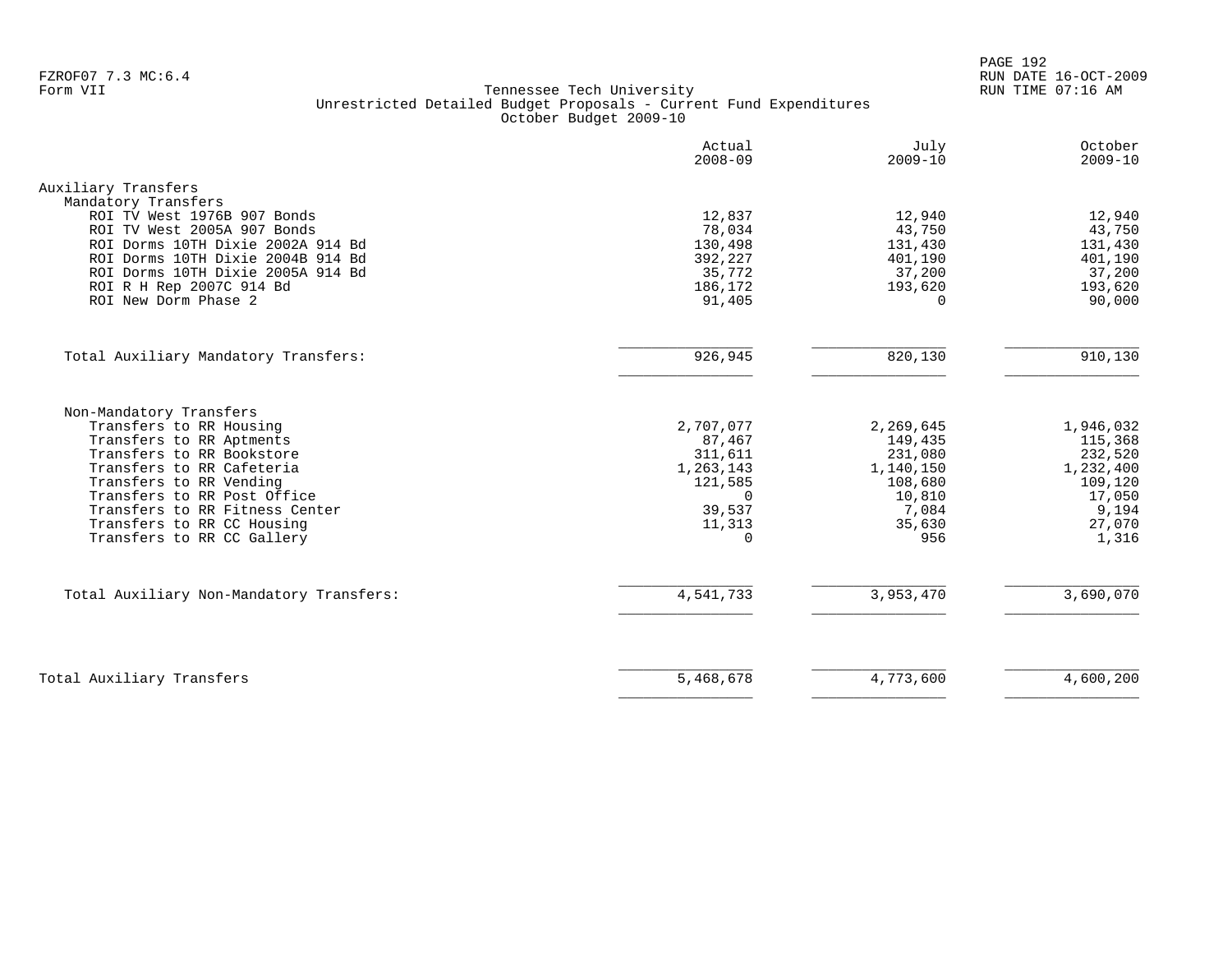Tennessee Tech University
Unrestricted Detailed Budget Proposals - Current Fund Expenditures
October Budget 2009-10

| | Actual 2008-09 | July 2009-10 | October 2009-10 |
|---|---|---|---|
| **Auxiliary Transfers** | | | |
| Mandatory Transfers | | | |
| ROI TV West 1976B 907 Bonds | 12,837 | 12,940 | 12,940 |
| ROI TV West 2005A 907 Bonds | 78,034 | 43,750 | 43,750 |
| ROI Dorms 10TH Dixie 2002A 914 Bd | 130,498 | 131,430 | 131,430 |
| ROI Dorms 10TH Dixie 2004B 914 Bd | 392,227 | 401,190 | 401,190 |
| ROI Dorms 10TH Dixie 2005A 914 Bd | 35,772 | 37,200 | 37,200 |
| ROI R H Rep 2007C 914 Bd | 186,172 | 193,620 | 193,620 |
| ROI New Dorm Phase 2 | 91,405 | 0 | 90,000 |
| Total Auxiliary Mandatory Transfers: | 926,945 | 820,130 | 910,130 |
| Non-Mandatory Transfers | | | |
| Transfers to RR Housing | 2,707,077 | 2,269,645 | 1,946,032 |
| Transfers to RR Aptments | 87,467 | 149,435 | 115,368 |
| Transfers to RR Bookstore | 311,611 | 231,080 | 232,520 |
| Transfers to RR Cafeteria | 1,263,143 | 1,140,150 | 1,232,400 |
| Transfers to RR Vending | 121,585 | 108,680 | 109,120 |
| Transfers to RR Post Office | 0 | 10,810 | 17,050 |
| Transfers to RR Fitness Center | 39,537 | 7,084 | 9,194 |
| Transfers to RR CC Housing | 11,313 | 35,630 | 27,070 |
| Transfers to RR CC Gallery | 0 | 956 | 1,316 |
| Total Auxiliary Non-Mandatory Transfers: | 4,541,733 | 3,953,470 | 3,690,070 |
| Total Auxiliary Transfers | 5,468,678 | 4,773,600 | 4,600,200 |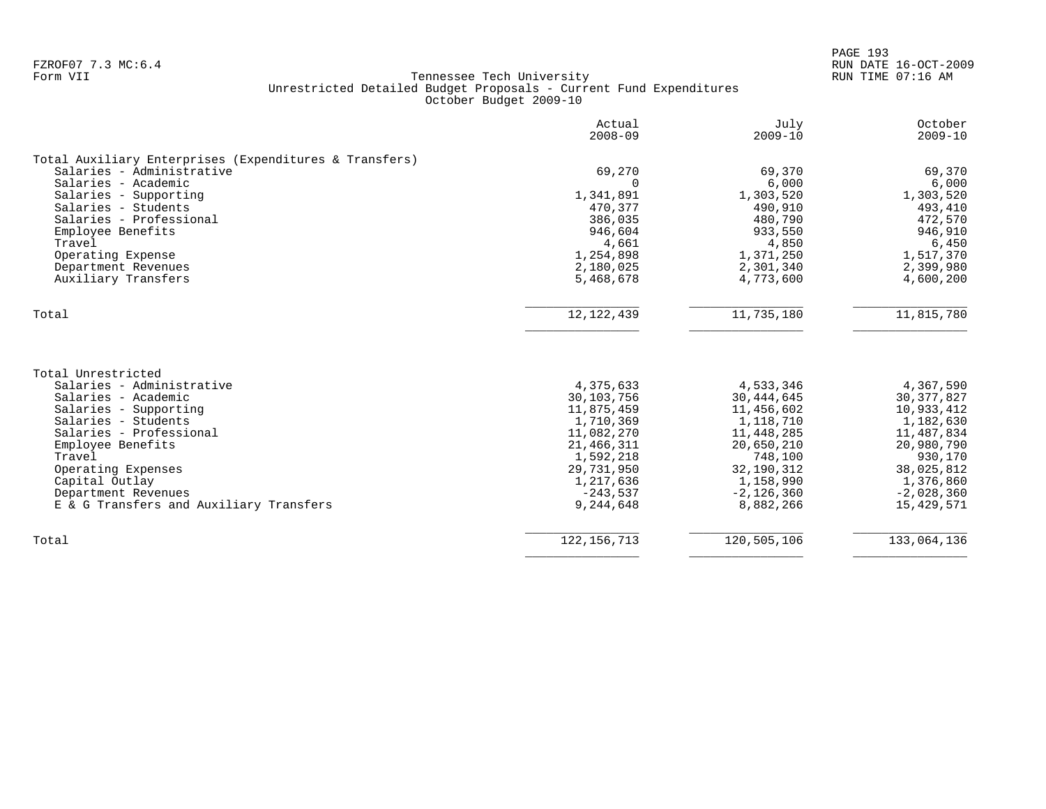FZROF07 7.3 MC:6.4
Form VII

# Tennessee Tech University
## Unrestricted Detailed Budget Proposals - Current Fund Expenditures
### October Budget 2009-10

| | Actual 2008-09 | July 2009-10 | October 2009-10 |
|---|---|---|---|
| **Total Auxiliary Enterprises (Expenditures & Transfers)** | | | |
| Salaries - Administrative | 69,270 | 69,370 | 69,370 |
| Salaries - Academic | 0 | 6,000 | 6,000 |
| Salaries - Supporting | 1,341,891 | 1,303,520 | 1,303,520 |
| Salaries - Students | 470,377 | 490,910 | 493,410 |
| Salaries - Professional | 386,035 | 480,790 | 472,570 |
| Employee Benefits | 946,604 | 933,550 | 946,910 |
| Travel | 4,661 | 4,850 | 6,450 |
| Operating Expense | 1,254,898 | 1,371,250 | 1,517,370 |
| Department Revenues | 2,180,025 | 2,301,340 | 2,399,980 |
| Auxiliary Transfers | 5,468,678 | 4,773,600 | 4,600,200 |
| Total | 12,122,439 | 11,735,180 | 11,815,780 |

| | Actual 2008-09 | July 2009-10 | October 2009-10 |
|---|---|---|---|
| **Total Unrestricted** | | | |
| Salaries - Administrative | 4,375,633 | 4,533,346 | 4,367,590 |
| Salaries - Academic | 30,103,756 | 30,444,645 | 30,377,827 |
| Salaries - Supporting | 11,875,459 | 11,456,602 | 10,933,412 |
| Salaries - Students | 1,710,369 | 1,118,710 | 1,182,630 |
| Salaries - Professional | 11,082,270 | 11,448,285 | 11,487,834 |
| Employee Benefits | 21,466,311 | 20,650,210 | 20,980,790 |
| Travel | 1,592,218 | 748,100 | 930,170 |
| Operating Expenses | 29,731,950 | 32,190,312 | 38,025,812 |
| Capital Outlay | 1,217,636 | 1,158,990 | 1,376,860 |
| Department Revenues | -243,537 | -2,126,360 | -2,028,360 |
| E & G Transfers and Auxiliary Transfers | 9,244,648 | 8,882,266 | 15,429,571 |
| Total | 122,156,713 | 120,505,106 | 133,064,136 |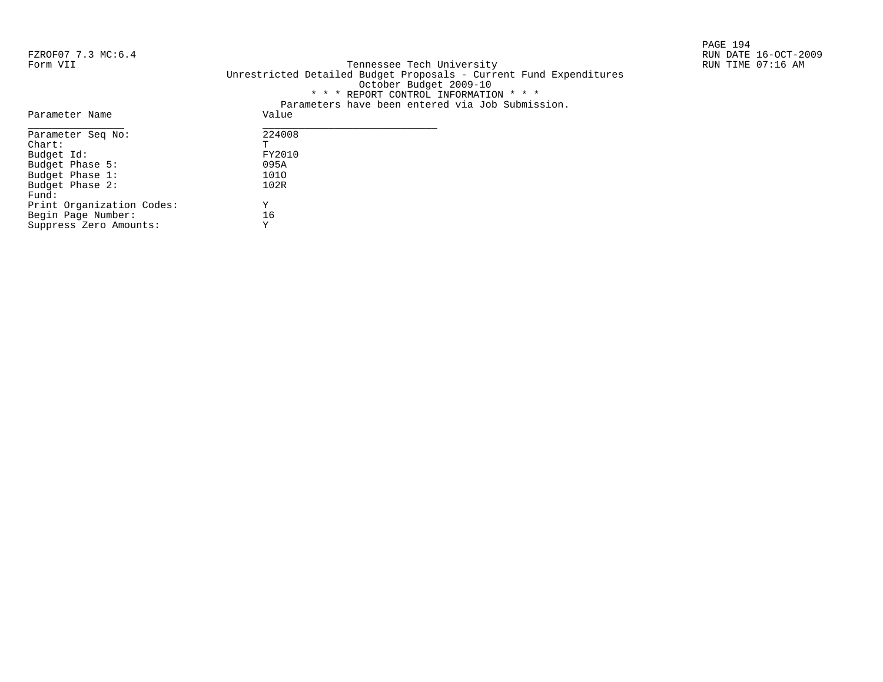FZROF07 7.3 MC:6.4
Form VII

Tennessee Tech University
Unrestricted Detailed Budget Proposals - Current Fund Expenditures
October Budget 2009-10
* * * REPORT CONTROL INFORMATION * * *
Parameters have been entered via Job Submission.

RUN DATE 16-OCT-2009
RUN TIME 07:16 AM

| Parameter Name | Value |
| --- | --- |
| Parameter Seq No: | 224008 |
| Chart: | T |
| Budget Id: | FY2010 |
| Budget Phase 5: | 095A |
| Budget Phase 1: | 101O |
| Budget Phase 2: | 102R |
| Fund: | |
| Print Organization Codes: | Y |
| Begin Page Number: | 16 |
| Suppress Zero Amounts: | Y |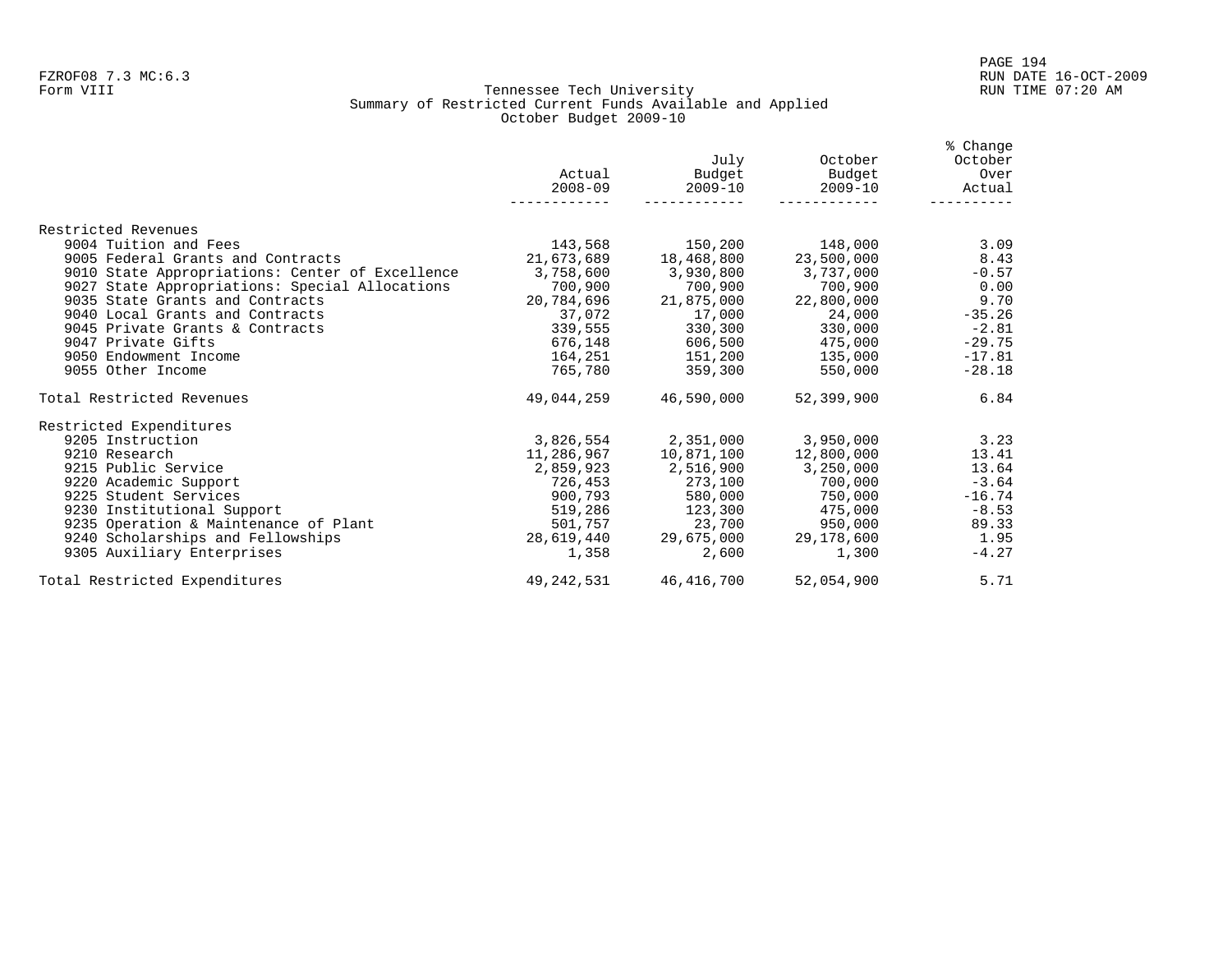FZROF08 7.3 MC:6.3
Form VIII

# Tennessee Tech University
## Summary of Restricted Current Funds Available and Applied
### October Budget 2009-10

RUN DATE 16-OCT-2009
RUN TIME 07:20 AM

| | Actual 2008-09 | July Budget 2009-10 | October Budget 2009-10 | % Change October Over Actual |
|---|---|---|---|---|
| **Restricted Revenues** | | | | |
| 9004 Tuition and Fees | 143,568 | 150,200 | 148,000 | 3.09 |
| 9005 Federal Grants and Contracts | 21,673,689 | 18,468,800 | 23,500,000 | 8.43 |
| 9010 State Appropriations: Center of Excellence | 3,758,600 | 3,930,800 | 3,737,000 | -0.57 |
| 9027 State Appropriations: Special Allocations | 700,900 | 700,900 | 700,900 | 0.00 |
| 9035 State Grants and Contracts | 20,784,696 | 21,875,000 | 22,800,000 | 9.70 |
| 9040 Local Grants and Contracts | 37,072 | 17,000 | 24,000 | -35.26 |
| 9045 Private Grants & Contracts | 339,555 | 330,300 | 330,000 | -2.81 |
| 9047 Private Gifts | 676,148 | 606,500 | 475,000 | -29.75 |
| 9050 Endowment Income | 164,251 | 151,200 | 135,000 | -17.81 |
| 9055 Other Income | 765,780 | 359,300 | 550,000 | -28.18 |
| Total Restricted Revenues | 49,044,259 | 46,590,000 | 52,399,900 | 6.84 |
| **Restricted Expenditures** | | | | |
| 9205 Instruction | 3,826,554 | 2,351,000 | 3,950,000 | 3.23 |
| 9210 Research | 11,286,967 | 10,871,100 | 12,800,000 | 13.41 |
| 9215 Public Service | 2,859,923 | 2,516,900 | 3,250,000 | 13.64 |
| 9220 Academic Support | 726,453 | 273,100 | 700,000 | -3.64 |
| 9225 Student Services | 900,793 | 580,000 | 750,000 | -16.74 |
| 9230 Institutional Support | 519,286 | 123,300 | 475,000 | -8.53 |
| 9235 Operation & Maintenance of Plant | 501,757 | 23,700 | 950,000 | 89.33 |
| 9240 Scholarships and Fellowships | 28,619,440 | 29,675,000 | 29,178,600 | 1.95 |
| 9305 Auxiliary Enterprises | 1,358 | 2,600 | 1,300 | -4.27 |
| Total Restricted Expenditures | 49,242,531 | 46,416,700 | 52,054,900 | 5.71 |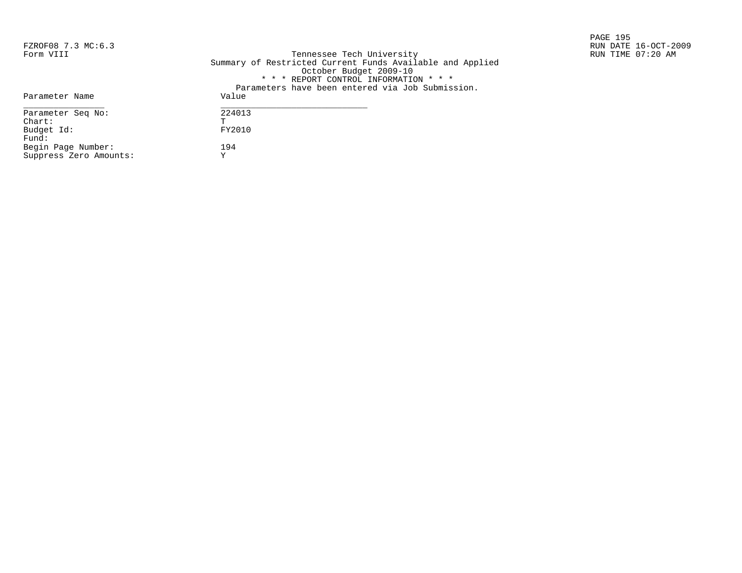FZROF08 7.3 MC:6.3
Form VIII

Tennessee Tech University
Summary of Restricted Current Funds Available and Applied
October Budget 2009-10

RUN DATE 16-OCT-2009
RUN TIME 07:20 AM

\* \* \* REPORT CONTROL INFORMATION \* \* \*
Parameters have been entered via Job Submission.

| Parameter Name | Value |
|---|---|
| Parameter Seq No: | 224013 |
| Chart: | T |
| Budget Id: | FY2010 |
| Fund: | |
| Begin Page Number: | 194 |
| Suppress Zero Amounts: | Y |